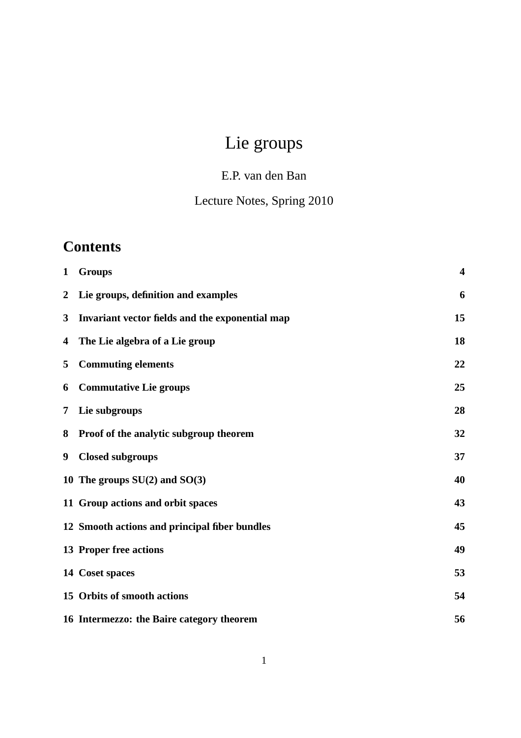# Lie groups

E.P. van den Ban

Lecture Notes, Spring 2010

## Contents

| | | |
|---|---|---|
| **1** | **Groups** | **4** |
| **2** | **Lie groups, definition and examples** | **6** |
| **3** | **Invariant vector fields and the exponential map** | **15** |
| **4** | **The Lie algebra of a Lie group** | **18** |
| **5** | **Commuting elements** | **22** |
| **6** | **Commutative Lie groups** | **25** |
| **7** | **Lie subgroups** | **28** |
| **8** | **Proof of the analytic subgroup theorem** | **32** |
| **9** | **Closed subgroups** | **37** |
| **10** | **The groups SU(2) and SO(3)** | **40** |
| **11** | **Group actions and orbit spaces** | **43** |
| **12** | **Smooth actions and principal fiber bundles** | **45** |
| **13** | **Proper free actions** | **49** |
| **14** | **Coset spaces** | **53** |
| **15** | **Orbits of smooth actions** | **54** |
| **16** | **Intermezzo: the Baire category theorem** | **56** |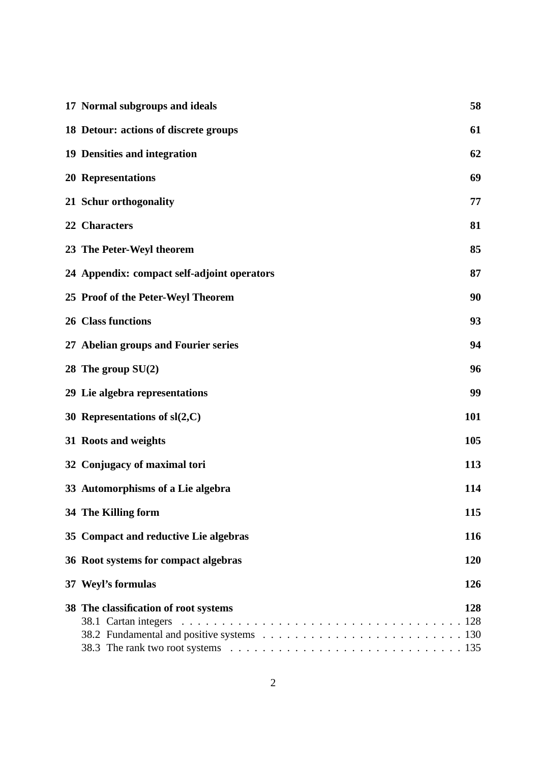**17 Normal subgroups and ideals** 58

**18 Detour: actions of discrete groups** 61

**19 Densities and integration** 62

**20 Representations** 69

**21 Schur orthogonality** 77

**22 Characters** 81

**23 The Peter-Weyl theorem** 85

**24 Appendix: compact self-adjoint operators** 87

**25 Proof of the Peter-Weyl Theorem** 90

**26 Class functions** 93

**27 Abelian groups and Fourier series** 94

**28 The group SU(2)** 96

**29 Lie algebra representations** 99

**30 Representations of sl(2,C)** 101

**31 Roots and weights** 105

**32 Conjugacy of maximal tori** 113

**33 Automorphisms of a Lie algebra** 114

**34 The Killing form** 115

**35 Compact and reductive Lie algebras** 116

**36 Root systems for compact algebras** 120

**37 Weyl's formulas** 126

**38 The classification of root systems** 128

- 38.1 Cartan integers . . . . . . . . . . 128
- 38.2 Fundamental and positive systems . . . . . . . . . . 130
- 38.3 The rank two root systems . . . . . . . . . . 135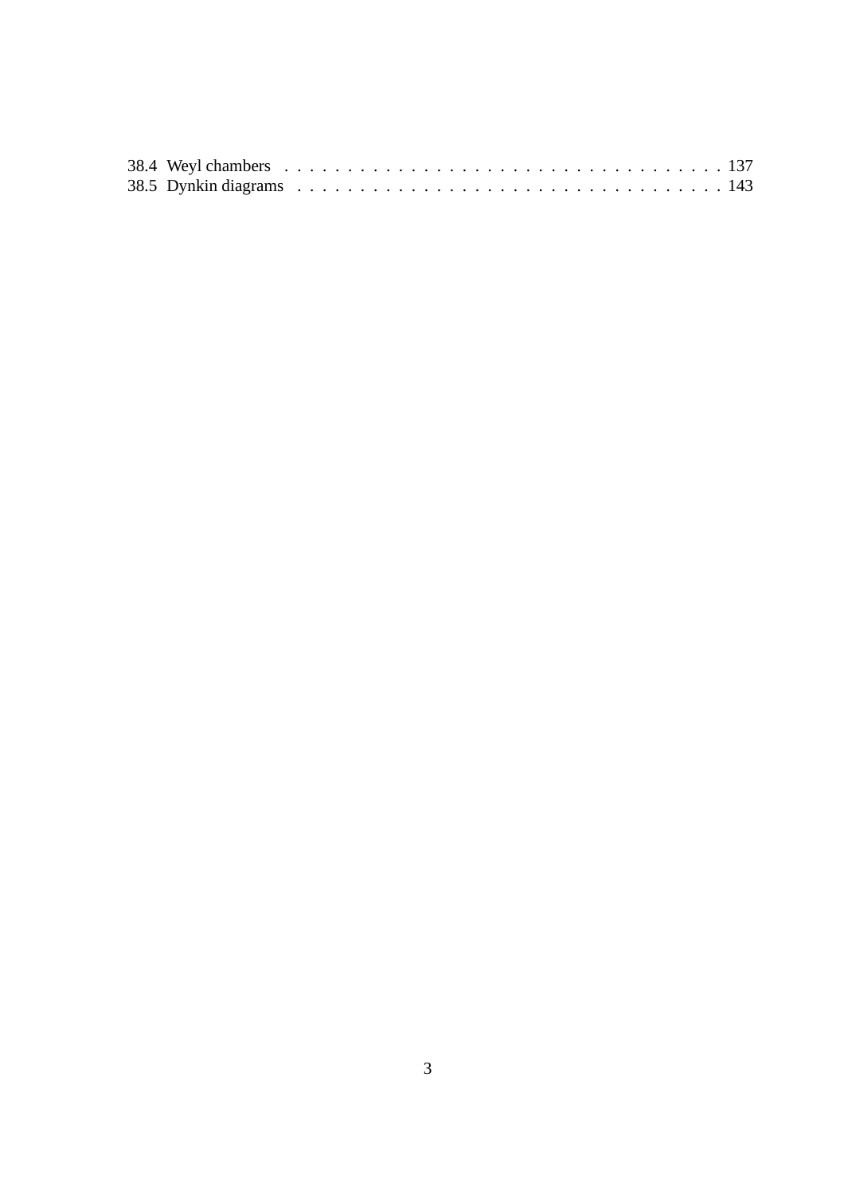38.4 Weyl chambers . . . . . . . . . . . . . . . . . . . . . . . . . . . . . . . . . . . 137
38.5 Dynkin diagrams . . . . . . . . . . . . . . . . . . . . . . . . . . . . . . . . . . 143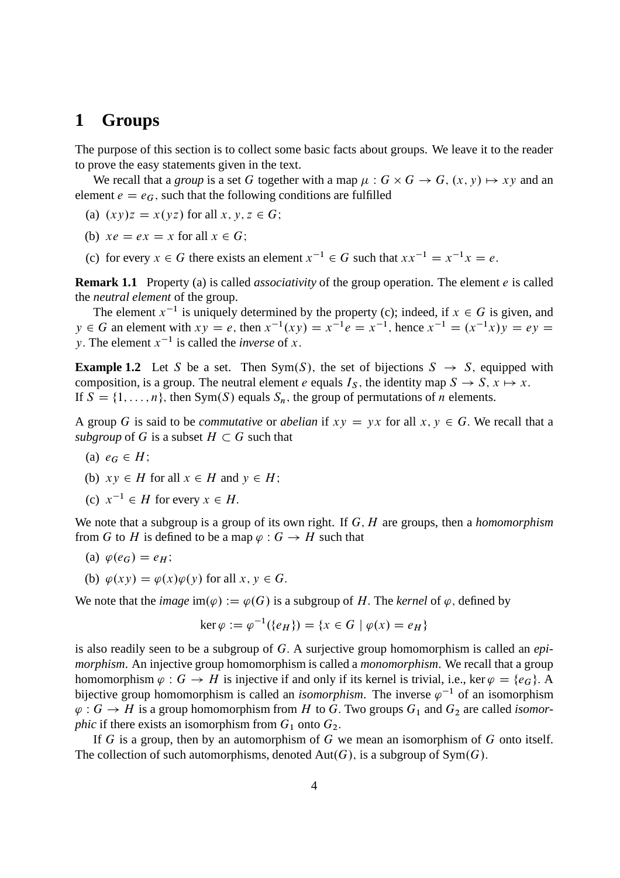# 1 Groups

The purpose of this section is to collect some basic facts about groups. We leave it to the reader to prove the easy statements given in the text.

We recall that a *group* is a set $G$ together with a map $\mu : G \times G \to G$, $(x, y) \mapsto xy$ and an element $e = e_G$, such that the following conditions are fulfilled

(a) $(xy)z = x(yz)$ for all $x, y, z \in G$;

(b) $xe = ex = x$ for all $x \in G$;

(c) for every $x \in G$ there exists an element $x^{-1} \in G$ such that $xx^{-1} = x^{-1}x = e$.

**Remark 1.1** Property (a) is called *associativity* of the group operation. The element $e$ is called the *neutral element* of the group.

The element $x^{-1}$ is uniquely determined by the property (c); indeed, if $x \in G$ is given, and $y \in G$ an element with $xy = e$, then $x^{-1}(xy) = x^{-1}e = x^{-1}$, hence $x^{-1} = (x^{-1}x)y = ey = y$. The element $x^{-1}$ is called the *inverse* of $x$.

**Example 1.2** Let $S$ be a set. Then $\mathrm{Sym}(S)$, the set of bijections $S \to S$, equipped with composition, is a group. The neutral element $e$ equals $I_S$, the identity map $S \to S$, $x \mapsto x$. If $S = \{1, \dots, n\}$, then $\mathrm{Sym}(S)$ equals $S_n$, the group of permutations of $n$ elements.

A group $G$ is said to be *commutative* or *abelian* if $xy = yx$ for all $x, y \in G$. We recall that a *subgroup* of $G$ is a subset $H \subset G$ such that

(a) $e_G \in H$;

(b) $xy \in H$ for all $x \in H$ and $y \in H$;

(c) $x^{-1} \in H$ for every $x \in H$.

We note that a subgroup is a group of its own right. If $G, H$ are groups, then a *homomorphism* from $G$ to $H$ is defined to be a map $\varphi : G \to H$ such that

(a) $\varphi(e_G) = e_H$;

(b) $\varphi(xy) = \varphi(x)\varphi(y)$ for all $x, y \in G$.

We note that the *image* $\mathrm{im}(\varphi) := \varphi(G)$ is a subgroup of $H$. The *kernel* of $\varphi$, defined by

$$\ker \varphi := \varphi^{-1}(\{e_H\}) = \{x \in G \mid \varphi(x) = e_H\}$$

is also readily seen to be a subgroup of $G$. A surjective group homomorphism is called an *epimorphism*. An injective group homomorphism is called a *monomorphism*. We recall that a group homomorphism $\varphi : G \to H$ is injective if and only if its kernel is trivial, i.e., $\ker \varphi = \{e_G\}$. A bijective group homomorphism is called an *isomorphism*. The inverse $\varphi^{-1}$ of an isomorphism $\varphi : G \to H$ is a group homomorphism from $H$ to $G$. Two groups $G_1$ and $G_2$ are called *isomorphic* if there exists an isomorphism from $G_1$ onto $G_2$.

If $G$ is a group, then by an automorphism of $G$ we mean an isomorphism of $G$ onto itself. The collection of such automorphisms, denoted $\mathrm{Aut}(G)$, is a subgroup of $\mathrm{Sym}(G)$.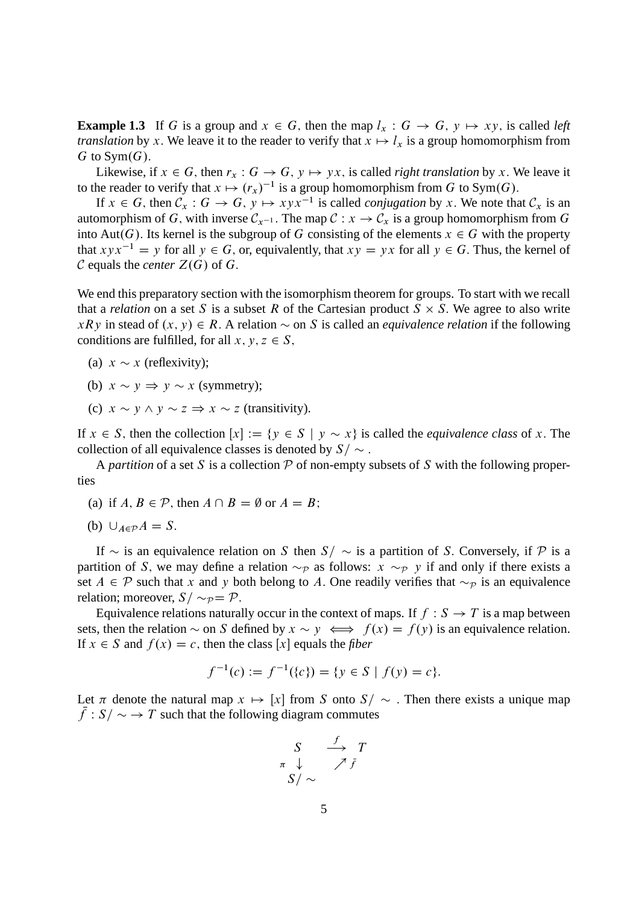**Example 1.3** If $G$ is a group and $x \in G$, then the map $l_x : G \to G$, $y \mapsto xy$, is called *left translation* by $x$. We leave it to the reader to verify that $x \mapsto l_x$ is a group homomorphism from $G$ to $\mathrm{Sym}(G)$.

Likewise, if $x \in G$, then $r_x : G \to G$, $y \mapsto yx$, is called *right translation* by $x$. We leave it to the reader to verify that $x \mapsto (r_x)^{-1}$ is a group homomorphism from $G$ to $\mathrm{Sym}(G)$.

If $x \in G$, then $\mathcal{C}_x : G \to G$, $y \mapsto xyx^{-1}$ is called *conjugation* by $x$. We note that $\mathcal{C}_x$ is an automorphism of $G$, with inverse $\mathcal{C}_{x^{-1}}$. The map $\mathcal{C} : x \to \mathcal{C}_x$ is a group homomorphism from $G$ into $\mathrm{Aut}(G)$. Its kernel is the subgroup of $G$ consisting of the elements $x \in G$ with the property that $xyx^{-1} = y$ for all $y \in G$, or, equivalently, that $xy = yx$ for all $y \in G$. Thus, the kernel of $\mathcal{C}$ equals the *center* $Z(G)$ of $G$.

We end this preparatory section with the isomorphism theorem for groups. To start with we recall that a *relation* on a set $S$ is a subset $R$ of the Cartesian product $S \times S$. We agree to also write $xRy$ in stead of $(x, y) \in R$. A relation $\sim$ on $S$ is called an *equivalence relation* if the following conditions are fulfilled, for all $x, y, z \in S$,

(a) $x \sim x$ (reflexivity);

(b) $x \sim y \Rightarrow y \sim x$ (symmetry);

(c) $x \sim y \wedge y \sim z \Rightarrow x \sim z$ (transitivity).

If $x \in S$, then the collection $[x] := \{y \in S \mid y \sim x\}$ is called the *equivalence class* of $x$. The collection of all equivalence classes is denoted by $S/\sim$.

A *partition* of a set $S$ is a collection $\mathcal{P}$ of non-empty subsets of $S$ with the following properties

(a) if $A, B \in \mathcal{P}$, then $A \cap B = \emptyset$ or $A = B$;

(b) $\cup_{A \in \mathcal{P}} A = S$.

If $\sim$ is an equivalence relation on $S$ then $S/\sim$ is a partition of $S$. Conversely, if $\mathcal{P}$ is a partition of $S$, we may define a relation $\sim_{\mathcal{P}}$ as follows: $x \sim_{\mathcal{P}} y$ if and only if there exists a set $A \in \mathcal{P}$ such that $x$ and $y$ both belong to $A$. One readily verifies that $\sim_{\mathcal{P}}$ is an equivalence relation; moreover, $S/\sim_{\mathcal{P}} = \mathcal{P}$.

Equivalence relations naturally occur in the context of maps. If $f : S \to T$ is a map between sets, then the relation $\sim$ on $S$ defined by $x \sim y \iff f(x) = f(y)$ is an equivalence relation. If $x \in S$ and $f(x) = c$, then the class $[x]$ equals the *fiber*

$$f^{-1}(c) := f^{-1}(\{c\}) = \{y \in S \mid f(y) = c\}.$$

Let $\pi$ denote the natural map $x \mapsto [x]$ from $S$ onto $S/\sim$. Then there exists a unique map $\bar{f} : S/\sim \to T$ such that the following diagram commutes

$$\begin{array}{ccc} S & \xrightarrow{f} & T \\ {\scriptstyle \pi} \downarrow & \nearrow {\scriptstyle \bar{f}} & \\ S/\sim & & \end{array}$$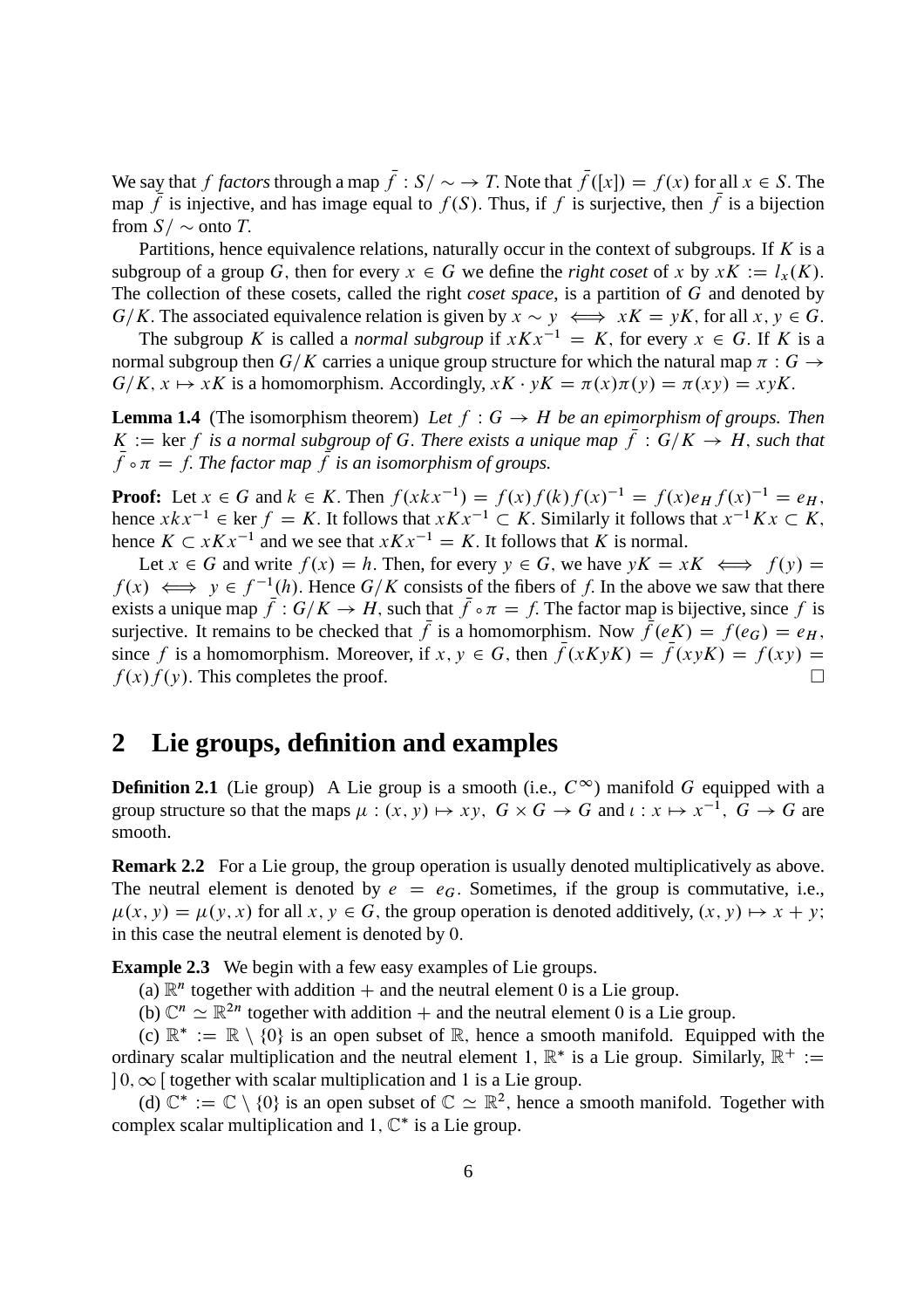We say that $f$ *factors* through a map $\bar{f} : S/\sim \to T$. Note that $\bar{f}([x]) = f(x)$ for all $x \in S$. The map $\bar{f}$ is injective, and has image equal to $f(S)$. Thus, if $f$ is surjective, then $\bar{f}$ is a bijection from $S/\sim$ onto $T$.

Partitions, hence equivalence relations, naturally occur in the context of subgroups. If $K$ is a subgroup of a group $G$, then for every $x \in G$ we define the *right coset* of $x$ by $xK := l_x(K)$. The collection of these cosets, called the right *coset space*, is a partition of $G$ and denoted by $G/K$. The associated equivalence relation is given by $x \sim y \iff xK = yK$, for all $x, y \in G$.

The subgroup $K$ is called a *normal subgroup* if $xKx^{-1} = K$, for every $x \in G$. If $K$ is a normal subgroup then $G/K$ carries a unique group structure for which the natural map $\pi : G \to G/K$, $x \mapsto xK$ is a homomorphism. Accordingly, $xK \cdot yK = \pi(x)\pi(y) = \pi(xy) = xyK$.

**Lemma 1.4** (The isomorphism theorem) *Let $f : G \to H$ be an epimorphism of groups. Then $K := \ker f$ is a normal subgroup of $G$. There exists a unique map $\bar{f} : G/K \to H$, such that $\bar{f} \circ \pi = f$. The factor map $\bar{f}$ is an isomorphism of groups.*

**Proof:** Let $x \in G$ and $k \in K$. Then $f(xkx^{-1}) = f(x)f(k)f(x)^{-1} = f(x)e_H f(x)^{-1} = e_H$, hence $xkx^{-1} \in \ker f = K$. It follows that $xKx^{-1} \subset K$. Similarly it follows that $x^{-1}Kx \subset K$, hence $K \subset xKx^{-1}$ and we see that $xKx^{-1} = K$. It follows that $K$ is normal.

Let $x \in G$ and write $f(x) = h$. Then, for every $y \in G$, we have $yK = xK \iff f(y) = f(x) \iff y \in f^{-1}(h)$. Hence $G/K$ consists of the fibers of $f$. In the above we saw that there exists a unique map $\bar{f} : G/K \to H$, such that $\bar{f} \circ \pi = f$. The factor map is bijective, since $f$ is surjective. It remains to be checked that $\bar{f}$ is a homomorphism. Now $\bar{f}(eK) = f(e_G) = e_H$, since $f$ is a homomorphism. Moreover, if $x, y \in G$, then $\bar{f}(xKyK) = \bar{f}(xyK) = f(xy) = f(x)f(y)$. This completes the proof. $\square$

## 2 Lie groups, definition and examples

**Definition 2.1** (Lie group) A Lie group is a smooth (i.e., $C^\infty$) manifold $G$ equipped with a group structure so that the maps $\mu : (x, y) \mapsto xy$, $G \times G \to G$ and $\iota : x \mapsto x^{-1}$, $G \to G$ are smooth.

**Remark 2.2** For a Lie group, the group operation is usually denoted multiplicatively as above. The neutral element is denoted by $e = e_G$. Sometimes, if the group is commutative, i.e., $\mu(x, y) = \mu(y, x)$ for all $x, y \in G$, the group operation is denoted additively, $(x, y) \mapsto x + y$; in this case the neutral element is denoted by $0$.

**Example 2.3** We begin with a few easy examples of Lie groups.

(a) $\mathbb{R}^n$ together with addition $+$ and the neutral element $0$ is a Lie group.

(b) $\mathbb{C}^n \simeq \mathbb{R}^{2n}$ together with addition $+$ and the neutral element $0$ is a Lie group.

(c) $\mathbb{R}^* := \mathbb{R} \setminus \{0\}$ is an open subset of $\mathbb{R}$, hence a smooth manifold. Equipped with the ordinary scalar multiplication and the neutral element $1$, $\mathbb{R}^*$ is a Lie group. Similarly, $\mathbb{R}^+ := ]\,0, \infty\,[$ together with scalar multiplication and $1$ is a Lie group.

(d) $\mathbb{C}^* := \mathbb{C} \setminus \{0\}$ is an open subset of $\mathbb{C} \simeq \mathbb{R}^2$, hence a smooth manifold. Together with complex scalar multiplication and $1$, $\mathbb{C}^*$ is a Lie group.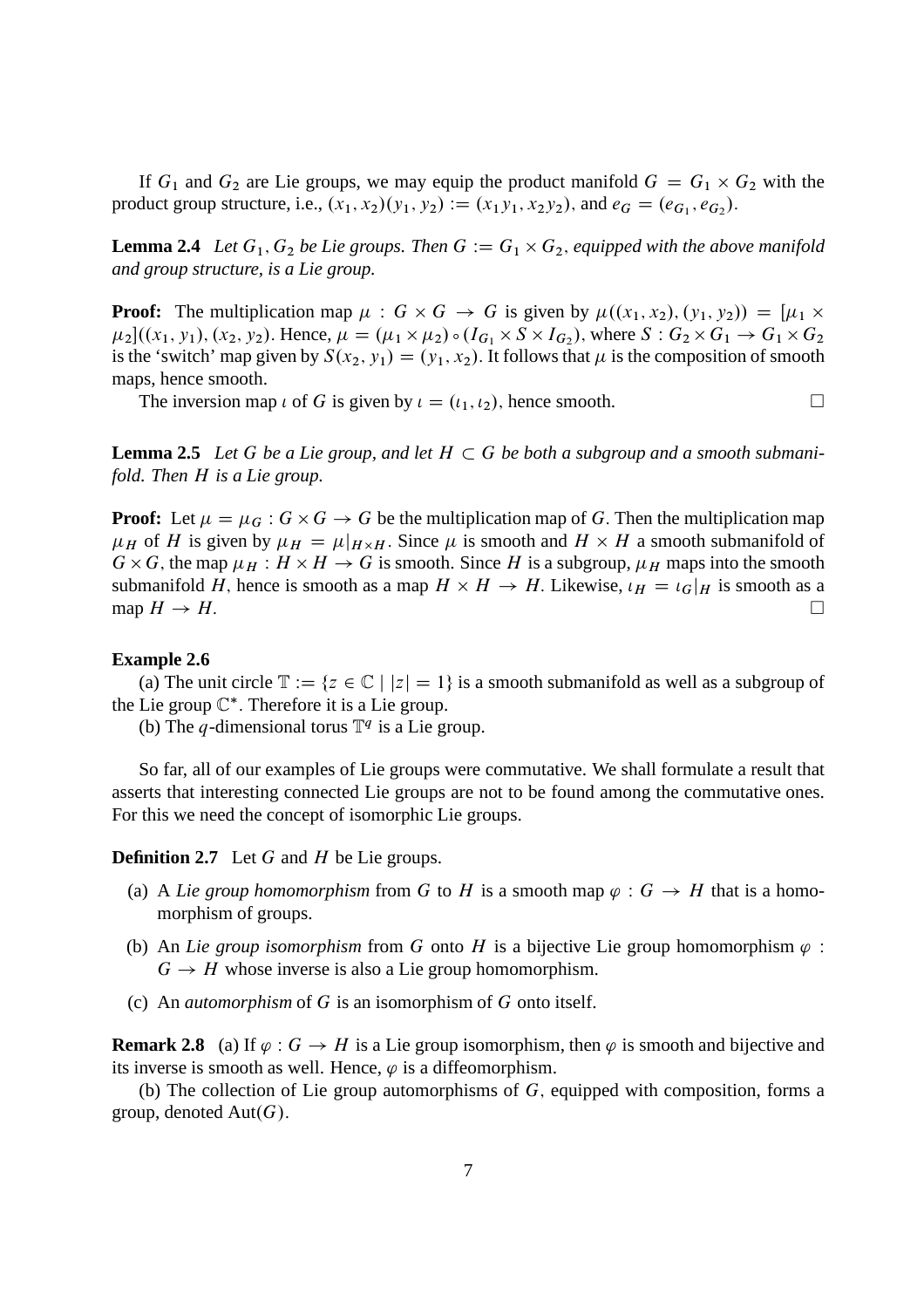If $G_1$ and $G_2$ are Lie groups, we may equip the product manifold $G = G_1 \times G_2$ with the product group structure, i.e., $(x_1, x_2)(y_1, y_2) := (x_1 y_1, x_2 y_2)$, and $e_G = (e_{G_1}, e_{G_2})$.

**Lemma 2.4** *Let $G_1, G_2$ be Lie groups. Then $G := G_1 \times G_2$, equipped with the above manifold and group structure, is a Lie group.*

**Proof:** The multiplication map $\mu : G \times G \to G$ is given by $\mu((x_1, x_2), (y_1, y_2)) = [\mu_1 \times \mu_2]((x_1, y_1), (x_2, y_2))$. Hence, $\mu = (\mu_1 \times \mu_2) \circ (I_{G_1} \times S \times I_{G_2})$, where $S : G_2 \times G_1 \to G_1 \times G_2$ is the 'switch' map given by $S(x_2, y_1) = (y_1, x_2)$. It follows that $\mu$ is the composition of smooth maps, hence smooth.

The inversion map $\iota$ of $G$ is given by $\iota = (\iota_1, \iota_2)$, hence smooth. $\square$

**Lemma 2.5** *Let $G$ be a Lie group, and let $H \subset G$ be both a subgroup and a smooth submanifold. Then $H$ is a Lie group.*

**Proof:** Let $\mu = \mu_G : G \times G \to G$ be the multiplication map of $G$. Then the multiplication map $\mu_H$ of $H$ is given by $\mu_H = \mu|_{H \times H}$. Since $\mu$ is smooth and $H \times H$ a smooth submanifold of $G \times G$, the map $\mu_H : H \times H \to G$ is smooth. Since $H$ is a subgroup, $\mu_H$ maps into the smooth submanifold $H$, hence is smooth as a map $H \times H \to H$. Likewise, $\iota_H = \iota_G|_H$ is smooth as a map $H \to H$. $\square$

**Example 2.6**

(a) The unit circle $\mathbb{T} := \{z \in \mathbb{C} \mid |z| = 1\}$ is a smooth submanifold as well as a subgroup of the Lie group $\mathbb{C}^*$. Therefore it is a Lie group.

(b) The $q$-dimensional torus $\mathbb{T}^q$ is a Lie group.

So far, all of our examples of Lie groups were commutative. We shall formulate a result that asserts that interesting connected Lie groups are not to be found among the commutative ones. For this we need the concept of isomorphic Lie groups.

**Definition 2.7** Let $G$ and $H$ be Lie groups.

(a) A *Lie group homomorphism* from $G$ to $H$ is a smooth map $\varphi : G \to H$ that is a homomorphism of groups.

(b) An *Lie group isomorphism* from $G$ onto $H$ is a bijective Lie group homomorphism $\varphi : G \to H$ whose inverse is also a Lie group homomorphism.

(c) An *automorphism* of $G$ is an isomorphism of $G$ onto itself.

**Remark 2.8** (a) If $\varphi : G \to H$ is a Lie group isomorphism, then $\varphi$ is smooth and bijective and its inverse is smooth as well. Hence, $\varphi$ is a diffeomorphism.

(b) The collection of Lie group automorphisms of $G$, equipped with composition, forms a group, denoted $\mathrm{Aut}(G)$.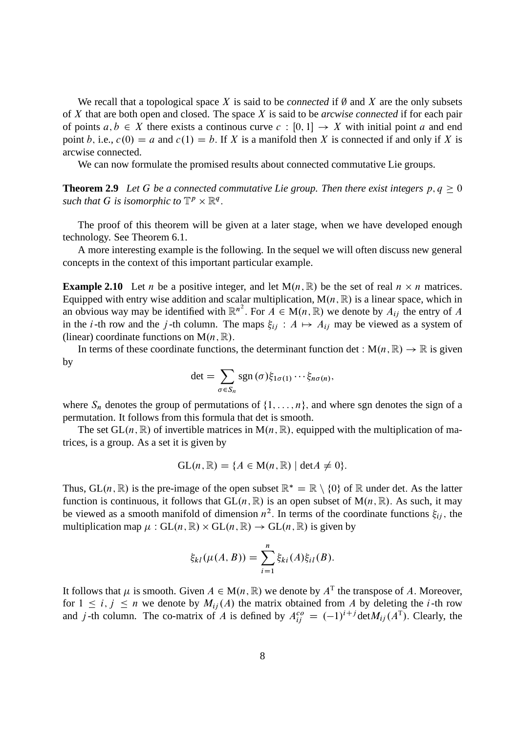We recall that a topological space $X$ is said to be *connected* if $\emptyset$ and $X$ are the only subsets of $X$ that are both open and closed. The space $X$ is said to be *arcwise connected* if for each pair of points $a, b \in X$ there exists a continous curve $c : [0, 1] \to X$ with initial point $a$ and end point $b$, i.e., $c(0) = a$ and $c(1) = b$. If $X$ is a manifold then $X$ is connected if and only if $X$ is arcwise connected.

We can now formulate the promised results about connected commutative Lie groups.

**Theorem 2.9** *Let $G$ be a connected commutative Lie group. Then there exist integers $p, q \geq 0$ such that $G$ is isomorphic to $\mathbb{T}^p \times \mathbb{R}^q$.*

The proof of this theorem will be given at a later stage, when we have developed enough technology. See Theorem 6.1.

A more interesting example is the following. In the sequel we will often discuss new general concepts in the context of this important particular example.

**Example 2.10** Let $n$ be a positive integer, and let $\mathrm{M}(n, \mathbb{R})$ be the set of real $n \times n$ matrices. Equipped with entry wise addition and scalar multiplication, $\mathrm{M}(n, \mathbb{R})$ is a linear space, which in an obvious way may be identified with $\mathbb{R}^{n^2}$. For $A \in \mathrm{M}(n, \mathbb{R})$ we denote by $A_{ij}$ the entry of $A$ in the $i$-th row and the $j$-th column. The maps $\xi_{ij} : A \mapsto A_{ij}$ may be viewed as a system of (linear) coordinate functions on $\mathrm{M}(n, \mathbb{R})$.

In terms of these coordinate functions, the determinant function $\det : \mathrm{M}(n, \mathbb{R}) \to \mathbb{R}$ is given by

$$\det = \sum_{\sigma \in S_n} \mathrm{sgn}\,(\sigma) \xi_{1\sigma(1)} \cdots \xi_{n\sigma(n)},$$

where $S_n$ denotes the group of permutations of $\{1, \ldots, n\}$, and where sgn denotes the sign of a permutation. It follows from this formula that det is smooth.

The set $\mathrm{GL}(n, \mathbb{R})$ of invertible matrices in $\mathrm{M}(n, \mathbb{R})$, equipped with the multiplication of matrices, is a group. As a set it is given by

$$\mathrm{GL}(n, \mathbb{R}) = \{A \in \mathrm{M}(n, \mathbb{R}) \mid \det A \neq 0\}.$$

Thus, $\mathrm{GL}(n, \mathbb{R})$ is the pre-image of the open subset $\mathbb{R}^* = \mathbb{R} \setminus \{0\}$ of $\mathbb{R}$ under det. As the latter function is continuous, it follows that $\mathrm{GL}(n, \mathbb{R})$ is an open subset of $\mathrm{M}(n, \mathbb{R})$. As such, it may be viewed as a smooth manifold of dimension $n^2$. In terms of the coordinate functions $\xi_{ij}$, the multiplication map $\mu : \mathrm{GL}(n, \mathbb{R}) \times \mathrm{GL}(n, \mathbb{R}) \to \mathrm{GL}(n, \mathbb{R})$ is given by

$$\xi_{kl}(\mu(A, B)) = \sum_{i=1}^{n} \xi_{ki}(A)\xi_{il}(B).$$

It follows that $\mu$ is smooth. Given $A \in \mathrm{M}(n, \mathbb{R})$ we denote by $A^{\mathrm{T}}$ the transpose of $A$. Moreover, for $1 \leq i, j \leq n$ we denote by $M_{ij}(A)$ the matrix obtained from $A$ by deleting the $i$-th row and $j$-th column. The co-matrix of $A$ is defined by $A^{co}_{ij} = (-1)^{i+j} \det M_{ij}(A^{\mathrm{T}})$. Clearly, the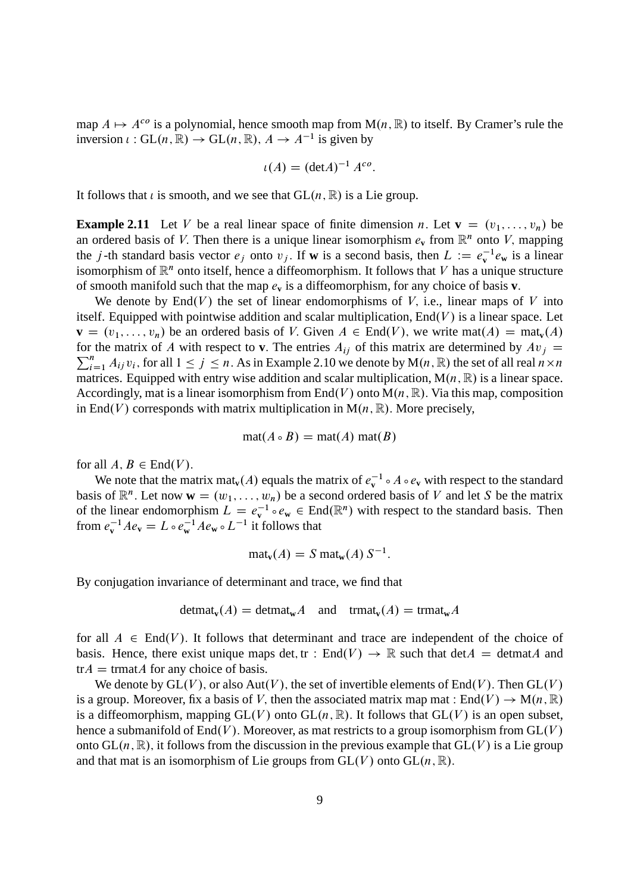map $A \mapsto A^{co}$ is a polynomial, hence smooth map from $\mathrm{M}(n, \mathbb{R})$ to itself. By Cramer's rule the inversion $\iota : \mathrm{GL}(n, \mathbb{R}) \to \mathrm{GL}(n, \mathbb{R})$, $A \to A^{-1}$ is given by

$$\iota(A) = (\det A)^{-1} A^{co}.$$

It follows that $\iota$ is smooth, and we see that $\mathrm{GL}(n, \mathbb{R})$ is a Lie group.

**Example 2.11** Let $V$ be a real linear space of finite dimension $n$. Let $\mathbf{v} = (v_1, \ldots, v_n)$ be an ordered basis of $V$. Then there is a unique linear isomorphism $e_{\mathbf{v}}$ from $\mathbb{R}^n$ onto $V$, mapping the $j$-th standard basis vector $e_j$ onto $v_j$. If $\mathbf{w}$ is a second basis, then $L := e_{\mathbf{v}}^{-1} e_{\mathbf{w}}$ is a linear isomorphism of $\mathbb{R}^n$ onto itself, hence a diffeomorphism. It follows that $V$ has a unique structure of smooth manifold such that the map $e_{\mathbf{v}}$ is a diffeomorphism, for any choice of basis $\mathbf{v}$.

We denote by $\mathrm{End}(V)$ the set of linear endomorphisms of $V$, i.e., linear maps of $V$ into itself. Equipped with pointwise addition and scalar multiplication, $\mathrm{End}(V)$ is a linear space. Let $\mathbf{v} = (v_1, \ldots, v_n)$ be an ordered basis of $V$. Given $A \in \mathrm{End}(V)$, we write $\mathrm{mat}(A) = \mathrm{mat}_{\mathbf{v}}(A)$ for the matrix of $A$ with respect to $\mathbf{v}$. The entries $A_{ij}$ of this matrix are determined by $Av_j = \sum_{i=1}^n A_{ij} v_i$, for all $1 \leq j \leq n$. As in Example 2.10 we denote by $\mathrm{M}(n, \mathbb{R})$ the set of all real $n \times n$ matrices. Equipped with entry wise addition and scalar multiplication, $\mathrm{M}(n, \mathbb{R})$ is a linear space. Accordingly, mat is a linear isomorphism from $\mathrm{End}(V)$ onto $\mathrm{M}(n, \mathbb{R})$. Via this map, composition in $\mathrm{End}(V)$ corresponds with matrix multiplication in $\mathrm{M}(n, \mathbb{R})$. More precisely,

$$\mathrm{mat}(A \circ B) = \mathrm{mat}(A)\ \mathrm{mat}(B)$$

for all $A, B \in \mathrm{End}(V)$.

We note that the matrix $\mathrm{mat}_{\mathbf{v}}(A)$ equals the matrix of $e_{\mathbf{v}}^{-1} \circ A \circ e_{\mathbf{v}}$ with respect to the standard basis of $\mathbb{R}^n$. Let now $\mathbf{w} = (w_1, \ldots, w_n)$ be a second ordered basis of $V$ and let $S$ be the matrix of the linear endomorphism $L = e_{\mathbf{v}}^{-1} \circ e_{\mathbf{w}} \in \mathrm{End}(\mathbb{R}^n)$ with respect to the standard basis. Then from $e_{\mathbf{v}}^{-1} A e_{\mathbf{v}} = L \circ e_{\mathbf{w}}^{-1} A e_{\mathbf{w}} \circ L^{-1}$ it follows that

$$\mathrm{mat}_{\mathbf{v}}(A) = S\, \mathrm{mat}_{\mathbf{w}}(A)\, S^{-1}.$$

By conjugation invariance of determinant and trace, we find that

$$\det \mathrm{mat}_{\mathbf{v}}(A) = \det \mathrm{mat}_{\mathbf{w}} A \quad \text{and} \quad \mathrm{tr}\, \mathrm{mat}_{\mathbf{v}}(A) = \mathrm{tr}\, \mathrm{mat}_{\mathbf{w}} A$$

for all $A \in \mathrm{End}(V)$. It follows that determinant and trace are independent of the choice of basis. Hence, there exist unique maps $\det, \mathrm{tr} : \mathrm{End}(V) \to \mathbb{R}$ such that $\det A = \det \mathrm{mat} A$ and $\mathrm{tr} A = \mathrm{tr}\, \mathrm{mat} A$ for any choice of basis.

We denote by $\mathrm{GL}(V)$, or also $\mathrm{Aut}(V)$, the set of invertible elements of $\mathrm{End}(V)$. Then $\mathrm{GL}(V)$ is a group. Moreover, fix a basis of $V$, then the associated matrix map $\mathrm{mat} : \mathrm{End}(V) \to \mathrm{M}(n, \mathbb{R})$ is a diffeomorphism, mapping $\mathrm{GL}(V)$ onto $\mathrm{GL}(n, \mathbb{R})$. It follows that $\mathrm{GL}(V)$ is an open subset, hence a submanifold of $\mathrm{End}(V)$. Moreover, as mat restricts to a group isomorphism from $\mathrm{GL}(V)$ onto $\mathrm{GL}(n, \mathbb{R})$, it follows from the discussion in the previous example that $\mathrm{GL}(V)$ is a Lie group and that mat is an isomorphism of Lie groups from $\mathrm{GL}(V)$ onto $\mathrm{GL}(n, \mathbb{R})$.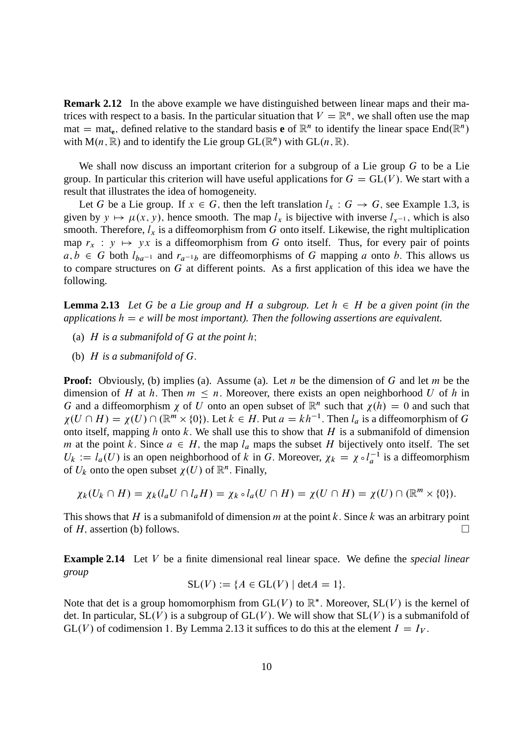**Remark 2.12** In the above example we have distinguished between linear maps and their matrices with respect to a basis. In the particular situation that $V = \mathbb{R}^n$, we shall often use the map $\mathrm{mat} = \mathrm{mat}_{\mathbf{e}}$, defined relative to the standard basis $\mathbf{e}$ of $\mathbb{R}^n$ to identify the linear space $\mathrm{End}(\mathbb{R}^n)$ with $\mathrm{M}(n, \mathbb{R})$ and to identify the Lie group $\mathrm{GL}(\mathbb{R}^n)$ with $\mathrm{GL}(n, \mathbb{R})$.

We shall now discuss an important criterion for a subgroup of a Lie group $G$ to be a Lie group. In particular this criterion will have useful applications for $G = \mathrm{GL}(V)$. We start with a result that illustrates the idea of homogeneity.

Let $G$ be a Lie group. If $x \in G$, then the left translation $l_x : G \to G$, see Example 1.3, is given by $y \mapsto \mu(x, y)$, hence smooth. The map $l_x$ is bijective with inverse $l_{x^{-1}}$, which is also smooth. Therefore, $l_x$ is a diffeomorphism from $G$ onto itself. Likewise, the right multiplication map $r_x : y \mapsto yx$ is a diffeomorphism from $G$ onto itself. Thus, for every pair of points $a, b \in G$ both $l_{ba^{-1}}$ and $r_{a^{-1}b}$ are diffeomorphisms of $G$ mapping $a$ onto $b$. This allows us to compare structures on $G$ at different points. As a first application of this idea we have the following.

**Lemma 2.13** *Let $G$ be a Lie group and $H$ a subgroup. Let $h \in H$ be a given point (in the applications $h = e$ will be most important). Then the following assertions are equivalent.*

(a) *$H$ is a submanifold of $G$ at the point $h$;*

(b) *$H$ is a submanifold of $G$.*

**Proof:** Obviously, (b) implies (a). Assume (a). Let $n$ be the dimension of $G$ and let $m$ be the dimension of $H$ at $h$. Then $m \leq n$. Moreover, there exists an open neighborhood $U$ of $h$ in $G$ and a diffeomorphism $\chi$ of $U$ onto an open subset of $\mathbb{R}^n$ such that $\chi(h) = 0$ and such that $\chi(U \cap H) = \chi(U) \cap (\mathbb{R}^m \times \{0\})$. Let $k \in H$. Put $a = kh^{-1}$. Then $l_a$ is a diffeomorphism of $G$ onto itself, mapping $h$ onto $k$. We shall use this to show that $H$ is a submanifold of dimension $m$ at the point $k$. Since $a \in H$, the map $l_a$ maps the subset $H$ bijectively onto itself. The set $U_k := l_a(U)$ is an open neighborhood of $k$ in $G$. Moreover, $\chi_k = \chi \circ l_a^{-1}$ is a diffeomorphism of $U_k$ onto the open subset $\chi(U)$ of $\mathbb{R}^n$. Finally,

$$\chi_k(U_k \cap H) = \chi_k(l_a U \cap l_a H) = \chi_k \circ l_a(U \cap H) = \chi(U \cap H) = \chi(U) \cap (\mathbb{R}^m \times \{0\}).$$

This shows that $H$ is a submanifold of dimension $m$ at the point $k$. Since $k$ was an arbitrary point of $H$, assertion (b) follows. $\square$

**Example 2.14** Let $V$ be a finite dimensional real linear space. We define the *special linear group*

$$\mathrm{SL}(V) := \{A \in \mathrm{GL}(V) \mid \det A = 1\}.$$

Note that det is a group homomorphism from $\mathrm{GL}(V)$ to $\mathbb{R}^*$. Moreover, $\mathrm{SL}(V)$ is the kernel of det. In particular, $\mathrm{SL}(V)$ is a subgroup of $\mathrm{GL}(V)$. We will show that $\mathrm{SL}(V)$ is a submanifold of $\mathrm{GL}(V)$ of codimension 1. By Lemma 2.13 it suffices to do this at the element $I = I_V$.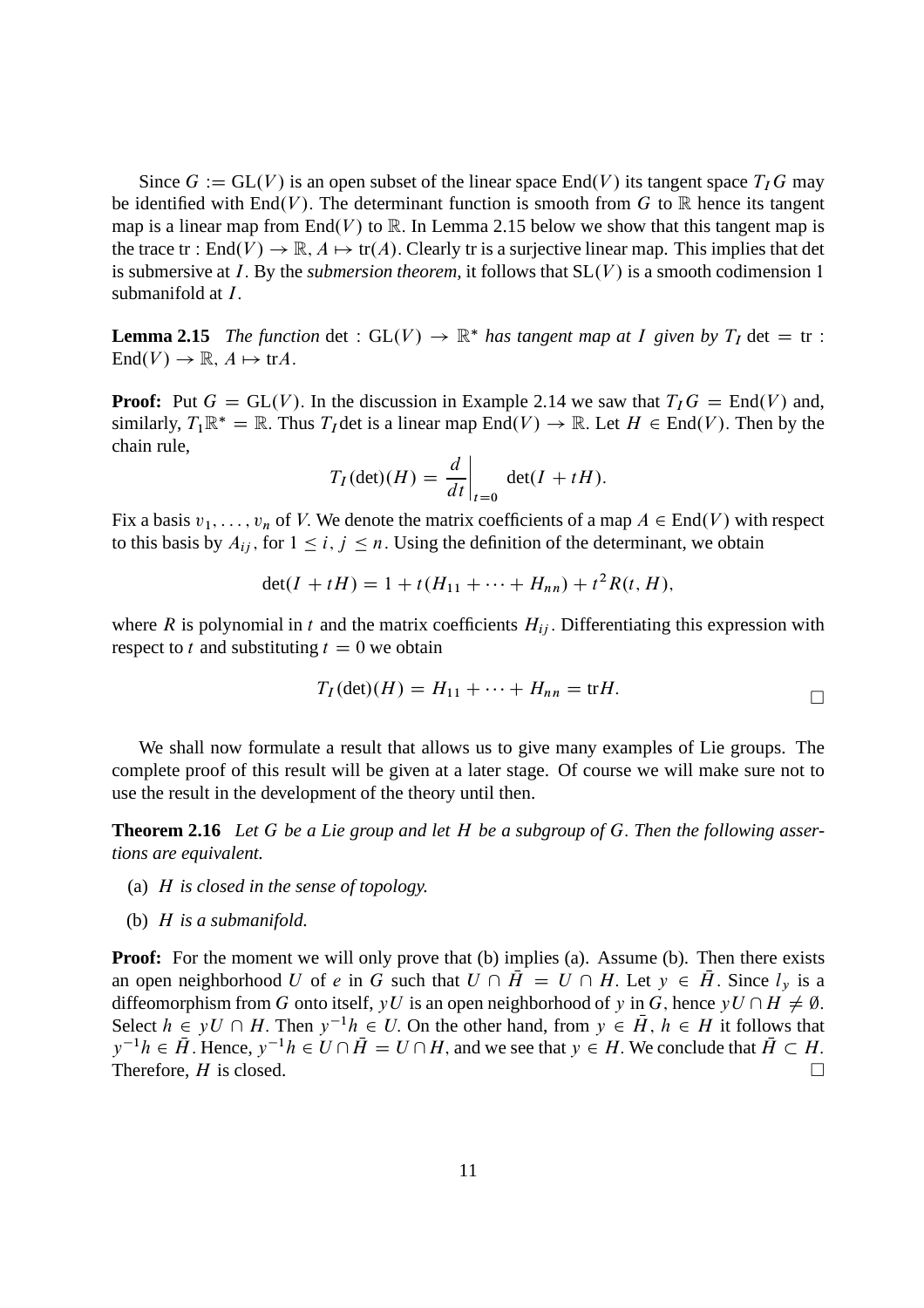Since $G := \mathrm{GL}(V)$ is an open subset of the linear space $\mathrm{End}(V)$ its tangent space $T_I G$ may be identified with $\mathrm{End}(V)$. The determinant function is smooth from $G$ to $\mathbb{R}$ hence its tangent map is a linear map from $\mathrm{End}(V)$ to $\mathbb{R}$. In Lemma 2.15 below we show that this tangent map is the trace $\mathrm{tr} : \mathrm{End}(V) \to \mathbb{R}$, $A \mapsto \mathrm{tr}(A)$. Clearly tr is a surjective linear map. This implies that det is submersive at $I$. By the *submersion theorem*, it follows that $\mathrm{SL}(V)$ is a smooth codimension 1 submanifold at $I$.

**Lemma 2.15** *The function* $\det : \mathrm{GL}(V) \to \mathbb{R}^*$ *has tangent map at* $I$ *given by* $T_I \det = \mathrm{tr} : \mathrm{End}(V) \to \mathbb{R}$, $A \mapsto \mathrm{tr} A$.

**Proof:** Put $G = \mathrm{GL}(V)$. In the discussion in Example 2.14 we saw that $T_I G = \mathrm{End}(V)$ and, similarly, $T_1 \mathbb{R}^* = \mathbb{R}$. Thus $T_I \det$ is a linear map $\mathrm{End}(V) \to \mathbb{R}$. Let $H \in \mathrm{End}(V)$. Then by the chain rule,

$$T_I(\det)(H) = \left.\frac{d}{dt}\right|_{t=0} \det(I + tH).$$

Fix a basis $v_1, \ldots, v_n$ of $V$. We denote the matrix coefficients of a map $A \in \mathrm{End}(V)$ with respect to this basis by $A_{ij}$, for $1 \leq i, j \leq n$. Using the definition of the determinant, we obtain

$$\det(I + tH) = 1 + t(H_{11} + \cdots + H_{nn}) + t^2 R(t, H),$$

where $R$ is polynomial in $t$ and the matrix coefficients $H_{ij}$. Differentiating this expression with respect to $t$ and substituting $t = 0$ we obtain

$$T_I(\det)(H) = H_{11} + \cdots + H_{nn} = \mathrm{tr} H.$$

□

We shall now formulate a result that allows us to give many examples of Lie groups. The complete proof of this result will be given at a later stage. Of course we will make sure not to use the result in the development of the theory until then.

**Theorem 2.16** *Let $G$ be a Lie group and let $H$ be a subgroup of $G$. Then the following assertions are equivalent.*

(a) *$H$ is closed in the sense of topology.*

(b) *$H$ is a submanifold.*

**Proof:** For the moment we will only prove that (b) implies (a). Assume (b). Then there exists an open neighborhood $U$ of $e$ in $G$ such that $U \cap \bar{H} = U \cap H$. Let $y \in \bar{H}$. Since $l_y$ is a diffeomorphism from $G$ onto itself, $yU$ is an open neighborhood of $y$ in $G$, hence $yU \cap H \neq \emptyset$. Select $h \in yU \cap H$. Then $y^{-1}h \in U$. On the other hand, from $y \in \bar{H}$, $h \in H$ it follows that $y^{-1}h \in \bar{H}$. Hence, $y^{-1}h \in U \cap \bar{H} = U \cap H$, and we see that $y \in H$. We conclude that $\bar{H} \subset H$. Therefore, $H$ is closed. □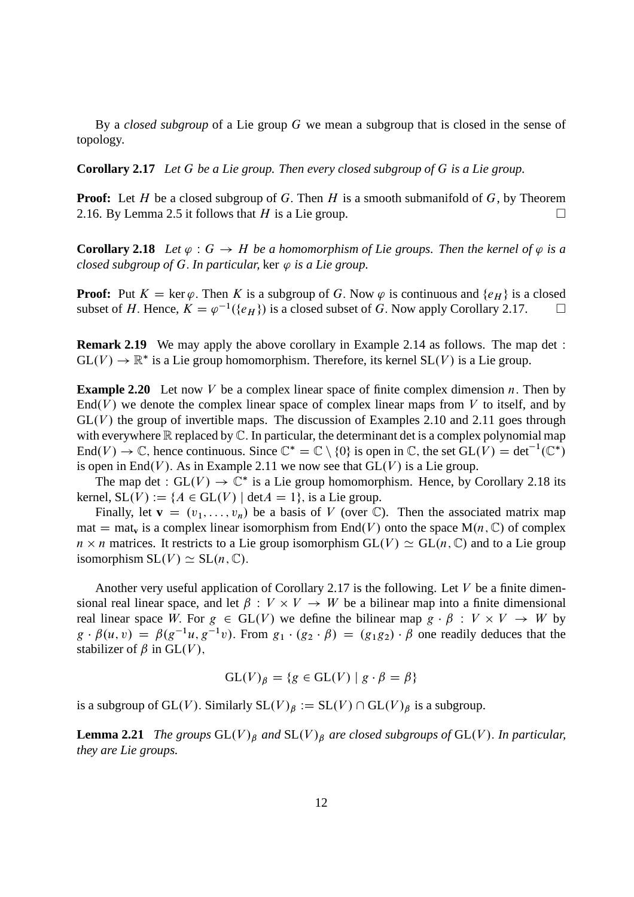By a *closed subgroup* of a Lie group $G$ we mean a subgroup that is closed in the sense of topology.

**Corollary 2.17** *Let $G$ be a Lie group. Then every closed subgroup of $G$ is a Lie group.*

**Proof:** Let $H$ be a closed subgroup of $G$. Then $H$ is a smooth submanifold of $G$, by Theorem 2.16. By Lemma 2.5 it follows that $H$ is a Lie group. □

**Corollary 2.18** *Let $\varphi : G \to H$ be a homomorphism of Lie groups. Then the kernel of $\varphi$ is a closed subgroup of $G$. In particular,* $\ker \varphi$ *is a Lie group.*

**Proof:** Put $K = \ker \varphi$. Then $K$ is a subgroup of $G$. Now $\varphi$ is continuous and $\{e_H\}$ is a closed subset of $H$. Hence, $K = \varphi^{-1}(\{e_H\})$ is a closed subset of $G$. Now apply Corollary 2.17. □

**Remark 2.19** We may apply the above corollary in Example 2.14 as follows. The map $\det : \mathrm{GL}(V) \to \mathbb{R}^*$ is a Lie group homomorphism. Therefore, its kernel $\mathrm{SL}(V)$ is a Lie group.

**Example 2.20** Let now $V$ be a complex linear space of finite complex dimension $n$. Then by $\mathrm{End}(V)$ we denote the complex linear space of complex linear maps from $V$ to itself, and by $\mathrm{GL}(V)$ the group of invertible maps. The discussion of Examples 2.10 and 2.11 goes through with everywhere $\mathbb{R}$ replaced by $\mathbb{C}$. In particular, the determinant det is a complex polynomial map $\mathrm{End}(V) \to \mathbb{C}$, hence continuous. Since $\mathbb{C}^* = \mathbb{C} \setminus \{0\}$ is open in $\mathbb{C}$, the set $\mathrm{GL}(V) = \det^{-1}(\mathbb{C}^*)$ is open in $\mathrm{End}(V)$. As in Example 2.11 we now see that $\mathrm{GL}(V)$ is a Lie group.

The map $\det : \mathrm{GL}(V) \to \mathbb{C}^*$ is a Lie group homomorphism. Hence, by Corollary 2.18 its kernel, $\mathrm{SL}(V) := \{A \in \mathrm{GL}(V) \mid \det A = 1\}$, is a Lie group.

Finally, let $\mathbf{v} = (v_1, \ldots, v_n)$ be a basis of $V$ (over $\mathbb{C}$). Then the associated matrix map $\mathrm{mat} = \mathrm{mat}_{\mathbf{v}}$ is a complex linear isomorphism from $\mathrm{End}(V)$ onto the space $\mathrm{M}(n, \mathbb{C})$ of complex $n \times n$ matrices. It restricts to a Lie group isomorphism $\mathrm{GL}(V) \simeq \mathrm{GL}(n, \mathbb{C})$ and to a Lie group isomorphism $\mathrm{SL}(V) \simeq \mathrm{SL}(n, \mathbb{C})$.

Another very useful application of Corollary 2.17 is the following. Let $V$ be a finite dimensional real linear space, and let $\beta : V \times V \to W$ be a bilinear map into a finite dimensional real linear space $W$. For $g \in \mathrm{GL}(V)$ we define the bilinear map $g \cdot \beta : V \times V \to W$ by $g \cdot \beta(u, v) = \beta(g^{-1}u, g^{-1}v)$. From $g_1 \cdot (g_2 \cdot \beta) = (g_1 g_2) \cdot \beta$ one readily deduces that the stabilizer of $\beta$ in $\mathrm{GL}(V)$,

$$\mathrm{GL}(V)_\beta = \{g \in \mathrm{GL}(V) \mid g \cdot \beta = \beta\}$$

is a subgroup of $\mathrm{GL}(V)$. Similarly $\mathrm{SL}(V)_\beta := \mathrm{SL}(V) \cap \mathrm{GL}(V)_\beta$ is a subgroup.

**Lemma 2.21** *The groups $\mathrm{GL}(V)_\beta$ and $\mathrm{SL}(V)_\beta$ are closed subgroups of $\mathrm{GL}(V)$. In particular, they are Lie groups.*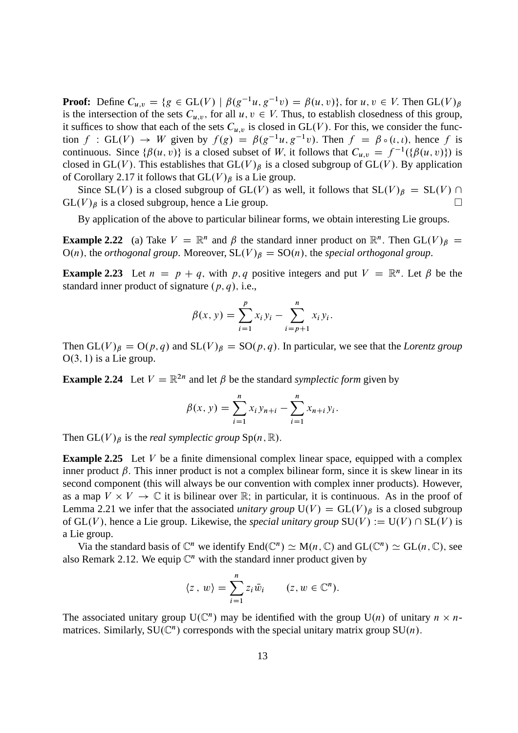**Proof:** Define $C_{u,v} = \{g \in \mathrm{GL}(V) \mid \beta(g^{-1}u, g^{-1}v) = \beta(u, v)\}$, for $u, v \in V$. Then $\mathrm{GL}(V)_\beta$ is the intersection of the sets $C_{u,v}$, for all $u, v \in V$. Thus, to establish closedness of this group, it suffices to show that each of the sets $C_{u,v}$ is closed in $\mathrm{GL}(V)$. For this, we consider the function $f : \mathrm{GL}(V) \to W$ given by $f(g) = \beta(g^{-1}u, g^{-1}v)$. Then $f = \beta \circ (\iota, \iota)$, hence $f$ is continuous. Since $\{\beta(u, v)\}$ is a closed subset of $W$, it follows that $C_{u,v} = f^{-1}(\{\beta(u, v)\})$ is closed in $\mathrm{GL}(V)$. This establishes that $\mathrm{GL}(V)_\beta$ is a closed subgroup of $\mathrm{GL}(V)$. By application of Corollary 2.17 it follows that $\mathrm{GL}(V)_\beta$ is a Lie group.

Since $\mathrm{SL}(V)$ is a closed subgroup of $\mathrm{GL}(V)$ as well, it follows that $\mathrm{SL}(V)_\beta = \mathrm{SL}(V) \cap \mathrm{GL}(V)_\beta$ is a closed subgroup, hence a Lie group. □

By application of the above to particular bilinear forms, we obtain interesting Lie groups.

**Example 2.22** (a) Take $V = \mathbb{R}^n$ and $\beta$ the standard inner product on $\mathbb{R}^n$. Then $\mathrm{GL}(V)_\beta = \mathrm{O}(n)$, the *orthogonal group*. Moreover, $\mathrm{SL}(V)_\beta = \mathrm{SO}(n)$, the *special orthogonal group*.

**Example 2.23** Let $n = p + q$, with $p, q$ positive integers and put $V = \mathbb{R}^n$. Let $\beta$ be the standard inner product of signature $(p, q)$, i.e.,

$$\beta(x, y) = \sum_{i=1}^{p} x_i y_i - \sum_{i=p+1}^{n} x_i y_i.$$

Then $\mathrm{GL}(V)_\beta = \mathrm{O}(p, q)$ and $\mathrm{SL}(V)_\beta = \mathrm{SO}(p, q)$. In particular, we see that the *Lorentz group* $\mathrm{O}(3, 1)$ is a Lie group.

**Example 2.24** Let $V = \mathbb{R}^{2n}$ and let $\beta$ be the standard *symplectic form* given by

$$\beta(x, y) = \sum_{i=1}^{n} x_i y_{n+i} - \sum_{i=1}^{n} x_{n+i} y_i.$$

Then $\mathrm{GL}(V)_\beta$ is the *real symplectic group* $\mathrm{Sp}(n, \mathbb{R})$.

**Example 2.25** Let $V$ be a finite dimensional complex linear space, equipped with a complex inner product $\beta$. This inner product is not a complex bilinear form, since it is skew linear in its second component (this will always be our convention with complex inner products). However, as a map $V \times V \to \mathbb{C}$ it is bilinear over $\mathbb{R}$; in particular, it is continuous. As in the proof of Lemma 2.21 we infer that the associated *unitary group* $\mathrm{U}(V) = \mathrm{GL}(V)_\beta$ is a closed subgroup of $\mathrm{GL}(V)$, hence a Lie group. Likewise, the *special unitary group* $\mathrm{SU}(V) := \mathrm{U}(V) \cap \mathrm{SL}(V)$ is a Lie group.

Via the standard basis of $\mathbb{C}^n$ we identify $\mathrm{End}(\mathbb{C}^n) \simeq \mathrm{M}(n, \mathbb{C})$ and $\mathrm{GL}(\mathbb{C}^n) \simeq \mathrm{GL}(n, \mathbb{C})$, see also Remark 2.12. We equip $\mathbb{C}^n$ with the standard inner product given by

$$\langle z \,,\, w \rangle = \sum_{i=1}^{n} z_i \bar{w}_i \qquad (z, w \in \mathbb{C}^n).$$

The associated unitary group $\mathrm{U}(\mathbb{C}^n)$ may be identified with the group $\mathrm{U}(n)$ of unitary $n \times n$-matrices. Similarly, $\mathrm{SU}(\mathbb{C}^n)$ corresponds with the special unitary matrix group $\mathrm{SU}(n)$.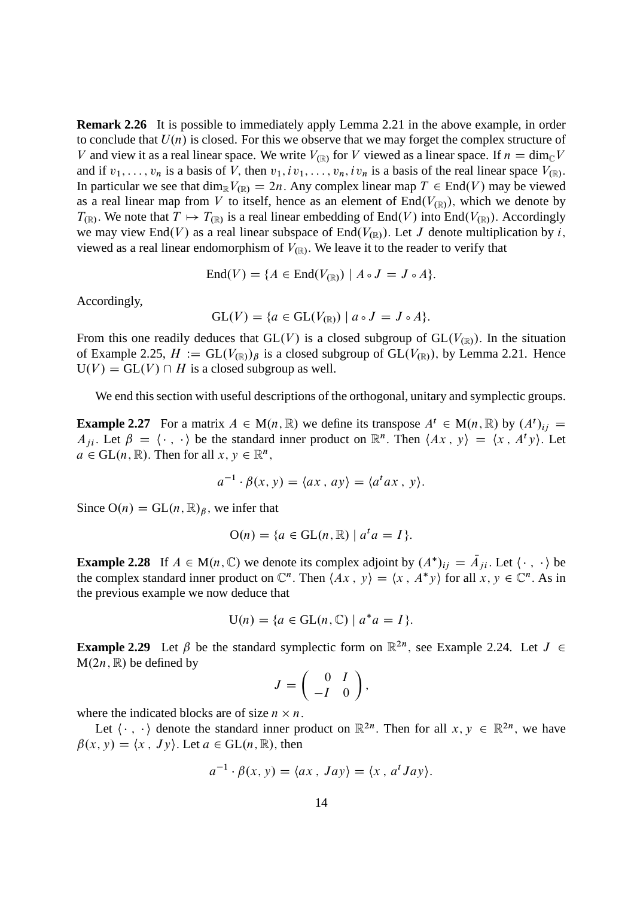**Remark 2.26** It is possible to immediately apply Lemma 2.21 in the above example, in order to conclude that $U(n)$ is closed. For this we observe that we may forget the complex structure of $V$ and view it as a real linear space. We write $V_{(\mathbb{R})}$ for $V$ viewed as a linear space. If $n = \dim_{\mathbb{C}} V$ and if $v_1, \ldots, v_n$ is a basis of $V$, then $v_1, iv_1, \ldots, v_n, iv_n$ is a basis of the real linear space $V_{(\mathbb{R})}$. In particular we see that $\dim_{\mathbb{R}} V_{(\mathbb{R})} = 2n$. Any complex linear map $T \in \mathrm{End}(V)$ may be viewed as a real linear map from $V$ to itself, hence as an element of $\mathrm{End}(V_{(\mathbb{R})})$, which we denote by $T_{(\mathbb{R})}$. We note that $T \mapsto T_{(\mathbb{R})}$ is a real linear embedding of $\mathrm{End}(V)$ into $\mathrm{End}(V_{(\mathbb{R})})$. Accordingly we may view $\mathrm{End}(V)$ as a real linear subspace of $\mathrm{End}(V_{(\mathbb{R})})$. Let $J$ denote multiplication by $i$, viewed as a real linear endomorphism of $V_{(\mathbb{R})}$. We leave it to the reader to verify that

$$\mathrm{End}(V) = \{A \in \mathrm{End}(V_{(\mathbb{R})}) \mid A \circ J = J \circ A\}.$$

Accordingly,

$$\mathrm{GL}(V) = \{a \in \mathrm{GL}(V_{(\mathbb{R})}) \mid a \circ J = J \circ A\}.$$

From this one readily deduces that $\mathrm{GL}(V)$ is a closed subgroup of $\mathrm{GL}(V_{(\mathbb{R})})$. In the situation of Example 2.25, $H := \mathrm{GL}(V_{(\mathbb{R})})_\beta$ is a closed subgroup of $\mathrm{GL}(V_{(\mathbb{R})})$, by Lemma 2.21. Hence $\mathrm{U}(V) = \mathrm{GL}(V) \cap H$ is a closed subgroup as well.

We end this section with useful descriptions of the orthogonal, unitary and symplectic groups.

**Example 2.27** For a matrix $A \in \mathrm{M}(n, \mathbb{R})$ we define its transpose $A^t \in \mathrm{M}(n, \mathbb{R})$ by $(A^t)_{ij} = A_{ji}$. Let $\beta = \langle \cdot\,, \cdot \rangle$ be the standard inner product on $\mathbb{R}^n$. Then $\langle Ax\,, y\rangle = \langle x\,, A^t y\rangle$. Let $a \in \mathrm{GL}(n, \mathbb{R})$. Then for all $x, y \in \mathbb{R}^n$,

$$a^{-1} \cdot \beta(x, y) = \langle ax\,, ay\rangle = \langle a^t ax\,, y\rangle.$$

Since $\mathrm{O}(n) = \mathrm{GL}(n, \mathbb{R})_\beta$, we infer that

$$\mathrm{O}(n) = \{a \in \mathrm{GL}(n, \mathbb{R}) \mid a^t a = I\}.$$

**Example 2.28** If $A \in \mathrm{M}(n, \mathbb{C})$ we denote its complex adjoint by $(A^*)_{ij} = \bar{A}_{ji}$. Let $\langle \cdot\,, \cdot \rangle$ be the complex standard inner product on $\mathbb{C}^n$. Then $\langle Ax\,, y\rangle = \langle x\,, A^* y\rangle$ for all $x, y \in \mathbb{C}^n$. As in the previous example we now deduce that

$$\mathrm{U}(n) = \{a \in \mathrm{GL}(n, \mathbb{C}) \mid a^* a = I\}.$$

**Example 2.29** Let $\beta$ be the standard symplectic form on $\mathbb{R}^{2n}$, see Example 2.24. Let $J \in \mathrm{M}(2n, \mathbb{R})$ be defined by

$$J = \begin{pmatrix} 0 & I \\ -I & 0 \end{pmatrix},$$

where the indicated blocks are of size $n \times n$.

Let $\langle \cdot\,, \cdot \rangle$ denote the standard inner product on $\mathbb{R}^{2n}$. Then for all $x, y \in \mathbb{R}^{2n}$, we have $\beta(x, y) = \langle x\,, Jy\rangle$. Let $a \in \mathrm{GL}(n, \mathbb{R})$, then

$$a^{-1} \cdot \beta(x, y) = \langle ax\,, Jay\rangle = \langle x\,, a^t Jay\rangle.$$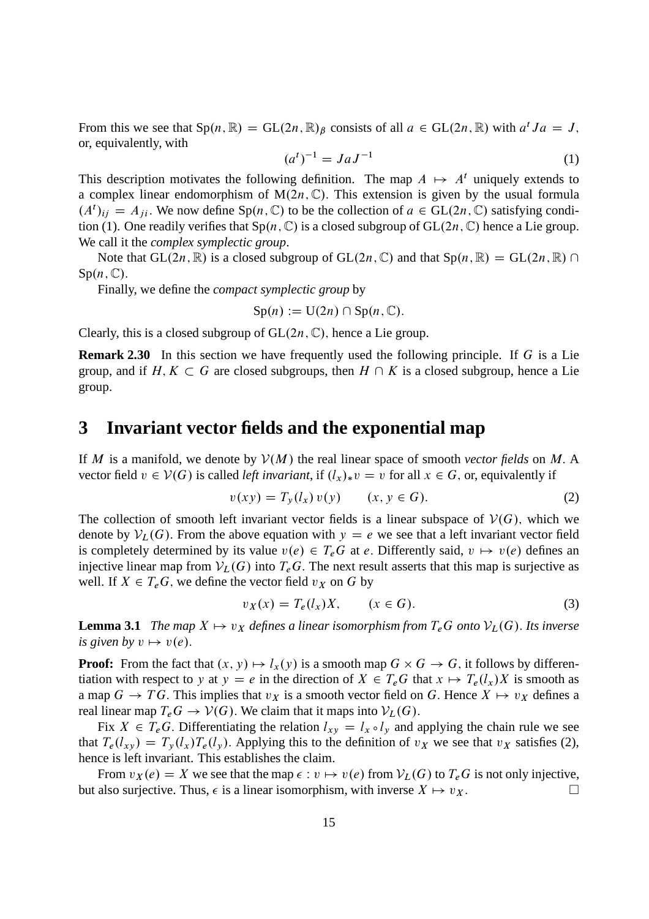From this we see that $\mathrm{Sp}(n, \mathbb{R}) = \mathrm{GL}(2n, \mathbb{R})_\beta$ consists of all $a \in \mathrm{GL}(2n, \mathbb{R})$ with $a^t J a = J$, or, equivalently, with

$$(a^t)^{-1} = J a J^{-1} \tag{1}$$

This description motivates the following definition. The map $A \mapsto A^t$ uniquely extends to a complex linear endomorphism of $\mathrm{M}(2n, \mathbb{C})$. This extension is given by the usual formula $(A^t)_{ij} = A_{ji}$. We now define $\mathrm{Sp}(n, \mathbb{C})$ to be the collection of $a \in \mathrm{GL}(2n, \mathbb{C})$ satisfying condition (1). One readily verifies that $\mathrm{Sp}(n, \mathbb{C})$ is a closed subgroup of $\mathrm{GL}(2n, \mathbb{C})$ hence a Lie group. We call it the *complex symplectic group*.

Note that $\mathrm{GL}(2n, \mathbb{R})$ is a closed subgroup of $\mathrm{GL}(2n, \mathbb{C})$ and that $\mathrm{Sp}(n, \mathbb{R}) = \mathrm{GL}(2n, \mathbb{R}) \cap \mathrm{Sp}(n, \mathbb{C})$.

Finally, we define the *compact symplectic group* by

$$\mathrm{Sp}(n) := \mathrm{U}(2n) \cap \mathrm{Sp}(n, \mathbb{C}).$$

Clearly, this is a closed subgroup of $\mathrm{GL}(2n, \mathbb{C})$, hence a Lie group.

**Remark 2.30** In this section we have frequently used the following principle. If $G$ is a Lie group, and if $H, K \subset G$ are closed subgroups, then $H \cap K$ is a closed subgroup, hence a Lie group.

# 3 Invariant vector fields and the exponential map

If $M$ is a manifold, we denote by $\mathcal{V}(M)$ the real linear space of smooth *vector fields* on $M$. A vector field $v \in \mathcal{V}(G)$ is called *left invariant*, if $(l_x)_* v = v$ for all $x \in G$, or, equivalently if

$$v(xy) = T_y(l_x)\, v(y) \qquad (x, y \in G). \tag{2}$$

The collection of smooth left invariant vector fields is a linear subspace of $\mathcal{V}(G)$, which we denote by $\mathcal{V}_L(G)$. From the above equation with $y = e$ we see that a left invariant vector field is completely determined by its value $v(e) \in T_e G$ at $e$. Differently said, $v \mapsto v(e)$ defines an injective linear map from $\mathcal{V}_L(G)$ into $T_e G$. The next result asserts that this map is surjective as well. If $X \in T_e G$, we define the vector field $v_X$ on $G$ by

$$v_X(x) = T_e(l_x) X, \qquad (x \in G). \tag{3}$$

**Lemma 3.1** *The map $X \mapsto v_X$ defines a linear isomorphism from $T_e G$ onto $\mathcal{V}_L(G)$. Its inverse is given by $v \mapsto v(e)$.*

**Proof:** From the fact that $(x, y) \mapsto l_x(y)$ is a smooth map $G \times G \to G$, it follows by differentiation with respect to $y$ at $y = e$ in the direction of $X \in T_e G$ that $x \mapsto T_e(l_x) X$ is smooth as a map $G \to TG$. This implies that $v_X$ is a smooth vector field on $G$. Hence $X \mapsto v_X$ defines a real linear map $T_e G \to \mathcal{V}(G)$. We claim that it maps into $\mathcal{V}_L(G)$.

Fix $X \in T_e G$. Differentiating the relation $l_{xy} = l_x \circ l_y$ and applying the chain rule we see that $T_e(l_{xy}) = T_y(l_x) T_e(l_y)$. Applying this to the definition of $v_X$ we see that $v_X$ satisfies (2), hence is left invariant. This establishes the claim.

From $v_X(e) = X$ we see that the map $\epsilon : v \mapsto v(e)$ from $\mathcal{V}_L(G)$ to $T_e G$ is not only injective, but also surjective. Thus, $\epsilon$ is a linear isomorphism, with inverse $X \mapsto v_X$. $\square$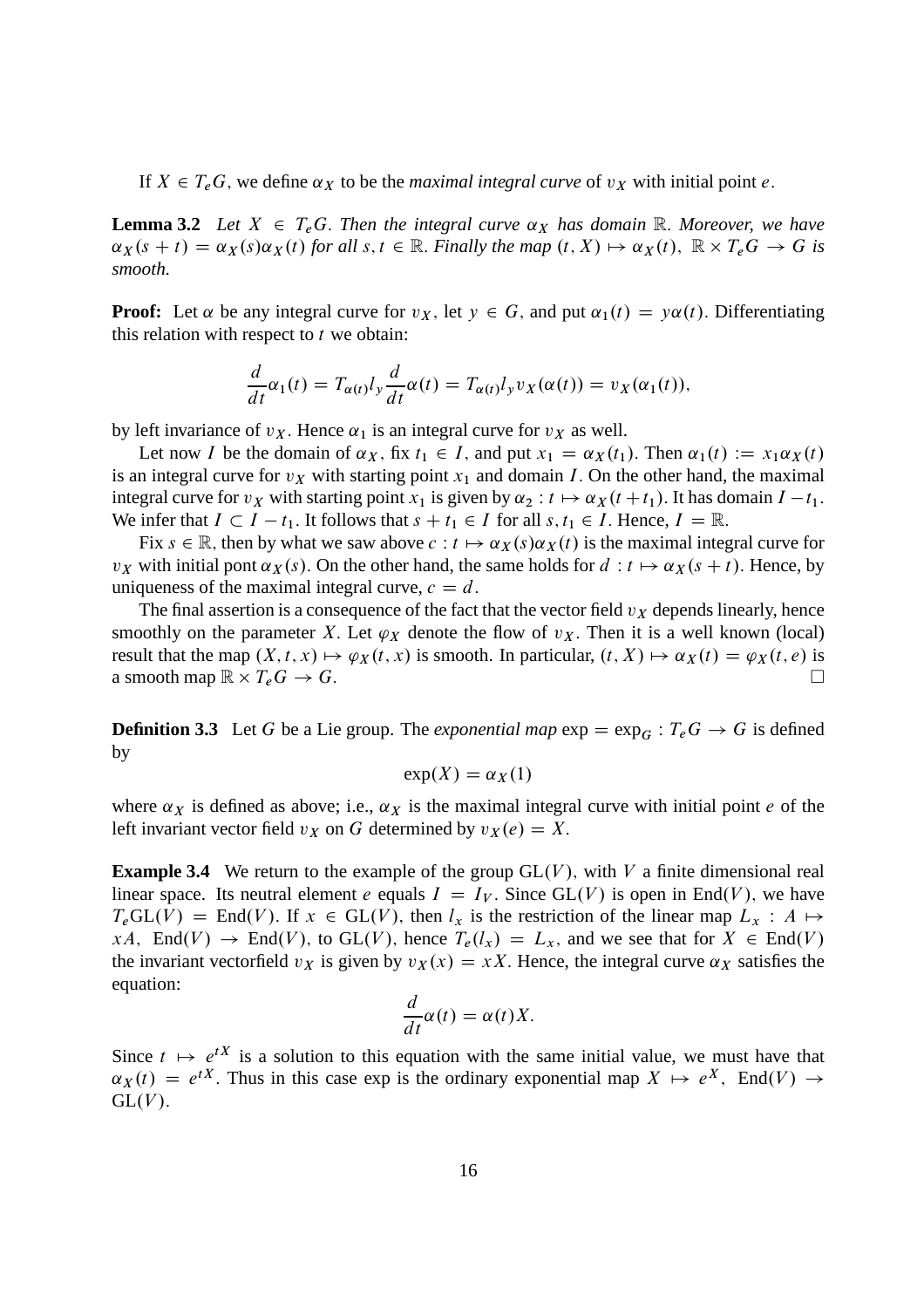If $X \in T_eG$, we define $\alpha_X$ to be the *maximal integral curve* of $v_X$ with initial point $e$.

**Lemma 3.2** *Let $X \in T_eG$. Then the integral curve $\alpha_X$ has domain $\mathbb{R}$. Moreover, we have $\alpha_X(s+t) = \alpha_X(s)\alpha_X(t)$ for all $s, t \in \mathbb{R}$. Finally the map $(t, X) \mapsto \alpha_X(t)$, $\mathbb{R} \times T_eG \to G$ is smooth.*

**Proof:** Let $\alpha$ be any integral curve for $v_X$, let $y \in G$, and put $\alpha_1(t) = y\alpha(t)$. Differentiating this relation with respect to $t$ we obtain:

$$\frac{d}{dt}\alpha_1(t) = T_{\alpha(t)}l_y \frac{d}{dt}\alpha(t) = T_{\alpha(t)}l_y v_X(\alpha(t)) = v_X(\alpha_1(t)),$$

by left invariance of $v_X$. Hence $\alpha_1$ is an integral curve for $v_X$ as well.

Let now $I$ be the domain of $\alpha_X$, fix $t_1 \in I$, and put $x_1 = \alpha_X(t_1)$. Then $\alpha_1(t) := x_1\alpha_X(t)$ is an integral curve for $v_X$ with starting point $x_1$ and domain $I$. On the other hand, the maximal integral curve for $v_X$ with starting point $x_1$ is given by $\alpha_2 : t \mapsto \alpha_X(t + t_1)$. It has domain $I - t_1$. We infer that $I \subset I - t_1$. It follows that $s + t_1 \in I$ for all $s, t_1 \in I$. Hence, $I = \mathbb{R}$.

Fix $s \in \mathbb{R}$, then by what we saw above $c : t \mapsto \alpha_X(s)\alpha_X(t)$ is the maximal integral curve for $v_X$ with initial pont $\alpha_X(s)$. On the other hand, the same holds for $d : t \mapsto \alpha_X(s + t)$. Hence, by uniqueness of the maximal integral curve, $c = d$.

The final assertion is a consequence of the fact that the vector field $v_X$ depends linearly, hence smoothly on the parameter $X$. Let $\varphi_X$ denote the flow of $v_X$. Then it is a well known (local) result that the map $(X, t, x) \mapsto \varphi_X(t, x)$ is smooth. In particular, $(t, X) \mapsto \alpha_X(t) = \varphi_X(t, e)$ is a smooth map $\mathbb{R} \times T_eG \to G$. $\square$

**Definition 3.3** Let $G$ be a Lie group. The *exponential map* $\exp = \exp_G : T_eG \to G$ is defined by

$$\exp(X) = \alpha_X(1)$$

where $\alpha_X$ is defined as above; i.e., $\alpha_X$ is the maximal integral curve with initial point $e$ of the left invariant vector field $v_X$ on $G$ determined by $v_X(e) = X$.

**Example 3.4** We return to the example of the group $\mathrm{GL}(V)$, with $V$ a finite dimensional real linear space. Its neutral element $e$ equals $I = I_V$. Since $\mathrm{GL}(V)$ is open in $\mathrm{End}(V)$, we have $T_e\mathrm{GL}(V) = \mathrm{End}(V)$. If $x \in \mathrm{GL}(V)$, then $l_x$ is the restriction of the linear map $L_x : A \mapsto xA$, $\mathrm{End}(V) \to \mathrm{End}(V)$, to $\mathrm{GL}(V)$, hence $T_e(l_x) = L_x$, and we see that for $X \in \mathrm{End}(V)$ the invariant vectorfield $v_X$ is given by $v_X(x) = xX$. Hence, the integral curve $\alpha_X$ satisfies the equation:

$$\frac{d}{dt}\alpha(t) = \alpha(t)X.$$

Since $t \mapsto e^{tX}$ is a solution to this equation with the same initial value, we must have that $\alpha_X(t) = e^{tX}$. Thus in this case exp is the ordinary exponential map $X \mapsto e^X$, $\mathrm{End}(V) \to \mathrm{GL}(V)$.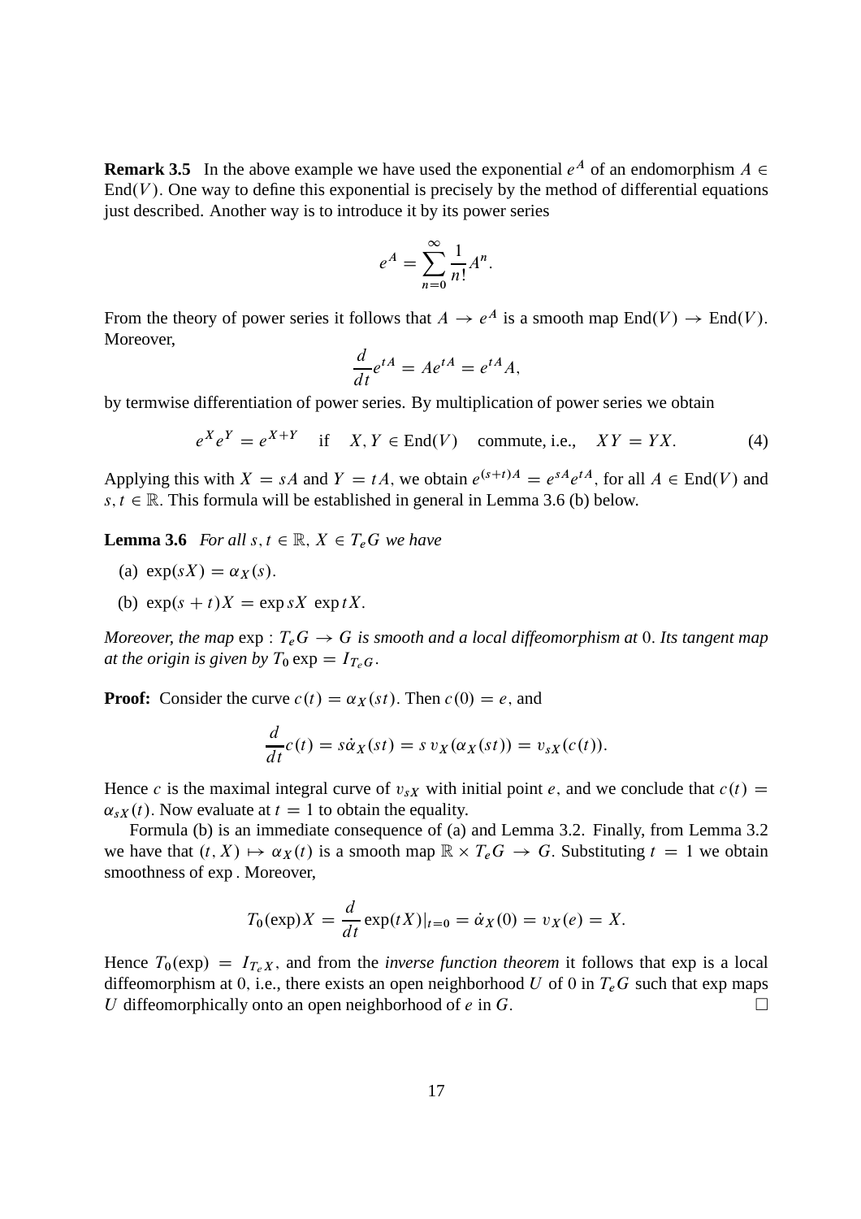**Remark 3.5** In the above example we have used the exponential $e^A$ of an endomorphism $A \in \mathrm{End}(V)$. One way to define this exponential is precisely by the method of differential equations just described. Another way is to introduce it by its power series

$$e^A = \sum_{n=0}^{\infty} \frac{1}{n!} A^n.$$

From the theory of power series it follows that $A \to e^A$ is a smooth map $\mathrm{End}(V) \to \mathrm{End}(V)$. Moreover,

$$\frac{d}{dt} e^{tA} = A e^{tA} = e^{tA} A,$$

by termwise differentiation of power series. By multiplication of power series we obtain

$$e^X e^Y = e^{X+Y} \quad \text{if} \quad X, Y \in \mathrm{End}(V) \quad \text{commute, i.e.,} \quad XY = YX. \tag{4}$$

Applying this with $X = sA$ and $Y = tA$, we obtain $e^{(s+t)A} = e^{sA} e^{tA}$, for all $A \in \mathrm{End}(V)$ and $s, t \in \mathbb{R}$. This formula will be established in general in Lemma 3.6 (b) below.

**Lemma 3.6** *For all $s, t \in \mathbb{R}$, $X \in T_e G$ we have*

(a) $\exp(sX) = \alpha_X(s)$.

(b) $\exp(s + t)X = \exp sX \, \exp tX$.

*Moreover, the map $\exp : T_e G \to G$ is smooth and a local diffeomorphism at* 0*. Its tangent map at the origin is given by $T_0 \exp = I_{T_e G}$.*

**Proof:** Consider the curve $c(t) = \alpha_X(st)$. Then $c(0) = e$, and

$$\frac{d}{dt} c(t) = s \dot{\alpha}_X(st) = s \, v_X(\alpha_X(st)) = v_{sX}(c(t)).$$

Hence $c$ is the maximal integral curve of $v_{sX}$ with initial point $e$, and we conclude that $c(t) = \alpha_{sX}(t)$. Now evaluate at $t = 1$ to obtain the equality.

Formula (b) is an immediate consequence of (a) and Lemma 3.2. Finally, from Lemma 3.2 we have that $(t, X) \mapsto \alpha_X(t)$ is a smooth map $\mathbb{R} \times T_e G \to G$. Substituting $t = 1$ we obtain smoothness of $\exp$. Moreover,

$$T_0(\exp) X = \frac{d}{dt} \exp(tX)|_{t=0} = \dot{\alpha}_X(0) = v_X(e) = X.$$

Hence $T_0(\exp) = I_{T_e X}$, and from the *inverse function theorem* it follows that exp is a local diffeomorphism at 0, i.e., there exists an open neighborhood $U$ of 0 in $T_e G$ such that exp maps $U$ diffeomorphically onto an open neighborhood of $e$ in $G$. □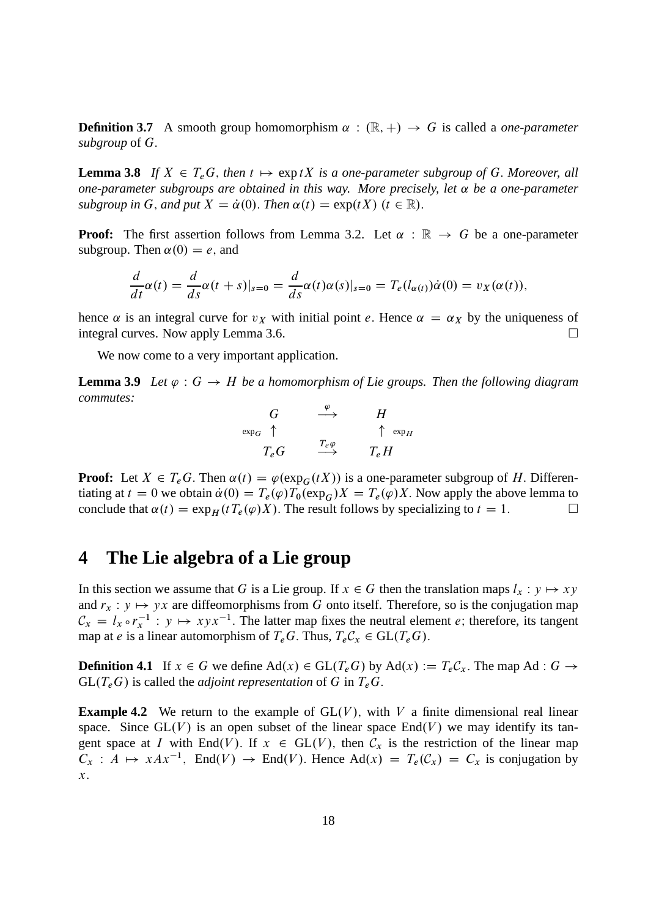**Definition 3.7** A smooth group homomorphism $\alpha : (\mathbb{R}, +) \to G$ is called a *one-parameter subgroup* of $G$.

**Lemma 3.8** *If $X \in T_eG$, then $t \mapsto \exp tX$ is a one-parameter subgroup of $G$. Moreover, all one-parameter subgroups are obtained in this way. More precisely, let $\alpha$ be a one-parameter subgroup in $G$, and put $X = \dot{\alpha}(0)$. Then $\alpha(t) = \exp(tX)$ $(t \in \mathbb{R})$.*

**Proof:** The first assertion follows from Lemma 3.2. Let $\alpha : \mathbb{R} \to G$ be a one-parameter subgroup. Then $\alpha(0) = e$, and

$$\frac{d}{dt}\alpha(t) = \frac{d}{ds}\alpha(t+s)|_{s=0} = \frac{d}{ds}\alpha(t)\alpha(s)|_{s=0} = T_e(l_{\alpha(t)})\dot{\alpha}(0) = v_X(\alpha(t)),$$

hence $\alpha$ is an integral curve for $v_X$ with initial point $e$. Hence $\alpha = \alpha_X$ by the uniqueness of integral curves. Now apply Lemma 3.6. $\square$

We now come to a very important application.

**Lemma 3.9** *Let $\varphi : G \to H$ be a homomorphism of Lie groups. Then the following diagram commutes:*

$$\begin{array}{ccc} G & \xrightarrow{\varphi} & H \\ {\scriptstyle \exp_G} \uparrow & & \uparrow {\scriptstyle \exp_H} \\ T_eG & \xrightarrow{T_e\varphi} & T_eH \end{array}$$

**Proof:** Let $X \in T_eG$. Then $\alpha(t) = \varphi(\exp_G(tX))$ is a one-parameter subgroup of $H$. Differentiating at $t = 0$ we obtain $\dot{\alpha}(0) = T_e(\varphi)T_0(\exp_G)X = T_e(\varphi)X$. Now apply the above lemma to conclude that $\alpha(t) = \exp_H(tT_e(\varphi)X)$. The result follows by specializing to $t = 1$. $\square$

# 4 The Lie algebra of a Lie group

In this section we assume that $G$ is a Lie group. If $x \in G$ then the translation maps $l_x : y \mapsto xy$ and $r_x : y \mapsto yx$ are diffeomorphisms from $G$ onto itself. Therefore, so is the conjugation map $\mathcal{C}_x = l_x \circ r_x^{-1} : y \mapsto xyx^{-1}$. The latter map fixes the neutral element $e$; therefore, its tangent map at $e$ is a linear automorphism of $T_eG$. Thus, $T_e\mathcal{C}_x \in \mathrm{GL}(T_eG)$.

**Definition 4.1** If $x \in G$ we define $\mathrm{Ad}(x) \in \mathrm{GL}(T_eG)$ by $\mathrm{Ad}(x) := T_e\mathcal{C}_x$. The map $\mathrm{Ad} : G \to \mathrm{GL}(T_eG)$ is called the *adjoint representation* of $G$ in $T_eG$.

**Example 4.2** We return to the example of $\mathrm{GL}(V)$, with $V$ a finite dimensional real linear space. Since $\mathrm{GL}(V)$ is an open subset of the linear space $\mathrm{End}(V)$ we may identify its tangent space at $I$ with $\mathrm{End}(V)$. If $x \in \mathrm{GL}(V)$, then $\mathcal{C}_x$ is the restriction of the linear map $C_x : A \mapsto xAx^{-1}$, $\mathrm{End}(V) \to \mathrm{End}(V)$. Hence $\mathrm{Ad}(x) = T_e(\mathcal{C}_x) = C_x$ is conjugation by $x$.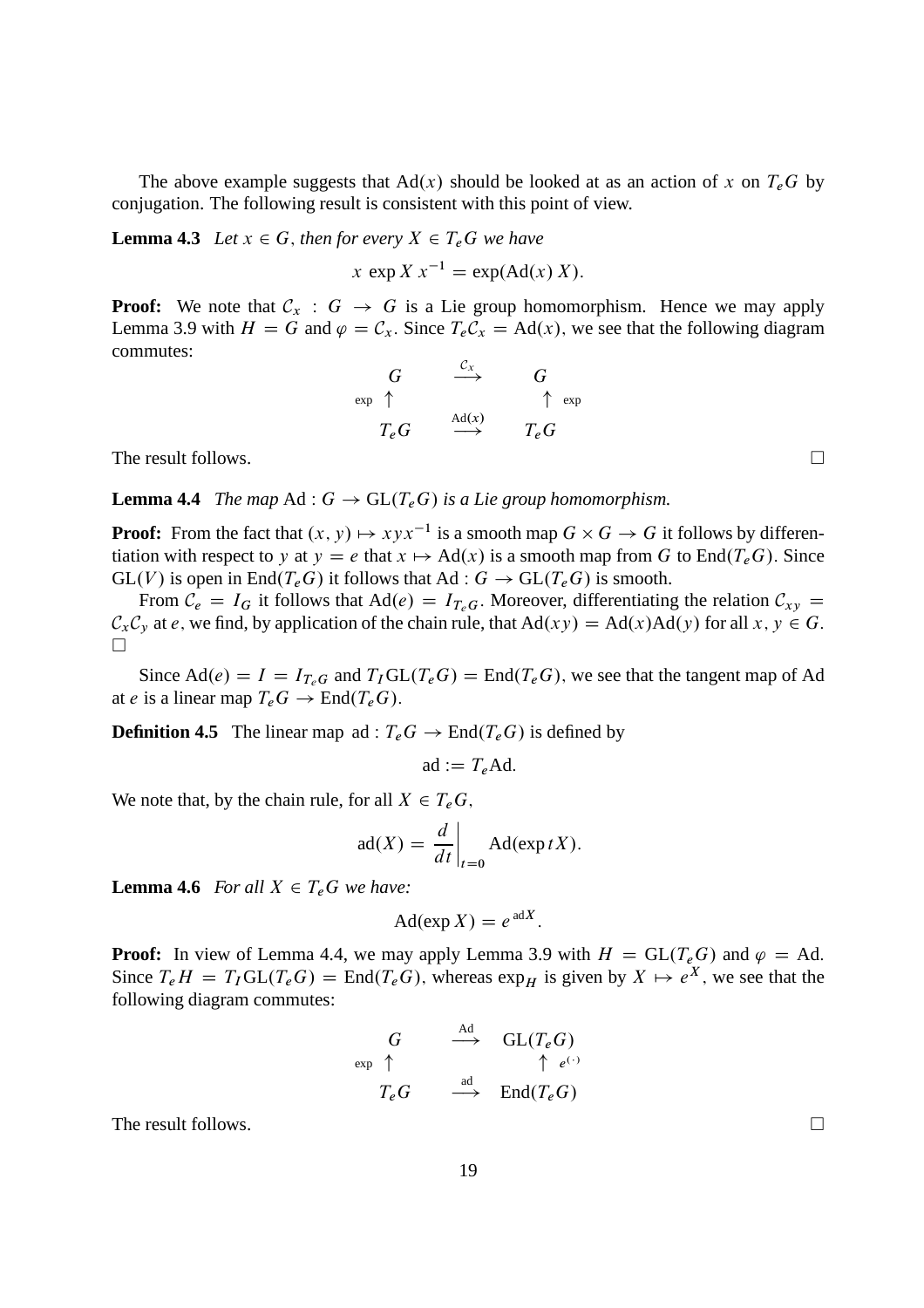The above example suggests that $\mathrm{Ad}(x)$ should be looked at as an action of $x$ on $T_eG$ by conjugation. The following result is consistent with this point of view.

**Lemma 4.3** *Let $x \in G$, then for every $X \in T_eG$ we have*

$$x \, \exp X \, x^{-1} = \exp(\mathrm{Ad}(x)\, X).$$

**Proof:** We note that $\mathcal{C}_x : G \to G$ is a Lie group homomorphism. Hence we may apply Lemma 3.9 with $H = G$ and $\varphi = \mathcal{C}_x$. Since $T_e\mathcal{C}_x = \mathrm{Ad}(x)$, we see that the following diagram commutes:

$$\begin{array}{ccc} G & \xrightarrow{\mathcal{C}_x} & G \\ {\scriptstyle\exp}\uparrow & & \uparrow{\scriptstyle\exp} \\ T_eG & \xrightarrow{\mathrm{Ad}(x)} & T_eG \end{array}$$

The result follows. $\square$

**Lemma 4.4** *The map $\mathrm{Ad} : G \to \mathrm{GL}(T_eG)$ is a Lie group homomorphism.*

**Proof:** From the fact that $(x, y) \mapsto xyx^{-1}$ is a smooth map $G \times G \to G$ it follows by differentiation with respect to $y$ at $y = e$ that $x \mapsto \mathrm{Ad}(x)$ is a smooth map from $G$ to $\mathrm{End}(T_eG)$. Since $\mathrm{GL}(V)$ is open in $\mathrm{End}(T_eG)$ it follows that $\mathrm{Ad} : G \to \mathrm{GL}(T_eG)$ is smooth.

From $\mathcal{C}_e = I_G$ it follows that $\mathrm{Ad}(e) = I_{T_eG}$. Moreover, differentiating the relation $\mathcal{C}_{xy} = \mathcal{C}_x\mathcal{C}_y$ at $e$, we find, by application of the chain rule, that $\mathrm{Ad}(xy) = \mathrm{Ad}(x)\mathrm{Ad}(y)$ for all $x, y \in G$. $\square$

Since $\mathrm{Ad}(e) = I = I_{T_eG}$ and $T_I\mathrm{GL}(T_eG) = \mathrm{End}(T_eG)$, we see that the tangent map of Ad at $e$ is a linear map $T_eG \to \mathrm{End}(T_eG)$.

**Definition 4.5** The linear map $\mathrm{ad} : T_eG \to \mathrm{End}(T_eG)$ is defined by

$$\mathrm{ad} := T_e\mathrm{Ad}.$$

We note that, by the chain rule, for all $X \in T_eG$,

$$\mathrm{ad}(X) = \left.\frac{d}{dt}\right|_{t=0} \mathrm{Ad}(\exp tX).$$

**Lemma 4.6** *For all $X \in T_eG$ we have:*

$$\mathrm{Ad}(\exp X) = e^{\,\mathrm{ad}X}.$$

**Proof:** In view of Lemma 4.4, we may apply Lemma 3.9 with $H = \mathrm{GL}(T_eG)$ and $\varphi = \mathrm{Ad}$. Since $T_eH = T_I\mathrm{GL}(T_eG) = \mathrm{End}(T_eG)$, whereas $\exp_H$ is given by $X \mapsto e^X$, we see that the following diagram commutes:

$$\begin{array}{ccc} G & \xrightarrow{\mathrm{Ad}} & \mathrm{GL}(T_eG) \\ {\scriptstyle\exp}\uparrow & & \uparrow{\scriptstyle e^{(\cdot)}} \\ T_eG & \xrightarrow{\mathrm{ad}} & \mathrm{End}(T_eG) \end{array}$$

The result follows. $\square$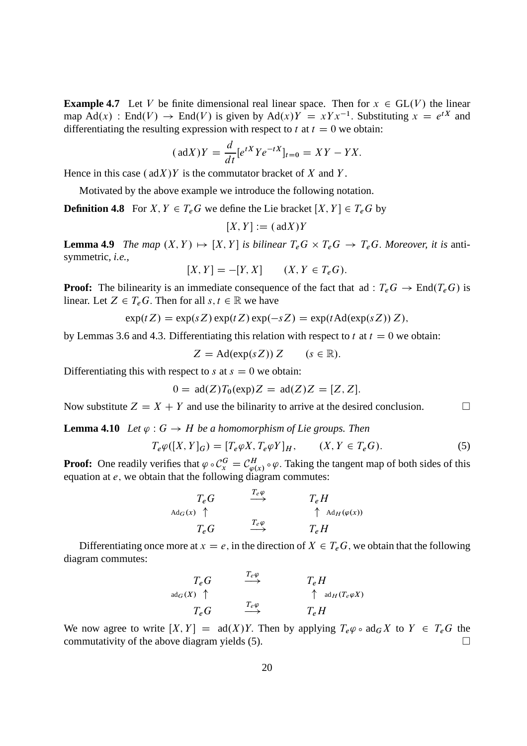**Example 4.7** Let $V$ be finite dimensional real linear space. Then for $x \in \mathrm{GL}(V)$ the linear map $\mathrm{Ad}(x) : \mathrm{End}(V) \to \mathrm{End}(V)$ is given by $\mathrm{Ad}(x)Y = xYx^{-1}$. Substituting $x = e^{tX}$ and differentiating the resulting expression with respect to $t$ at $t = 0$ we obtain:

$$(\,\mathrm{ad}X)Y = \frac{d}{dt}[e^{tX}Ye^{-tX}]_{t=0} = XY - YX.$$

Hence in this case $(\,\mathrm{ad}X)Y$ is the commutator bracket of $X$ and $Y$.

Motivated by the above example we introduce the following notation.

**Definition 4.8** For $X, Y \in T_eG$ we define the Lie bracket $[X, Y] \in T_eG$ by

$$[X, Y] := (\,\mathrm{ad}X)Y$$

**Lemma 4.9** *The map $(X, Y) \mapsto [X, Y]$ is bilinear $T_eG \times T_eG \to T_eG$. Moreover, it is* anti-symmetric, *i.e.,*

$$[X, Y] = -[Y, X] \qquad (X, Y \in T_eG).$$

**Proof:** The bilinearity is an immediate consequence of the fact that $\mathrm{ad} : T_eG \to \mathrm{End}(T_eG)$ is linear. Let $Z \in T_eG$. Then for all $s, t \in \mathbb{R}$ we have

$$\exp(tZ) = \exp(sZ)\exp(tZ)\exp(-sZ) = \exp(t\mathrm{Ad}(\exp(sZ))\,Z),$$

by Lemmas 3.6 and 4.3. Differentiating this relation with respect to $t$ at $t = 0$ we obtain:

$$Z = \mathrm{Ad}(\exp(sZ))\,Z \qquad (s \in \mathbb{R}).$$

Differentiating this with respect to $s$ at $s = 0$ we obtain:

$$0 = \mathrm{ad}(Z)T_0(\exp)Z = \mathrm{ad}(Z)Z = [Z, Z].$$

Now substitute $Z = X + Y$ and use the bilinarity to arrive at the desired conclusion. $\square$

**Lemma 4.10** *Let $\varphi : G \to H$ be a homomorphism of Lie groups. Then*

$$T_e\varphi([X, Y]_G) = [T_e\varphi X, T_e\varphi Y]_H, \qquad (X, Y \in T_eG). \tag{5}$$

**Proof:** One readily verifies that $\varphi \circ \mathcal{C}^G_x = \mathcal{C}^H_{\varphi(x)} \circ \varphi$. Taking the tangent map of both sides of this equation at $e$, we obtain that the following diagram commutes:

$$\begin{array}{ccc}
T_eG & \stackrel{T_e\varphi}{\longrightarrow} & T_eH \\
\mathrm{Ad}_G(x) \uparrow & & \uparrow \mathrm{Ad}_H(\varphi(x)) \\
T_eG & \stackrel{T_e\varphi}{\longrightarrow} & T_eH
\end{array}$$

Differentiating once more at $x = e$, in the direction of $X \in T_eG$, we obtain that the following diagram commutes:

$$\begin{array}{ccc}
T_eG & \stackrel{T_e\varphi}{\longrightarrow} & T_eH \\
\mathrm{ad}_G(X) \uparrow & & \uparrow \mathrm{ad}_H(T_e\varphi X) \\
T_eG & \stackrel{T_e\varphi}{\longrightarrow} & T_eH
\end{array}$$

We now agree to write $[X, Y] = \mathrm{ad}(X)Y$. Then by applying $T_e\varphi \circ \mathrm{ad}_G X$ to $Y \in T_eG$ the commutativity of the above diagram yields (5). $\square$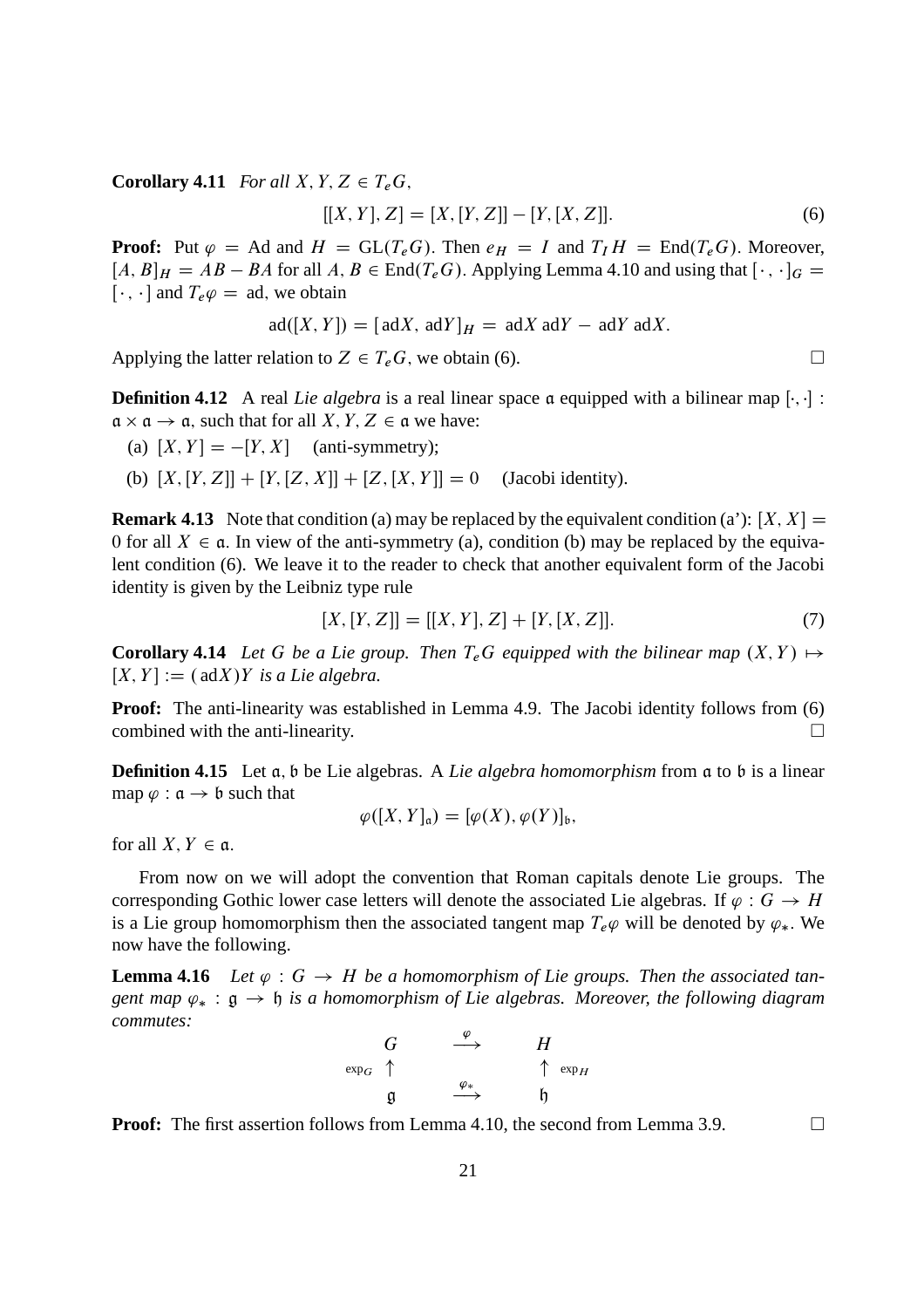**Corollary 4.11** *For all $X, Y, Z \in T_eG$,*

$$[[X, Y], Z] = [X, [Y, Z]] - [Y, [X, Z]]. \tag{6}$$

**Proof:** Put $\varphi = \mathrm{Ad}$ and $H = \mathrm{GL}(T_eG)$. Then $e_H = I$ and $T_I H = \mathrm{End}(T_eG)$. Moreover, $[A, B]_H = AB - BA$ for all $A, B \in \mathrm{End}(T_eG)$. Applying Lemma 4.10 and using that $[\cdot\,, \cdot]_G = [\cdot\,, \cdot]$ and $T_e\varphi = \mathrm{ad}$, we obtain

$$\mathrm{ad}([X, Y]) = [\,\mathrm{ad}X,\ \mathrm{ad}Y]_H = \mathrm{ad}X\,\mathrm{ad}Y - \mathrm{ad}Y\,\mathrm{ad}X.$$

Applying the latter relation to $Z \in T_eG$, we obtain (6). □

**Definition 4.12** A real *Lie algebra* is a real linear space $\mathfrak{a}$ equipped with a bilinear map $[\cdot, \cdot] : \mathfrak{a} \times \mathfrak{a} \to \mathfrak{a}$, such that for all $X, Y, Z \in \mathfrak{a}$ we have:

(a) $[X, Y] = -[Y, X]$ (anti-symmetry);

(b) $[X, [Y, Z]] + [Y, [Z, X]] + [Z, [X, Y]] = 0$ (Jacobi identity).

**Remark 4.13** Note that condition (a) may be replaced by the equivalent condition (a'): $[X, X] = 0$ for all $X \in \mathfrak{a}$. In view of the anti-symmetry (a), condition (b) may be replaced by the equivalent condition (6). We leave it to the reader to check that another equivalent form of the Jacobi identity is given by the Leibniz type rule

$$[X, [Y, Z]] = [[X, Y], Z] + [Y, [X, Z]]. \tag{7}$$

**Corollary 4.14** *Let $G$ be a Lie group. Then $T_eG$ equipped with the bilinear map $(X, Y) \mapsto [X, Y] := (\,\mathrm{ad}X)Y$ is a Lie algebra.*

**Proof:** The anti-linearity was established in Lemma 4.9. The Jacobi identity follows from (6) combined with the anti-linearity. □

**Definition 4.15** Let $\mathfrak{a}, \mathfrak{b}$ be Lie algebras. A *Lie algebra homomorphism* from $\mathfrak{a}$ to $\mathfrak{b}$ is a linear map $\varphi : \mathfrak{a} \to \mathfrak{b}$ such that

$$\varphi([X, Y]_{\mathfrak{a}}) = [\varphi(X), \varphi(Y)]_{\mathfrak{b}},$$

for all $X, Y \in \mathfrak{a}$.

From now on we will adopt the convention that Roman capitals denote Lie groups. The corresponding Gothic lower case letters will denote the associated Lie algebras. If $\varphi : G \to H$ is a Lie group homomorphism then the associated tangent map $T_e\varphi$ will be denoted by $\varphi_*$. We now have the following.

**Lemma 4.16** *Let $\varphi : G \to H$ be a homomorphism of Lie groups. Then the associated tangent map $\varphi_* : \mathfrak{g} \to \mathfrak{h}$ is a homomorphism of Lie algebras. Moreover, the following diagram commutes:*

$$\begin{array}{ccc} G & \xrightarrow{\ \varphi\ } & H \\ {\scriptstyle \exp_G}\uparrow & & \uparrow{\scriptstyle \exp_H} \\ \mathfrak{g} & \xrightarrow{\ \varphi_*\ } & \mathfrak{h} \end{array}$$

**Proof:** The first assertion follows from Lemma 4.10, the second from Lemma 3.9. □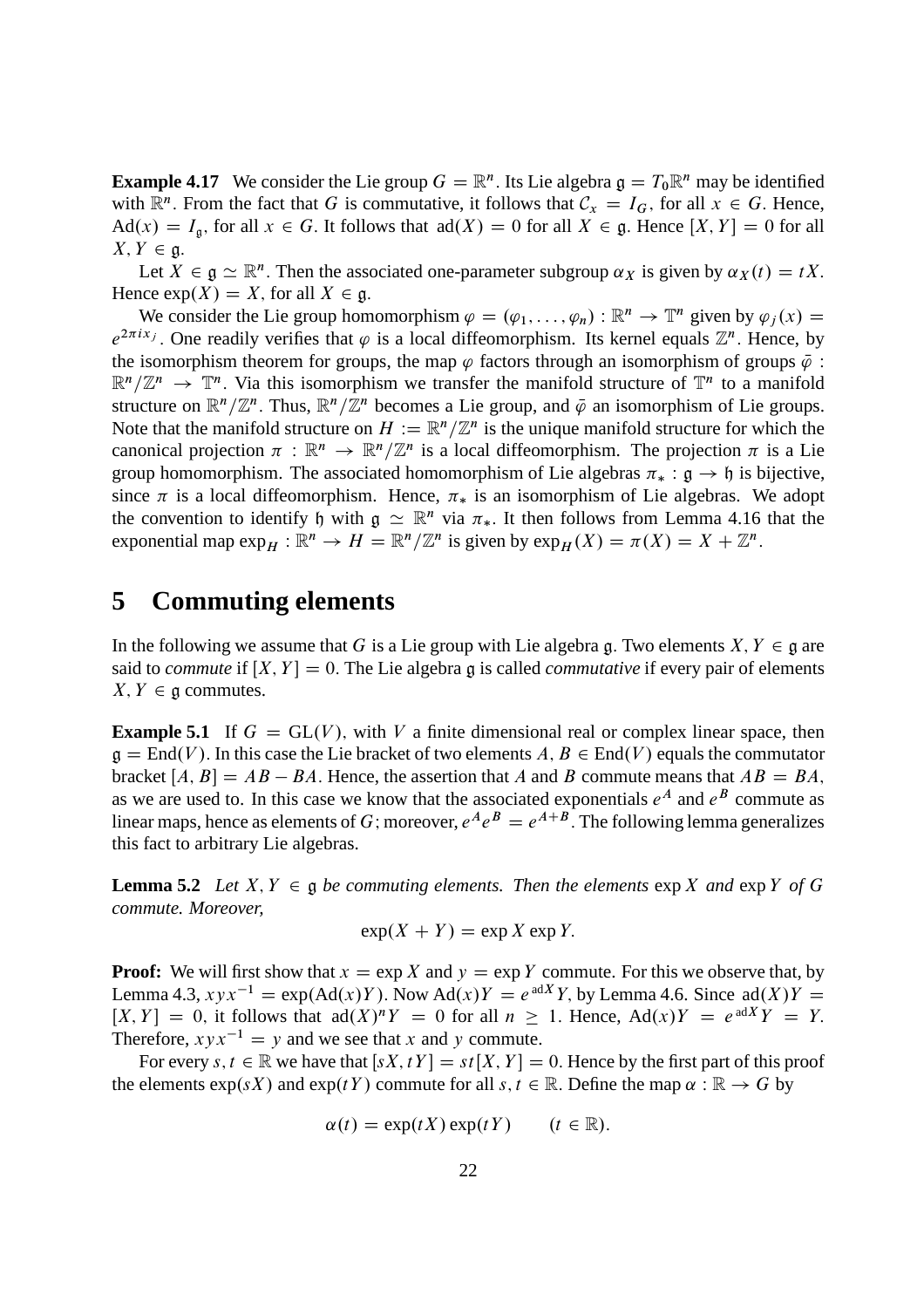**Example 4.17** We consider the Lie group $G = \mathbb{R}^n$. Its Lie algebra $\mathfrak{g} = T_0\mathbb{R}^n$ may be identified with $\mathbb{R}^n$. From the fact that $G$ is commutative, it follows that $\mathcal{C}_x = I_G$, for all $x \in G$. Hence, $\mathrm{Ad}(x) = I_{\mathfrak{g}}$, for all $x \in G$. It follows that $\mathrm{ad}(X) = 0$ for all $X \in \mathfrak{g}$. Hence $[X, Y] = 0$ for all $X, Y \in \mathfrak{g}$.

Let $X \in \mathfrak{g} \simeq \mathbb{R}^n$. Then the associated one-parameter subgroup $\alpha_X$ is given by $\alpha_X(t) = tX$. Hence $\exp(X) = X$, for all $X \in \mathfrak{g}$.

We consider the Lie group homomorphism $\varphi = (\varphi_1, \dots, \varphi_n) : \mathbb{R}^n \to \mathbb{T}^n$ given by $\varphi_j(x) = e^{2\pi i x_j}$. One readily verifies that $\varphi$ is a local diffeomorphism. Its kernel equals $\mathbb{Z}^n$. Hence, by the isomorphism theorem for groups, the map $\varphi$ factors through an isomorphism of groups $\bar{\varphi} : \mathbb{R}^n/\mathbb{Z}^n \to \mathbb{T}^n$. Via this isomorphism we transfer the manifold structure of $\mathbb{T}^n$ to a manifold structure on $\mathbb{R}^n/\mathbb{Z}^n$. Thus, $\mathbb{R}^n/\mathbb{Z}^n$ becomes a Lie group, and $\bar{\varphi}$ an isomorphism of Lie groups. Note that the manifold structure on $H := \mathbb{R}^n/\mathbb{Z}^n$ is the unique manifold structure for which the canonical projection $\pi : \mathbb{R}^n \to \mathbb{R}^n/\mathbb{Z}^n$ is a local diffeomorphism. The projection $\pi$ is a Lie group homomorphism. The associated homomorphism of Lie algebras $\pi_* : \mathfrak{g} \to \mathfrak{h}$ is bijective, since $\pi$ is a local diffeomorphism. Hence, $\pi_*$ is an isomorphism of Lie algebras. We adopt the convention to identify $\mathfrak{h}$ with $\mathfrak{g} \simeq \mathbb{R}^n$ via $\pi_*$. It then follows from Lemma 4.16 that the exponential map $\exp_H : \mathbb{R}^n \to H = \mathbb{R}^n/\mathbb{Z}^n$ is given by $\exp_H(X) = \pi(X) = X + \mathbb{Z}^n$.

# 5 Commuting elements

In the following we assume that $G$ is a Lie group with Lie algebra $\mathfrak{g}$. Two elements $X, Y \in \mathfrak{g}$ are said to *commute* if $[X, Y] = 0$. The Lie algebra $\mathfrak{g}$ is called *commutative* if every pair of elements $X, Y \in \mathfrak{g}$ commutes.

**Example 5.1** If $G = \mathrm{GL}(V)$, with $V$ a finite dimensional real or complex linear space, then $\mathfrak{g} = \mathrm{End}(V)$. In this case the Lie bracket of two elements $A, B \in \mathrm{End}(V)$ equals the commutator bracket $[A, B] = AB - BA$. Hence, the assertion that $A$ and $B$ commute means that $AB = BA$, as we are used to. In this case we know that the associated exponentials $e^A$ and $e^B$ commute as linear maps, hence as elements of $G$; moreover, $e^A e^B = e^{A+B}$. The following lemma generalizes this fact to arbitrary Lie algebras.

**Lemma 5.2** *Let $X, Y \in \mathfrak{g}$ be commuting elements. Then the elements $\exp X$ and $\exp Y$ of $G$ commute. Moreover,*

$$\exp(X + Y) = \exp X \exp Y.$$

**Proof:** We will first show that $x = \exp X$ and $y = \exp Y$ commute. For this we observe that, by Lemma 4.3, $xyx^{-1} = \exp(\mathrm{Ad}(x)Y)$. Now $\mathrm{Ad}(x)Y = e^{\,\mathrm{ad}X}Y$, by Lemma 4.6. Since $\mathrm{ad}(X)Y = [X, Y] = 0$, it follows that $\mathrm{ad}(X)^n Y = 0$ for all $n \geq 1$. Hence, $\mathrm{Ad}(x)Y = e^{\,\mathrm{ad}X}Y = Y$. Therefore, $xyx^{-1} = y$ and we see that $x$ and $y$ commute.

For every $s, t \in \mathbb{R}$ we have that $[sX, tY] = st[X, Y] = 0$. Hence by the first part of this proof the elements $\exp(sX)$ and $\exp(tY)$ commute for all $s, t \in \mathbb{R}$. Define the map $\alpha : \mathbb{R} \to G$ by

$$\alpha(t) = \exp(tX)\exp(tY) \qquad (t \in \mathbb{R}).$$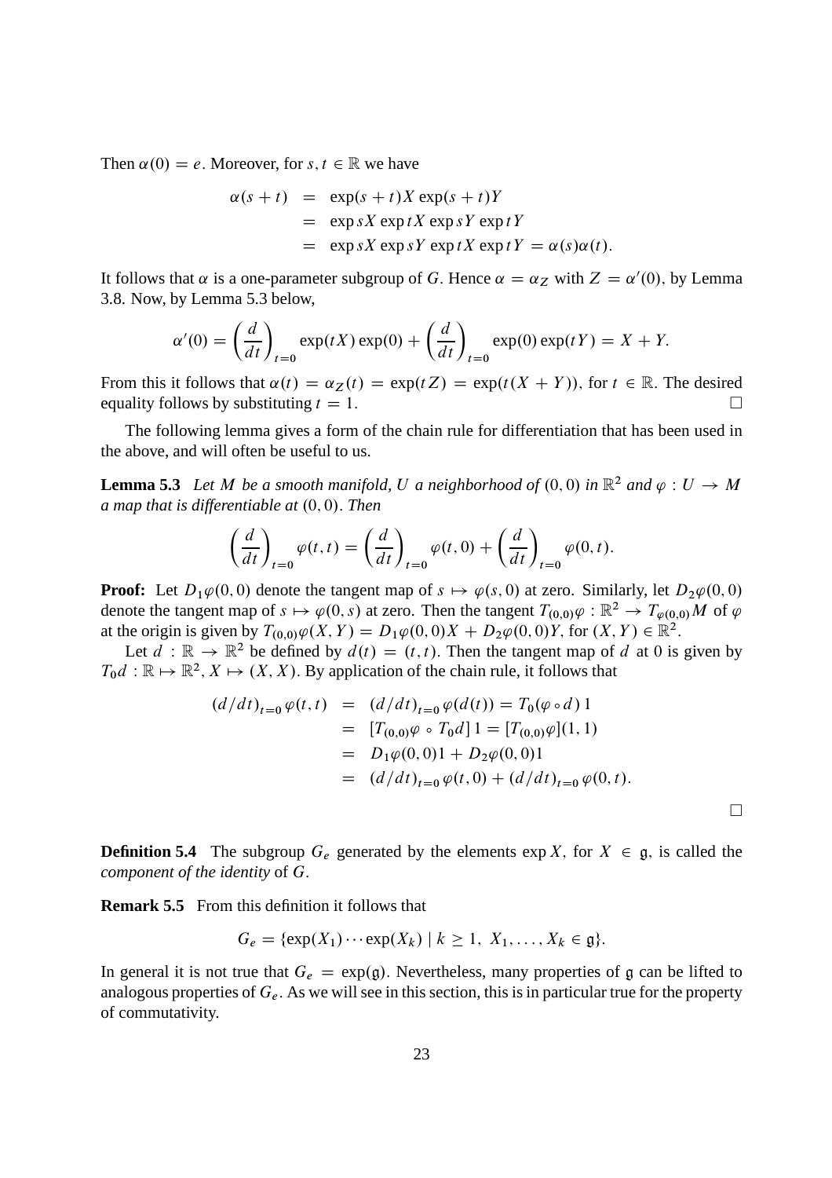Then $\alpha(0) = e$. Moreover, for $s, t \in \mathbb{R}$ we have

$$\begin{aligned}
\alpha(s+t) &= \exp(s+t)X \exp(s+t)Y \\
&= \exp sX \exp tX \exp sY \exp tY \\
&= \exp sX \exp sY \exp tX \exp tY = \alpha(s)\alpha(t).
\end{aligned}$$

It follows that $\alpha$ is a one-parameter subgroup of $G$. Hence $\alpha = \alpha_Z$ with $Z = \alpha'(0)$, by Lemma 3.8. Now, by Lemma 5.3 below,

$$\alpha'(0) = \left(\frac{d}{dt}\right)_{t=0} \exp(tX)\exp(0) + \left(\frac{d}{dt}\right)_{t=0} \exp(0)\exp(tY) = X + Y.$$

From this it follows that $\alpha(t) = \alpha_Z(t) = \exp(tZ) = \exp(t(X+Y))$, for $t \in \mathbb{R}$. The desired equality follows by substituting $t = 1$. $\square$

The following lemma gives a form of the chain rule for differentiation that has been used in the above, and will often be useful to us.

**Lemma 5.3** *Let $M$ be a smooth manifold, $U$ a neighborhood of $(0,0)$ in $\mathbb{R}^2$ and $\varphi : U \to M$ a map that is differentiable at $(0,0)$. Then*

$$\left(\frac{d}{dt}\right)_{t=0} \varphi(t,t) = \left(\frac{d}{dt}\right)_{t=0} \varphi(t,0) + \left(\frac{d}{dt}\right)_{t=0} \varphi(0,t).$$

**Proof:** Let $D_1\varphi(0,0)$ denote the tangent map of $s \mapsto \varphi(s,0)$ at zero. Similarly, let $D_2\varphi(0,0)$ denote the tangent map of $s \mapsto \varphi(0,s)$ at zero. Then the tangent $T_{(0,0)}\varphi : \mathbb{R}^2 \to T_{\varphi(0,0)}M$ of $\varphi$ at the origin is given by $T_{(0,0)}\varphi(X,Y) = D_1\varphi(0,0)X + D_2\varphi(0,0)Y$, for $(X,Y) \in \mathbb{R}^2$.

Let $d : \mathbb{R} \to \mathbb{R}^2$ be defined by $d(t) = (t,t)$. Then the tangent map of $d$ at $0$ is given by $T_0 d : \mathbb{R} \mapsto \mathbb{R}^2$, $X \mapsto (X,X)$. By application of the chain rule, it follows that

$$\begin{aligned}
(d/dt)_{t=0}\,\varphi(t,t) &= (d/dt)_{t=0}\,\varphi(d(t)) = T_0(\varphi \circ d)\,1 \\
&= [T_{(0,0)}\varphi \circ T_0 d]\,1 = [T_{(0,0)}\varphi](1,1) \\
&= D_1\varphi(0,0)1 + D_2\varphi(0,0)1 \\
&= (d/dt)_{t=0}\,\varphi(t,0) + (d/dt)_{t=0}\,\varphi(0,t).
\end{aligned}$$

$\square$

**Definition 5.4** The subgroup $G_e$ generated by the elements $\exp X$, for $X \in \mathfrak{g}$, is called the *component of the identity* of $G$.

**Remark 5.5** From this definition it follows that

$$G_e = \{\exp(X_1)\cdots\exp(X_k) \mid k \geq 1,\ X_1, \ldots, X_k \in \mathfrak{g}\}.$$

In general it is not true that $G_e = \exp(\mathfrak{g})$. Nevertheless, many properties of $\mathfrak{g}$ can be lifted to analogous properties of $G_e$. As we will see in this section, this is in particular true for the property of commutativity.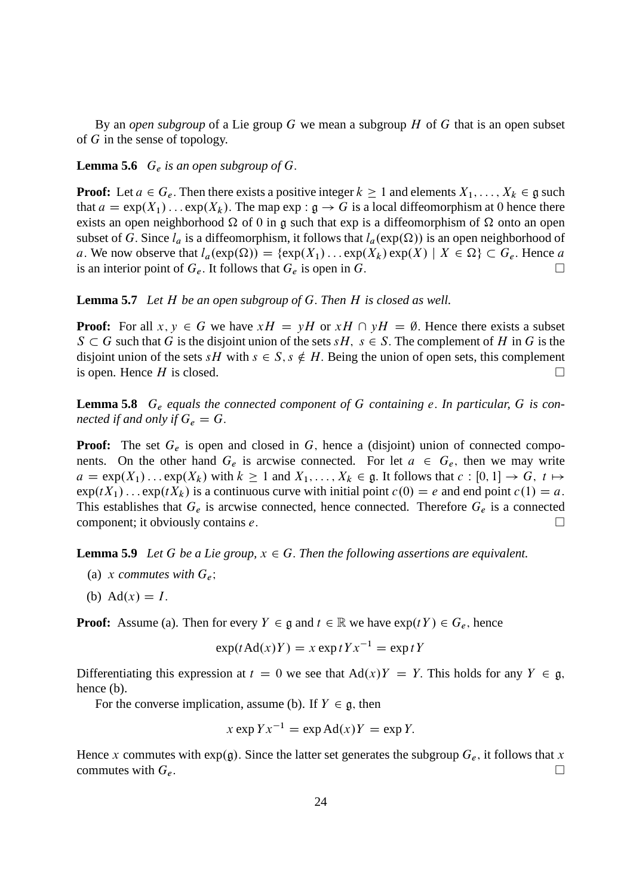By an *open subgroup* of a Lie group $G$ we mean a subgroup $H$ of $G$ that is an open subset of $G$ in the sense of topology.

**Lemma 5.6** *$G_e$ is an open subgroup of $G$.*

**Proof:** Let $a \in G_e$. Then there exists a positive integer $k \geq 1$ and elements $X_1, \ldots, X_k \in \mathfrak{g}$ such that $a = \exp(X_1) \ldots \exp(X_k)$. The map $\exp : \mathfrak{g} \to G$ is a local diffeomorphism at 0 hence there exists an open neighborhood $\Omega$ of 0 in $\mathfrak{g}$ such that exp is a diffeomorphism of $\Omega$ onto an open subset of $G$. Since $l_a$ is a diffeomorphism, it follows that $l_a(\exp(\Omega))$ is an open neighborhood of $a$. We now observe that $l_a(\exp(\Omega)) = \{\exp(X_1) \ldots \exp(X_k) \exp(X) \mid X \in \Omega\} \subset G_e$. Hence $a$ is an interior point of $G_e$. It follows that $G_e$ is open in $G$. $\square$

**Lemma 5.7** *Let $H$ be an open subgroup of $G$. Then $H$ is closed as well.*

**Proof:** For all $x, y \in G$ we have $xH = yH$ or $xH \cap yH = \emptyset$. Hence there exists a subset $S \subset G$ such that $G$ is the disjoint union of the sets $sH,\ s \in S$. The complement of $H$ in $G$ is the disjoint union of the sets $sH$ with $s \in S, s \notin H$. Being the union of open sets, this complement is open. Hence $H$ is closed. $\square$

**Lemma 5.8** *$G_e$ equals the connected component of $G$ containing $e$. In particular, $G$ is connected if and only if $G_e = G$.*

**Proof:** The set $G_e$ is open and closed in $G$, hence a (disjoint) union of connected components. On the other hand $G_e$ is arcwise connected. For let $a \in G_e$, then we may write $a = \exp(X_1) \ldots \exp(X_k)$ with $k \geq 1$ and $X_1, \ldots, X_k \in \mathfrak{g}$. It follows that $c : [0, 1] \to G,\ t \mapsto \exp(tX_1) \ldots \exp(tX_k)$ is a continuous curve with initial point $c(0) = e$ and end point $c(1) = a$. This establishes that $G_e$ is arcwise connected, hence connected. Therefore $G_e$ is a connected component; it obviously contains $e$. $\square$

**Lemma 5.9** *Let $G$ be a Lie group, $x \in G$. Then the following assertions are equivalent.*

(a) *$x$ commutes with $G_e$;*

(b) $\mathrm{Ad}(x) = I$.

**Proof:** Assume (a). Then for every $Y \in \mathfrak{g}$ and $t \in \mathbb{R}$ we have $\exp(tY) \in G_e$, hence

$$\exp(t\mathrm{Ad}(x)Y) = x \exp tY x^{-1} = \exp tY$$

Differentiating this expression at $t = 0$ we see that $\mathrm{Ad}(x)Y = Y$. This holds for any $Y \in \mathfrak{g}$, hence (b).

For the converse implication, assume (b). If $Y \in \mathfrak{g}$, then

$$x \exp Y x^{-1} = \exp \mathrm{Ad}(x)Y = \exp Y.$$

Hence $x$ commutes with $\exp(\mathfrak{g})$. Since the latter set generates the subgroup $G_e$, it follows that $x$ commutes with $G_e$. $\square$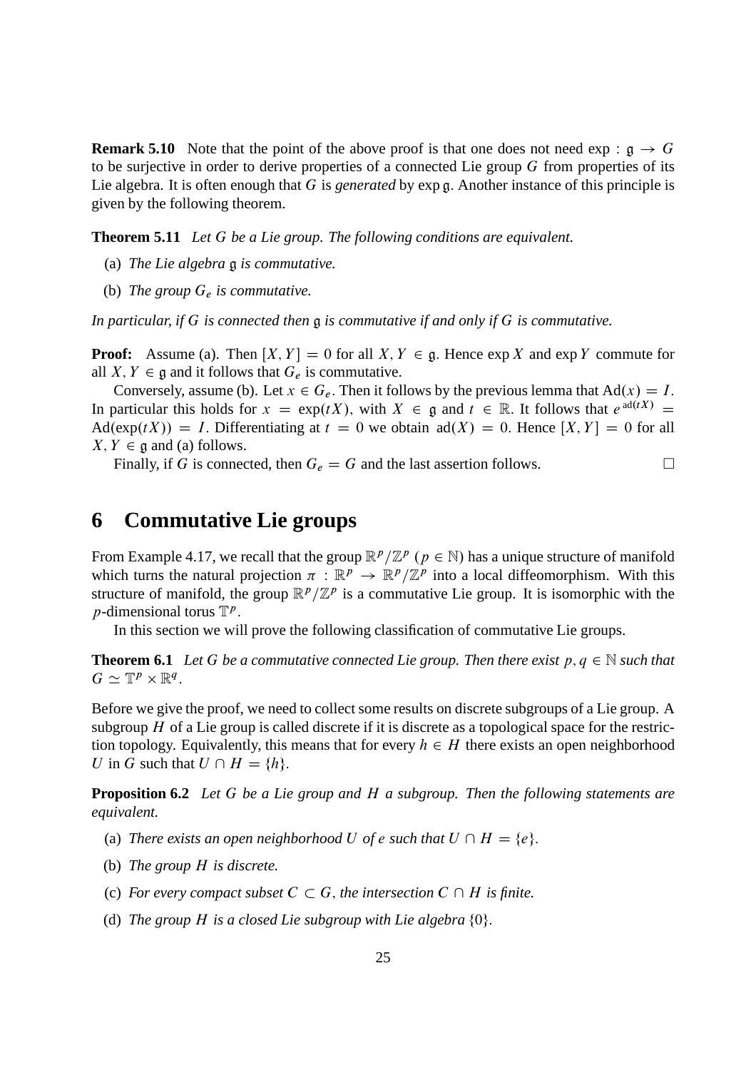**Remark 5.10** Note that the point of the above proof is that one does not need $\exp : \mathfrak{g} \to G$ to be surjective in order to derive properties of a connected Lie group $G$ from properties of its Lie algebra. It is often enough that $G$ is *generated* by $\exp \mathfrak{g}$. Another instance of this principle is given by the following theorem.

**Theorem 5.11** *Let $G$ be a Lie group. The following conditions are equivalent.*

(a) *The Lie algebra $\mathfrak{g}$ is commutative.*

(b) *The group $G_e$ is commutative.*

*In particular, if $G$ is connected then $\mathfrak{g}$ is commutative if and only if $G$ is commutative.*

**Proof:** Assume (a). Then $[X, Y] = 0$ for all $X, Y \in \mathfrak{g}$. Hence $\exp X$ and $\exp Y$ commute for all $X, Y \in \mathfrak{g}$ and it follows that $G_e$ is commutative.

Conversely, assume (b). Let $x \in G_e$. Then it follows by the previous lemma that $\mathrm{Ad}(x) = I$. In particular this holds for $x = \exp(tX)$, with $X \in \mathfrak{g}$ and $t \in \mathbb{R}$. It follows that $e^{\,\mathrm{ad}(tX)} = \mathrm{Ad}(\exp(tX)) = I$. Differentiating at $t = 0$ we obtain $\mathrm{ad}(X) = 0$. Hence $[X, Y] = 0$ for all $X, Y \in \mathfrak{g}$ and (a) follows.

Finally, if $G$ is connected, then $G_e = G$ and the last assertion follows. $\square$

# 6 Commutative Lie groups

From Example 4.17, we recall that the group $\mathbb{R}^p/\mathbb{Z}^p$ ($p \in \mathbb{N}$) has a unique structure of manifold which turns the natural projection $\pi : \mathbb{R}^p \to \mathbb{R}^p/\mathbb{Z}^p$ into a local diffeomorphism. With this structure of manifold, the group $\mathbb{R}^p/\mathbb{Z}^p$ is a commutative Lie group. It is isomorphic with the $p$-dimensional torus $\mathbb{T}^p$.

In this section we will prove the following classification of commutative Lie groups.

**Theorem 6.1** *Let $G$ be a commutative connected Lie group. Then there exist $p, q \in \mathbb{N}$ such that $G \simeq \mathbb{T}^p \times \mathbb{R}^q$.*

Before we give the proof, we need to collect some results on discrete subgroups of a Lie group. A subgroup $H$ of a Lie group is called discrete if it is discrete as a topological space for the restriction topology. Equivalently, this means that for every $h \in H$ there exists an open neighborhood $U$ in $G$ such that $U \cap H = \{h\}$.

**Proposition 6.2** *Let $G$ be a Lie group and $H$ a subgroup. Then the following statements are equivalent.*

(a) *There exists an open neighborhood $U$ of $e$ such that $U \cap H = \{e\}$.*

(b) *The group $H$ is discrete.*

(c) *For every compact subset $C \subset G$, the intersection $C \cap H$ is finite.*

(d) *The group $H$ is a closed Lie subgroup with Lie algebra $\{0\}$.*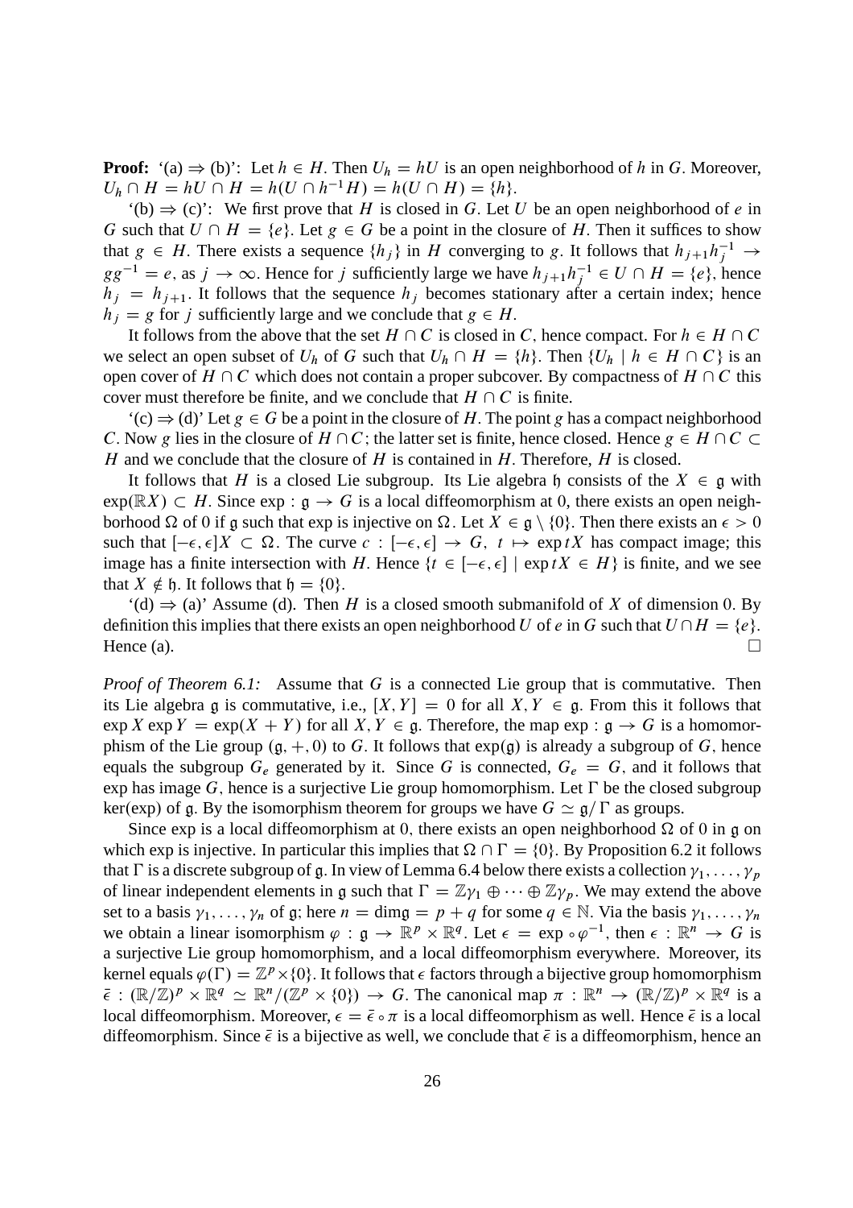**Proof:** '(a) $\Rightarrow$ (b)': Let $h \in H$. Then $U_h = hU$ is an open neighborhood of $h$ in $G$. Moreover, $U_h \cap H = hU \cap H = h(U \cap h^{-1}H) = h(U \cap H) = \{h\}$.

'(b) $\Rightarrow$ (c)': We first prove that $H$ is closed in $G$. Let $U$ be an open neighborhood of $e$ in $G$ such that $U \cap H = \{e\}$. Let $g \in G$ be a point in the closure of $H$. Then it suffices to show that $g \in H$. There exists a sequence $\{h_j\}$ in $H$ converging to $g$. It follows that $h_{j+1}h_j^{-1} \to gg^{-1} = e$, as $j \to \infty$. Hence for $j$ sufficiently large we have $h_{j+1}h_j^{-1} \in U \cap H = \{e\}$, hence $h_j = h_{j+1}$. It follows that the sequence $h_j$ becomes stationary after a certain index; hence $h_j = g$ for $j$ sufficiently large and we conclude that $g \in H$.

It follows from the above that the set $H \cap C$ is closed in $C$, hence compact. For $h \in H \cap C$ we select an open subset of $U_h$ of $G$ such that $U_h \cap H = \{h\}$. Then $\{U_h \mid h \in H \cap C\}$ is an open cover of $H \cap C$ which does not contain a proper subcover. By compactness of $H \cap C$ this cover must therefore be finite, and we conclude that $H \cap C$ is finite.

'(c) $\Rightarrow$ (d)' Let $g \in G$ be a point in the closure of $H$. The point $g$ has a compact neighborhood $C$. Now $g$ lies in the closure of $H \cap C$; the latter set is finite, hence closed. Hence $g \in H \cap C \subset H$ and we conclude that the closure of $H$ is contained in $H$. Therefore, $H$ is closed.

It follows that $H$ is a closed Lie subgroup. Its Lie algebra $\mathfrak{h}$ consists of the $X \in \mathfrak{g}$ with $\exp(\mathbb{R}X) \subset H$. Since $\exp : \mathfrak{g} \to G$ is a local diffeomorphism at 0, there exists an open neighborhood $\Omega$ of 0 if $\mathfrak{g}$ such that exp is injective on $\Omega$. Let $X \in \mathfrak{g} \setminus \{0\}$. Then there exists an $\epsilon > 0$ such that $[-\epsilon, \epsilon]X \subset \Omega$. The curve $c : [-\epsilon, \epsilon] \to G$, $t \mapsto \exp tX$ has compact image; this image has a finite intersection with $H$. Hence $\{t \in [-\epsilon, \epsilon] \mid \exp tX \in H\}$ is finite, and we see that $X \notin \mathfrak{h}$. It follows that $\mathfrak{h} = \{0\}$.

'(d) $\Rightarrow$ (a)' Assume (d). Then $H$ is a closed smooth submanifold of $X$ of dimension 0. By definition this implies that there exists an open neighborhood $U$ of $e$ in $G$ such that $U \cap H = \{e\}$. Hence (a). $\square$

*Proof of Theorem 6.1:* Assume that $G$ is a connected Lie group that is commutative. Then its Lie algebra $\mathfrak{g}$ is commutative, i.e., $[X, Y] = 0$ for all $X, Y \in \mathfrak{g}$. From this it follows that $\exp X \exp Y = \exp(X + Y)$ for all $X, Y \in \mathfrak{g}$. Therefore, the map $\exp : \mathfrak{g} \to G$ is a homomorphism of the Lie group $(\mathfrak{g}, +, 0)$ to $G$. It follows that $\exp(\mathfrak{g})$ is already a subgroup of $G$, hence equals the subgroup $G_e$ generated by it. Since $G$ is connected, $G_e = G$, and it follows that exp has image $G$, hence is a surjective Lie group homomorphism. Let $\Gamma$ be the closed subgroup $\ker(\exp)$ of $\mathfrak{g}$. By the isomorphism theorem for groups we have $G \simeq \mathfrak{g}/\Gamma$ as groups.

Since exp is a local diffeomorphism at 0, there exists an open neighborhood $\Omega$ of 0 in $\mathfrak{g}$ on which exp is injective. In particular this implies that $\Omega \cap \Gamma = \{0\}$. By Proposition 6.2 it follows that $\Gamma$ is a discrete subgroup of $\mathfrak{g}$. In view of Lemma 6.4 below there exists a collection $\gamma_1, \ldots, \gamma_p$ of linear independent elements in $\mathfrak{g}$ such that $\Gamma = \mathbb{Z}\gamma_1 \oplus \cdots \oplus \mathbb{Z}\gamma_p$. We may extend the above set to a basis $\gamma_1, \ldots, \gamma_n$ of $\mathfrak{g}$; here $n = \dim\mathfrak{g} = p + q$ for some $q \in \mathbb{N}$. Via the basis $\gamma_1, \ldots, \gamma_n$ we obtain a linear isomorphism $\varphi : \mathfrak{g} \to \mathbb{R}^p \times \mathbb{R}^q$. Let $\epsilon = \exp \circ \varphi^{-1}$, then $\epsilon : \mathbb{R}^n \to G$ is a surjective Lie group homomorphism, and a local diffeomorphism everywhere. Moreover, its kernel equals $\varphi(\Gamma) = \mathbb{Z}^p \times \{0\}$. It follows that $\epsilon$ factors through a bijective group homomorphism $\bar{\epsilon} : (\mathbb{R}/\mathbb{Z})^p \times \mathbb{R}^q \simeq \mathbb{R}^n/(\mathbb{Z}^p \times \{0\}) \to G$. The canonical map $\pi : \mathbb{R}^n \to (\mathbb{R}/\mathbb{Z})^p \times \mathbb{R}^q$ is a local diffeomorphism. Moreover, $\epsilon = \bar{\epsilon} \circ \pi$ is a local diffeomorphism as well. Hence $\bar{\epsilon}$ is a local diffeomorphism. Since $\bar{\epsilon}$ is a bijective as well, we conclude that $\bar{\epsilon}$ is a diffeomorphism, hence an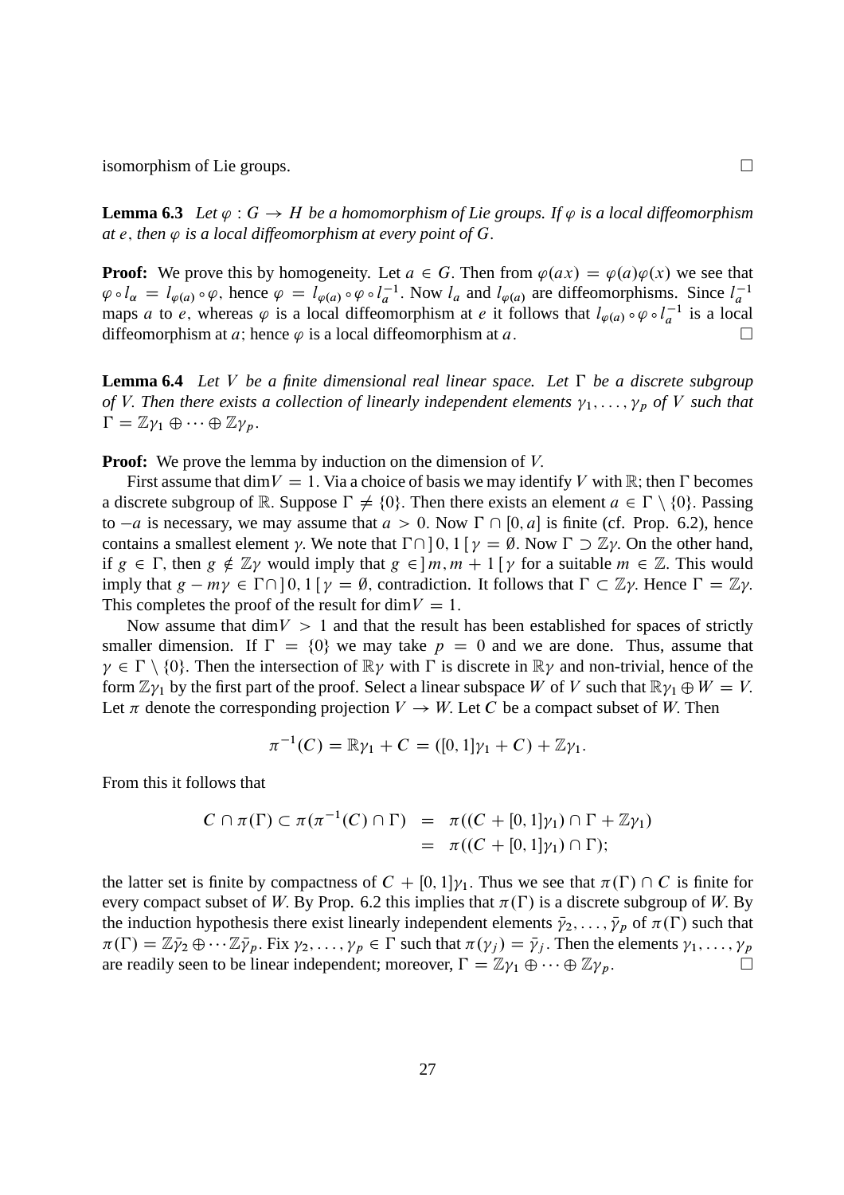isomorphism of Lie groups. $\square$

**Lemma 6.3** *Let $\varphi : G \to H$ be a homomorphism of Lie groups. If $\varphi$ is a local diffeomorphism at $e$, then $\varphi$ is a local diffeomorphism at every point of $G$.*

**Proof:** We prove this by homogeneity. Let $a \in G$. Then from $\varphi(ax) = \varphi(a)\varphi(x)$ we see that $\varphi \circ l_\alpha = l_{\varphi(a)} \circ \varphi$, hence $\varphi = l_{\varphi(a)} \circ \varphi \circ l_a^{-1}$. Now $l_a$ and $l_{\varphi(a)}$ are diffeomorphisms. Since $l_a^{-1}$ maps $a$ to $e$, whereas $\varphi$ is a local diffeomorphism at $e$ it follows that $l_{\varphi(a)} \circ \varphi \circ l_a^{-1}$ is a local diffeomorphism at $a$; hence $\varphi$ is a local diffeomorphism at $a$. $\square$

**Lemma 6.4** *Let $V$ be a finite dimensional real linear space. Let $\Gamma$ be a discrete subgroup of $V$. Then there exists a collection of linearly independent elements $\gamma_1, \dots, \gamma_p$ of $V$ such that $\Gamma = \mathbb{Z}\gamma_1 \oplus \cdots \oplus \mathbb{Z}\gamma_p$.*

**Proof:** We prove the lemma by induction on the dimension of $V$.

First assume that $\dim V = 1$. Via a choice of basis we may identify $V$ with $\mathbb{R}$; then $\Gamma$ becomes a discrete subgroup of $\mathbb{R}$. Suppose $\Gamma \neq \{0\}$. Then there exists an element $a \in \Gamma \setminus \{0\}$. Passing to $-a$ is necessary, we may assume that $a > 0$. Now $\Gamma \cap [0, a]$ is finite (cf. Prop. 6.2), hence contains a smallest element $\gamma$. We note that $\Gamma \cap ]\,0, 1\,[\,\gamma = \emptyset$. Now $\Gamma \supset \mathbb{Z}\gamma$. On the other hand, if $g \in \Gamma$, then $g \notin \mathbb{Z}\gamma$ would imply that $g \in ]\,m, m+1\,[\,\gamma$ for a suitable $m \in \mathbb{Z}$. This would imply that $g - m\gamma \in \Gamma \cap ]\,0, 1\,[\,\gamma = \emptyset$, contradiction. It follows that $\Gamma \subset \mathbb{Z}\gamma$. Hence $\Gamma = \mathbb{Z}\gamma$. This completes the proof of the result for $\dim V = 1$.

Now assume that $\dim V > 1$ and that the result has been established for spaces of strictly smaller dimension. If $\Gamma = \{0\}$ we may take $p = 0$ and we are done. Thus, assume that $\gamma \in \Gamma \setminus \{0\}$. Then the intersection of $\mathbb{R}\gamma$ with $\Gamma$ is discrete in $\mathbb{R}\gamma$ and non-trivial, hence of the form $\mathbb{Z}\gamma_1$ by the first part of the proof. Select a linear subspace $W$ of $V$ such that $\mathbb{R}\gamma_1 \oplus W = V$. Let $\pi$ denote the corresponding projection $V \to W$. Let $C$ be a compact subset of $W$. Then

$$\pi^{-1}(C) = \mathbb{R}\gamma_1 + C = ([0, 1]\gamma_1 + C) + \mathbb{Z}\gamma_1.$$

From this it follows that

$$\begin{aligned} C \cap \pi(\Gamma) \subset \pi(\pi^{-1}(C) \cap \Gamma) &= \pi((C + [0, 1]\gamma_1) \cap \Gamma + \mathbb{Z}\gamma_1) \\ &= \pi((C + [0, 1]\gamma_1) \cap \Gamma); \end{aligned}$$

the latter set is finite by compactness of $C + [0, 1]\gamma_1$. Thus we see that $\pi(\Gamma) \cap C$ is finite for every compact subset of $W$. By Prop. 6.2 this implies that $\pi(\Gamma)$ is a discrete subgroup of $W$. By the induction hypothesis there exist linearly independent elements $\bar{\gamma}_2, \dots, \bar{\gamma}_p$ of $\pi(\Gamma)$ such that $\pi(\Gamma) = \mathbb{Z}\bar{\gamma}_2 \oplus \cdots \mathbb{Z}\bar{\gamma}_p$. Fix $\gamma_2, \dots, \gamma_p \in \Gamma$ such that $\pi(\gamma_j) = \bar{\gamma}_j$. Then the elements $\gamma_1, \dots, \gamma_p$ are readily seen to be linear independent; moreover, $\Gamma = \mathbb{Z}\gamma_1 \oplus \cdots \oplus \mathbb{Z}\gamma_p$. $\square$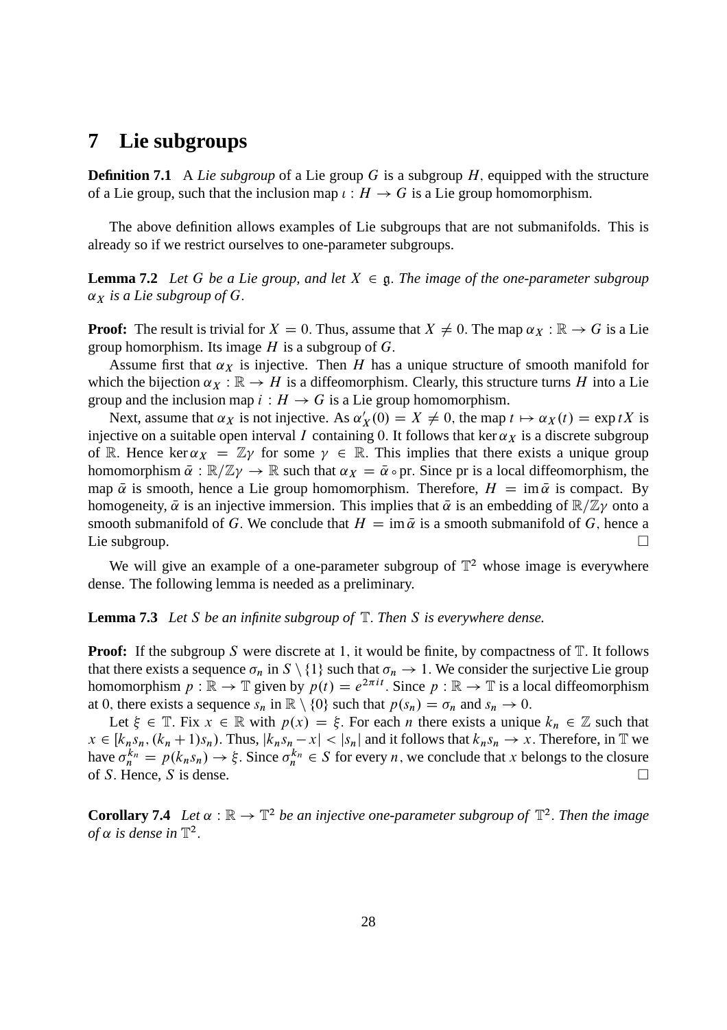# 7 Lie subgroups

**Definition 7.1** A *Lie subgroup* of a Lie group $G$ is a subgroup $H$, equipped with the structure of a Lie group, such that the inclusion map $\iota : H \to G$ is a Lie group homomorphism.

The above definition allows examples of Lie subgroups that are not submanifolds. This is already so if we restrict ourselves to one-parameter subgroups.

**Lemma 7.2** *Let $G$ be a Lie group, and let $X \in \mathfrak{g}$. The image of the one-parameter subgroup $\alpha_X$ is a Lie subgroup of $G$.*

**Proof:** The result is trivial for $X = 0$. Thus, assume that $X \neq 0$. The map $\alpha_X : \mathbb{R} \to G$ is a Lie group homorphism. Its image $H$ is a subgroup of $G$.

Assume first that $\alpha_X$ is injective. Then $H$ has a unique structure of smooth manifold for which the bijection $\alpha_X : \mathbb{R} \to H$ is a diffeomorphism. Clearly, this structure turns $H$ into a Lie group and the inclusion map $i : H \to G$ is a Lie group homomorphism.

Next, assume that $\alpha_X$ is not injective. As $\alpha_X'(0) = X \neq 0$, the map $t \mapsto \alpha_X(t) = \exp tX$ is injective on a suitable open interval $I$ containing 0. It follows that $\ker \alpha_X$ is a discrete subgroup of $\mathbb{R}$. Hence $\ker \alpha_X = \mathbb{Z}\gamma$ for some $\gamma \in \mathbb{R}$. This implies that there exists a unique group homomorphism $\bar{\alpha} : \mathbb{R}/\mathbb{Z}\gamma \to \mathbb{R}$ such that $\alpha_X = \bar{\alpha} \circ \mathrm{pr}$. Since pr is a local diffeomorphism, the map $\bar{\alpha}$ is smooth, hence a Lie group homomorphism. Therefore, $H = \mathrm{im}\, \bar{\alpha}$ is compact. By homogeneity, $\bar{\alpha}$ is an injective immersion. This implies that $\bar{\alpha}$ is an embedding of $\mathbb{R}/\mathbb{Z}\gamma$ onto a smooth submanifold of $G$. We conclude that $H = \mathrm{im}\, \bar{\alpha}$ is a smooth submanifold of $G$, hence a Lie subgroup. $\square$

We will give an example of a one-parameter subgroup of $\mathbb{T}^2$ whose image is everywhere dense. The following lemma is needed as a preliminary.

**Lemma 7.3** *Let $S$ be an infinite subgroup of $\mathbb{T}$. Then $S$ is everywhere dense.*

**Proof:** If the subgroup $S$ were discrete at 1, it would be finite, by compactness of $\mathbb{T}$. It follows that there exists a sequence $\sigma_n$ in $S \setminus \{1\}$ such that $\sigma_n \to 1$. We consider the surjective Lie group homomorphism $p : \mathbb{R} \to \mathbb{T}$ given by $p(t) = e^{2\pi i t}$. Since $p : \mathbb{R} \to \mathbb{T}$ is a local diffeomorphism at 0, there exists a sequence $s_n$ in $\mathbb{R} \setminus \{0\}$ such that $p(s_n) = \sigma_n$ and $s_n \to 0$.

Let $\xi \in \mathbb{T}$. Fix $x \in \mathbb{R}$ with $p(x) = \xi$. For each $n$ there exists a unique $k_n \in \mathbb{Z}$ such that $x \in [k_n s_n, (k_n + 1)s_n)$. Thus, $|k_n s_n - x| < |s_n|$ and it follows that $k_n s_n \to x$. Therefore, in $\mathbb{T}$ we have $\sigma_n^{k_n} = p(k_n s_n) \to \xi$. Since $\sigma_n^{k_n} \in S$ for every $n$, we conclude that $x$ belongs to the closure of $S$. Hence, $S$ is dense. $\square$

**Corollary 7.4** *Let $\alpha : \mathbb{R} \to \mathbb{T}^2$ be an injective one-parameter subgroup of $\mathbb{T}^2$. Then the image of $\alpha$ is dense in $\mathbb{T}^2$.*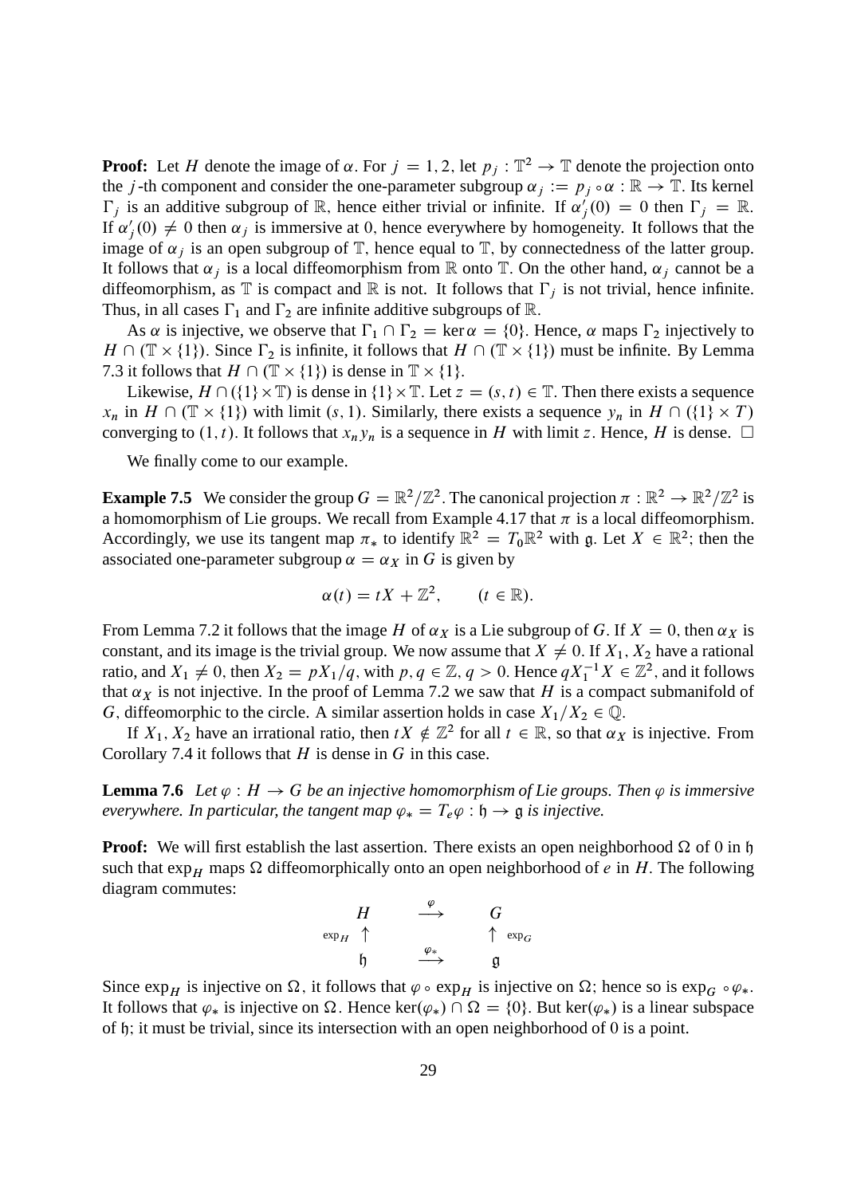**Proof:** Let $H$ denote the image of $\alpha$. For $j = 1, 2$, let $p_j : \mathbb{T}^2 \to \mathbb{T}$ denote the projection onto the $j$-th component and consider the one-parameter subgroup $\alpha_j := p_j \circ \alpha : \mathbb{R} \to \mathbb{T}$. Its kernel $\Gamma_j$ is an additive subgroup of $\mathbb{R}$, hence either trivial or infinite. If $\alpha_j'(0) = 0$ then $\Gamma_j = \mathbb{R}$. If $\alpha_j'(0) \neq 0$ then $\alpha_j$ is immersive at 0, hence everywhere by homogeneity. It follows that the image of $\alpha_j$ is an open subgroup of $\mathbb{T}$, hence equal to $\mathbb{T}$, by connectedness of the latter group. It follows that $\alpha_j$ is a local diffeomorphism from $\mathbb{R}$ onto $\mathbb{T}$. On the other hand, $\alpha_j$ cannot be a diffeomorphism, as $\mathbb{T}$ is compact and $\mathbb{R}$ is not. It follows that $\Gamma_j$ is not trivial, hence infinite. Thus, in all cases $\Gamma_1$ and $\Gamma_2$ are infinite additive subgroups of $\mathbb{R}$.

As $\alpha$ is injective, we observe that $\Gamma_1 \cap \Gamma_2 = \ker \alpha = \{0\}$. Hence, $\alpha$ maps $\Gamma_2$ injectively to $H \cap (\mathbb{T} \times \{1\})$. Since $\Gamma_2$ is infinite, it follows that $H \cap (\mathbb{T} \times \{1\})$ must be infinite. By Lemma 7.3 it follows that $H \cap (\mathbb{T} \times \{1\})$ is dense in $\mathbb{T} \times \{1\}$.

Likewise, $H \cap (\{1\} \times \mathbb{T})$ is dense in $\{1\} \times \mathbb{T}$. Let $z = (s, t) \in \mathbb{T}$. Then there exists a sequence $x_n$ in $H \cap (\mathbb{T} \times \{1\})$ with limit $(s, 1)$. Similarly, there exists a sequence $y_n$ in $H \cap (\{1\} \times T)$ converging to $(1, t)$. It follows that $x_n y_n$ is a sequence in $H$ with limit $z$. Hence, $H$ is dense. $\square$

We finally come to our example.

**Example 7.5** We consider the group $G = \mathbb{R}^2/\mathbb{Z}^2$. The canonical projection $\pi : \mathbb{R}^2 \to \mathbb{R}^2/\mathbb{Z}^2$ is a homomorphism of Lie groups. We recall from Example 4.17 that $\pi$ is a local diffeomorphism. Accordingly, we use its tangent map $\pi_*$ to identify $\mathbb{R}^2 = T_0\mathbb{R}^2$ with $\mathfrak{g}$. Let $X \in \mathbb{R}^2$; then the associated one-parameter subgroup $\alpha = \alpha_X$ in $G$ is given by

$$\alpha(t) = tX + \mathbb{Z}^2, \qquad (t \in \mathbb{R}).$$

From Lemma 7.2 it follows that the image $H$ of $\alpha_X$ is a Lie subgroup of $G$. If $X = 0$, then $\alpha_X$ is constant, and its image is the trivial group. We now assume that $X \neq 0$. If $X_1, X_2$ have a rational ratio, and $X_1 \neq 0$, then $X_2 = pX_1/q$, with $p, q \in \mathbb{Z}$, $q > 0$. Hence $qX_1^{-1}X \in \mathbb{Z}^2$, and it follows that $\alpha_X$ is not injective. In the proof of Lemma 7.2 we saw that $H$ is a compact submanifold of $G$, diffeomorphic to the circle. A similar assertion holds in case $X_1/X_2 \in \mathbb{Q}$.

If $X_1, X_2$ have an irrational ratio, then $tX \notin \mathbb{Z}^2$ for all $t \in \mathbb{R}$, so that $\alpha_X$ is injective. From Corollary 7.4 it follows that $H$ is dense in $G$ in this case.

**Lemma 7.6** *Let $\varphi : H \to G$ be an injective homomorphism of Lie groups. Then $\varphi$ is immersive everywhere. In particular, the tangent map $\varphi_* = T_e\varphi : \mathfrak{h} \to \mathfrak{g}$ is injective.*

**Proof:** We will first establish the last assertion. There exists an open neighborhood $\Omega$ of 0 in $\mathfrak{h}$ such that $\exp_H$ maps $\Omega$ diffeomorphically onto an open neighborhood of $e$ in $H$. The following diagram commutes:

$$\begin{array}{ccc} H & \stackrel{\varphi}{\longrightarrow} & G \\ {\scriptstyle \exp_H} \uparrow & & \uparrow {\scriptstyle \exp_G} \\ \mathfrak{h} & \stackrel{\varphi_*}{\longrightarrow} & \mathfrak{g} \end{array}$$

Since $\exp_H$ is injective on $\Omega$, it follows that $\varphi \circ \exp_H$ is injective on $\Omega$; hence so is $\exp_G \circ \varphi_*$. It follows that $\varphi_*$ is injective on $\Omega$. Hence $\ker(\varphi_*) \cap \Omega = \{0\}$. But $\ker(\varphi_*)$ is a linear subspace of $\mathfrak{h}$; it must be trivial, since its intersection with an open neighborhood of 0 is a point.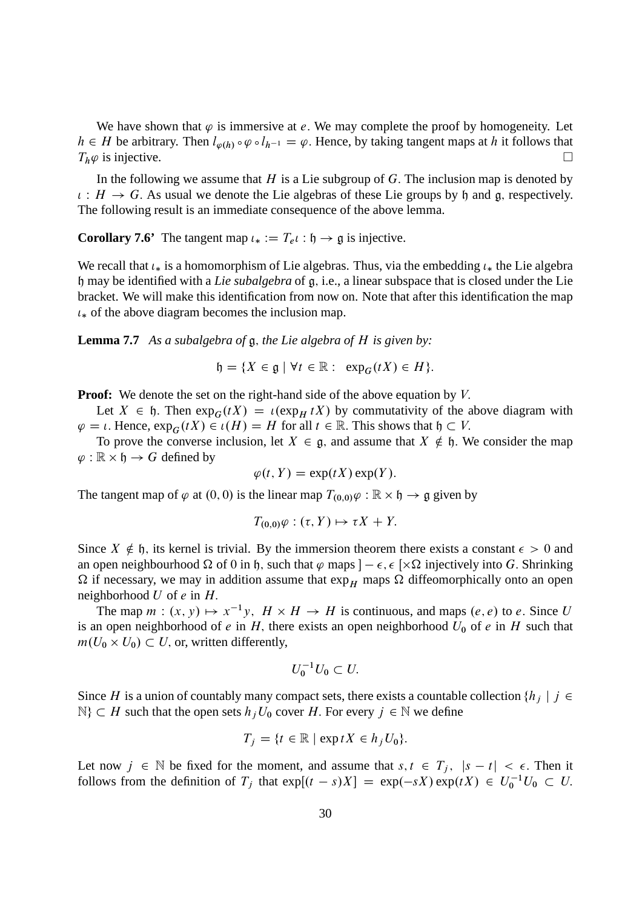We have shown that $\varphi$ is immersive at $e$. We may complete the proof by homogeneity. Let $h \in H$ be arbitrary. Then $l_{\varphi(h)} \circ \varphi \circ l_{h^{-1}} = \varphi$. Hence, by taking tangent maps at $h$ it follows that $T_h\varphi$ is injective. $\square$

In the following we assume that $H$ is a Lie subgroup of $G$. The inclusion map is denoted by $\iota : H \to G$. As usual we denote the Lie algebras of these Lie groups by $\mathfrak{h}$ and $\mathfrak{g}$, respectively. The following result is an immediate consequence of the above lemma.

**Corollary 7.6'** The tangent map $\iota_* := T_e\iota : \mathfrak{h} \to \mathfrak{g}$ is injective.

We recall that $\iota_*$ is a homomorphism of Lie algebras. Thus, via the embedding $\iota_*$ the Lie algebra $\mathfrak{h}$ may be identified with a *Lie subalgebra* of $\mathfrak{g}$, i.e., a linear subspace that is closed under the Lie bracket. We will make this identification from now on. Note that after this identification the map $\iota_*$ of the above diagram becomes the inclusion map.

**Lemma 7.7** *As a subalgebra of* $\mathfrak{g}$, *the Lie algebra of* $H$ *is given by:*

$$\mathfrak{h} = \{X \in \mathfrak{g} \mid \forall t \in \mathbb{R} : \ \exp_G(tX) \in H\}.$$

**Proof:** We denote the set on the right-hand side of the above equation by $V$.

Let $X \in \mathfrak{h}$. Then $\exp_G(tX) = \iota(\exp_H tX)$ by commutativity of the above diagram with $\varphi = \iota$. Hence, $\exp_G(tX) \in \iota(H) = H$ for all $t \in \mathbb{R}$. This shows that $\mathfrak{h} \subset V$.

To prove the converse inclusion, let $X \in \mathfrak{g}$, and assume that $X \notin \mathfrak{h}$. We consider the map $\varphi : \mathbb{R} \times \mathfrak{h} \to G$ defined by

$$\varphi(t, Y) = \exp(tX)\exp(Y).$$

The tangent map of $\varphi$ at $(0, 0)$ is the linear map $T_{(0,0)}\varphi : \mathbb{R} \times \mathfrak{h} \to \mathfrak{g}$ given by

$$T_{(0,0)}\varphi : (\tau, Y) \mapsto \tau X + Y.$$

Since $X \notin \mathfrak{h}$, its kernel is trivial. By the immersion theorem there exists a constant $\epsilon > 0$ and an open neighbourhood $\Omega$ of 0 in $\mathfrak{h}$, such that $\varphi$ maps $]-\epsilon, \epsilon[\times\Omega$ injectively into $G$. Shrinking $\Omega$ if necessary, we may in addition assume that $\exp_H$ maps $\Omega$ diffeomorphically onto an open neighborhood $U$ of $e$ in $H$.

The map $m : (x, y) \mapsto x^{-1}y$, $H \times H \to H$ is continuous, and maps $(e, e)$ to $e$. Since $U$ is an open neighborhood of $e$ in $H$, there exists an open neighborhood $U_0$ of $e$ in $H$ such that $m(U_0 \times U_0) \subset U$, or, written differently,

$$U_0^{-1}U_0 \subset U.$$

Since $H$ is a union of countably many compact sets, there exists a countable collection $\{h_j \mid j \in \mathbb{N}\} \subset H$ such that the open sets $h_jU_0$ cover $H$. For every $j \in \mathbb{N}$ we define

$$T_j = \{t \in \mathbb{R} \mid \exp tX \in h_jU_0\}.$$

Let now $j \in \mathbb{N}$ be fixed for the moment, and assume that $s, t \in T_j$, $|s - t| < \epsilon$. Then it follows from the definition of $T_j$ that $\exp[(t - s)X] = \exp(-sX)\exp(tX) \in U_0^{-1}U_0 \subset U$.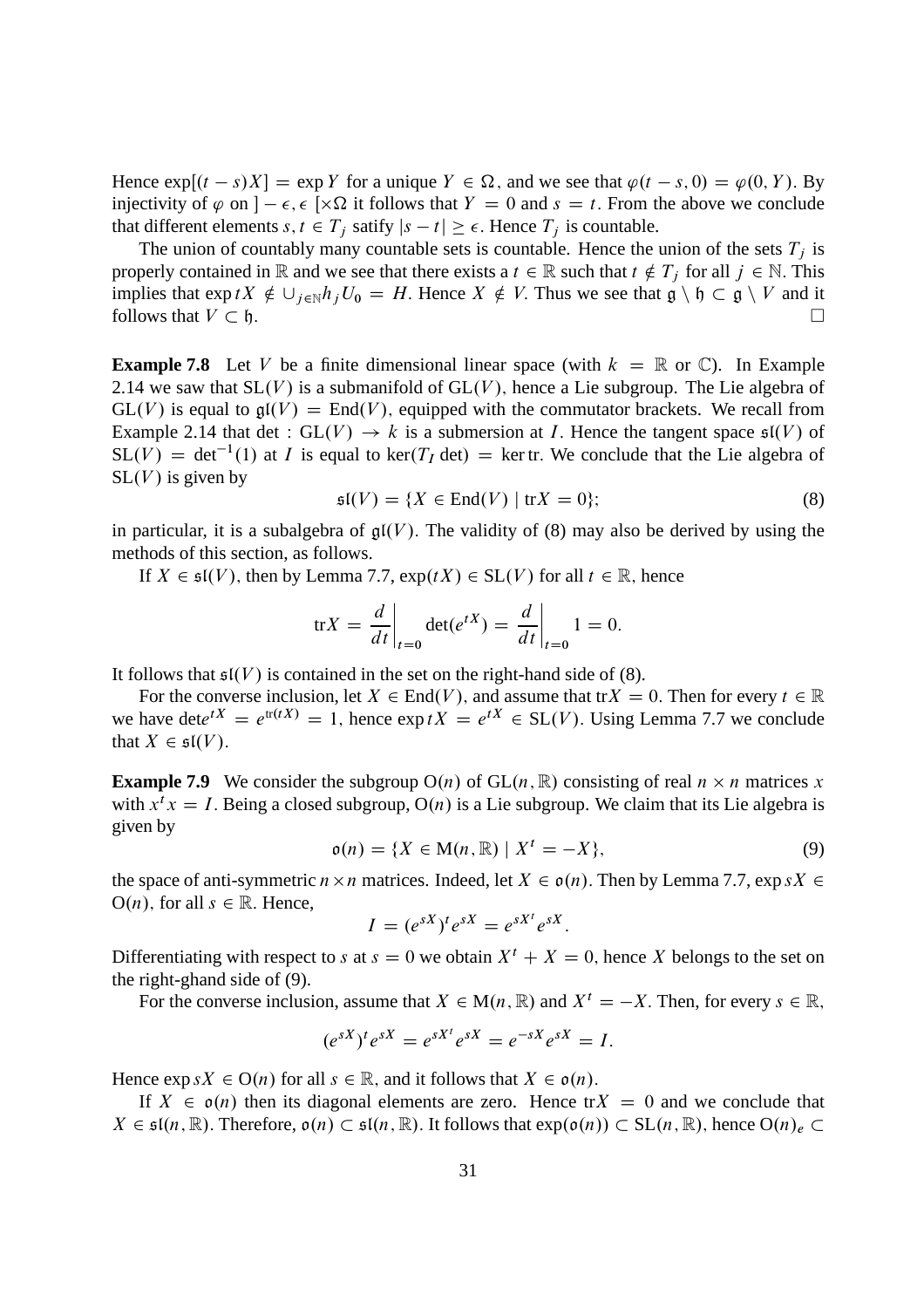Hence $\exp[(t-s)X] = \exp Y$ for a unique $Y \in \Omega$, and we see that $\varphi(t-s, 0) = \varphi(0, Y)$. By injectivity of $\varphi$ on $]-\epsilon, \epsilon[\times\Omega$ it follows that $Y = 0$ and $s = t$. From the above we conclude that different elements $s, t \in T_j$ satify $|s - t| \geq \epsilon$. Hence $T_j$ is countable.

The union of countably many countable sets is countable. Hence the union of the sets $T_j$ is properly contained in $\mathbb{R}$ and we see that there exists a $t \in \mathbb{R}$ such that $t \notin T_j$ for all $j \in \mathbb{N}$. This implies that $\exp tX \notin \cup_{j\in\mathbb{N}} h_j U_0 = H$. Hence $X \notin V$. Thus we see that $\mathfrak{g} \setminus \mathfrak{h} \subset \mathfrak{g} \setminus V$ and it follows that $V \subset \mathfrak{h}$. $\square$

**Example 7.8** Let $V$ be a finite dimensional linear space (with $k = \mathbb{R}$ or $\mathbb{C}$). In Example 2.14 we saw that $\mathrm{SL}(V)$ is a submanifold of $\mathrm{GL}(V)$, hence a Lie subgroup. The Lie algebra of $\mathrm{GL}(V)$ is equal to $\mathfrak{gl}(V) = \mathrm{End}(V)$, equipped with the commutator brackets. We recall from Example 2.14 that $\det : \mathrm{GL}(V) \to k$ is a submersion at $I$. Hence the tangent space $\mathfrak{sl}(V)$ of $\mathrm{SL}(V) = \det^{-1}(1)$ at $I$ is equal to $\ker(T_I \det) = \ker \mathrm{tr}$. We conclude that the Lie algebra of $\mathrm{SL}(V)$ is given by

$$\mathfrak{sl}(V) = \{X \in \mathrm{End}(V) \mid \mathrm{tr} X = 0\}; \tag{8}$$

in particular, it is a subalgebra of $\mathfrak{gl}(V)$. The validity of (8) may also be derived by using the methods of this section, as follows.

If $X \in \mathfrak{sl}(V)$, then by Lemma 7.7, $\exp(tX) \in \mathrm{SL}(V)$ for all $t \in \mathbb{R}$, hence

$$\mathrm{tr} X = \left.\frac{d}{dt}\right|_{t=0} \det(e^{tX}) = \left.\frac{d}{dt}\right|_{t=0} 1 = 0.$$

It follows that $\mathfrak{sl}(V)$ is contained in the set on the right-hand side of (8).

For the converse inclusion, let $X \in \mathrm{End}(V)$, and assume that $\mathrm{tr} X = 0$. Then for every $t \in \mathbb{R}$ we have $\det e^{tX} = e^{\mathrm{tr}(tX)} = 1$, hence $\exp tX = e^{tX} \in \mathrm{SL}(V)$. Using Lemma 7.7 we conclude that $X \in \mathfrak{sl}(V)$.

**Example 7.9** We consider the subgroup $\mathrm{O}(n)$ of $\mathrm{GL}(n, \mathbb{R})$ consisting of real $n \times n$ matrices $x$ with $x^t x = I$. Being a closed subgroup, $\mathrm{O}(n)$ is a Lie subgroup. We claim that its Lie algebra is given by

$$\mathfrak{o}(n) = \{X \in \mathrm{M}(n, \mathbb{R}) \mid X^t = -X\}, \tag{9}$$

the space of anti-symmetric $n \times n$ matrices. Indeed, let $X \in \mathfrak{o}(n)$. Then by Lemma 7.7, $\exp sX \in \mathrm{O}(n)$, for all $s \in \mathbb{R}$. Hence,

$$I = (e^{sX})^t e^{sX} = e^{sX^t} e^{sX}.$$

Differentiating with respect to $s$ at $s = 0$ we obtain $X^t + X = 0$, hence $X$ belongs to the set on the right-ghand side of (9).

For the converse inclusion, assume that $X \in \mathrm{M}(n, \mathbb{R})$ and $X^t = -X$. Then, for every $s \in \mathbb{R}$,

$$(e^{sX})^t e^{sX} = e^{sX^t} e^{sX} = e^{-sX} e^{sX} = I.$$

Hence $\exp sX \in \mathrm{O}(n)$ for all $s \in \mathbb{R}$, and it follows that $X \in \mathfrak{o}(n)$.

If $X \in \mathfrak{o}(n)$ then its diagonal elements are zero. Hence $\mathrm{tr} X = 0$ and we conclude that $X \in \mathfrak{sl}(n, \mathbb{R})$. Therefore, $\mathfrak{o}(n) \subset \mathfrak{sl}(n, \mathbb{R})$. It follows that $\exp(\mathfrak{o}(n)) \subset \mathrm{SL}(n, \mathbb{R})$, hence $\mathrm{O}(n)_e \subset$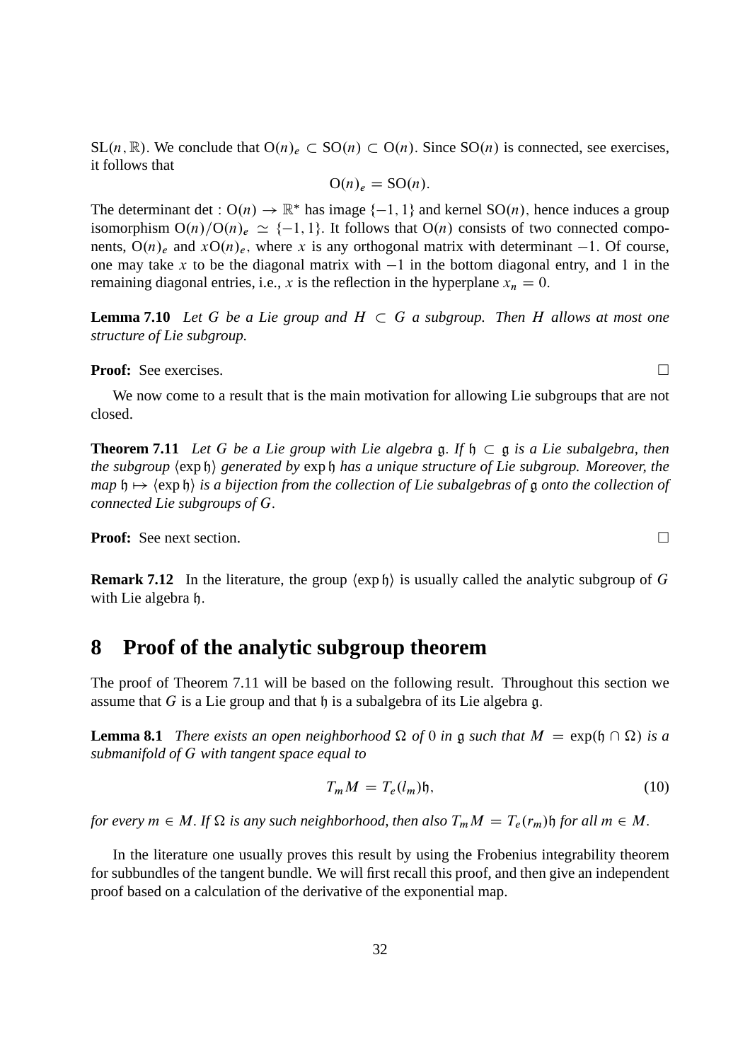$\mathrm{SL}(n, \mathbb{R})$. We conclude that $\mathrm{O}(n)_e \subset \mathrm{SO}(n) \subset \mathrm{O}(n)$. Since $\mathrm{SO}(n)$ is connected, see exercises, it follows that

$$\mathrm{O}(n)_e = \mathrm{SO}(n).$$

The determinant $\det : \mathrm{O}(n) \to \mathbb{R}^*$ has image $\{-1, 1\}$ and kernel $\mathrm{SO}(n)$, hence induces a group isomorphism $\mathrm{O}(n)/\mathrm{O}(n)_e \simeq \{-1, 1\}$. It follows that $\mathrm{O}(n)$ consists of two connected components, $\mathrm{O}(n)_e$ and $x\mathrm{O}(n)_e$, where $x$ is any orthogonal matrix with determinant $-1$. Of course, one may take $x$ to be the diagonal matrix with $-1$ in the bottom diagonal entry, and 1 in the remaining diagonal entries, i.e., $x$ is the reflection in the hyperplane $x_n = 0$.

**Lemma 7.10** *Let $G$ be a Lie group and $H \subset G$ a subgroup. Then $H$ allows at most one structure of Lie subgroup.*

**Proof:** See exercises. $\square$

We now come to a result that is the main motivation for allowing Lie subgroups that are not closed.

**Theorem 7.11** *Let $G$ be a Lie group with Lie algebra $\mathfrak{g}$. If $\mathfrak{h} \subset \mathfrak{g}$ is a Lie subalgebra, then the subgroup $\langle \exp \mathfrak{h} \rangle$ generated by $\exp \mathfrak{h}$ has a unique structure of Lie subgroup. Moreover, the map $\mathfrak{h} \mapsto \langle \exp \mathfrak{h} \rangle$ is a bijection from the collection of Lie subalgebras of $\mathfrak{g}$ onto the collection of connected Lie subgroups of $G$.*

**Proof:** See next section. $\square$

**Remark 7.12** In the literature, the group $\langle \exp \mathfrak{h} \rangle$ is usually called the analytic subgroup of $G$ with Lie algebra $\mathfrak{h}$.

# 8 Proof of the analytic subgroup theorem

The proof of Theorem 7.11 will be based on the following result. Throughout this section we assume that $G$ is a Lie group and that $\mathfrak{h}$ is a subalgebra of its Lie algebra $\mathfrak{g}$.

**Lemma 8.1** *There exists an open neighborhood $\Omega$ of 0 in $\mathfrak{g}$ such that $M = \exp(\mathfrak{h} \cap \Omega)$ is a submanifold of $G$ with tangent space equal to*

$$T_m M = T_e(l_m)\mathfrak{h}, \tag{10}$$

*for every $m \in M$. If $\Omega$ is any such neighborhood, then also $T_m M = T_e(r_m)\mathfrak{h}$ for all $m \in M$.*

In the literature one usually proves this result by using the Frobenius integrability theorem for subbundles of the tangent bundle. We will first recall this proof, and then give an independent proof based on a calculation of the derivative of the exponential map.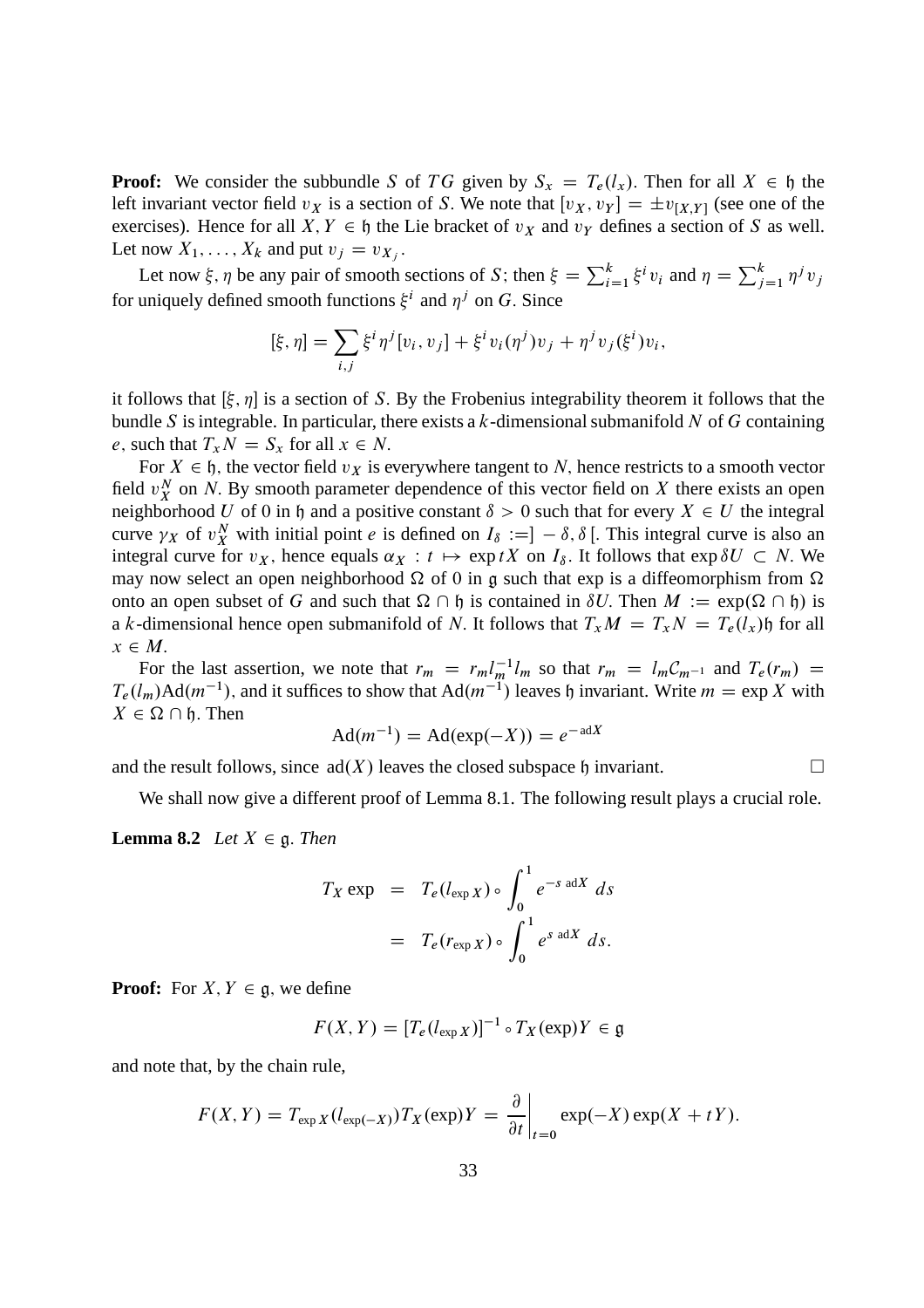**Proof:** We consider the subbundle $S$ of $TG$ given by $S_x = T_e(l_x)$. Then for all $X \in \mathfrak{h}$ the left invariant vector field $v_X$ is a section of $S$. We note that $[v_X, v_Y] = \pm v_{[X,Y]}$ (see one of the exercises). Hence for all $X, Y \in \mathfrak{h}$ the Lie bracket of $v_X$ and $v_Y$ defines a section of $S$ as well. Let now $X_1, \ldots, X_k$ and put $v_j = v_{X_j}$.

Let now $\xi, \eta$ be any pair of smooth sections of $S$; then $\xi = \sum_{i=1}^k \xi^i v_i$ and $\eta = \sum_{j=1}^k \eta^j v_j$ for uniquely defined smooth functions $\xi^i$ and $\eta^j$ on $G$. Since

$$[\xi, \eta] = \sum_{i,j} \xi^i \eta^j [v_i, v_j] + \xi^i v_i(\eta^j) v_j + \eta^j v_j(\xi^i) v_i,$$

it follows that $[\xi, \eta]$ is a section of $S$. By the Frobenius integrability theorem it follows that the bundle $S$ is integrable. In particular, there exists a $k$-dimensional submanifold $N$ of $G$ containing $e$, such that $T_x N = S_x$ for all $x \in N$.

For $X \in \mathfrak{h}$, the vector field $v_X$ is everywhere tangent to $N$, hence restricts to a smooth vector field $v_X^N$ on $N$. By smooth parameter dependence of this vector field on $X$ there exists an open neighborhood $U$ of 0 in $\mathfrak{h}$ and a positive constant $\delta > 0$ such that for every $X \in U$ the integral curve $\gamma_X$ of $v_X^N$ with initial point $e$ is defined on $I_\delta := ]-\delta, \delta[$. This integral curve is also an integral curve for $v_X$, hence equals $\alpha_X : t \mapsto \exp tX$ on $I_\delta$. It follows that $\exp \delta U \subset N$. We may now select an open neighborhood $\Omega$ of 0 in $\mathfrak{g}$ such that exp is a diffeomorphism from $\Omega$ onto an open subset of $G$ and such that $\Omega \cap \mathfrak{h}$ is contained in $\delta U$. Then $M := \exp(\Omega \cap \mathfrak{h})$ is a $k$-dimensional hence open submanifold of $N$. It follows that $T_x M = T_x N = T_e(l_x)\mathfrak{h}$ for all $x \in M$.

For the last assertion, we note that $r_m = r_m l_m^{-1} l_m$ so that $r_m = l_m \mathcal{C}_{m^{-1}}$ and $T_e(r_m) = T_e(l_m)\mathrm{Ad}(m^{-1})$, and it suffices to show that $\mathrm{Ad}(m^{-1})$ leaves $\mathfrak{h}$ invariant. Write $m = \exp X$ with $X \in \Omega \cap \mathfrak{h}$. Then

$$\mathrm{Ad}(m^{-1}) = \mathrm{Ad}(\exp(-X)) = e^{-\mathrm{ad} X}$$

and the result follows, since $\mathrm{ad}(X)$ leaves the closed subspace $\mathfrak{h}$ invariant. $\square$

We shall now give a different proof of Lemma 8.1. The following result plays a crucial role.

**Lemma 8.2** *Let $X \in \mathfrak{g}$. Then*

$$\begin{aligned} T_X \exp &= T_e(l_{\exp X}) \circ \int_0^1 e^{-s \,\mathrm{ad} X}\, ds \\ &= T_e(r_{\exp X}) \circ \int_0^1 e^{s \,\mathrm{ad} X}\, ds. \end{aligned}$$

**Proof:** For $X, Y \in \mathfrak{g}$, we define

$$F(X, Y) = [T_e(l_{\exp X})]^{-1} \circ T_X(\exp) Y \in \mathfrak{g}$$

and note that, by the chain rule,

$$F(X, Y) = T_{\exp X}(l_{\exp(-X)}) T_X(\exp) Y = \left.\frac{\partial}{\partial t}\right|_{t=0} \exp(-X) \exp(X + tY).$$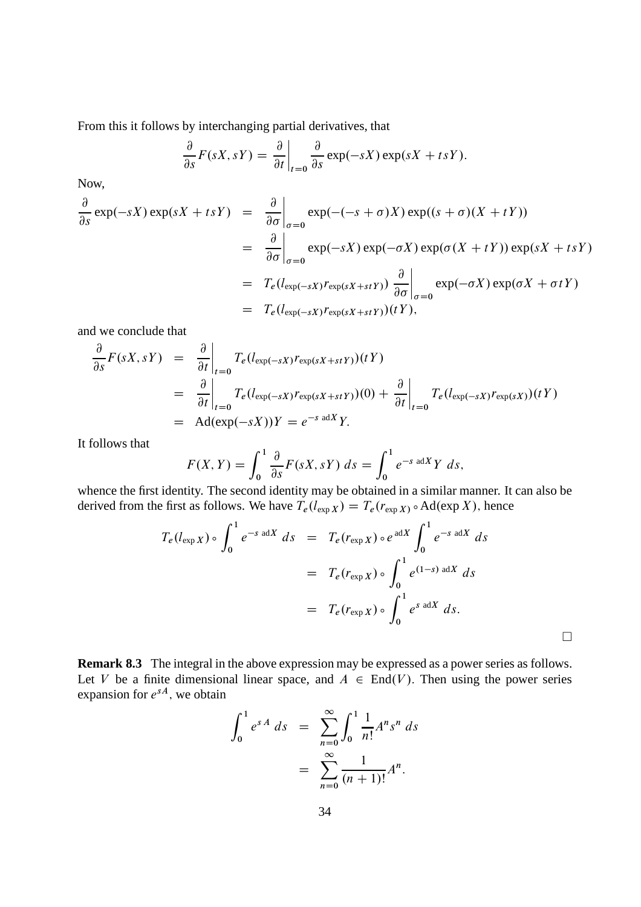From this it follows by interchanging partial derivatives, that

$$\frac{\partial}{\partial s} F(sX, sY) = \left.\frac{\partial}{\partial t}\right|_{t=0} \frac{\partial}{\partial s} \exp(-sX) \exp(sX + tsY).$$

Now,

$$\begin{aligned}
\frac{\partial}{\partial s} \exp(-sX)\exp(sX+tsY) &= \left.\frac{\partial}{\partial \sigma}\right|_{\sigma=0} \exp(-(-s+\sigma)X)\exp((s+\sigma)(X+tY)) \\
&= \left.\frac{\partial}{\partial \sigma}\right|_{\sigma=0} \exp(-sX)\exp(-\sigma X)\exp(\sigma(X+tY))\exp(sX+tsY) \\
&= T_e(l_{\exp(-sX)} r_{\exp(sX+stY)}) \left.\frac{\partial}{\partial \sigma}\right|_{\sigma=0} \exp(-\sigma X)\exp(\sigma X + \sigma t Y) \\
&= T_e(l_{\exp(-sX)} r_{\exp(sX+stY)})(tY),
\end{aligned}$$

and we conclude that

$$\begin{aligned}
\frac{\partial}{\partial s} F(sX, sY) &= \left.\frac{\partial}{\partial t}\right|_{t=0} T_e(l_{\exp(-sX)} r_{\exp(sX+stY)})(tY) \\
&= \left.\frac{\partial}{\partial t}\right|_{t=0} T_e(l_{\exp(-sX)} r_{\exp(sX+stY)})(0) + \left.\frac{\partial}{\partial t}\right|_{t=0} T_e(l_{\exp(-sX)} r_{\exp(sX)})(tY) \\
&= \mathrm{Ad}(\exp(-sX))Y = e^{-s\,\mathrm{ad}X} Y.
\end{aligned}$$

It follows that

$$F(X, Y) = \int_0^1 \frac{\partial}{\partial s} F(sX, sY)\, ds = \int_0^1 e^{-s\,\mathrm{ad}X} Y\, ds,$$

whence the first identity. The second identity may be obtained in a similar manner. It can also be derived from the first as follows. We have $T_e(l_{\exp X}) = T_e(r_{\exp X}) \circ \mathrm{Ad}(\exp X)$, hence

$$\begin{aligned}
T_e(l_{\exp X}) \circ \int_0^1 e^{-s\,\mathrm{ad}X}\, ds &= T_e(r_{\exp X}) \circ e^{\mathrm{ad}X} \int_0^1 e^{-s\,\mathrm{ad}X}\, ds \\
&= T_e(r_{\exp X}) \circ \int_0^1 e^{(1-s)\,\mathrm{ad}X}\, ds \\
&= T_e(r_{\exp X}) \circ \int_0^1 e^{s\,\mathrm{ad}X}\, ds.
\end{aligned}$$

□

**Remark 8.3** The integral in the above expression may be expressed as a power series as follows. Let $V$ be a finite dimensional linear space, and $A \in \mathrm{End}(V)$. Then using the power series expansion for $e^{sA}$, we obtain

$$\begin{aligned}
\int_0^1 e^{sA}\, ds &= \sum_{n=0}^{\infty} \int_0^1 \frac{1}{n!} A^n s^n\, ds \\
&= \sum_{n=0}^{\infty} \frac{1}{(n+1)!} A^n.
\end{aligned}$$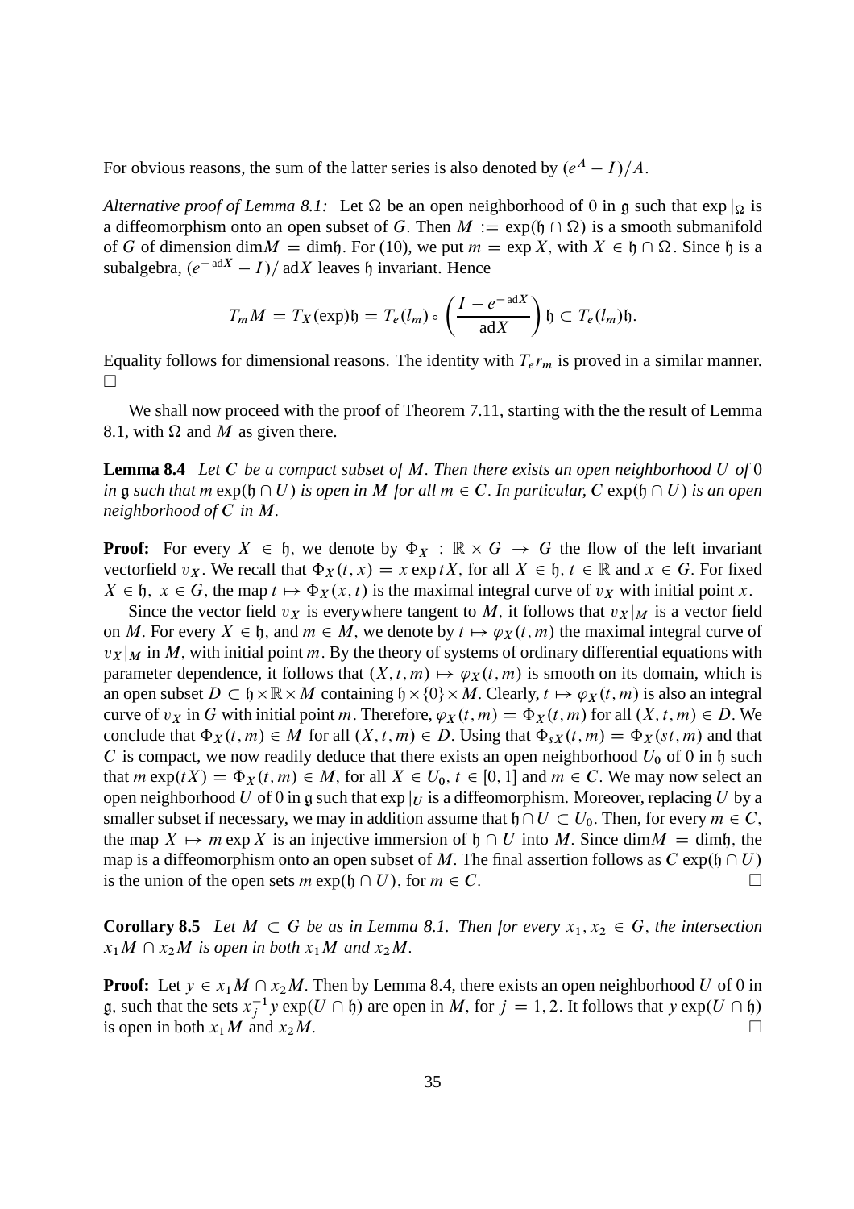For obvious reasons, the sum of the latter series is also denoted by $(e^A - I)/A$.

*Alternative proof of Lemma 8.1:* Let $\Omega$ be an open neighborhood of 0 in $\mathfrak{g}$ such that $\exp|_\Omega$ is a diffeomorphism onto an open subset of $G$. Then $M := \exp(\mathfrak{h} \cap \Omega)$ is a smooth submanifold of $G$ of dimension $\dim M = \dim \mathfrak{h}$. For (10), we put $m = \exp X$, with $X \in \mathfrak{h} \cap \Omega$. Since $\mathfrak{h}$ is a subalgebra, $(e^{-\operatorname{ad} X} - I)/\operatorname{ad} X$ leaves $\mathfrak{h}$ invariant. Hence

$$T_m M = T_X(\exp)\mathfrak{h} = T_e(l_m) \circ \left( \frac{I - e^{-\operatorname{ad} X}}{\operatorname{ad} X} \right) \mathfrak{h} \subset T_e(l_m)\mathfrak{h}.$$

Equality follows for dimensional reasons. The identity with $T_e r_m$ is proved in a similar manner. $\square$

We shall now proceed with the proof of Theorem 7.11, starting with the the result of Lemma 8.1, with $\Omega$ and $M$ as given there.

**Lemma 8.4** *Let $C$ be a compact subset of $M$. Then there exists an open neighborhood $U$ of 0 in $\mathfrak{g}$ such that $m\exp(\mathfrak{h} \cap U)$ is open in $M$ for all $m \in C$. In particular, $C\exp(\mathfrak{h} \cap U)$ is an open neighborhood of $C$ in $M$.*

**Proof:** For every $X \in \mathfrak{h}$, we denote by $\Phi_X : \mathbb{R} \times G \to G$ the flow of the left invariant vectorfield $v_X$. We recall that $\Phi_X(t, x) = x \exp tX$, for all $X \in \mathfrak{h}$, $t \in \mathbb{R}$ and $x \in G$. For fixed $X \in \mathfrak{h}$, $x \in G$, the map $t \mapsto \Phi_X(x, t)$ is the maximal integral curve of $v_X$ with initial point $x$.

Since the vector field $v_X$ is everywhere tangent to $M$, it follows that $v_X|_M$ is a vector field on $M$. For every $X \in \mathfrak{h}$, and $m \in M$, we denote by $t \mapsto \varphi_X(t, m)$ the maximal integral curve of $v_X|_M$ in $M$, with initial point $m$. By the theory of systems of ordinary differential equations with parameter dependence, it follows that $(X, t, m) \mapsto \varphi_X(t, m)$ is smooth on its domain, which is an open subset $D \subset \mathfrak{h} \times \mathbb{R} \times M$ containing $\mathfrak{h} \times \{0\} \times M$. Clearly, $t \mapsto \varphi_X(t, m)$ is also an integral curve of $v_X$ in $G$ with initial point $m$. Therefore, $\varphi_X(t, m) = \Phi_X(t, m)$ for all $(X, t, m) \in D$. We conclude that $\Phi_X(t, m) \in M$ for all $(X, t, m) \in D$. Using that $\Phi_{sX}(t, m) = \Phi_X(st, m)$ and that $C$ is compact, we now readily deduce that there exists an open neighborhood $U_0$ of 0 in $\mathfrak{h}$ such that $m\exp(tX) = \Phi_X(t, m) \in M$, for all $X \in U_0$, $t \in [0, 1]$ and $m \in C$. We may now select an open neighborhood $U$ of 0 in $\mathfrak{g}$ such that $\exp|_U$ is a diffeomorphism. Moreover, replacing $U$ by a smaller subset if necessary, we may in addition assume that $\mathfrak{h} \cap U \subset U_0$. Then, for every $m \in C$, the map $X \mapsto m\exp X$ is an injective immersion of $\mathfrak{h} \cap U$ into $M$. Since $\dim M = \dim \mathfrak{h}$, the map is a diffeomorphism onto an open subset of $M$. The final assertion follows as $C\exp(\mathfrak{h} \cap U)$ is the union of the open sets $m\exp(\mathfrak{h} \cap U)$, for $m \in C$. $\square$

**Corollary 8.5** *Let $M \subset G$ be as in Lemma 8.1. Then for every $x_1, x_2 \in G$, the intersection $x_1 M \cap x_2 M$ is open in both $x_1 M$ and $x_2 M$.*

**Proof:** Let $y \in x_1 M \cap x_2 M$. Then by Lemma 8.4, there exists an open neighborhood $U$ of 0 in $\mathfrak{g}$, such that the sets $x_j^{-1} y \exp(U \cap \mathfrak{h})$ are open in $M$, for $j = 1, 2$. It follows that $y\exp(U \cap \mathfrak{h})$ is open in both $x_1 M$ and $x_2 M$. $\square$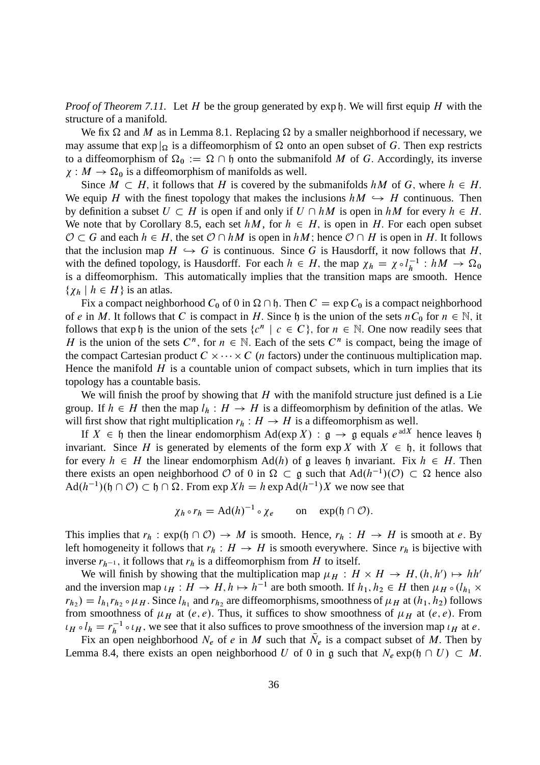*Proof of Theorem 7.11.* Let $H$ be the group generated by $\exp \mathfrak{h}$. We will first equip $H$ with the structure of a manifold.

We fix $\Omega$ and $M$ as in Lemma 8.1. Replacing $\Omega$ by a smaller neighborhood if necessary, we may assume that $\exp|_\Omega$ is a diffeomorphism of $\Omega$ onto an open subset of $G$. Then exp restricts to a diffeomorphism of $\Omega_0 := \Omega \cap \mathfrak{h}$ onto the submanifold $M$ of $G$. Accordingly, its inverse $\chi : M \to \Omega_0$ is a diffeomorphism of manifolds as well.

Since $M \subset H$, it follows that $H$ is covered by the submanifolds $hM$ of $G$, where $h \in H$. We equip $H$ with the finest topology that makes the inclusions $hM \hookrightarrow H$ continuous. Then by definition a subset $U \subset H$ is open if and only if $U \cap hM$ is open in $hM$ for every $h \in H$. We note that by Corollary 8.5, each set $hM$, for $h \in H$, is open in $H$. For each open subset $\mathcal{O} \subset G$ and each $h \in H$, the set $\mathcal{O} \cap hM$ is open in $hM$; hence $\mathcal{O} \cap H$ is open in $H$. It follows that the inclusion map $H \hookrightarrow G$ is continuous. Since $G$ is Hausdorff, it now follows that $H$, with the defined topology, is Hausdorff. For each $h \in H$, the map $\chi_h = \chi \circ l_h^{-1} : hM \to \Omega_0$ is a diffeomorphism. This automatically implies that the transition maps are smooth. Hence $\{\chi_h \mid h \in H\}$ is an atlas.

Fix a compact neighborhood $C_0$ of 0 in $\Omega \cap \mathfrak{h}$. Then $C = \exp C_0$ is a compact neighborhood of $e$ in $M$. It follows that $C$ is compact in $H$. Since $\mathfrak{h}$ is the union of the sets $nC_0$ for $n \in \mathbb{N}$, it follows that $\exp \mathfrak{h}$ is the union of the sets $\{c^n \mid c \in C\}$, for $n \in \mathbb{N}$. One now readily sees that $H$ is the union of the sets $C^n$, for $n \in \mathbb{N}$. Each of the sets $C^n$ is compact, being the image of the compact Cartesian product $C \times \cdots \times C$ ($n$ factors) under the continuous multiplication map. Hence the manifold $H$ is a countable union of compact subsets, which in turn implies that its topology has a countable basis.

We will finish the proof by showing that $H$ with the manifold structure just defined is a Lie group. If $h \in H$ then the map $l_h : H \to H$ is a diffeomorphism by definition of the atlas. We will first show that right multiplication $r_h : H \to H$ is a diffeomorphism as well.

If $X \in \mathfrak{h}$ then the linear endomorphism $\mathrm{Ad}(\exp X) : \mathfrak{g} \to \mathfrak{g}$ equals $e^{\mathrm{ad} X}$ hence leaves $\mathfrak{h}$ invariant. Since $H$ is generated by elements of the form $\exp X$ with $X \in \mathfrak{h}$, it follows that for every $h \in H$ the linear endomorphism $\mathrm{Ad}(h)$ of $\mathfrak{g}$ leaves $\mathfrak{h}$ invariant. Fix $h \in H$. Then there exists an open neighborhood $\mathcal{O}$ of 0 in $\Omega \subset \mathfrak{g}$ such that $\mathrm{Ad}(h^{-1})(\mathcal{O}) \subset \Omega$ hence also $\mathrm{Ad}(h^{-1})(\mathfrak{h} \cap \mathcal{O}) \subset \mathfrak{h} \cap \Omega$. From $\exp Xh = h \exp \mathrm{Ad}(h^{-1})X$ we now see that

$$\chi_h \circ r_h = \mathrm{Ad}(h)^{-1} \circ \chi_e \qquad \text{on} \quad \exp(\mathfrak{h} \cap \mathcal{O}).$$

This implies that $r_h : \exp(\mathfrak{h} \cap \mathcal{O}) \to M$ is smooth. Hence, $r_h : H \to H$ is smooth at $e$. By left homogeneity it follows that $r_h : H \to H$ is smooth everywhere. Since $r_h$ is bijective with inverse $r_{h^{-1}}$, it follows that $r_h$ is a diffeomorphism from $H$ to itself.

We will finish by showing that the multiplication map $\mu_H : H \times H \to H, (h, h') \mapsto hh'$ and the inversion map $\iota_H : H \to H, h \mapsto h^{-1}$ are both smooth. If $h_1, h_2 \in H$ then $\mu_H \circ (l_{h_1} \times r_{h_2}) = l_{h_1} r_{h_2} \circ \mu_H$. Since $l_{h_1}$ and $r_{h_2}$ are diffeomorphisms, smoothness of $\mu_H$ at $(h_1, h_2)$ follows from smoothness of $\mu_H$ at $(e, e)$. Thus, it suffices to show smoothness of $\mu_H$ at $(e, e)$. From $\iota_H \circ l_h = r_h^{-1} \circ \iota_H$, we see that it also suffices to prove smoothness of the inversion map $\iota_H$ at $e$.

Fix an open neighborhood $N_e$ of $e$ in $M$ such that $\bar{N}_e$ is a compact subset of $M$. Then by Lemma 8.4, there exists an open neighborhood $U$ of 0 in $\mathfrak{g}$ such that $N_e \exp(\mathfrak{h} \cap U) \subset M$.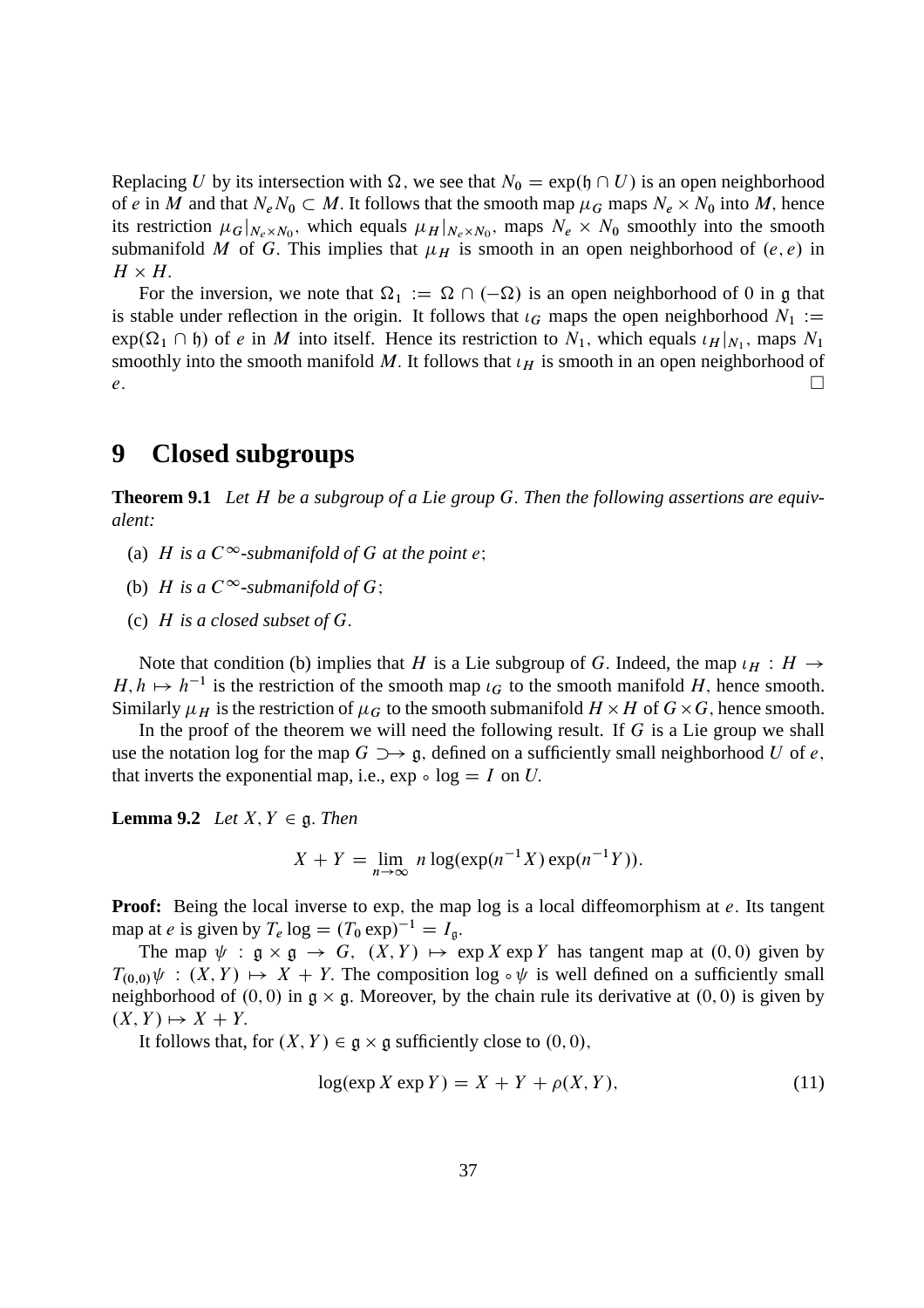Replacing $U$ by its intersection with $\Omega$, we see that $N_0 = \exp(\mathfrak{h} \cap U)$ is an open neighborhood of $e$ in $M$ and that $N_e N_0 \subset M$. It follows that the smooth map $\mu_G$ maps $N_e \times N_0$ into $M$, hence its restriction $\mu_G|_{N_e \times N_0}$, which equals $\mu_H|_{N_e \times N_0}$, maps $N_e \times N_0$ smoothly into the smooth submanifold $M$ of $G$. This implies that $\mu_H$ is smooth in an open neighborhood of $(e, e)$ in $H \times H$.

For the inversion, we note that $\Omega_1 := \Omega \cap (-\Omega)$ is an open neighborhood of 0 in $\mathfrak{g}$ that is stable under reflection in the origin. It follows that $\iota_G$ maps the open neighborhood $N_1 := \exp(\Omega_1 \cap \mathfrak{h})$ of $e$ in $M$ into itself. Hence its restriction to $N_1$, which equals $\iota_H|_{N_1}$, maps $N_1$ smoothly into the smooth manifold $M$. It follows that $\iota_H$ is smooth in an open neighborhood of $e$. $\square$

# 9 Closed subgroups

**Theorem 9.1** *Let $H$ be a subgroup of a Lie group $G$. Then the following assertions are equivalent:*

(a) *$H$ is a $C^\infty$-submanifold of $G$ at the point $e$;*

(b) *$H$ is a $C^\infty$-submanifold of $G$;*

(c) *$H$ is a closed subset of $G$.*

Note that condition (b) implies that $H$ is a Lie subgroup of $G$. Indeed, the map $\iota_H : H \to H, h \mapsto h^{-1}$ is the restriction of the smooth map $\iota_G$ to the smooth manifold $H$, hence smooth. Similarly $\mu_H$ is the restriction of $\mu_G$ to the smooth submanifold $H \times H$ of $G \times G$, hence smooth.

In the proof of the theorem we will need the following result. If $G$ is a Lie group we shall use the notation log for the map $G \supset\!\!\to \mathfrak{g}$, defined on a sufficiently small neighborhood $U$ of $e$, that inverts the exponential map, i.e., $\exp \circ \log = I$ on $U$.

**Lemma 9.2** *Let $X, Y \in \mathfrak{g}$. Then*

$$X + Y = \lim_{n \to \infty} n \log(\exp(n^{-1} X) \exp(n^{-1} Y)).$$

**Proof:** Being the local inverse to exp, the map log is a local diffeomorphism at $e$. Its tangent map at $e$ is given by $T_e \log = (T_0 \exp)^{-1} = I_{\mathfrak{g}}$.

The map $\psi : \mathfrak{g} \times \mathfrak{g} \to G$, $(X, Y) \mapsto \exp X \exp Y$ has tangent map at $(0, 0)$ given by $T_{(0,0)}\psi : (X, Y) \mapsto X + Y$. The composition $\log \circ \psi$ is well defined on a sufficiently small neighborhood of $(0, 0)$ in $\mathfrak{g} \times \mathfrak{g}$. Moreover, by the chain rule its derivative at $(0, 0)$ is given by $(X, Y) \mapsto X + Y$.

It follows that, for $(X, Y) \in \mathfrak{g} \times \mathfrak{g}$ sufficiently close to $(0, 0)$,

$$\log(\exp X \exp Y) = X + Y + \rho(X, Y), \tag{11}$$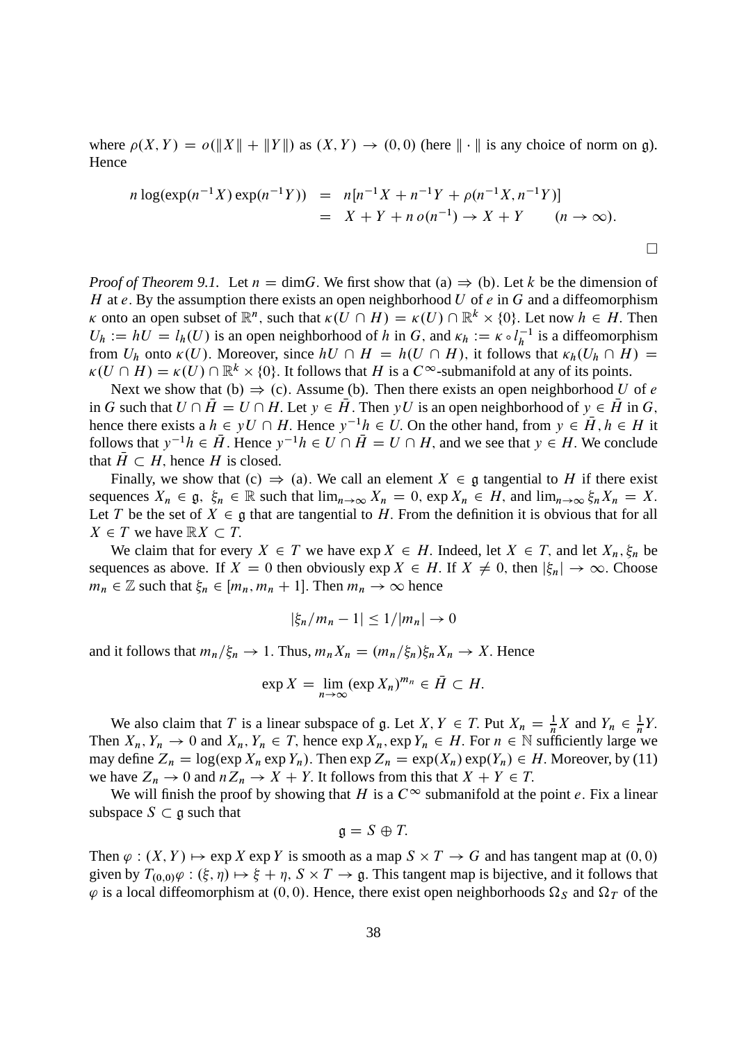where $\rho(X, Y) = o(\|X\| + \|Y\|)$ as $(X, Y) \to (0, 0)$ (here $\|\cdot\|$ is any choice of norm on $\mathfrak{g}$). Hence

$$
\begin{aligned}
n \log(\exp(n^{-1}X)\exp(n^{-1}Y)) &= n[n^{-1}X + n^{-1}Y + \rho(n^{-1}X, n^{-1}Y)] \\
&= X + Y + n\, o(n^{-1}) \to X + Y \qquad (n \to \infty).
\end{aligned}
$$

□

*Proof of Theorem 9.1.* Let $n = \dim G$. We first show that (a) $\Rightarrow$ (b). Let $k$ be the dimension of $H$ at $e$. By the assumption there exists an open neighborhood $U$ of $e$ in $G$ and a diffeomorphism $\kappa$ onto an open subset of $\mathbb{R}^n$, such that $\kappa(U \cap H) = \kappa(U) \cap \mathbb{R}^k \times \{0\}$. Let now $h \in H$. Then $U_h := hU = l_h(U)$ is an open neighborhood of $h$ in $G$, and $\kappa_h := \kappa \circ l_h^{-1}$ is a diffeomorphism from $U_h$ onto $\kappa(U)$. Moreover, since $hU \cap H = h(U \cap H)$, it follows that $\kappa_h(U_h \cap H) = \kappa(U \cap H) = \kappa(U) \cap \mathbb{R}^k \times \{0\}$. It follows that $H$ is a $C^\infty$-submanifold at any of its points.

Next we show that (b) $\Rightarrow$ (c). Assume (b). Then there exists an open neighborhood $U$ of $e$ in $G$ such that $U \cap \bar{H} = U \cap H$. Let $y \in \bar{H}$. Then $yU$ is an open neighborhood of $y \in \bar{H}$ in $G$, hence there exists a $h \in yU \cap H$. Hence $y^{-1}h \in U$. On the other hand, from $y \in \bar{H}, h \in H$ it follows that $y^{-1}h \in \bar{H}$. Hence $y^{-1}h \in U \cap \bar{H} = U \cap H$, and we see that $y \in H$. We conclude that $\bar{H} \subset H$, hence $H$ is closed.

Finally, we show that (c) $\Rightarrow$ (a). We call an element $X \in \mathfrak{g}$ tangential to $H$ if there exist sequences $X_n \in \mathfrak{g}$, $\xi_n \in \mathbb{R}$ such that $\lim_{n\to\infty} X_n = 0$, $\exp X_n \in H$, and $\lim_{n\to\infty} \xi_n X_n = X$. Let $T$ be the set of $X \in \mathfrak{g}$ that are tangential to $H$. From the definition it is obvious that for all $X \in T$ we have $\mathbb{R}X \subset T$.

We claim that for every $X \in T$ we have $\exp X \in H$. Indeed, let $X \in T$, and let $X_n, \xi_n$ be sequences as above. If $X = 0$ then obviously $\exp X \in H$. If $X \neq 0$, then $|\xi_n| \to \infty$. Choose $m_n \in \mathbb{Z}$ such that $\xi_n \in [m_n, m_n + 1]$. Then $m_n \to \infty$ hence

$$
|\xi_n/m_n - 1| \leq 1/|m_n| \to 0
$$

and it follows that $m_n/\xi_n \to 1$. Thus, $m_n X_n = (m_n/\xi_n)\xi_n X_n \to X$. Hence

$$
\exp X = \lim_{n\to\infty} (\exp X_n)^{m_n} \in \bar{H} \subset H.
$$

We also claim that $T$ is a linear subspace of $\mathfrak{g}$. Let $X, Y \in T$. Put $X_n = \frac{1}{n}X$ and $Y_n \in \frac{1}{n}Y$. Then $X_n, Y_n \to 0$ and $X_n, Y_n \in T$, hence $\exp X_n, \exp Y_n \in H$. For $n \in \mathbb{N}$ sufficiently large we may define $Z_n = \log(\exp X_n \exp Y_n)$. Then $\exp Z_n = \exp(X_n)\exp(Y_n) \in H$. Moreover, by (11) we have $Z_n \to 0$ and $nZ_n \to X + Y$. It follows from this that $X + Y \in T$.

We will finish the proof by showing that $H$ is a $C^\infty$ submanifold at the point $e$. Fix a linear subspace $S \subset \mathfrak{g}$ such that

$$
\mathfrak{g} = S \oplus T.
$$

Then $\varphi : (X, Y) \mapsto \exp X \exp Y$ is smooth as a map $S \times T \to G$ and has tangent map at $(0, 0)$ given by $T_{(0,0)}\varphi : (\xi, \eta) \mapsto \xi + \eta$, $S \times T \to \mathfrak{g}$. This tangent map is bijective, and it follows that $\varphi$ is a local diffeomorphism at $(0, 0)$. Hence, there exist open neighborhoods $\Omega_S$ and $\Omega_T$ of the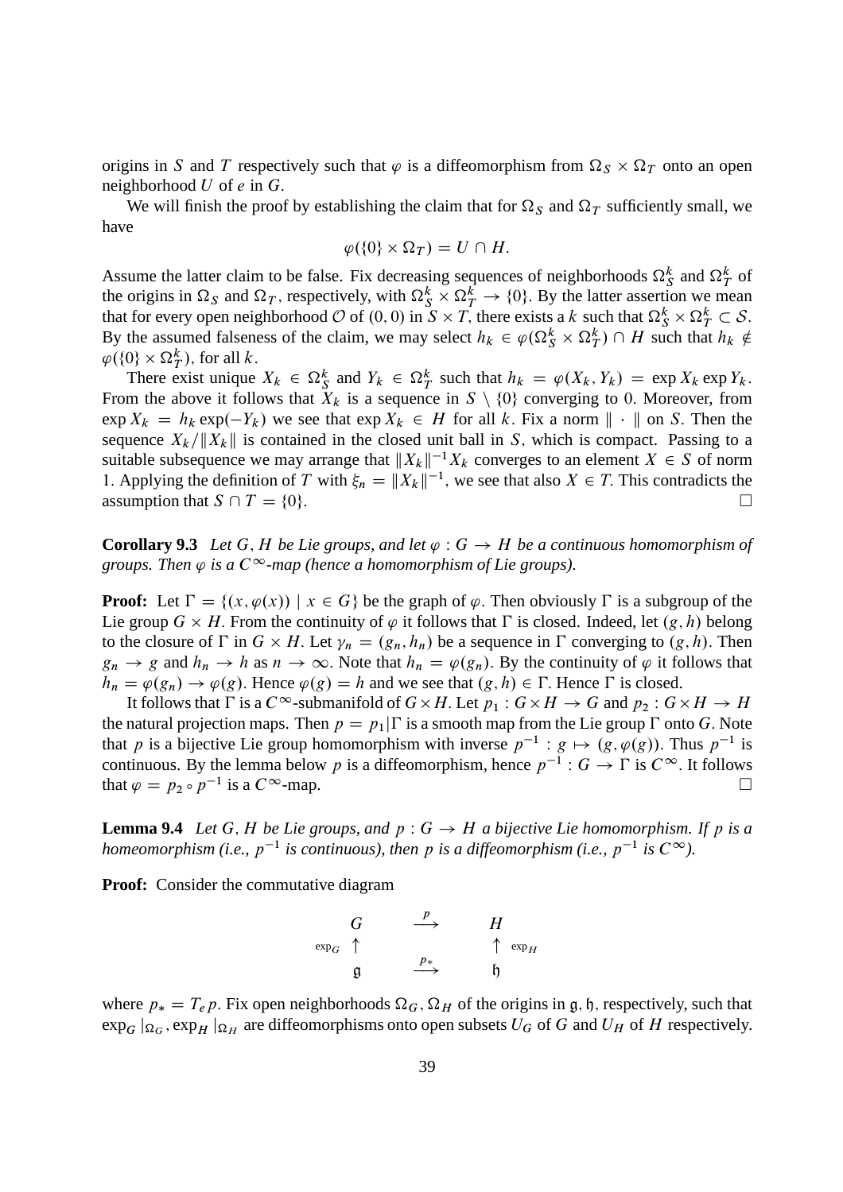origins in $S$ and $T$ respectively such that $\varphi$ is a diffeomorphism from $\Omega_S \times \Omega_T$ onto an open neighborhood $U$ of $e$ in $G$.

We will finish the proof by establishing the claim that for $\Omega_S$ and $\Omega_T$ sufficiently small, we have

$$\varphi(\{0\} \times \Omega_T) = U \cap H.$$

Assume the latter claim to be false. Fix decreasing sequences of neighborhoods $\Omega_S^k$ and $\Omega_T^k$ of the origins in $\Omega_S$ and $\Omega_T$, respectively, with $\Omega_S^k \times \Omega_T^k \to \{0\}$. By the latter assertion we mean that for every open neighborhood $\mathcal{O}$ of $(0, 0)$ in $S \times T$, there exists a $k$ such that $\Omega_S^k \times \Omega_T^k \subset \mathcal{S}$. By the assumed falseness of the claim, we may select $h_k \in \varphi(\Omega_S^k \times \Omega_T^k) \cap H$ such that $h_k \notin \varphi(\{0\} \times \Omega_T^k)$, for all $k$.

There exist unique $X_k \in \Omega_S^k$ and $Y_k \in \Omega_T^k$ such that $h_k = \varphi(X_k, Y_k) = \exp X_k \exp Y_k$. From the above it follows that $X_k$ is a sequence in $S \setminus \{0\}$ converging to 0. Moreover, from $\exp X_k = h_k \exp(-Y_k)$ we see that $\exp X_k \in H$ for all $k$. Fix a norm $\|\cdot\|$ on $S$. Then the sequence $X_k/\|X_k\|$ is contained in the closed unit ball in $S$, which is compact. Passing to a suitable subsequence we may arrange that $\|X_k\|^{-1}X_k$ converges to an element $X \in S$ of norm 1. Applying the definition of $T$ with $\xi_n = \|X_k\|^{-1}$, we see that also $X \in T$. This contradicts the assumption that $S \cap T = \{0\}$. $\square$

**Corollary 9.3** *Let $G, H$ be Lie groups, and let $\varphi : G \to H$ be a continuous homomorphism of groups. Then $\varphi$ is a $C^\infty$-map (hence a homomorphism of Lie groups).*

**Proof:** Let $\Gamma = \{(x, \varphi(x)) \mid x \in G\}$ be the graph of $\varphi$. Then obviously $\Gamma$ is a subgroup of the Lie group $G \times H$. From the continuity of $\varphi$ it follows that $\Gamma$ is closed. Indeed, let $(g, h)$ belong to the closure of $\Gamma$ in $G \times H$. Let $\gamma_n = (g_n, h_n)$ be a sequence in $\Gamma$ converging to $(g, h)$. Then $g_n \to g$ and $h_n \to h$ as $n \to \infty$. Note that $h_n = \varphi(g_n)$. By the continuity of $\varphi$ it follows that $h_n = \varphi(g_n) \to \varphi(g)$. Hence $\varphi(g) = h$ and we see that $(g, h) \in \Gamma$. Hence $\Gamma$ is closed.

It follows that $\Gamma$ is a $C^\infty$-submanifold of $G \times H$. Let $p_1 : G \times H \to G$ and $p_2 : G \times H \to H$ the natural projection maps. Then $p = p_1|\Gamma$ is a smooth map from the Lie group $\Gamma$ onto $G$. Note that $p$ is a bijective Lie group homomorphism with inverse $p^{-1} : g \mapsto (g, \varphi(g))$. Thus $p^{-1}$ is continuous. By the lemma below $p$ is a diffeomorphism, hence $p^{-1} : G \to \Gamma$ is $C^\infty$. It follows that $\varphi = p_2 \circ p^{-1}$ is a $C^\infty$-map. $\square$

**Lemma 9.4** *Let $G, H$ be Lie groups, and $p : G \to H$ a bijective Lie homomorphism. If $p$ is a homeomorphism (i.e., $p^{-1}$ is continuous), then $p$ is a diffeomorphism (i.e., $p^{-1}$ is $C^\infty$).*

**Proof:** Consider the commutative diagram

$$\begin{array}{ccc} G & \xrightarrow{p} & H \\ {\scriptstyle \exp_G} \uparrow & & \uparrow {\scriptstyle \exp_H} \\ \mathfrak{g} & \xrightarrow{p_*} & \mathfrak{h} \end{array}$$

where $p_* = T_e p$. Fix open neighborhoods $\Omega_G, \Omega_H$ of the origins in $\mathfrak{g}, \mathfrak{h}$, respectively, such that $\exp_G|_{\Omega_G}, \exp_H|_{\Omega_H}$ are diffeomorphisms onto open subsets $U_G$ of $G$ and $U_H$ of $H$ respectively.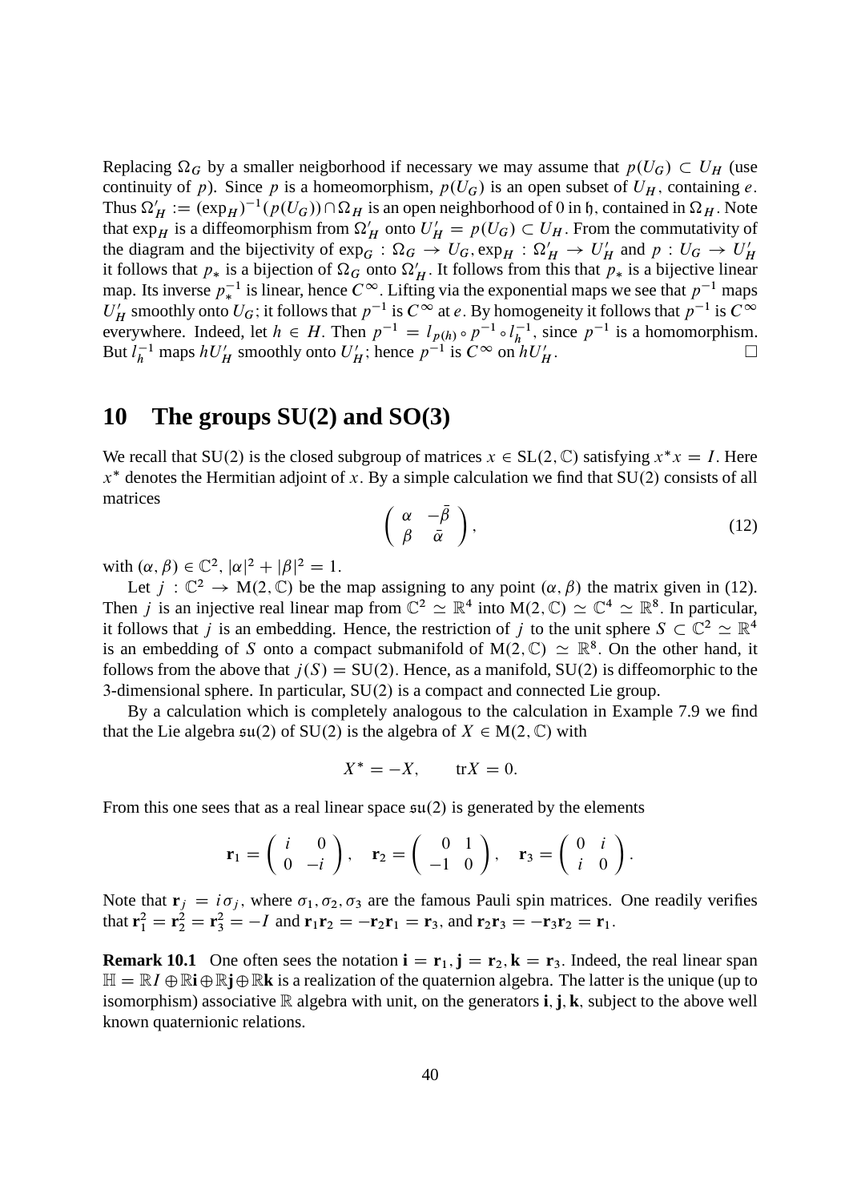Replacing $\Omega_G$ by a smaller neigborhood if necessary we may assume that $p(U_G) \subset U_H$ (use continuity of $p$). Since $p$ is a homeomorphism, $p(U_G)$ is an open subset of $U_H$, containing $e$. Thus $\Omega'_H := (\exp_H)^{-1}(p(U_G)) \cap \Omega_H$ is an open neighborhood of 0 in $\mathfrak{h}$, contained in $\Omega_H$. Note that $\exp_H$ is a diffeomorphism from $\Omega'_H$ onto $U'_H = p(U_G) \subset U_H$. From the commutativity of the diagram and the bijectivity of $\exp_G : \Omega_G \to U_G, \exp_H : \Omega'_H \to U'_H$ and $p : U_G \to U'_H$ it follows that $p_*$ is a bijection of $\Omega_G$ onto $\Omega'_H$. It follows from this that $p_*$ is a bijective linear map. Its inverse $p_*^{-1}$ is linear, hence $C^\infty$. Lifting via the exponential maps we see that $p^{-1}$ maps $U'_H$ smoothly onto $U_G$; it follows that $p^{-1}$ is $C^\infty$ at $e$. By homogeneity it follows that $p^{-1}$ is $C^\infty$ everywhere. Indeed, let $h \in H$. Then $p^{-1} = l_{p(h)} \circ p^{-1} \circ l_h^{-1}$, since $p^{-1}$ is a homomorphism. But $l_h^{-1}$ maps $hU'_H$ smoothly onto $U'_H$; hence $p^{-1}$ is $C^\infty$ on $hU'_H$. $\square$

# 10 The groups SU(2) and SO(3)

We recall that SU(2) is the closed subgroup of matrices $x \in \mathrm{SL}(2, \mathbb{C})$ satisfying $x^* x = I$. Here $x^*$ denotes the Hermitian adjoint of $x$. By a simple calculation we find that SU(2) consists of all matrices

$$\begin{pmatrix} \alpha & -\bar{\beta} \\ \beta & \bar{\alpha} \end{pmatrix}, \tag{12}$$

with $(\alpha, \beta) \in \mathbb{C}^2$, $|\alpha|^2 + |\beta|^2 = 1$.

Let $j : \mathbb{C}^2 \to \mathrm{M}(2, \mathbb{C})$ be the map assigning to any point $(\alpha, \beta)$ the matrix given in (12). Then $j$ is an injective real linear map from $\mathbb{C}^2 \simeq \mathbb{R}^4$ into $\mathrm{M}(2, \mathbb{C}) \simeq \mathbb{C}^4 \simeq \mathbb{R}^8$. In particular, it follows that $j$ is an embedding. Hence, the restriction of $j$ to the unit sphere $S \subset \mathbb{C}^2 \simeq \mathbb{R}^4$ is an embedding of $S$ onto a compact submanifold of $\mathrm{M}(2, \mathbb{C}) \simeq \mathbb{R}^8$. On the other hand, it follows from the above that $j(S) = \mathrm{SU}(2)$. Hence, as a manifold, SU(2) is diffeomorphic to the 3-dimensional sphere. In particular, SU(2) is a compact and connected Lie group.

By a calculation which is completely analogous to the calculation in Example 7.9 we find that the Lie algebra $\mathfrak{su}(2)$ of SU(2) is the algebra of $X \in \mathrm{M}(2, \mathbb{C})$ with

$$X^* = -X, \qquad \mathrm{tr} X = 0.$$

From this one sees that as a real linear space $\mathfrak{su}(2)$ is generated by the elements

$$\mathbf{r}_1 = \begin{pmatrix} i & 0 \\ 0 & -i \end{pmatrix}, \quad \mathbf{r}_2 = \begin{pmatrix} 0 & 1 \\ -1 & 0 \end{pmatrix}, \quad \mathbf{r}_3 = \begin{pmatrix} 0 & i \\ i & 0 \end{pmatrix}.$$

Note that $\mathbf{r}_j = i\sigma_j$, where $\sigma_1, \sigma_2, \sigma_3$ are the famous Pauli spin matrices. One readily verifies that $\mathbf{r}_1^2 = \mathbf{r}_2^2 = \mathbf{r}_3^2 = -I$ and $\mathbf{r}_1\mathbf{r}_2 = -\mathbf{r}_2\mathbf{r}_1 = \mathbf{r}_3$, and $\mathbf{r}_2\mathbf{r}_3 = -\mathbf{r}_3\mathbf{r}_2 = \mathbf{r}_1$.

**Remark 10.1** One often sees the notation $\mathbf{i} = \mathbf{r}_1, \mathbf{j} = \mathbf{r}_2, \mathbf{k} = \mathbf{r}_3$. Indeed, the real linear span $\mathbb{H} = \mathbb{R}I \oplus \mathbb{R}\mathbf{i} \oplus \mathbb{R}\mathbf{j} \oplus \mathbb{R}\mathbf{k}$ is a realization of the quaternion algebra. The latter is the unique (up to isomorphism) associative $\mathbb{R}$ algebra with unit, on the generators $\mathbf{i}, \mathbf{j}, \mathbf{k}$, subject to the above well known quaternionic relations.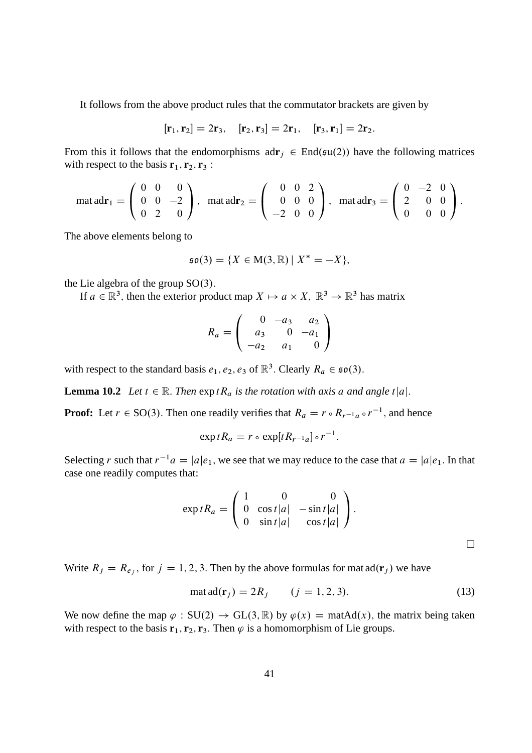It follows from the above product rules that the commutator brackets are given by

$$[\mathbf{r}_1, \mathbf{r}_2] = 2\mathbf{r}_3, \quad [\mathbf{r}_2, \mathbf{r}_3] = 2\mathbf{r}_1, \quad [\mathbf{r}_3, \mathbf{r}_1] = 2\mathbf{r}_2.$$

From this it follows that the endomorphisms $\mathrm{ad}\mathbf{r}_j \in \mathrm{End}(\mathfrak{su}(2))$ have the following matrices with respect to the basis $\mathbf{r}_1, \mathbf{r}_2, \mathbf{r}_3$ :

$$\mathrm{mat}\,\mathrm{ad}\mathbf{r}_1 = \begin{pmatrix} 0 & 0 & 0 \\ 0 & 0 & -2 \\ 0 & 2 & 0 \end{pmatrix}, \quad \mathrm{mat}\,\mathrm{ad}\mathbf{r}_2 = \begin{pmatrix} 0 & 0 & 2 \\ 0 & 0 & 0 \\ -2 & 0 & 0 \end{pmatrix}, \quad \mathrm{mat}\,\mathrm{ad}\mathbf{r}_3 = \begin{pmatrix} 0 & -2 & 0 \\ 2 & 0 & 0 \\ 0 & 0 & 0 \end{pmatrix}.$$

The above elements belong to

$$\mathfrak{so}(3) = \{X \in \mathrm{M}(3, \mathbb{R}) \mid X^* = -X\},$$

the Lie algebra of the group $\mathrm{SO}(3)$.

If $a \in \mathbb{R}^3$, then the exterior product map $X \mapsto a \times X$, $\mathbb{R}^3 \to \mathbb{R}^3$ has matrix

$$R_a = \begin{pmatrix} 0 & -a_3 & a_2 \\ a_3 & 0 & -a_1 \\ -a_2 & a_1 & 0 \end{pmatrix}$$

with respect to the standard basis $e_1, e_2, e_3$ of $\mathbb{R}^3$. Clearly $R_a \in \mathfrak{so}(3)$.

**Lemma 10.2** *Let $t \in \mathbb{R}$. Then $\exp tR_a$ is the rotation with axis $a$ and angle $t|a|$.*

**Proof:** Let $r \in \mathrm{SO}(3)$. Then one readily verifies that $R_a = r \circ R_{r^{-1}a} \circ r^{-1}$, and hence

$$\exp tR_a = r \circ \exp[tR_{r^{-1}a}] \circ r^{-1}.$$

Selecting $r$ such that $r^{-1}a = |a|e_1$, we see that we may reduce to the case that $a = |a|e_1$. In that case one readily computes that:

$$\exp tR_a = \begin{pmatrix} 1 & 0 & 0 \\ 0 & \cos t|a| & -\sin t|a| \\ 0 & \sin t|a| & \cos t|a| \end{pmatrix}.$$

□

Write $R_j = R_{e_j}$, for $j = 1, 2, 3$. Then by the above formulas for $\mathrm{mat}\,\mathrm{ad}(\mathbf{r}_j)$ we have

$$\mathrm{mat}\,\mathrm{ad}(\mathbf{r}_j) = 2R_j \qquad (j = 1, 2, 3). \tag{13}$$

We now define the map $\varphi : \mathrm{SU}(2) \to \mathrm{GL}(3, \mathbb{R})$ by $\varphi(x) = \mathrm{matAd}(x)$, the matrix being taken with respect to the basis $\mathbf{r}_1, \mathbf{r}_2, \mathbf{r}_3$. Then $\varphi$ is a homomorphism of Lie groups.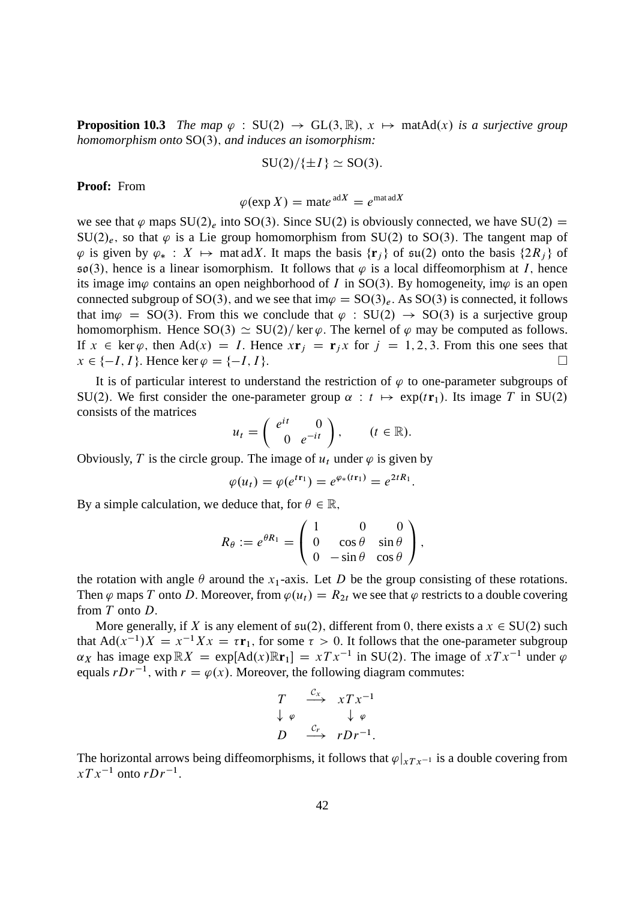**Proposition 10.3** *The map $\varphi : \mathrm{SU}(2) \to \mathrm{GL}(3, \mathbb{R})$, $x \mapsto \mathrm{matAd}(x)$ is a surjective group homomorphism onto $\mathrm{SO}(3)$, and induces an isomorphism:*

$$\mathrm{SU}(2)/\{\pm I\} \simeq \mathrm{SO}(3).$$

**Proof:** From

$$\varphi(\exp X) = \mathrm{mat} e^{\,\mathrm{ad} X} = e^{\mathrm{mat}\,\mathrm{ad} X}$$

we see that $\varphi$ maps $\mathrm{SU}(2)_e$ into $\mathrm{SO}(3)$. Since $\mathrm{SU}(2)$ is obviously connected, we have $\mathrm{SU}(2) = \mathrm{SU}(2)_e$, so that $\varphi$ is a Lie group homomorphism from $\mathrm{SU}(2)$ to $\mathrm{SO}(3)$. The tangent map of $\varphi$ is given by $\varphi_* : X \mapsto \mathrm{mat}\,\mathrm{ad} X$. It maps the basis $\{\mathbf{r}_j\}$ of $\mathfrak{su}(2)$ onto the basis $\{2R_j\}$ of $\mathfrak{so}(3)$, hence is a linear isomorphism. It follows that $\varphi$ is a local diffeomorphism at $I$, hence its image $\mathrm{im}\varphi$ contains an open neighborhood of $I$ in $\mathrm{SO}(3)$. By homogeneity, $\mathrm{im}\varphi$ is an open connected subgroup of $\mathrm{SO}(3)$, and we see that $\mathrm{im}\varphi = \mathrm{SO}(3)_e$. As $\mathrm{SO}(3)$ is connected, it follows that $\mathrm{im}\varphi = \mathrm{SO}(3)$. From this we conclude that $\varphi : \mathrm{SU}(2) \to \mathrm{SO}(3)$ is a surjective group homomorphism. Hence $\mathrm{SO}(3) \simeq \mathrm{SU}(2)/\ker\varphi$. The kernel of $\varphi$ may be computed as follows. If $x \in \ker\varphi$, then $\mathrm{Ad}(x) = I$. Hence $x\mathbf{r}_j = \mathbf{r}_j x$ for $j = 1, 2, 3$. From this one sees that $x \in \{-I, I\}$. Hence $\ker\varphi = \{-I, I\}$. $\square$

It is of particular interest to understand the restriction of $\varphi$ to one-parameter subgroups of $\mathrm{SU}(2)$. We first consider the one-parameter group $\alpha : t \mapsto \exp(t\mathbf{r}_1)$. Its image $T$ in $\mathrm{SU}(2)$ consists of the matrices

$$u_t = \begin{pmatrix} e^{it} & 0 \\ 0 & e^{-it} \end{pmatrix}, \qquad (t \in \mathbb{R}).$$

Obviously, $T$ is the circle group. The image of $u_t$ under $\varphi$ is given by

$$\varphi(u_t) = \varphi(e^{t\mathbf{r}_1}) = e^{\varphi_*(t\mathbf{r}_1)} = e^{2tR_1}.$$

By a simple calculation, we deduce that, for $\theta \in \mathbb{R}$,

$$R_\theta := e^{\theta R_1} = \begin{pmatrix} 1 & 0 & 0 \\ 0 & \cos\theta & \sin\theta \\ 0 & -\sin\theta & \cos\theta \end{pmatrix},$$

the rotation with angle $\theta$ around the $x_1$-axis. Let $D$ be the group consisting of these rotations. Then $\varphi$ maps $T$ onto $D$. Moreover, from $\varphi(u_t) = R_{2t}$ we see that $\varphi$ restricts to a double covering from $T$ onto $D$.

More generally, if $X$ is any element of $\mathfrak{su}(2)$, different from 0, there exists a $x \in \mathrm{SU}(2)$ such that $\mathrm{Ad}(x^{-1})X = x^{-1}Xx = \tau\mathbf{r}_1$, for some $\tau > 0$. It follows that the one-parameter subgroup $\alpha_X$ has image $\exp \mathbb{R}X = \exp[\mathrm{Ad}(x)\mathbb{R}\mathbf{r}_1] = xTx^{-1}$ in $\mathrm{SU}(2)$. The image of $xTx^{-1}$ under $\varphi$ equals $rDr^{-1}$, with $r = \varphi(x)$. Moreover, the following diagram commutes:

$$\begin{array}{ccc} T & \xrightarrow{\mathcal{C}_x} & xTx^{-1} \\ \downarrow \varphi & & \downarrow \varphi \\ D & \xrightarrow{\mathcal{C}_r} & rDr^{-1}. \end{array}$$

The horizontal arrows being diffeomorphisms, it follows that $\varphi|_{xTx^{-1}}$ is a double covering from $xTx^{-1}$ onto $rDr^{-1}$.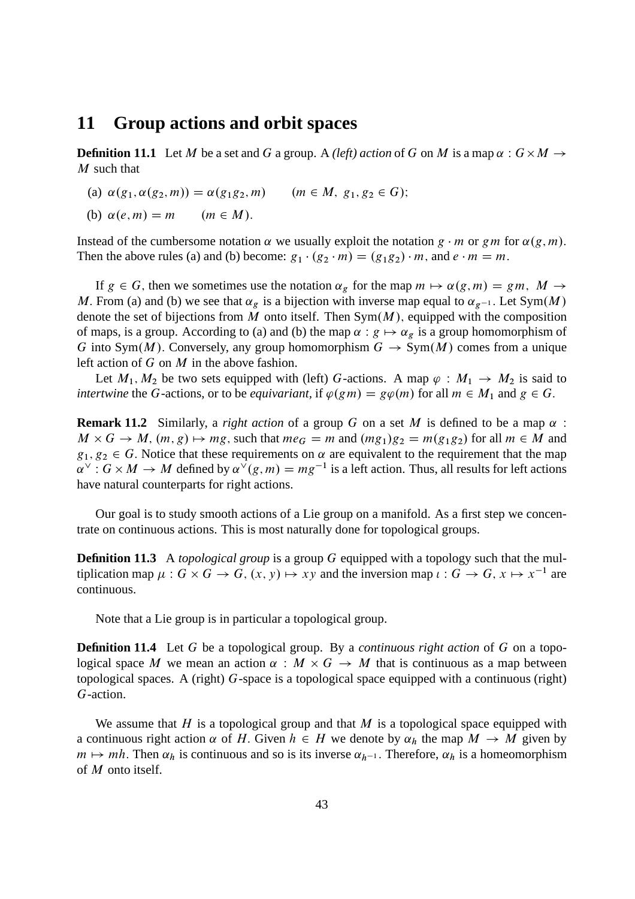## 11 Group actions and orbit spaces

**Definition 11.1** Let $M$ be a set and $G$ a group. A *(left) action* of $G$ on $M$ is a map $\alpha : G \times M \to M$ such that

(a) $\alpha(g_1, \alpha(g_2, m)) = \alpha(g_1 g_2, m) \qquad (m \in M,\ g_1, g_2 \in G)$;

(b) $\alpha(e, m) = m \qquad (m \in M)$.

Instead of the cumbersome notation $\alpha$ we usually exploit the notation $g \cdot m$ or $gm$ for $\alpha(g, m)$. Then the above rules (a) and (b) become: $g_1 \cdot (g_2 \cdot m) = (g_1 g_2) \cdot m$, and $e \cdot m = m$.

If $g \in G$, then we sometimes use the notation $\alpha_g$ for the map $m \mapsto \alpha(g, m) = gm,\ M \to M$. From (a) and (b) we see that $\alpha_g$ is a bijection with inverse map equal to $\alpha_{g^{-1}}$. Let $\mathrm{Sym}(M)$ denote the set of bijections from $M$ onto itself. Then $\mathrm{Sym}(M)$, equipped with the composition of maps, is a group. According to (a) and (b) the map $\alpha : g \mapsto \alpha_g$ is a group homomorphism of $G$ into $\mathrm{Sym}(M)$. Conversely, any group homomorphism $G \to \mathrm{Sym}(M)$ comes from a unique left action of $G$ on $M$ in the above fashion.

Let $M_1, M_2$ be two sets equipped with (left) $G$-actions. A map $\varphi : M_1 \to M_2$ is said to *intertwine* the $G$-actions, or to be *equivariant*, if $\varphi(gm) = g\varphi(m)$ for all $m \in M_1$ and $g \in G$.

**Remark 11.2** Similarly, a *right action* of a group $G$ on a set $M$ is defined to be a map $\alpha : M \times G \to M$, $(m, g) \mapsto mg$, such that $me_G = m$ and $(mg_1)g_2 = m(g_1 g_2)$ for all $m \in M$ and $g_1, g_2 \in G$. Notice that these requirements on $\alpha$ are equivalent to the requirement that the map $\alpha^\vee : G \times M \to M$ defined by $\alpha^\vee(g, m) = mg^{-1}$ is a left action. Thus, all results for left actions have natural counterparts for right actions.

Our goal is to study smooth actions of a Lie group on a manifold. As a first step we concentrate on continuous actions. This is most naturally done for topological groups.

**Definition 11.3** A *topological group* is a group $G$ equipped with a topology such that the multiplication map $\mu : G \times G \to G$, $(x, y) \mapsto xy$ and the inversion map $\iota : G \to G$, $x \mapsto x^{-1}$ are continuous.

Note that a Lie group is in particular a topological group.

**Definition 11.4** Let $G$ be a topological group. By a *continuous right action* of $G$ on a topological space $M$ we mean an action $\alpha : M \times G \to M$ that is continuous as a map between topological spaces. A (right) $G$-space is a topological space equipped with a continuous (right) $G$-action.

We assume that $H$ is a topological group and that $M$ is a topological space equipped with a continuous right action $\alpha$ of $H$. Given $h \in H$ we denote by $\alpha_h$ the map $M \to M$ given by $m \mapsto mh$. Then $\alpha_h$ is continuous and so is its inverse $\alpha_{h^{-1}}$. Therefore, $\alpha_h$ is a homeomorphism of $M$ onto itself.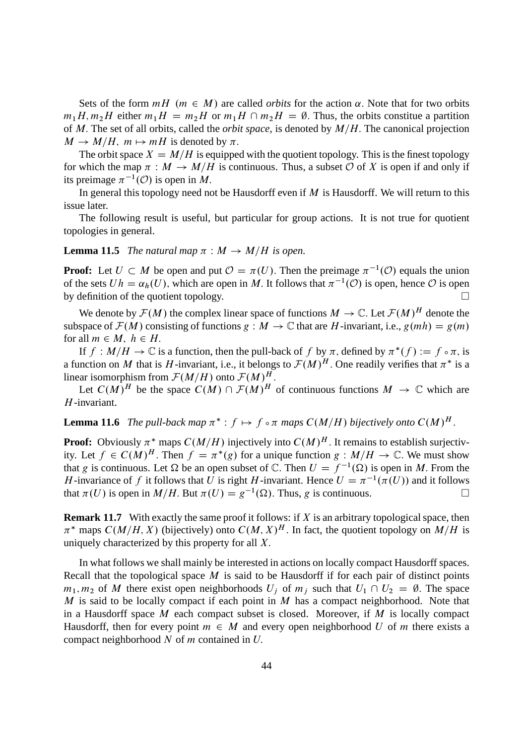Sets of the form $mH$ ($m \in M$) are called *orbits* for the action $\alpha$. Note that for two orbits $m_1H, m_2H$ either $m_1H = m_2H$ or $m_1H \cap m_2H = \emptyset$. Thus, the orbits constitue a partition of $M$. The set of all orbits, called the *orbit space*, is denoted by $M/H$. The canonical projection $M \to M/H$, $m \mapsto mH$ is denoted by $\pi$.

The orbit space $X = M/H$ is equipped with the quotient topology. This is the finest topology for which the map $\pi : M \to M/H$ is continuous. Thus, a subset $\mathcal{O}$ of $X$ is open if and only if its preimage $\pi^{-1}(\mathcal{O})$ is open in $M$.

In general this topology need not be Hausdorff even if $M$ is Hausdorff. We will return to this issue later.

The following result is useful, but particular for group actions. It is not true for quotient topologies in general.

**Lemma 11.5** *The natural map $\pi : M \to M/H$ is open.*

**Proof:** Let $U \subset M$ be open and put $\mathcal{O} = \pi(U)$. Then the preimage $\pi^{-1}(\mathcal{O})$ equals the union of the sets $Uh = \alpha_h(U)$, which are open in $M$. It follows that $\pi^{-1}(\mathcal{O})$ is open, hence $\mathcal{O}$ is open by definition of the quotient topology. $\square$

We denote by $\mathcal{F}(M)$ the complex linear space of functions $M \to \mathbb{C}$. Let $\mathcal{F}(M)^H$ denote the subspace of $\mathcal{F}(M)$ consisting of functions $g : M \to \mathbb{C}$ that are $H$-invariant, i.e., $g(mh) = g(m)$ for all $m \in M$, $h \in H$.

If $f : M/H \to \mathbb{C}$ is a function, then the pull-back of $f$ by $\pi$, defined by $\pi^*(f) := f \circ \pi$, is a function on $M$ that is $H$-invariant, i.e., it belongs to $\mathcal{F}(M)^H$. One readily verifies that $\pi^*$ is a linear isomorphism from $\mathcal{F}(M/H)$ onto $\mathcal{F}(M)^H$.

Let $C(M)^H$ be the space $C(M) \cap \mathcal{F}(M)^H$ of continuous functions $M \to \mathbb{C}$ which are $H$-invariant.

**Lemma 11.6** *The pull-back map $\pi^* : f \mapsto f \circ \pi$ maps $C(M/H)$ bijectively onto $C(M)^H$.*

**Proof:** Obviously $\pi^*$ maps $C(M/H)$ injectively into $C(M)^H$. It remains to establish surjectivity. Let $f \in C(M)^H$. Then $f = \pi^*(g)$ for a unique function $g : M/H \to \mathbb{C}$. We must show that $g$ is continuous. Let $\Omega$ be an open subset of $\mathbb{C}$. Then $U = f^{-1}(\Omega)$ is open in $M$. From the $H$-invariance of $f$ it follows that $U$ is right $H$-invariant. Hence $U = \pi^{-1}(\pi(U))$ and it follows that $\pi(U)$ is open in $M/H$. But $\pi(U) = g^{-1}(\Omega)$. Thus, $g$ is continuous. $\square$

**Remark 11.7** With exactly the same proof it follows: if $X$ is an arbitrary topological space, then $\pi^*$ maps $C(M/H, X)$ (bijectively) onto $C(M, X)^H$. In fact, the quotient topology on $M/H$ is uniquely characterized by this property for all $X$.

In what follows we shall mainly be interested in actions on locally compact Hausdorff spaces. Recall that the topological space $M$ is said to be Hausdorff if for each pair of distinct points $m_1, m_2$ of $M$ there exist open neighborhoods $U_j$ of $m_j$ such that $U_1 \cap U_2 = \emptyset$. The space $M$ is said to be locally compact if each point in $M$ has a compact neighborhood. Note that in a Hausdorff space $M$ each compact subset is closed. Moreover, if $M$ is locally compact Hausdorff, then for every point $m \in M$ and every open neighborhood $U$ of $m$ there exists a compact neighborhood $N$ of $m$ contained in $U$.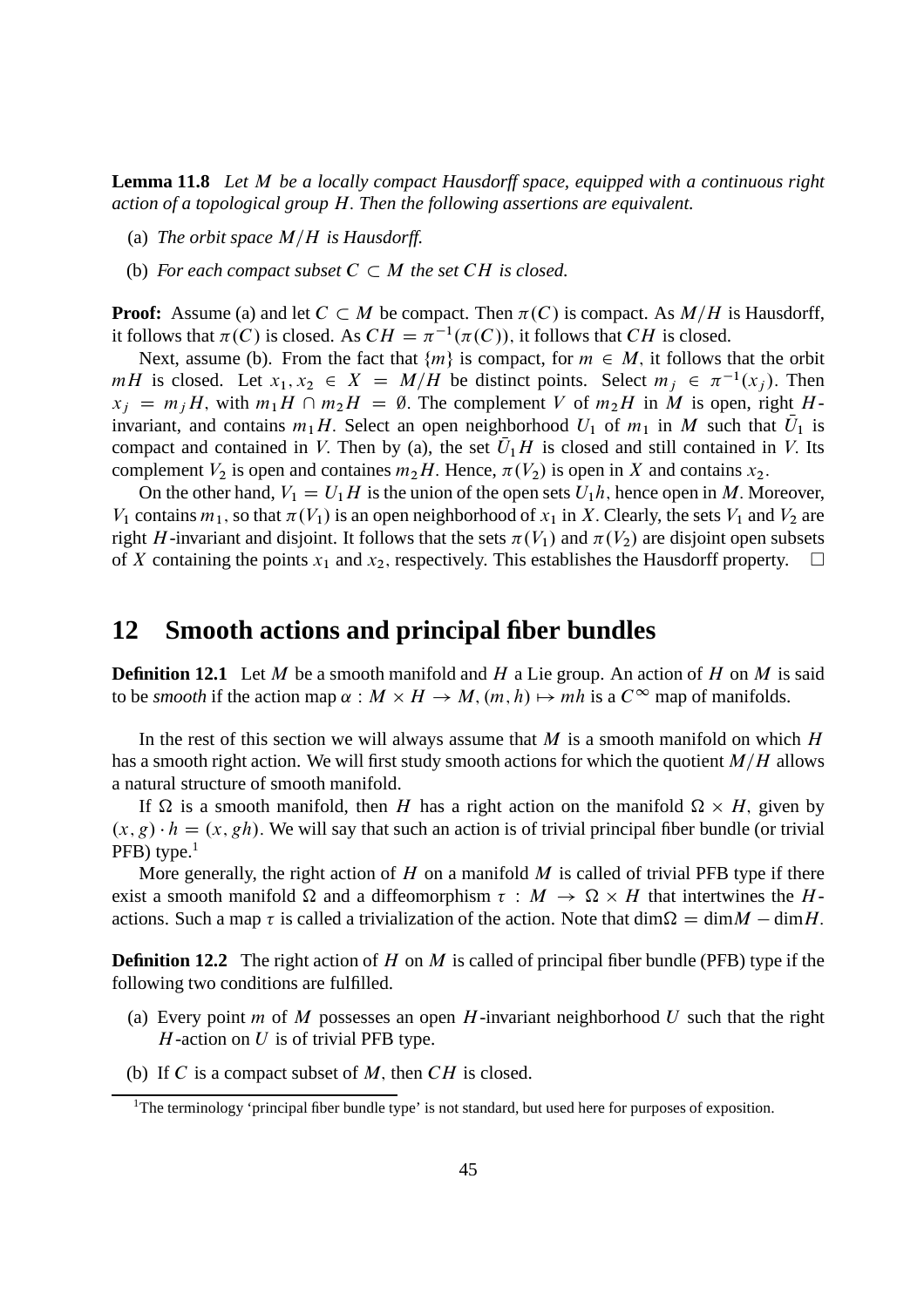**Lemma 11.8** *Let $M$ be a locally compact Hausdorff space, equipped with a continuous right action of a topological group $H$. Then the following assertions are equivalent.*

(a) *The orbit space $M/H$ is Hausdorff.*

(b) *For each compact subset $C \subset M$ the set $CH$ is closed.*

**Proof:** Assume (a) and let $C \subset M$ be compact. Then $\pi(C)$ is compact. As $M/H$ is Hausdorff, it follows that $\pi(C)$ is closed. As $CH = \pi^{-1}(\pi(C))$, it follows that $CH$ is closed.

Next, assume (b). From the fact that $\{m\}$ is compact, for $m \in M$, it follows that the orbit $mH$ is closed. Let $x_1, x_2 \in X = M/H$ be distinct points. Select $m_j \in \pi^{-1}(x_j)$. Then $x_j = m_j H$, with $m_1 H \cap m_2 H = \emptyset$. The complement $V$ of $m_2 H$ in $M$ is open, right $H$-invariant, and contains $m_1 H$. Select an open neighborhood $U_1$ of $m_1$ in $M$ such that $\bar{U}_1$ is compact and contained in $V$. Then by (a), the set $\bar{U}_1 H$ is closed and still contained in $V$. Its complement $V_2$ is open and containes $m_2 H$. Hence, $\pi(V_2)$ is open in $X$ and contains $x_2$.

On the other hand, $V_1 = U_1 H$ is the union of the open sets $U_1 h$, hence open in $M$. Moreover, $V_1$ contains $m_1$, so that $\pi(V_1)$ is an open neighborhood of $x_1$ in $X$. Clearly, the sets $V_1$ and $V_2$ are right $H$-invariant and disjoint. It follows that the sets $\pi(V_1)$ and $\pi(V_2)$ are disjoint open subsets of $X$ containing the points $x_1$ and $x_2$, respectively. This establishes the Hausdorff property. $\square$

## 12 Smooth actions and principal fiber bundles

**Definition 12.1** Let $M$ be a smooth manifold and $H$ a Lie group. An action of $H$ on $M$ is said to be *smooth* if the action map $\alpha : M \times H \to M$, $(m, h) \mapsto mh$ is a $C^\infty$ map of manifolds.

In the rest of this section we will always assume that $M$ is a smooth manifold on which $H$ has a smooth right action. We will first study smooth actions for which the quotient $M/H$ allows a natural structure of smooth manifold.

If $\Omega$ is a smooth manifold, then $H$ has a right action on the manifold $\Omega \times H$, given by $(x, g) \cdot h = (x, gh)$. We will say that such an action is of trivial principal fiber bundle (or trivial PFB) type.[1]

More generally, the right action of $H$ on a manifold $M$ is called of trivial PFB type if there exist a smooth manifold $\Omega$ and a diffeomorphism $\tau : M \to \Omega \times H$ that intertwines the $H$-actions. Such a map $\tau$ is called a trivialization of the action. Note that $\dim\Omega = \dim M - \dim H$.

**Definition 12.2** The right action of $H$ on $M$ is called of principal fiber bundle (PFB) type if the following two conditions are fulfilled.

(a) Every point $m$ of $M$ possesses an open $H$-invariant neighborhood $U$ such that the right $H$-action on $U$ is of trivial PFB type.

(b) If $C$ is a compact subset of $M$, then $CH$ is closed.

[1] The terminology 'principal fiber bundle type' is not standard, but used here for purposes of exposition.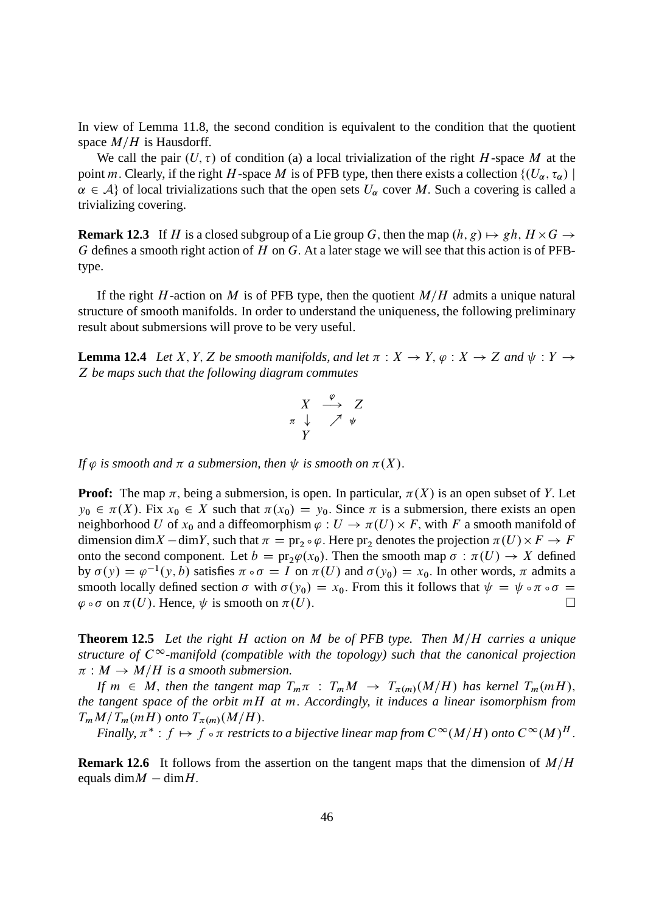In view of Lemma 11.8, the second condition is equivalent to the condition that the quotient space $M/H$ is Hausdorff.

We call the pair $(U, \tau)$ of condition (a) a local trivialization of the right $H$-space $M$ at the point $m$. Clearly, if the right $H$-space $M$ is of PFB type, then there exists a collection $\{(U_\alpha, \tau_\alpha) \mid \alpha \in \mathcal{A}\}$ of local trivializations such that the open sets $U_\alpha$ cover $M$. Such a covering is called a trivializing covering.

**Remark 12.3** If $H$ is a closed subgroup of a Lie group $G$, then the map $(h, g) \mapsto gh$, $H \times G \to G$ defines a smooth right action of $H$ on $G$. At a later stage we will see that this action is of PFB-type.

If the right $H$-action on $M$ is of PFB type, then the quotient $M/H$ admits a unique natural structure of smooth manifolds. In order to understand the uniqueness, the following preliminary result about submersions will prove to be very useful.

**Lemma 12.4** *Let $X, Y, Z$ be smooth manifolds, and let $\pi : X \to Y$, $\varphi : X \to Z$ and $\psi : Y \to Z$ be maps such that the following diagram commutes*

$$\begin{array}{ccc} X & \xrightarrow{\varphi} & Z \\ {\scriptstyle \pi}\downarrow & \nearrow {\scriptstyle \psi} & \\ Y & & \end{array}$$

*If $\varphi$ is smooth and $\pi$ a submersion, then $\psi$ is smooth on $\pi(X)$.*

**Proof:** The map $\pi$, being a submersion, is open. In particular, $\pi(X)$ is an open subset of $Y$. Let $y_0 \in \pi(X)$. Fix $x_0 \in X$ such that $\pi(x_0) = y_0$. Since $\pi$ is a submersion, there exists an open neighborhood $U$ of $x_0$ and a diffeomorphism $\varphi : U \to \pi(U) \times F$, with $F$ a smooth manifold of dimension $\dim X - \dim Y$, such that $\pi = \mathrm{pr}_2 \circ \varphi$. Here $\mathrm{pr}_2$ denotes the projection $\pi(U) \times F \to F$ onto the second component. Let $b = \mathrm{pr}_2 \varphi(x_0)$. Then the smooth map $\sigma : \pi(U) \to X$ defined by $\sigma(y) = \varphi^{-1}(y, b)$ satisfies $\pi \circ \sigma = I$ on $\pi(U)$ and $\sigma(y_0) = x_0$. In other words, $\pi$ admits a smooth locally defined section $\sigma$ with $\sigma(y_0) = x_0$. From this it follows that $\psi = \psi \circ \pi \circ \sigma = \varphi \circ \sigma$ on $\pi(U)$. Hence, $\psi$ is smooth on $\pi(U)$. □

**Theorem 12.5** *Let the right $H$ action on $M$ be of PFB type. Then $M/H$ carries a unique structure of $C^\infty$-manifold (compatible with the topology) such that the canonical projection $\pi : M \to M/H$ is a smooth submersion.*

*If $m \in M$, then the tangent map $T_m\pi : T_mM \to T_{\pi(m)}(M/H)$ has kernel $T_m(mH)$, the tangent space of the orbit $mH$ at $m$. Accordingly, it induces a linear isomorphism from $T_mM/T_m(mH)$ onto $T_{\pi(m)}(M/H)$.*

*Finally, $\pi^* : f \mapsto f \circ \pi$ restricts to a bijective linear map from $C^\infty(M/H)$ onto $C^\infty(M)^H$.*

**Remark 12.6** It follows from the assertion on the tangent maps that the dimension of $M/H$ equals $\dim M - \dim H$.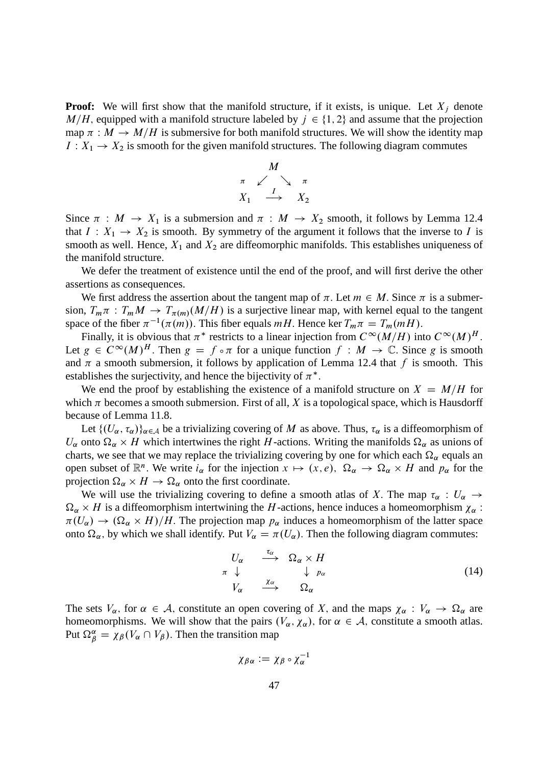**Proof:** We will first show that the manifold structure, if it exists, is unique. Let $X_j$ denote $M/H$, equipped with a manifold structure labeled by $j \in \{1, 2\}$ and assume that the projection map $\pi : M \to M/H$ is submersive for both manifold structures. We will show the identity map $I : X_1 \to X_2$ is smooth for the given manifold structures. The following diagram commutes

$$
\begin{array}{ccc}
 & M & \\
\pi \swarrow & & \searrow \pi \\
X_1 & \xrightarrow{I} & X_2
\end{array}
$$

Since $\pi : M \to X_1$ is a submersion and $\pi : M \to X_2$ smooth, it follows by Lemma 12.4 that $I : X_1 \to X_2$ is smooth. By symmetry of the argument it follows that the inverse to $I$ is smooth as well. Hence, $X_1$ and $X_2$ are diffeomorphic manifolds. This establishes uniqueness of the manifold structure.

We defer the treatment of existence until the end of the proof, and will first derive the other assertions as consequences.

We first address the assertion about the tangent map of $\pi$. Let $m \in M$. Since $\pi$ is a submersion, $T_m\pi : T_m M \to T_{\pi(m)}(M/H)$ is a surjective linear map, with kernel equal to the tangent space of the fiber $\pi^{-1}(\pi(m))$. This fiber equals $mH$. Hence $\ker T_m\pi = T_m(mH)$.

Finally, it is obvious that $\pi^*$ restricts to a linear injection from $C^\infty(M/H)$ into $C^\infty(M)^H$. Let $g \in C^\infty(M)^H$. Then $g = f \circ \pi$ for a unique function $f : M \to \mathbb{C}$. Since $g$ is smooth and $\pi$ a smooth submersion, it follows by application of Lemma 12.4 that $f$ is smooth. This establishes the surjectivity, and hence the bijectivity of $\pi^*$.

We end the proof by establishing the existence of a manifold structure on $X = M/H$ for which $\pi$ becomes a smooth submersion. First of all, $X$ is a topological space, which is Hausdorff because of Lemma 11.8.

Let $\{(U_\alpha, \tau_\alpha)\}_{\alpha\in\mathcal{A}}$ be a trivializing covering of $M$ as above. Thus, $\tau_\alpha$ is a diffeomorphism of $U_\alpha$ onto $\Omega_\alpha \times H$ which intertwines the right $H$-actions. Writing the manifolds $\Omega_\alpha$ as unions of charts, we see that we may replace the trivializing covering by one for which each $\Omega_\alpha$ equals an open subset of $\mathbb{R}^n$. We write $i_\alpha$ for the injection $x \mapsto (x, e)$, $\Omega_\alpha \to \Omega_\alpha \times H$ and $p_\alpha$ for the projection $\Omega_\alpha \times H \to \Omega_\alpha$ onto the first coordinate.

We will use the trivializing covering to define a smooth atlas of $X$. The map $\tau_\alpha : U_\alpha \to \Omega_\alpha \times H$ is a diffeomorphism intertwining the $H$-actions, hence induces a homeomorphism $\chi_\alpha : \pi(U_\alpha) \to (\Omega_\alpha \times H)/H$. The projection map $p_\alpha$ induces a homeomorphism of the latter space onto $\Omega_\alpha$, by which we shall identify. Put $V_\alpha = \pi(U_\alpha)$. Then the following diagram commutes:

$$
\begin{array}{ccc}
U_\alpha & \xrightarrow{\tau_\alpha} & \Omega_\alpha \times H \\
\pi \downarrow & & \downarrow p_\alpha \\
V_\alpha & \xrightarrow{\chi_\alpha} & \Omega_\alpha
\end{array}
\tag{14}
$$

The sets $V_\alpha$, for $\alpha \in \mathcal{A}$, constitute an open covering of $X$, and the maps $\chi_\alpha : V_\alpha \to \Omega_\alpha$ are homeomorphisms. We will show that the pairs $(V_\alpha, \chi_\alpha)$, for $\alpha \in \mathcal{A}$, constitute a smooth atlas. Put $\Omega_\beta^\alpha = \chi_\beta(V_\alpha \cap V_\beta)$. Then the transition map

$$\chi_{\beta\alpha} := \chi_\beta \circ \chi_\alpha^{-1}$$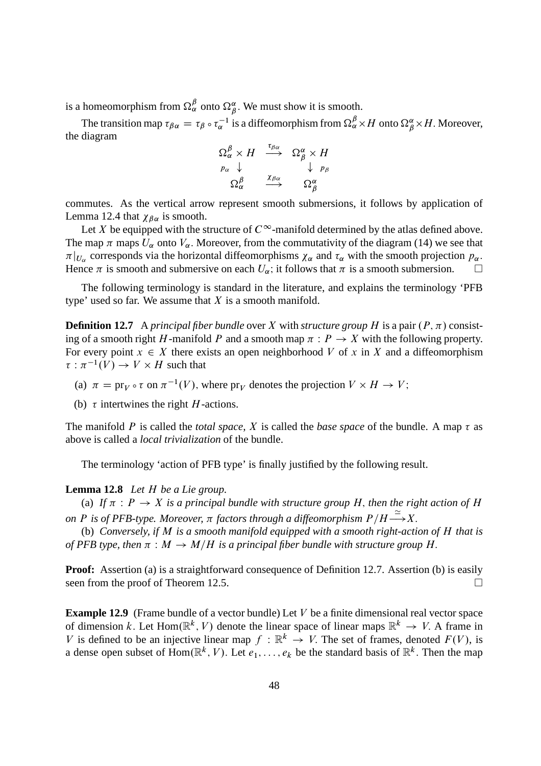is a homeomorphism from $\Omega_\alpha^\beta$ onto $\Omega_\beta^\alpha$. We must show it is smooth.

The transition map $\tau_{\beta\alpha} = \tau_\beta \circ \tau_\alpha^{-1}$ is a diffeomorphism from $\Omega_\alpha^\beta \times H$ onto $\Omega_\beta^\alpha \times H$. Moreover, the diagram

$$\begin{array}{ccc} \Omega_\alpha^\beta \times H & \xrightarrow{\tau_{\beta\alpha}} & \Omega_\beta^\alpha \times H \\ {\scriptstyle p_\alpha} \downarrow & & \downarrow {\scriptstyle p_\beta} \\ \Omega_\alpha^\beta & \xrightarrow{\chi_{\beta\alpha}} & \Omega_\beta^\alpha \end{array}$$

commutes. As the vertical arrow represent smooth submersions, it follows by application of Lemma 12.4 that $\chi_{\beta\alpha}$ is smooth.

Let $X$ be equipped with the structure of $C^\infty$-manifold determined by the atlas defined above. The map $\pi$ maps $U_\alpha$ onto $V_\alpha$. Moreover, from the commutativity of the diagram (14) we see that $\pi|_{U_\alpha}$ corresponds via the horizontal diffeomorphisms $\chi_\alpha$ and $\tau_\alpha$ with the smooth projection $p_\alpha$. Hence $\pi$ is smooth and submersive on each $U_\alpha$; it follows that $\pi$ is a smooth submersion. $\square$

The following terminology is standard in the literature, and explains the terminology 'PFB type' used so far. We assume that $X$ is a smooth manifold.

**Definition 12.7** A *principal fiber bundle* over $X$ with *structure group* $H$ is a pair $(P, \pi)$ consisting of a smooth right $H$-manifold $P$ and a smooth map $\pi : P \to X$ with the following property. For every point $x \in X$ there exists an open neighborhood $V$ of $x$ in $X$ and a diffeomorphism $\tau : \pi^{-1}(V) \to V \times H$ such that

(a) $\pi = \mathrm{pr}_V \circ \tau$ on $\pi^{-1}(V)$, where $\mathrm{pr}_V$ denotes the projection $V \times H \to V$;

(b) $\tau$ intertwines the right $H$-actions.

The manifold $P$ is called the *total space*, $X$ is called the *base space* of the bundle. A map $\tau$ as above is called a *local trivialization* of the bundle.

The terminology 'action of PFB type' is finally justified by the following result.

**Lemma 12.8** *Let $H$ be a Lie group.*

(a) *If $\pi : P \to X$ is a principal fiber bundle with structure group $H$, then the right action of $H$ on $P$ is of PFB-type. Moreover, $\pi$ factors through a diffeomorphism $P/H \xrightarrow{\simeq} X$.*

(b) *Conversely, if $M$ is a smooth manifold equipped with a smooth right-action of $H$ that is of PFB type, then $\pi : M \to M/H$ is a principal fiber bundle with structure group $H$.*

**Proof:** Assertion (a) is a straightforward consequence of Definition 12.7. Assertion (b) is easily seen from the proof of Theorem 12.5. $\square$

**Example 12.9** (Frame bundle of a vector bundle) Let $V$ be a finite dimensional real vector space of dimension $k$. Let $\mathrm{Hom}(\mathbb{R}^k, V)$ denote the linear space of linear maps $\mathbb{R}^k \to V$. A frame in $V$ is defined to be an injective linear map $f : \mathbb{R}^k \to V$. The set of frames, denoted $F(V)$, is a dense open subset of $\mathrm{Hom}(\mathbb{R}^k, V)$. Let $e_1, \ldots, e_k$ be the standard basis of $\mathbb{R}^k$. Then the map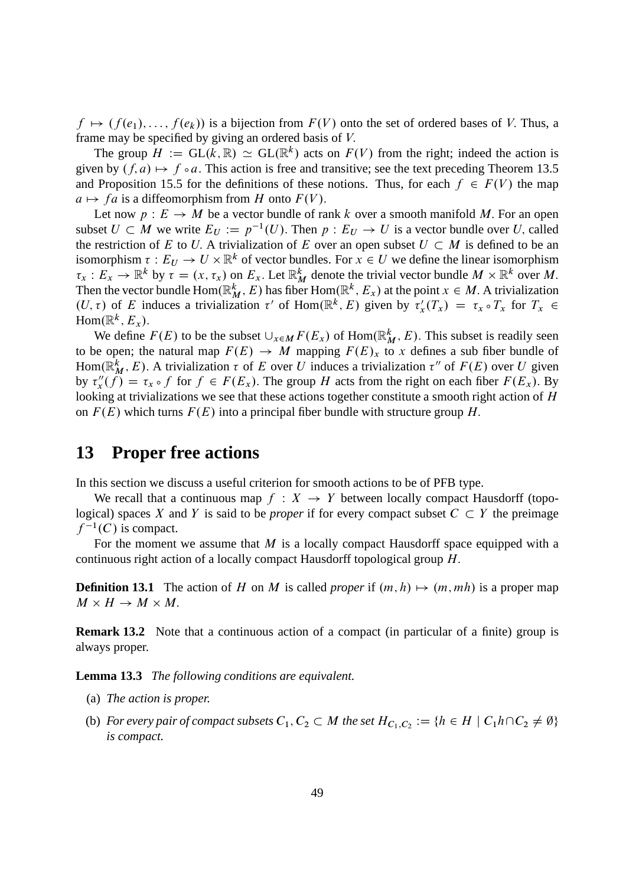$f \mapsto (f(e_1), \ldots, f(e_k))$ is a bijection from $F(V)$ onto the set of ordered bases of $V$. Thus, a frame may be specified by giving an ordered basis of $V$.

The group $H := \mathrm{GL}(k, \mathbb{R}) \simeq \mathrm{GL}(\mathbb{R}^k)$ acts on $F(V)$ from the right; indeed the action is given by $(f, a) \mapsto f \circ a$. This action is free and transitive; see the text preceding Theorem 13.5 and Proposition 15.5 for the definitions of these notions. Thus, for each $f \in F(V)$ the map $a \mapsto fa$ is a diffeomorphism from $H$ onto $F(V)$.

Let now $p : E \to M$ be a vector bundle of rank $k$ over a smooth manifold $M$. For an open subset $U \subset M$ we write $E_U := p^{-1}(U)$. Then $p : E_U \to U$ is a vector bundle over $U$, called the restriction of $E$ to $U$. A trivialization of $E$ over an open subset $U \subset M$ is defined to be an isomorphism $\tau : E_U \to U \times \mathbb{R}^k$ of vector bundles. For $x \in U$ we define the linear isomorphism $\tau_x : E_x \to \mathbb{R}^k$ by $\tau = (x, \tau_x)$ on $E_x$. Let $\mathbb{R}^k_M$ denote the trivial vector bundle $M \times \mathbb{R}^k$ over $M$. Then the vector bundle $\mathrm{Hom}(\mathbb{R}^k_M, E)$ has fiber $\mathrm{Hom}(\mathbb{R}^k, E_x)$ at the point $x \in M$. A trivialization $(U, \tau)$ of $E$ induces a trivialization $\tau'$ of $\mathrm{Hom}(\mathbb{R}^k, E)$ given by $\tau'_x(T_x) = \tau_x \circ T_x$ for $T_x \in \mathrm{Hom}(\mathbb{R}^k, E_x)$.

We define $F(E)$ to be the subset $\cup_{x \in M} F(E_x)$ of $\mathrm{Hom}(\mathbb{R}^k_M, E)$. This subset is readily seen to be open; the natural map $F(E) \to M$ mapping $F(E)_x$ to $x$ defines a sub fiber bundle of $\mathrm{Hom}(\mathbb{R}^k_M, E)$. A trivialization $\tau$ of $E$ over $U$ induces a trivialization $\tau''$ of $F(E)$ over $U$ given by $\tau''_x(f) = \tau_x \circ f$ for $f \in F(E_x)$. The group $H$ acts from the right on each fiber $F(E_x)$. By looking at trivializations we see that these actions together constitute a smooth right action of $H$ on $F(E)$ which turns $F(E)$ into a principal fiber bundle with structure group $H$.

# 13 Proper free actions

In this section we discuss a useful criterion for smooth actions to be of PFB type.

We recall that a continuous map $f : X \to Y$ between locally compact Hausdorff (topological) spaces $X$ and $Y$ is said to be *proper* if for every compact subset $C \subset Y$ the preimage $f^{-1}(C)$ is compact.

For the moment we assume that $M$ is a locally compact Hausdorff space equipped with a continuous right action of a locally compact Hausdorff topological group $H$.

**Definition 13.1** The action of $H$ on $M$ is called *proper* if $(m, h) \mapsto (m, mh)$ is a proper map $M \times H \to M \times M$.

**Remark 13.2** Note that a continuous action of a compact (in particular of a finite) group is always proper.

**Lemma 13.3** *The following conditions are equivalent.*

(a) *The action is proper.*

(b) *For every pair of compact subsets $C_1, C_2 \subset M$ the set $H_{C_1,C_2} := \{h \in H \mid C_1 h \cap C_2 \neq \emptyset\}$ is compact.*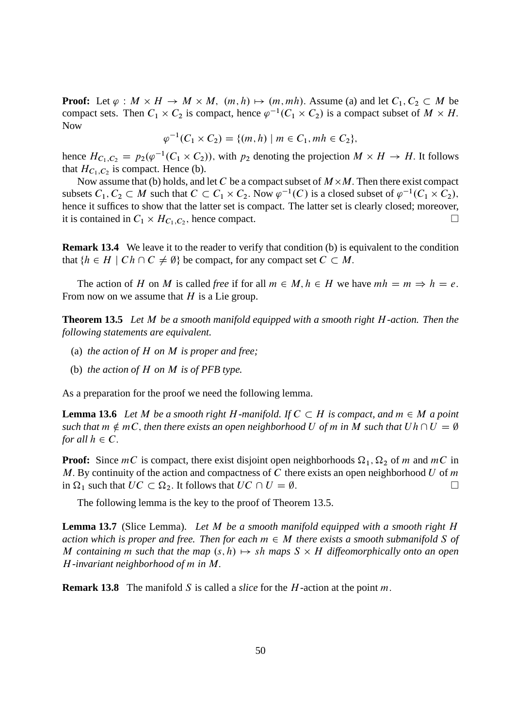**Proof:** Let $\varphi : M \times H \to M \times M,\ (m, h) \mapsto (m, mh)$. Assume (a) and let $C_1, C_2 \subset M$ be compact sets. Then $C_1 \times C_2$ is compact, hence $\varphi^{-1}(C_1 \times C_2)$ is a compact subset of $M \times H$. Now

$$\varphi^{-1}(C_1 \times C_2) = \{(m, h) \mid m \in C_1, mh \in C_2\},$$

hence $H_{C_1,C_2} = p_2(\varphi^{-1}(C_1 \times C_2))$, with $p_2$ denoting the projection $M \times H \to H$. It follows that $H_{C_1,C_2}$ is compact. Hence (b).

Now assume that (b) holds, and let $C$ be a compact subset of $M \times M$. Then there exist compact subsets $C_1, C_2 \subset M$ such that $C \subset C_1 \times C_2$. Now $\varphi^{-1}(C)$ is a closed subset of $\varphi^{-1}(C_1 \times C_2)$, hence it suffices to show that the latter set is compact. The latter set is clearly closed; moreover, it is contained in $C_1 \times H_{C_1,C_2}$, hence compact. $\square$

**Remark 13.4** We leave it to the reader to verify that condition (b) is equivalent to the condition that $\{h \in H \mid Ch \cap C \neq \emptyset\}$ be compact, for any compact set $C \subset M$.

The action of $H$ on $M$ is called *free* if for all $m \in M, h \in H$ we have $mh = m \Rightarrow h = e$. From now on we assume that $H$ is a Lie group.

**Theorem 13.5** *Let $M$ be a smooth manifold equipped with a smooth right $H$-action. Then the following statements are equivalent.*

(a) *the action of $H$ on $M$ is proper and free;*

(b) *the action of $H$ on $M$ is of PFB type.*

As a preparation for the proof we need the following lemma.

**Lemma 13.6** *Let $M$ be a smooth right $H$-manifold. If $C \subset H$ is compact, and $m \in M$ a point such that $m \notin mC$, then there exists an open neighborhood $U$ of $m$ in $M$ such that $Uh \cap U = \emptyset$ for all $h \in C$.*

**Proof:** Since $mC$ is compact, there exist disjoint open neighborhoods $\Omega_1, \Omega_2$ of $m$ and $mC$ in $M$. By continuity of the action and compactness of $C$ there exists an open neighborhood $U$ of $m$ in $\Omega_1$ such that $UC \subset \Omega_2$. It follows that $UC \cap U = \emptyset$. $\square$

The following lemma is the key to the proof of Theorem 13.5.

**Lemma 13.7** (Slice Lemma). *Let $M$ be a smooth manifold equipped with a smooth right $H$ action which is proper and free. Then for each $m \in M$ there exists a smooth submanifold $S$ of $M$ containing $m$ such that the map $(s, h) \mapsto sh$ maps $S \times H$ diffeomorphically onto an open $H$-invariant neighborhood of $m$ in $M$.*

**Remark 13.8** The manifold $S$ is called a *slice* for the $H$-action at the point $m$.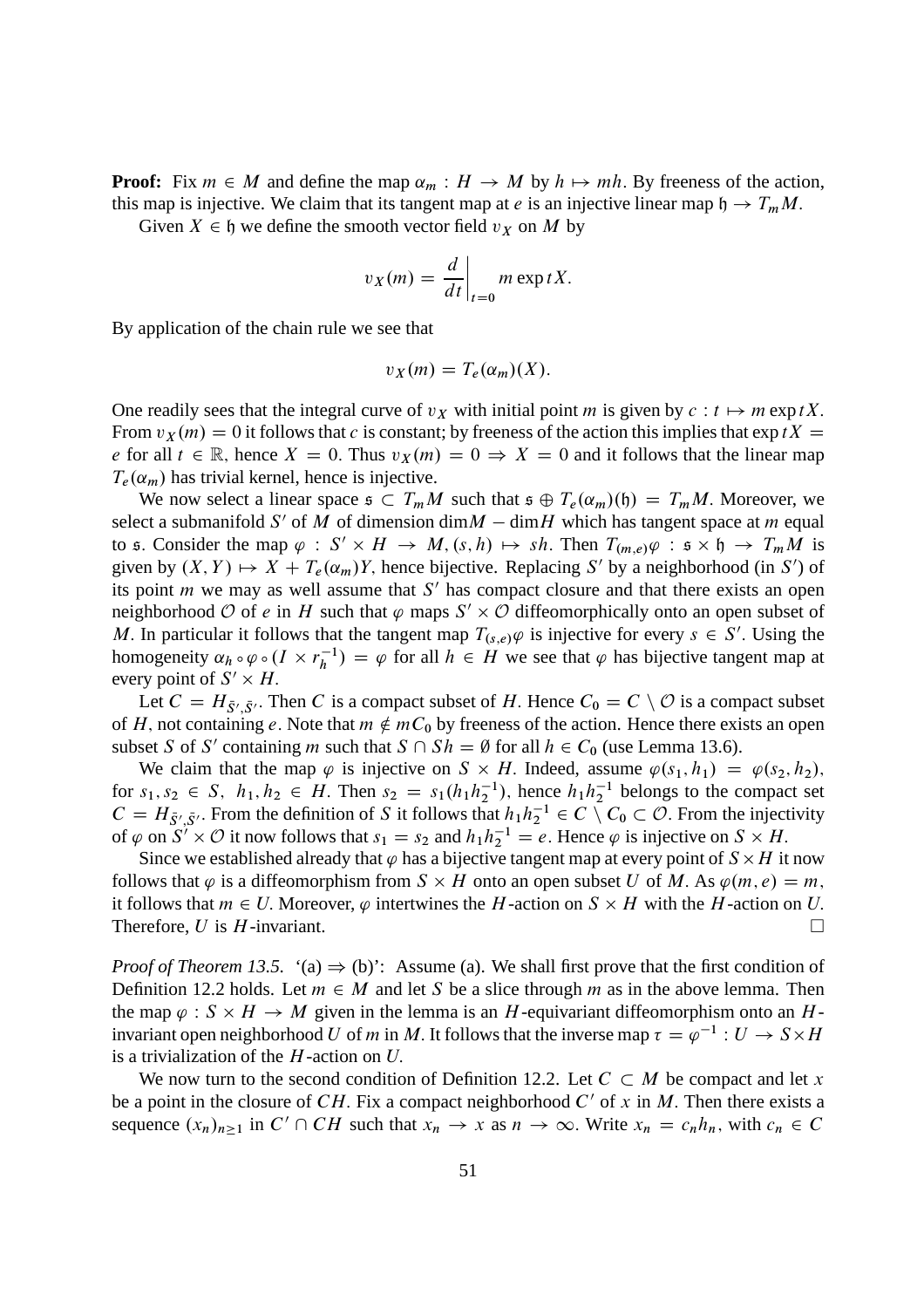**Proof:** Fix $m \in M$ and define the map $\alpha_m : H \to M$ by $h \mapsto mh$. By freeness of the action, this map is injective. We claim that its tangent map at $e$ is an injective linear map $\mathfrak{h} \to T_m M$.

Given $X \in \mathfrak{h}$ we define the smooth vector field $v_X$ on $M$ by

$$v_X(m) = \left.\frac{d}{dt}\right|_{t=0} m \exp tX.$$

By application of the chain rule we see that

$$v_X(m) = T_e(\alpha_m)(X).$$

One readily sees that the integral curve of $v_X$ with initial point $m$ is given by $c : t \mapsto m \exp tX$. From $v_X(m) = 0$ it follows that $c$ is constant; by freeness of the action this implies that $\exp tX = e$ for all $t \in \mathbb{R}$, hence $X = 0$. Thus $v_X(m) = 0 \Rightarrow X = 0$ and it follows that the linear map $T_e(\alpha_m)$ has trivial kernel, hence is injective.

We now select a linear space $\mathfrak{s} \subset T_m M$ such that $\mathfrak{s} \oplus T_e(\alpha_m)(\mathfrak{h}) = T_m M$. Moreover, we select a submanifold $S'$ of $M$ of dimension $\dim M - \dim H$ which has tangent space at $m$ equal to $\mathfrak{s}$. Consider the map $\varphi : S' \times H \to M, (s, h) \mapsto sh$. Then $T_{(m,e)}\varphi : \mathfrak{s} \times \mathfrak{h} \to T_m M$ is given by $(X, Y) \mapsto X + T_e(\alpha_m)Y$, hence bijective. Replacing $S'$ by a neighborhood (in $S'$) of its point $m$ we may as well assume that $S'$ has compact closure and that there exists an open neighborhood $\mathcal{O}$ of $e$ in $H$ such that $\varphi$ maps $S' \times \mathcal{O}$ diffeomorphically onto an open subset of $M$. In particular it follows that the tangent map $T_{(s,e)}\varphi$ is injective for every $s \in S'$. Using the homogeneity $\alpha_h \circ \varphi \circ (I \times r_h^{-1}) = \varphi$ for all $h \in H$ we see that $\varphi$ has bijective tangent map at every point of $S' \times H$.

Let $C = H_{\bar{S}', \bar{S}'}$. Then $C$ is a compact subset of $H$. Hence $C_0 = C \setminus \mathcal{O}$ is a compact subset of $H$, not containing $e$. Note that $m \notin mC_0$ by freeness of the action. Hence there exists an open subset $S$ of $S'$ containing $m$ such that $S \cap Sh = \emptyset$ for all $h \in C_0$ (use Lemma 13.6).

We claim that the map $\varphi$ is injective on $S \times H$. Indeed, assume $\varphi(s_1, h_1) = \varphi(s_2, h_2)$, for $s_1, s_2 \in S$, $h_1, h_2 \in H$. Then $s_2 = s_1(h_1 h_2^{-1})$, hence $h_1 h_2^{-1}$ belongs to the compact set $C = H_{\bar{S}', \bar{S}'}$. From the definition of $S$ it follows that $h_1 h_2^{-1} \in C \setminus C_0 \subset \mathcal{O}$. From the injectivity of $\varphi$ on $S' \times \mathcal{O}$ it now follows that $s_1 = s_2$ and $h_1 h_2^{-1} = e$. Hence $\varphi$ is injective on $S \times H$.

Since we established already that $\varphi$ has a bijective tangent map at every point of $S \times H$ it now follows that $\varphi$ is a diffeomorphism from $S \times H$ onto an open subset $U$ of $M$. As $\varphi(m, e) = m$, it follows that $m \in U$. Moreover, $\varphi$ intertwines the $H$-action on $S \times H$ with the $H$-action on $U$. Therefore, $U$ is $H$-invariant. $\square$

*Proof of Theorem 13.5.* '(a) $\Rightarrow$ (b)': Assume (a). We shall first prove that the first condition of Definition 12.2 holds. Let $m \in M$ and let $S$ be a slice through $m$ as in the above lemma. Then the map $\varphi : S \times H \to M$ given in the lemma is an $H$-equivariant diffeomorphism onto an $H$-invariant open neighborhood $U$ of $m$ in $M$. It follows that the inverse map $\tau = \varphi^{-1} : U \to S \times H$ is a trivialization of the $H$-action on $U$.

We now turn to the second condition of Definition 12.2. Let $C \subset M$ be compact and let $x$ be a point in the closure of $CH$. Fix a compact neighborhood $C'$ of $x$ in $M$. Then there exists a sequence $(x_n)_{n \geq 1}$ in $C' \cap CH$ such that $x_n \to x$ as $n \to \infty$. Write $x_n = c_n h_n$, with $c_n \in C$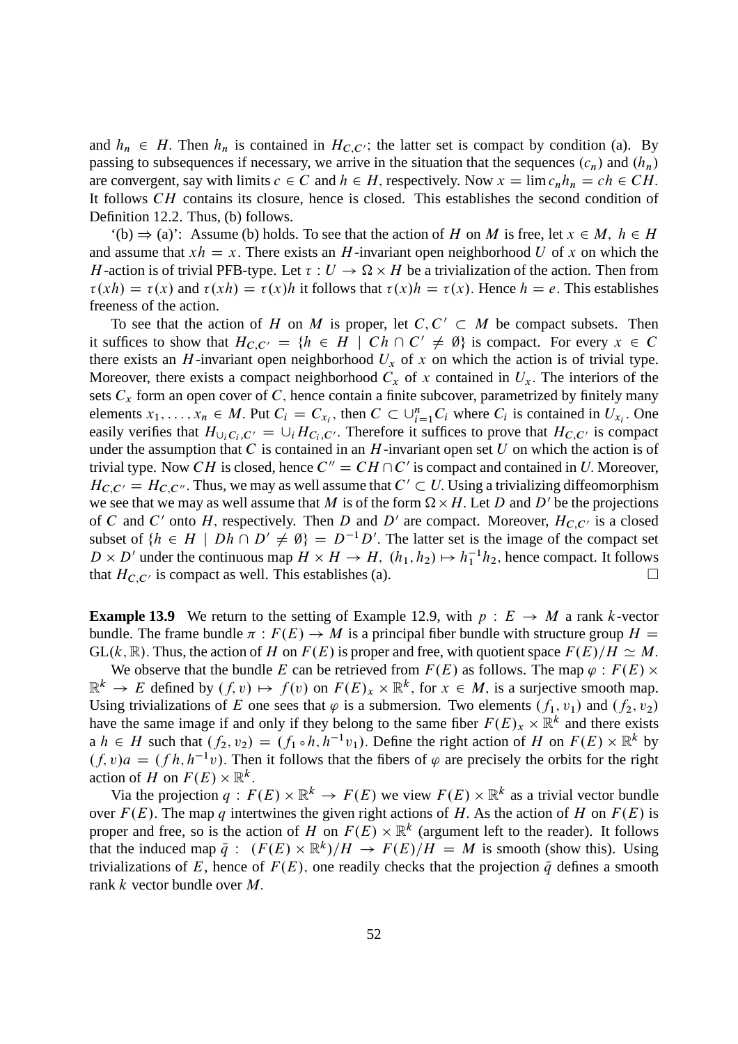and $h_n \in H$. Then $h_n$ is contained in $H_{C,C'}$; the latter set is compact by condition (a). By passing to subsequences if necessary, we arrive in the situation that the sequences $(c_n)$ and $(h_n)$ are convergent, say with limits $c \in C$ and $h \in H$, respectively. Now $x = \lim c_n h_n = ch \in CH$. It follows $CH$ contains its closure, hence is closed. This establishes the second condition of Definition 12.2. Thus, (b) follows.

'(b) $\Rightarrow$ (a)': Assume (b) holds. To see that the action of $H$ on $M$ is free, let $x \in M$, $h \in H$ and assume that $xh = x$. There exists an $H$-invariant open neighborhood $U$ of $x$ on which the $H$-action is of trivial PFB-type. Let $\tau : U \to \Omega \times H$ be a trivialization of the action. Then from $\tau(xh) = \tau(x)$ and $\tau(xh) = \tau(x)h$ it follows that $\tau(x)h = \tau(x)$. Hence $h = e$. This establishes freeness of the action.

To see that the action of $H$ on $M$ is proper, let $C, C' \subset M$ be compact subsets. Then it suffices to show that $H_{C,C'} = \{h \in H \mid Ch \cap C' \neq \emptyset\}$ is compact. For every $x \in C$ there exists an $H$-invariant open neighborhood $U_x$ of $x$ on which the action is of trivial type. Moreover, there exists a compact neighborhood $C_x$ of $x$ contained in $U_x$. The interiors of the sets $C_x$ form an open cover of $C$, hence contain a finite subcover, parametrized by finitely many elements $x_1, \ldots, x_n \in M$. Put $C_i = C_{x_i}$, then $C \subset \cup_{i=1}^n C_i$ where $C_i$ is contained in $U_{x_i}$. One easily verifies that $H_{\cup_i C_i, C'} = \cup_i H_{C_i, C'}$. Therefore it suffices to prove that $H_{C,C'}$ is compact under the assumption that $C$ is contained in an $H$-invariant open set $U$ on which the action is of trivial type. Now $CH$ is closed, hence $C'' = CH \cap C'$ is compact and contained in $U$. Moreover, $H_{C,C'} = H_{C,C''}$. Thus, we may as well assume that $C' \subset U$. Using a trivializing diffeomorphism we see that we may as well assume that $M$ is of the form $\Omega \times H$. Let $D$ and $D'$ be the projections of $C$ and $C'$ onto $H$, respectively. Then $D$ and $D'$ are compact. Moreover, $H_{C,C'}$ is a closed subset of $\{h \in H \mid Dh \cap D' \neq \emptyset\} = D^{-1}D'$. The latter set is the image of the compact set $D \times D'$ under the continuous map $H \times H \to H$, $(h_1, h_2) \mapsto h_1^{-1}h_2$, hence compact. It follows that $H_{C,C'}$ is compact as well. This establishes (a). $\square$

**Example 13.9** We return to the setting of Example 12.9, with $p : E \to M$ a rank $k$-vector bundle. The frame bundle $\pi : F(E) \to M$ is a principal fiber bundle with structure group $H = \mathrm{GL}(k, \mathbb{R})$. Thus, the action of $H$ on $F(E)$ is proper and free, with quotient space $F(E)/H \simeq M$.

We observe that the bundle $E$ can be retrieved from $F(E)$ as follows. The map $\varphi : F(E) \times \mathbb{R}^k \to E$ defined by $(f, v) \mapsto f(v)$ on $F(E)_x \times \mathbb{R}^k$, for $x \in M$, is a surjective smooth map. Using trivializations of $E$ one sees that $\varphi$ is a submersion. Two elements $(f_1, v_1)$ and $(f_2, v_2)$ have the same image if and only if they belong to the same fiber $F(E)_x \times \mathbb{R}^k$ and there exists a $h \in H$ such that $(f_2, v_2) = (f_1 \circ h, h^{-1}v_1)$. Define the right action of $H$ on $F(E) \times \mathbb{R}^k$ by $(f, v)a = (fh, h^{-1}v)$. Then it follows that the fibers of $\varphi$ are precisely the orbits for the right action of $H$ on $F(E) \times \mathbb{R}^k$.

Via the projection $q : F(E) \times \mathbb{R}^k \to F(E)$ we view $F(E) \times \mathbb{R}^k$ as a trivial vector bundle over $F(E)$. The map $q$ intertwines the given right actions of $H$. As the action of $H$ on $F(E)$ is proper and free, so is the action of $H$ on $F(E) \times \mathbb{R}^k$ (argument left to the reader). It follows that the induced map $\bar{q} : (F(E) \times \mathbb{R}^k)/H \to F(E)/H = M$ is smooth (show this). Using trivializations of $E$, hence of $F(E)$, one readily checks that the projection $\bar{q}$ defines a smooth rank $k$ vector bundle over $M$.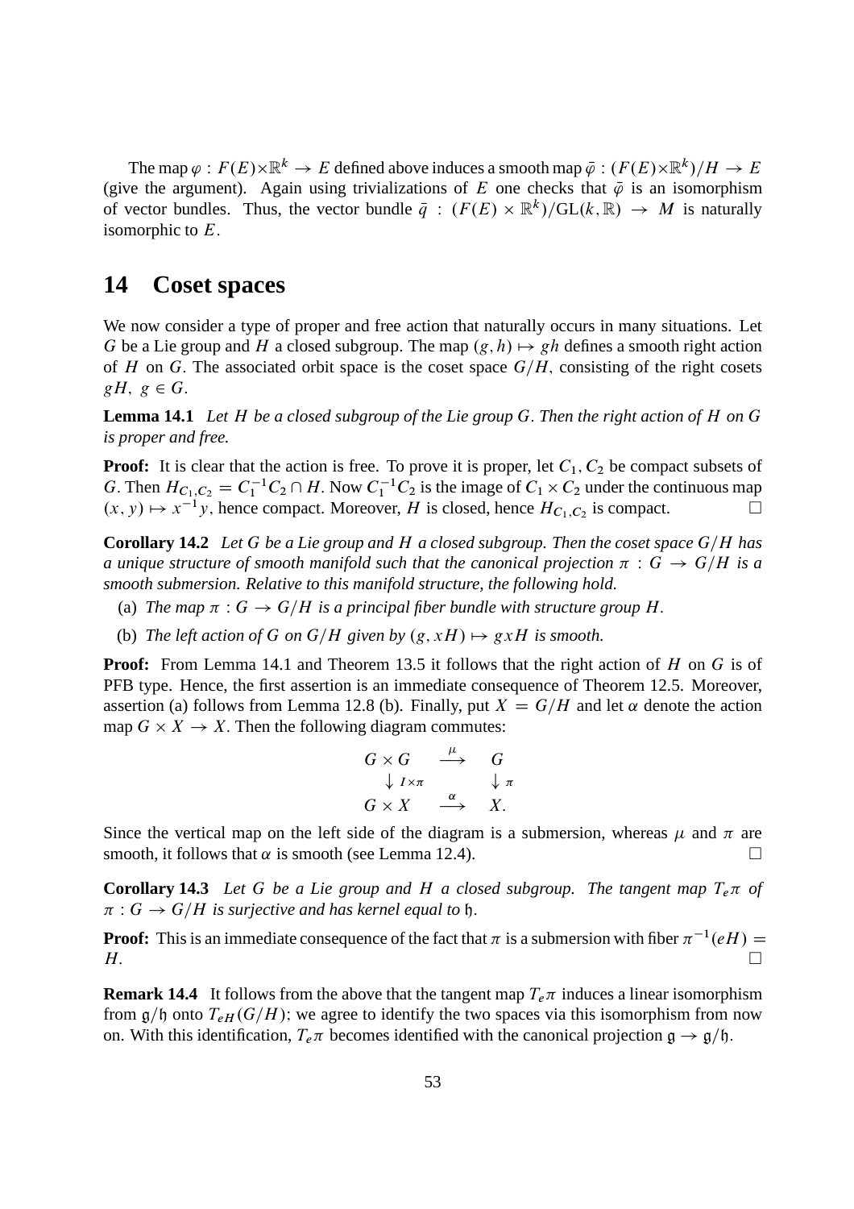The map $\varphi : F(E)\times\mathbb{R}^k \to E$ defined above induces a smooth map $\bar{\varphi} : (F(E)\times\mathbb{R}^k)/H \to E$ (give the argument). Again using trivializations of $E$ one checks that $\bar{\varphi}$ is an isomorphism of vector bundles. Thus, the vector bundle $\bar{q} : (F(E) \times \mathbb{R}^k)/\mathrm{GL}(k, \mathbb{R}) \to M$ is naturally isomorphic to $E$.

# 14 Coset spaces

We now consider a type of proper and free action that naturally occurs in many situations. Let $G$ be a Lie group and $H$ a closed subgroup. The map $(g, h) \mapsto gh$ defines a smooth right action of $H$ on $G$. The associated orbit space is the coset space $G/H$, consisting of the right cosets $gH,\ g \in G$.

**Lemma 14.1** *Let $H$ be a closed subgroup of the Lie group $G$. Then the right action of $H$ on $G$ is proper and free.*

**Proof:** It is clear that the action is free. To prove it is proper, let $C_1, C_2$ be compact subsets of $G$. Then $H_{C_1,C_2} = C_1^{-1}C_2 \cap H$. Now $C_1^{-1}C_2$ is the image of $C_1 \times C_2$ under the continuous map $(x, y) \mapsto x^{-1}y$, hence compact. Moreover, $H$ is closed, hence $H_{C_1,C_2}$ is compact. $\square$

**Corollary 14.2** *Let $G$ be a Lie group and $H$ a closed subgroup. Then the coset space $G/H$ has a unique structure of smooth manifold such that the canonical projection $\pi : G \to G/H$ is a smooth submersion. Relative to this manifold structure, the following hold.*

(a) *The map $\pi : G \to G/H$ is a principal fiber bundle with structure group $H$.*

(b) *The left action of $G$ on $G/H$ given by $(g, xH) \mapsto gxH$ is smooth.*

**Proof:** From Lemma 14.1 and Theorem 13.5 it follows that the right action of $H$ on $G$ is of PFB type. Hence, the first assertion is an immediate consequence of Theorem 12.5. Moreover, assertion (a) follows from Lemma 12.8 (b). Finally, put $X = G/H$ and let $\alpha$ denote the action map $G \times X \to X$. Then the following diagram commutes:

$$
\begin{array}{ccc}
G \times G & \xrightarrow{\ \mu\ } & G \\
\downarrow {\scriptstyle I\times\pi} & & \downarrow {\scriptstyle \pi} \\
G \times X & \xrightarrow{\ \alpha\ } & X.
\end{array}
$$

Since the vertical map on the left side of the diagram is a submersion, whereas $\mu$ and $\pi$ are smooth, it follows that $\alpha$ is smooth (see Lemma 12.4). $\square$

**Corollary 14.3** *Let $G$ be a Lie group and $H$ a closed subgroup. The tangent map $T_e\pi$ of $\pi : G \to G/H$ is surjective and has kernel equal to $\mathfrak{h}$.*

**Proof:** This is an immediate consequence of the fact that $\pi$ is a submersion with fiber $\pi^{-1}(eH) = H$. $\square$

**Remark 14.4** It follows from the above that the tangent map $T_e\pi$ induces a linear isomorphism from $\mathfrak{g}/\mathfrak{h}$ onto $T_{eH}(G/H)$; we agree to identify the two spaces via this isomorphism from now on. With this identification, $T_e\pi$ becomes identified with the canonical projection $\mathfrak{g} \to \mathfrak{g}/\mathfrak{h}$.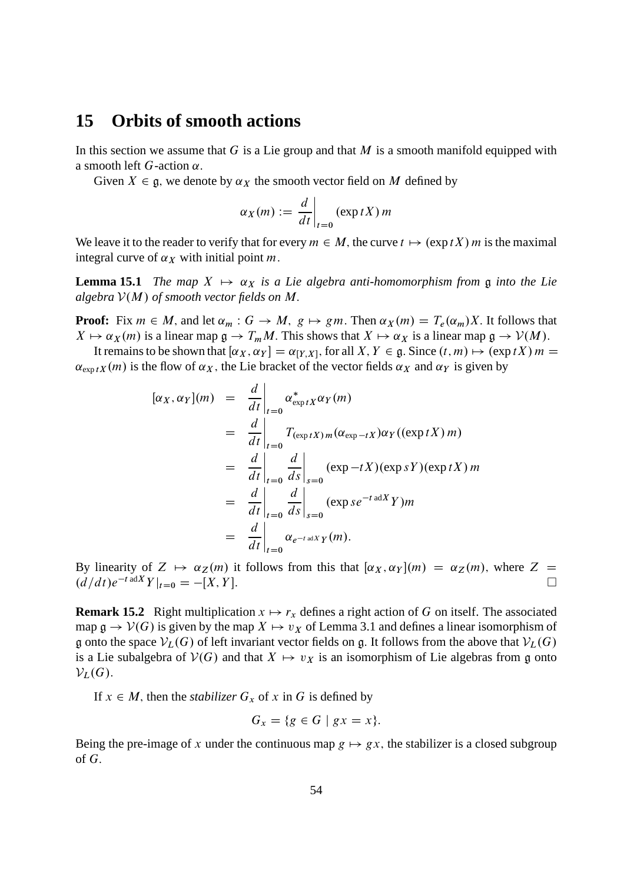## 15 Orbits of smooth actions

In this section we assume that $G$ is a Lie group and that $M$ is a smooth manifold equipped with a smooth left $G$-action $\alpha$.

Given $X \in \mathfrak{g}$, we denote by $\alpha_X$ the smooth vector field on $M$ defined by

$$\alpha_X(m) := \left.\frac{d}{dt}\right|_{t=0} (\exp tX)\, m$$

We leave it to the reader to verify that for every $m \in M$, the curve $t \mapsto (\exp tX)\, m$ is the maximal integral curve of $\alpha_X$ with initial point $m$.

**Lemma 15.1** *The map $X \mapsto \alpha_X$ is a Lie algebra anti-homomorphism from $\mathfrak{g}$ into the Lie algebra $\mathcal{V}(M)$ of smooth vector fields on $M$.*

**Proof:** Fix $m \in M$, and let $\alpha_m : G \to M,\ g \mapsto gm$. Then $\alpha_X(m) = T_e(\alpha_m)X$. It follows that $X \mapsto \alpha_X(m)$ is a linear map $\mathfrak{g} \to T_m M$. This shows that $X \mapsto \alpha_X$ is a linear map $\mathfrak{g} \to \mathcal{V}(M)$.

It remains to be shown that $[\alpha_X, \alpha_Y] = \alpha_{[Y,X]}$, for all $X, Y \in \mathfrak{g}$. Since $(t, m) \mapsto (\exp tX)\, m = \alpha_{\exp tX}(m)$ is the flow of $\alpha_X$, the Lie bracket of the vector fields $\alpha_X$ and $\alpha_Y$ is given by

$$\begin{aligned}
[\alpha_X, \alpha_Y](m) &= \left.\frac{d}{dt}\right|_{t=0} \alpha^*_{\exp tX}\alpha_Y(m) \\
&= \left.\frac{d}{dt}\right|_{t=0} T_{(\exp tX)\, m}(\alpha_{\exp -tX})\alpha_Y((\exp tX)\, m) \\
&= \left.\frac{d}{dt}\right|_{t=0} \left.\frac{d}{ds}\right|_{s=0} (\exp -tX)(\exp sY)(\exp tX)\, m \\
&= \left.\frac{d}{dt}\right|_{t=0} \left.\frac{d}{ds}\right|_{s=0} (\exp s e^{-t\,\mathrm{ad}X}Y)m \\
&= \left.\frac{d}{dt}\right|_{t=0} \alpha_{e^{-t\,\mathrm{ad}X}Y}(m).
\end{aligned}$$

By linearity of $Z \mapsto \alpha_Z(m)$ it follows from this that $[\alpha_X, \alpha_Y](m) = \alpha_Z(m)$, where $Z = (d/dt)e^{-t\,\mathrm{ad}X}Y|_{t=0} = -[X, Y]$. $\square$

**Remark 15.2** Right multiplication $x \mapsto r_x$ defines a right action of $G$ on itself. The associated map $\mathfrak{g} \to \mathcal{V}(G)$ is given by the map $X \mapsto v_X$ of Lemma 3.1 and defines a linear isomorphism of $\mathfrak{g}$ onto the space $\mathcal{V}_L(G)$ of left invariant vector fields on $\mathfrak{g}$. It follows from the above that $\mathcal{V}_L(G)$ is a Lie subalgebra of $\mathcal{V}(G)$ and that $X \mapsto v_X$ is an isomorphism of Lie algebras from $\mathfrak{g}$ onto $\mathcal{V}_L(G)$.

If $x \in M$, then the *stabilizer* $G_x$ of $x$ in $G$ is defined by

$$G_x = \{g \in G \mid gx = x\}.$$

Being the pre-image of $x$ under the continuous map $g \mapsto gx$, the stabilizer is a closed subgroup of $G$.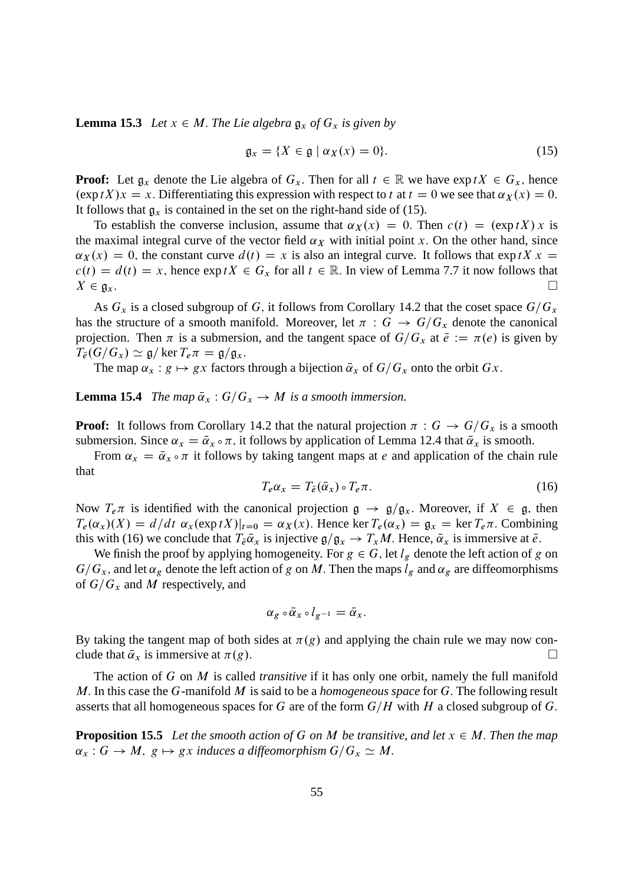**Lemma 15.3** *Let $x \in M$. The Lie algebra $\mathfrak{g}_x$ of $G_x$ is given by*

$$\mathfrak{g}_x = \{X \in \mathfrak{g} \mid \alpha_X(x) = 0\}. \tag{15}$$

**Proof:** Let $\mathfrak{g}_x$ denote the Lie algebra of $G_x$. Then for all $t \in \mathbb{R}$ we have $\exp tX \in G_x$, hence $(\exp tX)x = x$. Differentiating this expression with respect to $t$ at $t = 0$ we see that $\alpha_X(x) = 0$. It follows that $\mathfrak{g}_x$ is contained in the set on the right-hand side of (15).

To establish the converse inclusion, assume that $\alpha_X(x) = 0$. Then $c(t) = (\exp tX)\, x$ is the maximal integral curve of the vector field $\alpha_X$ with initial point $x$. On the other hand, since $\alpha_X(x) = 0$, the constant curve $d(t) = x$ is also an integral curve. It follows that $\exp tX\, x = c(t) = d(t) = x$, hence $\exp tX \in G_x$ for all $t \in \mathbb{R}$. In view of Lemma 7.7 it now follows that $X \in \mathfrak{g}_x$. $\square$

As $G_x$ is a closed subgroup of $G$, it follows from Corollary 14.2 that the coset space $G/G_x$ has the structure of a smooth manifold. Moreover, let $\pi : G \to G/G_x$ denote the canonical projection. Then $\pi$ is a submersion, and the tangent space of $G/G_x$ at $\bar{e} := \pi(e)$ is given by $T_{\bar{e}}(G/G_x) \simeq \mathfrak{g}/\ker T_e\pi = \mathfrak{g}/\mathfrak{g}_x$.

The map $\alpha_x : g \mapsto gx$ factors through a bijection $\bar{\alpha}_x$ of $G/G_x$ onto the orbit $Gx$.

**Lemma 15.4** *The map $\bar{\alpha}_x : G/G_x \to M$ is a smooth immersion.*

**Proof:** It follows from Corollary 14.2 that the natural projection $\pi : G \to G/G_x$ is a smooth submersion. Since $\alpha_x = \bar{\alpha}_x \circ \pi$, it follows by application of Lemma 12.4 that $\bar{\alpha}_x$ is smooth.

From $\alpha_x = \bar{\alpha}_x \circ \pi$ it follows by taking tangent maps at $e$ and application of the chain rule that

$$T_e\alpha_x = T_{\bar{e}}(\bar{\alpha}_x) \circ T_e\pi. \tag{16}$$

Now $T_e\pi$ is identified with the canonical projection $\mathfrak{g} \to \mathfrak{g}/\mathfrak{g}_x$. Moreover, if $X \in \mathfrak{g}$, then $T_e(\alpha_x)(X) = d/dt\ \alpha_x(\exp tX)|_{t=0} = \alpha_X(x)$. Hence $\ker T_e(\alpha_x) = \mathfrak{g}_x = \ker T_e\pi$. Combining this with (16) we conclude that $T_{\bar{e}}\bar{\alpha}_x$ is injective $\mathfrak{g}/\mathfrak{g}_x \to T_xM$. Hence, $\bar{\alpha}_x$ is immersive at $\bar{e}$.

We finish the proof by applying homogeneity. For $g \in G$, let $l_g$ denote the left action of $g$ on $G/G_x$, and let $\alpha_g$ denote the left action of $g$ on $M$. Then the maps $l_g$ and $\alpha_g$ are diffeomorphisms of $G/G_x$ and $M$ respectively, and

$$\alpha_g \circ \bar{\alpha}_x \circ l_{g^{-1}} = \bar{\alpha}_x.$$

By taking the tangent map of both sides at $\pi(g)$ and applying the chain rule we may now conclude that $\bar{\alpha}_x$ is immersive at $\pi(g)$. $\square$

The action of $G$ on $M$ is called *transitive* if it has only one orbit, namely the full manifold $M$. In this case the $G$-manifold $M$ is said to be a *homogeneous space* for $G$. The following result asserts that all homogeneous spaces for $G$ are of the form $G/H$ with $H$ a closed subgroup of $G$.

**Proposition 15.5** *Let the smooth action of $G$ on $M$ be transitive, and let $x \in M$. Then the map $\alpha_x : G \to M,\ g \mapsto gx$ induces a diffeomorphism $G/G_x \simeq M$.*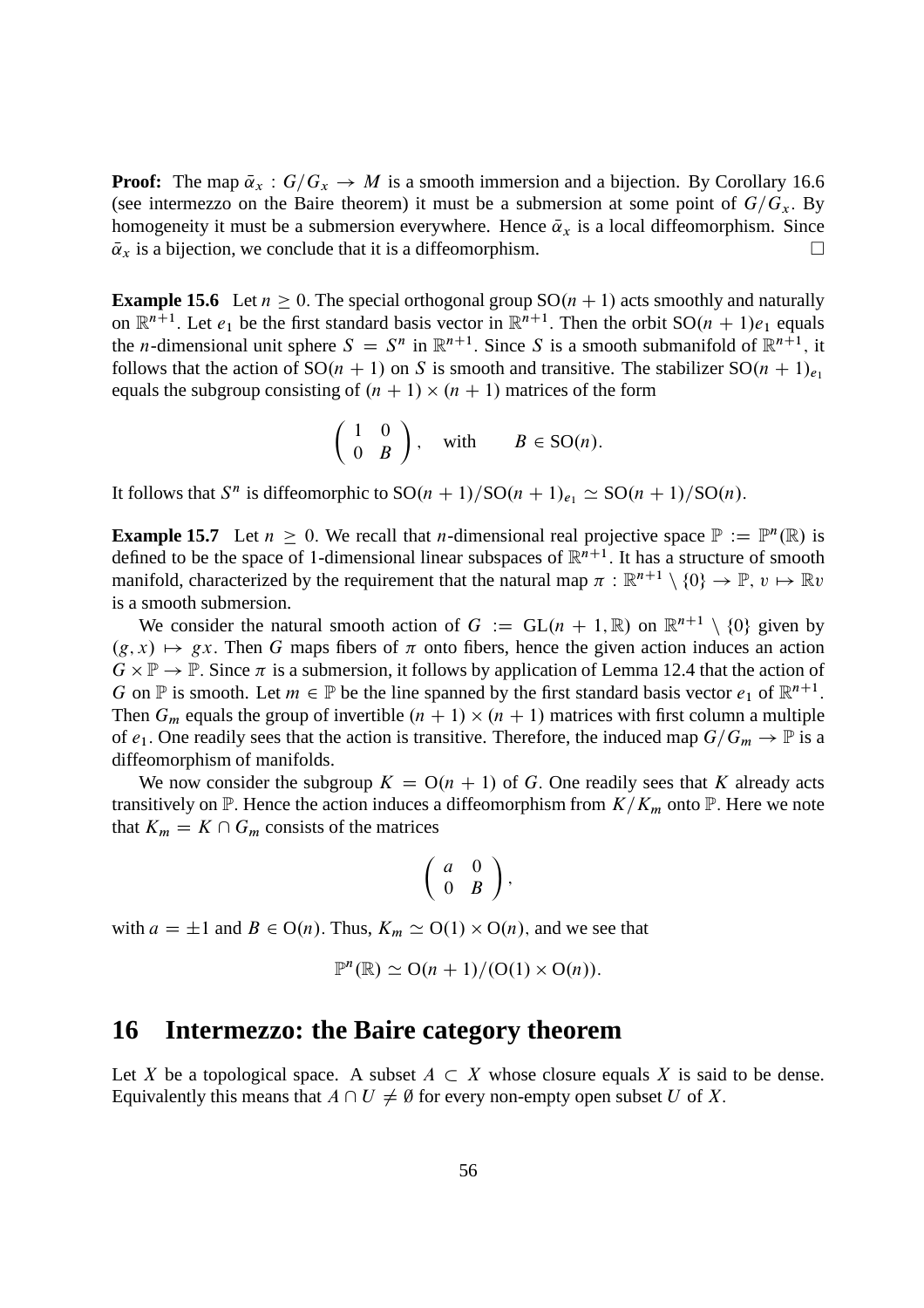**Proof:** The map $\bar{\alpha}_x : G/G_x \to M$ is a smooth immersion and a bijection. By Corollary 16.6 (see intermezzo on the Baire theorem) it must be a submersion at some point of $G/G_x$. By homogeneity it must be a submersion everywhere. Hence $\bar{\alpha}_x$ is a local diffeomorphism. Since $\bar{\alpha}_x$ is a bijection, we conclude that it is a diffeomorphism. $\square$

**Example 15.6** Let $n \geq 0$. The special orthogonal group $\mathrm{SO}(n+1)$ acts smoothly and naturally on $\mathbb{R}^{n+1}$. Let $e_1$ be the first standard basis vector in $\mathbb{R}^{n+1}$. Then the orbit $\mathrm{SO}(n+1)e_1$ equals the $n$-dimensional unit sphere $S = S^n$ in $\mathbb{R}^{n+1}$. Since $S$ is a smooth submanifold of $\mathbb{R}^{n+1}$, it follows that the action of $\mathrm{SO}(n+1)$ on $S$ is smooth and transitive. The stabilizer $\mathrm{SO}(n+1)_{e_1}$ equals the subgroup consisting of $(n+1) \times (n+1)$ matrices of the form

$$\begin{pmatrix} 1 & 0 \\ 0 & B \end{pmatrix}, \quad \text{with} \qquad B \in \mathrm{SO}(n).$$

It follows that $S^n$ is diffeomorphic to $\mathrm{SO}(n+1)/\mathrm{SO}(n+1)_{e_1} \simeq \mathrm{SO}(n+1)/\mathrm{SO}(n)$.

**Example 15.7** Let $n \geq 0$. We recall that $n$-dimensional real projective space $\mathbb{P} := \mathbb{P}^n(\mathbb{R})$ is defined to be the space of 1-dimensional linear subspaces of $\mathbb{R}^{n+1}$. It has a structure of smooth manifold, characterized by the requirement that the natural map $\pi : \mathbb{R}^{n+1} \setminus \{0\} \to \mathbb{P}$, $v \mapsto \mathbb{R}v$ is a smooth submersion.

We consider the natural smooth action of $G := \mathrm{GL}(n+1, \mathbb{R})$ on $\mathbb{R}^{n+1} \setminus \{0\}$ given by $(g, x) \mapsto gx$. Then $G$ maps fibers of $\pi$ onto fibers, hence the given action induces an action $G \times \mathbb{P} \to \mathbb{P}$. Since $\pi$ is a submersion, it follows by application of Lemma 12.4 that the action of $G$ on $\mathbb{P}$ is smooth. Let $m \in \mathbb{P}$ be the line spanned by the first standard basis vector $e_1$ of $\mathbb{R}^{n+1}$. Then $G_m$ equals the group of invertible $(n+1) \times (n+1)$ matrices with first column a multiple of $e_1$. One readily sees that the action is transitive. Therefore, the induced map $G/G_m \to \mathbb{P}$ is a diffeomorphism of manifolds.

We now consider the subgroup $K = \mathrm{O}(n+1)$ of $G$. One readily sees that $K$ already acts transitively on $\mathbb{P}$. Hence the action induces a diffeomorphism from $K/K_m$ onto $\mathbb{P}$. Here we note that $K_m = K \cap G_m$ consists of the matrices

$$\begin{pmatrix} a & 0 \\ 0 & B \end{pmatrix},$$

with $a = \pm 1$ and $B \in \mathrm{O}(n)$. Thus, $K_m \simeq \mathrm{O}(1) \times \mathrm{O}(n)$, and we see that

$$\mathbb{P}^n(\mathbb{R}) \simeq \mathrm{O}(n+1)/(\mathrm{O}(1) \times \mathrm{O}(n)).$$

## 16 Intermezzo: the Baire category theorem

Let $X$ be a topological space. A subset $A \subset X$ whose closure equals $X$ is said to be dense. Equivalently this means that $A \cap U \neq \emptyset$ for every non-empty open subset $U$ of $X$.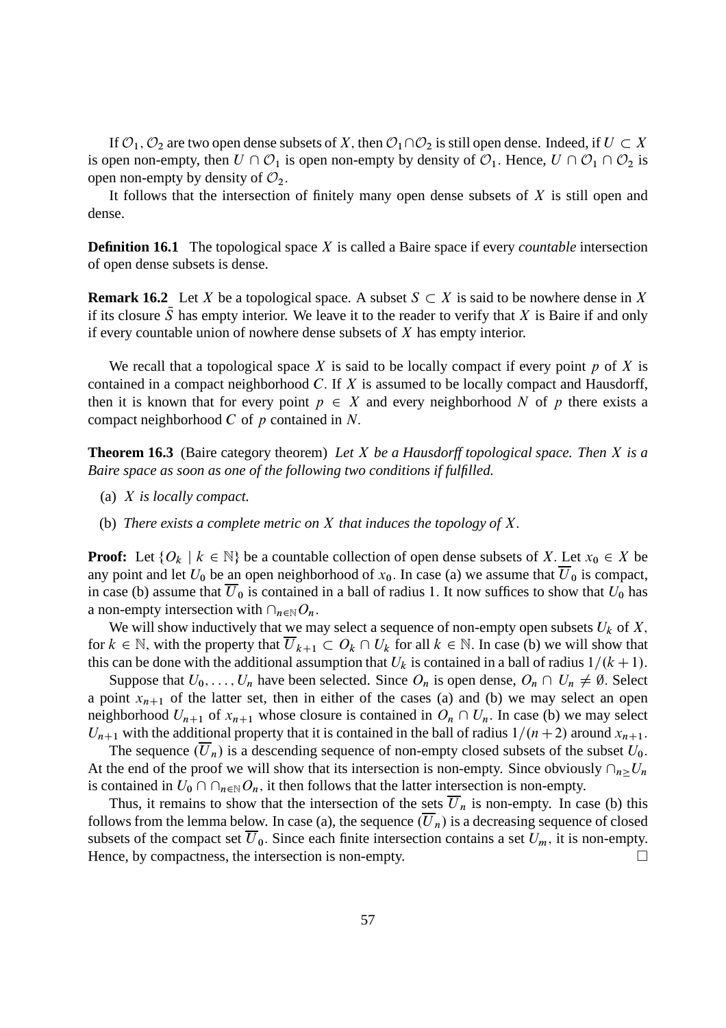If $\mathcal{O}_1, \mathcal{O}_2$ are two open dense subsets of $X$, then $\mathcal{O}_1 \cap \mathcal{O}_2$ is still open dense. Indeed, if $U \subset X$ is open non-empty, then $U \cap \mathcal{O}_1$ is open non-empty by density of $\mathcal{O}_1$. Hence, $U \cap \mathcal{O}_1 \cap \mathcal{O}_2$ is open non-empty by density of $\mathcal{O}_2$.

It follows that the intersection of finitely many open dense subsets of $X$ is still open and dense.

**Definition 16.1** The topological space $X$ is called a Baire space if every *countable* intersection of open dense subsets is dense.

**Remark 16.2** Let $X$ be a topological space. A subset $S \subset X$ is said to be nowhere dense in $X$ if its closure $\bar{S}$ has empty interior. We leave it to the reader to verify that $X$ is Baire if and only if every countable union of nowhere dense subsets of $X$ has empty interior.

We recall that a topological space $X$ is said to be locally compact if every point $p$ of $X$ is contained in a compact neighborhood $C$. If $X$ is assumed to be locally compact and Hausdorff, then it is known that for every point $p \in X$ and every neighborhood $N$ of $p$ there exists a compact neighborhood $C$ of $p$ contained in $N$.

**Theorem 16.3** (Baire category theorem) *Let $X$ be a Hausdorff topological space. Then $X$ is a Baire space as soon as one of the following two conditions if fulfilled.*

(a) *$X$ is locally compact.*

(b) *There exists a complete metric on $X$ that induces the topology of $X$.*

**Proof:** Let $\{O_k \mid k \in \mathbb{N}\}$ be a countable collection of open dense subsets of $X$. Let $x_0 \in X$ be any point and let $U_0$ be an open neighborhood of $x_0$. In case (a) we assume that $\overline{U}_0$ is compact, in case (b) assume that $\overline{U}_0$ is contained in a ball of radius 1. It now suffices to show that $U_0$ has a non-empty intersection with $\cap_{n \in \mathbb{N}} O_n$.

We will show inductively that we may select a sequence of non-empty open subsets $U_k$ of $X$, for $k \in \mathbb{N}$, with the property that $\overline{U}_{k+1} \subset O_k \cap U_k$ for all $k \in \mathbb{N}$. In case (b) we will show that this can be done with the additional assumption that $U_k$ is contained in a ball of radius $1/(k+1)$.

Suppose that $U_0, \ldots, U_n$ have been selected. Since $O_n$ is open dense, $O_n \cap U_n \neq \emptyset$. Select a point $x_{n+1}$ of the latter set, then in either of the cases (a) and (b) we may select an open neighborhood $U_{n+1}$ of $x_{n+1}$ whose closure is contained in $O_n \cap U_n$. In case (b) we may select $U_{n+1}$ with the additional property that it is contained in the ball of radius $1/(n+2)$ around $x_{n+1}$.

The sequence $(\overline{U}_n)$ is a descending sequence of non-empty closed subsets of the subset $U_0$. At the end of the proof we will show that its intersection is non-empty. Since obviously $\cap_{n \geq} U_n$ is contained in $U_0 \cap \cap_{n \in \mathbb{N}} O_n$, it then follows that the latter intersection is non-empty.

Thus, it remains to show that the intersection of the sets $\overline{U}_n$ is non-empty. In case (b) this follows from the lemma below. In case (a), the sequence $(\overline{U}_n)$ is a decreasing sequence of closed subsets of the compact set $\overline{U}_0$. Since each finite intersection contains a set $U_m$, it is non-empty. Hence, by compactness, the intersection is non-empty. $\square$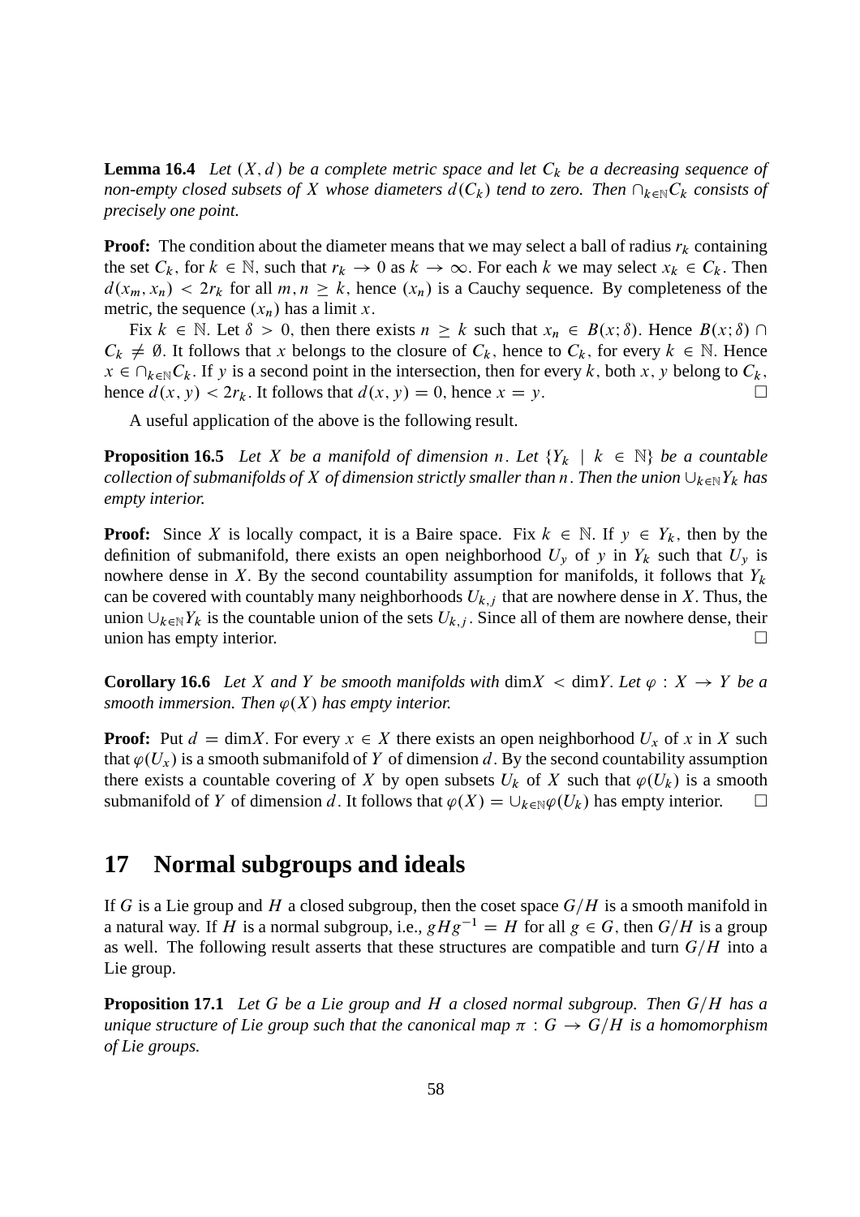**Lemma 16.4** *Let $(X, d)$ be a complete metric space and let $C_k$ be a decreasing sequence of non-empty closed subsets of $X$ whose diameters $d(C_k)$ tend to zero. Then $\cap_{k\in\mathbb{N}} C_k$ consists of precisely one point.*

**Proof:** The condition about the diameter means that we may select a ball of radius $r_k$ containing the set $C_k$, for $k \in \mathbb{N}$, such that $r_k \to 0$ as $k \to \infty$. For each $k$ we may select $x_k \in C_k$. Then $d(x_m, x_n) < 2r_k$ for all $m, n \geq k$, hence $(x_n)$ is a Cauchy sequence. By completeness of the metric, the sequence $(x_n)$ has a limit $x$.

Fix $k \in \mathbb{N}$. Let $\delta > 0$, then there exists $n \geq k$ such that $x_n \in B(x;\delta)$. Hence $B(x;\delta) \cap C_k \neq \emptyset$. It follows that $x$ belongs to the closure of $C_k$, hence to $C_k$, for every $k \in \mathbb{N}$. Hence $x \in \cap_{k\in\mathbb{N}} C_k$. If $y$ is a second point in the intersection, then for every $k$, both $x, y$ belong to $C_k$, hence $d(x, y) < 2r_k$. It follows that $d(x, y) = 0$, hence $x = y$. □

A useful application of the above is the following result.

**Proposition 16.5** *Let $X$ be a manifold of dimension $n$. Let $\{Y_k \mid k \in \mathbb{N}\}$ be a countable collection of submanifolds of $X$ of dimension strictly smaller than $n$. Then the union $\cup_{k\in\mathbb{N}} Y_k$ has empty interior.*

**Proof:** Since $X$ is locally compact, it is a Baire space. Fix $k \in \mathbb{N}$. If $y \in Y_k$, then by the definition of submanifold, there exists an open neighborhood $U_y$ of $y$ in $Y_k$ such that $U_y$ is nowhere dense in $X$. By the second countability assumption for manifolds, it follows that $Y_k$ can be covered with countably many neighborhoods $U_{k,j}$ that are nowhere dense in $X$. Thus, the union $\cup_{k\in\mathbb{N}} Y_k$ is the countable union of the sets $U_{k,j}$. Since all of them are nowhere dense, their union has empty interior. □

**Corollary 16.6** *Let $X$ and $Y$ be smooth manifolds with $\dim X < \dim Y$. Let $\varphi : X \to Y$ be a smooth immersion. Then $\varphi(X)$ has empty interior.*

**Proof:** Put $d = \dim X$. For every $x \in X$ there exists an open neighborhood $U_x$ of $x$ in $X$ such that $\varphi(U_x)$ is a smooth submanifold of $Y$ of dimension $d$. By the second countability assumption there exists a countable covering of $X$ by open subsets $U_k$ of $X$ such that $\varphi(U_k)$ is a smooth submanifold of $Y$ of dimension $d$. It follows that $\varphi(X) = \cup_{k\in\mathbb{N}} \varphi(U_k)$ has empty interior. □

# 17 Normal subgroups and ideals

If $G$ is a Lie group and $H$ a closed subgroup, then the coset space $G/H$ is a smooth manifold in a natural way. If $H$ is a normal subgroup, i.e., $gHg^{-1} = H$ for all $g \in G$, then $G/H$ is a group as well. The following result asserts that these structures are compatible and turn $G/H$ into a Lie group.

**Proposition 17.1** *Let $G$ be a Lie group and $H$ a closed normal subgroup. Then $G/H$ has a unique structure of Lie group such that the canonical map $\pi : G \to G/H$ is a homomorphism of Lie groups.*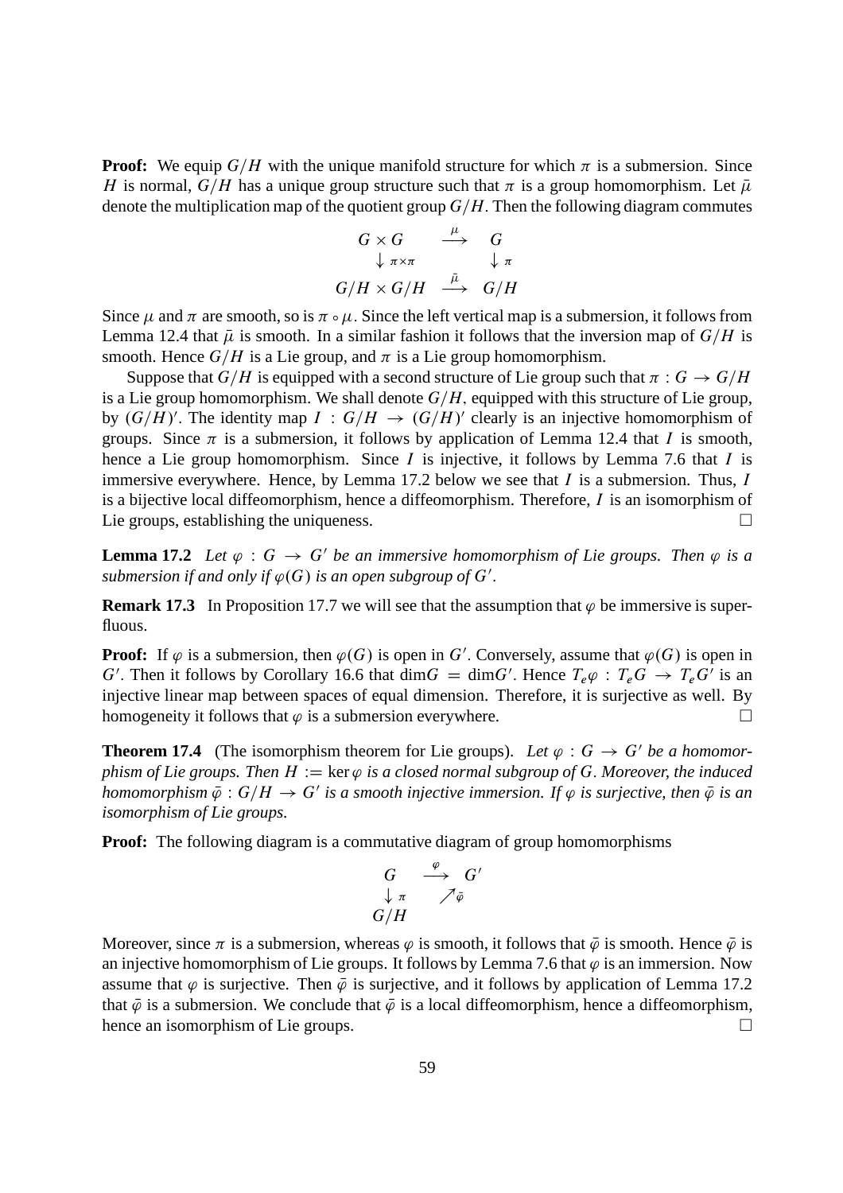**Proof:** We equip $G/H$ with the unique manifold structure for which $\pi$ is a submersion. Since $H$ is normal, $G/H$ has a unique group structure such that $\pi$ is a group homomorphism. Let $\bar{\mu}$ denote the multiplication map of the quotient group $G/H$. Then the following diagram commutes

$$\begin{array}{ccc} G \times G & \xrightarrow{\mu} & G \\ \downarrow {\scriptstyle \pi\times\pi} & & \downarrow {\scriptstyle \pi} \\ G/H \times G/H & \xrightarrow{\bar{\mu}} & G/H \end{array}$$

Since $\mu$ and $\pi$ are smooth, so is $\pi \circ \mu$. Since the left vertical map is a submersion, it follows from Lemma 12.4 that $\bar{\mu}$ is smooth. In a similar fashion it follows that the inversion map of $G/H$ is smooth. Hence $G/H$ is a Lie group, and $\pi$ is a Lie group homomorphism.

Suppose that $G/H$ is equipped with a second structure of Lie group such that $\pi : G \to G/H$ is a Lie group homomorphism. We shall denote $G/H$, equipped with this structure of Lie group, by $(G/H)'$. The identity map $I : G/H \to (G/H)'$ clearly is an injective homomorphism of groups. Since $\pi$ is a submersion, it follows by application of Lemma 12.4 that $I$ is smooth, hence a Lie group homomorphism. Since $I$ is injective, it follows by Lemma 7.6 that $I$ is immersive everywhere. Hence, by Lemma 17.2 below we see that $I$ is a submersion. Thus, $I$ is a bijective local diffeomorphism, hence a diffeomorphism. Therefore, $I$ is an isomorphism of Lie groups, establishing the uniqueness. $\square$

**Lemma 17.2** *Let $\varphi : G \to G'$ be an immersive homomorphism of Lie groups. Then $\varphi$ is a submersion if and only if $\varphi(G)$ is an open subgroup of $G'$.*

**Remark 17.3** In Proposition 17.7 we will see that the assumption that $\varphi$ be immersive is superfluous.

**Proof:** If $\varphi$ is a submersion, then $\varphi(G)$ is open in $G'$. Conversely, assume that $\varphi(G)$ is open in $G'$. Then it follows by Corollary 16.6 that $\dim G = \dim G'$. Hence $T_e\varphi : T_eG \to T_eG'$ is an injective linear map between spaces of equal dimension. Therefore, it is surjective as well. By homogeneity it follows that $\varphi$ is a submersion everywhere. $\square$

**Theorem 17.4** (The isomorphism theorem for Lie groups). *Let $\varphi : G \to G'$ be a homomorphism of Lie groups. Then $H := \ker \varphi$ is a closed normal subgroup of $G$. Moreover, the induced homomorphism $\bar{\varphi} : G/H \to G'$ is a smooth injective immersion. If $\varphi$ is surjective, then $\bar{\varphi}$ is an isomorphism of Lie groups.*

**Proof:** The following diagram is a commutative diagram of group homomorphisms

$$\begin{array}{ccc} G & \xrightarrow{\varphi} & G' \\ \downarrow {\scriptstyle \pi} & \nearrow {\scriptstyle \bar{\varphi}} & \\ G/H & & \end{array}$$

Moreover, since $\pi$ is a submersion, whereas $\varphi$ is smooth, it follows that $\bar{\varphi}$ is smooth. Hence $\bar{\varphi}$ is an injective homomorphism of Lie groups. It follows by Lemma 7.6 that $\varphi$ is an immersion. Now assume that $\varphi$ is surjective. Then $\bar{\varphi}$ is surjective, and it follows by application of Lemma 17.2 that $\bar{\varphi}$ is a submersion. We conclude that $\bar{\varphi}$ is a local diffeomorphism, hence a diffeomorphism, hence an isomorphism of Lie groups. $\square$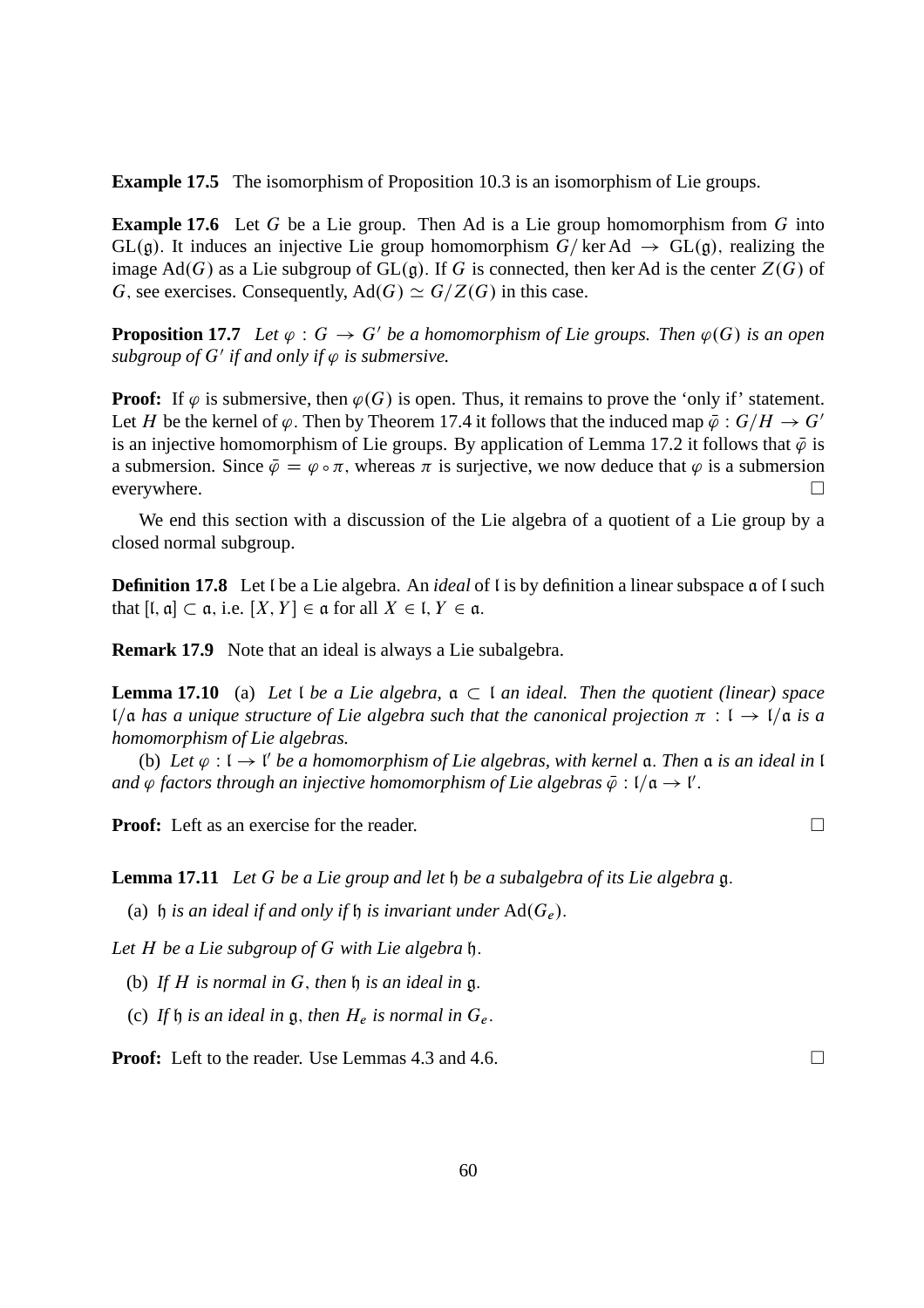**Example 17.5** The isomorphism of Proposition 10.3 is an isomorphism of Lie groups.

**Example 17.6** Let $G$ be a Lie group. Then Ad is a Lie group homomorphism from $G$ into $\mathrm{GL}(\mathfrak{g})$. It induces an injective Lie group homomorphism $G/\ker \mathrm{Ad} \to \mathrm{GL}(\mathfrak{g})$, realizing the image $\mathrm{Ad}(G)$ as a Lie subgroup of $\mathrm{GL}(\mathfrak{g})$. If $G$ is connected, then $\ker \mathrm{Ad}$ is the center $Z(G)$ of $G$, see exercises. Consequently, $\mathrm{Ad}(G) \simeq G/Z(G)$ in this case.

**Proposition 17.7** *Let $\varphi : G \to G'$ be a homomorphism of Lie groups. Then $\varphi(G)$ is an open subgroup of $G'$ if and only if $\varphi$ is submersive.*

**Proof:** If $\varphi$ is submersive, then $\varphi(G)$ is open. Thus, it remains to prove the 'only if' statement. Let $H$ be the kernel of $\varphi$. Then by Theorem 17.4 it follows that the induced map $\bar{\varphi} : G/H \to G'$ is an injective homomorphism of Lie groups. By application of Lemma 17.2 it follows that $\bar{\varphi}$ is a submersion. Since $\bar{\varphi} = \varphi \circ \pi$, whereas $\pi$ is surjective, we now deduce that $\varphi$ is a submersion everywhere. □

We end this section with a discussion of the Lie algebra of a quotient of a Lie group by a closed normal subgroup.

**Definition 17.8** Let $\mathfrak{l}$ be a Lie algebra. An *ideal* of $\mathfrak{l}$ is by definition a linear subspace $\mathfrak{a}$ of $\mathfrak{l}$ such that $[\mathfrak{l}, \mathfrak{a}] \subset \mathfrak{a}$, i.e. $[X, Y] \in \mathfrak{a}$ for all $X \in \mathfrak{l}$, $Y \in \mathfrak{a}$.

**Remark 17.9** Note that an ideal is always a Lie subalgebra.

**Lemma 17.10** (a) *Let $\mathfrak{l}$ be a Lie algebra, $\mathfrak{a} \subset \mathfrak{l}$ an ideal. Then the quotient (linear) space $\mathfrak{l}/\mathfrak{a}$ has a unique structure of Lie algebra such that the canonical projection $\pi : \mathfrak{l} \to \mathfrak{l}/\mathfrak{a}$ is a homomorphism of Lie algebras.*

(b) *Let $\varphi : \mathfrak{l} \to \mathfrak{l}'$ be a homomorphism of Lie algebras, with kernel $\mathfrak{a}$. Then $\mathfrak{a}$ is an ideal in $\mathfrak{l}$ and $\varphi$ factors through an injective homomorphism of Lie algebras $\bar{\varphi} : \mathfrak{l}/\mathfrak{a} \to \mathfrak{l}'$.*

**Proof:** Left as an exercise for the reader. □

**Lemma 17.11** *Let $G$ be a Lie group and let $\mathfrak{h}$ be a subalgebra of its Lie algebra $\mathfrak{g}$.*

(a) *$\mathfrak{h}$ is an ideal if and only if $\mathfrak{h}$ is invariant under $\mathrm{Ad}(G_e)$.*

*Let $H$ be a Lie subgroup of $G$ with Lie algebra $\mathfrak{h}$.*

(b) *If $H$ is normal in $G$, then $\mathfrak{h}$ is an ideal in $\mathfrak{g}$.*

(c) *If $\mathfrak{h}$ is an ideal in $\mathfrak{g}$, then $H_e$ is normal in $G_e$.*

**Proof:** Left to the reader. Use Lemmas 4.3 and 4.6. □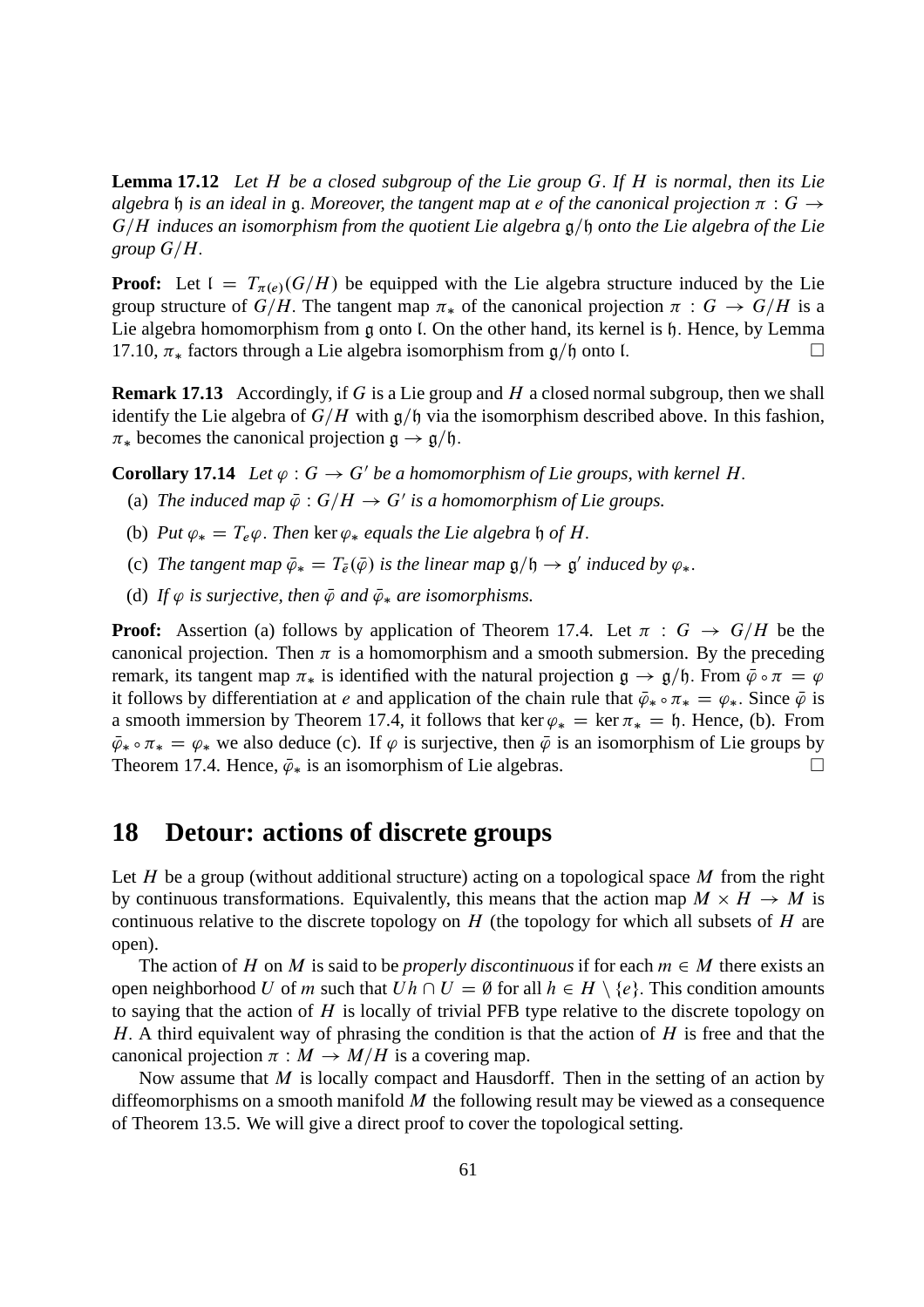**Lemma 17.12** *Let $H$ be a closed subgroup of the Lie group $G$. If $H$ is normal, then its Lie algebra $\mathfrak{h}$ is an ideal in $\mathfrak{g}$. Moreover, the tangent map at $e$ of the canonical projection $\pi : G \to G/H$ induces an isomorphism from the quotient Lie algebra $\mathfrak{g}/\mathfrak{h}$ onto the Lie algebra of the Lie group $G/H$.*

**Proof:** Let $\mathfrak{l} = T_{\pi(e)}(G/H)$ be equipped with the Lie algebra structure induced by the Lie group structure of $G/H$. The tangent map $\pi_*$ of the canonical projection $\pi : G \to G/H$ is a Lie algebra homomorphism from $\mathfrak{g}$ onto $\mathfrak{l}$. On the other hand, its kernel is $\mathfrak{h}$. Hence, by Lemma 17.10, $\pi_*$ factors through a Lie algebra isomorphism from $\mathfrak{g}/\mathfrak{h}$ onto $\mathfrak{l}$. $\square$

**Remark 17.13** Accordingly, if $G$ is a Lie group and $H$ a closed normal subgroup, then we shall identify the Lie algebra of $G/H$ with $\mathfrak{g}/\mathfrak{h}$ via the isomorphism described above. In this fashion, $\pi_*$ becomes the canonical projection $\mathfrak{g} \to \mathfrak{g}/\mathfrak{h}$.

**Corollary 17.14** *Let $\varphi : G \to G'$ be a homomorphism of Lie groups, with kernel $H$.*

(a) *The induced map $\bar{\varphi} : G/H \to G'$ is a homomorphism of Lie groups.*

(b) *Put $\varphi_* = T_e\varphi$. Then $\ker \varphi_*$ equals the Lie algebra $\mathfrak{h}$ of $H$.*

(c) *The tangent map $\bar{\varphi}_* = T_{\bar{e}}(\bar{\varphi})$ is the linear map $\mathfrak{g}/\mathfrak{h} \to \mathfrak{g}'$ induced by $\varphi_*$.*

(d) *If $\varphi$ is surjective, then $\bar{\varphi}$ and $\bar{\varphi}_*$ are isomorphisms.*

**Proof:** Assertion (a) follows by application of Theorem 17.4. Let $\pi : G \to G/H$ be the canonical projection. Then $\pi$ is a homomorphism and a smooth submersion. By the preceding remark, its tangent map $\pi_*$ is identified with the natural projection $\mathfrak{g} \to \mathfrak{g}/\mathfrak{h}$. From $\bar{\varphi} \circ \pi = \varphi$ it follows by differentiation at $e$ and application of the chain rule that $\bar{\varphi}_* \circ \pi_* = \varphi_*$. Since $\bar{\varphi}$ is a smooth immersion by Theorem 17.4, it follows that $\ker \varphi_* = \ker \pi_* = \mathfrak{h}$. Hence, (b). From $\bar{\varphi}_* \circ \pi_* = \varphi_*$ we also deduce (c). If $\varphi$ is surjective, then $\bar{\varphi}$ is an isomorphism of Lie groups by Theorem 17.4. Hence, $\bar{\varphi}_*$ is an isomorphism of Lie algebras. $\square$

# 18 Detour: actions of discrete groups

Let $H$ be a group (without additional structure) acting on a topological space $M$ from the right by continuous transformations. Equivalently, this means that the action map $M \times H \to M$ is continuous relative to the discrete topology on $H$ (the topology for which all subsets of $H$ are open).

The action of $H$ on $M$ is said to be *properly discontinuous* if for each $m \in M$ there exists an open neighborhood $U$ of $m$ such that $Uh \cap U = \emptyset$ for all $h \in H \setminus \{e\}$. This condition amounts to saying that the action of $H$ is locally of trivial PFB type relative to the discrete topology on $H$. A third equivalent way of phrasing the condition is that the action of $H$ is free and that the canonical projection $\pi : M \to M/H$ is a covering map.

Now assume that $M$ is locally compact and Hausdorff. Then in the setting of an action by diffeomorphisms on a smooth manifold $M$ the following result may be viewed as a consequence of Theorem 13.5. We will give a direct proof to cover the topological setting.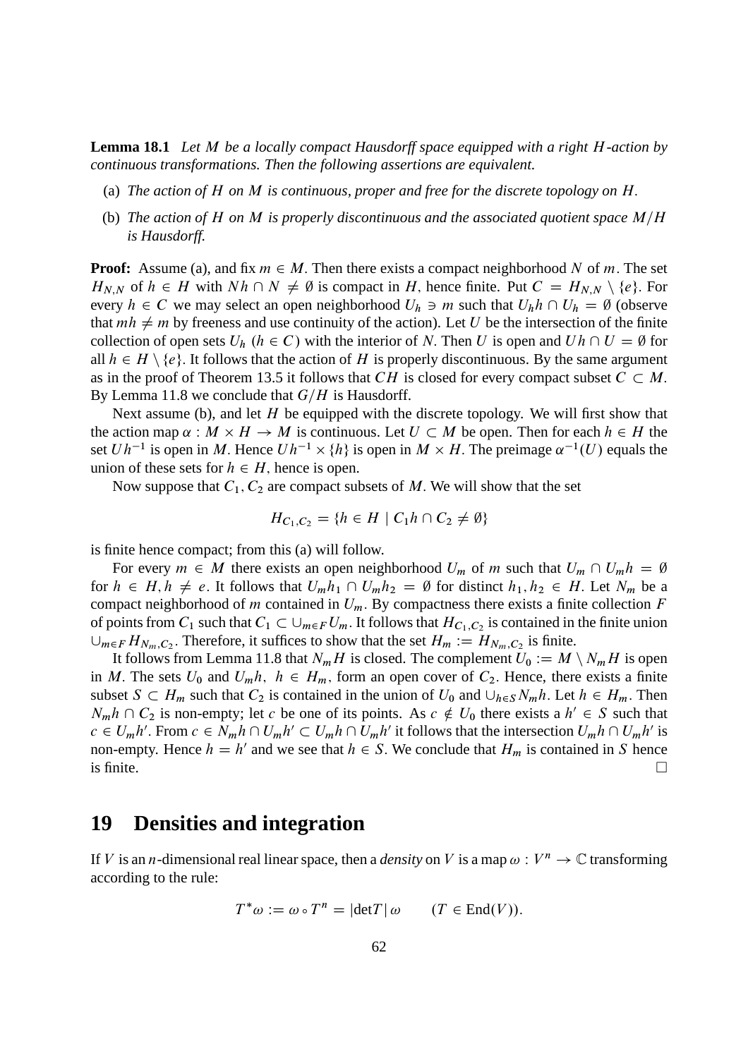**Lemma 18.1** *Let $M$ be a locally compact Hausdorff space equipped with a right $H$-action by continuous transformations. Then the following assertions are equivalent.*

(a) *The action of $H$ on $M$ is continuous, proper and free for the discrete topology on $H$.*

(b) *The action of $H$ on $M$ is properly discontinuous and the associated quotient space $M/H$ is Hausdorff.*

**Proof:** Assume (a), and fix $m \in M$. Then there exists a compact neighborhood $N$ of $m$. The set $H_{N,N}$ of $h \in H$ with $Nh \cap N \neq \emptyset$ is compact in $H$, hence finite. Put $C = H_{N,N} \setminus \{e\}$. For every $h \in C$ we may select an open neighborhood $U_h \ni m$ such that $U_h h \cap U_h = \emptyset$ (observe that $mh \neq m$ by freeness and use continuity of the action). Let $U$ be the intersection of the finite collection of open sets $U_h$ $(h \in C)$ with the interior of $N$. Then $U$ is open and $Uh \cap U = \emptyset$ for all $h \in H \setminus \{e\}$. It follows that the action of $H$ is properly discontinuous. By the same argument as in the proof of Theorem 13.5 it follows that $CH$ is closed for every compact subset $C \subset M$. By Lemma 11.8 we conclude that $G/H$ is Hausdorff.

Next assume (b), and let $H$ be equipped with the discrete topology. We will first show that the action map $\alpha : M \times H \to M$ is continuous. Let $U \subset M$ be open. Then for each $h \in H$ the set $Uh^{-1}$ is open in $M$. Hence $Uh^{-1} \times \{h\}$ is open in $M \times H$. The preimage $\alpha^{-1}(U)$ equals the union of these sets for $h \in H$, hence is open.

Now suppose that $C_1, C_2$ are compact subsets of $M$. We will show that the set

$$H_{C_1,C_2} = \{h \in H \mid C_1 h \cap C_2 \neq \emptyset\}$$

is finite hence compact; from this (a) will follow.

For every $m \in M$ there exists an open neighborhood $U_m$ of $m$ such that $U_m \cap U_m h = \emptyset$ for $h \in H, h \neq e$. It follows that $U_m h_1 \cap U_m h_2 = \emptyset$ for distinct $h_1, h_2 \in H$. Let $N_m$ be a compact neighborhood of $m$ contained in $U_m$. By compactness there exists a finite collection $F$ of points from $C_1$ such that $C_1 \subset \cup_{m \in F} U_m$. It follows that $H_{C_1,C_2}$ is contained in the finite union $\cup_{m \in F} H_{N_m,C_2}$. Therefore, it suffices to show that the set $H_m := H_{N_m,C_2}$ is finite.

It follows from Lemma 11.8 that $N_m H$ is closed. The complement $U_0 := M \setminus N_m H$ is open in $M$. The sets $U_0$ and $U_m h,\ h \in H_m$, form an open cover of $C_2$. Hence, there exists a finite subset $S \subset H_m$ such that $C_2$ is contained in the union of $U_0$ and $\cup_{h \in S} N_m h$. Let $h \in H_m$. Then $N_m h \cap C_2$ is non-empty; let $c$ be one of its points. As $c \notin U_0$ there exists a $h' \in S$ such that $c \in U_m h'$. From $c \in N_m h \cap U_m h' \subset U_m h \cap U_m h'$ it follows that the intersection $U_m h \cap U_m h'$ is non-empty. Hence $h = h'$ and we see that $h \in S$. We conclude that $H_m$ is contained in $S$ hence is finite. $\square$

## 19 Densities and integration

If $V$ is an $n$-dimensional real linear space, then a *density* on $V$ is a map $\omega : V^n \to \mathbb{C}$ transforming according to the rule:

$$T^*\omega := \omega \circ T^n = |\det T|\, \omega \qquad (T \in \mathrm{End}(V)).$$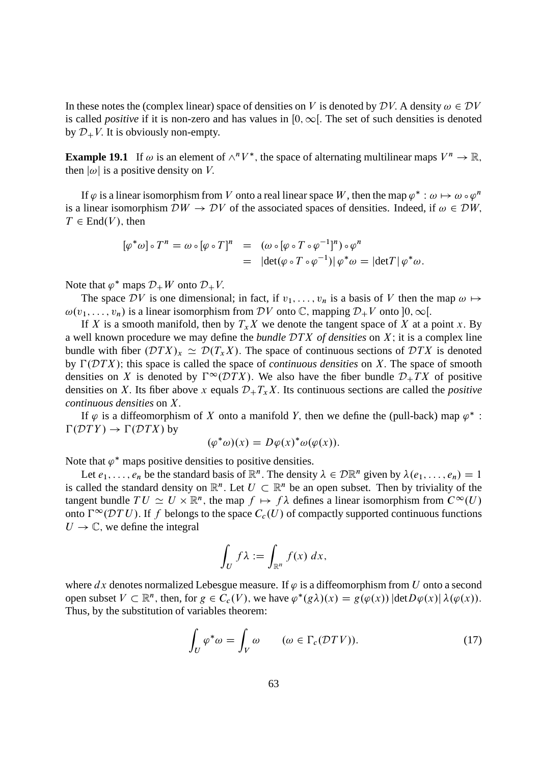In these notes the (complex linear) space of densities on $V$ is denoted by $\mathcal{D}V$. A density $\omega \in \mathcal{D}V$ is called *positive* if it is non-zero and has values in $[0, \infty[$. The set of such densities is denoted by $\mathcal{D}_+V$. It is obviously non-empty.

**Example 19.1** If $\omega$ is an element of $\wedge^n V^*$, the space of alternating multilinear maps $V^n \to \mathbb{R}$, then $|\omega|$ is a positive density on $V$.

If $\varphi$ is a linear isomorphism from $V$ onto a real linear space $W$, then the map $\varphi^* : \omega \mapsto \omega \circ \varphi^n$ is a linear isomorphism $\mathcal{D}W \to \mathcal{D}V$ of the associated spaces of densities. Indeed, if $\omega \in \mathcal{D}W$, $T \in \mathrm{End}(V)$, then

$$
\begin{aligned}
[\varphi^*\omega] \circ T^n = \omega \circ [\varphi \circ T]^n &= (\omega \circ [\varphi \circ T \circ \varphi^{-1}]^n) \circ \varphi^n \\
&= |\det(\varphi \circ T \circ \varphi^{-1})|\, \varphi^*\omega = |\det T|\, \varphi^*\omega.
\end{aligned}
$$

Note that $\varphi^*$ maps $\mathcal{D}_+W$ onto $\mathcal{D}_+V$.

The space $\mathcal{D}V$ is one dimensional; in fact, if $v_1, \ldots, v_n$ is a basis of $V$ then the map $\omega \mapsto \omega(v_1, \ldots, v_n)$ is a linear isomorphism from $\mathcal{D}V$ onto $\mathbb{C}$, mapping $\mathcal{D}_+V$ onto $]0, \infty[$.

If $X$ is a smooth manifold, then by $T_xX$ we denote the tangent space of $X$ at a point $x$. By a well known procedure we may define the *bundle $\mathcal{D}TX$ of densities* on $X$; it is a complex line bundle with fiber $(\mathcal{D}TX)_x \simeq \mathcal{D}(T_xX)$. The space of continuous sections of $\mathcal{D}TX$ is denoted by $\Gamma(\mathcal{D}TX)$; this space is called the space of *continuous densities* on $X$. The space of smooth densities on $X$ is denoted by $\Gamma^\infty(\mathcal{D}TX)$. We also have the fiber bundle $\mathcal{D}_+TX$ of positive densities on $X$. Its fiber above $x$ equals $\mathcal{D}_+T_xX$. Its continuous sections are called the *positive continuous densities* on $X$.

If $\varphi$ is a diffeomorphism of $X$ onto a manifold $Y$, then we define the (pull-back) map $\varphi^* : \Gamma(\mathcal{D}TY) \to \Gamma(\mathcal{D}TX)$ by

$$
(\varphi^*\omega)(x) = D\varphi(x)^*\omega(\varphi(x)).
$$

Note that $\varphi^*$ maps positive densities to positive densities.

Let $e_1, \ldots, e_n$ be the standard basis of $\mathbb{R}^n$. The density $\lambda \in \mathcal{D}\mathbb{R}^n$ given by $\lambda(e_1, \ldots, e_n) = 1$ is called the standard density on $\mathbb{R}^n$. Let $U \subset \mathbb{R}^n$ be an open subset. Then by triviality of the tangent bundle $TU \simeq U \times \mathbb{R}^n$, the map $f \mapsto f\lambda$ defines a linear isomorphism from $C^\infty(U)$ onto $\Gamma^\infty(\mathcal{D}TU)$. If $f$ belongs to the space $C_c(U)$ of compactly supported continuous functions $U \to \mathbb{C}$, we define the integral

$$
\int_U f\lambda := \int_{\mathbb{R}^n} f(x)\, dx,
$$

where $dx$ denotes normalized Lebesgue measure. If $\varphi$ is a diffeomorphism from $U$ onto a second open subset $V \subset \mathbb{R}^n$, then, for $g \in C_c(V)$, we have $\varphi^*(g\lambda)(x) = g(\varphi(x))\, |\det D\varphi(x)|\, \lambda(\varphi(x))$. Thus, by the substitution of variables theorem:

$$
\int_U \varphi^*\omega = \int_V \omega \qquad (\omega \in \Gamma_c(\mathcal{D}TV)). \tag{17}
$$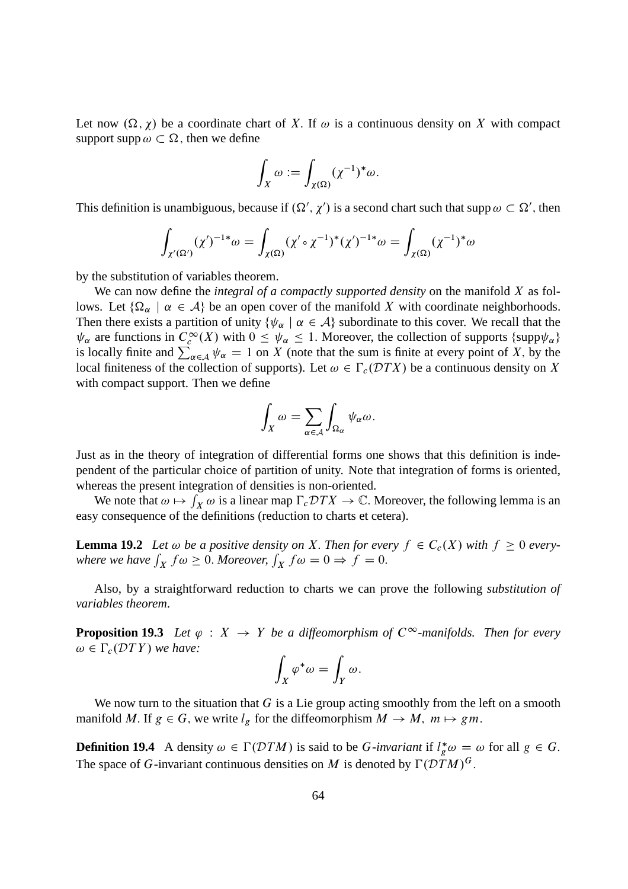Let now $(\Omega, \chi)$ be a coordinate chart of $X$. If $\omega$ is a continuous density on $X$ with compact support $\operatorname{supp} \omega \subset \Omega$, then we define

$$\int_X \omega := \int_{\chi(\Omega)} (\chi^{-1})^* \omega.$$

This definition is unambiguous, because if $(\Omega', \chi')$ is a second chart such that $\operatorname{supp} \omega \subset \Omega'$, then

$$\int_{\chi'(\Omega')} (\chi')^{-1*} \omega = \int_{\chi(\Omega)} (\chi' \circ \chi^{-1})^* (\chi')^{-1*} \omega = \int_{\chi(\Omega)} (\chi^{-1})^* \omega$$

by the substitution of variables theorem.

We can now define the *integral of a compactly supported density* on the manifold $X$ as follows. Let $\{\Omega_\alpha \mid \alpha \in \mathcal{A}\}$ be an open cover of the manifold $X$ with coordinate neighborhoods. Then there exists a partition of unity $\{\psi_\alpha \mid \alpha \in \mathcal{A}\}$ subordinate to this cover. We recall that the $\psi_\alpha$ are functions in $C_c^\infty(X)$ with $0 \leq \psi_\alpha \leq 1$. Moreover, the collection of supports $\{\operatorname{supp} \psi_\alpha\}$ is locally finite and $\sum_{\alpha \in \mathcal{A}} \psi_\alpha = 1$ on $X$ (note that the sum is finite at every point of $X$, by the local finiteness of the collection of supports). Let $\omega \in \Gamma_c(\mathcal{D}TX)$ be a continuous density on $X$ with compact support. Then we define

$$\int_X \omega = \sum_{\alpha \in \mathcal{A}} \int_{\Omega_\alpha} \psi_\alpha \omega.$$

Just as in the theory of integration of differential forms one shows that this definition is independent of the particular choice of partition of unity. Note that integration of forms is oriented, whereas the present integration of densities is non-oriented.

We note that $\omega \mapsto \int_X \omega$ is a linear map $\Gamma_c \mathcal{D}TX \to \mathbb{C}$. Moreover, the following lemma is an easy consequence of the definitions (reduction to charts et cetera).

**Lemma 19.2** *Let $\omega$ be a positive density on $X$. Then for every $f \in C_c(X)$ with $f \geq 0$ everywhere we have $\int_X f\omega \geq 0$. Moreover, $\int_X f\omega = 0 \Rightarrow f = 0$.*

Also, by a straightforward reduction to charts we can prove the following *substitution of variables theorem*.

**Proposition 19.3** *Let $\varphi : X \to Y$ be a diffeomorphism of $C^\infty$-manifolds. Then for every $\omega \in \Gamma_c(\mathcal{D}TY)$ we have:*

$$\int_X \varphi^* \omega = \int_Y \omega.$$

We now turn to the situation that $G$ is a Lie group acting smoothly from the left on a smooth manifold $M$. If $g \in G$, we write $l_g$ for the diffeomorphism $M \to M$, $m \mapsto gm$.

**Definition 19.4** A density $\omega \in \Gamma(\mathcal{D}TM)$ is said to be *$G$-invariant* if $l_g^* \omega = \omega$ for all $g \in G$. The space of $G$-invariant continuous densities on $M$ is denoted by $\Gamma(\mathcal{D}TM)^G$.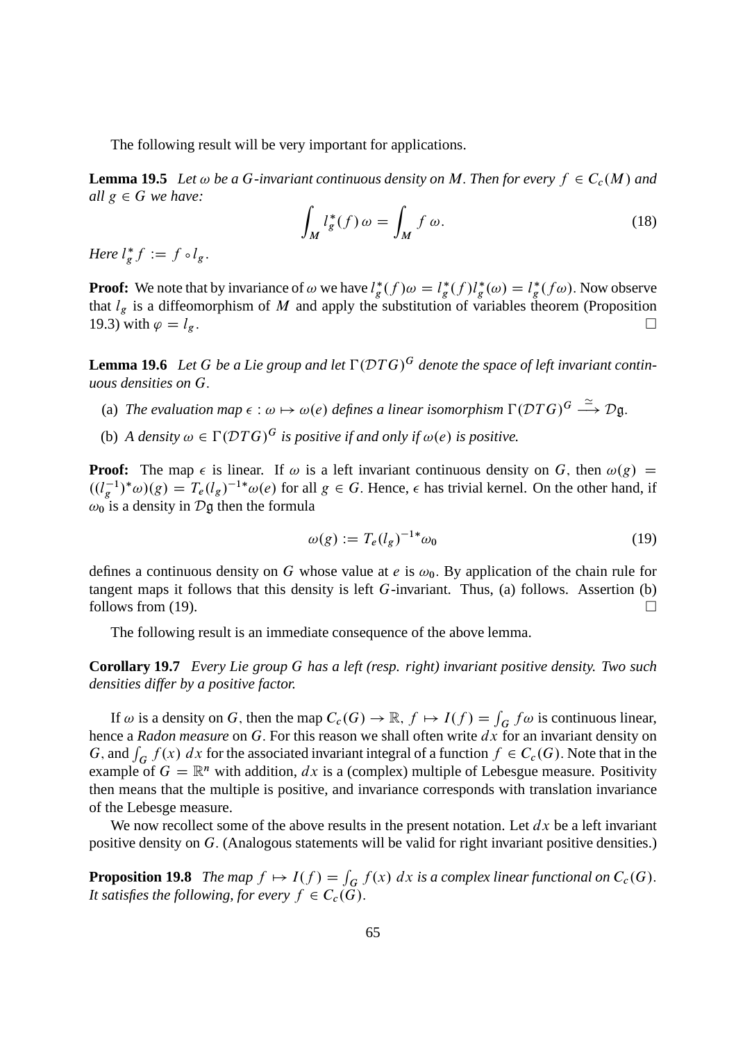The following result will be very important for applications.

**Lemma 19.5** *Let $\omega$ be a $G$-invariant continuous density on $M$. Then for every $f \in C_c(M)$ and all $g \in G$ we have:*

$$\int_M l_g^*(f)\,\omega = \int_M f\,\omega. \tag{18}$$

*Here $l_g^* f := f \circ l_g$.*

**Proof:** We note that by invariance of $\omega$ we have $l_g^*(f)\omega = l_g^*(f) l_g^*(\omega) = l_g^*(f\omega)$. Now observe that $l_g$ is a diffeomorphism of $M$ and apply the substitution of variables theorem (Proposition 19.3) with $\varphi = l_g$. $\square$

**Lemma 19.6** *Let $G$ be a Lie group and let $\Gamma(\mathcal{D}TG)^G$ denote the space of left invariant continuous densities on $G$.*

(a) *The evaluation map $\epsilon : \omega \mapsto \omega(e)$ defines a linear isomorphism $\Gamma(\mathcal{D}TG)^G \xrightarrow{\simeq} \mathcal{D}\mathfrak{g}$.*

(b) *A density $\omega \in \Gamma(\mathcal{D}TG)^G$ is positive if and only if $\omega(e)$ is positive.*

**Proof:** The map $\epsilon$ is linear. If $\omega$ is a left invariant continuous density on $G$, then $\omega(g) = ((l_g^{-1})^*\omega)(g) = T_e(l_g)^{-1*}\omega(e)$ for all $g \in G$. Hence, $\epsilon$ has trivial kernel. On the other hand, if $\omega_0$ is a density in $\mathcal{D}\mathfrak{g}$ then the formula

$$\omega(g) := T_e(l_g)^{-1*}\omega_0 \tag{19}$$

defines a continuous density on $G$ whose value at $e$ is $\omega_0$. By application of the chain rule for tangent maps it follows that this density is left $G$-invariant. Thus, (a) follows. Assertion (b) follows from (19). $\square$

The following result is an immediate consequence of the above lemma.

**Corollary 19.7** *Every Lie group $G$ has a left (resp. right) invariant positive density. Two such densities differ by a positive factor.*

If $\omega$ is a density on $G$, then the map $C_c(G) \to \mathbb{R}$, $f \mapsto I(f) = \int_G f\omega$ is continuous linear, hence a *Radon measure* on $G$. For this reason we shall often write $dx$ for an invariant density on $G$, and $\int_G f(x)\,dx$ for the associated invariant integral of a function $f \in C_c(G)$. Note that in the example of $G = \mathbb{R}^n$ with addition, $dx$ is a (complex) multiple of Lebesgue measure. Positivity then means that the multiple is positive, and invariance corresponds with translation invariance of the Lebesgue measure.

We now recollect some of the above results in the present notation. Let $dx$ be a left invariant positive density on $G$. (Analogous statements will be valid for right invariant positive densities.)

**Proposition 19.8** *The map $f \mapsto I(f) = \int_G f(x)\,dx$ is a complex linear functional on $C_c(G)$. It satisfies the following, for every $f \in C_c(G)$.*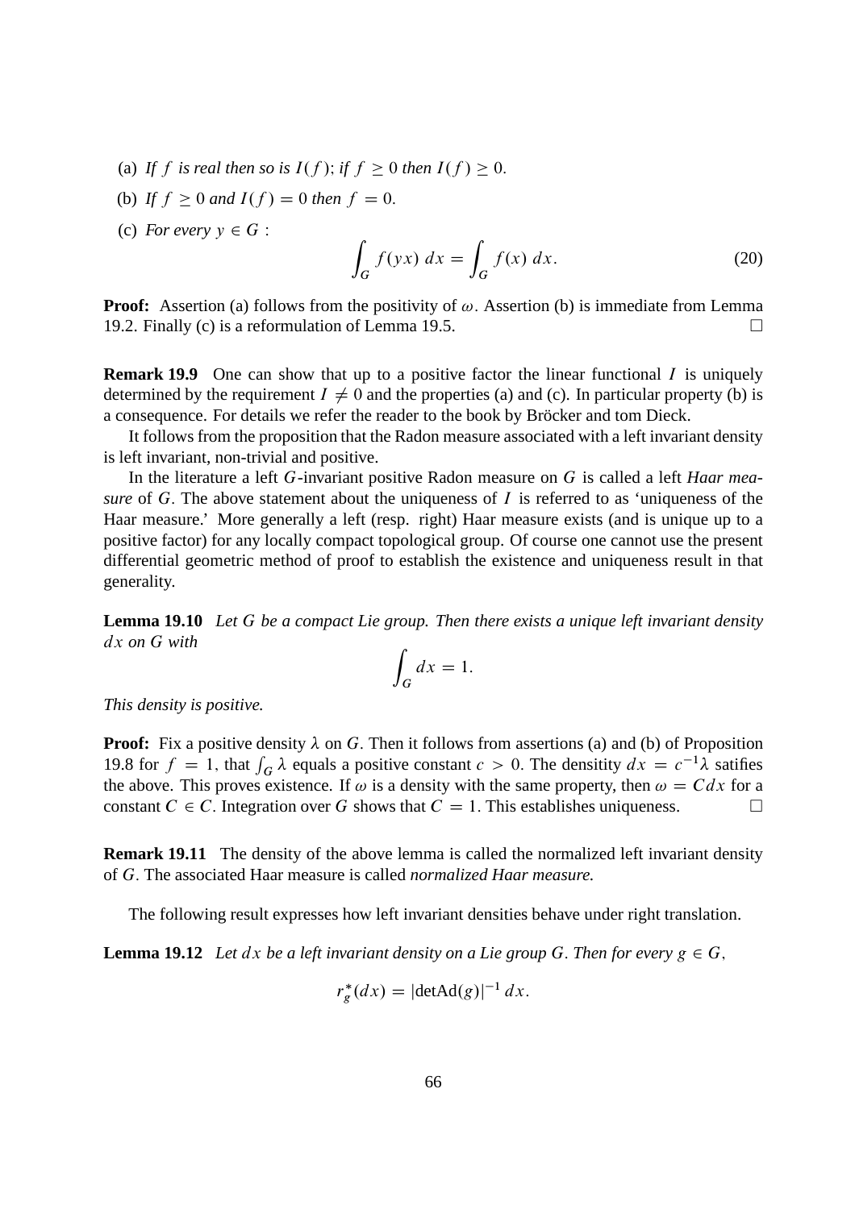(a) *If $f$ is real then so is $I(f)$; if $f \geq 0$ then $I(f) \geq 0$.*

(b) *If $f \geq 0$ and $I(f) = 0$ then $f = 0$.*

(c) *For every $y \in G$ :*

$$\int_G f(yx)\, dx = \int_G f(x)\, dx. \tag{20}$$

**Proof:** Assertion (a) follows from the positivity of $\omega$. Assertion (b) is immediate from Lemma 19.2. Finally (c) is a reformulation of Lemma 19.5. □

**Remark 19.9** One can show that up to a positive factor the linear functional $I$ is uniquely determined by the requirement $I \neq 0$ and the properties (a) and (c). In particular property (b) is a consequence. For details we refer the reader to the book by Bröcker and tom Dieck.

It follows from the proposition that the Radon measure associated with a left invariant density is left invariant, non-trivial and positive.

In the literature a left $G$-invariant positive Radon measure on $G$ is called a left *Haar measure* of $G$. The above statement about the uniqueness of $I$ is referred to as 'uniqueness of the Haar measure.' More generally a left (resp. right) Haar measure exists (and is unique up to a positive factor) for any locally compact topological group. Of course one cannot use the present differential geometric method of proof to establish the existence and uniqueness result in that generality.

**Lemma 19.10** *Let $G$ be a compact Lie group. Then there exists a unique left invariant density $dx$ on $G$ with*

$$\int_G dx = 1.$$

*This density is positive.*

**Proof:** Fix a positive density $\lambda$ on $G$. Then it follows from assertions (a) and (b) of Proposition 19.8 for $f = 1$, that $\int_G \lambda$ equals a positive constant $c > 0$. The densitity $dx = c^{-1}\lambda$ satifies the above. This proves existence. If $\omega$ is a density with the same property, then $\omega = C dx$ for a constant $C \in C$. Integration over $G$ shows that $C = 1$. This establishes uniqueness. □

**Remark 19.11** The density of the above lemma is called the normalized left invariant density of $G$. The associated Haar measure is called *normalized Haar measure.*

The following result expresses how left invariant densities behave under right translation.

**Lemma 19.12** *Let $dx$ be a left invariant density on a Lie group $G$. Then for every $g \in G$,*

$$r_g^*(dx) = |\mathrm{det}\mathrm{Ad}(g)|^{-1}\, dx.$$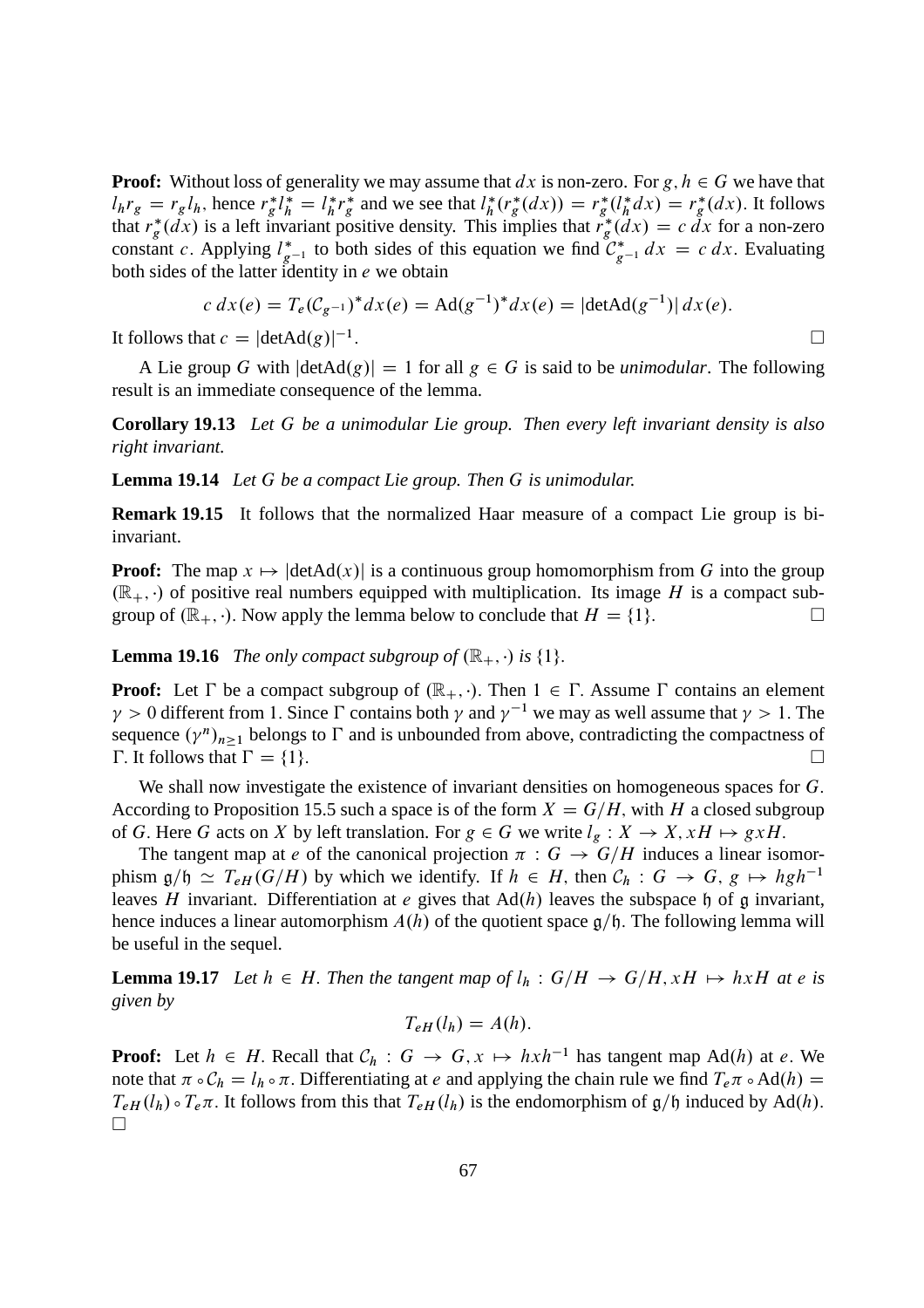**Proof:** Without loss of generality we may assume that $dx$ is non-zero. For $g, h \in G$ we have that $l_h r_g = r_g l_h$, hence $r_g^* l_h^* = l_h^* r_g^*$ and we see that $l_h^*(r_g^*(dx)) = r_g^*(l_h^* dx) = r_g^*(dx)$. It follows that $r_g^*(dx)$ is a left invariant positive density. This implies that $r_g^*(dx) = c\, dx$ for a non-zero constant $c$. Applying $l_{g^{-1}}^*$ to both sides of this equation we find $\mathcal{C}_{g^{-1}}^* \, dx = c\, dx$. Evaluating both sides of the latter identity in $e$ we obtain

$$c\, dx(e) = T_e(\mathcal{C}_{g^{-1}})^* dx(e) = \mathrm{Ad}(g^{-1})^* dx(e) = |\det \mathrm{Ad}(g^{-1})|\, dx(e).$$

It follows that $c = |\det \mathrm{Ad}(g)|^{-1}$. $\square$

A Lie group $G$ with $|\det \mathrm{Ad}(g)| = 1$ for all $g \in G$ is said to be *unimodular*. The following result is an immediate consequence of the lemma.

**Corollary 19.13** *Let $G$ be a unimodular Lie group. Then every left invariant density is also right invariant.*

**Lemma 19.14** *Let $G$ be a compact Lie group. Then $G$ is unimodular.*

**Remark 19.15** It follows that the normalized Haar measure of a compact Lie group is bi-invariant.

**Proof:** The map $x \mapsto |\det \mathrm{Ad}(x)|$ is a continuous group homomorphism from $G$ into the group $(\mathbb{R}_+, \cdot)$ of positive real numbers equipped with multiplication. Its image $H$ is a compact subgroup of $(\mathbb{R}_+, \cdot)$. Now apply the lemma below to conclude that $H = \{1\}$. $\square$

**Lemma 19.16** *The only compact subgroup of $(\mathbb{R}_+, \cdot)$ is $\{1\}$.*

**Proof:** Let $\Gamma$ be a compact subgroup of $(\mathbb{R}_+, \cdot)$. Then $1 \in \Gamma$. Assume $\Gamma$ contains an element $\gamma > 0$ different from 1. Since $\Gamma$ contains both $\gamma$ and $\gamma^{-1}$ we may as well assume that $\gamma > 1$. The sequence $(\gamma^n)_{n \geq 1}$ belongs to $\Gamma$ and is unbounded from above, contradicting the compactness of $\Gamma$. It follows that $\Gamma = \{1\}$. $\square$

We shall now investigate the existence of invariant densities on homogeneous spaces for $G$. According to Proposition 15.5 such a space is of the form $X = G/H$, with $H$ a closed subgroup of $G$. Here $G$ acts on $X$ by left translation. For $g \in G$ we write $l_g : X \to X, xH \mapsto gxH$.

The tangent map at $e$ of the canonical projection $\pi : G \to G/H$ induces a linear isomorphism $\mathfrak{g}/\mathfrak{h} \simeq T_{eH}(G/H)$ by which we identify. If $h \in H$, then $\mathcal{C}_h : G \to G$, $g \mapsto hgh^{-1}$ leaves $H$ invariant. Differentiation at $e$ gives that $\mathrm{Ad}(h)$ leaves the subspace $\mathfrak{h}$ of $\mathfrak{g}$ invariant, hence induces a linear automorphism $A(h)$ of the quotient space $\mathfrak{g}/\mathfrak{h}$. The following lemma will be useful in the sequel.

**Lemma 19.17** *Let $h \in H$. Then the tangent map of $l_h : G/H \to G/H, xH \mapsto hxH$ at $e$ is given by*

$$T_{eH}(l_h) = A(h).$$

**Proof:** Let $h \in H$. Recall that $\mathcal{C}_h : G \to G, x \mapsto hxh^{-1}$ has tangent map $\mathrm{Ad}(h)$ at $e$. We note that $\pi \circ \mathcal{C}_h = l_h \circ \pi$. Differentiating at $e$ and applying the chain rule we find $T_e\pi \circ \mathrm{Ad}(h) = T_{eH}(l_h) \circ T_e\pi$. It follows from this that $T_{eH}(l_h)$ is the endomorphism of $\mathfrak{g}/\mathfrak{h}$ induced by $\mathrm{Ad}(h)$. $\square$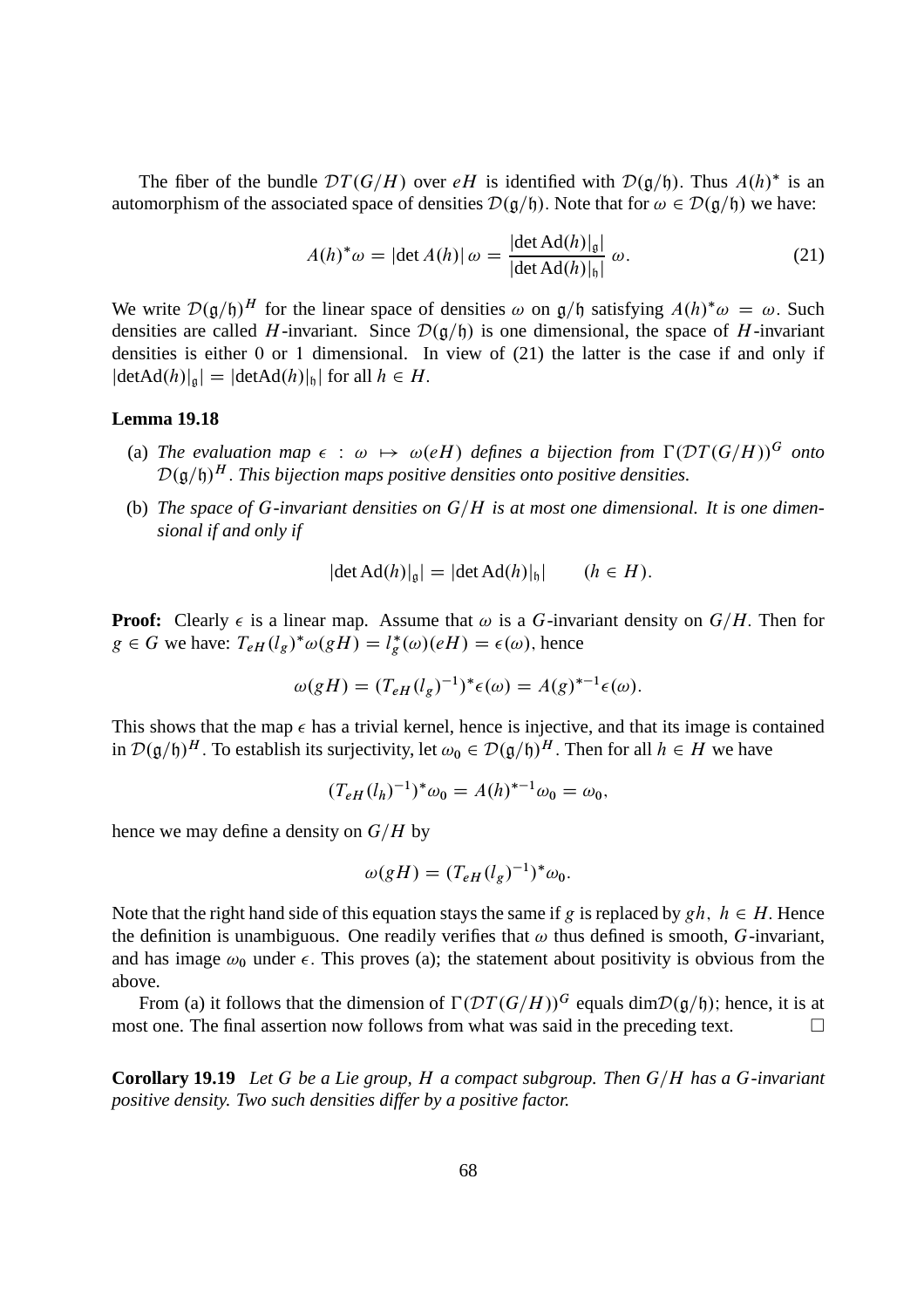The fiber of the bundle $\mathcal{D}T(G/H)$ over $eH$ is identified with $\mathcal{D}(\mathfrak{g}/\mathfrak{h})$. Thus $A(h)^*$ is an automorphism of the associated space of densities $\mathcal{D}(\mathfrak{g}/\mathfrak{h})$. Note that for $\omega \in \mathcal{D}(\mathfrak{g}/\mathfrak{h})$ we have:

$$A(h)^*\omega = |\det A(h)|\,\omega = \frac{|\det \mathrm{Ad}(h)|_{\mathfrak{g}}|}{|\det \mathrm{Ad}(h)|_{\mathfrak{h}}|}\,\omega. \tag{21}$$

We write $\mathcal{D}(\mathfrak{g}/\mathfrak{h})^H$ for the linear space of densities $\omega$ on $\mathfrak{g}/\mathfrak{h}$ satisfying $A(h)^*\omega = \omega$. Such densities are called $H$-invariant. Since $\mathcal{D}(\mathfrak{g}/\mathfrak{h})$ is one dimensional, the space of $H$-invariant densities is either 0 or 1 dimensional. In view of (21) the latter is the case if and only if $|\det\mathrm{Ad}(h)|_{\mathfrak{g}}| = |\det\mathrm{Ad}(h)|_{\mathfrak{h}}|$ for all $h \in H$.

**Lemma 19.18**

(a) *The evaluation map $\epsilon : \omega \mapsto \omega(eH)$ defines a bijection from $\Gamma(\mathcal{D}T(G/H))^G$ onto $\mathcal{D}(\mathfrak{g}/\mathfrak{h})^H$. This bijection maps positive densities onto positive densities.*

(b) *The space of $G$-invariant densities on $G/H$ is at most one dimensional. It is one dimensional if and only if*

$$|\det \mathrm{Ad}(h)|_{\mathfrak{g}}| = |\det \mathrm{Ad}(h)|_{\mathfrak{h}}| \qquad (h \in H).$$

**Proof:** Clearly $\epsilon$ is a linear map. Assume that $\omega$ is a $G$-invariant density on $G/H$. Then for $g \in G$ we have: $T_{eH}(l_g)^*\omega(gH) = l_g^*(\omega)(eH) = \epsilon(\omega)$, hence

$$\omega(gH) = (T_{eH}(l_g)^{-1})^*\epsilon(\omega) = A(g)^{*-1}\epsilon(\omega).$$

This shows that the map $\epsilon$ has a trivial kernel, hence is injective, and that its image is contained in $\mathcal{D}(\mathfrak{g}/\mathfrak{h})^H$. To establish its surjectivity, let $\omega_0 \in \mathcal{D}(\mathfrak{g}/\mathfrak{h})^H$. Then for all $h \in H$ we have

$$(T_{eH}(l_h)^{-1})^*\omega_0 = A(h)^{*-1}\omega_0 = \omega_0,$$

hence we may define a density on $G/H$ by

$$\omega(gH) = (T_{eH}(l_g)^{-1})^*\omega_0.$$

Note that the right hand side of this equation stays the same if $g$ is replaced by $gh,\ h \in H$. Hence the definition is unambiguous. One readily verifies that $\omega$ thus defined is smooth, $G$-invariant, and has image $\omega_0$ under $\epsilon$. This proves (a); the statement about positivity is obvious from the above.

From (a) it follows that the dimension of $\Gamma(\mathcal{D}T(G/H))^G$ equals $\dim\mathcal{D}(\mathfrak{g}/\mathfrak{h})$; hence, it is at most one. The final assertion now follows from what was said in the preceding text. $\square$

**Corollary 19.19** *Let $G$ be a Lie group, $H$ a compact subgroup. Then $G/H$ has a $G$-invariant positive density. Two such densities differ by a positive factor.*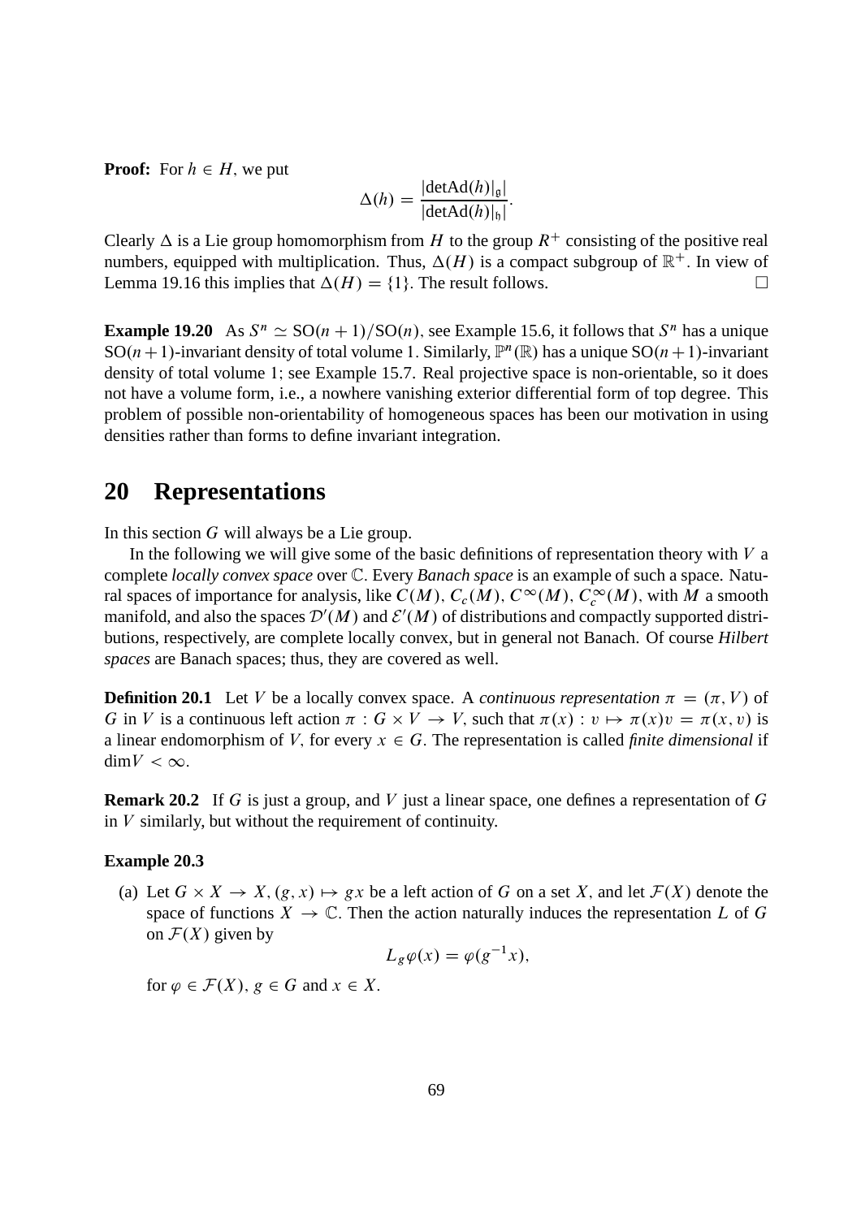**Proof:** For $h \in H$, we put

$$\Delta(h) = \frac{|\det \mathrm{Ad}(h)|_{\mathfrak{g}}|}{|\det \mathrm{Ad}(h)|_{\mathfrak{h}}|}.$$

Clearly $\Delta$ is a Lie group homomorphism from $H$ to the group $R^+$ consisting of the positive real numbers, equipped with multiplication. Thus, $\Delta(H)$ is a compact subgroup of $\mathbb{R}^+$. In view of Lemma 19.16 this implies that $\Delta(H) = \{1\}$. The result follows. $\square$

**Example 19.20** As $S^n \simeq \mathrm{SO}(n+1)/\mathrm{SO}(n)$, see Example 15.6, it follows that $S^n$ has a unique $\mathrm{SO}(n+1)$-invariant density of total volume 1. Similarly, $\mathbb{P}^n(\mathbb{R})$ has a unique $\mathrm{SO}(n+1)$-invariant density of total volume 1; see Example 15.7. Real projective space is non-orientable, so it does not have a volume form, i.e., a nowhere vanishing exterior differential form of top degree. This problem of possible non-orientability of homogeneous spaces has been our motivation in using densities rather than forms to define invariant integration.

# 20 Representations

In this section $G$ will always be a Lie group.

In the following we will give some of the basic definitions of representation theory with $V$ a complete *locally convex space* over $\mathbb{C}$. Every *Banach space* is an example of such a space. Natural spaces of importance for analysis, like $C(M)$, $C_c(M)$, $C^\infty(M)$, $C_c^\infty(M)$, with $M$ a smooth manifold, and also the spaces $\mathcal{D}'(M)$ and $\mathcal{E}'(M)$ of distributions and compactly supported distributions, respectively, are complete locally convex, but in general not Banach. Of course *Hilbert spaces* are Banach spaces; thus, they are covered as well.

**Definition 20.1** Let $V$ be a locally convex space. A *continuous representation* $\pi = (\pi, V)$ of $G$ in $V$ is a continuous left action $\pi : G \times V \to V$, such that $\pi(x) : v \mapsto \pi(x)v = \pi(x, v)$ is a linear endomorphism of $V$, for every $x \in G$. The representation is called *finite dimensional* if $\dim V < \infty$.

**Remark 20.2** If $G$ is just a group, and $V$ just a linear space, one defines a representation of $G$ in $V$ similarly, but without the requirement of continuity.

**Example 20.3**

(a) Let $G \times X \to X$, $(g, x) \mapsto gx$ be a left action of $G$ on a set $X$, and let $\mathcal{F}(X)$ denote the space of functions $X \to \mathbb{C}$. Then the action naturally induces the representation $L$ of $G$ on $\mathcal{F}(X)$ given by

$$L_g\varphi(x) = \varphi(g^{-1}x),$$

for $\varphi \in \mathcal{F}(X)$, $g \in G$ and $x \in X$.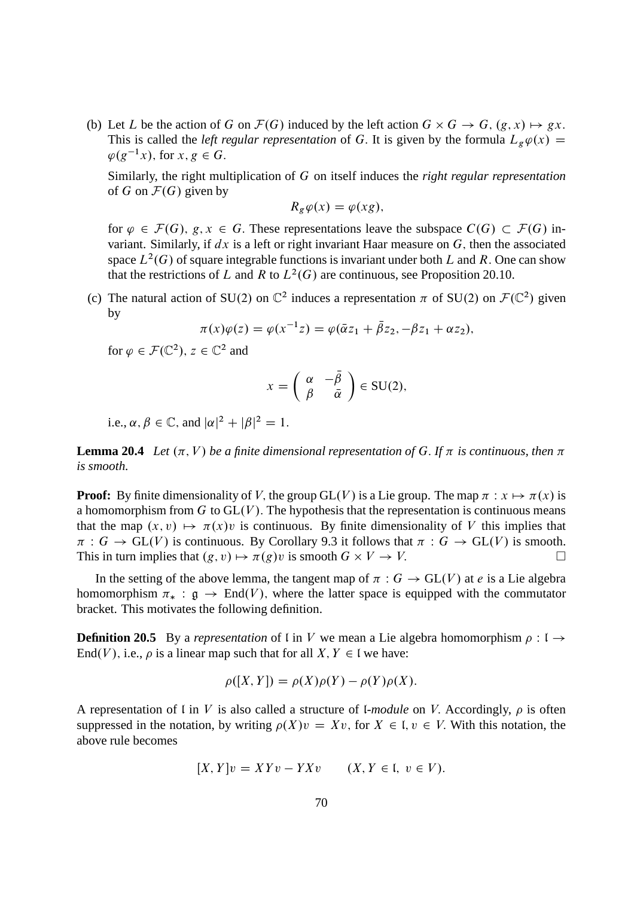(b) Let $L$ be the action of $G$ on $\mathcal{F}(G)$ induced by the left action $G \times G \to G$, $(g, x) \mapsto gx$. This is called the *left regular representation* of $G$. It is given by the formula $L_g\varphi(x) = \varphi(g^{-1}x)$, for $x, g \in G$.

Similarly, the right multiplication of $G$ on itself induces the *right regular representation* of $G$ on $\mathcal{F}(G)$ given by

$$R_g\varphi(x) = \varphi(xg),$$

for $\varphi \in \mathcal{F}(G)$, $g, x \in G$. These representations leave the subspace $C(G) \subset \mathcal{F}(G)$ invariant. Similarly, if $dx$ is a left or right invariant Haar measure on $G$, then the associated space $L^2(G)$ of square integrable functions is invariant under both $L$ and $R$. One can show that the restrictions of $L$ and $R$ to $L^2(G)$ are continuous, see Proposition 20.10.

(c) The natural action of $\mathrm{SU}(2)$ on $\mathbb{C}^2$ induces a representation $\pi$ of $\mathrm{SU}(2)$ on $\mathcal{F}(\mathbb{C}^2)$ given by

$$\pi(x)\varphi(z) = \varphi(x^{-1}z) = \varphi(\bar{\alpha}z_1 + \bar{\beta}z_2, -\beta z_1 + \alpha z_2),$$

for $\varphi \in \mathcal{F}(\mathbb{C}^2)$, $z \in \mathbb{C}^2$ and

$$x = \begin{pmatrix} \alpha & -\bar{\beta} \\ \beta & \bar{\alpha} \end{pmatrix} \in \mathrm{SU}(2),$$

i.e., $\alpha, \beta \in \mathbb{C}$, and $|\alpha|^2 + |\beta|^2 = 1$.

**Lemma 20.4** *Let $(\pi, V)$ be a finite dimensional representation of $G$. If $\pi$ is continuous, then $\pi$ is smooth.*

**Proof:** By finite dimensionality of $V$, the group $\mathrm{GL}(V)$ is a Lie group. The map $\pi : x \mapsto \pi(x)$ is a homomorphism from $G$ to $\mathrm{GL}(V)$. The hypothesis that the representation is continuous means that the map $(x, v) \mapsto \pi(x)v$ is continuous. By finite dimensionality of $V$ this implies that $\pi : G \to \mathrm{GL}(V)$ is continuous. By Corollary 9.3 it follows that $\pi : G \to \mathrm{GL}(V)$ is smooth. This in turn implies that $(g, v) \mapsto \pi(g)v$ is smooth $G \times V \to V$. $\square$

In the setting of the above lemma, the tangent map of $\pi : G \to \mathrm{GL}(V)$ at $e$ is a Lie algebra homomorphism $\pi_* : \mathfrak{g} \to \mathrm{End}(V)$, where the latter space is equipped with the commutator bracket. This motivates the following definition.

**Definition 20.5** By a *representation* of $\mathfrak{l}$ in $V$ we mean a Lie algebra homomorphism $\rho : \mathfrak{l} \to \mathrm{End}(V)$, i.e., $\rho$ is a linear map such that for all $X, Y \in \mathfrak{l}$ we have:

$$\rho([X, Y]) = \rho(X)\rho(Y) - \rho(Y)\rho(X).$$

A representation of $\mathfrak{l}$ in $V$ is also called a structure of $\mathfrak{l}$-*module* on $V$. Accordingly, $\rho$ is often suppressed in the notation, by writing $\rho(X)v = Xv$, for $X \in \mathfrak{l}$, $v \in V$. With this notation, the above rule becomes

$$[X, Y]v = XYv - YXv \qquad (X, Y \in \mathfrak{l},\ v \in V).$$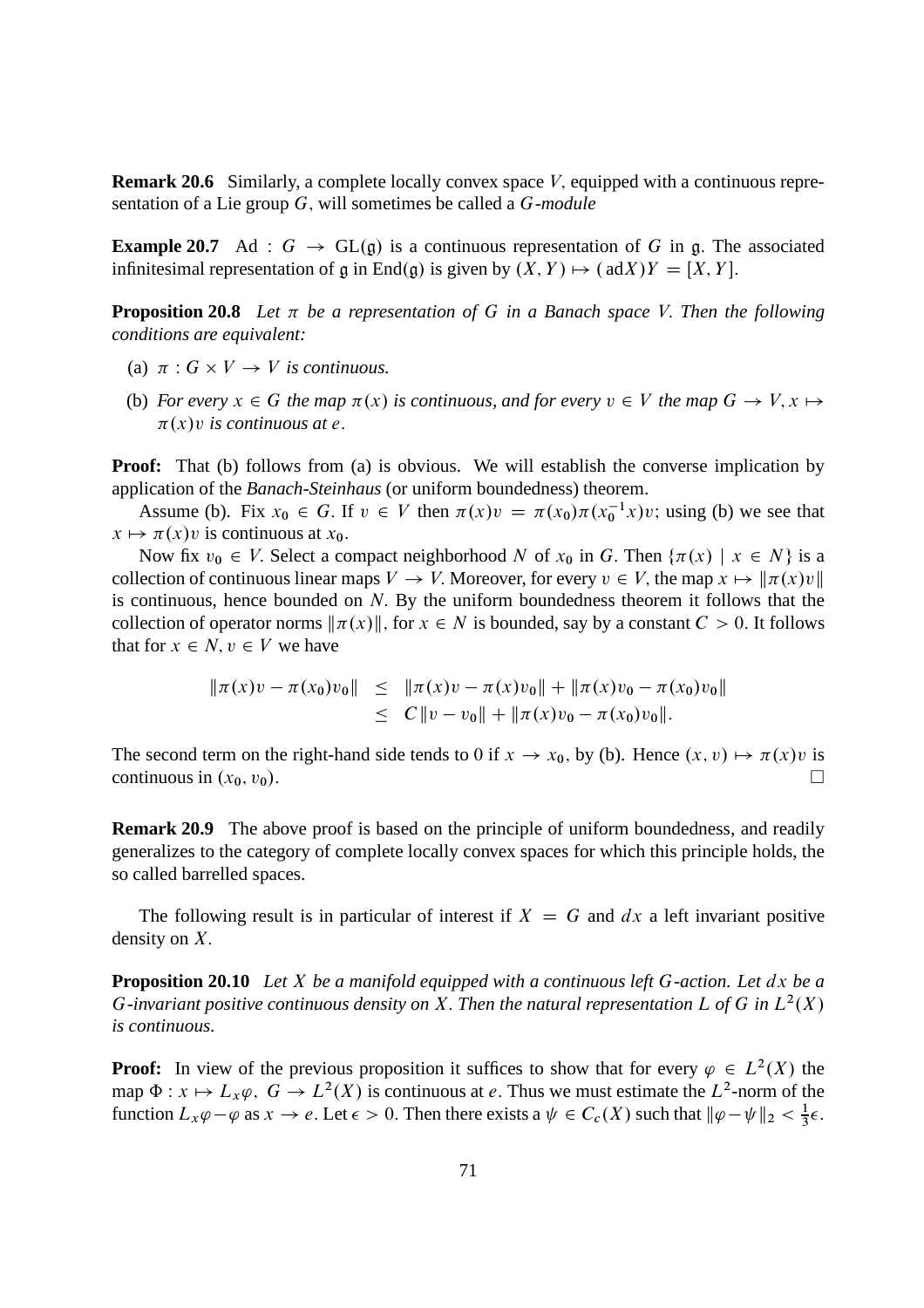**Remark 20.6** Similarly, a complete locally convex space $V$, equipped with a continuous representation of a Lie group $G$, will sometimes be called a *$G$-module*

**Example 20.7** $\mathrm{Ad} : G \to \mathrm{GL}(\mathfrak{g})$ is a continuous representation of $G$ in $\mathfrak{g}$. The associated infinitesimal representation of $\mathfrak{g}$ in $\mathrm{End}(\mathfrak{g})$ is given by $(X, Y) \mapsto (\mathrm{ad}X)Y = [X, Y]$.

**Proposition 20.8** *Let $\pi$ be a representation of $G$ in a Banach space $V$. Then the following conditions are equivalent:*

(a) *$\pi : G \times V \to V$ is continuous.*

(b) *For every $x \in G$ the map $\pi(x)$ is continuous, and for every $v \in V$ the map $G \to V, x \mapsto \pi(x)v$ is continuous at $e$.*

**Proof:** That (b) follows from (a) is obvious. We will establish the converse implication by application of the *Banach-Steinhaus* (or uniform boundedness) theorem.

Assume (b). Fix $x_0 \in G$. If $v \in V$ then $\pi(x)v = \pi(x_0)\pi(x_0^{-1}x)v$; using (b) we see that $x \mapsto \pi(x)v$ is continuous at $x_0$.

Now fix $v_0 \in V$. Select a compact neighborhood $N$ of $x_0$ in $G$. Then $\{\pi(x) \mid x \in N\}$ is a collection of continuous linear maps $V \to V$. Moreover, for every $v \in V$, the map $x \mapsto \|\pi(x)v\|$ is continuous, hence bounded on $N$. By the uniform boundedness theorem it follows that the collection of operator norms $\|\pi(x)\|$, for $x \in N$ is bounded, say by a constant $C > 0$. It follows that for $x \in N, v \in V$ we have

$$
\begin{aligned}
\|\pi(x)v - \pi(x_0)v_0\| &\leq \|\pi(x)v - \pi(x)v_0\| + \|\pi(x)v_0 - \pi(x_0)v_0\| \\
&\leq C\|v - v_0\| + \|\pi(x)v_0 - \pi(x_0)v_0\|.
\end{aligned}
$$

The second term on the right-hand side tends to 0 if $x \to x_0$, by (b). Hence $(x, v) \mapsto \pi(x)v$ is continuous in $(x_0, v_0)$. $\square$

**Remark 20.9** The above proof is based on the principle of uniform boundedness, and readily generalizes to the category of complete locally convex spaces for which this principle holds, the so called barrelled spaces.

The following result is in particular of interest if $X = G$ and $dx$ a left invariant positive density on $X$.

**Proposition 20.10** *Let $X$ be a manifold equipped with a continuous left $G$-action. Let $dx$ be a $G$-invariant positive continuous density on $X$. Then the natural representation $L$ of $G$ in $L^2(X)$ is continuous.*

**Proof:** In view of the previous proposition it suffices to show that for every $\varphi \in L^2(X)$ the map $\Phi : x \mapsto L_x\varphi,\ G \to L^2(X)$ is continuous at $e$. Thus we must estimate the $L^2$-norm of the function $L_x\varphi - \varphi$ as $x \to e$. Let $\epsilon > 0$. Then there exists a $\psi \in C_c(X)$ such that $\|\varphi - \psi\|_2 < \frac{1}{3}\epsilon$.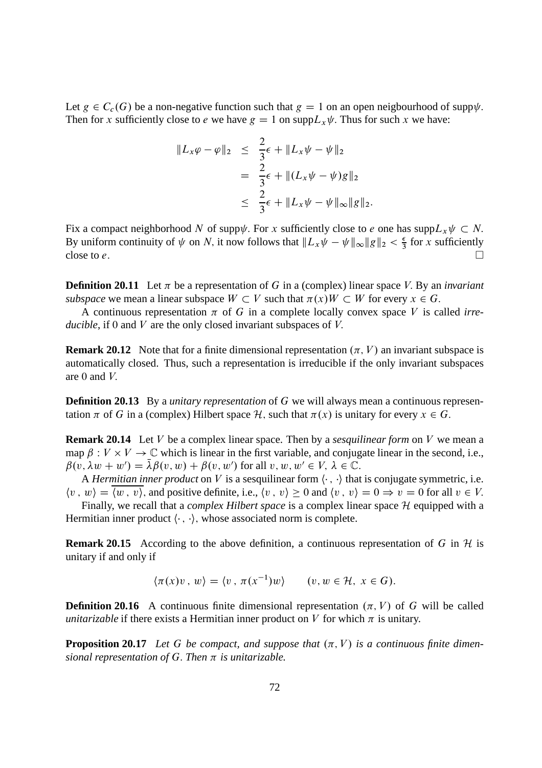Let $g \in C_c(G)$ be a non-negative function such that $g = 1$ on an open neigbourhood of $\mathrm{supp}\psi$. Then for $x$ sufficiently close to $e$ we have $g = 1$ on $\mathrm{supp} L_x\psi$. Thus for such $x$ we have:

$$
\begin{aligned}
\|L_x\varphi - \varphi\|_2 &\leq \frac{2}{3}\epsilon + \|L_x\psi - \psi\|_2 \\
&= \frac{2}{3}\epsilon + \|(L_x\psi - \psi)g\|_2 \\
&\leq \frac{2}{3}\epsilon + \|L_x\psi - \psi\|_\infty \|g\|_2.
\end{aligned}
$$

Fix a compact neighborhood $N$ of $\mathrm{supp}\psi$. For $x$ sufficiently close to $e$ one has $\mathrm{supp} L_x\psi \subset N$. By uniform continuity of $\psi$ on $N$, it now follows that $\|L_x\psi - \psi\|_\infty \|g\|_2 < \frac{\epsilon}{3}$ for $x$ sufficiently close to $e$. $\square$

**Definition 20.11** Let $\pi$ be a representation of $G$ in a (complex) linear space $V$. By an *invariant subspace* we mean a linear subspace $W \subset V$ such that $\pi(x)W \subset W$ for every $x \in G$.

A continuous representation $\pi$ of $G$ in a complete locally convex space $V$ is called *irreducible*, if $0$ and $V$ are the only closed invariant subspaces of $V$.

**Remark 20.12** Note that for a finite dimensional representation $(\pi, V)$ an invariant subspace is automatically closed. Thus, such a representation is irreducible if the only invariant subspaces are $0$ and $V$.

**Definition 20.13** By a *unitary representation* of $G$ we will always mean a continuous representation $\pi$ of $G$ in a (complex) Hilbert space $\mathcal{H}$, such that $\pi(x)$ is unitary for every $x \in G$.

**Remark 20.14** Let $V$ be a complex linear space. Then by a *sesquilinear form* on $V$ we mean a map $\beta : V \times V \to \mathbb{C}$ which is linear in the first variable, and conjugate linear in the second, i.e., $\beta(v, \lambda w + w') = \bar{\lambda}\beta(v, w) + \beta(v, w')$ for all $v, w, w' \in V$, $\lambda \in \mathbb{C}$.

A *Hermitian inner product* on $V$ is a sesquilinear form $\langle \cdot \, , \, \cdot \rangle$ that is conjugate symmetric, i.e. $\langle v \, , \, w \rangle = \overline{\langle w \, , \, v \rangle}$, and positive definite, i.e., $\langle v \, , \, v \rangle \geq 0$ and $\langle v \, , \, v \rangle = 0 \Rightarrow v = 0$ for all $v \in V$.

Finally, we recall that a *complex Hilbert space* is a complex linear space $\mathcal{H}$ equipped with a Hermitian inner product $\langle \cdot, \cdot \rangle$, whose associated norm is complete.

**Remark 20.15** According to the above definition, a continuous representation of $G$ in $\mathcal{H}$ is unitary if and only if

$$
\langle \pi(x)v \, , \, w \rangle = \langle v \, , \, \pi(x^{-1})w \rangle \qquad (v, w \in \mathcal{H}, \ x \in G).
$$

**Definition 20.16** A continuous finite dimensional representation $(\pi, V)$ of $G$ will be called *unitarizable* if there exists a Hermitian inner product on $V$ for which $\pi$ is unitary.

**Proposition 20.17** *Let $G$ be compact, and suppose that $(\pi, V)$ is a continuous finite dimensional representation of $G$. Then $\pi$ is unitarizable.*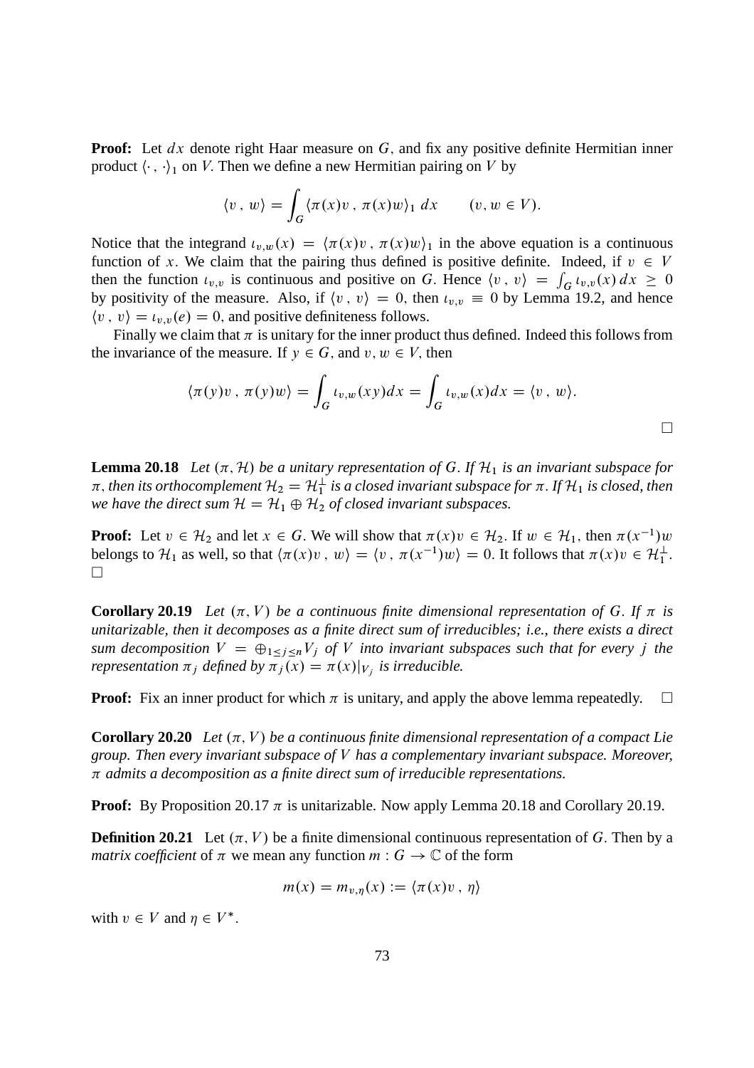**Proof:** Let $dx$ denote right Haar measure on $G$, and fix any positive definite Hermitian inner product $\langle \cdot \,,\, \cdot \rangle_1$ on $V$. Then we define a new Hermitian pairing on $V$ by

$$\langle v \,,\, w \rangle = \int_G \langle \pi(x)v \,,\, \pi(x)w \rangle_1 \; dx \qquad (v, w \in V).$$

Notice that the integrand $\iota_{v,w}(x) = \langle \pi(x)v \,,\, \pi(x)w \rangle_1$ in the above equation is a continuous function of $x$. We claim that the pairing thus defined is positive definite. Indeed, if $v \in V$ then the function $\iota_{v,v}$ is continuous and positive on $G$. Hence $\langle v \,,\, v \rangle = \int_G \iota_{v,v}(x)\, dx \geq 0$ by positivity of the measure. Also, if $\langle v \,,\, v \rangle = 0$, then $\iota_{v,v} \equiv 0$ by Lemma 19.2, and hence $\langle v \,,\, v \rangle = \iota_{v,v}(e) = 0$, and positive definiteness follows.

Finally we claim that $\pi$ is unitary for the inner product thus defined. Indeed this follows from the invariance of the measure. If $y \in G$, and $v, w \in V$, then

$$\langle \pi(y)v \,,\, \pi(y)w \rangle = \int_G \iota_{v,w}(xy)dx = \int_G \iota_{v,w}(x)dx = \langle v \,,\, w \rangle.$$

$\square$

**Lemma 20.18** *Let $(\pi, \mathcal{H})$ be a unitary representation of $G$. If $\mathcal{H}_1$ is an invariant subspace for $\pi$, then its orthocomplement $\mathcal{H}_2 = \mathcal{H}_1^\perp$ is a closed invariant subspace for $\pi$. If $\mathcal{H}_1$ is closed, then we have the direct sum $\mathcal{H} = \mathcal{H}_1 \oplus \mathcal{H}_2$ of closed invariant subspaces.*

**Proof:** Let $v \in \mathcal{H}_2$ and let $x \in G$. We will show that $\pi(x)v \in \mathcal{H}_2$. If $w \in \mathcal{H}_1$, then $\pi(x^{-1})w$ belongs to $\mathcal{H}_1$ as well, so that $\langle \pi(x)v \,,\, w \rangle = \langle v \,,\, \pi(x^{-1})w \rangle = 0$. It follows that $\pi(x)v \in \mathcal{H}_1^\perp$. $\square$

**Corollary 20.19** *Let $(\pi, V)$ be a continuous finite dimensional representation of $G$. If $\pi$ is unitarizable, then it decomposes as a finite direct sum of irreducibles; i.e., there exists a direct sum decomposition $V = \oplus_{1 \leq j \leq n} V_j$ of $V$ into invariant subspaces such that for every $j$ the representation $\pi_j$ defined by $\pi_j(x) = \pi(x)|_{V_j}$ is irreducible.*

**Proof:** Fix an inner product for which $\pi$ is unitary, and apply the above lemma repeatedly. $\square$

**Corollary 20.20** *Let $(\pi, V)$ be a continuous finite dimensional representation of a compact Lie group. Then every invariant subspace of $V$ has a complementary invariant subspace. Moreover, $\pi$ admits a decomposition as a finite direct sum of irreducible representations.*

**Proof:** By Proposition 20.17 $\pi$ is unitarizable. Now apply Lemma 20.18 and Corollary 20.19.

**Definition 20.21** Let $(\pi, V)$ be a finite dimensional continuous representation of $G$. Then by a *matrix coefficient* of $\pi$ we mean any function $m : G \to \mathbb{C}$ of the form

$$m(x) = m_{v,\eta}(x) := \langle \pi(x)v \,,\, \eta \rangle$$

with $v \in V$ and $\eta \in V^*$.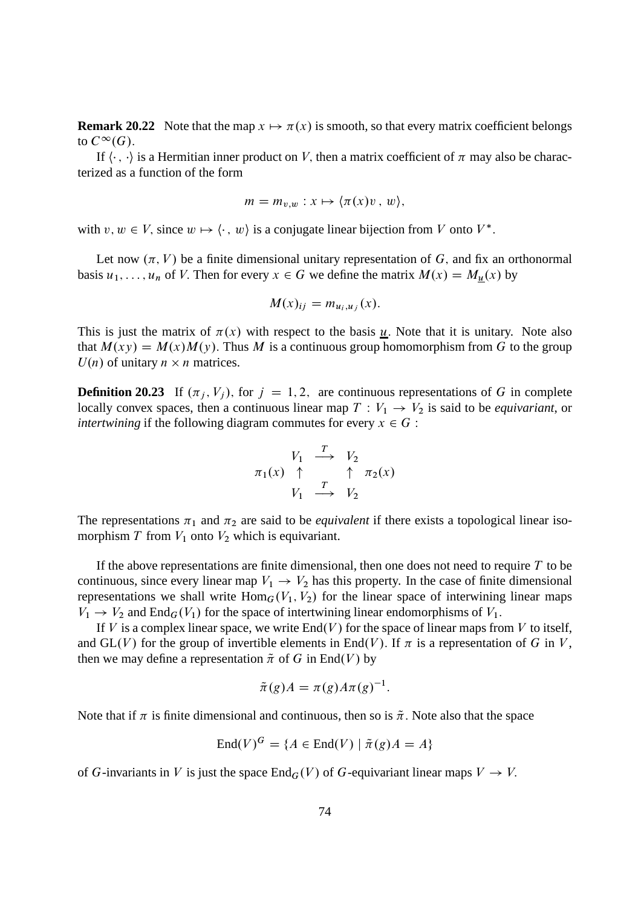**Remark 20.22** Note that the map $x \mapsto \pi(x)$ is smooth, so that every matrix coefficient belongs to $C^\infty(G)$.

If $\langle \cdot\,, \cdot \rangle$ is a Hermitian inner product on $V$, then a matrix coefficient of $\pi$ may also be characterized as a function of the form

$$m = m_{v,w} : x \mapsto \langle \pi(x)v\,,\, w\rangle,$$

with $v, w \in V$, since $w \mapsto \langle \cdot\,,\, w\rangle$ is a conjugate linear bijection from $V$ onto $V^*$.

Let now $(\pi, V)$ be a finite dimensional unitary representation of $G$, and fix an orthonormal basis $u_1, \ldots, u_n$ of $V$. Then for every $x \in G$ we define the matrix $M(x) = M_{\underline{u}}(x)$ by

$$M(x)_{ij} = m_{u_i, u_j}(x).$$

This is just the matrix of $\pi(x)$ with respect to the basis $\underline{u}$. Note that it is unitary. Note also that $M(xy) = M(x)M(y)$. Thus $M$ is a continuous group homomorphism from $G$ to the group $U(n)$ of unitary $n \times n$ matrices.

**Definition 20.23** If $(\pi_j, V_j)$, for $j = 1, 2,$ are continuous representations of $G$ in complete locally convex spaces, then a continuous linear map $T : V_1 \to V_2$ is said to be *equivariant*, or *intertwining* if the following diagram commutes for every $x \in G$ :

$$\begin{array}{ccccc} & V_1 & \xrightarrow{T} & V_2 & \\ \pi_1(x) & \uparrow & & \uparrow & \pi_2(x) \\ & V_1 & \xrightarrow{T} & V_2 & \end{array}$$

The representations $\pi_1$ and $\pi_2$ are said to be *equivalent* if there exists a topological linear isomorphism $T$ from $V_1$ onto $V_2$ which is equivariant.

If the above representations are finite dimensional, then one does not need to require $T$ to be continuous, since every linear map $V_1 \to V_2$ has this property. In the case of finite dimensional representations we shall write $\mathrm{Hom}_G(V_1, V_2)$ for the linear space of interwining linear maps $V_1 \to V_2$ and $\mathrm{End}_G(V_1)$ for the space of intertwining linear endomorphisms of $V_1$.

If $V$ is a complex linear space, we write $\mathrm{End}(V)$ for the space of linear maps from $V$ to itself, and $\mathrm{GL}(V)$ for the group of invertible elements in $\mathrm{End}(V)$. If $\pi$ is a representation of $G$ in $V$, then we may define a representation $\tilde{\pi}$ of $G$ in $\mathrm{End}(V)$ by

$$\tilde{\pi}(g)A = \pi(g)A\pi(g)^{-1}.$$

Note that if $\pi$ is finite dimensional and continuous, then so is $\tilde{\pi}$. Note also that the space

$$\mathrm{End}(V)^G = \{A \in \mathrm{End}(V) \mid \tilde{\pi}(g)A = A\}$$

of $G$-invariants in $V$ is just the space $\mathrm{End}_G(V)$ of $G$-equivariant linear maps $V \to V$.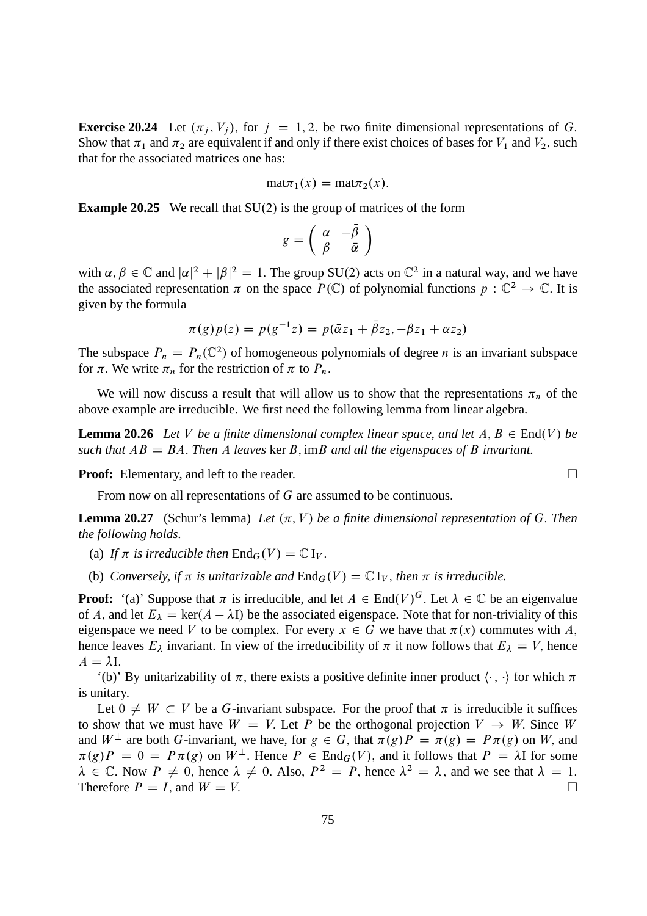**Exercise 20.24** Let $(\pi_j, V_j)$, for $j = 1, 2$, be two finite dimensional representations of $G$. Show that $\pi_1$ and $\pi_2$ are equivalent if and only if there exist choices of bases for $V_1$ and $V_2$, such that for the associated matrices one has:

$$\text{mat}\pi_1(x) = \text{mat}\pi_2(x).$$

**Example 20.25** We recall that SU(2) is the group of matrices of the form

$$g = \begin{pmatrix} \alpha & -\bar{\beta} \\ \beta & \bar{\alpha} \end{pmatrix}$$

with $\alpha, \beta \in \mathbb{C}$ and $|\alpha|^2 + |\beta|^2 = 1$. The group SU(2) acts on $\mathbb{C}^2$ in a natural way, and we have the associated representation $\pi$ on the space $P(\mathbb{C})$ of polynomial functions $p : \mathbb{C}^2 \to \mathbb{C}$. It is given by the formula

$$\pi(g)p(z) = p(g^{-1}z) = p(\bar{\alpha}z_1 + \bar{\beta}z_2, -\beta z_1 + \alpha z_2)$$

The subspace $P_n = P_n(\mathbb{C}^2)$ of homogeneous polynomials of degree $n$ is an invariant subspace for $\pi$. We write $\pi_n$ for the restriction of $\pi$ to $P_n$.

We will now discuss a result that will allow us to show that the representations $\pi_n$ of the above example are irreducible. We first need the following lemma from linear algebra.

**Lemma 20.26** *Let $V$ be a finite dimensional complex linear space, and let $A, B \in \text{End}(V)$ be such that $AB = BA$. Then $A$ leaves* $\ker B$, $\text{im}B$ *and all the eigenspaces of $B$ invariant.*

**Proof:** Elementary, and left to the reader. □

From now on all representations of $G$ are assumed to be continuous.

**Lemma 20.27** (Schur's lemma) *Let $(\pi, V)$ be a finite dimensional representation of $G$. Then the following holds.*

(a) *If $\pi$ is irreducible then $\text{End}_G(V) = \mathbb{C}\,\text{I}_V$.*

(b) *Conversely, if $\pi$ is unitarizable and $\text{End}_G(V) = \mathbb{C}\,\text{I}_V$, then $\pi$ is irreducible.*

**Proof:** '(a)' Suppose that $\pi$ is irreducible, and let $A \in \text{End}(V)^G$. Let $\lambda \in \mathbb{C}$ be an eigenvalue of $A$, and let $E_\lambda = \ker(A - \lambda\text{I})$ be the associated eigenspace. Note that for non-triviality of this eigenspace we need $V$ to be complex. For every $x \in G$ we have that $\pi(x)$ commutes with $A$, hence leaves $E_\lambda$ invariant. In view of the irreducibility of $\pi$ it now follows that $E_\lambda = V$, hence $A = \lambda\text{I}$.

'(b)' By unitarizability of $\pi$, there exists a positive definite inner product $\langle \cdot\,, \cdot \rangle$ for which $\pi$ is unitary.

Let $0 \neq W \subset V$ be a $G$-invariant subspace. For the proof that $\pi$ is irreducible it suffices to show that we must have $W = V$. Let $P$ be the orthogonal projection $V \to W$. Since $W$ and $W^\perp$ are both $G$-invariant, we have, for $g \in G$, that $\pi(g)P = \pi(g) = P\pi(g)$ on $W$, and $\pi(g)P = 0 = P\pi(g)$ on $W^\perp$. Hence $P \in \text{End}_G(V)$, and it follows that $P = \lambda\text{I}$ for some $\lambda \in \mathbb{C}$. Now $P \neq 0$, hence $\lambda \neq 0$. Also, $P^2 = P$, hence $\lambda^2 = \lambda$, and we see that $\lambda = 1$. Therefore $P = I$, and $W = V$. □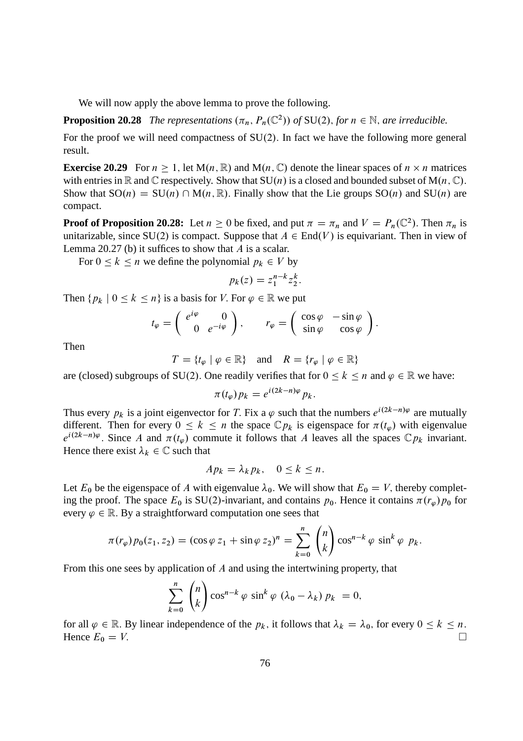We will now apply the above lemma to prove the following.

**Proposition 20.28** *The representations $(\pi_n, P_n(\mathbb{C}^2))$ of $\mathrm{SU}(2)$, for $n \in \mathbb{N}$, are irreducible.*

For the proof we will need compactness of $\mathrm{SU}(2)$. In fact we have the following more general result.

**Exercise 20.29** For $n \geq 1$, let $\mathrm{M}(n, \mathbb{R})$ and $\mathrm{M}(n, \mathbb{C})$ denote the linear spaces of $n \times n$ matrices with entries in $\mathbb{R}$ and $\mathbb{C}$ respectively. Show that $\mathrm{SU}(n)$ is a closed and bounded subset of $\mathrm{M}(n, \mathbb{C})$. Show that $\mathrm{SO}(n) = \mathrm{SU}(n) \cap \mathrm{M}(n, \mathbb{R})$. Finally show that the Lie groups $\mathrm{SO}(n)$ and $\mathrm{SU}(n)$ are compact.

**Proof of Proposition 20.28:** Let $n \geq 0$ be fixed, and put $\pi = \pi_n$ and $V = P_n(\mathbb{C}^2)$. Then $\pi_n$ is unitarizable, since $\mathrm{SU}(2)$ is compact. Suppose that $A \in \mathrm{End}(V)$ is equivariant. Then in view of Lemma 20.27 (b) it suffices to show that $A$ is a scalar.

For $0 \leq k \leq n$ we define the polynomial $p_k \in V$ by

$$p_k(z) = z_1^{n-k} z_2^k.$$

Then $\{p_k \mid 0 \leq k \leq n\}$ is a basis for $V$. For $\varphi \in \mathbb{R}$ we put

$$t_\varphi = \begin{pmatrix} e^{i\varphi} & 0 \\ 0 & e^{-i\varphi} \end{pmatrix}, \qquad r_\varphi = \begin{pmatrix} \cos\varphi & -\sin\varphi \\ \sin\varphi & \cos\varphi \end{pmatrix}.$$

Then

$$T = \{t_\varphi \mid \varphi \in \mathbb{R}\} \quad \text{and} \quad R = \{r_\varphi \mid \varphi \in \mathbb{R}\}$$

are (closed) subgroups of $\mathrm{SU}(2)$. One readily verifies that for $0 \leq k \leq n$ and $\varphi \in \mathbb{R}$ we have:

$$\pi(t_\varphi) p_k = e^{i(2k-n)\varphi} p_k.$$

Thus every $p_k$ is a joint eigenvector for $T$. Fix a $\varphi$ such that the numbers $e^{i(2k-n)\varphi}$ are mutually different. Then for every $0 \leq k \leq n$ the space $\mathbb{C} p_k$ is eigenspace for $\pi(t_\varphi)$ with eigenvalue $e^{i(2k-n)\varphi}$. Since $A$ and $\pi(t_\varphi)$ commute it follows that $A$ leaves all the spaces $\mathbb{C} p_k$ invariant. Hence there exist $\lambda_k \in \mathbb{C}$ such that

$$A p_k = \lambda_k p_k, \quad 0 \leq k \leq n.$$

Let $E_0$ be the eigenspace of $A$ with eigenvalue $\lambda_0$. We will show that $E_0 = V$, thereby completing the proof. The space $E_0$ is $\mathrm{SU}(2)$-invariant, and contains $p_0$. Hence it contains $\pi(r_\varphi) p_0$ for every $\varphi \in \mathbb{R}$. By a straightforward computation one sees that

$$\pi(r_\varphi) p_0(z_1, z_2) = (\cos\varphi\, z_1 + \sin\varphi\, z_2)^n = \sum_{k=0}^{n} \binom{n}{k} \cos^{n-k}\varphi \, \sin^k\varphi \;\, p_k.$$

From this one sees by application of $A$ and using the intertwining property, that

$$\sum_{k=0}^{n} \binom{n}{k} \cos^{n-k}\varphi \, \sin^k\varphi \, (\lambda_0 - \lambda_k)\, p_k \; = 0,$$

for all $\varphi \in \mathbb{R}$. By linear independence of the $p_k$, it follows that $\lambda_k = \lambda_0$, for every $0 \leq k \leq n$. Hence $E_0 = V$. □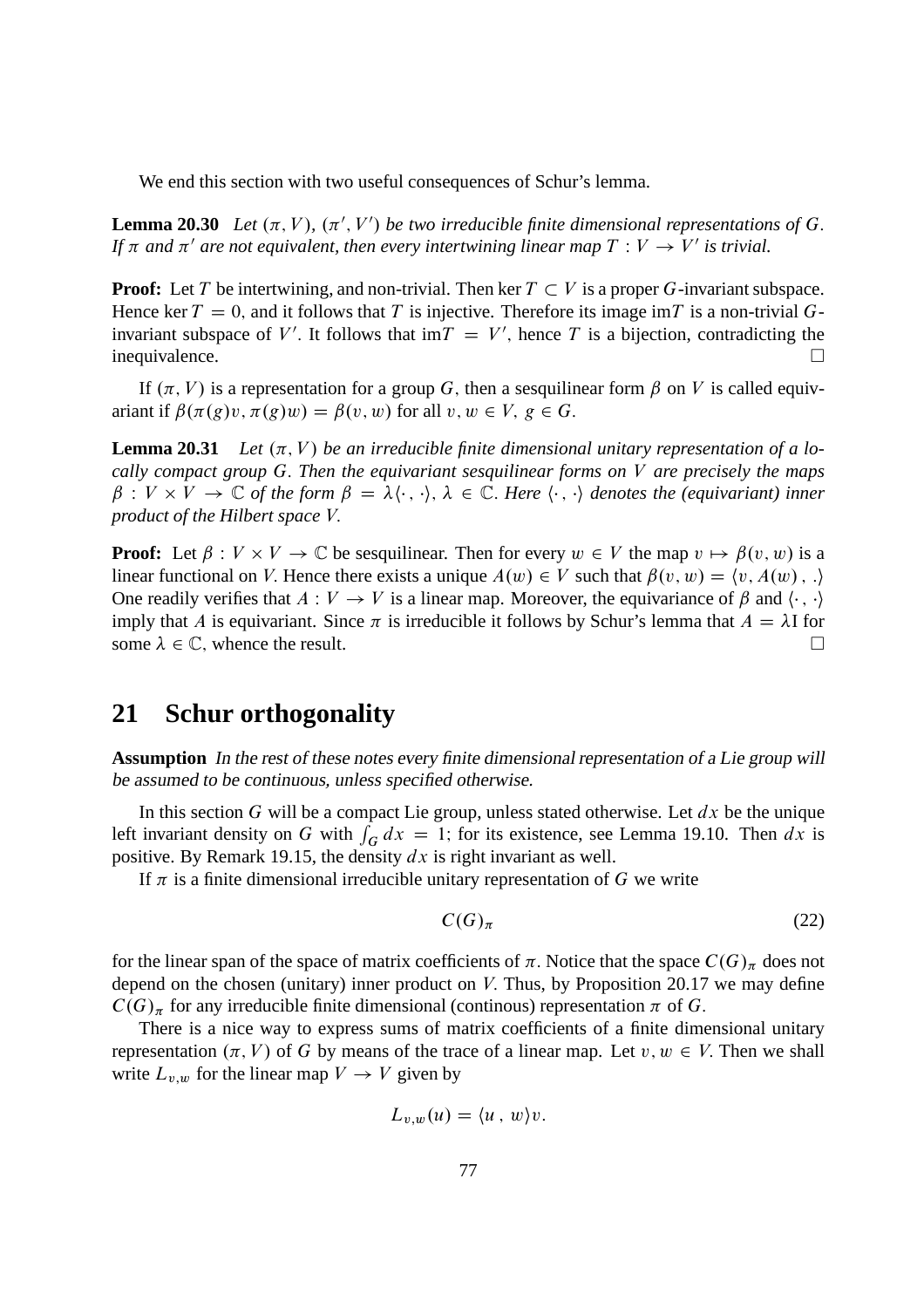We end this section with two useful consequences of Schur's lemma.

**Lemma 20.30** *Let $(\pi, V)$, $(\pi', V')$ be two irreducible finite dimensional representations of $G$. If $\pi$ and $\pi'$ are not equivalent, then every intertwining linear map $T : V \to V'$ is trivial.*

**Proof:** Let $T$ be intertwining, and non-trivial. Then $\ker T \subset V$ is a proper $G$-invariant subspace. Hence $\ker T = 0$, and it follows that $T$ is injective. Therefore its image $\mathrm{im} T$ is a non-trivial $G$-invariant subspace of $V'$. It follows that $\mathrm{im} T = V'$, hence $T$ is a bijection, contradicting the inequivalence. $\square$

If $(\pi, V)$ is a representation for a group $G$, then a sesquilinear form $\beta$ on $V$ is called equivariant if $\beta(\pi(g)v, \pi(g)w) = \beta(v, w)$ for all $v, w \in V$, $g \in G$.

**Lemma 20.31** *Let $(\pi, V)$ be an irreducible finite dimensional unitary representation of a locally compact group $G$. Then the equivariant sesquilinear forms on $V$ are precisely the maps $\beta : V \times V \to \mathbb{C}$ of the form $\beta = \lambda\langle\cdot\,,\,\cdot\rangle$, $\lambda \in \mathbb{C}$. Here $\langle\cdot\,,\,\cdot\rangle$ denotes the (equivariant) inner product of the Hilbert space $V$.*

**Proof:** Let $\beta : V \times V \to \mathbb{C}$ be sesquilinear. Then for every $w \in V$ the map $v \mapsto \beta(v, w)$ is a linear functional on $V$. Hence there exists a unique $A(w) \in V$ such that $\beta(v, w) = \langle v, A(w)\,,\,.\rangle$ One readily verifies that $A : V \to V$ is a linear map. Moreover, the equivariance of $\beta$ and $\langle\cdot\,,\,\cdot\rangle$ imply that $A$ is equivariant. Since $\pi$ is irreducible it follows by Schur's lemma that $A = \lambda \mathrm{I}$ for some $\lambda \in \mathbb{C}$, whence the result. $\square$

# 21 Schur orthogonality

**Assumption** *In the rest of these notes every finite dimensional representation of a Lie group will be assumed to be continuous, unless specified otherwise.*

In this section $G$ will be a compact Lie group, unless stated otherwise. Let $dx$ be the unique left invariant density on $G$ with $\int_G dx = 1$; for its existence, see Lemma 19.10. Then $dx$ is positive. By Remark 19.15, the density $dx$ is right invariant as well.

If $\pi$ is a finite dimensional irreducible unitary representation of $G$ we write

$$C(G)_\pi \tag{22}$$

for the linear span of the space of matrix coefficients of $\pi$. Notice that the space $C(G)_\pi$ does not depend on the chosen (unitary) inner product on $V$. Thus, by Proposition 20.17 we may define $C(G)_\pi$ for any irreducible finite dimensional (continous) representation $\pi$ of $G$.

There is a nice way to express sums of matrix coefficients of a finite dimensional unitary representation $(\pi, V)$ of $G$ by means of the trace of a linear map. Let $v, w \in V$. Then we shall write $L_{v,w}$ for the linear map $V \to V$ given by

$$L_{v,w}(u) = \langle u\,,\, w\rangle v.$$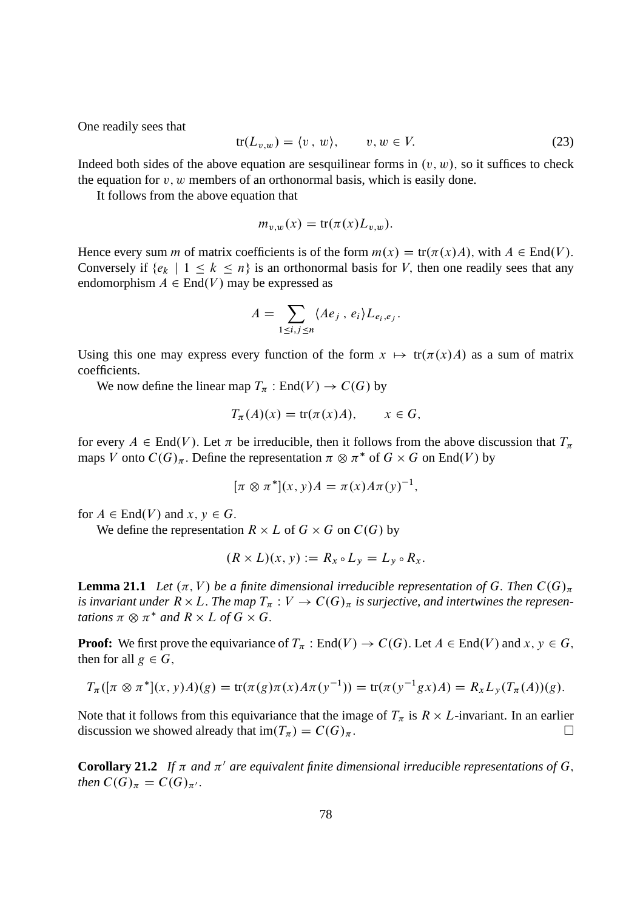One readily sees that

$$\operatorname{tr}(L_{v,w}) = \langle v \,,\, w\rangle, \qquad v, w \in V. \tag{23}$$

Indeed both sides of the above equation are sesquilinear forms in $(v, w)$, so it suffices to check the equation for $v, w$ members of an orthonormal basis, which is easily done.

It follows from the above equation that

$$m_{v,w}(x) = \operatorname{tr}(\pi(x) L_{v,w}).$$

Hence every sum $m$ of matrix coefficients is of the form $m(x) = \operatorname{tr}(\pi(x)A)$, with $A \in \operatorname{End}(V)$. Conversely if $\{e_k \mid 1 \leq k \leq n\}$ is an orthonormal basis for $V$, then one readily sees that any endomorphism $A \in \operatorname{End}(V)$ may be expressed as

$$A = \sum_{1 \leq i,j \leq n} \langle A e_j \,,\, e_i \rangle L_{e_i, e_j}.$$

Using this one may express every function of the form $x \mapsto \operatorname{tr}(\pi(x)A)$ as a sum of matrix coefficients.

We now define the linear map $T_\pi : \operatorname{End}(V) \to C(G)$ by

$$T_\pi(A)(x) = \operatorname{tr}(\pi(x)A), \qquad x \in G,$$

for every $A \in \operatorname{End}(V)$. Let $\pi$ be irreducible, then it follows from the above discussion that $T_\pi$ maps $V$ onto $C(G)_\pi$. Define the representation $\pi \otimes \pi^*$ of $G \times G$ on $\operatorname{End}(V)$ by

$$[\pi \otimes \pi^*](x, y)A = \pi(x) A \pi(y)^{-1},$$

for $A \in \operatorname{End}(V)$ and $x, y \in G$.

We define the representation $R \times L$ of $G \times G$ on $C(G)$ by

$$(R \times L)(x, y) := R_x \circ L_y = L_y \circ R_x.$$

**Lemma 21.1** *Let $(\pi, V)$ be a finite dimensional irreducible representation of $G$. Then $C(G)_\pi$ is invariant under $R \times L$. The map $T_\pi : V \to C(G)_\pi$ is surjective, and intertwines the representations $\pi \otimes \pi^*$ and $R \times L$ of $G \times G$.*

**Proof:** We first prove the equivariance of $T_\pi : \operatorname{End}(V) \to C(G)$. Let $A \in \operatorname{End}(V)$ and $x, y \in G$, then for all $g \in G$,

$$T_\pi([\pi \otimes \pi^*](x, y)A)(g) = \operatorname{tr}(\pi(g)\pi(x) A \pi(y^{-1})) = \operatorname{tr}(\pi(y^{-1} g x)A) = R_x L_y(T_\pi(A))(g).$$

Note that it follows from this equivariance that the image of $T_\pi$ is $R \times L$-invariant. In an earlier discussion we showed already that $\operatorname{im}(T_\pi) = C(G)_\pi$. □

**Corollary 21.2** *If $\pi$ and $\pi'$ are equivalent finite dimensional irreducible representations of $G$, then $C(G)_\pi = C(G)_{\pi'}$.*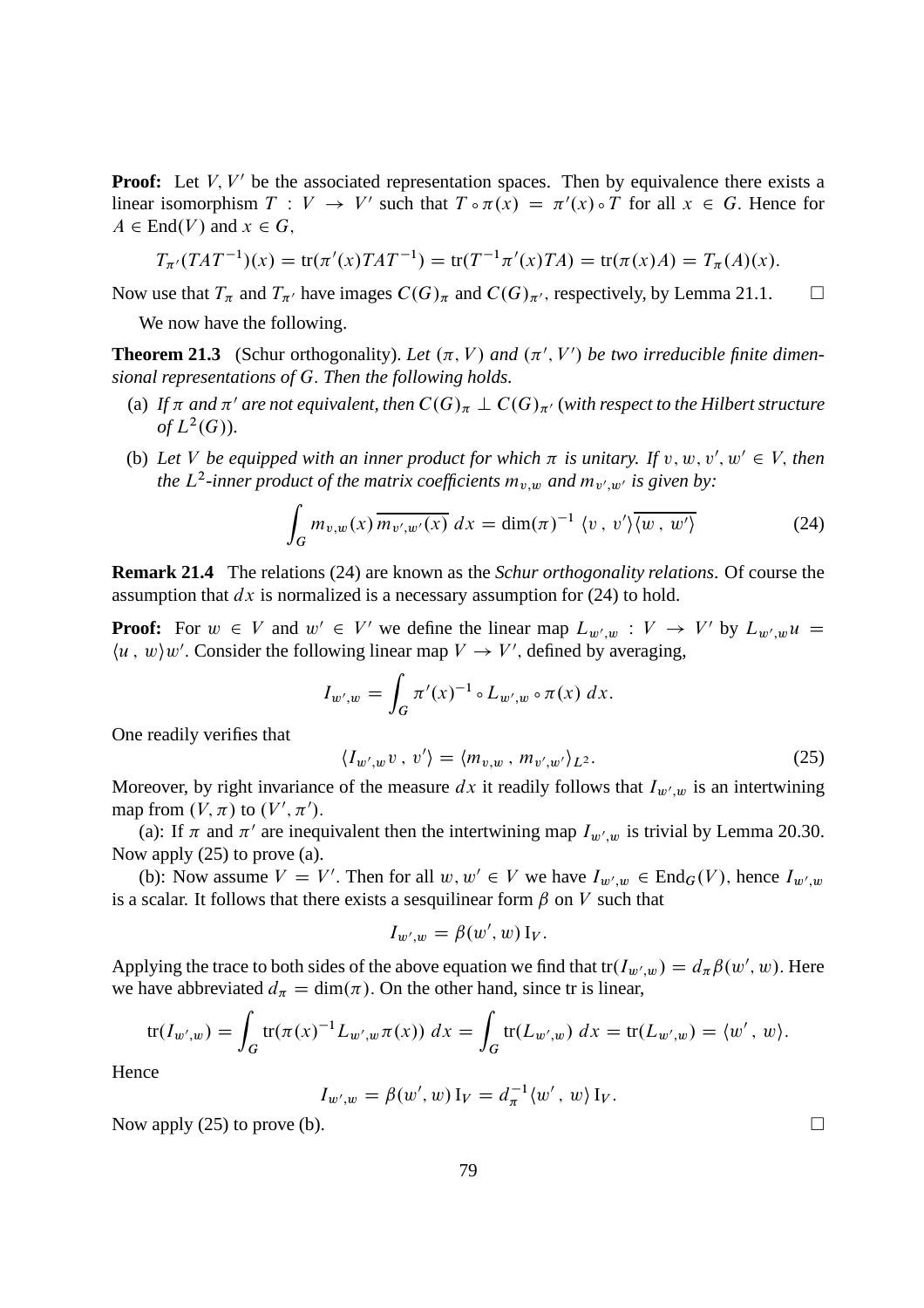**Proof:** Let $V, V'$ be the associated representation spaces. Then by equivalence there exists a linear isomorphism $T : V \to V'$ such that $T \circ \pi(x) = \pi'(x) \circ T$ for all $x \in G$. Hence for $A \in \mathrm{End}(V)$ and $x \in G$,

$$T_{\pi'}(TAT^{-1})(x) = \mathrm{tr}(\pi'(x)TAT^{-1}) = \mathrm{tr}(T^{-1}\pi'(x)TA) = \mathrm{tr}(\pi(x)A) = T_\pi(A)(x).$$

Now use that $T_\pi$ and $T_{\pi'}$ have images $C(G)_\pi$ and $C(G)_{\pi'}$, respectively, by Lemma 21.1. $\square$

We now have the following.

**Theorem 21.3** (Schur orthogonality). *Let $(\pi, V)$ and $(\pi', V')$ be two irreducible finite dimensional representations of $G$. Then the following holds.*

(a) *If $\pi$ and $\pi'$ are not equivalent, then $C(G)_\pi \perp C(G)_{\pi'}$ (with respect to the Hilbert structure of $L^2(G)$).*

(b) *Let $V$ be equipped with an inner product for which $\pi$ is unitary. If $v, w, v', w' \in V$, then the $L^2$-inner product of the matrix coefficients $m_{v,w}$ and $m_{v',w'}$ is given by:*

$$\int_G m_{v,w}(x)\,\overline{m_{v',w'}(x)}\;dx = \dim(\pi)^{-1}\,\langle v\,,\,v'\rangle\overline{\langle w\,,\,w'\rangle} \tag{24}$$

**Remark 21.4** The relations (24) are known as the *Schur orthogonality relations*. Of course the assumption that $dx$ is normalized is a necessary assumption for (24) to hold.

**Proof:** For $w \in V$ and $w' \in V'$ we define the linear map $L_{w',w} : V \to V'$ by $L_{w',w}u = \langle u\,,\,w\rangle w'$. Consider the following linear map $V \to V'$, defined by averaging,

$$I_{w',w} = \int_G \pi'(x)^{-1} \circ L_{w',w} \circ \pi(x)\;dx.$$

One readily verifies that

$$\langle I_{w',w}v\,,\,v'\rangle = \langle m_{v,w}\,,\,m_{v',w'}\rangle_{L^2}. \tag{25}$$

Moreover, by right invariance of the measure $dx$ it readily follows that $I_{w',w}$ is an intertwining map from $(V, \pi)$ to $(V', \pi')$.

(a): If $\pi$ and $\pi'$ are inequivalent then the intertwining map $I_{w',w}$ is trivial by Lemma 20.30. Now apply (25) to prove (a).

(b): Now assume $V = V'$. Then for all $w, w' \in V$ we have $I_{w',w} \in \mathrm{End}_G(V)$, hence $I_{w',w}$ is a scalar. It follows that there exists a sesquilinear form $\beta$ on $V$ such that

$$I_{w',w} = \beta(w', w)\,\mathrm{I}_V.$$

Applying the trace to both sides of the above equation we find that $\mathrm{tr}(I_{w',w}) = d_\pi\beta(w', w)$. Here we have abbreviated $d_\pi = \dim(\pi)$. On the other hand, since tr is linear,

$$\mathrm{tr}(I_{w',w}) = \int_G \mathrm{tr}(\pi(x)^{-1}L_{w',w}\pi(x))\;dx = \int_G \mathrm{tr}(L_{w',w})\;dx = \mathrm{tr}(L_{w',w}) = \langle w'\,,\,w\rangle.$$

Hence

$$I_{w',w} = \beta(w', w)\,\mathrm{I}_V = d_\pi^{-1}\langle w'\,,\,w\rangle\,\mathrm{I}_V.$$

Now apply (25) to prove (b). $\square$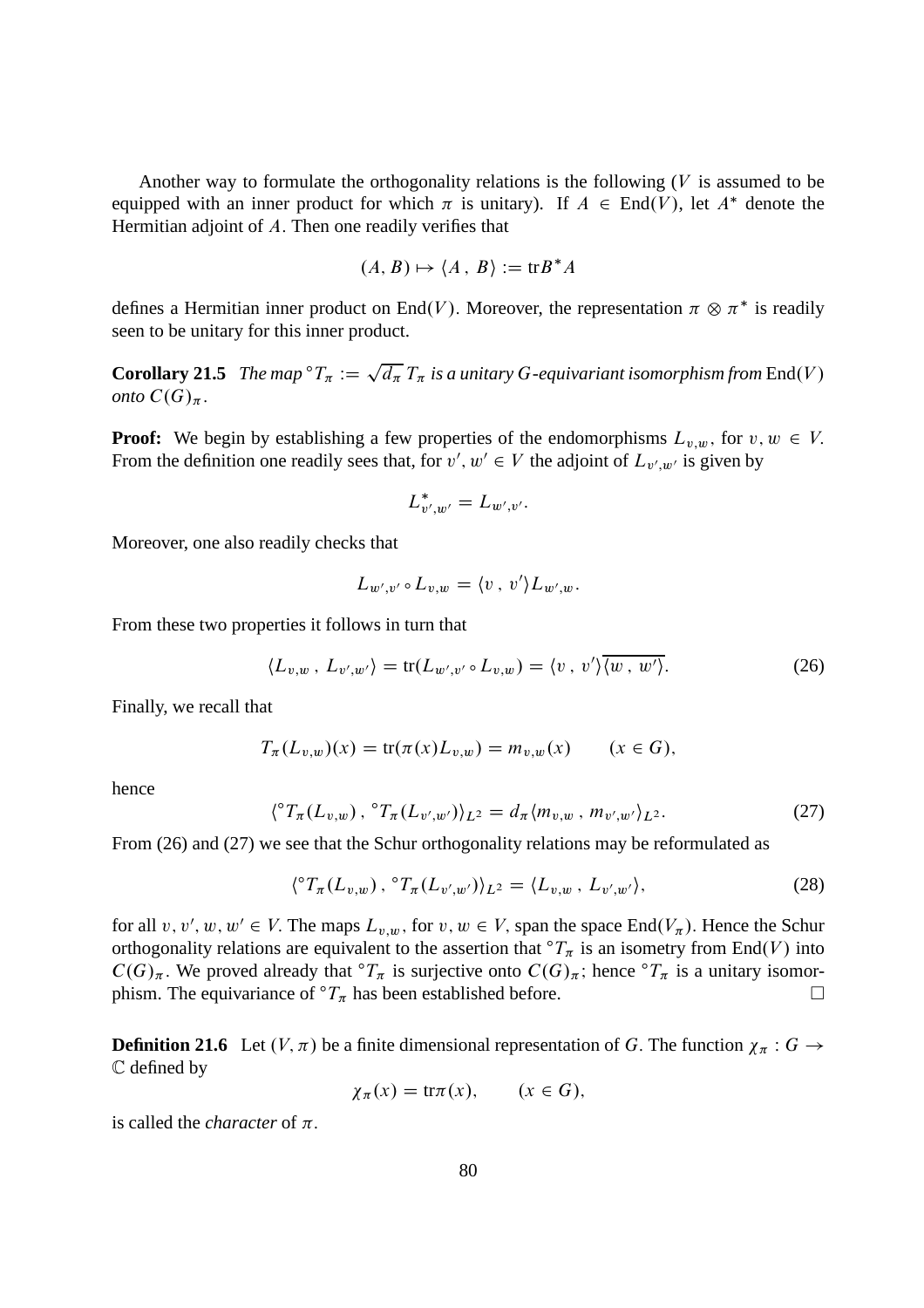Another way to formulate the orthogonality relations is the following ($V$ is assumed to be equipped with an inner product for which $\pi$ is unitary). If $A \in \mathrm{End}(V)$, let $A^*$ denote the Hermitian adjoint of $A$. Then one readily verifies that

$$(A, B) \mapsto \langle A \, , \, B \rangle := \mathrm{tr} B^* A$$

defines a Hermitian inner product on $\mathrm{End}(V)$. Moreover, the representation $\pi \otimes \pi^*$ is readily seen to be unitary for this inner product.

**Corollary 21.5** *The map* ${}^\circ T_\pi := \sqrt{d_\pi}\, T_\pi$ *is a unitary* $G$*-equivariant isomorphism from* $\mathrm{End}(V)$ *onto* $C(G)_\pi$.

**Proof:** We begin by establishing a few properties of the endomorphisms $L_{v,w}$, for $v, w \in V$. From the definition one readily sees that, for $v', w' \in V$ the adjoint of $L_{v',w'}$ is given by

$$L_{v',w'}^* = L_{w',v'}.$$

Moreover, one also readily checks that

$$L_{w',v'} \circ L_{v,w} = \langle v \, , \, v' \rangle L_{w',w}.$$

From these two properties it follows in turn that

$$\langle L_{v,w} \, , \, L_{v',w'} \rangle = \mathrm{tr}(L_{w',v'} \circ L_{v,w}) = \langle v \, , \, v' \rangle \overline{\langle w \, , \, w' \rangle}. \tag{26}$$

Finally, we recall that

$$T_\pi(L_{v,w})(x) = \mathrm{tr}(\pi(x) L_{v,w}) = m_{v,w}(x) \qquad (x \in G),$$

hence

$$\langle {}^\circ T_\pi(L_{v,w}) \, , \, {}^\circ T_\pi(L_{v',w'}) \rangle_{L^2} = d_\pi \langle m_{v,w} \, , \, m_{v',w'} \rangle_{L^2}. \tag{27}$$

From (26) and (27) we see that the Schur orthogonality relations may be reformulated as

$$\langle {}^\circ T_\pi(L_{v,w}) \, , \, {}^\circ T_\pi(L_{v',w'}) \rangle_{L^2} = \langle L_{v,w} \, , \, L_{v',w'} \rangle, \tag{28}$$

for all $v, v', w, w' \in V$. The maps $L_{v,w}$, for $v, w \in V$, span the space $\mathrm{End}(V_\pi)$. Hence the Schur orthogonality relations are equivalent to the assertion that ${}^\circ T_\pi$ is an isometry from $\mathrm{End}(V)$ into $C(G)_\pi$. We proved already that ${}^\circ T_\pi$ is surjective onto $C(G)_\pi$; hence ${}^\circ T_\pi$ is a unitary isomorphism. The equivariance of ${}^\circ T_\pi$ has been established before. $\square$

**Definition 21.6** Let $(V, \pi)$ be a finite dimensional representation of $G$. The function $\chi_\pi : G \to \mathbb{C}$ defined by

$$\chi_\pi(x) = \mathrm{tr} \pi(x), \qquad (x \in G),$$

is called the *character* of $\pi$.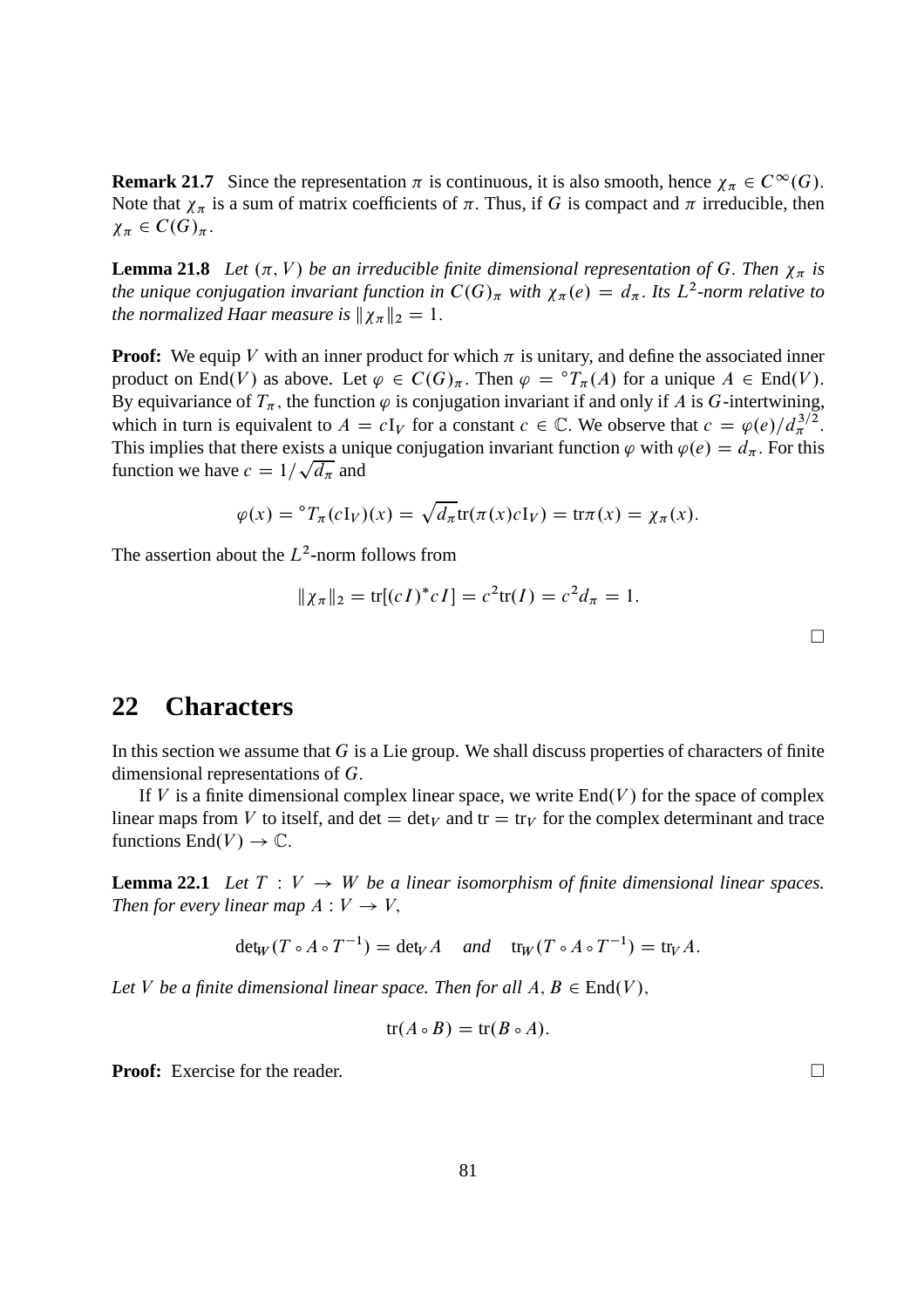**Remark 21.7** Since the representation $\pi$ is continuous, it is also smooth, hence $\chi_\pi \in C^\infty(G)$. Note that $\chi_\pi$ is a sum of matrix coefficients of $\pi$. Thus, if $G$ is compact and $\pi$ irreducible, then $\chi_\pi \in C(G)_\pi$.

**Lemma 21.8** *Let $(\pi, V)$ be an irreducible finite dimensional representation of $G$. Then $\chi_\pi$ is the unique conjugation invariant function in $C(G)_\pi$ with $\chi_\pi(e) = d_\pi$. Its $L^2$-norm relative to the normalized Haar measure is $\|\chi_\pi\|_2 = 1$.*

**Proof:** We equip $V$ with an inner product for which $\pi$ is unitary, and define the associated inner product on $\mathrm{End}(V)$ as above. Let $\varphi \in C(G)_\pi$. Then $\varphi = {}^\circ T_\pi(A)$ for a unique $A \in \mathrm{End}(V)$. By equivariance of $T_\pi$, the function $\varphi$ is conjugation invariant if and only if $A$ is $G$-intertwining, which in turn is equivalent to $A = c\mathrm{I}_V$ for a constant $c \in \mathbb{C}$. We observe that $c = \varphi(e)/d_\pi^{3/2}$. This implies that there exists a unique conjugation invariant function $\varphi$ with $\varphi(e) = d_\pi$. For this function we have $c = 1/\sqrt{d_\pi}$ and

$$\varphi(x) = {}^\circ T_\pi(c\mathrm{I}_V)(x) = \sqrt{d_\pi}\mathrm{tr}(\pi(x)c\mathrm{I}_V) = \mathrm{tr}\pi(x) = \chi_\pi(x).$$

The assertion about the $L^2$-norm follows from

$$\|\chi_\pi\|_2 = \mathrm{tr}[(cI)^* cI] = c^2\mathrm{tr}(I) = c^2 d_\pi = 1.$$

□

# 22 Characters

In this section we assume that $G$ is a Lie group. We shall discuss properties of characters of finite dimensional representations of $G$.

If $V$ is a finite dimensional complex linear space, we write $\mathrm{End}(V)$ for the space of complex linear maps from $V$ to itself, and $\det = \det_V$ and $\mathrm{tr} = \mathrm{tr}_V$ for the complex determinant and trace functions $\mathrm{End}(V) \to \mathbb{C}$.

**Lemma 22.1** *Let $T : V \to W$ be a linear isomorphism of finite dimensional linear spaces. Then for every linear map $A : V \to V$,*

$$\det_W(T \circ A \circ T^{-1}) = \det_V A \quad \textit{and} \quad \mathrm{tr}_W(T \circ A \circ T^{-1}) = \mathrm{tr}_V A.$$

*Let $V$ be a finite dimensional linear space. Then for all $A, B \in \mathrm{End}(V)$,*

$$\mathrm{tr}(A \circ B) = \mathrm{tr}(B \circ A).$$

**Proof:** Exercise for the reader. □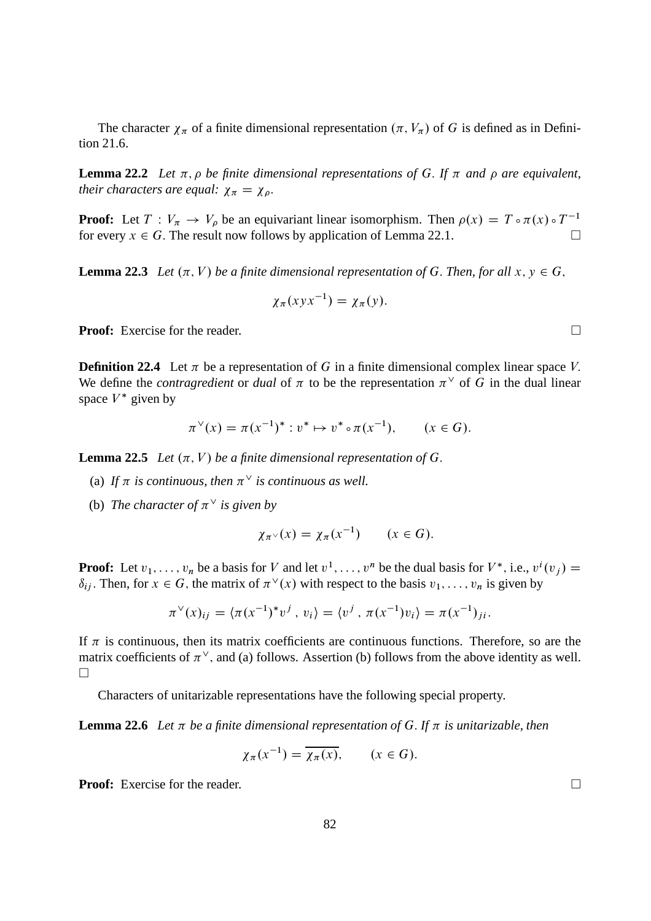The character $\chi_\pi$ of a finite dimensional representation $(\pi, V_\pi)$ of $G$ is defined as in Definition 21.6.

**Lemma 22.2** *Let $\pi, \rho$ be finite dimensional representations of $G$. If $\pi$ and $\rho$ are equivalent, their characters are equal: $\chi_\pi = \chi_\rho$.*

**Proof:** Let $T : V_\pi \to V_\rho$ be an equivariant linear isomorphism. Then $\rho(x) = T \circ \pi(x) \circ T^{-1}$ for every $x \in G$. The result now follows by application of Lemma 22.1. $\square$

**Lemma 22.3** *Let $(\pi, V)$ be a finite dimensional representation of $G$. Then, for all $x, y \in G$,*

$$\chi_\pi(xyx^{-1}) = \chi_\pi(y).$$

**Proof:** Exercise for the reader. $\square$

**Definition 22.4** Let $\pi$ be a representation of $G$ in a finite dimensional complex linear space $V$. We define the *contragredient* or *dual* of $\pi$ to be the representation $\pi^\vee$ of $G$ in the dual linear space $V^*$ given by

$$\pi^\vee(x) = \pi(x^{-1})^* : v^* \mapsto v^* \circ \pi(x^{-1}), \qquad (x \in G).$$

**Lemma 22.5** *Let $(\pi, V)$ be a finite dimensional representation of $G$.*

(a) *If $\pi$ is continuous, then $\pi^\vee$ is continuous as well.*

(b) *The character of $\pi^\vee$ is given by*

$$\chi_{\pi^\vee}(x) = \chi_\pi(x^{-1}) \qquad (x \in G).$$

**Proof:** Let $v_1, \ldots, v_n$ be a basis for $V$ and let $v^1, \ldots, v^n$ be the dual basis for $V^*$, i.e., $v^i(v_j) = \delta_{ij}$. Then, for $x \in G$, the matrix of $\pi^\vee(x)$ with respect to the basis $v_1, \ldots, v_n$ is given by

$$\pi^\vee(x)_{ij} = \langle \pi(x^{-1})^* v^j \,,\, v_i \rangle = \langle v^j \,,\, \pi(x^{-1}) v_i \rangle = \pi(x^{-1})_{ji}.$$

If $\pi$ is continuous, then its matrix coefficients are continuous functions. Therefore, so are the matrix coefficients of $\pi^\vee$, and (a) follows. Assertion (b) follows from the above identity as well. $\square$

Characters of unitarizable representations have the following special property.

**Lemma 22.6** *Let $\pi$ be a finite dimensional representation of $G$. If $\pi$ is unitarizable, then*

$$\chi_\pi(x^{-1}) = \overline{\chi_\pi(x)}, \qquad (x \in G).$$

**Proof:** Exercise for the reader. $\square$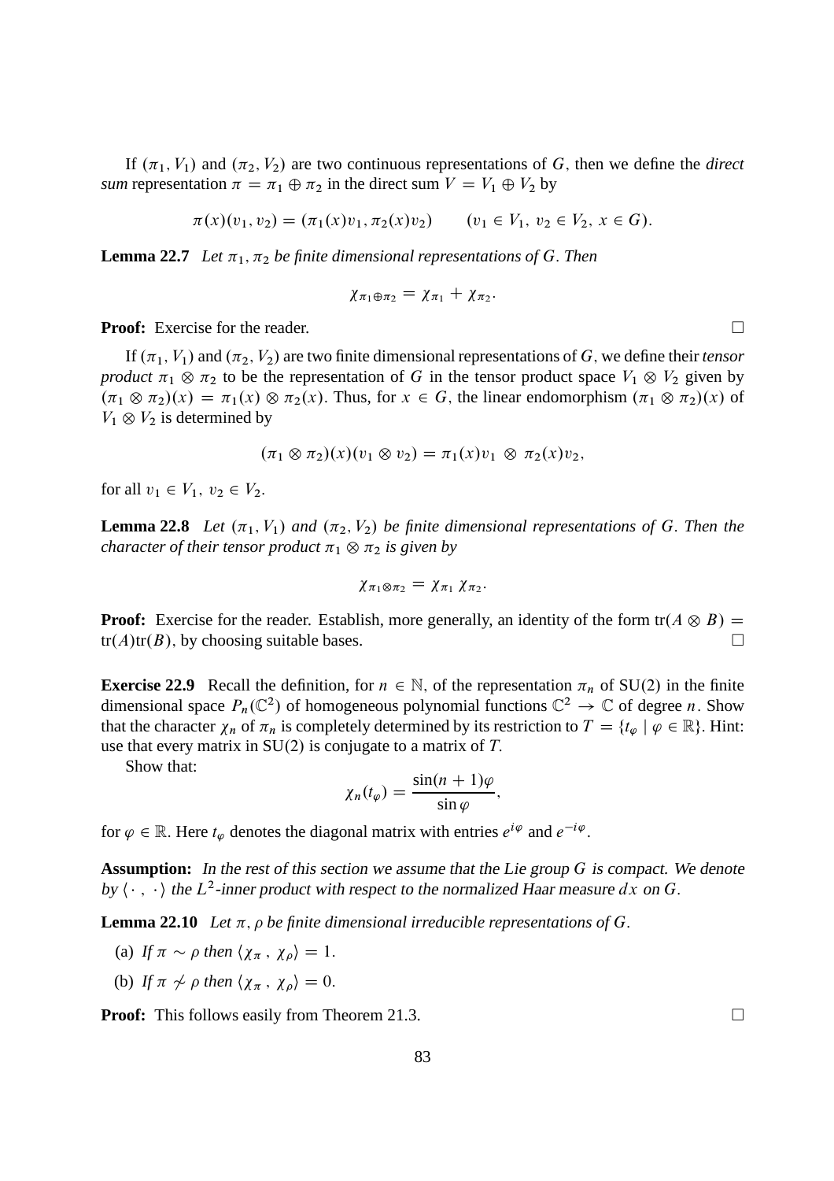If $(\pi_1, V_1)$ and $(\pi_2, V_2)$ are two continuous representations of $G$, then we define the *direct sum* representation $\pi = \pi_1 \oplus \pi_2$ in the direct sum $V = V_1 \oplus V_2$ by

$$\pi(x)(v_1, v_2) = (\pi_1(x)v_1, \pi_2(x)v_2) \qquad (v_1 \in V_1,\ v_2 \in V_2,\ x \in G).$$

**Lemma 22.7** *Let $\pi_1, \pi_2$ be finite dimensional representations of $G$. Then*

$$\chi_{\pi_1 \oplus \pi_2} = \chi_{\pi_1} + \chi_{\pi_2}.$$

**Proof:** Exercise for the reader. □

If $(\pi_1, V_1)$ and $(\pi_2, V_2)$ are two finite dimensional representations of $G$, we define their *tensor product* $\pi_1 \otimes \pi_2$ to be the representation of $G$ in the tensor product space $V_1 \otimes V_2$ given by $(\pi_1 \otimes \pi_2)(x) = \pi_1(x) \otimes \pi_2(x)$. Thus, for $x \in G$, the linear endomorphism $(\pi_1 \otimes \pi_2)(x)$ of $V_1 \otimes V_2$ is determined by

$$(\pi_1 \otimes \pi_2)(x)(v_1 \otimes v_2) = \pi_1(x)v_1 \ \otimes\ \pi_2(x)v_2,$$

for all $v_1 \in V_1,\ v_2 \in V_2$.

**Lemma 22.8** *Let $(\pi_1, V_1)$ and $(\pi_2, V_2)$ be finite dimensional representations of $G$. Then the character of their tensor product $\pi_1 \otimes \pi_2$ is given by*

$$\chi_{\pi_1 \otimes \pi_2} = \chi_{\pi_1}\, \chi_{\pi_2}.$$

**Proof:** Exercise for the reader. Establish, more generally, an identity of the form $\mathrm{tr}(A \otimes B) = \mathrm{tr}(A)\mathrm{tr}(B)$, by choosing suitable bases. □

**Exercise 22.9** Recall the definition, for $n \in \mathbb{N}$, of the representation $\pi_n$ of SU(2) in the finite dimensional space $P_n(\mathbb{C}^2)$ of homogeneous polynomial functions $\mathbb{C}^2 \to \mathbb{C}$ of degree $n$. Show that the character $\chi_n$ of $\pi_n$ is completely determined by its restriction to $T = \{t_\varphi \mid \varphi \in \mathbb{R}\}$. Hint: use that every matrix in SU(2) is conjugate to a matrix of $T$.

Show that:

$$\chi_n(t_\varphi) = \frac{\sin(n+1)\varphi}{\sin\varphi},$$

for $\varphi \in \mathbb{R}$. Here $t_\varphi$ denotes the diagonal matrix with entries $e^{i\varphi}$ and $e^{-i\varphi}$.

**Assumption:** *In the rest of this section we assume that the Lie group $G$ is compact. We denote by $\langle \cdot\,,\,\cdot \rangle$ the $L^2$-inner product with respect to the normalized Haar measure $dx$ on $G$.*

**Lemma 22.10** *Let $\pi, \rho$ be finite dimensional irreducible representations of $G$.*

(a) *If $\pi \sim \rho$ then $\langle \chi_\pi\,,\, \chi_\rho \rangle = 1$.*

(b) *If $\pi \not\sim \rho$ then $\langle \chi_\pi\,,\, \chi_\rho \rangle = 0$.*

**Proof:** This follows easily from Theorem 21.3. □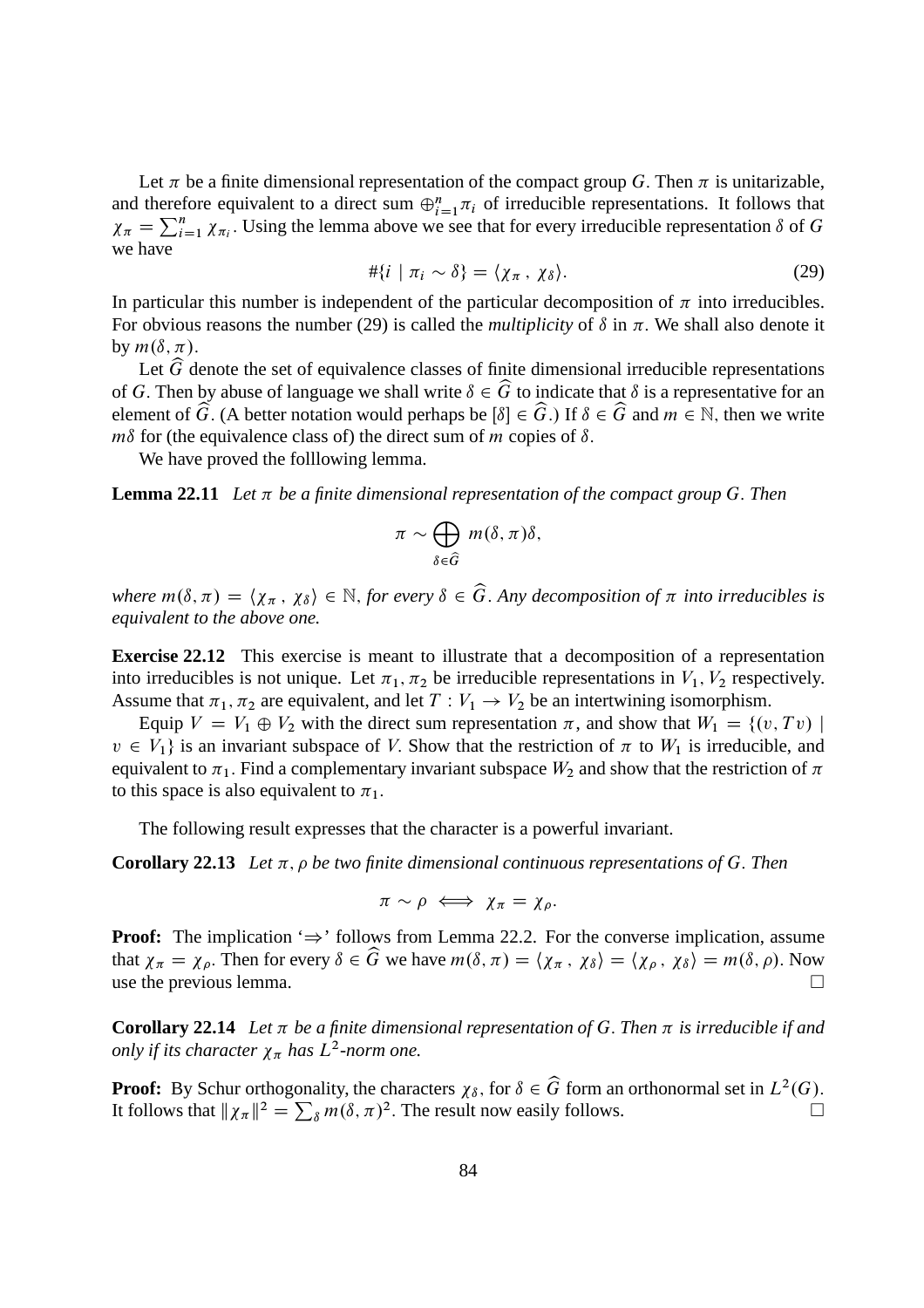Let $\pi$ be a finite dimensional representation of the compact group $G$. Then $\pi$ is unitarizable, and therefore equivalent to a direct sum $\oplus_{i=1}^{n} \pi_i$ of irreducible representations. It follows that $\chi_\pi = \sum_{i=1}^{n} \chi_{\pi_i}$. Using the lemma above we see that for every irreducible representation $\delta$ of $G$ we have

$$\#\{i \mid \pi_i \sim \delta\} = \langle \chi_\pi \,,\, \chi_\delta \rangle. \tag{29}$$

In particular this number is independent of the particular decomposition of $\pi$ into irreducibles. For obvious reasons the number (29) is called the *multiplicity* of $\delta$ in $\pi$. We shall also denote it by $m(\delta, \pi)$.

Let $\widehat{G}$ denote the set of equivalence classes of finite dimensional irreducible representations of $G$. Then by abuse of language we shall write $\delta \in \widehat{G}$ to indicate that $\delta$ is a representative for an element of $\widehat{G}$. (A better notation would perhaps be $[\delta] \in \widehat{G}$.) If $\delta \in \widehat{G}$ and $m \in \mathbb{N}$, then we write $m\delta$ for (the equivalence class of) the direct sum of $m$ copies of $\delta$.

We have proved the folllowing lemma.

**Lemma 22.11** *Let $\pi$ be a finite dimensional representation of the compact group $G$. Then*

$$\pi \sim \bigoplus_{\delta \in \widehat{G}} m(\delta, \pi)\delta,$$

*where $m(\delta, \pi) = \langle \chi_\pi \,,\, \chi_\delta \rangle \in \mathbb{N}$, for every $\delta \in \widehat{G}$. Any decomposition of $\pi$ into irreducibles is equivalent to the above one.*

**Exercise 22.12** This exercise is meant to illustrate that a decomposition of a representation into irreducibles is not unique. Let $\pi_1, \pi_2$ be irreducible representations in $V_1, V_2$ respectively. Assume that $\pi_1, \pi_2$ are equivalent, and let $T : V_1 \to V_2$ be an intertwining isomorphism.

Equip $V = V_1 \oplus V_2$ with the direct sum representation $\pi$, and show that $W_1 = \{(v, Tv) \mid v \in V_1\}$ is an invariant subspace of $V$. Show that the restriction of $\pi$ to $W_1$ is irreducible, and equivalent to $\pi_1$. Find a complementary invariant subspace $W_2$ and show that the restriction of $\pi$ to this space is also equivalent to $\pi_1$.

The following result expresses that the character is a powerful invariant.

**Corollary 22.13** *Let $\pi, \rho$ be two finite dimensional continuous representations of $G$. Then*

$$\pi \sim \rho \iff \chi_\pi = \chi_\rho.$$

**Proof:** The implication '$\Rightarrow$' follows from Lemma 22.2. For the converse implication, assume that $\chi_\pi = \chi_\rho$. Then for every $\delta \in \widehat{G}$ we have $m(\delta, \pi) = \langle \chi_\pi \,,\, \chi_\delta \rangle = \langle \chi_\rho \,,\, \chi_\delta \rangle = m(\delta, \rho)$. Now use the previous lemma. □

**Corollary 22.14** *Let $\pi$ be a finite dimensional representation of $G$. Then $\pi$ is irreducible if and only if its character $\chi_\pi$ has $L^2$-norm one.*

**Proof:** By Schur orthogonality, the characters $\chi_\delta$, for $\delta \in \widehat{G}$ form an orthonormal set in $L^2(G)$. It follows that $\|\chi_\pi\|^2 = \sum_\delta m(\delta, \pi)^2$. The result now easily follows. □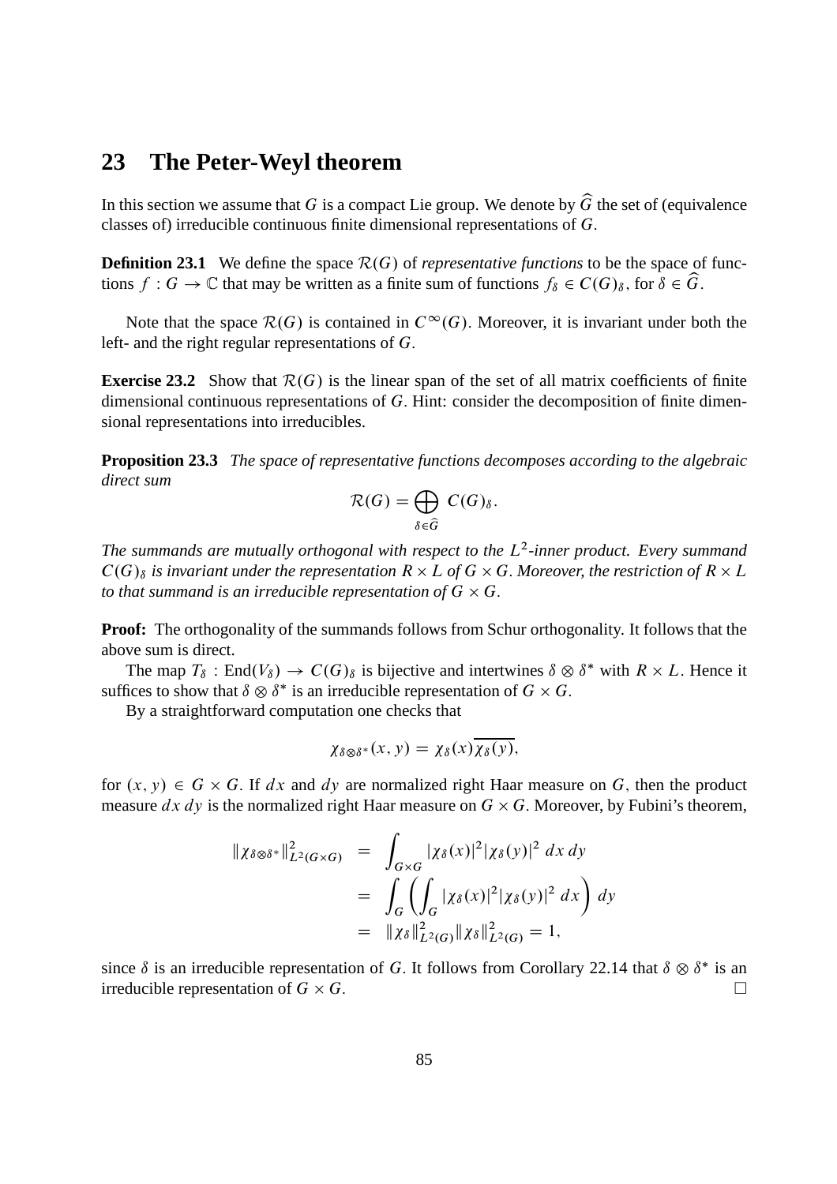## 23 The Peter-Weyl theorem

In this section we assume that $G$ is a compact Lie group. We denote by $\widehat{G}$ the set of (equivalence classes of) irreducible continuous finite dimensional representations of $G$.

**Definition 23.1** We define the space $\mathcal{R}(G)$ of *representative functions* to be the space of functions $f : G \to \mathbb{C}$ that may be written as a finite sum of functions $f_\delta \in C(G)_\delta$, for $\delta \in \widehat{G}$.

Note that the space $\mathcal{R}(G)$ is contained in $C^\infty(G)$. Moreover, it is invariant under both the left- and the right regular representations of $G$.

**Exercise 23.2** Show that $\mathcal{R}(G)$ is the linear span of the set of all matrix coefficients of finite dimensional continuous representations of $G$. Hint: consider the decomposition of finite dimensional representations into irreducibles.

**Proposition 23.3** *The space of representative functions decomposes according to the algebraic direct sum*

$$\mathcal{R}(G) = \bigoplus_{\delta \in \widehat{G}} C(G)_\delta.$$

*The summands are mutually orthogonal with respect to the $L^2$-inner product. Every summand $C(G)_\delta$ is invariant under the representation $R \times L$ of $G \times G$. Moreover, the restriction of $R \times L$ to that summand is an irreducible representation of $G \times G$.*

**Proof:** The orthogonality of the summands follows from Schur orthogonality. It follows that the above sum is direct.

The map $T_\delta : \mathrm{End}(V_\delta) \to C(G)_\delta$ is bijective and intertwines $\delta \otimes \delta^*$ with $R \times L$. Hence it suffices to show that $\delta \otimes \delta^*$ is an irreducible representation of $G \times G$.

By a straightforward computation one checks that

$$\chi_{\delta \otimes \delta^*}(x, y) = \chi_\delta(x)\overline{\chi_\delta(y)},$$

for $(x, y) \in G \times G$. If $dx$ and $dy$ are normalized right Haar measure on $G$, then the product measure $dx\, dy$ is the normalized right Haar measure on $G \times G$. Moreover, by Fubini's theorem,

$$\begin{aligned}
\|\chi_{\delta \otimes \delta^*}\|^2_{L^2(G \times G)} &= \int_{G \times G} |\chi_\delta(x)|^2 |\chi_\delta(y)|^2 \, dx\, dy \\
&= \int_G \left( \int_G |\chi_\delta(x)|^2 |\chi_\delta(y)|^2 \, dx \right) dy \\
&= \|\chi_\delta\|^2_{L^2(G)} \|\chi_\delta\|^2_{L^2(G)} = 1,
\end{aligned}$$

since $\delta$ is an irreducible representation of $G$. It follows from Corollary 22.14 that $\delta \otimes \delta^*$ is an irreducible representation of $G \times G$. □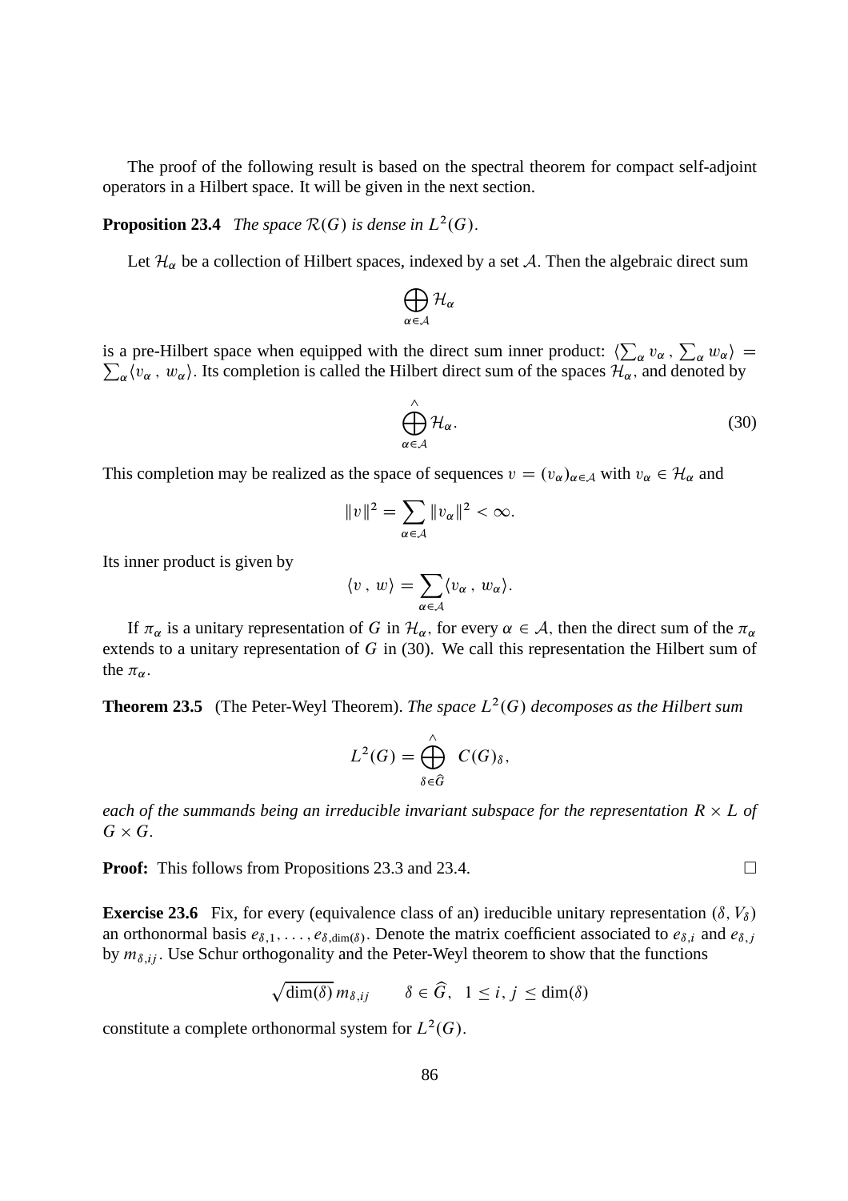The proof of the following result is based on the spectral theorem for compact self-adjoint operators in a Hilbert space. It will be given in the next section.

**Proposition 23.4** *The space $\mathcal{R}(G)$ is dense in $L^2(G)$.*

Let $\mathcal{H}_\alpha$ be a collection of Hilbert spaces, indexed by a set $\mathcal{A}$. Then the algebraic direct sum

$$\bigoplus_{\alpha \in \mathcal{A}} \mathcal{H}_\alpha$$

is a pre-Hilbert space when equipped with the direct sum inner product: $\langle \sum_\alpha v_\alpha \,,\, \sum_\alpha w_\alpha \rangle = \sum_\alpha \langle v_\alpha \,,\, w_\alpha \rangle$. Its completion is called the Hilbert direct sum of the spaces $\mathcal{H}_\alpha$, and denoted by

$$\widehat{\bigoplus_{\alpha \in \mathcal{A}}} \mathcal{H}_\alpha. \tag{30}$$

This completion may be realized as the space of sequences $v = (v_\alpha)_{\alpha \in \mathcal{A}}$ with $v_\alpha \in \mathcal{H}_\alpha$ and

$$\|v\|^2 = \sum_{\alpha \in \mathcal{A}} \|v_\alpha\|^2 < \infty.$$

Its inner product is given by

$$\langle v \,,\, w \rangle = \sum_{\alpha \in \mathcal{A}} \langle v_\alpha \,,\, w_\alpha \rangle.$$

If $\pi_\alpha$ is a unitary representation of $G$ in $\mathcal{H}_\alpha$, for every $\alpha \in \mathcal{A}$, then the direct sum of the $\pi_\alpha$ extends to a unitary representation of $G$ in (30). We call this representation the Hilbert sum of the $\pi_\alpha$.

**Theorem 23.5** (The Peter-Weyl Theorem). *The space $L^2(G)$ decomposes as the Hilbert sum*

$$L^2(G) = \widehat{\bigoplus_{\delta \in \widehat{G}}} \; C(G)_\delta,$$

*each of the summands being an irreducible invariant subspace for the representation $R \times L$ of $G \times G$.*

**Proof:** This follows from Propositions 23.3 and 23.4. $\square$

**Exercise 23.6** Fix, for every (equivalence class of an) ireducible unitary representation $(\delta, V_\delta)$ an orthonormal basis $e_{\delta,1}, \ldots, e_{\delta,\dim(\delta)}$. Denote the matrix coefficient associated to $e_{\delta,i}$ and $e_{\delta,j}$ by $m_{\delta,ij}$. Use Schur orthogonality and the Peter-Weyl theorem to show that the functions

$$\sqrt{\dim(\delta)}\, m_{\delta,ij} \qquad \delta \in \widehat{G}, \;\; 1 \leq i,\, j \leq \dim(\delta)$$

constitute a complete orthonormal system for $L^2(G)$.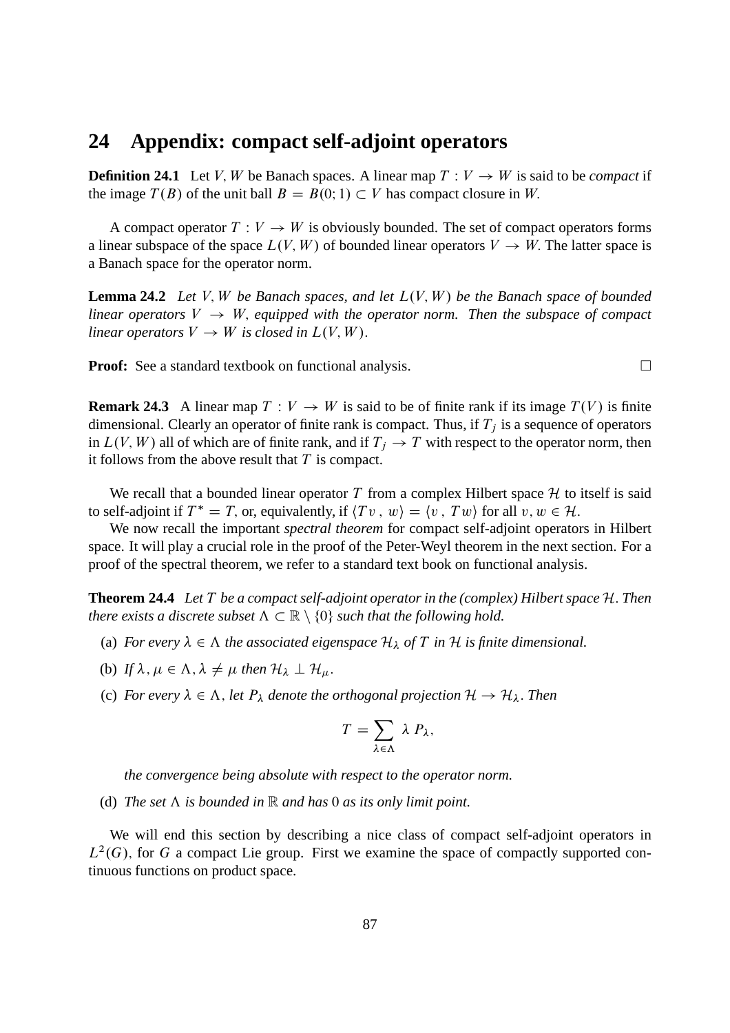## 24 Appendix: compact self-adjoint operators

**Definition 24.1** Let $V, W$ be Banach spaces. A linear map $T : V \to W$ is said to be *compact* if the image $T(B)$ of the unit ball $B = B(0; 1) \subset V$ has compact closure in $W$.

A compact operator $T : V \to W$ is obviously bounded. The set of compact operators forms a linear subspace of the space $L(V, W)$ of bounded linear operators $V \to W$. The latter space is a Banach space for the operator norm.

**Lemma 24.2** *Let $V, W$ be Banach spaces, and let $L(V, W)$ be the Banach space of bounded linear operators $V \to W$, equipped with the operator norm. Then the subspace of compact linear operators $V \to W$ is closed in $L(V, W)$.*

**Proof:** See a standard textbook on functional analysis. □

**Remark 24.3** A linear map $T : V \to W$ is said to be of finite rank if its image $T(V)$ is finite dimensional. Clearly an operator of finite rank is compact. Thus, if $T_j$ is a sequence of operators in $L(V, W)$ all of which are of finite rank, and if $T_j \to T$ with respect to the operator norm, then it follows from the above result that $T$ is compact.

We recall that a bounded linear operator $T$ from a complex Hilbert space $\mathcal{H}$ to itself is said to self-adjoint if $T^* = T$, or, equivalently, if $\langle Tv \,,\, w\rangle = \langle v \,,\, Tw\rangle$ for all $v, w \in \mathcal{H}$.

We now recall the important *spectral theorem* for compact self-adjoint operators in Hilbert space. It will play a crucial role in the proof of the Peter-Weyl theorem in the next section. For a proof of the spectral theorem, we refer to a standard text book on functional analysis.

**Theorem 24.4** *Let $T$ be a compact self-adjoint operator in the (complex) Hilbert space $\mathcal{H}$. Then there exists a discrete subset $\Lambda \subset \mathbb{R} \setminus \{0\}$ such that the following hold.*

(a) *For every $\lambda \in \Lambda$ the associated eigenspace $\mathcal{H}_\lambda$ of $T$ in $\mathcal{H}$ is finite dimensional.*

(b) *If $\lambda, \mu \in \Lambda, \lambda \neq \mu$ then $\mathcal{H}_\lambda \perp \mathcal{H}_\mu$.*

(c) *For every $\lambda \in \Lambda$, let $P_\lambda$ denote the orthogonal projection $\mathcal{H} \to \mathcal{H}_\lambda$. Then*

$$T = \sum_{\lambda \in \Lambda} \lambda \, P_\lambda,$$

*the convergence being absolute with respect to the operator norm.*

(d) *The set $\Lambda$ is bounded in $\mathbb{R}$ and has $0$ as its only limit point.*

We will end this section by describing a nice class of compact self-adjoint operators in $L^2(G)$, for $G$ a compact Lie group. First we examine the space of compactly supported continuous functions on product space.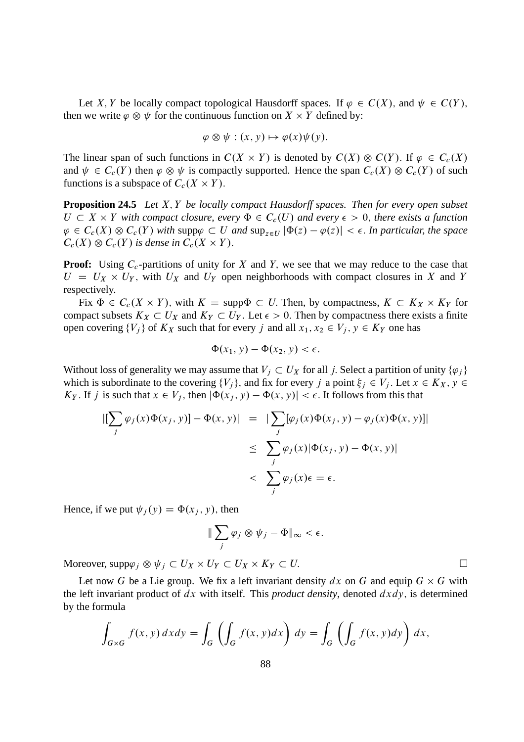Let $X, Y$ be locally compact topological Hausdorff spaces. If $\varphi \in C(X)$, and $\psi \in C(Y)$, then we write $\varphi \otimes \psi$ for the continuous function on $X \times Y$ defined by:

$$\varphi \otimes \psi : (x, y) \mapsto \varphi(x)\psi(y).$$

The linear span of such functions in $C(X \times Y)$ is denoted by $C(X) \otimes C(Y)$. If $\varphi \in C_c(X)$ and $\psi \in C_c(Y)$ then $\varphi \otimes \psi$ is compactly supported. Hence the span $C_c(X) \otimes C_c(Y)$ of such functions is a subspace of $C_c(X \times Y)$.

**Proposition 24.5** *Let $X, Y$ be locally compact Hausdorff spaces. Then for every open subset $U \subset X \times Y$ with compact closure, every $\Phi \in C_c(U)$ and every $\epsilon > 0$, there exists a function $\varphi \in C_c(X) \otimes C_c(Y)$ with $\mathrm{supp}\varphi \subset U$ and $\sup_{z \in U} |\Phi(z) - \varphi(z)| < \epsilon$. In particular, the space $C_c(X) \otimes C_c(Y)$ is dense in $C_c(X \times Y)$.*

**Proof:** Using $C_c$-partitions of unity for $X$ and $Y$, we see that we may reduce to the case that $U = U_X \times U_Y$, with $U_X$ and $U_Y$ open neighborhoods with compact closures in $X$ and $Y$ respectively.

Fix $\Phi \in C_c(X \times Y)$, with $K = \mathrm{supp}\Phi \subset U$. Then, by compactness, $K \subset K_X \times K_Y$ for compact subsets $K_X \subset U_X$ and $K_Y \subset U_Y$. Let $\epsilon > 0$. Then by compactness there exists a finite open covering $\{V_j\}$ of $K_X$ such that for every $j$ and all $x_1, x_2 \in V_j$, $y \in K_Y$ one has

$$\Phi(x_1, y) - \Phi(x_2, y) < \epsilon.$$

Without loss of generality we may assume that $V_j \subset U_X$ for all $j$. Select a partition of unity $\{\varphi_j\}$ which is subordinate to the covering $\{V_j\}$, and fix for every $j$ a point $\xi_j \in V_j$. Let $x \in K_X$, $y \in K_Y$. If $j$ is such that $x \in V_j$, then $|\Phi(x_j, y) - \Phi(x, y)| < \epsilon$. It follows from this that

$$\begin{aligned}
|[\sum_j \varphi_j(x)\Phi(x_j, y)] - \Phi(x, y)| &= |\sum_j [\varphi_j(x)\Phi(x_j, y) - \varphi_j(x)\Phi(x, y)]| \\
&\leq \sum_j \varphi_j(x)|\Phi(x_j, y) - \Phi(x, y)| \\
&< \sum_j \varphi_j(x)\epsilon = \epsilon.
\end{aligned}$$

Hence, if we put $\psi_j(y) = \Phi(x_j, y)$, then

$$\| \sum_j \varphi_j \otimes \psi_j - \Phi\|_\infty < \epsilon.$$

Moreover, $\mathrm{supp}\varphi_j \otimes \psi_j \subset U_X \times U_Y \subset U_X \times K_Y \subset U$. $\square$

Let now $G$ be a Lie group. We fix a left invariant density $dx$ on $G$ and equip $G \times G$ with the left invariant product of $dx$ with itself. This *product density*, denoted $dxdy$, is determined by the formula

$$\int_{G \times G} f(x, y)\, dxdy = \int_G \left( \int_G f(x, y) dx \right)\, dy = \int_G \left( \int_G f(x, y) dy \right)\, dx,$$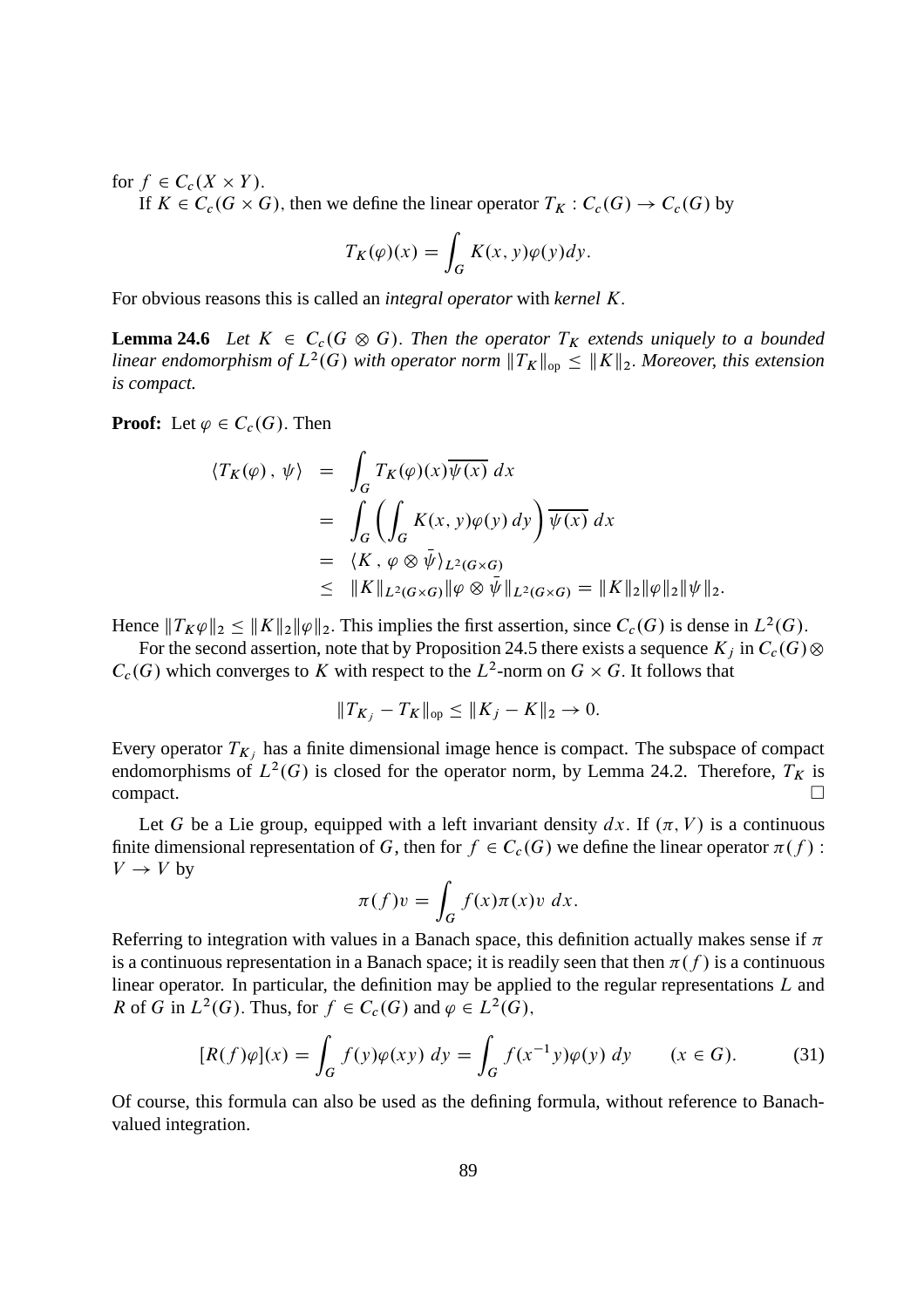for $f \in C_c(X \times Y)$.

If $K \in C_c(G \times G)$, then we define the linear operator $T_K : C_c(G) \to C_c(G)$ by

$$T_K(\varphi)(x) = \int_G K(x, y)\varphi(y)dy.$$

For obvious reasons this is called an *integral operator* with *kernel* $K$.

**Lemma 24.6** *Let $K \in C_c(G \otimes G)$. Then the operator $T_K$ extends uniquely to a bounded linear endomorphism of $L^2(G)$ with operator norm $\|T_K\|_{\rm op} \leq \|K\|_2$. Moreover, this extension is compact.*

**Proof:** Let $\varphi \in C_c(G)$. Then

$$\begin{aligned}
\langle T_K(\varphi)\,,\,\psi\rangle &= \int_G T_K(\varphi)(x)\overline{\psi(x)}\,dx \\
&= \int_G \left(\int_G K(x, y)\varphi(y)\,dy\right)\overline{\psi(x)}\,dx \\
&= \langle K\,,\,\varphi \otimes \bar{\psi}\rangle_{L^2(G\times G)} \\
&\leq \|K\|_{L^2(G\times G)}\|\varphi \otimes \bar{\psi}\|_{L^2(G\times G)} = \|K\|_2\|\varphi\|_2\|\psi\|_2.
\end{aligned}$$

Hence $\|T_K\varphi\|_2 \leq \|K\|_2\|\varphi\|_2$. This implies the first assertion, since $C_c(G)$ is dense in $L^2(G)$.

For the second assertion, note that by Proposition 24.5 there exists a sequence $K_j$ in $C_c(G) \otimes C_c(G)$ which converges to $K$ with respect to the $L^2$-norm on $G \times G$. It follows that

$$\|T_{K_j} - T_K\|_{\rm op} \leq \|K_j - K\|_2 \to 0.$$

Every operator $T_{K_j}$ has a finite dimensional image hence is compact. The subspace of compact endomorphisms of $L^2(G)$ is closed for the operator norm, by Lemma 24.2. Therefore, $T_K$ is compact. $\square$

Let $G$ be a Lie group, equipped with a left invariant density $dx$. If $(\pi, V)$ is a continuous finite dimensional representation of $G$, then for $f \in C_c(G)$ we define the linear operator $\pi(f) : V \to V$ by

$$\pi(f)v = \int_G f(x)\pi(x)v\;dx.$$

Referring to integration with values in a Banach space, this definition actually makes sense if $\pi$ is a continuous representation in a Banach space; it is readily seen that then $\pi(f)$ is a continuous linear operator. In particular, the definition may be applied to the regular representations $L$ and $R$ of $G$ in $L^2(G)$. Thus, for $f \in C_c(G)$ and $\varphi \in L^2(G)$,

$$[R(f)\varphi](x) = \int_G f(y)\varphi(xy)\;dy = \int_G f(x^{-1}y)\varphi(y)\;dy \qquad (x \in G). \tag{31}$$

Of course, this formula can also be used as the defining formula, without reference to Banach-valued integration.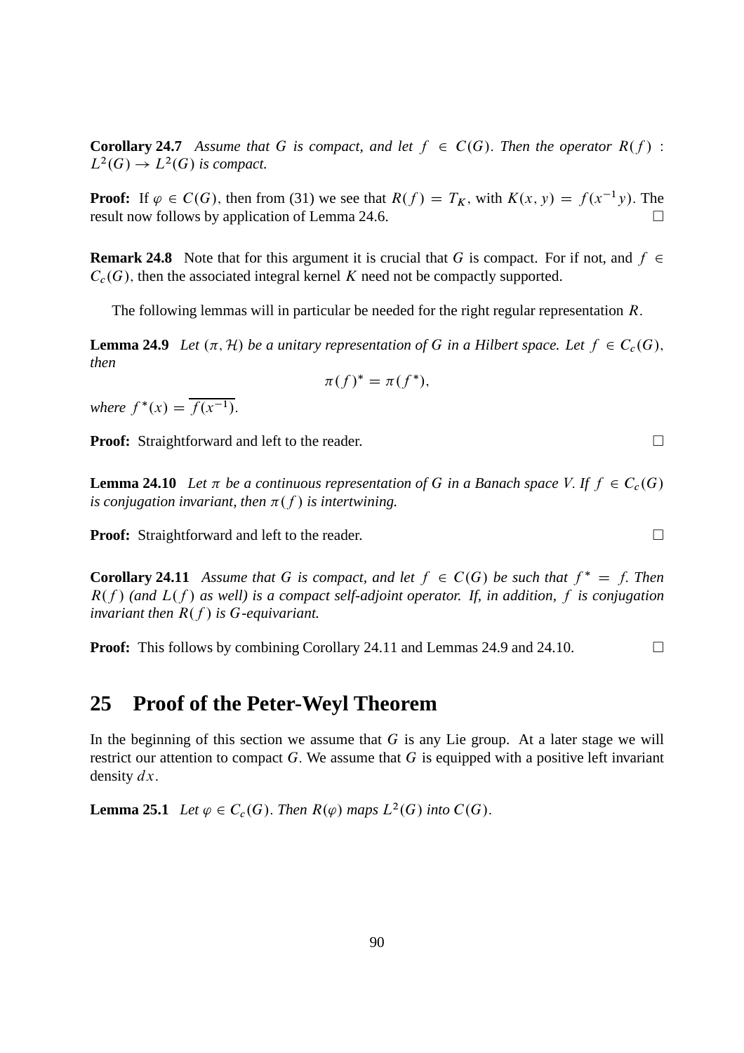**Corollary 24.7** *Assume that $G$ is compact, and let $f \in C(G)$. Then the operator $R(f) : L^2(G) \to L^2(G)$ is compact.*

**Proof:** If $\varphi \in C(G)$, then from (31) we see that $R(f) = T_K$, with $K(x, y) = f(x^{-1}y)$. The result now follows by application of Lemma 24.6. $\square$

**Remark 24.8** Note that for this argument it is crucial that $G$ is compact. For if not, and $f \in C_c(G)$, then the associated integral kernel $K$ need not be compactly supported.

The following lemmas will in particular be needed for the right regular representation $R$.

**Lemma 24.9** *Let $(\pi, \mathcal{H})$ be a unitary representation of $G$ in a Hilbert space. Let $f \in C_c(G)$, then*

$$\pi(f)^* = \pi(f^*),$$

*where $f^*(x) = \overline{f(x^{-1})}$.*

**Proof:** Straightforward and left to the reader. $\square$

**Lemma 24.10** *Let $\pi$ be a continuous representation of $G$ in a Banach space $V$. If $f \in C_c(G)$ is conjugation invariant, then $\pi(f)$ is intertwining.*

**Proof:** Straightforward and left to the reader. $\square$

**Corollary 24.11** *Assume that $G$ is compact, and let $f \in C(G)$ be such that $f^* = f$. Then $R(f)$ (and $L(f)$ as well) is a compact self-adjoint operator. If, in addition, $f$ is conjugation invariant then $R(f)$ is $G$-equivariant.*

**Proof:** This follows by combining Corollary 24.11 and Lemmas 24.9 and 24.10. $\square$

## 25 Proof of the Peter-Weyl Theorem

In the beginning of this section we assume that $G$ is any Lie group. At a later stage we will restrict our attention to compact $G$. We assume that $G$ is equipped with a positive left invariant density $dx$.

**Lemma 25.1** *Let $\varphi \in C_c(G)$. Then $R(\varphi)$ maps $L^2(G)$ into $C(G)$.*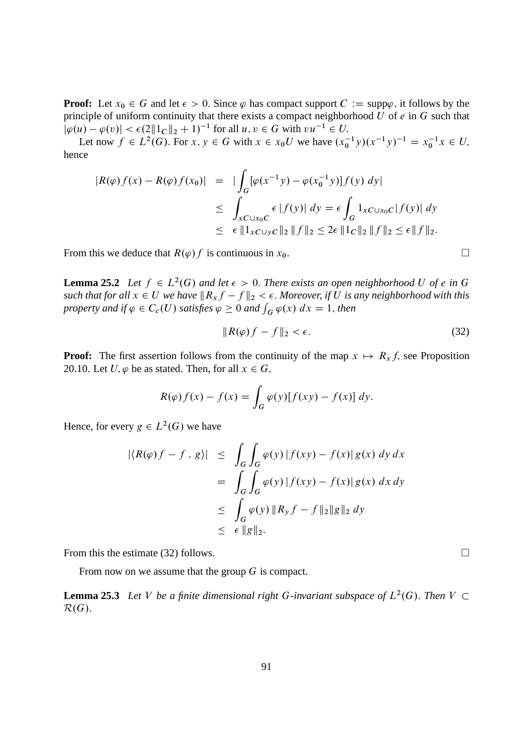**Proof:** Let $x_0 \in G$ and let $\epsilon > 0$. Since $\varphi$ has compact support $C := \text{supp}\varphi$, it follows by the principle of uniform continuity that there exists a compact neighborhood $U$ of $e$ in $G$ such that $|\varphi(u) - \varphi(v)| < \epsilon(2\|1_C\|_2 + 1)^{-1}$ for all $u, v \in G$ with $vu^{-1} \in U$.

Let now $f \in L^2(G)$. For $x, y \in G$ with $x \in x_0 U$ we have $(x_0^{-1}y)(x^{-1}y)^{-1} = x_0^{-1}x \in U$, hence

$$
\begin{aligned}
|R(\varphi)f(x) - R(\varphi)f(x_0)| &= \left|\int_G [\varphi(x^{-1}y) - \varphi(x_0^{-1}y)]f(y)\, dy\right| \\
&\leq \int_{xC \cup x_0 C} \epsilon\, |f(y)|\, dy = \epsilon \int_G 1_{xC\cup x_0 C}|f(y)|\, dy \\
&\leq \epsilon\, \|1_{xC\cup yC}\|_2\, \|f\|_2 \leq 2\epsilon\, \|1_C\|_2\, \|f\|_2 \leq \epsilon \|f\|_2.
\end{aligned}
$$

From this we deduce that $R(\varphi)f$ is continuous in $x_0$. □

**Lemma 25.2** *Let $f \in L^2(G)$ and let $\epsilon > 0$. There exists an open neighborhood $U$ of $e$ in $G$ such that for all $x \in U$ we have $\|R_x f - f\|_2 < \epsilon$. Moreover, if $U$ is any neighborhood with this property and if $\varphi \in C_c(U)$ satisfies $\varphi \geq 0$ and $\int_G \varphi(x)\, dx = 1$, then*

$$
\|R(\varphi)f - f\|_2 < \epsilon. \tag{32}
$$

**Proof:** The first assertion follows from the continuity of the map $x \mapsto R_x f$, see Proposition 20.10. Let $U, \varphi$ be as stated. Then, for all $x \in G$,

$$
R(\varphi)f(x) - f(x) = \int_G \varphi(y)[f(xy) - f(x)]\, dy.
$$

Hence, for every $g \in L^2(G)$ we have

$$
\begin{aligned}
|\langle R(\varphi)f - f\, ,\, g\rangle| &\leq \int_G \int_G \varphi(y)\, |f(xy) - f(x)|\, g(x)\, dy\, dx \\
&= \int_G \int_G \varphi(y)\, |f(xy) - f(x)|\, g(x)\, dx\, dy \\
&\leq \int_G \varphi(y)\, \|R_y f - f\|_2 \|g\|_2\, dy \\
&\leq \epsilon\, \|g\|_2.
\end{aligned}
$$

From this the estimate (32) follows. □

From now on we assume that the group $G$ is compact.

**Lemma 25.3** *Let $V$ be a finite dimensional right $G$-invariant subspace of $L^2(G)$. Then $V \subset \mathcal{R}(G)$.*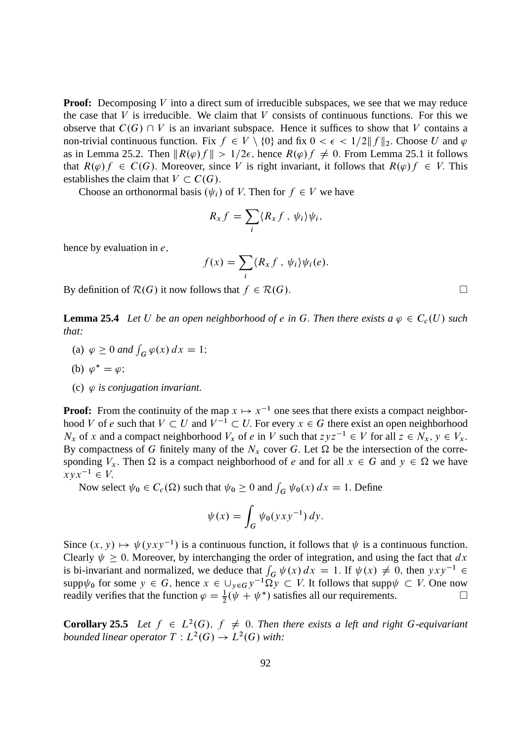**Proof:** Decomposing $V$ into a direct sum of irreducible subspaces, we see that we may reduce the case that $V$ is irreducible. We claim that $V$ consists of continuous functions. For this we observe that $C(G) \cap V$ is an invariant subspace. Hence it suffices to show that $V$ contains a non-trivial continuous function. Fix $f \in V \setminus \{0\}$ and fix $0 < \epsilon < 1/2\|f\|_2$. Choose $U$ and $\varphi$ as in Lemma 25.2. Then $\|R(\varphi)f\| > 1/2\epsilon$, hence $R(\varphi)f \neq 0$. From Lemma 25.1 it follows that $R(\varphi)f \in C(G)$. Moreover, since $V$ is right invariant, it follows that $R(\varphi)f \in V$. This establishes the claim that $V \subset C(G)$.

Choose an orthonormal basis $(\psi_i)$ of $V$. Then for $f \in V$ we have

$$R_x f = \sum_i \langle R_x f\,,\, \psi_i\rangle \psi_i,$$

hence by evaluation in $e$,

$$f(x) = \sum_i \langle R_x f\,,\, \psi_i\rangle \psi_i(e).$$

By definition of $\mathcal{R}(G)$ it now follows that $f \in \mathcal{R}(G)$. $\square$

**Lemma 25.4** *Let $U$ be an open neighborhood of $e$ in $G$. Then there exists a $\varphi \in C_c(U)$ such that:*

(a) $\varphi \geq 0$ *and* $\int_G \varphi(x)\,dx = 1$;

(b) $\varphi^* = \varphi$;

(c) $\varphi$ *is conjugation invariant.*

**Proof:** From the continuity of the map $x \mapsto x^{-1}$ one sees that there exists a compact neighborhood $V$ of $e$ such that $V \subset U$ and $V^{-1} \subset U$. For every $x \in G$ there exist an open neighborhood $N_x$ of $x$ and a compact neighborhood $V_x$ of $e$ in $V$ such that $zyz^{-1} \in V$ for all $z \in N_x$, $y \in V_x$. By compactness of $G$ finitely many of the $N_x$ cover $G$. Let $\Omega$ be the intersection of the corresponding $V_x$. Then $\Omega$ is a compact neighborhood of $e$ and for all $x \in G$ and $y \in \Omega$ we have $xyx^{-1} \in V$.

Now select $\psi_0 \in C_c(\Omega)$ such that $\psi_0 \geq 0$ and $\int_G \psi_0(x)\,dx = 1$. Define

$$\psi(x) = \int_G \psi_0(yxy^{-1})\,dy.$$

Since $(x, y) \mapsto \psi(yxy^{-1})$ is a continuous function, it follows that $\psi$ is a continuous function. Clearly $\psi \geq 0$. Moreover, by interchanging the order of integration, and using the fact that $dx$ is bi-invariant and normalized, we deduce that $\int_G \psi(x)\,dx = 1$. If $\psi(x) \neq 0$, then $yxy^{-1} \in \text{supp}\psi_0$ for some $y \in G$, hence $x \in \cup_{y \in G} y^{-1}\Omega y \subset V$. It follows that $\text{supp}\psi \subset V$. One now readily verifies that the function $\varphi = \frac{1}{2}(\psi + \psi^*)$ satisfies all our requirements. $\square$

**Corollary 25.5** *Let $f \in L^2(G)$, $f \neq 0$. Then there exists a left and right $G$-equivariant bounded linear operator $T : L^2(G) \to L^2(G)$ with:*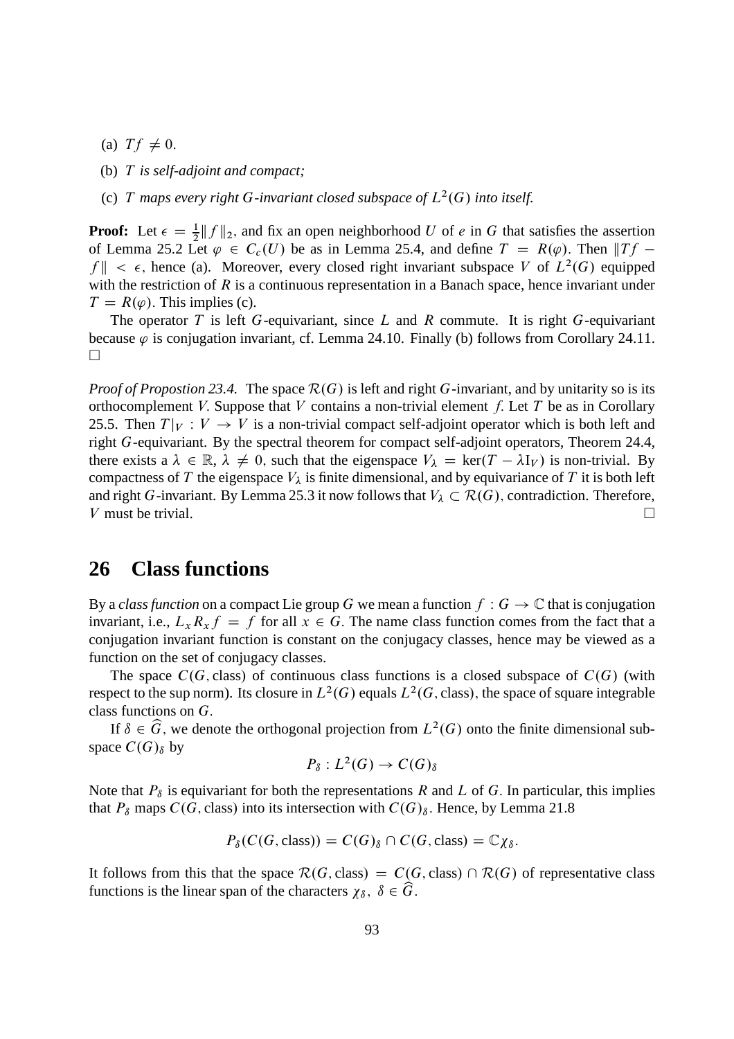(a) $Tf \neq 0$.

(b) *$T$ is self-adjoint and compact;*

(c) *$T$ maps every right $G$-invariant closed subspace of $L^2(G)$ into itself.*

**Proof:** Let $\epsilon = \frac{1}{2}\|f\|_2$, and fix an open neighborhood $U$ of $e$ in $G$ that satisfies the assertion of Lemma 25.2 Let $\varphi \in C_c(U)$ be as in Lemma 25.4, and define $T = R(\varphi)$. Then $\|Tf - f\| < \epsilon$, hence (a). Moreover, every closed right invariant subspace $V$ of $L^2(G)$ equipped with the restriction of $R$ is a continuous representation in a Banach space, hence invariant under $T = R(\varphi)$. This implies (c).

The operator $T$ is left $G$-equivariant, since $L$ and $R$ commute. It is right $G$-equivariant because $\varphi$ is conjugation invariant, cf. Lemma 24.10. Finally (b) follows from Corollary 24.11. $\square$

*Proof of Propostion 23.4.* The space $\mathcal{R}(G)$ is left and right $G$-invariant, and by unitarity so is its orthocomplement $V$. Suppose that $V$ contains a non-trivial element $f$. Let $T$ be as in Corollary 25.5. Then $T|_V : V \to V$ is a non-trivial compact self-adjoint operator which is both left and right $G$-equivariant. By the spectral theorem for compact self-adjoint operators, Theorem 24.4, there exists a $\lambda \in \mathbb{R}$, $\lambda \neq 0$, such that the eigenspace $V_\lambda = \ker(T - \lambda I_V)$ is non-trivial. By compactness of $T$ the eigenspace $V_\lambda$ is finite dimensional, and by equivariance of $T$ it is both left and right $G$-invariant. By Lemma 25.3 it now follows that $V_\lambda \subset \mathcal{R}(G)$, contradiction. Therefore, $V$ must be trivial. $\square$

## 26 Class functions

By a *class function* on a compact Lie group $G$ we mean a function $f : G \to \mathbb{C}$ that is conjugation invariant, i.e., $L_x R_x f = f$ for all $x \in G$. The name class function comes from the fact that a conjugation invariant function is constant on the conjugacy classes, hence may be viewed as a function on the set of conjugacy classes.

The space $C(G, \text{class})$ of continuous class functions is a closed subspace of $C(G)$ (with respect to the sup norm). Its closure in $L^2(G)$ equals $L^2(G, \text{class})$, the space of square integrable class functions on $G$.

If $\delta \in \widehat{G}$, we denote the orthogonal projection from $L^2(G)$ onto the finite dimensional subspace $C(G)_\delta$ by

$$P_\delta : L^2(G) \to C(G)_\delta$$

Note that $P_\delta$ is equivariant for both the representations $R$ and $L$ of $G$. In particular, this implies that $P_\delta$ maps $C(G, \text{class})$ into its intersection with $C(G)_\delta$. Hence, by Lemma 21.8

$$P_\delta(C(G, \text{class})) = C(G)_\delta \cap C(G, \text{class}) = \mathbb{C}\chi_\delta.$$

It follows from this that the space $\mathcal{R}(G, \text{class}) = C(G, \text{class}) \cap \mathcal{R}(G)$ of representative class functions is the linear span of the characters $\chi_\delta$, $\delta \in \widehat{G}$.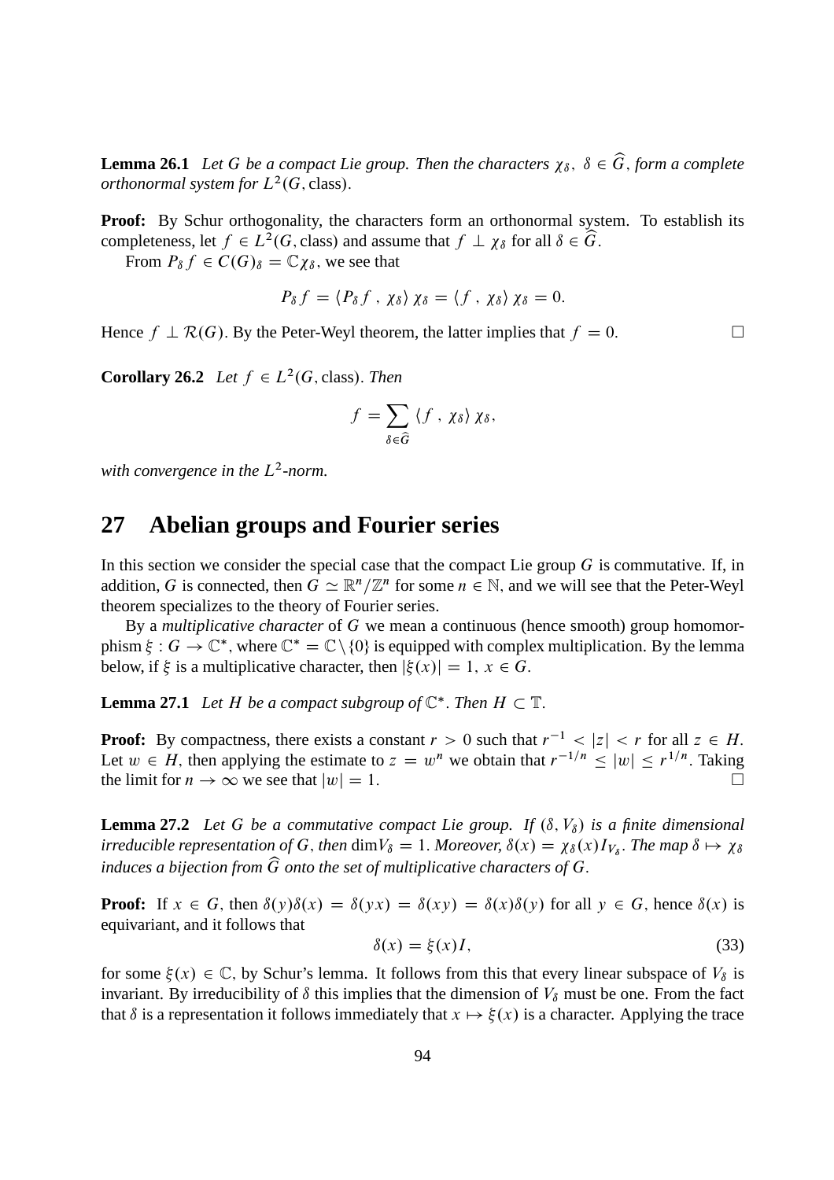**Lemma 26.1** *Let $G$ be a compact Lie group. Then the characters $\chi_\delta,\ \delta \in \widehat{G}$, form a complete orthonormal system for $L^2(G, \text{class})$.*

**Proof:** By Schur orthogonality, the characters form an orthonormal system. To establish its completeness, let $f \in L^2(G, \text{class})$ and assume that $f \perp \chi_\delta$ for all $\delta \in \widehat{G}$.

From $P_\delta f \in C(G)_\delta = \mathbb{C}\chi_\delta$, we see that

$$P_\delta f = \langle P_\delta f\ ,\ \chi_\delta \rangle\, \chi_\delta = \langle f\ ,\ \chi_\delta \rangle\, \chi_\delta = 0.$$

Hence $f \perp \mathcal{R}(G)$. By the Peter-Weyl theorem, the latter implies that $f = 0$. $\square$

**Corollary 26.2** *Let $f \in L^2(G, \text{class})$. Then*

$$f = \sum_{\delta \in \widehat{G}} \langle f\ ,\ \chi_\delta \rangle\, \chi_\delta,$$

*with convergence in the $L^2$-norm.*

# 27 Abelian groups and Fourier series

In this section we consider the special case that the compact Lie group $G$ is commutative. If, in addition, $G$ is connected, then $G \simeq \mathbb{R}^n/\mathbb{Z}^n$ for some $n \in \mathbb{N}$, and we will see that the Peter-Weyl theorem specializes to the theory of Fourier series.

By a *multiplicative character* of $G$ we mean a continuous (hence smooth) group homomorphism $\xi : G \to \mathbb{C}^*$, where $\mathbb{C}^* = \mathbb{C} \setminus \{0\}$ is equipped with complex multiplication. By the lemma below, if $\xi$ is a multiplicative character, then $|\xi(x)| = 1,\ x \in G$.

**Lemma 27.1** *Let $H$ be a compact subgroup of $\mathbb{C}^*$. Then $H \subset \mathbb{T}$.*

**Proof:** By compactness, there exists a constant $r > 0$ such that $r^{-1} < |z| < r$ for all $z \in H$. Let $w \in H$, then applying the estimate to $z = w^n$ we obtain that $r^{-1/n} \leq |w| \leq r^{1/n}$. Taking the limit for $n \to \infty$ we see that $|w| = 1$. $\square$

**Lemma 27.2** *Let $G$ be a commutative compact Lie group. If $(\delta, V_\delta)$ is a finite dimensional irreducible representation of $G$, then $\dim V_\delta = 1$. Moreover, $\delta(x) = \chi_\delta(x) I_{V_\delta}$. The map $\delta \mapsto \chi_\delta$ induces a bijection from $\widehat{G}$ onto the set of multiplicative characters of $G$.*

**Proof:** If $x \in G$, then $\delta(y)\delta(x) = \delta(yx) = \delta(xy) = \delta(x)\delta(y)$ for all $y \in G$, hence $\delta(x)$ is equivariant, and it follows that

$$\delta(x) = \xi(x) I, \tag{33}$$

for some $\xi(x) \in \mathbb{C}$, by Schur's lemma. It follows from this that every linear subspace of $V_\delta$ is invariant. By irreducibility of $\delta$ this implies that the dimension of $V_\delta$ must be one. From the fact that $\delta$ is a representation it follows immediately that $x \mapsto \xi(x)$ is a character. Applying the trace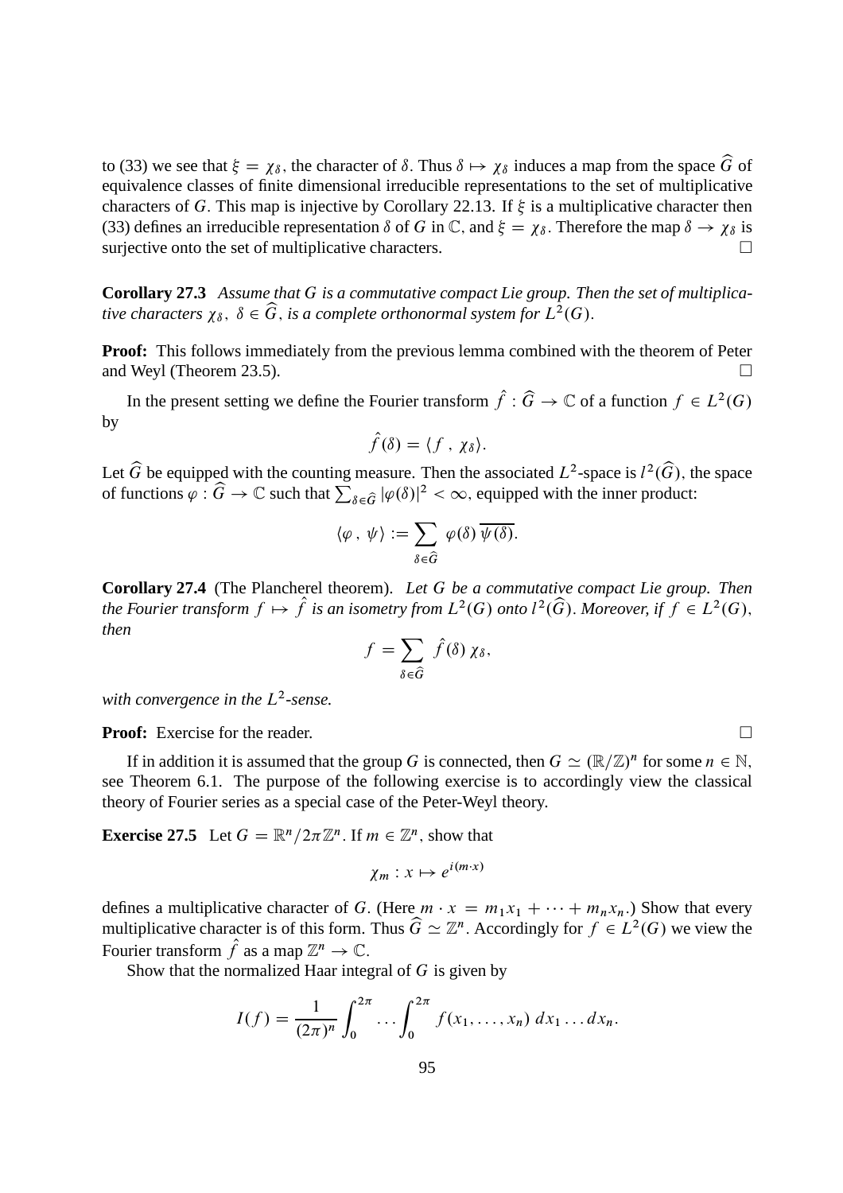to (33) we see that $\xi = \chi_\delta$, the character of $\delta$. Thus $\delta \mapsto \chi_\delta$ induces a map from the space $\widehat{G}$ of equivalence classes of finite dimensional irreducible representations to the set of multiplicative characters of $G$. This map is injective by Corollary 22.13. If $\xi$ is a multiplicative character then (33) defines an irreducible representation $\delta$ of $G$ in $\mathbb{C}$, and $\xi = \chi_\delta$. Therefore the map $\delta \to \chi_\delta$ is surjective onto the set of multiplicative characters. $\square$

**Corollary 27.3** *Assume that $G$ is a commutative compact Lie group. Then the set of multiplicative characters $\chi_\delta$, $\delta \in \widehat{G}$, is a complete orthonormal system for $L^2(G)$.*

**Proof:** This follows immediately from the previous lemma combined with the theorem of Peter and Weyl (Theorem 23.5). $\square$

In the present setting we define the Fourier transform $\hat{f} : \widehat{G} \to \mathbb{C}$ of a function $f \in L^2(G)$ by

$$\hat{f}(\delta) = \langle f \, , \, \chi_\delta \rangle.$$

Let $\widehat{G}$ be equipped with the counting measure. Then the associated $L^2$-space is $l^2(\widehat{G})$, the space of functions $\varphi : \widehat{G} \to \mathbb{C}$ such that $\sum_{\delta \in \widehat{G}} |\varphi(\delta)|^2 < \infty$, equipped with the inner product:

$$\langle \varphi \, , \, \psi \rangle := \sum_{\delta \in \widehat{G}} \varphi(\delta) \, \overline{\psi(\delta)}.$$

**Corollary 27.4** (The Plancherel theorem). *Let $G$ be a commutative compact Lie group. Then the Fourier transform $f \mapsto \hat{f}$ is an isometry from $L^2(G)$ onto $l^2(\widehat{G})$. Moreover, if $f \in L^2(G)$, then*

$$f = \sum_{\delta \in \widehat{G}} \hat{f}(\delta) \, \chi_\delta,$$

*with convergence in the $L^2$-sense.*

**Proof:** Exercise for the reader. $\square$

If in addition it is assumed that the group $G$ is connected, then $G \simeq (\mathbb{R}/\mathbb{Z})^n$ for some $n \in \mathbb{N}$, see Theorem 6.1. The purpose of the following exercise is to accordingly view the classical theory of Fourier series as a special case of the Peter-Weyl theory.

**Exercise 27.5** Let $G = \mathbb{R}^n / 2\pi\mathbb{Z}^n$. If $m \in \mathbb{Z}^n$, show that

$$\chi_m : x \mapsto e^{i(m \cdot x)}$$

defines a multiplicative character of $G$. (Here $m \cdot x = m_1 x_1 + \cdots + m_n x_n$.) Show that every multiplicative character is of this form. Thus $\widehat{G} \simeq \mathbb{Z}^n$. Accordingly for $f \in L^2(G)$ we view the Fourier transform $\hat{f}$ as a map $\mathbb{Z}^n \to \mathbb{C}$.

Show that the normalized Haar integral of $G$ is given by

$$I(f) = \frac{1}{(2\pi)^n} \int_0^{2\pi} \ldots \int_0^{2\pi} f(x_1, \ldots, x_n) \, dx_1 \ldots dx_n.$$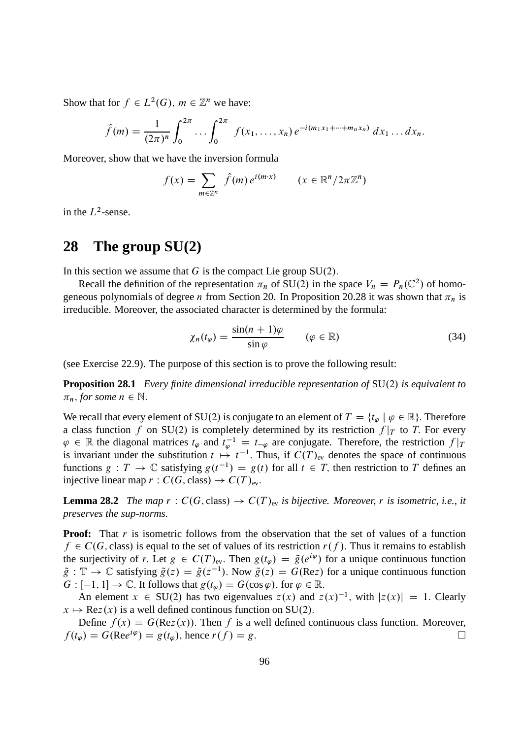Show that for $f \in L^2(G)$, $m \in \mathbb{Z}^n$ we have:

$$\hat{f}(m) = \frac{1}{(2\pi)^n} \int_0^{2\pi} \dots \int_0^{2\pi} f(x_1, \dots, x_n) \, e^{-i(m_1 x_1 + \dots + m_n x_n)} \, dx_1 \dots dx_n.$$

Moreover, show that we have the inversion formula

$$f(x) = \sum_{m \in \mathbb{Z}^n} \hat{f}(m) \, e^{i(m \cdot x)} \qquad (x \in \mathbb{R}^n / 2\pi\mathbb{Z}^n)$$

in the $L^2$-sense.

# 28 The group SU(2)

In this section we assume that $G$ is the compact Lie group $\mathrm{SU}(2)$.

Recall the definition of the representation $\pi_n$ of $\mathrm{SU}(2)$ in the space $V_n = P_n(\mathbb{C}^2)$ of homogeneous polynomials of degree $n$ from Section 20. In Proposition 20.28 it was shown that $\pi_n$ is irreducible. Moreover, the associated character is determined by the formula:

$$\chi_n(t_\varphi) = \frac{\sin(n+1)\varphi}{\sin \varphi} \qquad (\varphi \in \mathbb{R}) \tag{34}$$

(see Exercise 22.9). The purpose of this section is to prove the following result:

**Proposition 28.1** *Every finite dimensional irreducible representation of* $\mathrm{SU}(2)$ *is equivalent to* $\pi_n$*, for some* $n \in \mathbb{N}$.

We recall that every element of $\mathrm{SU}(2)$ is conjugate to an element of $T = \{t_\varphi \mid \varphi \in \mathbb{R}\}$. Therefore a class function $f$ on $\mathrm{SU}(2)$ is completely determined by its restriction $f|_T$ to $T$. For every $\varphi \in \mathbb{R}$ the diagonal matrices $t_\varphi$ and $t_\varphi^{-1} = t_{-\varphi}$ are conjugate. Therefore, the restriction $f|_T$ is invariant under the substitution $t \mapsto t^{-1}$. Thus, if $C(T)_{\mathrm{ev}}$ denotes the space of continuous functions $g : T \to \mathbb{C}$ satisfying $g(t^{-1}) = g(t)$ for all $t \in T$, then restriction to $T$ defines an injective linear map $r : C(G, \mathrm{class}) \to C(T)_{\mathrm{ev}}$.

**Lemma 28.2** *The map* $r : C(G, \mathrm{class}) \to C(T)_{\mathrm{ev}}$ *is bijective. Moreover, r is isometric, i.e., it preserves the sup-norms.*

**Proof:** That $r$ is isometric follows from the observation that the set of values of a function $f \in C(G, \mathrm{class})$ is equal to the set of values of its restriction $r(f)$. Thus it remains to establish the surjectivity of $r$. Let $g \in C(T)_{\mathrm{ev}}$. Then $g(t_\varphi) = \tilde{g}(e^{i\varphi})$ for a unique continuous function $\tilde{g} : \mathbb{T} \to \mathbb{C}$ satisfying $\tilde{g}(z) = \tilde{g}(z^{-1})$. Now $\tilde{g}(z) = G(\mathrm{Re} z)$ for a unique continuous function $G : [-1, 1] \to \mathbb{C}$. It follows that $g(t_\varphi) = G(\cos \varphi)$, for $\varphi \in \mathbb{R}$.

An element $x \in \mathrm{SU}(2)$ has two eigenvalues $z(x)$ and $z(x)^{-1}$, with $|z(x)| = 1$. Clearly $x \mapsto \mathrm{Re} z(x)$ is a well defined continous function on $\mathrm{SU}(2)$.

Define $f(x) = G(\mathrm{Re} z(x))$. Then $f$ is a well defined continuous class function. Moreover, $f(t_\varphi) = G(\mathrm{Re} e^{i\varphi}) = g(t_\varphi)$, hence $r(f) = g$. □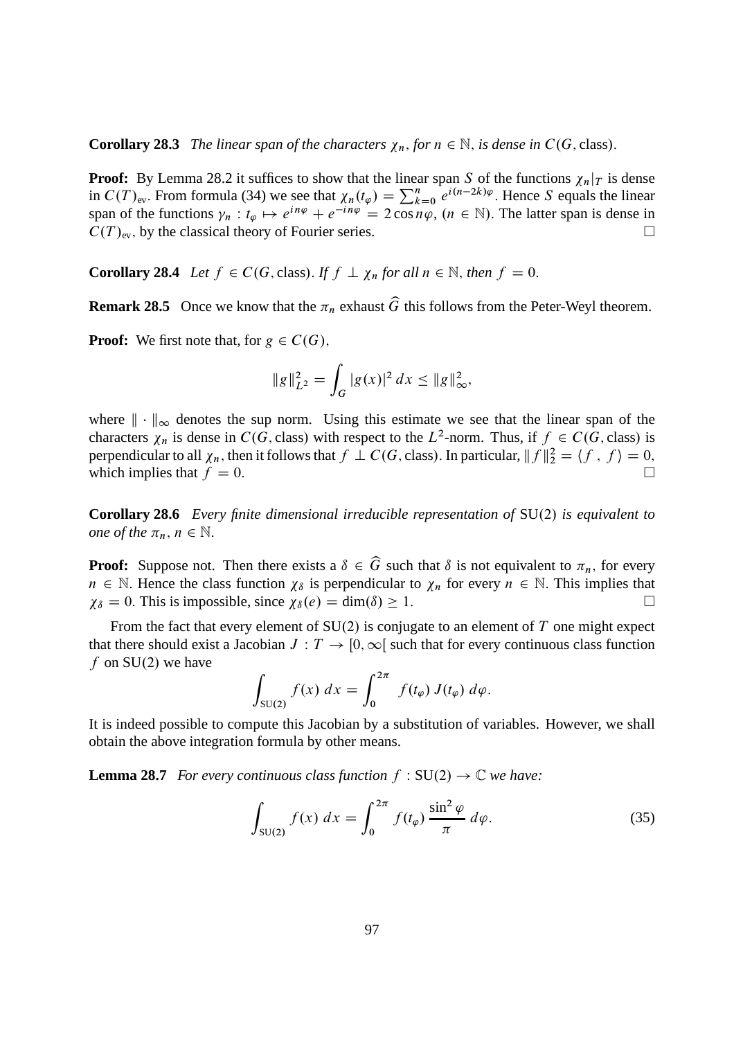**Corollary 28.3** *The linear span of the characters $\chi_n$, for $n \in \mathbb{N}$, is dense in $C(G, \text{class})$.*

**Proof:** By Lemma 28.2 it suffices to show that the linear span $S$ of the functions $\chi_n|_T$ is dense in $C(T)_{\text{ev}}$. From formula (34) we see that $\chi_n(t_\varphi) = \sum_{k=0}^n e^{i(n-2k)\varphi}$. Hence $S$ equals the linear span of the functions $\gamma_n : t_\varphi \mapsto e^{in\varphi} + e^{-in\varphi} = 2\cos n\varphi$, $(n \in \mathbb{N})$. The latter span is dense in $C(T)_{\text{ev}}$, by the classical theory of Fourier series. □

**Corollary 28.4** *Let $f \in C(G, \text{class})$. If $f \perp \chi_n$ for all $n \in \mathbb{N}$, then $f = 0$.*

**Remark 28.5** Once we know that the $\pi_n$ exhaust $\widehat{G}$ this follows from the Peter-Weyl theorem.

**Proof:** We first note that, for $g \in C(G)$,

$$\|g\|_{L^2}^2 = \int_G |g(x)|^2 \, dx \leq \|g\|_\infty^2,$$

where $\|\cdot\|_\infty$ denotes the sup norm. Using this estimate we see that the linear span of the characters $\chi_n$ is dense in $C(G, \text{class})$ with respect to the $L^2$-norm. Thus, if $f \in C(G, \text{class})$ is perpendicular to all $\chi_n$, then it follows that $f \perp C(G, \text{class})$. In particular, $\|f\|_2^2 = \langle f, f \rangle = 0$, which implies that $f = 0$. □

**Corollary 28.6** *Every finite dimensional irreducible representation of* SU(2) *is equivalent to one of the $\pi_n$, $n \in \mathbb{N}$.*

**Proof:** Suppose not. Then there exists a $\delta \in \widehat{G}$ such that $\delta$ is not equivalent to $\pi_n$, for every $n \in \mathbb{N}$. Hence the class function $\chi_\delta$ is perpendicular to $\chi_n$ for every $n \in \mathbb{N}$. This implies that $\chi_\delta = 0$. This is impossible, since $\chi_\delta(e) = \dim(\delta) \geq 1$. □

From the fact that every element of SU(2) is conjugate to an element of $T$ one might expect that there should exist a Jacobian $J : T \to [0, \infty[$ such that for every continuous class function $f$ on SU(2) we have

$$\int_{\text{SU}(2)} f(x) \, dx = \int_0^{2\pi} f(t_\varphi) \, J(t_\varphi) \, d\varphi.$$

It is indeed possible to compute this Jacobian by a substitution of variables. However, we shall obtain the above integration formula by other means.

**Lemma 28.7** *For every continuous class function $f : \text{SU}(2) \to \mathbb{C}$ we have:*

$$\int_{\text{SU}(2)} f(x) \, dx = \int_0^{2\pi} f(t_\varphi) \, \frac{\sin^2 \varphi}{\pi} \, d\varphi. \tag{35}$$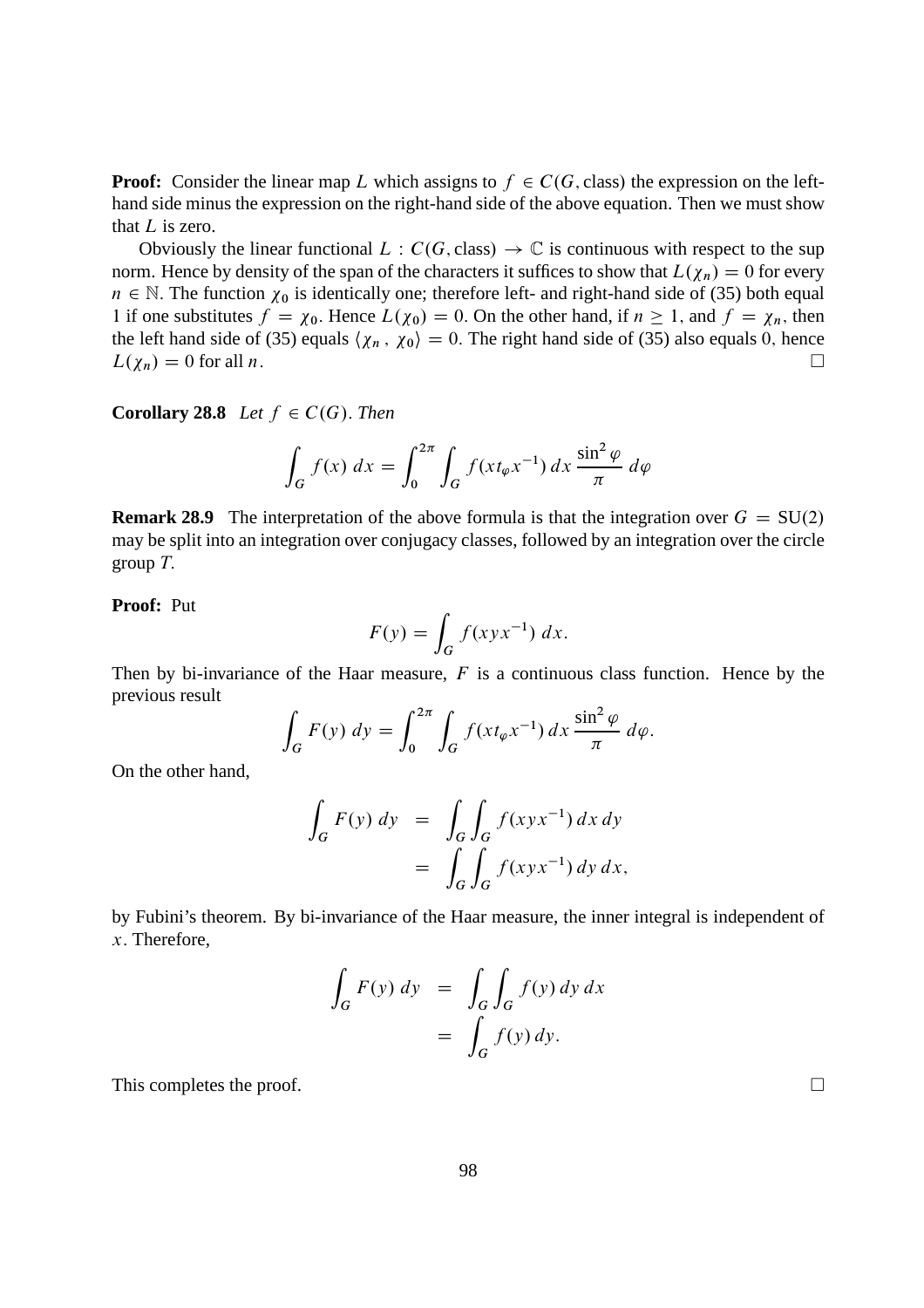**Proof:** Consider the linear map $L$ which assigns to $f \in C(G, \text{class})$ the expression on the left-hand side minus the expression on the right-hand side of the above equation. Then we must show that $L$ is zero.

Obviously the linear functional $L : C(G, \text{class}) \to \mathbb{C}$ is continuous with respect to the sup norm. Hence by density of the span of the characters it suffices to show that $L(\chi_n) = 0$ for every $n \in \mathbb{N}$. The function $\chi_0$ is identically one; therefore left- and right-hand side of (35) both equal 1 if one substitutes $f = \chi_0$. Hence $L(\chi_0) = 0$. On the other hand, if $n \geq 1$, and $f = \chi_n$, then the left hand side of (35) equals $\langle \chi_n , \chi_0 \rangle = 0$. The right hand side of (35) also equals 0, hence $L(\chi_n) = 0$ for all $n$. □

**Corollary 28.8** *Let $f \in C(G)$. Then*

$$\int_G f(x)\, dx = \int_0^{2\pi} \int_G f(x t_\varphi x^{-1})\, dx\, \frac{\sin^2 \varphi}{\pi}\, d\varphi$$

**Remark 28.9** The interpretation of the above formula is that the integration over $G = \mathrm{SU}(2)$ may be split into an integration over conjugacy classes, followed by an integration over the circle group $T$.

**Proof:** Put

$$F(y) = \int_G f(xyx^{-1})\, dx.$$

Then by bi-invariance of the Haar measure, $F$ is a continuous class function. Hence by the previous result

$$\int_G F(y)\, dy = \int_0^{2\pi} \int_G f(x t_\varphi x^{-1})\, dx\, \frac{\sin^2 \varphi}{\pi}\, d\varphi.$$

On the other hand,

$$\begin{aligned} \int_G F(y)\, dy &= \int_G \int_G f(xyx^{-1})\, dx\, dy \\ &= \int_G \int_G f(xyx^{-1})\, dy\, dx, \end{aligned}$$

by Fubini's theorem. By bi-invariance of the Haar measure, the inner integral is independent of $x$. Therefore,

$$\begin{aligned} \int_G F(y)\, dy &= \int_G \int_G f(y)\, dy\, dx \\ &= \int_G f(y)\, dy. \end{aligned}$$

This completes the proof. □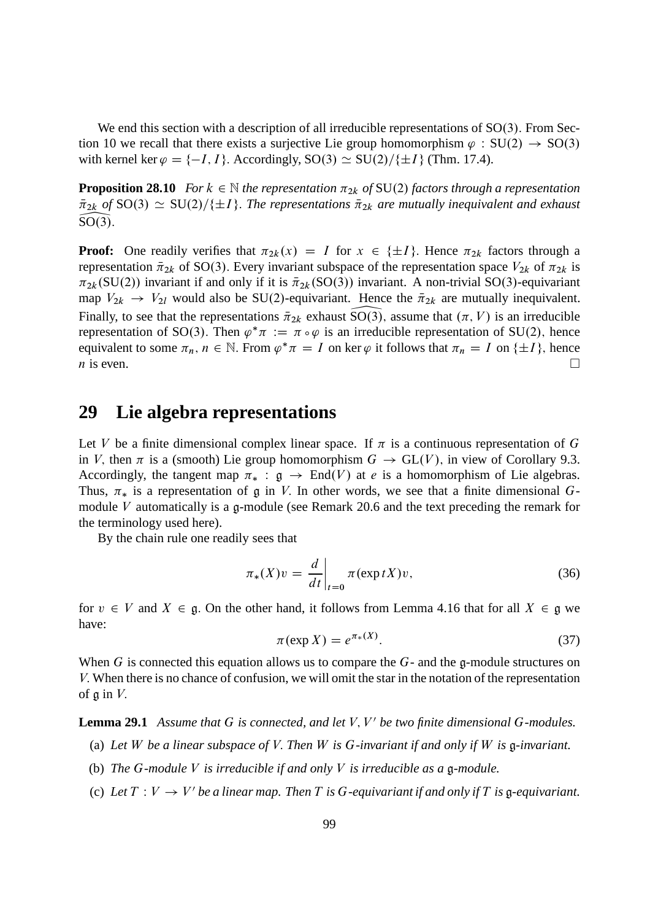We end this section with a description of all irreducible representations of $\mathrm{SO}(3)$. From Section 10 we recall that there exists a surjective Lie group homomorphism $\varphi : \mathrm{SU}(2) \to \mathrm{SO}(3)$ with kernel $\ker \varphi = \{-I, I\}$. Accordingly, $\mathrm{SO}(3) \simeq \mathrm{SU}(2)/\{\pm I\}$ (Thm. 17.4).

**Proposition 28.10** *For $k \in \mathbb{N}$ the representation $\pi_{2k}$ of $\mathrm{SU}(2)$ factors through a representation $\bar{\pi}_{2k}$ of $\mathrm{SO}(3) \simeq \mathrm{SU}(2)/\{\pm I\}$. The representations $\bar{\pi}_{2k}$ are mutually inequivalent and exhaust $\widehat{\mathrm{SO}(3)}$.*

**Proof:** One readily verifies that $\pi_{2k}(x) = I$ for $x \in \{\pm I\}$. Hence $\pi_{2k}$ factors through a representation $\bar{\pi}_{2k}$ of $\mathrm{SO}(3)$. Every invariant subspace of the representation space $V_{2k}$ of $\pi_{2k}$ is $\pi_{2k}(\mathrm{SU}(2))$ invariant if and only if it is $\bar{\pi}_{2k}(\mathrm{SO}(3))$ invariant. A non-trivial $\mathrm{SO}(3)$-equivariant map $V_{2k} \to V_{2l}$ would also be $\mathrm{SU}(2)$-equivariant. Hence the $\bar{\pi}_{2k}$ are mutually inequivalent. Finally, to see that the representations $\bar{\pi}_{2k}$ exhaust $\widehat{\mathrm{SO}(3)}$, assume that $(\pi, V)$ is an irreducible representation of $\mathrm{SO}(3)$. Then $\varphi^*\pi := \pi \circ \varphi$ is an irreducible representation of $\mathrm{SU}(2)$, hence equivalent to some $\pi_n$, $n \in \mathbb{N}$. From $\varphi^*\pi = I$ on $\ker \varphi$ it follows that $\pi_n = I$ on $\{\pm I\}$, hence $n$ is even. $\square$

## 29 Lie algebra representations

Let $V$ be a finite dimensional complex linear space. If $\pi$ is a continuous representation of $G$ in $V$, then $\pi$ is a (smooth) Lie group homomorphism $G \to \mathrm{GL}(V)$, in view of Corollary 9.3. Accordingly, the tangent map $\pi_* : \mathfrak{g} \to \mathrm{End}(V)$ at $e$ is a homomorphism of Lie algebras. Thus, $\pi_*$ is a representation of $\mathfrak{g}$ in $V$. In other words, we see that a finite dimensional $G$-module $V$ automatically is a $\mathfrak{g}$-module (see Remark 20.6 and the text preceding the remark for the terminology used here).

By the chain rule one readily sees that

$$\pi_*(X)v = \left.\frac{d}{dt}\right|_{t=0} \pi(\exp tX)v, \tag{36}$$

for $v \in V$ and $X \in \mathfrak{g}$. On the other hand, it follows from Lemma 4.16 that for all $X \in \mathfrak{g}$ we have:

$$\pi(\exp X) = e^{\pi_*(X)}. \tag{37}$$

When $G$ is connected this equation allows us to compare the $G$- and the $\mathfrak{g}$-module structures on $V$. When there is no chance of confusion, we will omit the star in the notation of the representation of $\mathfrak{g}$ in $V$.

**Lemma 29.1** *Assume that $G$ is connected, and let $V, V'$ be two finite dimensional $G$-modules.*

(a) *Let $W$ be a linear subspace of $V$. Then $W$ is $G$-invariant if and only if $W$ is $\mathfrak{g}$-invariant.*

(b) *The $G$-module $V$ is irreducible if and only $V$ is irreducible as a $\mathfrak{g}$-module.*

(c) *Let $T : V \to V'$ be a linear map. Then $T$ is $G$-equivariant if and only if $T$ is $\mathfrak{g}$-equivariant.*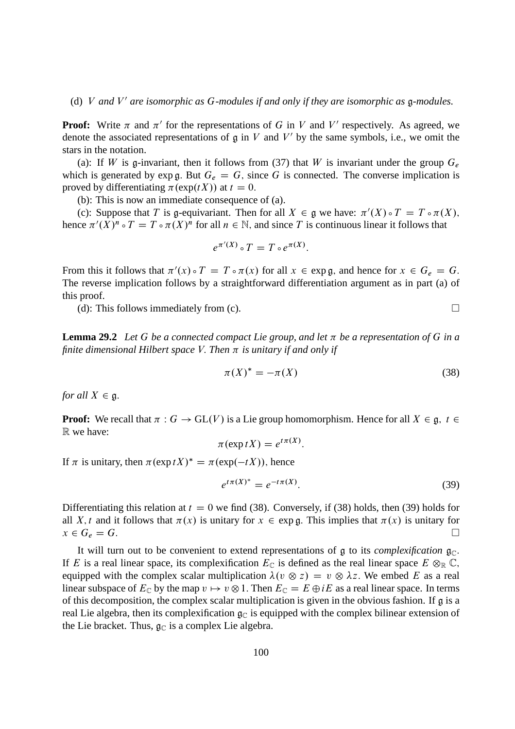(d) *$V$ and $V'$ are isomorphic as $G$-modules if and only if they are isomorphic as $\mathfrak{g}$-modules.*

**Proof:** Write $\pi$ and $\pi'$ for the representations of $G$ in $V$ and $V'$ respectively. As agreed, we denote the associated representations of $\mathfrak{g}$ in $V$ and $V'$ by the same symbols, i.e., we omit the stars in the notation.

(a): If $W$ is $\mathfrak{g}$-invariant, then it follows from (37) that $W$ is invariant under the group $G_e$ which is generated by $\exp \mathfrak{g}$. But $G_e = G$, since $G$ is connected. The converse implication is proved by differentiating $\pi(\exp(tX))$ at $t = 0$.

(b): This is now an immediate consequence of (a).

(c): Suppose that $T$ is $\mathfrak{g}$-equivariant. Then for all $X \in \mathfrak{g}$ we have: $\pi'(X) \circ T = T \circ \pi(X)$, hence $\pi'(X)^n \circ T = T \circ \pi(X)^n$ for all $n \in \mathbb{N}$, and since $T$ is continuous linear it follows that

$$e^{\pi'(X)} \circ T = T \circ e^{\pi(X)}.$$

From this it follows that $\pi'(x) \circ T = T \circ \pi(x)$ for all $x \in \exp \mathfrak{g}$, and hence for $x \in G_e = G$. The reverse implication follows by a straightforward differentiation argument as in part (a) of this proof.

(d): This follows immediately from (c). $\square$

**Lemma 29.2** *Let $G$ be a connected compact Lie group, and let $\pi$ be a representation of $G$ in a finite dimensional Hilbert space $V$. Then $\pi$ is unitary if and only if*

$$\pi(X)^* = -\pi(X) \tag{38}$$

*for all $X \in \mathfrak{g}$.*

**Proof:** We recall that $\pi : G \to \mathrm{GL}(V)$ is a Lie group homomorphism. Hence for all $X \in \mathfrak{g},\ t \in \mathbb{R}$ we have:

$$\pi(\exp tX) = e^{t\pi(X)}.$$

If $\pi$ is unitary, then $\pi(\exp tX)^* = \pi(\exp(-tX))$, hence

$$e^{t\pi(X)^*} = e^{-t\pi(X)}. \tag{39}$$

Differentiating this relation at $t = 0$ we find (38). Conversely, if (38) holds, then (39) holds for all $X, t$ and it follows that $\pi(x)$ is unitary for $x \in \exp \mathfrak{g}$. This implies that $\pi(x)$ is unitary for $x \in G_e = G$. $\square$

It will turn out to be convenient to extend representations of $\mathfrak{g}$ to its *complexification* $\mathfrak{g}_{\mathbb{C}}$. If $E$ is a real linear space, its complexification $E_{\mathbb{C}}$ is defined as the real linear space $E \otimes_{\mathbb{R}} \mathbb{C}$, equipped with the complex scalar multiplication $\lambda(v \otimes z) = v \otimes \lambda z$. We embed $E$ as a real linear subspace of $E_{\mathbb{C}}$ by the map $v \mapsto v \otimes 1$. Then $E_{\mathbb{C}} = E \oplus iE$ as a real linear space. In terms of this decomposition, the complex scalar multiplication is given in the obvious fashion. If $\mathfrak{g}$ is a real Lie algebra, then its complexification $\mathfrak{g}_{\mathbb{C}}$ is equipped with the complex bilinear extension of the Lie bracket. Thus, $\mathfrak{g}_{\mathbb{C}}$ is a complex Lie algebra.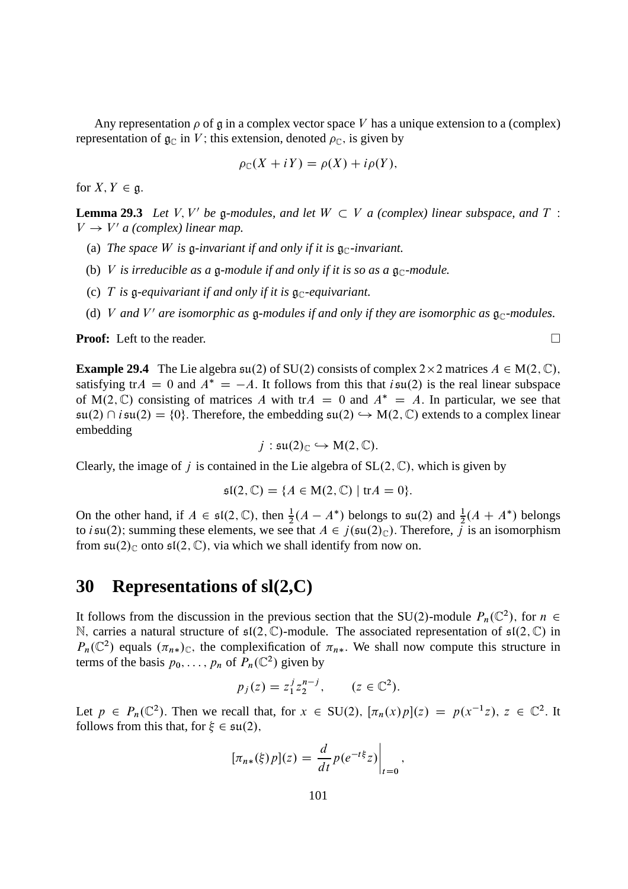Any representation $\rho$ of $\mathfrak{g}$ in a complex vector space $V$ has a unique extension to a (complex) representation of $\mathfrak{g}_{\mathbb{C}}$ in $V$; this extension, denoted $\rho_{\mathbb{C}}$, is given by

$$\rho_{\mathbb{C}}(X + iY) = \rho(X) + i\rho(Y),$$

for $X, Y \in \mathfrak{g}$.

**Lemma 29.3** *Let $V, V'$ be $\mathfrak{g}$-modules, and let $W \subset V$ a (complex) linear subspace, and $T : V \to V'$ a (complex) linear map.*

(a) *The space $W$ is $\mathfrak{g}$-invariant if and only if it is $\mathfrak{g}_{\mathbb{C}}$-invariant.*

(b) *$V$ is irreducible as a $\mathfrak{g}$-module if and only if it is so as a $\mathfrak{g}_{\mathbb{C}}$-module.*

(c) *$T$ is $\mathfrak{g}$-equivariant if and only if it is $\mathfrak{g}_{\mathbb{C}}$-equivariant.*

(d) *$V$ and $V'$ are isomorphic as $\mathfrak{g}$-modules if and only if they are isomorphic as $\mathfrak{g}_{\mathbb{C}}$-modules.*

**Proof:** Left to the reader. $\square$

**Example 29.4** The Lie algebra $\mathfrak{su}(2)$ of $\mathrm{SU}(2)$ consists of complex $2\times 2$ matrices $A \in \mathrm{M}(2, \mathbb{C})$, satisfying $\mathrm{tr}A = 0$ and $A^* = -A$. It follows from this that $i\,\mathfrak{su}(2)$ is the real linear subspace of $\mathrm{M}(2, \mathbb{C})$ consisting of matrices $A$ with $\mathrm{tr}A = 0$ and $A^* = A$. In particular, we see that $\mathfrak{su}(2) \cap i\,\mathfrak{su}(2) = \{0\}$. Therefore, the embedding $\mathfrak{su}(2) \hookrightarrow \mathrm{M}(2, \mathbb{C})$ extends to a complex linear embedding

$$j : \mathfrak{su}(2)_{\mathbb{C}} \hookrightarrow \mathrm{M}(2, \mathbb{C}).$$

Clearly, the image of $j$ is contained in the Lie algebra of $\mathrm{SL}(2, \mathbb{C})$, which is given by

$$\mathfrak{sl}(2, \mathbb{C}) = \{A \in \mathrm{M}(2, \mathbb{C}) \mid \mathrm{tr}A = 0\}.$$

On the other hand, if $A \in \mathfrak{sl}(2, \mathbb{C})$, then $\frac{1}{2}(A - A^*)$ belongs to $\mathfrak{su}(2)$ and $\frac{1}{2}(A + A^*)$ belongs to $i\,\mathfrak{su}(2)$; summing these elements, we see that $A \in j(\mathfrak{su}(2)_{\mathbb{C}})$. Therefore, $j$ is an isomorphism from $\mathfrak{su}(2)_{\mathbb{C}}$ onto $\mathfrak{sl}(2, \mathbb{C})$, via which we shall identify from now on.

# 30 Representations of sl(2,C)

It follows from the discussion in the previous section that the $\mathrm{SU}(2)$-module $P_n(\mathbb{C}^2)$, for $n \in \mathbb{N}$, carries a natural structure of $\mathfrak{sl}(2, \mathbb{C})$-module. The associated representation of $\mathfrak{sl}(2, \mathbb{C})$ in $P_n(\mathbb{C}^2)$ equals $(\pi_{n*})_{\mathbb{C}}$, the complexification of $\pi_{n*}$. We shall now compute this structure in terms of the basis $p_0, \ldots, p_n$ of $P_n(\mathbb{C}^2)$ given by

$$p_j(z) = z_1^j z_2^{n-j}, \qquad (z \in \mathbb{C}^2).$$

Let $p \in P_n(\mathbb{C}^2)$. Then we recall that, for $x \in \mathrm{SU}(2)$, $[\pi_n(x)p](z) = p(x^{-1}z)$, $z \in \mathbb{C}^2$. It follows from this that, for $\xi \in \mathfrak{su}(2)$,

$$[\pi_{n*}(\xi)p](z) = \frac{d}{dt} p(e^{-t\xi}z)\bigg|_{t=0},$$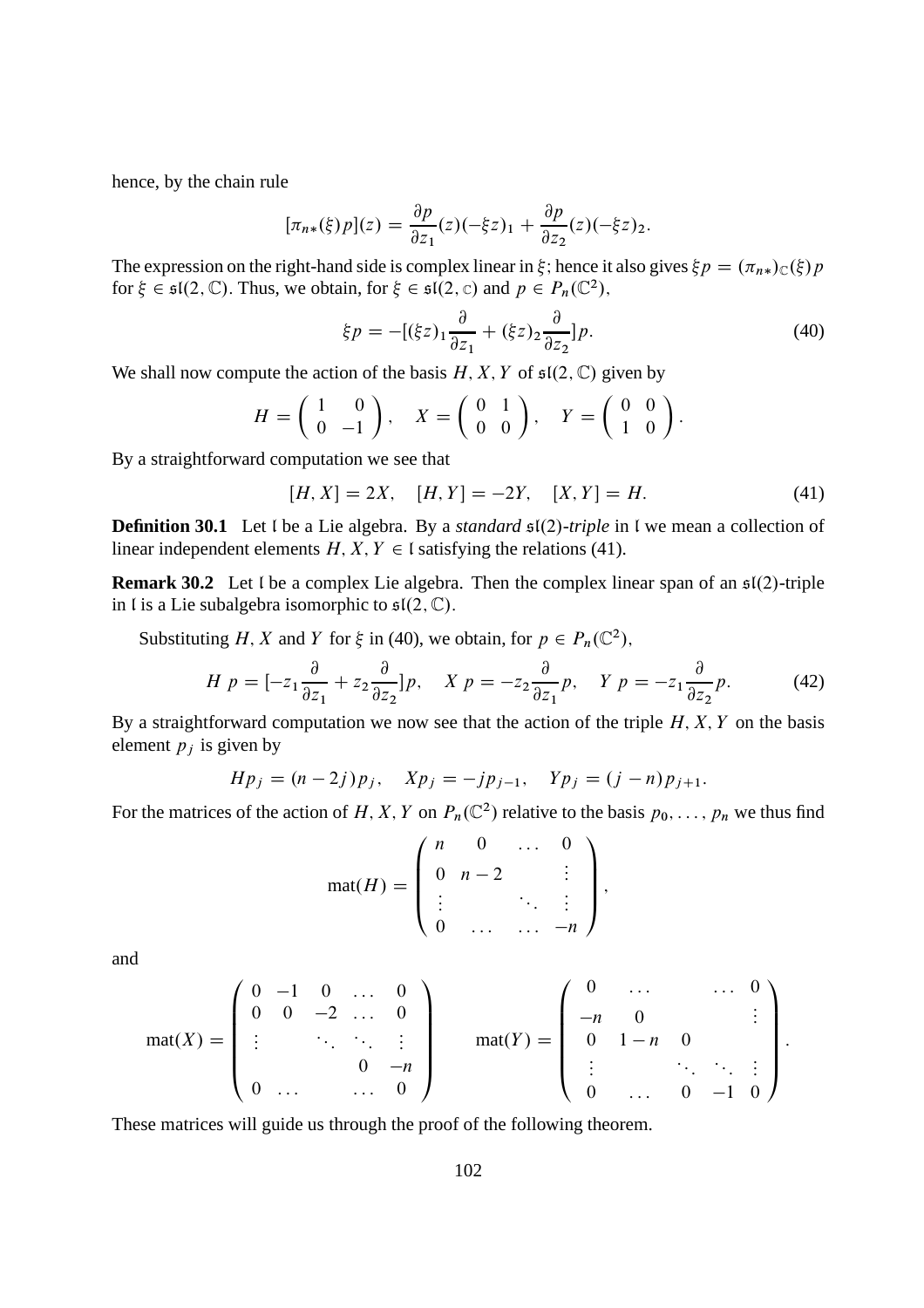hence, by the chain rule

$$[\pi_{n*}(\xi)p](z) = \frac{\partial p}{\partial z_1}(z)(-\xi z)_1 + \frac{\partial p}{\partial z_2}(z)(-\xi z)_2.$$

The expression on the right-hand side is complex linear in $\xi$; hence it also gives $\xi p = (\pi_{n*})_{\mathbb{C}}(\xi)p$ for $\xi \in \mathfrak{sl}(2,\mathbb{C})$. Thus, we obtain, for $\xi \in \mathfrak{sl}(2,\mathbb{C})$ and $p \in P_n(\mathbb{C}^2)$,

$$\xi p = -[(\xi z)_1 \frac{\partial}{\partial z_1} + (\xi z)_2 \frac{\partial}{\partial z_2}]p. \tag{40}$$

We shall now compute the action of the basis $H, X, Y$ of $\mathfrak{sl}(2,\mathbb{C})$ given by

$$H = \begin{pmatrix} 1 & 0 \\ 0 & -1 \end{pmatrix}, \quad X = \begin{pmatrix} 0 & 1 \\ 0 & 0 \end{pmatrix}, \quad Y = \begin{pmatrix} 0 & 0 \\ 1 & 0 \end{pmatrix}.$$

By a straightforward computation we see that

$$[H, X] = 2X, \quad [H, Y] = -2Y, \quad [X, Y] = H. \tag{41}$$

**Definition 30.1** Let $\mathfrak{l}$ be a Lie algebra. By a *standard* $\mathfrak{sl}(2)$*-triple* in $\mathfrak{l}$ we mean a collection of linear independent elements $H, X, Y \in \mathfrak{l}$ satisfying the relations (41).

**Remark 30.2** Let $\mathfrak{l}$ be a complex Lie algebra. Then the complex linear span of an $\mathfrak{sl}(2)$-triple in $\mathfrak{l}$ is a Lie subalgebra isomorphic to $\mathfrak{sl}(2,\mathbb{C})$.

Substituting $H$, $X$ and $Y$ for $\xi$ in (40), we obtain, for $p \in P_n(\mathbb{C}^2)$,

$$H\,p = [-z_1 \frac{\partial}{\partial z_1} + z_2 \frac{\partial}{\partial z_2}]p, \quad X\,p = -z_2 \frac{\partial}{\partial z_1} p, \quad Y\,p = -z_1 \frac{\partial}{\partial z_2} p. \tag{42}$$

By a straightforward computation we now see that the action of the triple $H, X, Y$ on the basis element $p_j$ is given by

$$Hp_j = (n - 2j)p_j, \quad Xp_j = -jp_{j-1}, \quad Yp_j = (j - n)p_{j+1}.$$

For the matrices of the action of $H, X, Y$ on $P_n(\mathbb{C}^2)$ relative to the basis $p_0, \ldots, p_n$ we thus find

$$\mathrm{mat}(H) = \begin{pmatrix} n & 0 & \ldots & 0 \\ 0 & n-2 & & \vdots \\ \vdots & & \ddots & \vdots \\ 0 & \ldots & \ldots & -n \end{pmatrix},$$

and

$$\mathrm{mat}(X) = \begin{pmatrix} 0 & -1 & 0 & \ldots & 0 \\ 0 & 0 & -2 & \ldots & 0 \\ \vdots & & \ddots & \ddots & \vdots \\ & & & 0 & -n \\ 0 & \ldots & & \ldots & 0 \end{pmatrix} \qquad \mathrm{mat}(Y) = \begin{pmatrix} 0 & \ldots & & \ldots & 0 \\ -n & 0 & & & \vdots \\ 0 & 1-n & 0 & & \\ \vdots & & \ddots & \ddots & \vdots \\ 0 & \ldots & 0 & -1 & 0 \end{pmatrix}.$$

These matrices will guide us through the proof of the following theorem.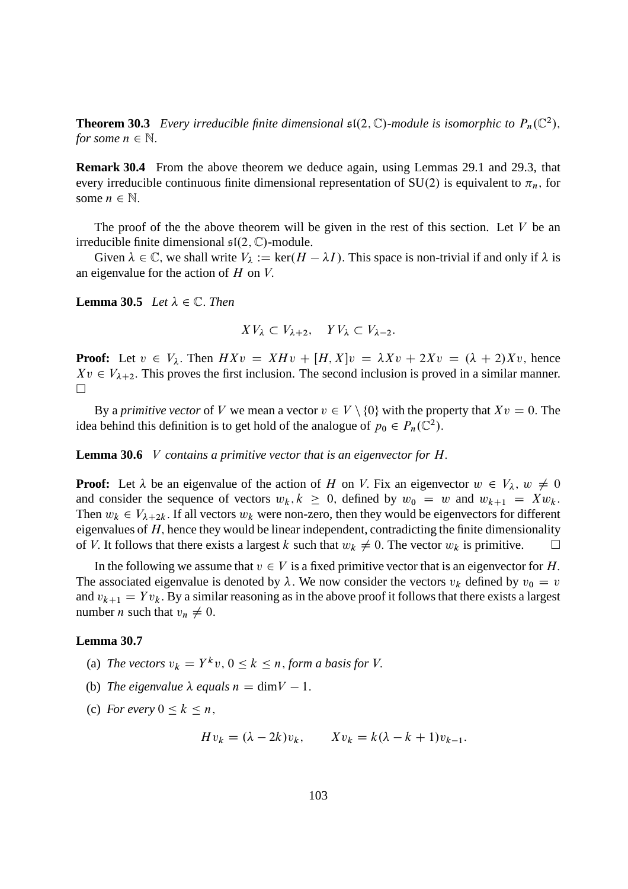**Theorem 30.3** *Every irreducible finite dimensional $\mathfrak{sl}(2, \mathbb{C})$-module is isomorphic to $P_n(\mathbb{C}^2)$, for some $n \in \mathbb{N}$.*

**Remark 30.4** From the above theorem we deduce again, using Lemmas 29.1 and 29.3, that every irreducible continuous finite dimensional representation of SU(2) is equivalent to $\pi_n$, for some $n \in \mathbb{N}$.

The proof of the the above theorem will be given in the rest of this section. Let $V$ be an irreducible finite dimensional $\mathfrak{sl}(2, \mathbb{C})$-module.

Given $\lambda \in \mathbb{C}$, we shall write $V_\lambda := \ker(H - \lambda I)$. This space is non-trivial if and only if $\lambda$ is an eigenvalue for the action of $H$ on $V$.

**Lemma 30.5** *Let $\lambda \in \mathbb{C}$. Then*

$$XV_\lambda \subset V_{\lambda+2}, \quad YV_\lambda \subset V_{\lambda-2}.$$

**Proof:** Let $v \in V_\lambda$. Then $HXv = XHv + [H, X]v = \lambda Xv + 2Xv = (\lambda + 2)Xv$, hence $Xv \in V_{\lambda+2}$. This proves the first inclusion. The second inclusion is proved in a similar manner. $\square$

By a *primitive vector* of $V$ we mean a vector $v \in V \setminus \{0\}$ with the property that $Xv = 0$. The idea behind this definition is to get hold of the analogue of $p_0 \in P_n(\mathbb{C}^2)$.

**Lemma 30.6** *$V$ contains a primitive vector that is an eigenvector for $H$.*

**Proof:** Let $\lambda$ be an eigenvalue of the action of $H$ on $V$. Fix an eigenvector $w \in V_\lambda$, $w \neq 0$ and consider the sequence of vectors $w_k, k \geq 0$, defined by $w_0 = w$ and $w_{k+1} = Xw_k$. Then $w_k \in V_{\lambda+2k}$. If all vectors $w_k$ were non-zero, then they would be eigenvectors for different eigenvalues of $H$, hence they would be linear independent, contradicting the finite dimensionality of $V$. It follows that there exists a largest $k$ such that $w_k \neq 0$. The vector $w_k$ is primitive. $\square$

In the following we assume that $v \in V$ is a fixed primitive vector that is an eigenvector for $H$. The associated eigenvalue is denoted by $\lambda$. We now consider the vectors $v_k$ defined by $v_0 = v$ and $v_{k+1} = Yv_k$. By a similar reasoning as in the above proof it follows that there exists a largest number $n$ such that $v_n \neq 0$.

**Lemma 30.7**

(a) *The vectors $v_k = Y^k v$, $0 \leq k \leq n$, form a basis for $V$.*

(b) *The eigenvalue $\lambda$ equals $n = \dim V - 1$.*

(c) *For every $0 \leq k \leq n$,*

$$Hv_k = (\lambda - 2k)v_k, \qquad Xv_k = k(\lambda - k + 1)v_{k-1}.$$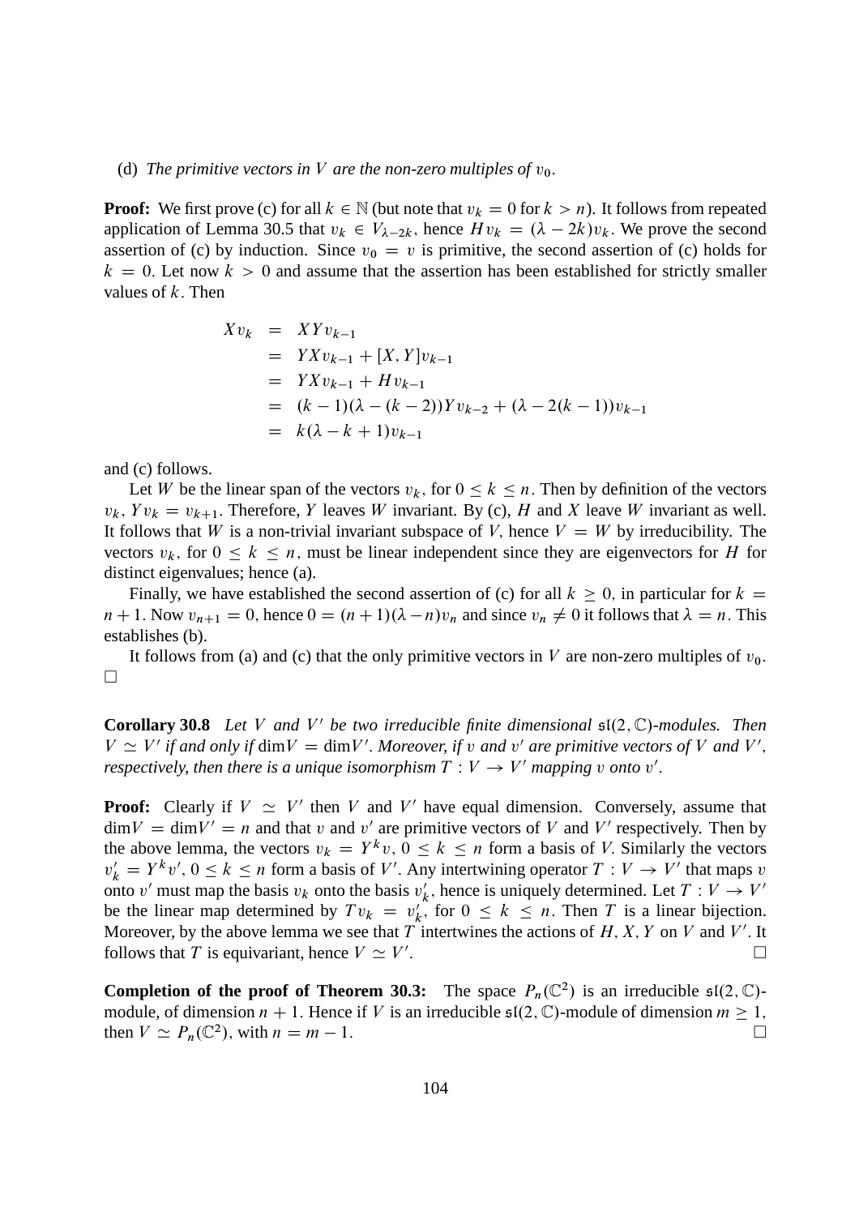(d) *The primitive vectors in $V$ are the non-zero multiples of $v_0$.*

**Proof:** We first prove (c) for all $k \in \mathbb{N}$ (but note that $v_k = 0$ for $k > n$). It follows from repeated application of Lemma 30.5 that $v_k \in V_{\lambda - 2k}$, hence $Hv_k = (\lambda - 2k)v_k$. We prove the second assertion of (c) by induction. Since $v_0 = v$ is primitive, the second assertion of (c) holds for $k = 0$. Let now $k > 0$ and assume that the assertion has been established for strictly smaller values of $k$. Then

$$
\begin{aligned}
Xv_k &= XYv_{k-1} \\
&= YXv_{k-1} + [X, Y]v_{k-1} \\
&= YXv_{k-1} + Hv_{k-1} \\
&= (k-1)(\lambda - (k-2))Yv_{k-2} + (\lambda - 2(k-1))v_{k-1} \\
&= k(\lambda - k + 1)v_{k-1}
\end{aligned}
$$

and (c) follows.

Let $W$ be the linear span of the vectors $v_k$, for $0 \leq k \leq n$. Then by definition of the vectors $v_k$, $Yv_k = v_{k+1}$. Therefore, $Y$ leaves $W$ invariant. By (c), $H$ and $X$ leave $W$ invariant as well. It follows that $W$ is a non-trivial invariant subspace of $V$, hence $V = W$ by irreducibility. The vectors $v_k$, for $0 \leq k \leq n$, must be linear independent since they are eigenvectors for $H$ for distinct eigenvalues; hence (a).

Finally, we have established the second assertion of (c) for all $k \geq 0$, in particular for $k = n+1$. Now $v_{n+1} = 0$, hence $0 = (n+1)(\lambda - n)v_n$ and since $v_n \neq 0$ it follows that $\lambda = n$. This establishes (b).

It follows from (a) and (c) that the only primitive vectors in $V$ are non-zero multiples of $v_0$. □

**Corollary 30.8** *Let $V$ and $V'$ be two irreducible finite dimensional $\mathfrak{sl}(2, \mathbb{C})$-modules. Then $V \simeq V'$ if and only if $\dim V = \dim V'$. Moreover, if $v$ and $v'$ are primitive vectors of $V$ and $V'$, respectively, then there is a unique isomorphism $T : V \to V'$ mapping $v$ onto $v'$.*

**Proof:** Clearly if $V \simeq V'$ then $V$ and $V'$ have equal dimension. Conversely, assume that $\dim V = \dim V' = n$ and that $v$ and $v'$ are primitive vectors of $V$ and $V'$ respectively. Then by the above lemma, the vectors $v_k = Y^k v$, $0 \leq k \leq n$ form a basis of $V$. Similarly the vectors $v'_k = Y^k v'$, $0 \leq k \leq n$ form a basis of $V'$. Any intertwining operator $T : V \to V'$ that maps $v$ onto $v'$ must map the basis $v_k$ onto the basis $v'_k$, hence is uniquely determined. Let $T : V \to V'$ be the linear map determined by $Tv_k = v'_k$, for $0 \leq k \leq n$. Then $T$ is a linear bijection. Moreover, by the above lemma we see that $T$ intertwines the actions of $H, X, Y$ on $V$ and $V'$. It follows that $T$ is equivariant, hence $V \simeq V'$. □

**Completion of the proof of Theorem 30.3:** The space $P_n(\mathbb{C}^2)$ is an irreducible $\mathfrak{sl}(2, \mathbb{C})$-module, of dimension $n + 1$. Hence if $V$ is an irreducible $\mathfrak{sl}(2, \mathbb{C})$-module of dimension $m \geq 1$, then $V \simeq P_n(\mathbb{C}^2)$, with $n = m - 1$. □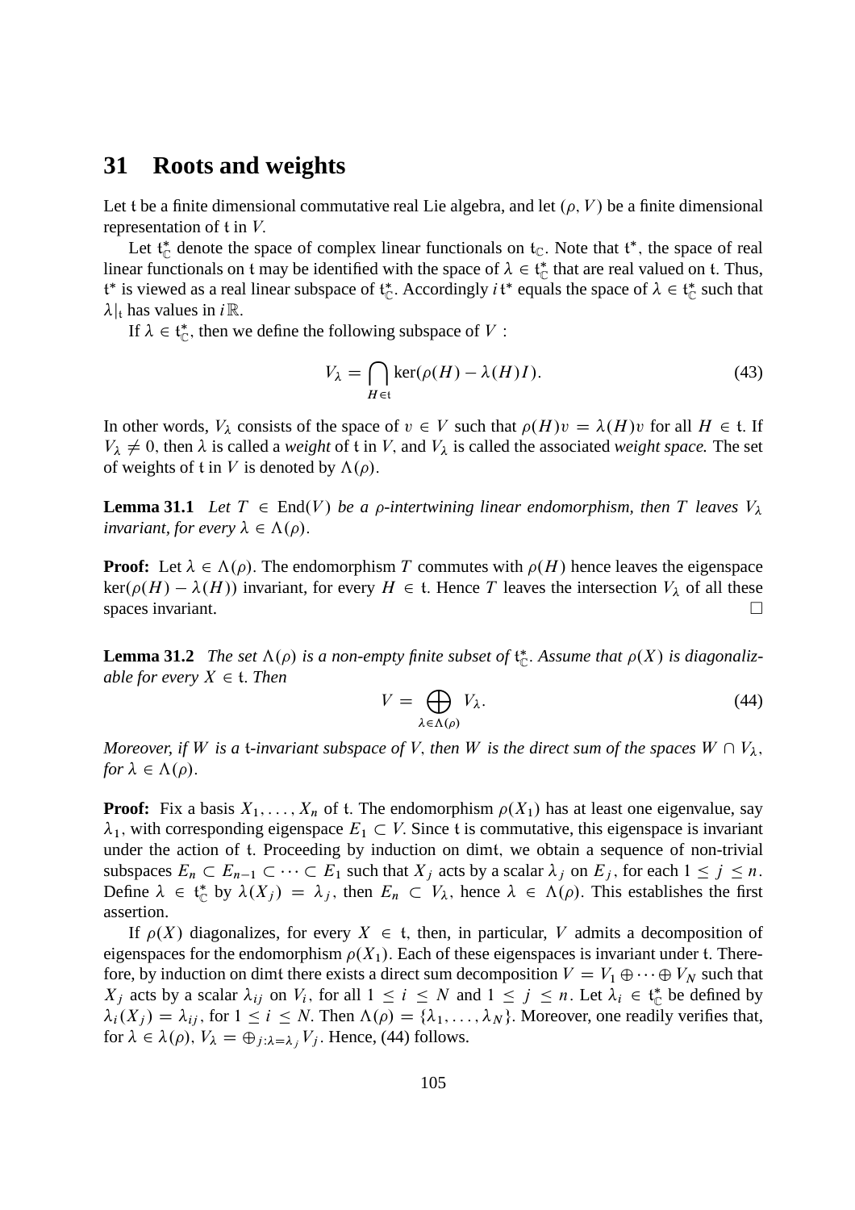## 31 Roots and weights

Let $\mathfrak{t}$ be a finite dimensional commutative real Lie algebra, and let $(\rho, V)$ be a finite dimensional representation of $\mathfrak{t}$ in $V$.

Let $\mathfrak{t}_{\mathbb{C}}^*$ denote the space of complex linear functionals on $\mathfrak{t}_{\mathbb{C}}$. Note that $\mathfrak{t}^*$, the space of real linear functionals on $\mathfrak{t}$ may be identified with the space of $\lambda \in \mathfrak{t}_{\mathbb{C}}^*$ that are real valued on $\mathfrak{t}$. Thus, $\mathfrak{t}^*$ is viewed as a real linear subspace of $\mathfrak{t}_{\mathbb{C}}^*$. Accordingly $i\mathfrak{t}^*$ equals the space of $\lambda \in \mathfrak{t}_{\mathbb{C}}^*$ such that $\lambda|_{\mathfrak{t}}$ has values in $i\mathbb{R}$.

If $\lambda \in \mathfrak{t}_{\mathbb{C}}^*$, then we define the following subspace of $V$ :

$$V_\lambda = \bigcap_{H \in \mathfrak{t}} \ker(\rho(H) - \lambda(H)I). \tag{43}$$

In other words, $V_\lambda$ consists of the space of $v \in V$ such that $\rho(H)v = \lambda(H)v$ for all $H \in \mathfrak{t}$. If $V_\lambda \neq 0$, then $\lambda$ is called a *weight* of $\mathfrak{t}$ in $V$, and $V_\lambda$ is called the associated *weight space.* The set of weights of $\mathfrak{t}$ in $V$ is denoted by $\Lambda(\rho)$.

**Lemma 31.1** *Let $T \in \mathrm{End}(V)$ be a $\rho$-intertwining linear endomorphism, then $T$ leaves $V_\lambda$ invariant, for every $\lambda \in \Lambda(\rho)$.*

**Proof:** Let $\lambda \in \Lambda(\rho)$. The endomorphism $T$ commutes with $\rho(H)$ hence leaves the eigenspace $\ker(\rho(H) - \lambda(H))$ invariant, for every $H \in \mathfrak{t}$. Hence $T$ leaves the intersection $V_\lambda$ of all these spaces invariant. $\square$

**Lemma 31.2** *The set $\Lambda(\rho)$ is a non-empty finite subset of $\mathfrak{t}_{\mathbb{C}}^*$. Assume that $\rho(X)$ is diagonalizable for every $X \in \mathfrak{t}$. Then*

$$V = \bigoplus_{\lambda \in \Lambda(\rho)} V_\lambda. \tag{44}$$

*Moreover, if $W$ is a $\mathfrak{t}$-invariant subspace of $V$, then $W$ is the direct sum of the spaces $W \cap V_\lambda$, for $\lambda \in \Lambda(\rho)$.*

**Proof:** Fix a basis $X_1, \ldots, X_n$ of $\mathfrak{t}$. The endomorphism $\rho(X_1)$ has at least one eigenvalue, say $\lambda_1$, with corresponding eigenspace $E_1 \subset V$. Since $\mathfrak{t}$ is commutative, this eigenspace is invariant under the action of $\mathfrak{t}$. Proceeding by induction on $\dim \mathfrak{t}$, we obtain a sequence of non-trivial subspaces $E_n \subset E_{n-1} \subset \cdots \subset E_1$ such that $X_j$ acts by a scalar $\lambda_j$ on $E_j$, for each $1 \leq j \leq n$. Define $\lambda \in \mathfrak{t}_{\mathbb{C}}^*$ by $\lambda(X_j) = \lambda_j$, then $E_n \subset V_\lambda$, hence $\lambda \in \Lambda(\rho)$. This establishes the first assertion.

If $\rho(X)$ diagonalizes, for every $X \in \mathfrak{t}$, then, in particular, $V$ admits a decomposition of eigenspaces for the endomorphism $\rho(X_1)$. Each of these eigenspaces is invariant under $\mathfrak{t}$. Therefore, by induction on $\dim \mathfrak{t}$ there exists a direct sum decomposition $V = V_1 \oplus \cdots \oplus V_N$ such that $X_j$ acts by a scalar $\lambda_{ij}$ on $V_i$, for all $1 \leq i \leq N$ and $1 \leq j \leq n$. Let $\lambda_i \in \mathfrak{t}_{\mathbb{C}}^*$ be defined by $\lambda_i(X_j) = \lambda_{ij}$, for $1 \leq i \leq N$. Then $\Lambda(\rho) = \{\lambda_1, \ldots, \lambda_N\}$. Moreover, one readily verifies that, for $\lambda \in \lambda(\rho)$, $V_\lambda = \oplus_{j : \lambda = \lambda_j} V_j$. Hence, (44) follows.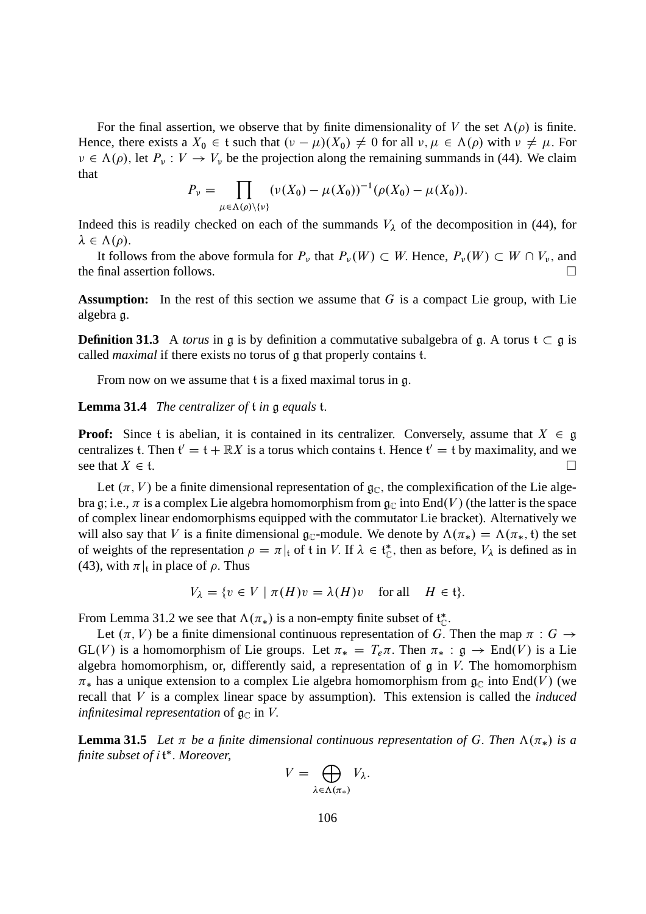For the final assertion, we observe that by finite dimensionality of $V$ the set $\Lambda(\rho)$ is finite. Hence, there exists a $X_0 \in \mathfrak{t}$ such that $(\nu - \mu)(X_0) \neq 0$ for all $\nu, \mu \in \Lambda(\rho)$ with $\nu \neq \mu$. For $\nu \in \Lambda(\rho)$, let $P_\nu : V \to V_\nu$ be the projection along the remaining summands in (44). We claim that

$$P_\nu = \prod_{\mu \in \Lambda(\rho)\setminus\{\nu\}} (\nu(X_0) - \mu(X_0))^{-1}(\rho(X_0) - \mu(X_0)).$$

Indeed this is readily checked on each of the summands $V_\lambda$ of the decomposition in (44), for $\lambda \in \Lambda(\rho)$.

It follows from the above formula for $P_\nu$ that $P_\nu(W) \subset W$. Hence, $P_\nu(W) \subset W \cap V_\nu$, and the final assertion follows. □

**Assumption:** In the rest of this section we assume that $G$ is a compact Lie group, with Lie algebra $\mathfrak{g}$.

**Definition 31.3** A *torus* in $\mathfrak{g}$ is by definition a commutative subalgebra of $\mathfrak{g}$. A torus $\mathfrak{t} \subset \mathfrak{g}$ is called *maximal* if there exists no torus of $\mathfrak{g}$ that properly contains $\mathfrak{t}$.

From now on we assume that $\mathfrak{t}$ is a fixed maximal torus in $\mathfrak{g}$.

**Lemma 31.4** *The centralizer of* $\mathfrak{t}$ *in* $\mathfrak{g}$ *equals* $\mathfrak{t}$.

**Proof:** Since $\mathfrak{t}$ is abelian, it is contained in its centralizer. Conversely, assume that $X \in \mathfrak{g}$ centralizes $\mathfrak{t}$. Then $\mathfrak{t}' = \mathfrak{t} + \mathbb{R}X$ is a torus which contains $\mathfrak{t}$. Hence $\mathfrak{t}' = \mathfrak{t}$ by maximality, and we see that $X \in \mathfrak{t}$. □

Let $(\pi, V)$ be a finite dimensional representation of $\mathfrak{g}_\mathbb{C}$, the complexification of the Lie algebra $\mathfrak{g}$; i.e., $\pi$ is a complex Lie algebra homomorphism from $\mathfrak{g}_\mathbb{C}$ into $\mathrm{End}(V)$ (the latter is the space of complex linear endomorphisms equipped with the commutator Lie bracket). Alternatively we will also say that $V$ is a finite dimensional $\mathfrak{g}_\mathbb{C}$-module. We denote by $\Lambda(\pi_*) = \Lambda(\pi_*, \mathfrak{t})$ the set of weights of the representation $\rho = \pi|_\mathfrak{t}$ of $\mathfrak{t}$ in $V$. If $\lambda \in \mathfrak{t}^*_\mathbb{C}$, then as before, $V_\lambda$ is defined as in (43), with $\pi|_\mathfrak{t}$ in place of $\rho$. Thus

$$V_\lambda = \{v \in V \mid \pi(H)v = \lambda(H)v \quad \text{for all} \quad H \in \mathfrak{t}\}.$$

From Lemma 31.2 we see that $\Lambda(\pi_*)$ is a non-empty finite subset of $\mathfrak{t}^*_\mathbb{C}$.

Let $(\pi, V)$ be a finite dimensional continuous representation of $G$. Then the map $\pi : G \to \mathrm{GL}(V)$ is a homomorphism of Lie groups. Let $\pi_* = T_e\pi$. Then $\pi_* : \mathfrak{g} \to \mathrm{End}(V)$ is a Lie algebra homomorphism, or, differently said, a representation of $\mathfrak{g}$ in $V$. The homomorphism $\pi_*$ has a unique extension to a complex Lie algebra homomorphism from $\mathfrak{g}_\mathbb{C}$ into $\mathrm{End}(V)$ (we recall that $V$ is a complex linear space by assumption). This extension is called the *induced infinitesimal representation* of $\mathfrak{g}_\mathbb{C}$ in $V$.

**Lemma 31.5** *Let* $\pi$ *be a finite dimensional continuous representation of* $G$*. Then* $\Lambda(\pi_*)$ *is a finite subset of* $i\,\mathfrak{t}^*$*. Moreover,*

$$V = \bigoplus_{\lambda \in \Lambda(\pi_*)} V_\lambda.$$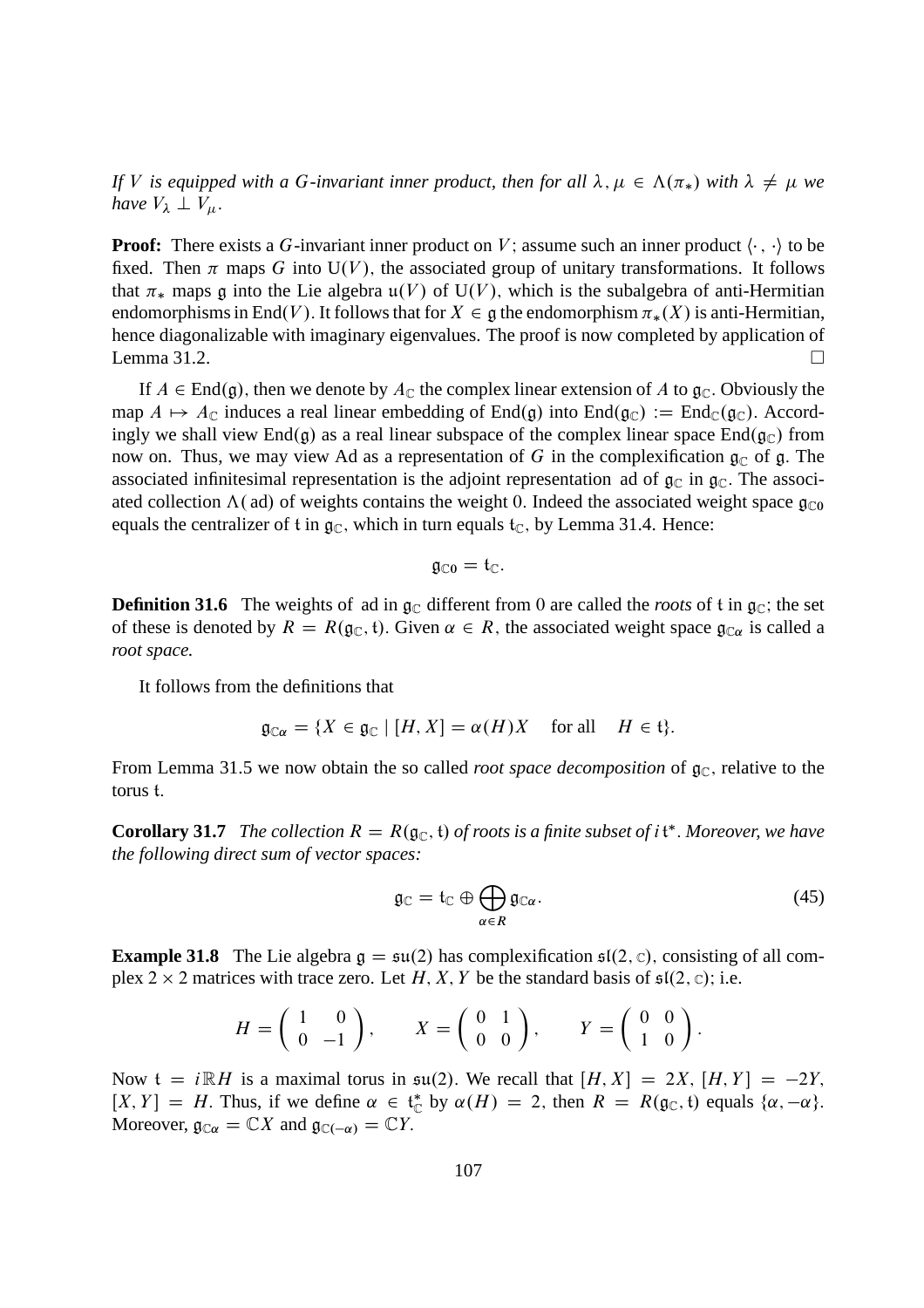*If $V$ is equipped with a $G$-invariant inner product, then for all $\lambda, \mu \in \Lambda(\pi_*)$ with $\lambda \neq \mu$ we have $V_\lambda \perp V_\mu$.*

**Proof:** There exists a $G$-invariant inner product on $V$; assume such an inner product $\langle \cdot\,, \cdot \rangle$ to be fixed. Then $\pi$ maps $G$ into $\mathrm{U}(V)$, the associated group of unitary transformations. It follows that $\pi_*$ maps $\mathfrak{g}$ into the Lie algebra $\mathfrak{u}(V)$ of $\mathrm{U}(V)$, which is the subalgebra of anti-Hermitian endomorphisms in $\mathrm{End}(V)$. It follows that for $X \in \mathfrak{g}$ the endomorphism $\pi_*(X)$ is anti-Hermitian, hence diagonalizable with imaginary eigenvalues. The proof is now completed by application of Lemma 31.2. $\square$

If $A \in \mathrm{End}(\mathfrak{g})$, then we denote by $A_{\mathbb{C}}$ the complex linear extension of $A$ to $\mathfrak{g}_{\mathbb{C}}$. Obviously the map $A \mapsto A_{\mathbb{C}}$ induces a real linear embedding of $\mathrm{End}(\mathfrak{g})$ into $\mathrm{End}(\mathfrak{g}_{\mathbb{C}}) := \mathrm{End}_{\mathbb{C}}(\mathfrak{g}_{\mathbb{C}})$. Accordingly we shall view $\mathrm{End}(\mathfrak{g})$ as a real linear subspace of the complex linear space $\mathrm{End}(\mathfrak{g}_{\mathbb{C}})$ from now on. Thus, we may view $\mathrm{Ad}$ as a representation of $G$ in the complexification $\mathfrak{g}_{\mathbb{C}}$ of $\mathfrak{g}$. The associated infinitesimal representation is the adjoint representation $\mathrm{ad}$ of $\mathfrak{g}_{\mathbb{C}}$ in $\mathfrak{g}_{\mathbb{C}}$. The associated collection $\Lambda(\mathrm{ad})$ of weights contains the weight $0$. Indeed the associated weight space $\mathfrak{g}_{\mathbb{C}0}$ equals the centralizer of $\mathfrak{t}$ in $\mathfrak{g}_{\mathbb{C}}$, which in turn equals $\mathfrak{t}_{\mathbb{C}}$, by Lemma 31.4. Hence:

$$\mathfrak{g}_{\mathbb{C}0} = \mathfrak{t}_{\mathbb{C}}.$$

**Definition 31.6** The weights of $\mathrm{ad}$ in $\mathfrak{g}_{\mathbb{C}}$ different from 0 are called the *roots* of $\mathfrak{t}$ in $\mathfrak{g}_{\mathbb{C}}$; the set of these is denoted by $R = R(\mathfrak{g}_{\mathbb{C}}, \mathfrak{t})$. Given $\alpha \in R$, the associated weight space $\mathfrak{g}_{\mathbb{C}\alpha}$ is called a *root space.*

It follows from the definitions that

$$\mathfrak{g}_{\mathbb{C}\alpha} = \{X \in \mathfrak{g}_{\mathbb{C}} \mid [H, X] = \alpha(H)X \quad \text{for all} \quad H \in \mathfrak{t}\}.$$

From Lemma 31.5 we now obtain the so called *root space decomposition* of $\mathfrak{g}_{\mathbb{C}}$, relative to the torus $\mathfrak{t}$.

**Corollary 31.7** *The collection $R = R(\mathfrak{g}_{\mathbb{C}}, \mathfrak{t})$ of roots is a finite subset of $i\,\mathfrak{t}^*$. Moreover, we have the following direct sum of vector spaces:*

$$\mathfrak{g}_{\mathbb{C}} = \mathfrak{t}_{\mathbb{C}} \oplus \bigoplus_{\alpha \in R} \mathfrak{g}_{\mathbb{C}\alpha}. \tag{45}$$

**Example 31.8** The Lie algebra $\mathfrak{g} = \mathfrak{su}(2)$ has complexification $\mathfrak{sl}(2, \mathbb{C})$, consisting of all complex $2 \times 2$ matrices with trace zero. Let $H, X, Y$ be the standard basis of $\mathfrak{sl}(2, \mathbb{C})$; i.e.

$$H = \begin{pmatrix} 1 & 0 \\ 0 & -1 \end{pmatrix}, \qquad X = \begin{pmatrix} 0 & 1 \\ 0 & 0 \end{pmatrix}, \qquad Y = \begin{pmatrix} 0 & 0 \\ 1 & 0 \end{pmatrix}.$$

Now $\mathfrak{t} = i\mathbb{R}H$ is a maximal torus in $\mathfrak{su}(2)$. We recall that $[H, X] = 2X$, $[H, Y] = -2Y$, $[X, Y] = H$. Thus, if we define $\alpha \in \mathfrak{t}_{\mathbb{C}}^*$ by $\alpha(H) = 2$, then $R = R(\mathfrak{g}_{\mathbb{C}}, \mathfrak{t})$ equals $\{\alpha, -\alpha\}$. Moreover, $\mathfrak{g}_{\mathbb{C}\alpha} = \mathbb{C}X$ and $\mathfrak{g}_{\mathbb{C}(-\alpha)} = \mathbb{C}Y$.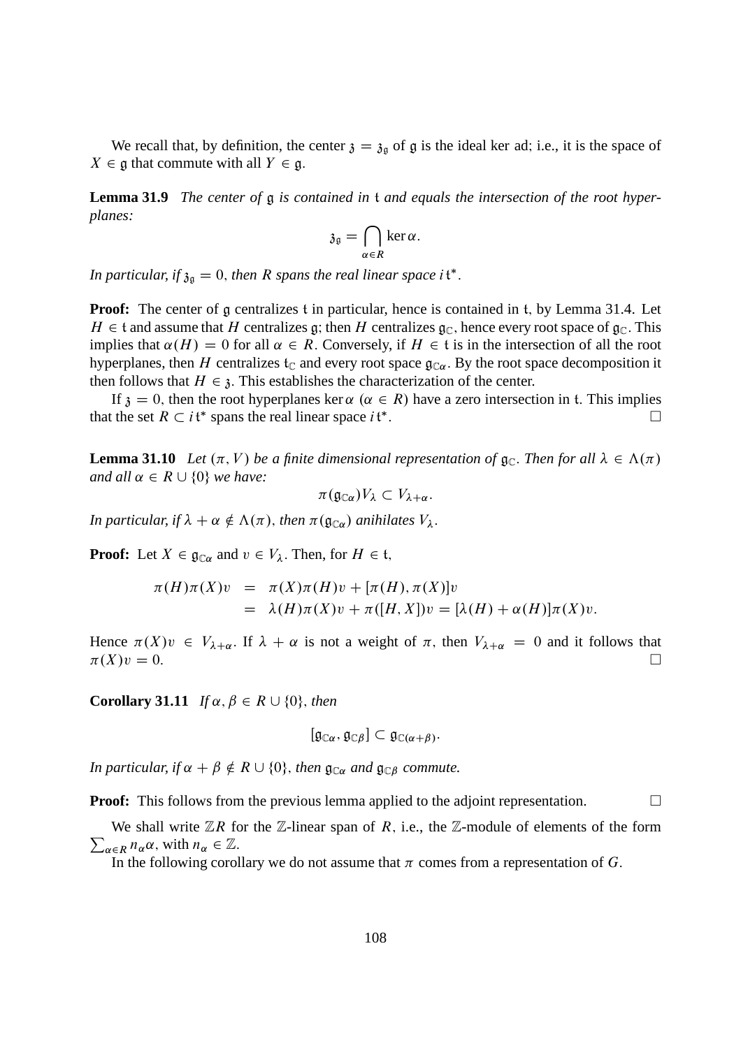We recall that, by definition, the center $\mathfrak{z} = \mathfrak{z}_\mathfrak{g}$ of $\mathfrak{g}$ is the ideal ker ad; i.e., it is the space of $X \in \mathfrak{g}$ that commute with all $Y \in \mathfrak{g}$.

**Lemma 31.9** *The center of $\mathfrak{g}$ is contained in $\mathfrak{t}$ and equals the intersection of the root hyperplanes:*

$$\mathfrak{z}_\mathfrak{g} = \bigcap_{\alpha \in R} \ker \alpha.$$

*In particular, if $\mathfrak{z}_\mathfrak{g} = 0$, then $R$ spans the real linear space $i\mathfrak{t}^*$.*

**Proof:** The center of $\mathfrak{g}$ centralizes $\mathfrak{t}$ in particular, hence is contained in $\mathfrak{t}$, by Lemma 31.4. Let $H \in \mathfrak{t}$ and assume that $H$ centralizes $\mathfrak{g}$; then $H$ centralizes $\mathfrak{g}_\mathbb{C}$, hence every root space of $\mathfrak{g}_\mathbb{C}$. This implies that $\alpha(H) = 0$ for all $\alpha \in R$. Conversely, if $H \in \mathfrak{t}$ is in the intersection of all the root hyperplanes, then $H$ centralizes $\mathfrak{t}_\mathbb{C}$ and every root space $\mathfrak{g}_{\mathbb{C}\alpha}$. By the root space decomposition it then follows that $H \in \mathfrak{z}$. This establishes the characterization of the center.

If $\mathfrak{z} = 0$, then the root hyperplanes $\ker \alpha$ ($\alpha \in R$) have a zero intersection in $\mathfrak{t}$. This implies that the set $R \subset i\mathfrak{t}^*$ spans the real linear space $i\mathfrak{t}^*$. $\square$

**Lemma 31.10** *Let $(\pi, V)$ be a finite dimensional representation of $\mathfrak{g}_\mathbb{C}$. Then for all $\lambda \in \Lambda(\pi)$ and all $\alpha \in R \cup \{0\}$ we have:*

$$\pi(\mathfrak{g}_{\mathbb{C}\alpha})V_\lambda \subset V_{\lambda+\alpha}.$$

*In particular, if $\lambda + \alpha \notin \Lambda(\pi)$, then $\pi(\mathfrak{g}_{\mathbb{C}\alpha})$ anihilates $V_\lambda$.*

**Proof:** Let $X \in \mathfrak{g}_{\mathbb{C}\alpha}$ and $v \in V_\lambda$. Then, for $H \in \mathfrak{t}$,

$$\begin{aligned} \pi(H)\pi(X)v &= \pi(X)\pi(H)v + [\pi(H), \pi(X)]v \\ &= \lambda(H)\pi(X)v + \pi([H, X])v = [\lambda(H) + \alpha(H)]\pi(X)v. \end{aligned}$$

Hence $\pi(X)v \in V_{\lambda+\alpha}$. If $\lambda + \alpha$ is not a weight of $\pi$, then $V_{\lambda+\alpha} = 0$ and it follows that $\pi(X)v = 0$. $\square$

**Corollary 31.11** *If $\alpha, \beta \in R \cup \{0\}$, then*

$$[\mathfrak{g}_{\mathbb{C}\alpha}, \mathfrak{g}_{\mathbb{C}\beta}] \subset \mathfrak{g}_{\mathbb{C}(\alpha+\beta)}.$$

*In particular, if $\alpha + \beta \notin R \cup \{0\}$, then $\mathfrak{g}_{\mathbb{C}\alpha}$ and $\mathfrak{g}_{\mathbb{C}\beta}$ commute.*

**Proof:** This follows from the previous lemma applied to the adjoint representation. $\square$

We shall write $\mathbb{Z}R$ for the $\mathbb{Z}$-linear span of $R$, i.e., the $\mathbb{Z}$-module of elements of the form $\sum_{\alpha \in R} n_\alpha \alpha$, with $n_\alpha \in \mathbb{Z}$.

In the following corollary we do not assume that $\pi$ comes from a representation of $G$.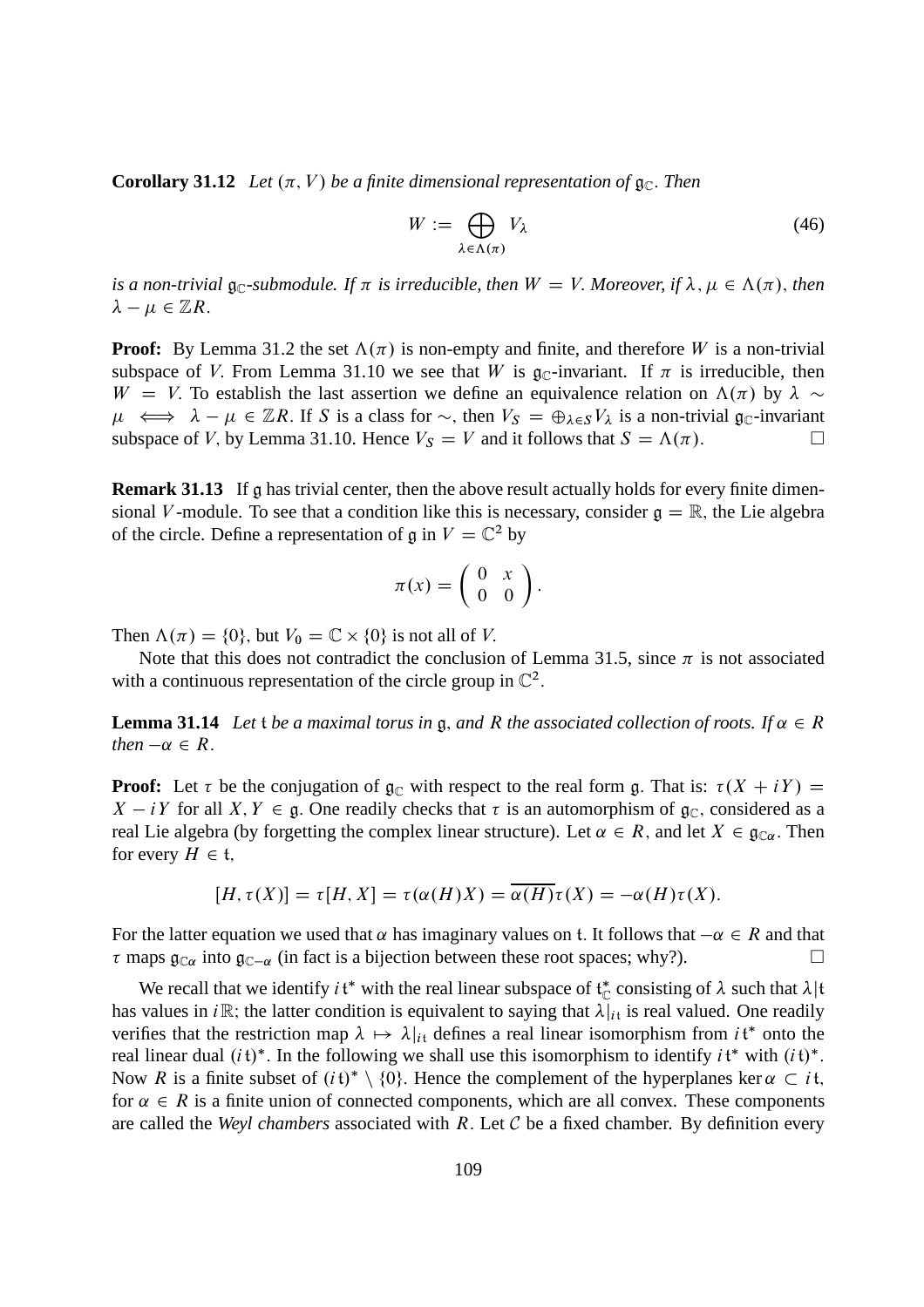**Corollary 31.12** *Let $(\pi, V)$ be a finite dimensional representation of $\mathfrak{g}_{\mathbb{C}}$. Then*

$$W := \bigoplus_{\lambda \in \Lambda(\pi)} V_\lambda \tag{46}$$

*is a non-trivial $\mathfrak{g}_{\mathbb{C}}$-submodule. If $\pi$ is irreducible, then $W = V$. Moreover, if $\lambda, \mu \in \Lambda(\pi)$, then $\lambda - \mu \in \mathbb{Z}R$.*

**Proof:** By Lemma 31.2 the set $\Lambda(\pi)$ is non-empty and finite, and therefore $W$ is a non-trivial subspace of $V$. From Lemma 31.10 we see that $W$ is $\mathfrak{g}_{\mathbb{C}}$-invariant. If $\pi$ is irreducible, then $W = V$. To establish the last assertion we define an equivalence relation on $\Lambda(\pi)$ by $\lambda \sim \mu \iff \lambda - \mu \in \mathbb{Z}R$. If $S$ is a class for $\sim$, then $V_S = \oplus_{\lambda \in S} V_\lambda$ is a non-trivial $\mathfrak{g}_{\mathbb{C}}$-invariant subspace of $V$, by Lemma 31.10. Hence $V_S = V$ and it follows that $S = \Lambda(\pi)$. $\square$

**Remark 31.13** If $\mathfrak{g}$ has trivial center, then the above result actually holds for every finite dimensional $V$-module. To see that a condition like this is necessary, consider $\mathfrak{g} = \mathbb{R}$, the Lie algebra of the circle. Define a representation of $\mathfrak{g}$ in $V = \mathbb{C}^2$ by

$$\pi(x) = \begin{pmatrix} 0 & x \\ 0 & 0 \end{pmatrix}.$$

Then $\Lambda(\pi) = \{0\}$, but $V_0 = \mathbb{C} \times \{0\}$ is not all of $V$.

Note that this does not contradict the conclusion of Lemma 31.5, since $\pi$ is not associated with a continuous representation of the circle group in $\mathbb{C}^2$.

**Lemma 31.14** *Let $\mathfrak{t}$ be a maximal torus in $\mathfrak{g}$, and $R$ the associated collection of roots. If $\alpha \in R$ then $-\alpha \in R$.*

**Proof:** Let $\tau$ be the conjugation of $\mathfrak{g}_{\mathbb{C}}$ with respect to the real form $\mathfrak{g}$. That is: $\tau(X + iY) = X - iY$ for all $X, Y \in \mathfrak{g}$. One readily checks that $\tau$ is an automorphism of $\mathfrak{g}_{\mathbb{C}}$, considered as a real Lie algebra (by forgetting the complex linear structure). Let $\alpha \in R$, and let $X \in \mathfrak{g}_{\mathbb{C}\alpha}$. Then for every $H \in \mathfrak{t}$,

$$[H, \tau(X)] = \tau[H, X] = \tau(\alpha(H)X) = \overline{\alpha(H)}\tau(X) = -\alpha(H)\tau(X).$$

For the latter equation we used that $\alpha$ has imaginary values on $\mathfrak{t}$. It follows that $-\alpha \in R$ and that $\tau$ maps $\mathfrak{g}_{\mathbb{C}\alpha}$ into $\mathfrak{g}_{\mathbb{C}-\alpha}$ (in fact is a bijection between these root spaces; why?). $\square$

We recall that we identify $i\mathfrak{t}^*$ with the real linear subspace of $\mathfrak{t}_{\mathbb{C}}^*$ consisting of $\lambda$ such that $\lambda|\mathfrak{t}$ has values in $i\mathbb{R}$; the latter condition is equivalent to saying that $\lambda|_{i\mathfrak{t}}$ is real valued. One readily verifies that the restriction map $\lambda \mapsto \lambda|_{i\mathfrak{t}}$ defines a real linear isomorphism from $i\mathfrak{t}^*$ onto the real linear dual $(i\mathfrak{t})^*$. In the following we shall use this isomorphism to identify $i\mathfrak{t}^*$ with $(i\mathfrak{t})^*$. Now $R$ is a finite subset of $(i\mathfrak{t})^* \setminus \{0\}$. Hence the complement of the hyperplanes $\ker \alpha \subset i\mathfrak{t}$, for $\alpha \in R$ is a finite union of connected components, which are all convex. These components are called the *Weyl chambers* associated with $R$. Let $\mathcal{C}$ be a fixed chamber. By definition every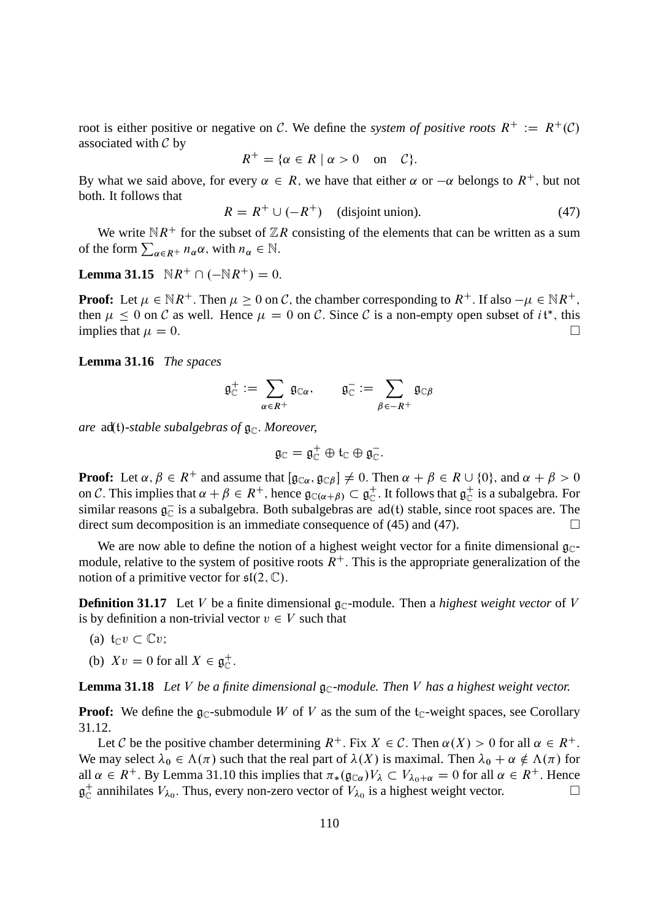root is either positive or negative on $\mathcal{C}$. We define the *system of positive roots* $R^+ := R^+(\mathcal{C})$ associated with $\mathcal{C}$ by

$$R^+ = \{\alpha \in R \mid \alpha > 0 \quad \text{on} \quad \mathcal{C}\}.$$

By what we said above, for every $\alpha \in R$, we have that either $\alpha$ or $-\alpha$ belongs to $R^+$, but not both. It follows that

$$R = R^+ \cup (-R^+) \quad \text{(disjoint union)}. \tag{47}$$

We write $\mathbb{N}R^+$ for the subset of $\mathbb{Z}R$ consisting of the elements that can be written as a sum of the form $\sum_{\alpha \in R^+} n_\alpha \alpha$, with $n_\alpha \in \mathbb{N}$.

**Lemma 31.15** $\mathbb{N}R^+ \cap (-\mathbb{N}R^+) = 0.$

**Proof:** Let $\mu \in \mathbb{N}R^+$. Then $\mu \geq 0$ on $\mathcal{C}$, the chamber corresponding to $R^+$. If also $-\mu \in \mathbb{N}R^+$, then $\mu \leq 0$ on $\mathcal{C}$ as well. Hence $\mu = 0$ on $\mathcal{C}$. Since $\mathcal{C}$ is a non-empty open subset of $i\mathfrak{t}^*$, this implies that $\mu = 0$. $\square$

**Lemma 31.16** *The spaces*

$$\mathfrak{g}_{\mathbb{C}}^+ := \sum_{\alpha \in R^+} \mathfrak{g}_{\mathbb{C}\alpha}, \qquad \mathfrak{g}_{\mathbb{C}}^- := \sum_{\beta \in -R^+} \mathfrak{g}_{\mathbb{C}\beta}$$

*are* $\mathrm{ad}(\mathfrak{t})$*-stable subalgebras of* $\mathfrak{g}_{\mathbb{C}}$*. Moreover,*

$$\mathfrak{g}_{\mathbb{C}} = \mathfrak{g}_{\mathbb{C}}^+ \oplus \mathfrak{t}_{\mathbb{C}} \oplus \mathfrak{g}_{\mathbb{C}}^-.$$

**Proof:** Let $\alpha, \beta \in R^+$ and assume that $[\mathfrak{g}_{\mathbb{C}\alpha}, \mathfrak{g}_{\mathbb{C}\beta}] \neq 0$. Then $\alpha + \beta \in R \cup \{0\}$, and $\alpha + \beta > 0$ on $\mathcal{C}$. This implies that $\alpha + \beta \in R^+$, hence $\mathfrak{g}_{\mathbb{C}(\alpha+\beta)} \subset \mathfrak{g}_{\mathbb{C}}^+$. It follows that $\mathfrak{g}_{\mathbb{C}}^+$ is a subalgebra. For similar reasons $\mathfrak{g}_{\mathbb{C}}^-$ is a subalgebra. Both subalgebras are $\mathrm{ad}(\mathfrak{t})$ stable, since root spaces are. The direct sum decomposition is an immediate consequence of (45) and (47). $\square$

We are now able to define the notion of a highest weight vector for a finite dimensional $\mathfrak{g}_{\mathbb{C}}$-module, relative to the system of positive roots $R^+$. This is the appropriate generalization of the notion of a primitive vector for $\mathfrak{sl}(2, \mathbb{C})$.

**Definition 31.17** Let $V$ be a finite dimensional $\mathfrak{g}_{\mathbb{C}}$-module. Then a *highest weight vector* of $V$ is by definition a non-trivial vector $v \in V$ such that

(a) $\mathfrak{t}_{\mathbb{C}} v \subset \mathbb{C}v$;

(b) $Xv = 0$ for all $X \in \mathfrak{g}_{\mathbb{C}}^+$.

**Lemma 31.18** *Let* $V$ *be a finite dimensional* $\mathfrak{g}_{\mathbb{C}}$*-module. Then* $V$ *has a highest weight vector.*

**Proof:** We define the $\mathfrak{g}_{\mathbb{C}}$-submodule $W$ of $V$ as the sum of the $\mathfrak{t}_{\mathbb{C}}$-weight spaces, see Corollary 31.12.

Let $\mathcal{C}$ be the positive chamber determining $R^+$. Fix $X \in \mathcal{C}$. Then $\alpha(X) > 0$ for all $\alpha \in R^+$. We may select $\lambda_0 \in \Lambda(\pi)$ such that the real part of $\lambda(X)$ is maximal. Then $\lambda_0 + \alpha \notin \Lambda(\pi)$ for all $\alpha \in R^+$. By Lemma 31.10 this implies that $\pi_*(\mathfrak{g}_{\mathbb{C}\alpha})V_\lambda \subset V_{\lambda_0+\alpha} = 0$ for all $\alpha \in R^+$. Hence $\mathfrak{g}_{\mathbb{C}}^+$ annihilates $V_{\lambda_0}$. Thus, every non-zero vector of $V_{\lambda_0}$ is a highest weight vector. $\square$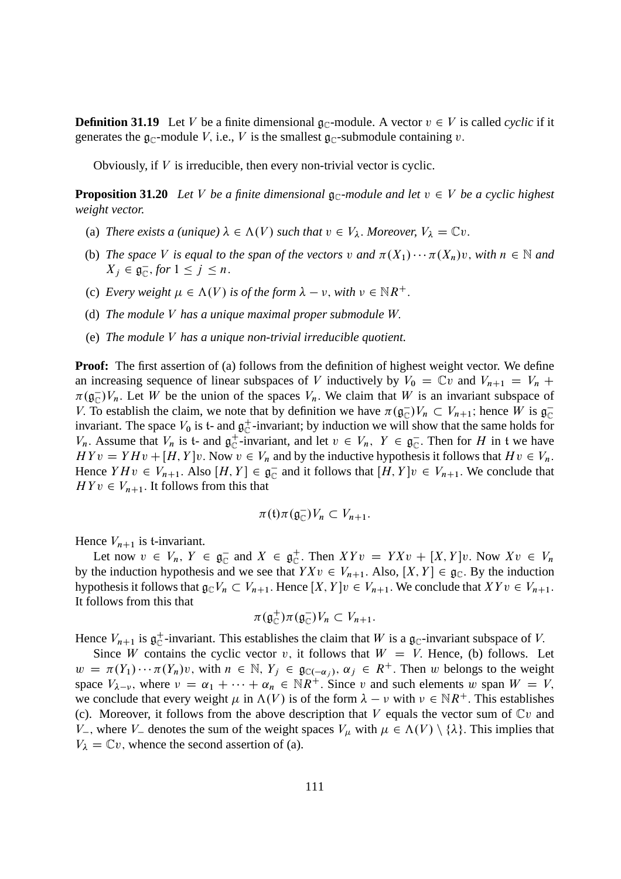**Definition 31.19** Let $V$ be a finite dimensional $\mathfrak{g}_{\mathbb{C}}$-module. A vector $v \in V$ is called *cyclic* if it generates the $\mathfrak{g}_{\mathbb{C}}$-module $V$, i.e., $V$ is the smallest $\mathfrak{g}_{\mathbb{C}}$-submodule containing $v$.

Obviously, if $V$ is irreducible, then every non-trivial vector is cyclic.

**Proposition 31.20** *Let $V$ be a finite dimensional $\mathfrak{g}_{\mathbb{C}}$-module and let $v \in V$ be a cyclic highest weight vector.*

(a) *There exists a (unique) $\lambda \in \Lambda(V)$ such that $v \in V_\lambda$. Moreover, $V_\lambda = \mathbb{C}v$.*

(b) *The space $V$ is equal to the span of the vectors $v$ and $\pi(X_1) \cdots \pi(X_n)v$, with $n \in \mathbb{N}$ and $X_j \in \mathfrak{g}_{\mathbb{C}}^-$, for $1 \leq j \leq n$.*

(c) *Every weight $\mu \in \Lambda(V)$ is of the form $\lambda - \nu$, with $\nu \in \mathbb{N}R^+$.*

(d) *The module $V$ has a unique maximal proper submodule $W$.*

(e) *The module $V$ has a unique non-trivial irreducible quotient.*

**Proof:** The first assertion of (a) follows from the definition of highest weight vector. We define an increasing sequence of linear subspaces of $V$ inductively by $V_0 = \mathbb{C}v$ and $V_{n+1} = V_n + \pi(\mathfrak{g}_{\mathbb{C}}^-)V_n$. Let $W$ be the union of the spaces $V_n$. We claim that $W$ is an invariant subspace of $V$. To establish the claim, we note that by definition we have $\pi(\mathfrak{g}_{\mathbb{C}}^-)V_n \subset V_{n+1}$; hence $W$ is $\mathfrak{g}_{\mathbb{C}}^-$ invariant. The space $V_0$ is $\mathfrak{t}$- and $\mathfrak{g}_{\mathbb{C}}^+$-invariant; by induction we will show that the same holds for $V_n$. Assume that $V_n$ is $\mathfrak{t}$- and $\mathfrak{g}_{\mathbb{C}}^+$-invariant, and let $v \in V_n$, $Y \in \mathfrak{g}_{\mathbb{C}}^-$. Then for $H$ in $\mathfrak{t}$ we have $HYv = YHv + [H, Y]v$. Now $v \in V_n$ and by the inductive hypothesis it follows that $Hv \in V_n$. Hence $YHv \in V_{n+1}$. Also $[H, Y] \in \mathfrak{g}_{\mathbb{C}}^-$ and it follows that $[H, Y]v \in V_{n+1}$. We conclude that $HYv \in V_{n+1}$. It follows from this that

$$\pi(\mathfrak{t})\pi(\mathfrak{g}_{\mathbb{C}}^-)V_n \subset V_{n+1}.$$

Hence $V_{n+1}$ is $\mathfrak{t}$-invariant.

Let now $v \in V_n$, $Y \in \mathfrak{g}_{\mathbb{C}}^-$ and $X \in \mathfrak{g}_{\mathbb{C}}^+$. Then $XYv = YXv + [X, Y]v$. Now $Xv \in V_n$ by the induction hypothesis and we see that $YXv \in V_{n+1}$. Also, $[X, Y] \in \mathfrak{g}_{\mathbb{C}}$. By the induction hypothesis it follows that $\mathfrak{g}_{\mathbb{C}}V_n \subset V_{n+1}$. Hence $[X, Y]v \in V_{n+1}$. We conclude that $XYv \in V_{n+1}$. It follows from this that

$$\pi(\mathfrak{g}_{\mathbb{C}}^+)\pi(\mathfrak{g}_{\mathbb{C}}^-)V_n \subset V_{n+1}.$$

Hence $V_{n+1}$ is $\mathfrak{g}_{\mathbb{C}}^+$-invariant. This establishes the claim that $W$ is a $\mathfrak{g}_{\mathbb{C}}$-invariant subspace of $V$.

Since $W$ contains the cyclic vector $v$, it follows that $W = V$. Hence, (b) follows. Let $w = \pi(Y_1) \cdots \pi(Y_n)v$, with $n \in \mathbb{N}$, $Y_j \in \mathfrak{g}_{\mathbb{C}(-\alpha_j)}$, $\alpha_j \in R^+$. Then $w$ belongs to the weight space $V_{\lambda - \nu}$, where $\nu = \alpha_1 + \cdots + \alpha_n \in \mathbb{N}R^+$. Since $v$ and such elements $w$ span $W = V$, we conclude that every weight $\mu$ in $\Lambda(V)$ is of the form $\lambda - \nu$ with $\nu \in \mathbb{N}R^+$. This establishes (c). Moreover, it follows from the above description that $V$ equals the vector sum of $\mathbb{C}v$ and $V_-$, where $V_-$ denotes the sum of the weight spaces $V_\mu$ with $\mu \in \Lambda(V) \setminus \{\lambda\}$. This implies that $V_\lambda = \mathbb{C}v$, whence the second assertion of (a).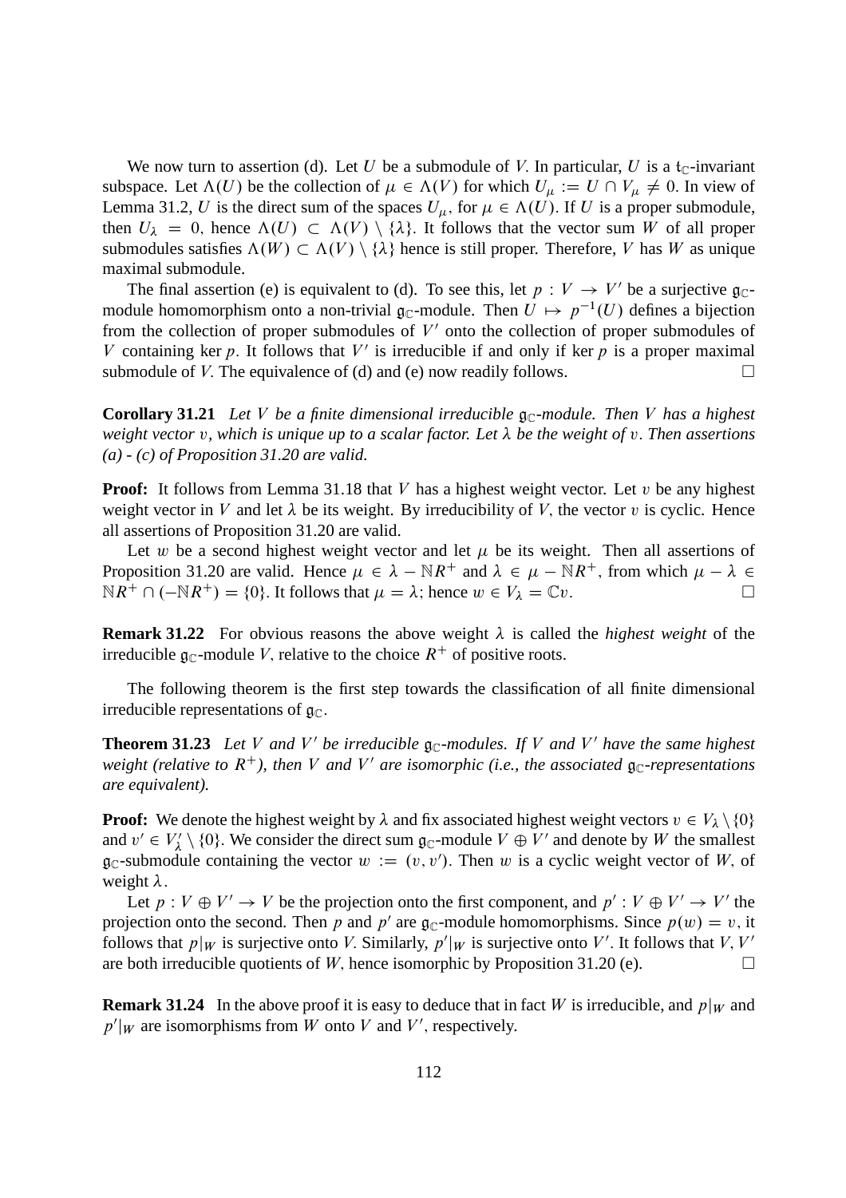We now turn to assertion (d). Let $U$ be a submodule of $V$. In particular, $U$ is a $\mathfrak{t}_{\mathbb{C}}$-invariant subspace. Let $\Lambda(U)$ be the collection of $\mu \in \Lambda(V)$ for which $U_\mu := U \cap V_\mu \neq 0$. In view of Lemma 31.2, $U$ is the direct sum of the spaces $U_\mu$, for $\mu \in \Lambda(U)$. If $U$ is a proper submodule, then $U_\lambda = 0$, hence $\Lambda(U) \subset \Lambda(V) \setminus \{\lambda\}$. It follows that the vector sum $W$ of all proper submodules satisfies $\Lambda(W) \subset \Lambda(V) \setminus \{\lambda\}$ hence is still proper. Therefore, $V$ has $W$ as unique maximal submodule.

The final assertion (e) is equivalent to (d). To see this, let $p : V \to V'$ be a surjective $\mathfrak{g}_{\mathbb{C}}$-module homomorphism onto a non-trivial $\mathfrak{g}_{\mathbb{C}}$-module. Then $U \mapsto p^{-1}(U)$ defines a bijection from the collection of proper submodules of $V'$ onto the collection of proper submodules of $V$ containing $\ker p$. It follows that $V'$ is irreducible if and only if $\ker p$ is a proper maximal submodule of $V$. The equivalence of (d) and (e) now readily follows. $\square$

**Corollary 31.21** *Let $V$ be a finite dimensional irreducible $\mathfrak{g}_{\mathbb{C}}$-module. Then $V$ has a highest weight vector $v$, which is unique up to a scalar factor. Let $\lambda$ be the weight of $v$. Then assertions (a) - (c) of Proposition 31.20 are valid.*

**Proof:** It follows from Lemma 31.18 that $V$ has a highest weight vector. Let $v$ be any highest weight vector in $V$ and let $\lambda$ be its weight. By irreducibility of $V$, the vector $v$ is cyclic. Hence all assertions of Proposition 31.20 are valid.

Let $w$ be a second highest weight vector and let $\mu$ be its weight. Then all assertions of Proposition 31.20 are valid. Hence $\mu \in \lambda - \mathbb{N}R^+$ and $\lambda \in \mu - \mathbb{N}R^+$, from which $\mu - \lambda \in \mathbb{N}R^+ \cap (-\mathbb{N}R^+) = \{0\}$. It follows that $\mu = \lambda$; hence $w \in V_\lambda = \mathbb{C}v$. $\square$

**Remark 31.22** For obvious reasons the above weight $\lambda$ is called the *highest weight* of the irreducible $\mathfrak{g}_{\mathbb{C}}$-module $V$, relative to the choice $R^+$ of positive roots.

The following theorem is the first step towards the classification of all finite dimensional irreducible representations of $\mathfrak{g}_{\mathbb{C}}$.

**Theorem 31.23** *Let $V$ and $V'$ be irreducible $\mathfrak{g}_{\mathbb{C}}$-modules. If $V$ and $V'$ have the same highest weight (relative to $R^+$), then $V$ and $V'$ are isomorphic (i.e., the associated $\mathfrak{g}_{\mathbb{C}}$-representations are equivalent).*

**Proof:** We denote the highest weight by $\lambda$ and fix associated highest weight vectors $v \in V_\lambda \setminus \{0\}$ and $v' \in V'_\lambda \setminus \{0\}$. We consider the direct sum $\mathfrak{g}_{\mathbb{C}}$-module $V \oplus V'$ and denote by $W$ the smallest $\mathfrak{g}_{\mathbb{C}}$-submodule containing the vector $w := (v, v')$. Then $w$ is a cyclic weight vector of $W$, of weight $\lambda$.

Let $p : V \oplus V' \to V$ be the projection onto the first component, and $p' : V \oplus V' \to V'$ the projection onto the second. Then $p$ and $p'$ are $\mathfrak{g}_{\mathbb{C}}$-module homomorphisms. Since $p(w) = v$, it follows that $p|_W$ is surjective onto $V$. Similarly, $p'|_W$ is surjective onto $V'$. It follows that $V, V'$ are both irreducible quotients of $W$, hence isomorphic by Proposition 31.20 (e). $\square$

**Remark 31.24** In the above proof it is easy to deduce that in fact $W$ is irreducible, and $p|_W$ and $p'|_W$ are isomorphisms from $W$ onto $V$ and $V'$, respectively.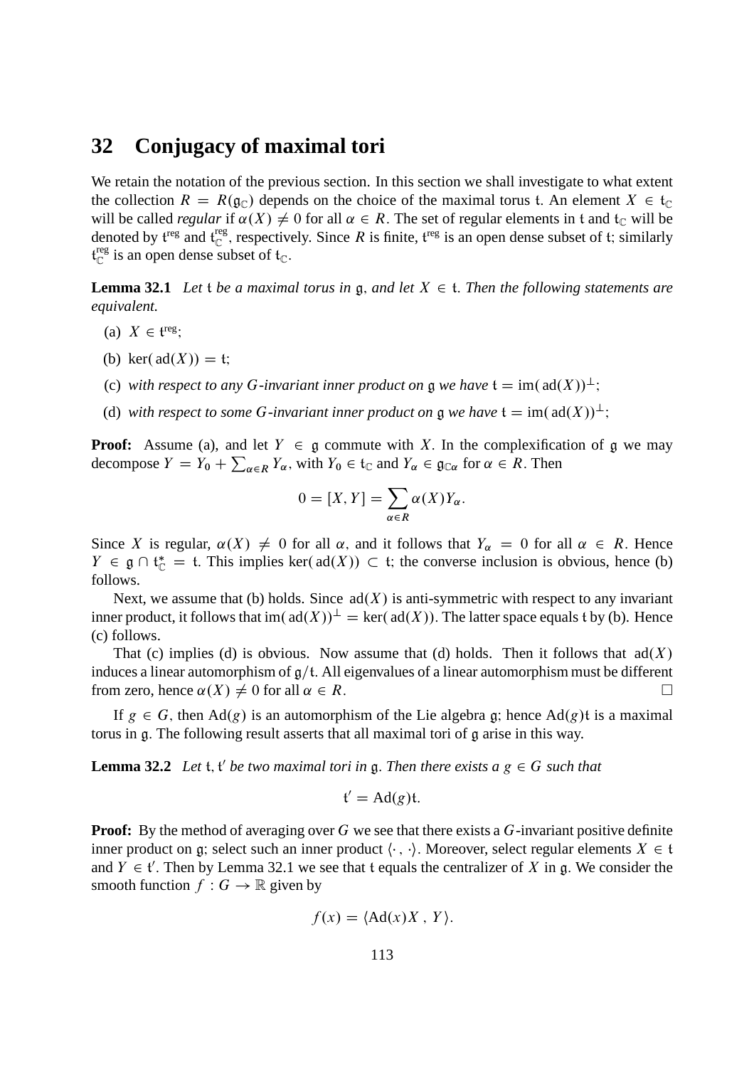# 32 Conjugacy of maximal tori

We retain the notation of the previous section. In this section we shall investigate to what extent the collection $R = R(\mathfrak{g}_{\mathbb{C}})$ depends on the choice of the maximal torus $\mathfrak{t}$. An element $X \in \mathfrak{t}_{\mathbb{C}}$ will be called *regular* if $\alpha(X) \neq 0$ for all $\alpha \in R$. The set of regular elements in $\mathfrak{t}$ and $\mathfrak{t}_{\mathbb{C}}$ will be denoted by $\mathfrak{t}^{\rm reg}$ and $\mathfrak{t}_{\mathbb{C}}^{\rm reg}$, respectively. Since $R$ is finite, $\mathfrak{t}^{\rm reg}$ is an open dense subset of $\mathfrak{t}$; similarly $\mathfrak{t}_{\mathbb{C}}^{\rm reg}$ is an open dense subset of $\mathfrak{t}_{\mathbb{C}}$.

**Lemma 32.1** *Let $\mathfrak{t}$ be a maximal torus in $\mathfrak{g}$, and let $X \in \mathfrak{t}$. Then the following statements are equivalent.*

(a) $X \in \mathfrak{t}^{\rm reg}$;

(b) $\ker(\,\mathrm{ad}(X)) = \mathfrak{t}$;

(c) *with respect to any $G$-invariant inner product on $\mathfrak{g}$ we have $\mathfrak{t} = \mathrm{im}(\,\mathrm{ad}(X))^{\perp}$;*

(d) *with respect to some $G$-invariant inner product on $\mathfrak{g}$ we have $\mathfrak{t} = \mathrm{im}(\,\mathrm{ad}(X))^{\perp}$;*

**Proof:** Assume (a), and let $Y \in \mathfrak{g}$ commute with $X$. In the complexification of $\mathfrak{g}$ we may decompose $Y = Y_0 + \sum_{\alpha \in R} Y_\alpha$, with $Y_0 \in \mathfrak{t}_{\mathbb{C}}$ and $Y_\alpha \in \mathfrak{g}_{\mathbb{C}\alpha}$ for $\alpha \in R$. Then

$$0 = [X, Y] = \sum_{\alpha \in R} \alpha(X) Y_\alpha.$$

Since $X$ is regular, $\alpha(X) \neq 0$ for all $\alpha$, and it follows that $Y_\alpha = 0$ for all $\alpha \in R$. Hence $Y \in \mathfrak{g} \cap \mathfrak{t}_{\mathbb{C}}^{*} = \mathfrak{t}$. This implies $\ker(\,\mathrm{ad}(X)) \subset \mathfrak{t}$; the converse inclusion is obvious, hence (b) follows.

Next, we assume that (b) holds. Since $\mathrm{ad}(X)$ is anti-symmetric with respect to any invariant inner product, it follows that $\mathrm{im}(\,\mathrm{ad}(X))^{\perp} = \ker(\,\mathrm{ad}(X))$. The latter space equals $\mathfrak{t}$ by (b). Hence (c) follows.

That (c) implies (d) is obvious. Now assume that (d) holds. Then it follows that $\mathrm{ad}(X)$ induces a linear automorphism of $\mathfrak{g}/\mathfrak{t}$. All eigenvalues of a linear automorphism must be different from zero, hence $\alpha(X) \neq 0$ for all $\alpha \in R$. $\square$

If $g \in G$, then $\mathrm{Ad}(g)$ is an automorphism of the Lie algebra $\mathfrak{g}$; hence $\mathrm{Ad}(g)\mathfrak{t}$ is a maximal torus in $\mathfrak{g}$. The following result asserts that all maximal tori of $\mathfrak{g}$ arise in this way.

**Lemma 32.2** *Let $\mathfrak{t}, \mathfrak{t}'$ be two maximal tori in $\mathfrak{g}$. Then there exists a $g \in G$ such that*

$$\mathfrak{t}' = \mathrm{Ad}(g)\mathfrak{t}.$$

**Proof:** By the method of averaging over $G$ we see that there exists a $G$-invariant positive definite inner product on $\mathfrak{g}$; select such an inner product $\langle \cdot\,, \cdot \rangle$. Moreover, select regular elements $X \in \mathfrak{t}$ and $Y \in \mathfrak{t}'$. Then by Lemma 32.1 we see that $\mathfrak{t}$ equals the centralizer of $X$ in $\mathfrak{g}$. We consider the smooth function $f : G \to \mathbb{R}$ given by

$$f(x) = \langle \mathrm{Ad}(x)X\,,\, Y \rangle.$$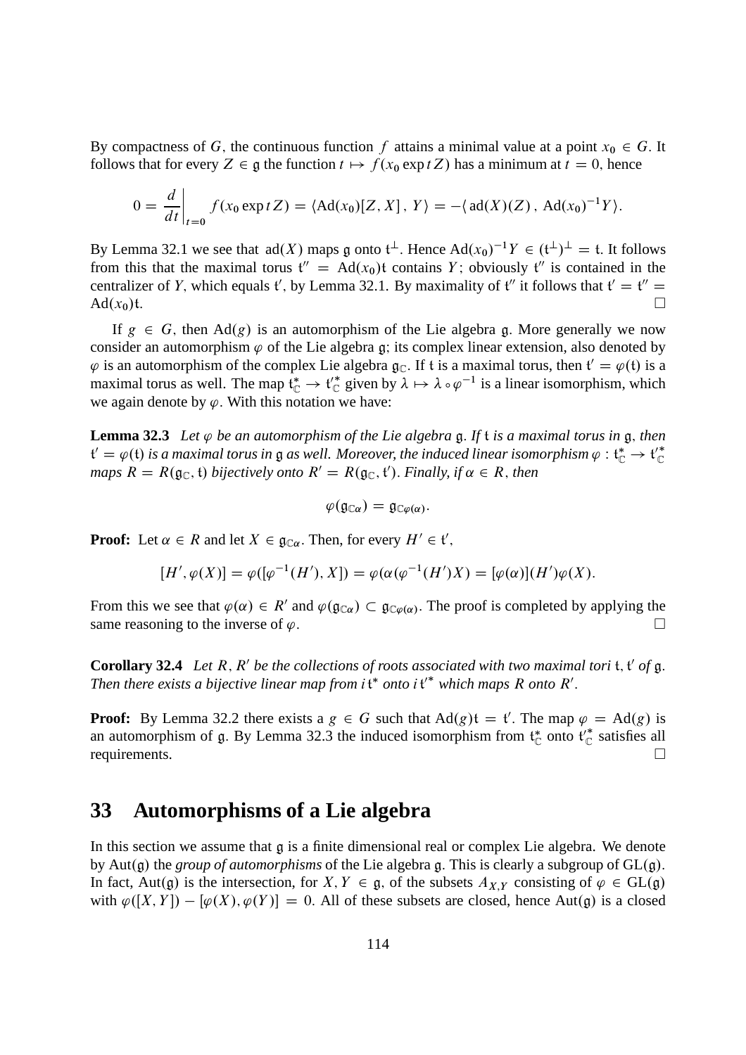By compactness of $G$, the continuous function $f$ attains a minimal value at a point $x_0 \in G$. It follows that for every $Z \in \mathfrak{g}$ the function $t \mapsto f(x_0 \exp tZ)$ has a minimum at $t = 0$, hence

$$0 = \left.\frac{d}{dt}\right|_{t=0} f(x_0 \exp tZ) = \langle \mathrm{Ad}(x_0)[Z, X]\,,\, Y\rangle = -\langle\, \mathrm{ad}(X)(Z)\,,\, \mathrm{Ad}(x_0)^{-1}Y\rangle.$$

By Lemma 32.1 we see that $\mathrm{ad}(X)$ maps $\mathfrak{g}$ onto $\mathfrak{t}^\perp$. Hence $\mathrm{Ad}(x_0)^{-1}Y \in (\mathfrak{t}^\perp)^\perp = \mathfrak{t}$. It follows from this that the maximal torus $\mathfrak{t}'' = \mathrm{Ad}(x_0)\mathfrak{t}$ contains $Y$; obviously $\mathfrak{t}''$ is contained in the centralizer of $Y$, which equals $\mathfrak{t}'$, by Lemma 32.1. By maximality of $\mathfrak{t}''$ it follows that $\mathfrak{t}' = \mathfrak{t}'' = \mathrm{Ad}(x_0)\mathfrak{t}$. □

If $g \in G$, then $\mathrm{Ad}(g)$ is an automorphism of the Lie algebra $\mathfrak{g}$. More generally we now consider an automorphism $\varphi$ of the Lie algebra $\mathfrak{g}$; its complex linear extension, also denoted by $\varphi$ is an automorphism of the complex Lie algebra $\mathfrak{g}_\mathbb{C}$. If $\mathfrak{t}$ is a maximal torus, then $\mathfrak{t}' = \varphi(\mathfrak{t})$ is a maximal torus as well. The map $\mathfrak{t}^*_\mathbb{C} \to \mathfrak{t}'^*_\mathbb{C}$ given by $\lambda \mapsto \lambda \circ \varphi^{-1}$ is a linear isomorphism, which we again denote by $\varphi$. With this notation we have:

**Lemma 32.3** *Let $\varphi$ be an automorphism of the Lie algebra $\mathfrak{g}$. If $\mathfrak{t}$ is a maximal torus in $\mathfrak{g}$, then $\mathfrak{t}' = \varphi(\mathfrak{t})$ is a maximal torus in $\mathfrak{g}$ as well. Moreover, the induced linear isomorphism $\varphi : \mathfrak{t}^*_\mathbb{C} \to \mathfrak{t}'^*_\mathbb{C}$ maps $R = R(\mathfrak{g}_\mathbb{C}, \mathfrak{t})$ bijectively onto $R' = R(\mathfrak{g}_\mathbb{C}, \mathfrak{t}')$. Finally, if $\alpha \in R$, then*

$$\varphi(\mathfrak{g}_{\mathbb{C}\alpha}) = \mathfrak{g}_{\mathbb{C}\varphi(\alpha)}.$$

**Proof:** Let $\alpha \in R$ and let $X \in \mathfrak{g}_{\mathbb{C}\alpha}$. Then, for every $H' \in \mathfrak{t}'$,

$$[H', \varphi(X)] = \varphi([\varphi^{-1}(H'), X]) = \varphi(\alpha(\varphi^{-1}(H')X) = [\varphi(\alpha)](H')\varphi(X).$$

From this we see that $\varphi(\alpha) \in R'$ and $\varphi(\mathfrak{g}_{\mathbb{C}\alpha}) \subset \mathfrak{g}_{\mathbb{C}\varphi(\alpha)}$. The proof is completed by applying the same reasoning to the inverse of $\varphi$. □

**Corollary 32.4** *Let $R$, $R'$ be the collections of roots associated with two maximal tori $\mathfrak{t}, \mathfrak{t}'$ of $\mathfrak{g}$. Then there exists a bijective linear map from $i\mathfrak{t}^*$ onto $i\mathfrak{t}'^*$ which maps $R$ onto $R'$.*

**Proof:** By Lemma 32.2 there exists a $g \in G$ such that $\mathrm{Ad}(g)\mathfrak{t} = \mathfrak{t}'$. The map $\varphi = \mathrm{Ad}(g)$ is an automorphism of $\mathfrak{g}$. By Lemma 32.3 the induced isomorphism from $\mathfrak{t}^*_\mathbb{C}$ onto $\mathfrak{t}'^*_\mathbb{C}$ satisfies all requirements. □

## 33 Automorphisms of a Lie algebra

In this section we assume that $\mathfrak{g}$ is a finite dimensional real or complex Lie algebra. We denote by $\mathrm{Aut}(\mathfrak{g})$ the *group of automorphisms* of the Lie algebra $\mathfrak{g}$. This is clearly a subgroup of $\mathrm{GL}(\mathfrak{g})$. In fact, $\mathrm{Aut}(\mathfrak{g})$ is the intersection, for $X, Y \in \mathfrak{g}$, of the subsets $A_{X,Y}$ consisting of $\varphi \in \mathrm{GL}(\mathfrak{g})$ with $\varphi([X, Y]) - [\varphi(X), \varphi(Y)] = 0$. All of these subsets are closed, hence $\mathrm{Aut}(\mathfrak{g})$ is a closed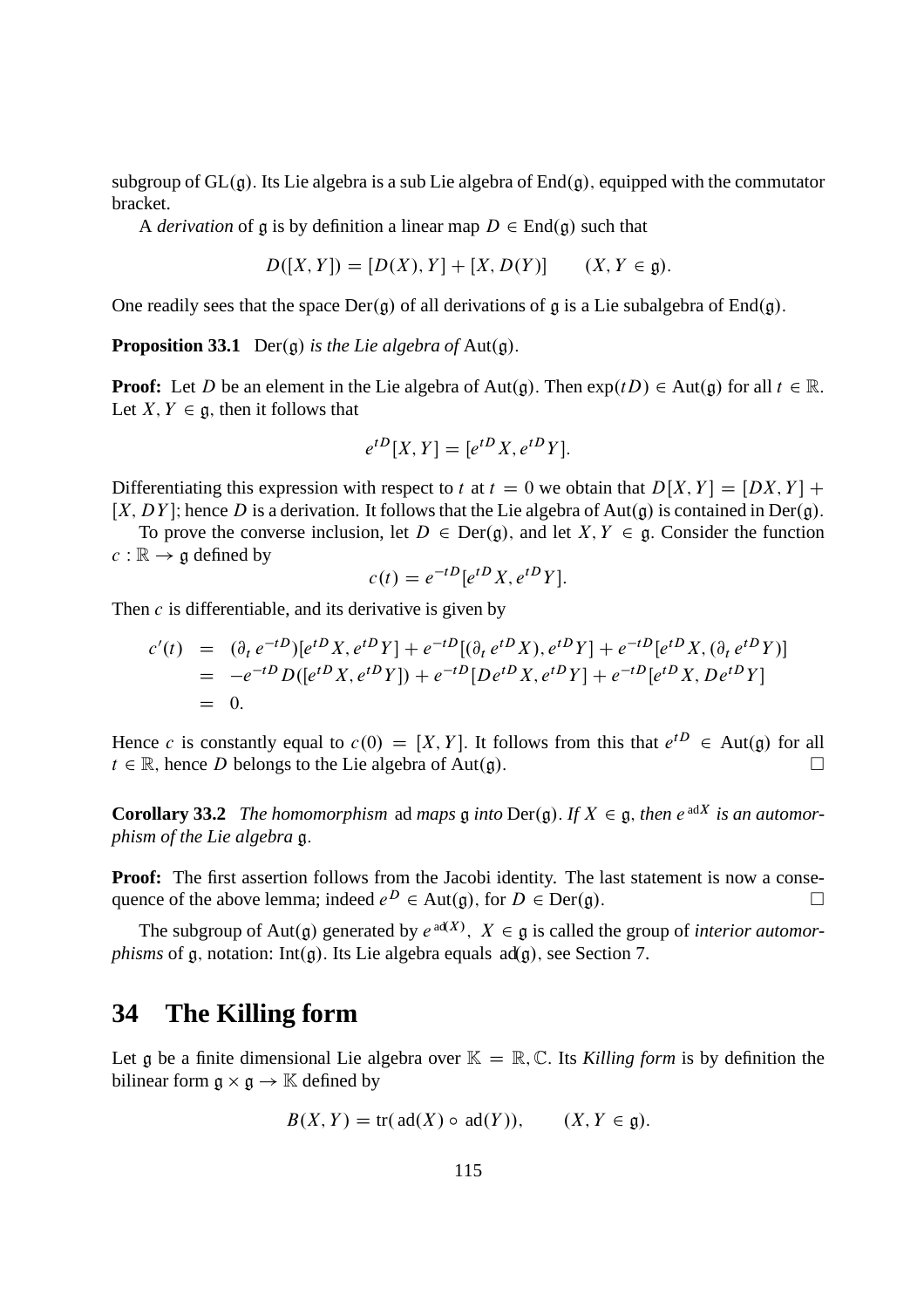subgroup of $\mathrm{GL}(\mathfrak{g})$. Its Lie algebra is a sub Lie algebra of $\mathrm{End}(\mathfrak{g})$, equipped with the commutator bracket.

A *derivation* of $\mathfrak{g}$ is by definition a linear map $D \in \mathrm{End}(\mathfrak{g})$ such that

$$D([X, Y]) = [D(X), Y] + [X, D(Y)] \qquad (X, Y \in \mathfrak{g}).$$

One readily sees that the space $\mathrm{Der}(\mathfrak{g})$ of all derivations of $\mathfrak{g}$ is a Lie subalgebra of $\mathrm{End}(\mathfrak{g})$.

**Proposition 33.1** $\mathrm{Der}(\mathfrak{g})$ *is the Lie algebra of* $\mathrm{Aut}(\mathfrak{g})$.

**Proof:** Let $D$ be an element in the Lie algebra of $\mathrm{Aut}(\mathfrak{g})$. Then $\exp(tD) \in \mathrm{Aut}(\mathfrak{g})$ for all $t \in \mathbb{R}$. Let $X, Y \in \mathfrak{g}$, then it follows that

$$e^{tD}[X, Y] = [e^{tD} X, e^{tD} Y].$$

Differentiating this expression with respect to $t$ at $t = 0$ we obtain that $D[X, Y] = [DX, Y] + [X, DY]$; hence $D$ is a derivation. It follows that the Lie algebra of $\mathrm{Aut}(\mathfrak{g})$ is contained in $\mathrm{Der}(\mathfrak{g})$.

To prove the converse inclusion, let $D \in \mathrm{Der}(\mathfrak{g})$, and let $X, Y \in \mathfrak{g}$. Consider the function $c : \mathbb{R} \to \mathfrak{g}$ defined by

$$c(t) = e^{-tD}[e^{tD} X, e^{tD} Y].$$

Then $c$ is differentiable, and its derivative is given by

$$\begin{aligned} c'(t) &= (\partial_t\, e^{-tD})[e^{tD} X, e^{tD} Y] + e^{-tD}[(\partial_t\, e^{tD} X), e^{tD} Y] + e^{-tD}[e^{tD} X, (\partial_t\, e^{tD} Y)] \\ &= -e^{-tD} D([e^{tD} X, e^{tD} Y]) + e^{-tD}[D e^{tD} X, e^{tD} Y] + e^{-tD}[e^{tD} X, D e^{tD} Y] \\ &= 0. \end{aligned}$$

Hence $c$ is constantly equal to $c(0) = [X, Y]$. It follows from this that $e^{tD} \in \mathrm{Aut}(\mathfrak{g})$ for all $t \in \mathbb{R}$, hence $D$ belongs to the Lie algebra of $\mathrm{Aut}(\mathfrak{g})$. $\square$

**Corollary 33.2** *The homomorphism* $\mathrm{ad}$ *maps* $\mathfrak{g}$ *into* $\mathrm{Der}(\mathfrak{g})$. *If* $X \in \mathfrak{g}$, *then* $e^{\,\mathrm{ad} X}$ *is an automorphism of the Lie algebra* $\mathfrak{g}$.

**Proof:** The first assertion follows from the Jacobi identity. The last statement is now a consequence of the above lemma; indeed $e^D \in \mathrm{Aut}(\mathfrak{g})$, for $D \in \mathrm{Der}(\mathfrak{g})$. $\square$

The subgroup of $\mathrm{Aut}(\mathfrak{g})$ generated by $e^{\,\mathrm{ad}(X)}$, $X \in \mathfrak{g}$ is called the group of *interior automorphisms* of $\mathfrak{g}$, notation: $\mathrm{Int}(\mathfrak{g})$. Its Lie algebra equals $\mathrm{ad}(\mathfrak{g})$, see Section 7.

# 34 The Killing form

Let $\mathfrak{g}$ be a finite dimensional Lie algebra over $\mathbb{K} = \mathbb{R}, \mathbb{C}$. Its *Killing form* is by definition the bilinear form $\mathfrak{g} \times \mathfrak{g} \to \mathbb{K}$ defined by

$$B(X, Y) = \mathrm{tr}(\,\mathrm{ad}(X) \circ \mathrm{ad}(Y)), \qquad (X, Y \in \mathfrak{g}).$$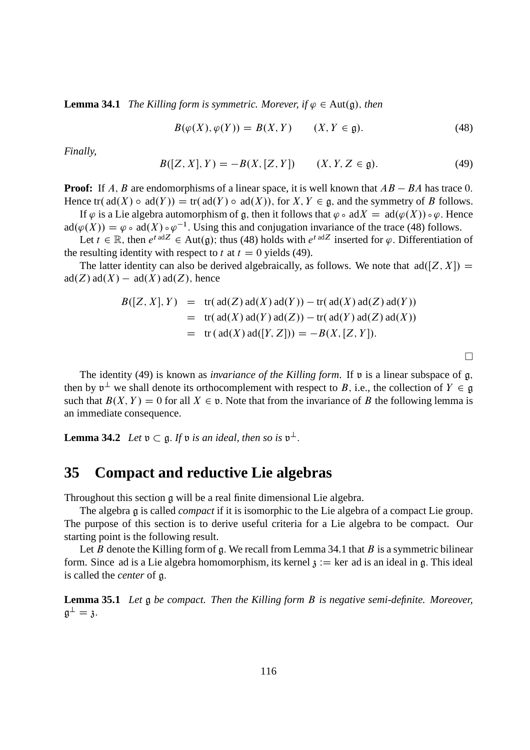**Lemma 34.1** *The Killing form is symmetric. Morever, if $\varphi \in \mathrm{Aut}(\mathfrak{g})$, then*

$$B(\varphi(X), \varphi(Y)) = B(X, Y) \qquad (X, Y \in \mathfrak{g}). \tag{48}$$

*Finally,*

$$B([Z, X], Y) = -B(X, [Z, Y]) \qquad (X, Y, Z \in \mathfrak{g}). \tag{49}$$

**Proof:** If $A, B$ are endomorphisms of a linear space, it is well known that $AB - BA$ has trace 0. Hence $\mathrm{tr}(\mathrm{ad}(X) \circ \mathrm{ad}(Y)) = \mathrm{tr}(\mathrm{ad}(Y) \circ \mathrm{ad}(X))$, for $X, Y \in \mathfrak{g}$, and the symmetry of $B$ follows.

If $\varphi$ is a Lie algebra automorphism of $\mathfrak{g}$, then it follows that $\varphi \circ \mathrm{ad}X = \mathrm{ad}(\varphi(X)) \circ \varphi$. Hence $\mathrm{ad}(\varphi(X)) = \varphi \circ \mathrm{ad}(X) \circ \varphi^{-1}$. Using this and conjugation invariance of the trace (48) follows.

Let $t \in \mathbb{R}$, then $e^{t\,\mathrm{ad}Z} \in \mathrm{Aut}(\mathfrak{g})$; thus (48) holds with $e^{t\,\mathrm{ad}Z}$ inserted for $\varphi$. Differentiation of the resulting identity with respect to $t$ at $t = 0$ yields (49).

The latter identity can also be derived algebraically, as follows. We note that $\mathrm{ad}([Z, X]) = \mathrm{ad}(Z)\,\mathrm{ad}(X) - \mathrm{ad}(X)\,\mathrm{ad}(Z)$, hence

$$\begin{aligned}
B([Z, X], Y) &= \mathrm{tr}(\mathrm{ad}(Z)\,\mathrm{ad}(X)\,\mathrm{ad}(Y)) - \mathrm{tr}(\mathrm{ad}(X)\,\mathrm{ad}(Z)\,\mathrm{ad}(Y)) \\
&= \mathrm{tr}(\mathrm{ad}(X)\,\mathrm{ad}(Y)\,\mathrm{ad}(Z)) - \mathrm{tr}(\mathrm{ad}(Y)\,\mathrm{ad}(Z)\,\mathrm{ad}(X)) \\
&= \mathrm{tr}(\mathrm{ad}(X)\,\mathrm{ad}([Y, Z])) = -B(X, [Z, Y]).
\end{aligned}$$

$\square$

The identity (49) is known as *invariance of the Killing form*. If $\mathfrak{v}$ is a linear subspace of $\mathfrak{g}$, then by $\mathfrak{v}^\perp$ we shall denote its orthocomplement with respect to $B$, i.e., the collection of $Y \in \mathfrak{g}$ such that $B(X, Y) = 0$ for all $X \in \mathfrak{v}$. Note that from the invariance of $B$ the following lemma is an immediate consequence.

**Lemma 34.2** *Let $\mathfrak{v} \subset \mathfrak{g}$. If $\mathfrak{v}$ is an ideal, then so is $\mathfrak{v}^\perp$.*

## 35 Compact and reductive Lie algebras

Throughout this section $\mathfrak{g}$ will be a real finite dimensional Lie algebra.

The algebra $\mathfrak{g}$ is called *compact* if it is isomorphic to the Lie algebra of a compact Lie group. The purpose of this section is to derive useful criteria for a Lie algebra to be compact. Our starting point is the following result.

Let $B$ denote the Killing form of $\mathfrak{g}$. We recall from Lemma 34.1 that $B$ is a symmetric bilinear form. Since ad is a Lie algebra homomorphism, its kernel $\mathfrak{z} := \ker \mathrm{ad}$ is an ideal in $\mathfrak{g}$. This ideal is called the *center* of $\mathfrak{g}$.

**Lemma 35.1** *Let $\mathfrak{g}$ be compact. Then the Killing form $B$ is negative semi-definite. Moreover, $\mathfrak{g}^\perp = \mathfrak{z}$.*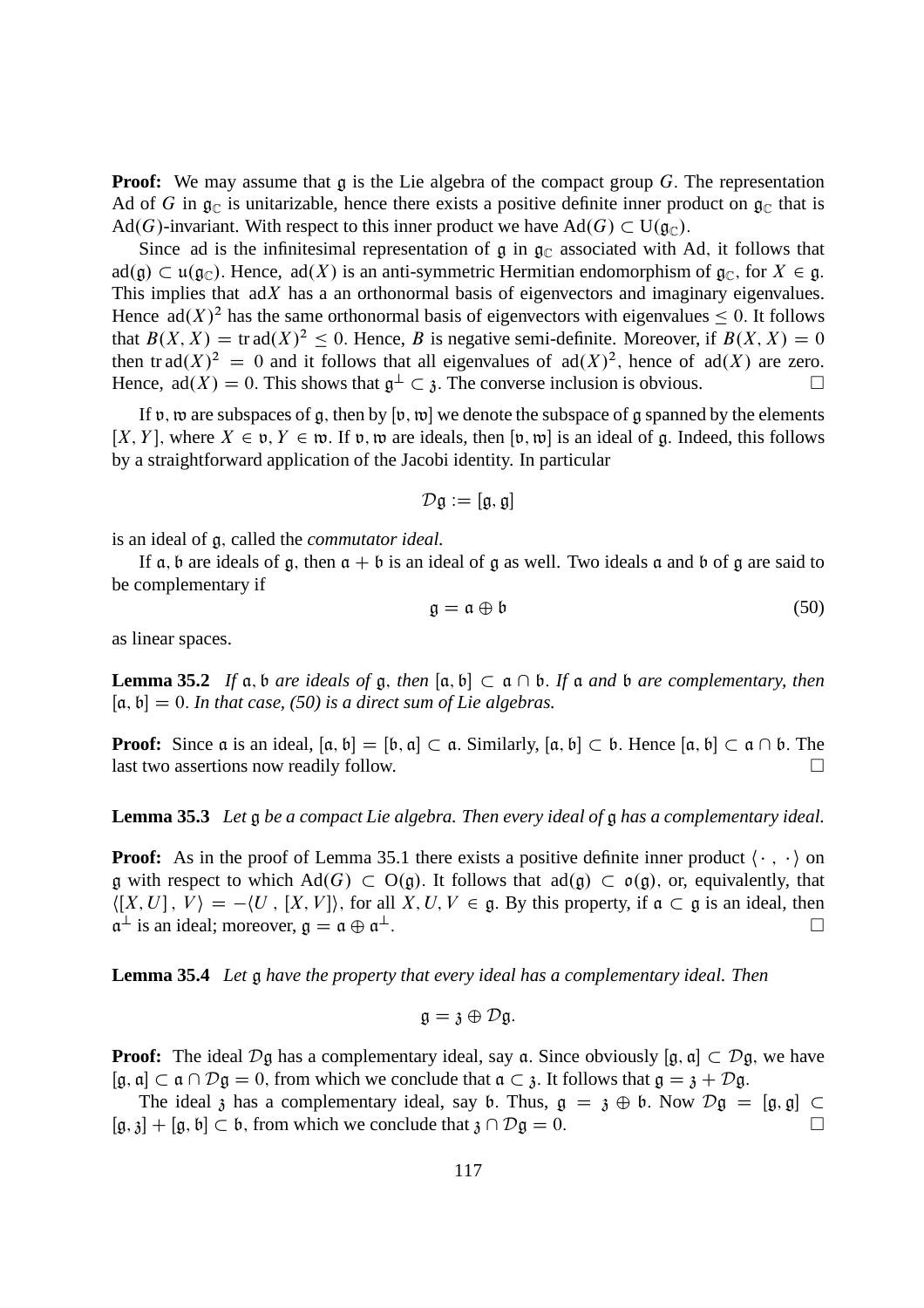**Proof:** We may assume that $\mathfrak{g}$ is the Lie algebra of the compact group $G$. The representation Ad of $G$ in $\mathfrak{g}_\mathbb{C}$ is unitarizable, hence there exists a positive definite inner product on $\mathfrak{g}_\mathbb{C}$ that is $\mathrm{Ad}(G)$-invariant. With respect to this inner product we have $\mathrm{Ad}(G) \subset \mathrm{U}(\mathfrak{g}_\mathbb{C})$.

Since ad is the infinitesimal representation of $\mathfrak{g}$ in $\mathfrak{g}_\mathbb{C}$ associated with Ad, it follows that $\mathrm{ad}(\mathfrak{g}) \subset \mathfrak{u}(\mathfrak{g}_\mathbb{C})$. Hence, $\mathrm{ad}(X)$ is an anti-symmetric Hermitian endomorphism of $\mathfrak{g}_\mathbb{C}$, for $X \in \mathfrak{g}$. This implies that $\mathrm{ad} X$ has a an orthonormal basis of eigenvectors and imaginary eigenvalues. Hence $\mathrm{ad}(X)^2$ has the same orthonormal basis of eigenvectors with eigenvalues $\leq 0$. It follows that $B(X, X) = \mathrm{tr}\,\mathrm{ad}(X)^2 \leq 0$. Hence, $B$ is negative semi-definite. Moreover, if $B(X, X) = 0$ then $\mathrm{tr}\,\mathrm{ad}(X)^2 = 0$ and it follows that all eigenvalues of $\mathrm{ad}(X)^2$, hence of $\mathrm{ad}(X)$ are zero. Hence, $\mathrm{ad}(X) = 0$. This shows that $\mathfrak{g}^\perp \subset \mathfrak{z}$. The converse inclusion is obvious. $\square$

If $\mathfrak{v}, \mathfrak{w}$ are subspaces of $\mathfrak{g}$, then by $[\mathfrak{v}, \mathfrak{w}]$ we denote the subspace of $\mathfrak{g}$ spanned by the elements $[X, Y]$, where $X \in \mathfrak{v}$, $Y \in \mathfrak{w}$. If $\mathfrak{v}, \mathfrak{w}$ are ideals, then $[\mathfrak{v}, \mathfrak{w}]$ is an ideal of $\mathfrak{g}$. Indeed, this follows by a straightforward application of the Jacobi identity. In particular

$$\mathcal{D}\mathfrak{g} := [\mathfrak{g}, \mathfrak{g}]$$

is an ideal of $\mathfrak{g}$, called the *commutator ideal.*

If $\mathfrak{a}, \mathfrak{b}$ are ideals of $\mathfrak{g}$, then $\mathfrak{a} + \mathfrak{b}$ is an ideal of $\mathfrak{g}$ as well. Two ideals $\mathfrak{a}$ and $\mathfrak{b}$ of $\mathfrak{g}$ are said to be complementary if

$$\mathfrak{g} = \mathfrak{a} \oplus \mathfrak{b} \tag{50}$$

as linear spaces.

**Lemma 35.2** *If $\mathfrak{a}, \mathfrak{b}$ are ideals of $\mathfrak{g}$, then $[\mathfrak{a}, \mathfrak{b}] \subset \mathfrak{a} \cap \mathfrak{b}$. If $\mathfrak{a}$ and $\mathfrak{b}$ are complementary, then $[\mathfrak{a}, \mathfrak{b}] = 0$. In that case, (50) is a direct sum of Lie algebras.*

**Proof:** Since $\mathfrak{a}$ is an ideal, $[\mathfrak{a}, \mathfrak{b}] = [\mathfrak{b}, \mathfrak{a}] \subset \mathfrak{a}$. Similarly, $[\mathfrak{a}, \mathfrak{b}] \subset \mathfrak{b}$. Hence $[\mathfrak{a}, \mathfrak{b}] \subset \mathfrak{a} \cap \mathfrak{b}$. The last two assertions now readily follow. $\square$

**Lemma 35.3** *Let $\mathfrak{g}$ be a compact Lie algebra. Then every ideal of $\mathfrak{g}$ has a complementary ideal.*

**Proof:** As in the proof of Lemma 35.1 there exists a positive definite inner product $\langle \cdot\,,\,\cdot \rangle$ on $\mathfrak{g}$ with respect to which $\mathrm{Ad}(G) \subset \mathrm{O}(\mathfrak{g})$. It follows that $\mathrm{ad}(\mathfrak{g}) \subset \mathfrak{o}(\mathfrak{g})$, or, equivalently, that $\langle [X, U]\,,\, V \rangle = -\langle U\,,\,[X, V] \rangle$, for all $X, U, V \in \mathfrak{g}$. By this property, if $\mathfrak{a} \subset \mathfrak{g}$ is an ideal, then $\mathfrak{a}^\perp$ is an ideal; moreover, $\mathfrak{g} = \mathfrak{a} \oplus \mathfrak{a}^\perp$. $\square$

**Lemma 35.4** *Let $\mathfrak{g}$ have the property that every ideal has a complementary ideal. Then*

$$\mathfrak{g} = \mathfrak{z} \oplus \mathcal{D}\mathfrak{g}.$$

**Proof:** The ideal $\mathcal{D}\mathfrak{g}$ has a complementary ideal, say $\mathfrak{a}$. Since obviously $[\mathfrak{g}, \mathfrak{a}] \subset \mathcal{D}\mathfrak{g}$, we have $[\mathfrak{g}, \mathfrak{a}] \subset \mathfrak{a} \cap \mathcal{D}\mathfrak{g} = 0$, from which we conclude that $\mathfrak{a} \subset \mathfrak{z}$. It follows that $\mathfrak{g} = \mathfrak{z} + \mathcal{D}\mathfrak{g}$.

The ideal $\mathfrak{z}$ has a complementary ideal, say $\mathfrak{b}$. Thus, $\mathfrak{g} = \mathfrak{z} \oplus \mathfrak{b}$. Now $\mathcal{D}\mathfrak{g} = [\mathfrak{g}, \mathfrak{g}] \subset [\mathfrak{g}, \mathfrak{z}] + [\mathfrak{g}, \mathfrak{b}] \subset \mathfrak{b}$, from which we conclude that $\mathfrak{z} \cap \mathcal{D}\mathfrak{g} = 0$. $\square$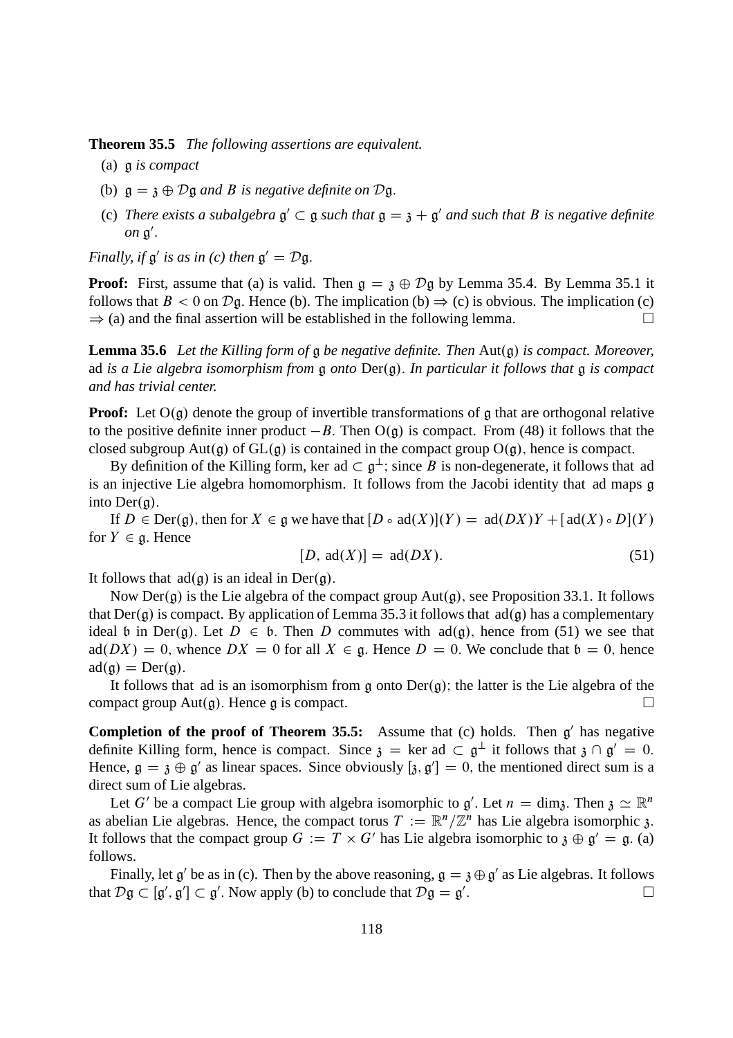**Theorem 35.5** *The following assertions are equivalent.*

(a) $\mathfrak{g}$ *is compact*

(b) $\mathfrak{g} = \mathfrak{z} \oplus \mathcal{D}\mathfrak{g}$ *and* $B$ *is negative definite on* $\mathcal{D}\mathfrak{g}$.

(c) *There exists a subalgebra* $\mathfrak{g}' \subset \mathfrak{g}$ *such that* $\mathfrak{g} = \mathfrak{z} + \mathfrak{g}'$ *and such that* $B$ *is negative definite on* $\mathfrak{g}'$.

*Finally, if* $\mathfrak{g}'$ *is as in (c) then* $\mathfrak{g}' = \mathcal{D}\mathfrak{g}$.

**Proof:** First, assume that (a) is valid. Then $\mathfrak{g} = \mathfrak{z} \oplus \mathcal{D}\mathfrak{g}$ by Lemma 35.4. By Lemma 35.1 it follows that $B < 0$ on $\mathcal{D}\mathfrak{g}$. Hence (b). The implication (b) $\Rightarrow$ (c) is obvious. The implication (c) $\Rightarrow$ (a) and the final assertion will be established in the following lemma. $\square$

**Lemma 35.6** *Let the Killing form of* $\mathfrak{g}$ *be negative definite. Then* $\mathrm{Aut}(\mathfrak{g})$ *is compact. Moreover,* $\mathrm{ad}$ *is a Lie algebra isomorphism from* $\mathfrak{g}$ *onto* $\mathrm{Der}(\mathfrak{g})$. *In particular it follows that* $\mathfrak{g}$ *is compact and has trivial center.*

**Proof:** Let $\mathrm{O}(\mathfrak{g})$ denote the group of invertible transformations of $\mathfrak{g}$ that are orthogonal relative to the positive definite inner product $-B$. Then $\mathrm{O}(\mathfrak{g})$ is compact. From (48) it follows that the closed subgroup $\mathrm{Aut}(\mathfrak{g})$ of $\mathrm{GL}(\mathfrak{g})$ is contained in the compact group $\mathrm{O}(\mathfrak{g})$, hence is compact.

By definition of the Killing form, $\ker \mathrm{ad} \subset \mathfrak{g}^{\perp}$; since $B$ is non-degenerate, it follows that $\mathrm{ad}$ is an injective Lie algebra homomorphism. It follows from the Jacobi identity that $\mathrm{ad}$ maps $\mathfrak{g}$ into $\mathrm{Der}(\mathfrak{g})$.

If $D \in \mathrm{Der}(\mathfrak{g})$, then for $X \in \mathfrak{g}$ we have that $[D \circ \mathrm{ad}(X)](Y) = \mathrm{ad}(DX)Y + [\mathrm{ad}(X) \circ D](Y)$ for $Y \in \mathfrak{g}$. Hence

$$[D, \mathrm{ad}(X)] = \mathrm{ad}(DX). \tag{51}$$

It follows that $\mathrm{ad}(\mathfrak{g})$ is an ideal in $\mathrm{Der}(\mathfrak{g})$.

Now $\mathrm{Der}(\mathfrak{g})$ is the Lie algebra of the compact group $\mathrm{Aut}(\mathfrak{g})$, see Proposition 33.1. It follows that $\mathrm{Der}(\mathfrak{g})$ is compact. By application of Lemma 35.3 it follows that $\mathrm{ad}(\mathfrak{g})$ has a complementary ideal $\mathfrak{b}$ in $\mathrm{Der}(\mathfrak{g})$. Let $D \in \mathfrak{b}$. Then $D$ commutes with $\mathrm{ad}(\mathfrak{g})$, hence from (51) we see that $\mathrm{ad}(DX) = 0$, whence $DX = 0$ for all $X \in \mathfrak{g}$. Hence $D = 0$. We conclude that $\mathfrak{b} = 0$, hence $\mathrm{ad}(\mathfrak{g}) = \mathrm{Der}(\mathfrak{g})$.

It follows that $\mathrm{ad}$ is an isomorphism from $\mathfrak{g}$ onto $\mathrm{Der}(\mathfrak{g})$; the latter is the Lie algebra of the compact group $\mathrm{Aut}(\mathfrak{g})$. Hence $\mathfrak{g}$ is compact. $\square$

**Completion of the proof of Theorem 35.5:** Assume that (c) holds. Then $\mathfrak{g}'$ has negative definite Killing form, hence is compact. Since $\mathfrak{z} = \ker \mathrm{ad} \subset \mathfrak{g}^{\perp}$ it follows that $\mathfrak{z} \cap \mathfrak{g}' = 0$. Hence, $\mathfrak{g} = \mathfrak{z} \oplus \mathfrak{g}'$ as linear spaces. Since obviously $[\mathfrak{z}, \mathfrak{g}'] = 0$, the mentioned direct sum is a direct sum of Lie algebras.

Let $G'$ be a compact Lie group with algebra isomorphic to $\mathfrak{g}'$. Let $n = \dim \mathfrak{z}$. Then $\mathfrak{z} \simeq \mathbb{R}^n$ as abelian Lie algebras. Hence, the compact torus $T := \mathbb{R}^n/\mathbb{Z}^n$ has Lie algebra isomorphic $\mathfrak{z}$. It follows that the compact group $G := T \times G'$ has Lie algebra isomorphic to $\mathfrak{z} \oplus \mathfrak{g}' = \mathfrak{g}$. (a) follows.

Finally, let $\mathfrak{g}'$ be as in (c). Then by the above reasoning, $\mathfrak{g} = \mathfrak{z} \oplus \mathfrak{g}'$ as Lie algebras. It follows that $\mathcal{D}\mathfrak{g} \subset [\mathfrak{g}', \mathfrak{g}'] \subset \mathfrak{g}'$. Now apply (b) to conclude that $\mathcal{D}\mathfrak{g} = \mathfrak{g}'$. $\square$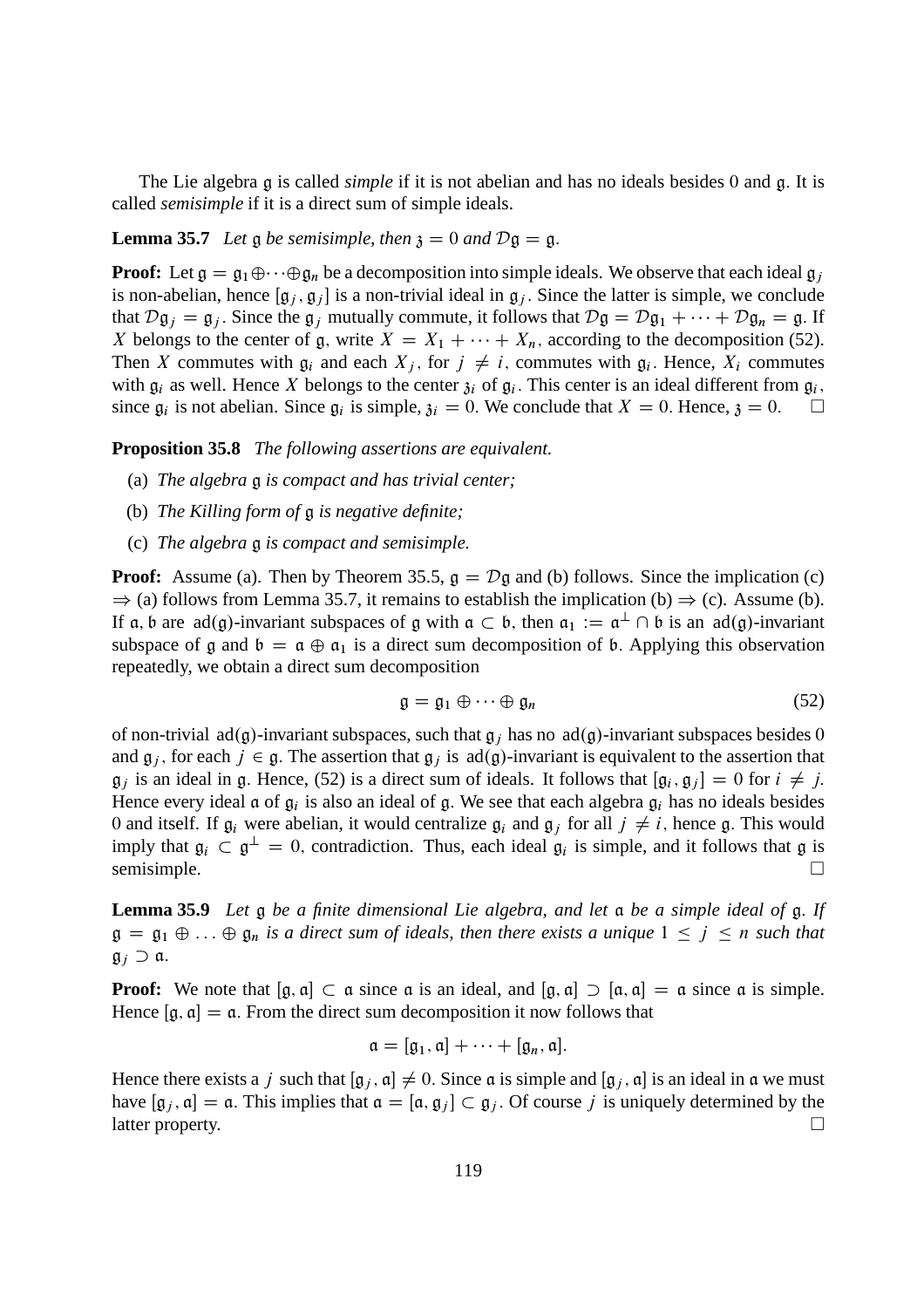The Lie algebra $\mathfrak{g}$ is called *simple* if it is not abelian and has no ideals besides 0 and $\mathfrak{g}$. It is called *semisimple* if it is a direct sum of simple ideals.

**Lemma 35.7** *Let $\mathfrak{g}$ be semisimple, then $\mathfrak{z} = 0$ and $\mathcal{D}\mathfrak{g} = \mathfrak{g}$.*

**Proof:** Let $\mathfrak{g} = \mathfrak{g}_1 \oplus \cdots \oplus \mathfrak{g}_n$ be a decomposition into simple ideals. We observe that each ideal $\mathfrak{g}_j$ is non-abelian, hence $[\mathfrak{g}_j, \mathfrak{g}_j]$ is a non-trivial ideal in $\mathfrak{g}_j$. Since the latter is simple, we conclude that $\mathcal{D}\mathfrak{g}_j = \mathfrak{g}_j$. Since the $\mathfrak{g}_j$ mutually commute, it follows that $\mathcal{D}\mathfrak{g} = \mathcal{D}\mathfrak{g}_1 + \cdots + \mathcal{D}\mathfrak{g}_n = \mathfrak{g}$. If $X$ belongs to the center of $\mathfrak{g}$, write $X = X_1 + \cdots + X_n$, according to the decomposition (52). Then $X$ commutes with $\mathfrak{g}_i$ and each $X_j$, for $j \neq i$, commutes with $\mathfrak{g}_i$. Hence, $X_i$ commutes with $\mathfrak{g}_i$ as well. Hence $X$ belongs to the center $\mathfrak{z}_i$ of $\mathfrak{g}_i$. This center is an ideal different from $\mathfrak{g}_i$, since $\mathfrak{g}_i$ is not abelian. Since $\mathfrak{g}_i$ is simple, $\mathfrak{z}_i = 0$. We conclude that $X = 0$. Hence, $\mathfrak{z} = 0$. $\square$

**Proposition 35.8** *The following assertions are equivalent.*

(a) *The algebra $\mathfrak{g}$ is compact and has trivial center;*

(b) *The Killing form of $\mathfrak{g}$ is negative definite;*

(c) *The algebra $\mathfrak{g}$ is compact and semisimple.*

**Proof:** Assume (a). Then by Theorem 35.5, $\mathfrak{g} = \mathcal{D}\mathfrak{g}$ and (b) follows. Since the implication (c) $\Rightarrow$ (a) follows from Lemma 35.7, it remains to establish the implication (b) $\Rightarrow$ (c). Assume (b). If $\mathfrak{a}, \mathfrak{b}$ are $\mathrm{ad}(\mathfrak{g})$-invariant subspaces of $\mathfrak{g}$ with $\mathfrak{a} \subset \mathfrak{b}$, then $\mathfrak{a}_1 := \mathfrak{a}^\perp \cap \mathfrak{b}$ is an $\mathrm{ad}(\mathfrak{g})$-invariant subspace of $\mathfrak{g}$ and $\mathfrak{b} = \mathfrak{a} \oplus \mathfrak{a}_1$ is a direct sum decomposition of $\mathfrak{b}$. Applying this observation repeatedly, we obtain a direct sum decomposition

$$\mathfrak{g} = \mathfrak{g}_1 \oplus \cdots \oplus \mathfrak{g}_n \tag{52}$$

of non-trivial $\mathrm{ad}(\mathfrak{g})$-invariant subspaces, such that $\mathfrak{g}_j$ has no $\mathrm{ad}(\mathfrak{g})$-invariant subspaces besides 0 and $\mathfrak{g}_j$, for each $j \in \mathfrak{g}$. The assertion that $\mathfrak{g}_j$ is $\mathrm{ad}(\mathfrak{g})$-invariant is equivalent to the assertion that $\mathfrak{g}_j$ is an ideal in $\mathfrak{g}$. Hence, (52) is a direct sum of ideals. It follows that $[\mathfrak{g}_i, \mathfrak{g}_j] = 0$ for $i \neq j$. Hence every ideal $\mathfrak{a}$ of $\mathfrak{g}_i$ is also an ideal of $\mathfrak{g}$. We see that each algebra $\mathfrak{g}_i$ has no ideals besides 0 and itself. If $\mathfrak{g}_i$ were abelian, it would centralize $\mathfrak{g}_i$ and $\mathfrak{g}_j$ for all $j \neq i$, hence $\mathfrak{g}$. This would imply that $\mathfrak{g}_i \subset \mathfrak{g}^\perp = 0$, contradiction. Thus, each ideal $\mathfrak{g}_i$ is simple, and it follows that $\mathfrak{g}$ is semisimple. $\square$

**Lemma 35.9** *Let $\mathfrak{g}$ be a finite dimensional Lie algebra, and let $\mathfrak{a}$ be a simple ideal of $\mathfrak{g}$. If $\mathfrak{g} = \mathfrak{g}_1 \oplus \ldots \oplus \mathfrak{g}_n$ is a direct sum of ideals, then there exists a unique $1 \leq j \leq n$ such that $\mathfrak{g}_j \supset \mathfrak{a}$.*

**Proof:** We note that $[\mathfrak{g}, \mathfrak{a}] \subset \mathfrak{a}$ since $\mathfrak{a}$ is an ideal, and $[\mathfrak{g}, \mathfrak{a}] \supset [\mathfrak{a}, \mathfrak{a}] = \mathfrak{a}$ since $\mathfrak{a}$ is simple. Hence $[\mathfrak{g}, \mathfrak{a}] = \mathfrak{a}$. From the direct sum decomposition it now follows that

$$\mathfrak{a} = [\mathfrak{g}_1, \mathfrak{a}] + \cdots + [\mathfrak{g}_n, \mathfrak{a}].$$

Hence there exists a $j$ such that $[\mathfrak{g}_j, \mathfrak{a}] \neq 0$. Since $\mathfrak{a}$ is simple and $[\mathfrak{g}_j, \mathfrak{a}]$ is an ideal in $\mathfrak{a}$ we must have $[\mathfrak{g}_j, \mathfrak{a}] = \mathfrak{a}$. This implies that $\mathfrak{a} = [\mathfrak{a}, \mathfrak{g}_j] \subset \mathfrak{g}_j$. Of course $j$ is uniquely determined by the latter property. $\square$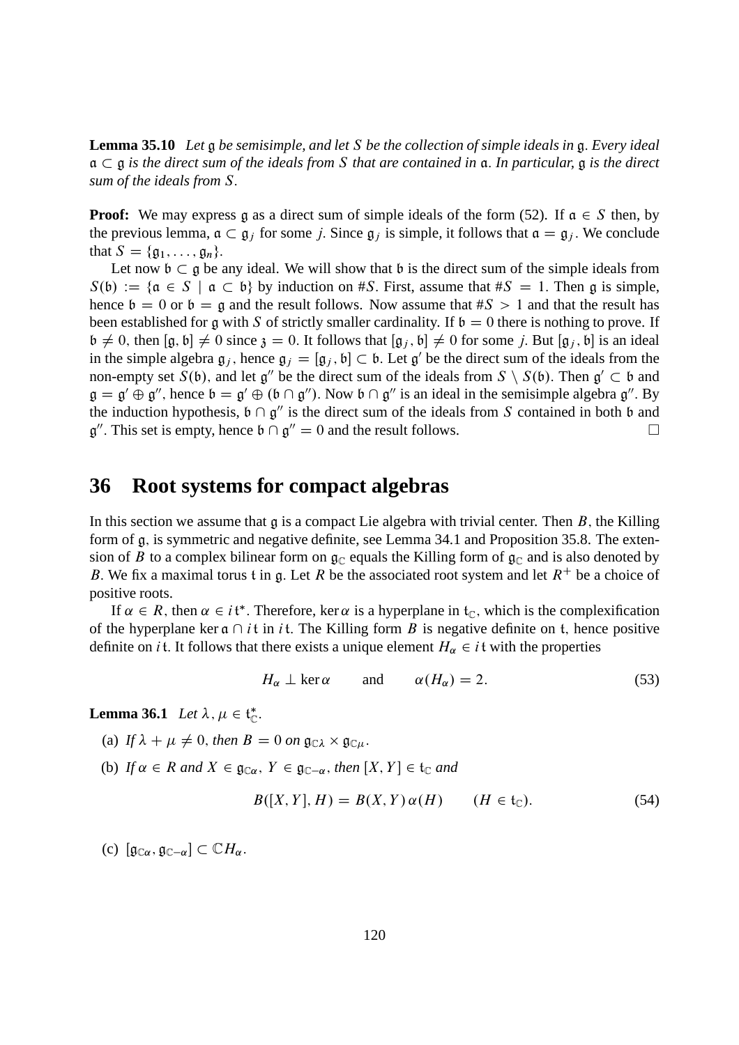**Lemma 35.10** *Let $\mathfrak{g}$ be semisimple, and let $S$ be the collection of simple ideals in $\mathfrak{g}$. Every ideal $\mathfrak{a} \subset \mathfrak{g}$ is the direct sum of the ideals from $S$ that are contained in $\mathfrak{a}$. In particular, $\mathfrak{g}$ is the direct sum of the ideals from $S$.*

**Proof:** We may express $\mathfrak{g}$ as a direct sum of simple ideals of the form (52). If $\mathfrak{a} \in S$ then, by the previous lemma, $\mathfrak{a} \subset \mathfrak{g}_j$ for some $j$. Since $\mathfrak{g}_j$ is simple, it follows that $\mathfrak{a} = \mathfrak{g}_j$. We conclude that $S = \{\mathfrak{g}_1, \ldots, \mathfrak{g}_n\}$.

Let now $\mathfrak{b} \subset \mathfrak{g}$ be any ideal. We will show that $\mathfrak{b}$ is the direct sum of the simple ideals from $S(\mathfrak{b}) := \{\mathfrak{a} \in S \mid \mathfrak{a} \subset \mathfrak{b}\}$ by induction on $\#S$. First, assume that $\#S = 1$. Then $\mathfrak{g}$ is simple, hence $\mathfrak{b} = 0$ or $\mathfrak{b} = \mathfrak{g}$ and the result follows. Now assume that $\#S > 1$ and that the result has been established for $\mathfrak{g}$ with $S$ of strictly smaller cardinality. If $\mathfrak{b} = 0$ there is nothing to prove. If $\mathfrak{b} \neq 0$, then $[\mathfrak{g}, \mathfrak{b}] \neq 0$ since $\mathfrak{z} = 0$. It follows that $[\mathfrak{g}_j, \mathfrak{b}] \neq 0$ for some $j$. But $[\mathfrak{g}_j, \mathfrak{b}]$ is an ideal in the simple algebra $\mathfrak{g}_j$, hence $\mathfrak{g}_j = [\mathfrak{g}_j, \mathfrak{b}] \subset \mathfrak{b}$. Let $\mathfrak{g}'$ be the direct sum of the ideals from the non-empty set $S(\mathfrak{b})$, and let $\mathfrak{g}''$ be the direct sum of the ideals from $S \setminus S(\mathfrak{b})$. Then $\mathfrak{g}' \subset \mathfrak{b}$ and $\mathfrak{g} = \mathfrak{g}' \oplus \mathfrak{g}''$, hence $\mathfrak{b} = \mathfrak{g}' \oplus (\mathfrak{b} \cap \mathfrak{g}'')$. Now $\mathfrak{b} \cap \mathfrak{g}''$ is an ideal in the semisimple algebra $\mathfrak{g}''$. By the induction hypothesis, $\mathfrak{b} \cap \mathfrak{g}''$ is the direct sum of the ideals from $S$ contained in both $\mathfrak{b}$ and $\mathfrak{g}''$. This set is empty, hence $\mathfrak{b} \cap \mathfrak{g}'' = 0$ and the result follows. $\square$

# 36 Root systems for compact algebras

In this section we assume that $\mathfrak{g}$ is a compact Lie algebra with trivial center. Then $B$, the Killing form of $\mathfrak{g}$, is symmetric and negative definite, see Lemma 34.1 and Proposition 35.8. The extension of $B$ to a complex bilinear form on $\mathfrak{g}_{\mathbb{C}}$ equals the Killing form of $\mathfrak{g}_{\mathbb{C}}$ and is also denoted by $B$. We fix a maximal torus $\mathfrak{t}$ in $\mathfrak{g}$. Let $R$ be the associated root system and let $R^+$ be a choice of positive roots.

If $\alpha \in R$, then $\alpha \in i\mathfrak{t}^*$. Therefore, $\ker \alpha$ is a hyperplane in $\mathfrak{t}_{\mathbb{C}}$, which is the complexification of the hyperplane $\ker \alpha \cap i\mathfrak{t}$ in $i\mathfrak{t}$. The Killing form $B$ is negative definite on $\mathfrak{t}$, hence positive definite on $i\mathfrak{t}$. It follows that there exists a unique element $H_\alpha \in i\mathfrak{t}$ with the properties

$$H_\alpha \perp \ker \alpha \qquad \text{and} \qquad \alpha(H_\alpha) = 2. \tag{53}$$

**Lemma 36.1** *Let $\lambda, \mu \in \mathfrak{t}_{\mathbb{C}}^*$.*

(a) *If $\lambda + \mu \neq 0$, then $B = 0$ on $\mathfrak{g}_{\mathbb{C}\lambda} \times \mathfrak{g}_{\mathbb{C}\mu}$.*

(b) *If $\alpha \in R$ and $X \in \mathfrak{g}_{\mathbb{C}\alpha}$, $Y \in \mathfrak{g}_{\mathbb{C}-\alpha}$, then $[X, Y] \in \mathfrak{t}_{\mathbb{C}}$ and*

$$B([X, Y], H) = B(X, Y)\,\alpha(H) \qquad (H \in \mathfrak{t}_{\mathbb{C}}). \tag{54}$$

(c) $[\mathfrak{g}_{\mathbb{C}\alpha}, \mathfrak{g}_{\mathbb{C}-\alpha}] \subset \mathbb{C}H_\alpha$.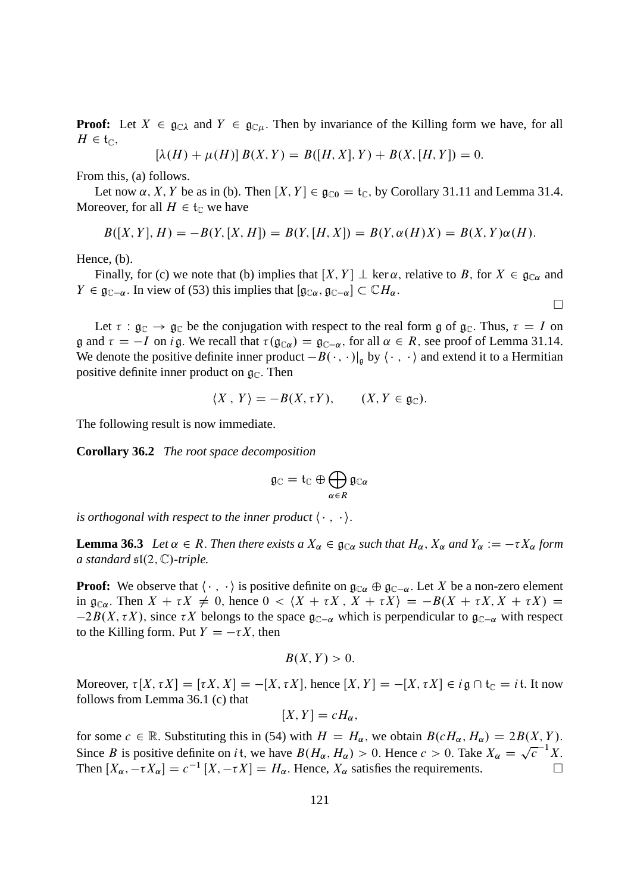**Proof:** Let $X \in \mathfrak{g}_{\mathbb{C}\lambda}$ and $Y \in \mathfrak{g}_{\mathbb{C}\mu}$. Then by invariance of the Killing form we have, for all $H \in \mathfrak{t}_{\mathbb{C}}$,

$$[\lambda(H) + \mu(H)]\, B(X, Y) = B([H, X], Y) + B(X, [H, Y]) = 0.$$

From this, (a) follows.

Let now $\alpha, X, Y$ be as in (b). Then $[X, Y] \in \mathfrak{g}_{\mathbb{C}0} = \mathfrak{t}_{\mathbb{C}}$, by Corollary 31.11 and Lemma 31.4. Moreover, for all $H \in \mathfrak{t}_{\mathbb{C}}$ we have

$$B([X, Y], H) = -B(Y, [X, H]) = B(Y, [H, X]) = B(Y, \alpha(H)X) = B(X, Y)\alpha(H).$$

Hence, (b).

Finally, for (c) we note that (b) implies that $[X, Y] \perp \ker\alpha$, relative to $B$, for $X \in \mathfrak{g}_{\mathbb{C}\alpha}$ and $Y \in \mathfrak{g}_{\mathbb{C}-\alpha}$. In view of (53) this implies that $[\mathfrak{g}_{\mathbb{C}\alpha}, \mathfrak{g}_{\mathbb{C}-\alpha}] \subset \mathbb{C}H_\alpha$. □

Let $\tau : \mathfrak{g}_{\mathbb{C}} \to \mathfrak{g}_{\mathbb{C}}$ be the conjugation with respect to the real form $\mathfrak{g}$ of $\mathfrak{g}_{\mathbb{C}}$. Thus, $\tau = I$ on $\mathfrak{g}$ and $\tau = -I$ on $i\,\mathfrak{g}$. We recall that $\tau(\mathfrak{g}_{\mathbb{C}\alpha}) = \mathfrak{g}_{\mathbb{C}-\alpha}$, for all $\alpha \in R$, see proof of Lemma 31.14. We denote the positive definite inner product $-B(\cdot\,,\,\cdot)|_{\mathfrak{g}}$ by $\langle \cdot\,,\,\cdot \rangle$ and extend it to a Hermitian positive definite inner product on $\mathfrak{g}_{\mathbb{C}}$. Then

$$\langle X\,,\,Y \rangle = -B(X, \tau Y), \qquad (X, Y \in \mathfrak{g}_{\mathbb{C}}).$$

The following result is now immediate.

**Corollary 36.2** *The root space decomposition*

$$\mathfrak{g}_{\mathbb{C}} = \mathfrak{t}_{\mathbb{C}} \oplus \bigoplus_{\alpha \in R} \mathfrak{g}_{\mathbb{C}\alpha}$$

*is orthogonal with respect to the inner product* $\langle \cdot\,,\,\cdot \rangle$.

**Lemma 36.3** *Let $\alpha \in R$. Then there exists a $X_\alpha \in \mathfrak{g}_{\mathbb{C}\alpha}$ such that $H_\alpha$, $X_\alpha$ and $Y_\alpha := -\tau X_\alpha$ form a standard $\mathfrak{sl}(2, \mathbb{C})$-triple.*

**Proof:** We observe that $\langle \cdot\,,\,\cdot \rangle$ is positive definite on $\mathfrak{g}_{\mathbb{C}\alpha} \oplus \mathfrak{g}_{\mathbb{C}-\alpha}$. Let $X$ be a non-zero element in $\mathfrak{g}_{\mathbb{C}\alpha}$. Then $X + \tau X \neq 0$, hence $0 < \langle X + \tau X\,,\,X + \tau X \rangle = -B(X + \tau X, X + \tau X) = -2B(X, \tau X)$, since $\tau X$ belongs to the space $\mathfrak{g}_{\mathbb{C}-\alpha}$ which is perpendicular to $\mathfrak{g}_{\mathbb{C}-\alpha}$ with respect to the Killing form. Put $Y = -\tau X$, then

$$B(X, Y) > 0.$$

Moreover, $\tau[X, \tau X] = [\tau X, X] = -[X, \tau X]$, hence $[X, Y] = -[X, \tau X] \in i\,\mathfrak{g} \cap \mathfrak{t}_{\mathbb{C}} = i\,\mathfrak{t}$. It now follows from Lemma 36.1 (c) that

$$[X, Y] = cH_\alpha,$$

for some $c \in \mathbb{R}$. Substituting this in (54) with $H = H_\alpha$, we obtain $B(cH_\alpha, H_\alpha) = 2B(X, Y)$. Since $B$ is positive definite on $i\,\mathfrak{t}$, we have $B(H_\alpha, H_\alpha) > 0$. Hence $c > 0$. Take $X_\alpha = \sqrt{c}^{\,-1} X$. Then $[X_\alpha, -\tau X_\alpha] = c^{-1}\,[X, -\tau X] = H_\alpha$. Hence, $X_\alpha$ satisfies the requirements. □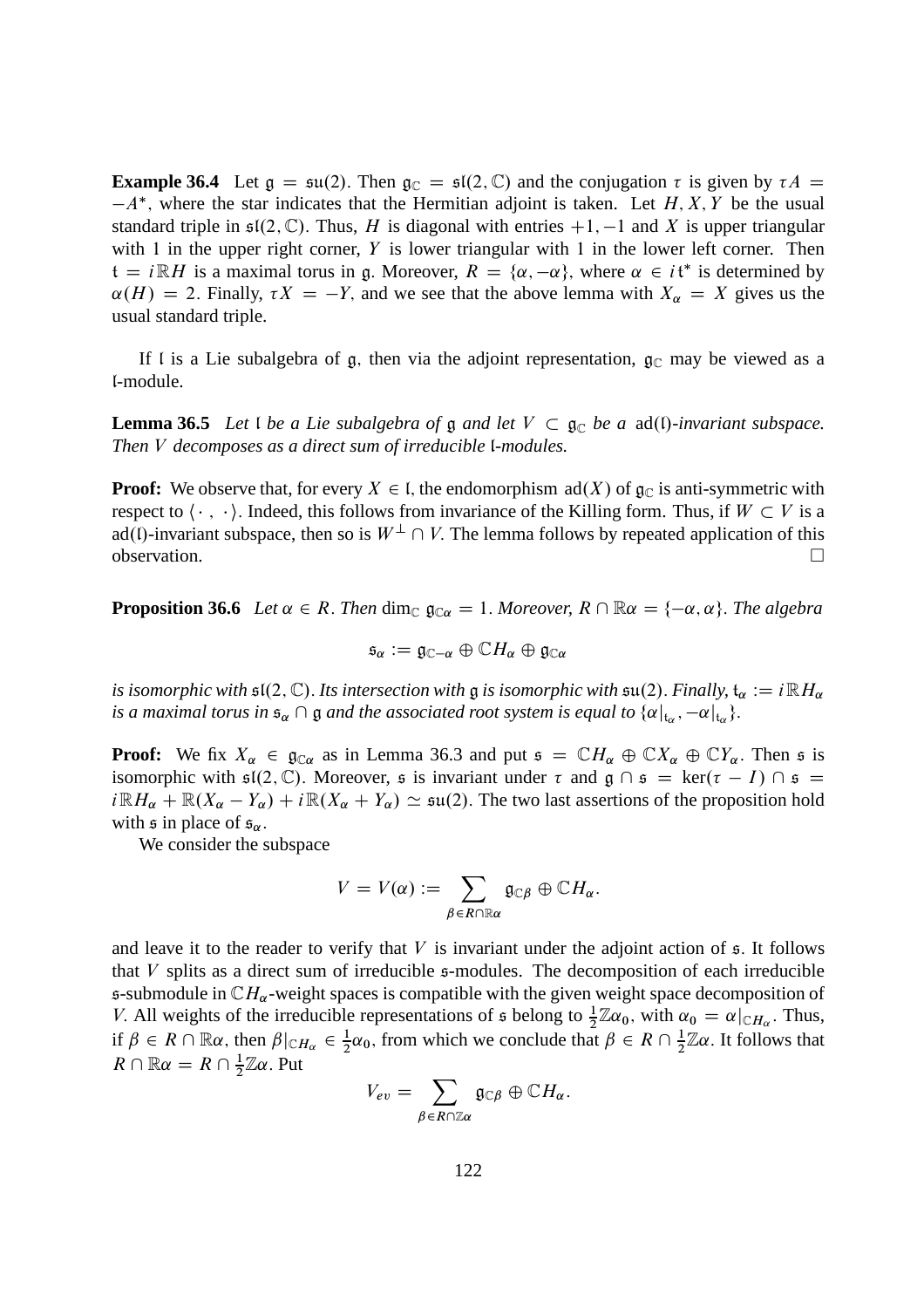**Example 36.4** Let $\mathfrak{g} = \mathfrak{su}(2)$. Then $\mathfrak{g}_{\mathbb{C}} = \mathfrak{sl}(2, \mathbb{C})$ and the conjugation $\tau$ is given by $\tau A = -A^*$, where the star indicates that the Hermitian adjoint is taken. Let $H, X, Y$ be the usual standard triple in $\mathfrak{sl}(2, \mathbb{C})$. Thus, $H$ is diagonal with entries $+1, -1$ and $X$ is upper triangular with 1 in the upper right corner, $Y$ is lower triangular with 1 in the lower left corner. Then $\mathfrak{t} = i\mathbb{R}H$ is a maximal torus in $\mathfrak{g}$. Moreover, $R = \{\alpha, -\alpha\}$, where $\alpha \in i\mathfrak{t}^*$ is determined by $\alpha(H) = 2$. Finally, $\tau X = -Y$, and we see that the above lemma with $X_\alpha = X$ gives us the usual standard triple.

If $\mathfrak{l}$ is a Lie subalgebra of $\mathfrak{g}$, then via the adjoint representation, $\mathfrak{g}_{\mathbb{C}}$ may be viewed as a $\mathfrak{l}$-module.

**Lemma 36.5** *Let $\mathfrak{l}$ be a Lie subalgebra of $\mathfrak{g}$ and let $V \subset \mathfrak{g}_{\mathbb{C}}$ be a $\mathrm{ad}(\mathfrak{l})$-invariant subspace. Then $V$ decomposes as a direct sum of irreducible $\mathfrak{l}$-modules.*

**Proof:** We observe that, for every $X \in \mathfrak{l}$, the endomorphism $\mathrm{ad}(X)$ of $\mathfrak{g}_{\mathbb{C}}$ is anti-symmetric with respect to $\langle \cdot\,,\,\cdot \rangle$. Indeed, this follows from invariance of the Killing form. Thus, if $W \subset V$ is a $\mathrm{ad}(\mathfrak{l})$-invariant subspace, then so is $W^\perp \cap V$. The lemma follows by repeated application of this observation. $\square$

**Proposition 36.6** *Let $\alpha \in R$. Then $\dim_{\mathbb{C}} \mathfrak{g}_{\mathbb{C}\alpha} = 1$. Moreover, $R \cap \mathbb{R}\alpha = \{-\alpha, \alpha\}$. The algebra*

$$\mathfrak{s}_\alpha := \mathfrak{g}_{\mathbb{C}-\alpha} \oplus \mathbb{C}H_\alpha \oplus \mathfrak{g}_{\mathbb{C}\alpha}$$

*is isomorphic with $\mathfrak{sl}(2, \mathbb{C})$. Its intersection with $\mathfrak{g}$ is isomorphic with $\mathfrak{su}(2)$. Finally, $\mathfrak{t}_\alpha := i\mathbb{R}H_\alpha$ is a maximal torus in $\mathfrak{s}_\alpha \cap \mathfrak{g}$ and the associated root system is equal to $\{\alpha|_{\mathfrak{t}_\alpha}, -\alpha|_{\mathfrak{t}_\alpha}\}$.*

**Proof:** We fix $X_\alpha \in \mathfrak{g}_{\mathbb{C}\alpha}$ as in Lemma 36.3 and put $\mathfrak{s} = \mathbb{C}H_\alpha \oplus \mathbb{C}X_\alpha \oplus \mathbb{C}Y_\alpha$. Then $\mathfrak{s}$ is isomorphic with $\mathfrak{sl}(2, \mathbb{C})$. Moreover, $\mathfrak{s}$ is invariant under $\tau$ and $\mathfrak{g} \cap \mathfrak{s} = \ker(\tau - I) \cap \mathfrak{s} = i\mathbb{R}H_\alpha + \mathbb{R}(X_\alpha - Y_\alpha) + i\mathbb{R}(X_\alpha + Y_\alpha) \simeq \mathfrak{su}(2)$. The two last assertions of the proposition hold with $\mathfrak{s}$ in place of $\mathfrak{s}_\alpha$.

We consider the subspace

$$V = V(\alpha) := \sum_{\beta \in R \cap \mathbb{R}\alpha} \mathfrak{g}_{\mathbb{C}\beta} \oplus \mathbb{C}H_\alpha.$$

and leave it to the reader to verify that $V$ is invariant under the adjoint action of $\mathfrak{s}$. It follows that $V$ splits as a direct sum of irreducible $\mathfrak{s}$-modules. The decomposition of each irreducible $\mathfrak{s}$-submodule in $\mathbb{C}H_\alpha$-weight spaces is compatible with the given weight space decomposition of $V$. All weights of the irreducible representations of $\mathfrak{s}$ belong to $\frac{1}{2}\mathbb{Z}\alpha_0$, with $\alpha_0 = \alpha|_{\mathbb{C}H_\alpha}$. Thus, if $\beta \in R \cap \mathbb{R}\alpha$, then $\beta|_{\mathbb{C}H_\alpha} \in \frac{1}{2}\alpha_0$, from which we conclude that $\beta \in R \cap \frac{1}{2}\mathbb{Z}\alpha$. It follows that $R \cap \mathbb{R}\alpha = R \cap \frac{1}{2}\mathbb{Z}\alpha$. Put

$$V_{ev} = \sum_{\beta \in R \cap \mathbb{Z}\alpha} \mathfrak{g}_{\mathbb{C}\beta} \oplus \mathbb{C}H_\alpha.$$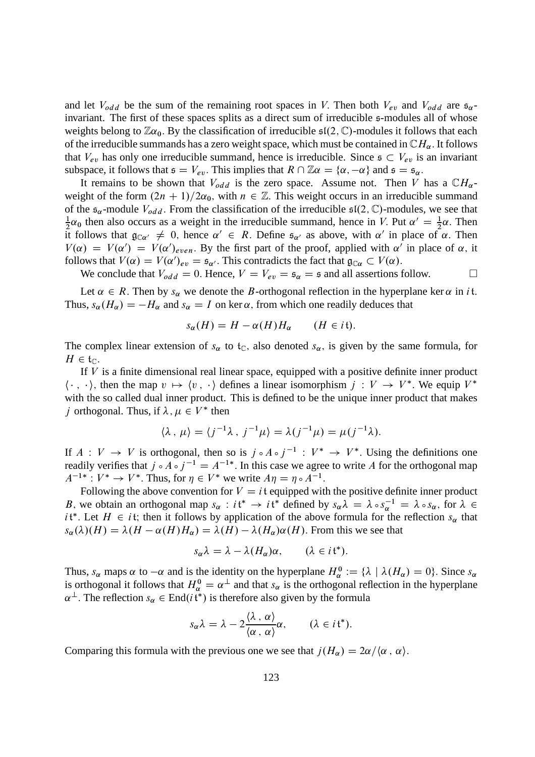and let $V_{odd}$ be the sum of the remaining root spaces in $V$. Then both $V_{ev}$ and $V_{odd}$ are $\mathfrak{s}_\alpha$-invariant. The first of these spaces splits as a direct sum of irreducible $\mathfrak{s}$-modules all of whose weights belong to $\mathbb{Z}\alpha_0$. By the classification of irreducible $\mathfrak{sl}(2, \mathbb{C})$-modules it follows that each of the irreducible summands has a zero weight space, which must be contained in $\mathbb{C}H_\alpha$. It follows that $V_{ev}$ has only one irreducible summand, hence is irreducible. Since $\mathfrak{s} \subset V_{ev}$ is an invariant subspace, it follows that $\mathfrak{s} = V_{ev}$. This implies that $R \cap \mathbb{Z}\alpha = \{\alpha, -\alpha\}$ and $\mathfrak{s} = \mathfrak{s}_\alpha$.

It remains to be shown that $V_{odd}$ is the zero space. Assume not. Then $V$ has a $\mathbb{C}H_\alpha$-weight of the form $(2n+1)/2\alpha_0$, with $n \in \mathbb{Z}$. This weight occurs in an irreducible summand of the $\mathfrak{s}_\alpha$-module $V_{odd}$. From the classification of the irreducible $\mathfrak{sl}(2, \mathbb{C})$-modules, we see that $\frac{1}{2}\alpha_0$ then also occurs as a weight in the irreducible summand, hence in $V$. Put $\alpha' = \frac{1}{2}\alpha$. Then it follows that $\mathfrak{g}_{\mathbb{C}\alpha'} \neq 0$, hence $\alpha' \in R$. Define $\mathfrak{s}_{\alpha'}$ as above, with $\alpha'$ in place of $\alpha$. Then $V(\alpha) = V(\alpha') = V(\alpha')_{even}$. By the first part of the proof, applied with $\alpha'$ in place of $\alpha$, it follows that $V(\alpha) = V(\alpha')_{ev} = \mathfrak{s}_{\alpha'}$. This contradicts the fact that $\mathfrak{g}_{\mathbb{C}\alpha} \subset V(\alpha)$.

We conclude that $V_{odd} = 0$. Hence, $V = V_{ev} = \mathfrak{s}_\alpha = \mathfrak{s}$ and all assertions follow. $\square$

Let $\alpha \in R$. Then by $s_\alpha$ we denote the $B$-orthogonal reflection in the hyperplane $\ker \alpha$ in $i\mathfrak{t}$. Thus, $s_\alpha(H_\alpha) = -H_\alpha$ and $s_\alpha = I$ on $\ker \alpha$, from which one readily deduces that

$$s_\alpha(H) = H - \alpha(H)H_\alpha \qquad (H \in i\mathfrak{t}).$$

The complex linear extension of $s_\alpha$ to $\mathfrak{t}_\mathbb{C}$, also denoted $s_\alpha$, is given by the same formula, for $H \in \mathfrak{t}_\mathbb{C}$.

If $V$ is a finite dimensional real linear space, equipped with a positive definite inner product $\langle \cdot\,,\, \cdot \rangle$, then the map $v \mapsto \langle v\,,\, \cdot \rangle$ defines a linear isomorphism $j : V \to V^*$. We equip $V^*$ with the so called dual inner product. This is defined to be the unique inner product that makes $j$ orthogonal. Thus, if $\lambda, \mu \in V^*$ then

$$\langle \lambda\,,\, \mu \rangle = \langle j^{-1}\lambda\,,\, j^{-1}\mu \rangle = \lambda(j^{-1}\mu) = \mu(j^{-1}\lambda).$$

If $A : V \to V$ is orthogonal, then so is $j \circ A \circ j^{-1} : V^* \to V^*$. Using the definitions one readily verifies that $j \circ A \circ j^{-1} = A^{-1*}$. In this case we agree to write $A$ for the orthogonal map $A^{-1*} : V^* \to V^*$. Thus, for $\eta \in V^*$ we write $A\eta = \eta \circ A^{-1}$.

Following the above convention for $V = i\mathfrak{t}$ equipped with the positive definite inner product $B$, we obtain an orthogonal map $s_\alpha : i\mathfrak{t}^* \to i\mathfrak{t}^*$ defined by $s_\alpha\lambda = \lambda \circ s_\alpha^{-1} = \lambda \circ s_\alpha$, for $\lambda \in i\mathfrak{t}^*$. Let $H \in i\mathfrak{t}$; then it follows by application of the above formula for the reflection $s_\alpha$ that $s_\alpha(\lambda)(H) = \lambda(H - \alpha(H)H_\alpha) = \lambda(H) - \lambda(H_\alpha)\alpha(H)$. From this we see that

$$s_\alpha\lambda = \lambda - \lambda(H_\alpha)\alpha, \qquad (\lambda \in i\mathfrak{t}^*).$$

Thus, $s_\alpha$ maps $\alpha$ to $-\alpha$ and is the identity on the hyperplane $H_\alpha^0 := \{\lambda \mid \lambda(H_\alpha) = 0\}$. Since $s_\alpha$ is orthogonal it follows that $H_\alpha^0 = \alpha^\perp$ and that $s_\alpha$ is the orthogonal reflection in the hyperplane $\alpha^\perp$. The reflection $s_\alpha \in \mathrm{End}(i\mathfrak{t}^*)$ is therefore also given by the formula

$$s_\alpha\lambda = \lambda - 2\frac{\langle \lambda\,,\, \alpha \rangle}{\langle \alpha\,,\, \alpha \rangle}\alpha, \qquad (\lambda \in i\mathfrak{t}^*).$$

Comparing this formula with the previous one we see that $j(H_\alpha) = 2\alpha/\langle \alpha\,,\, \alpha \rangle$.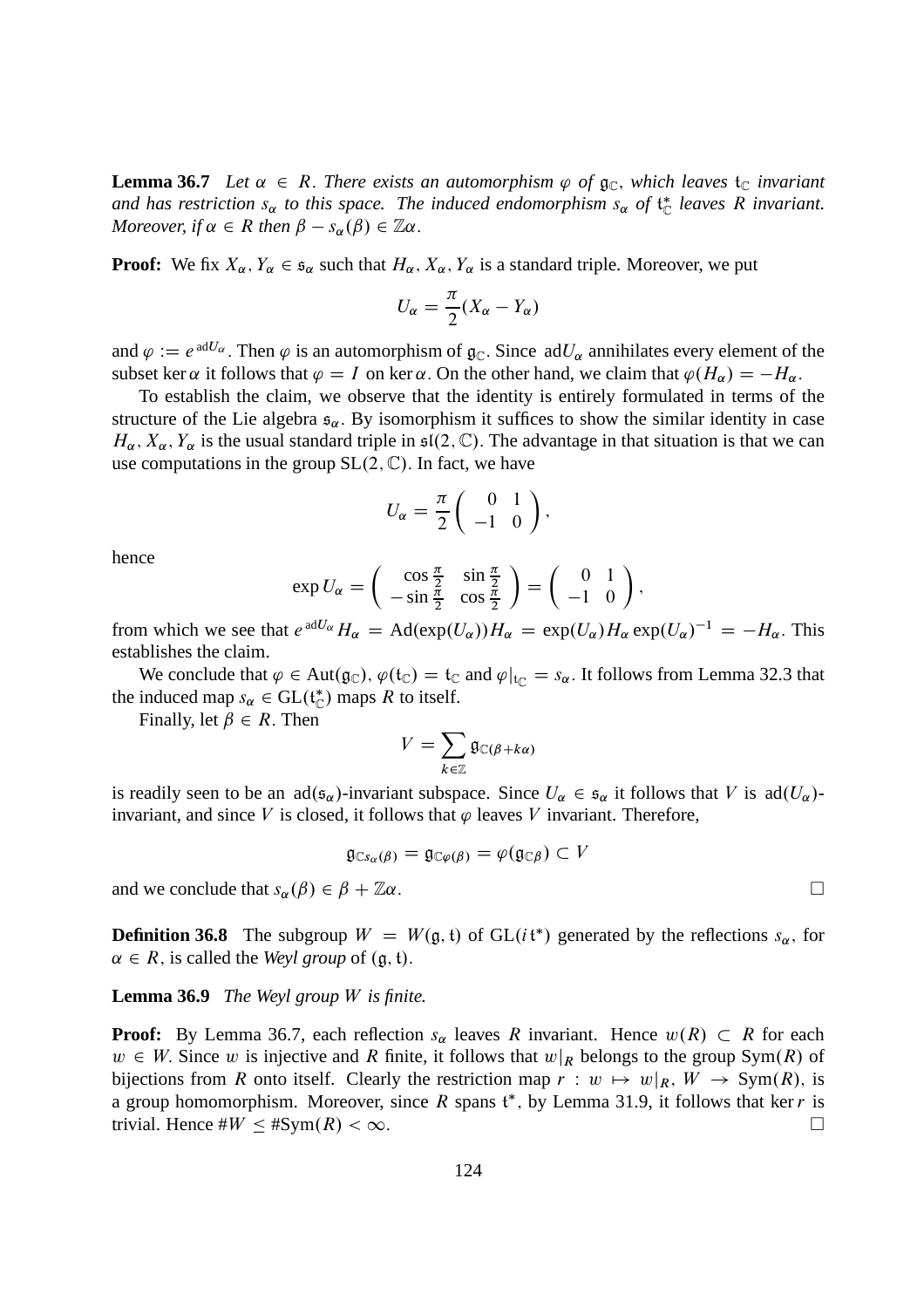**Lemma 36.7** *Let $\alpha \in R$. There exists an automorphism $\varphi$ of $\mathfrak{g}_{\mathbb{C}}$, which leaves $\mathfrak{t}_{\mathbb{C}}$ invariant and has restriction $s_\alpha$ to this space. The induced endomorphism $s_\alpha$ of $\mathfrak{t}_{\mathbb{C}}^*$ leaves $R$ invariant. Moreover, if $\alpha \in R$ then $\beta - s_\alpha(\beta) \in \mathbb{Z}\alpha$.*

**Proof:** We fix $X_\alpha, Y_\alpha \in \mathfrak{s}_\alpha$ such that $H_\alpha, X_\alpha, Y_\alpha$ is a standard triple. Moreover, we put

$$U_\alpha = \frac{\pi}{2}(X_\alpha - Y_\alpha)$$

and $\varphi := e^{\,\mathrm{ad} U_\alpha}$. Then $\varphi$ is an automorphism of $\mathfrak{g}_{\mathbb{C}}$. Since $\mathrm{ad} U_\alpha$ annihilates every element of the subset $\ker \alpha$ it follows that $\varphi = I$ on $\ker \alpha$. On the other hand, we claim that $\varphi(H_\alpha) = -H_\alpha$.

To establish the claim, we observe that the identity is entirely formulated in terms of the structure of the Lie algebra $\mathfrak{s}_\alpha$. By isomorphism it suffices to show the similar identity in case $H_\alpha, X_\alpha, Y_\alpha$ is the usual standard triple in $\mathfrak{sl}(2, \mathbb{C})$. The advantage in that situation is that we can use computations in the group $\mathrm{SL}(2, \mathbb{C})$. In fact, we have

$$U_\alpha = \frac{\pi}{2}\begin{pmatrix} 0 & 1 \\ -1 & 0 \end{pmatrix},$$

hence

$$\exp U_\alpha = \begin{pmatrix} \cos\frac{\pi}{2} & \sin\frac{\pi}{2} \\ -\sin\frac{\pi}{2} & \cos\frac{\pi}{2} \end{pmatrix} = \begin{pmatrix} 0 & 1 \\ -1 & 0 \end{pmatrix},$$

from which we see that $e^{\,\mathrm{ad} U_\alpha} H_\alpha = \mathrm{Ad}(\exp(U_\alpha)) H_\alpha = \exp(U_\alpha) H_\alpha \exp(U_\alpha)^{-1} = -H_\alpha$. This establishes the claim.

We conclude that $\varphi \in \mathrm{Aut}(\mathfrak{g}_{\mathbb{C}})$, $\varphi(\mathfrak{t}_{\mathbb{C}}) = \mathfrak{t}_{\mathbb{C}}$ and $\varphi|_{\mathfrak{t}_{\mathbb{C}}} = s_\alpha$. It follows from Lemma 32.3 that the induced map $s_\alpha \in \mathrm{GL}(\mathfrak{t}_{\mathbb{C}}^*)$ maps $R$ to itself.

Finally, let $\beta \in R$. Then

$$V = \sum_{k \in \mathbb{Z}} \mathfrak{g}_{\mathbb{C}(\beta + k\alpha)}$$

is readily seen to be an $\mathrm{ad}(\mathfrak{s}_\alpha)$-invariant subspace. Since $U_\alpha \in \mathfrak{s}_\alpha$ it follows that $V$ is $\mathrm{ad}(U_\alpha)$-invariant, and since $V$ is closed, it follows that $\varphi$ leaves $V$ invariant. Therefore,

$$\mathfrak{g}_{\mathbb{C} s_\alpha(\beta)} = \mathfrak{g}_{\mathbb{C}\varphi(\beta)} = \varphi(\mathfrak{g}_{\mathbb{C}\beta}) \subset V$$

and we conclude that $s_\alpha(\beta) \in \beta + \mathbb{Z}\alpha$. $\square$

**Definition 36.8** The subgroup $W = W(\mathfrak{g}, \mathfrak{t})$ of $\mathrm{GL}(i\mathfrak{t}^*)$ generated by the reflections $s_\alpha$, for $\alpha \in R$, is called the *Weyl group* of $(\mathfrak{g}, \mathfrak{t})$.

**Lemma 36.9** *The Weyl group $W$ is finite.*

**Proof:** By Lemma 36.7, each reflection $s_\alpha$ leaves $R$ invariant. Hence $w(R) \subset R$ for each $w \in W$. Since $w$ is injective and $R$ finite, it follows that $w|_R$ belongs to the group $\mathrm{Sym}(R)$ of bijections from $R$ onto itself. Clearly the restriction map $r : w \mapsto w|_R$, $W \to \mathrm{Sym}(R)$, is a group homomorphism. Moreover, since $R$ spans $\mathfrak{t}^*$, by Lemma 31.9, it follows that $\ker r$ is trivial. Hence $\#W \leq \#\mathrm{Sym}(R) < \infty$. $\square$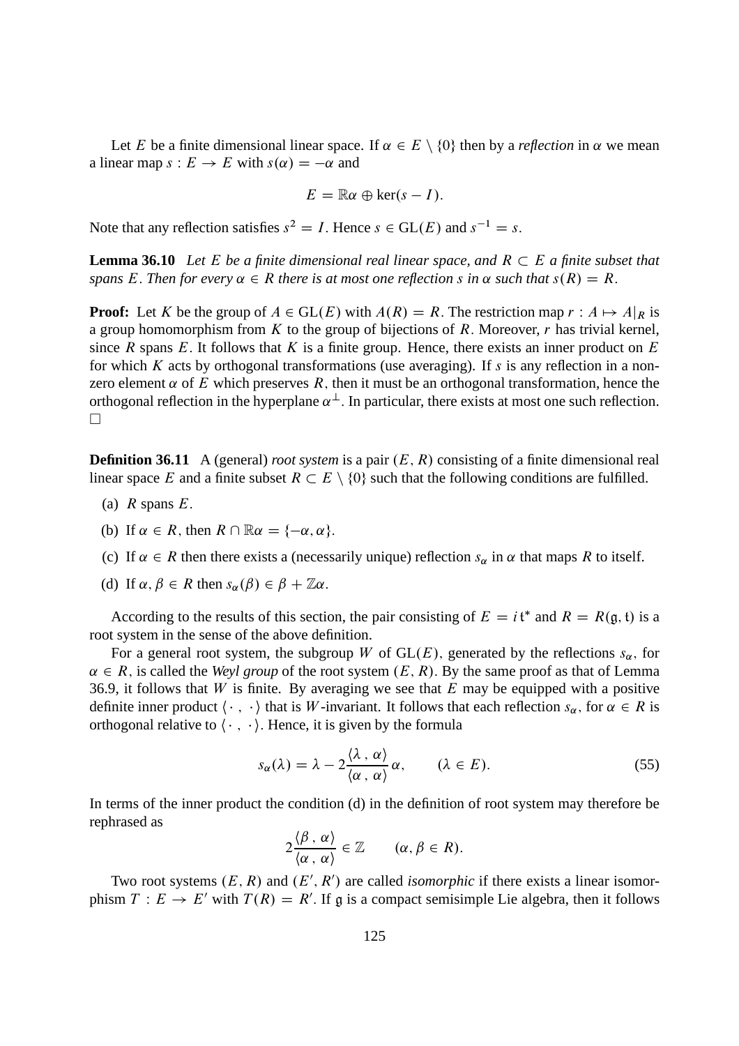Let $E$ be a finite dimensional linear space. If $\alpha \in E \setminus \{0\}$ then by a *reflection* in $\alpha$ we mean a linear map $s : E \to E$ with $s(\alpha) = -\alpha$ and

$$E = \mathbb{R}\alpha \oplus \ker(s - I).$$

Note that any reflection satisfies $s^2 = I$. Hence $s \in \mathrm{GL}(E)$ and $s^{-1} = s$.

**Lemma 36.10** *Let $E$ be a finite dimensional real linear space, and $R \subset E$ a finite subset that spans $E$. Then for every $\alpha \in R$ there is at most one reflection $s$ in $\alpha$ such that $s(R) = R$.*

**Proof:** Let $K$ be the group of $A \in \mathrm{GL}(E)$ with $A(R) = R$. The restriction map $r : A \mapsto A|_R$ is a group homomorphism from $K$ to the group of bijections of $R$. Moreover, $r$ has trivial kernel, since $R$ spans $E$. It follows that $K$ is a finite group. Hence, there exists an inner product on $E$ for which $K$ acts by orthogonal transformations (use averaging). If $s$ is any reflection in a non-zero element $\alpha$ of $E$ which preserves $R$, then it must be an orthogonal transformation, hence the orthogonal reflection in the hyperplane $\alpha^\perp$. In particular, there exists at most one such reflection. $\square$

**Definition 36.11** A (general) *root system* is a pair $(E, R)$ consisting of a finite dimensional real linear space $E$ and a finite subset $R \subset E \setminus \{0\}$ such that the following conditions are fulfilled.

(a) $R$ spans $E$.

(b) If $\alpha \in R$, then $R \cap \mathbb{R}\alpha = \{-\alpha, \alpha\}$.

(c) If $\alpha \in R$ then there exists a (necessarily unique) reflection $s_\alpha$ in $\alpha$ that maps $R$ to itself.

(d) If $\alpha, \beta \in R$ then $s_\alpha(\beta) \in \beta + \mathbb{Z}\alpha$.

According to the results of this section, the pair consisting of $E = i\mathfrak{t}^*$ and $R = R(\mathfrak{g}, \mathfrak{t})$ is a root system in the sense of the above definition.

For a general root system, the subgroup $W$ of $\mathrm{GL}(E)$, generated by the reflections $s_\alpha$, for $\alpha \in R$, is called the *Weyl group* of the root system $(E, R)$. By the same proof as that of Lemma 36.9, it follows that $W$ is finite. By averaging we see that $E$ may be equipped with a positive definite inner product $\langle \cdot \, , \, \cdot \rangle$ that is $W$-invariant. It follows that each reflection $s_\alpha$, for $\alpha \in R$ is orthogonal relative to $\langle \cdot \, , \, \cdot \rangle$. Hence, it is given by the formula

$$s_\alpha(\lambda) = \lambda - 2\frac{\langle \lambda \, , \, \alpha \rangle}{\langle \alpha \, , \, \alpha \rangle}\alpha, \qquad (\lambda \in E). \tag{55}$$

In terms of the inner product the condition (d) in the definition of root system may therefore be rephrased as

$$2\frac{\langle \beta \, , \, \alpha \rangle}{\langle \alpha \, , \, \alpha \rangle} \in \mathbb{Z} \qquad (\alpha, \beta \in R).$$

Two root systems $(E, R)$ and $(E', R')$ are called *isomorphic* if there exists a linear isomorphism $T : E \to E'$ with $T(R) = R'$. If $\mathfrak{g}$ is a compact semisimple Lie algebra, then it follows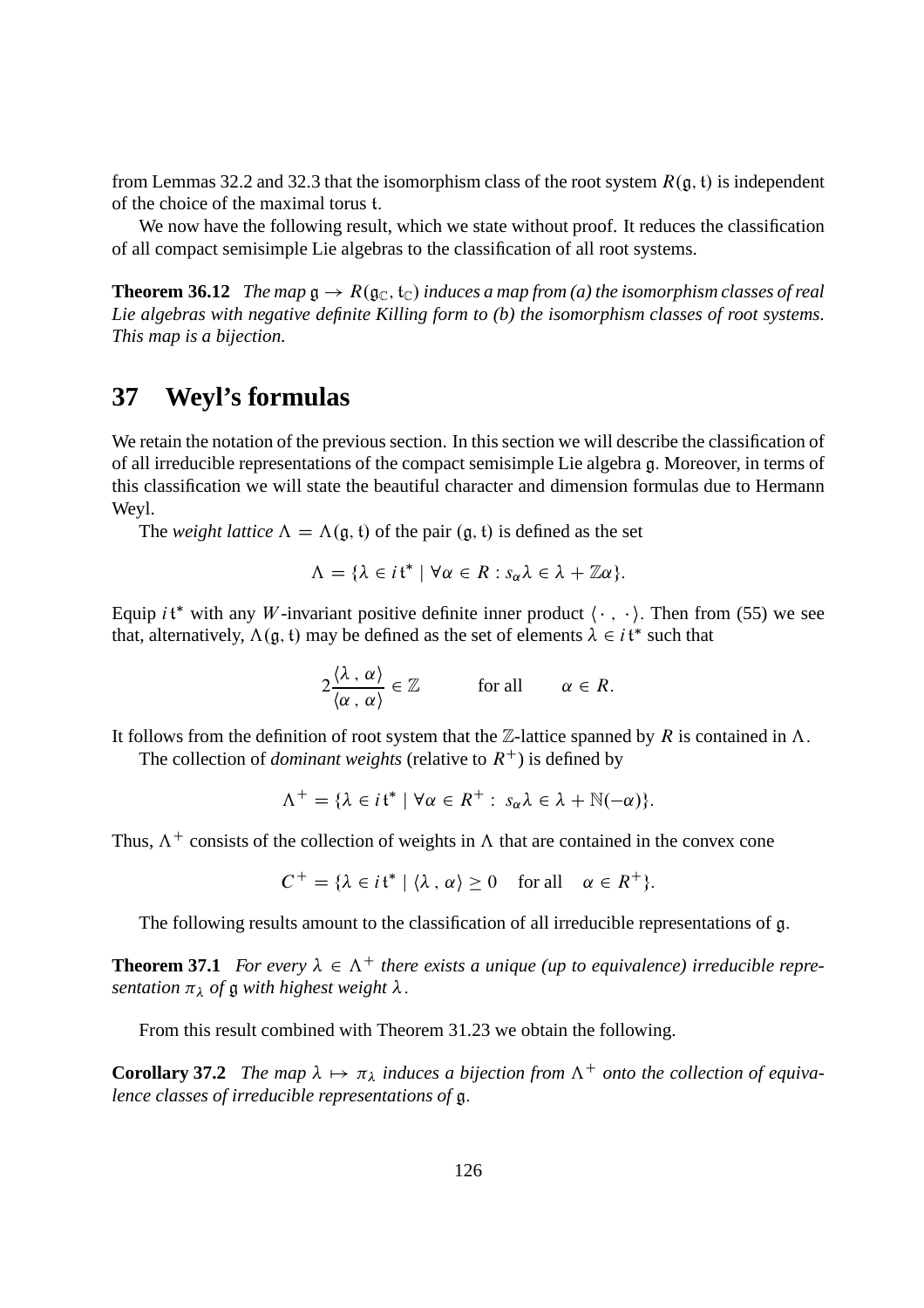from Lemmas 32.2 and 32.3 that the isomorphism class of the root system $R(\mathfrak{g}, \mathfrak{t})$ is independent of the choice of the maximal torus $\mathfrak{t}$.

We now have the following result, which we state without proof. It reduces the classification of all compact semisimple Lie algebras to the classification of all root systems.

**Theorem 36.12** *The map $\mathfrak{g} \to R(\mathfrak{g}_\mathbb{C}, \mathfrak{t}_\mathbb{C})$ induces a map from (a) the isomorphism classes of real Lie algebras with negative definite Killing form to (b) the isomorphism classes of root systems. This map is a bijection.*

## 37 Weyl's formulas

We retain the notation of the previous section. In this section we will describe the classification of of all irreducible representations of the compact semisimple Lie algebra $\mathfrak{g}$. Moreover, in terms of this classification we will state the beautiful character and dimension formulas due to Hermann Weyl.

The *weight lattice* $\Lambda = \Lambda(\mathfrak{g}, \mathfrak{t})$ of the pair $(\mathfrak{g}, \mathfrak{t})$ is defined as the set

$$\Lambda = \{\lambda \in i\mathfrak{t}^* \mid \forall \alpha \in R : s_\alpha \lambda \in \lambda + \mathbb{Z}\alpha\}.$$

Equip $i\mathfrak{t}^*$ with any $W$-invariant positive definite inner product $\langle \cdot\,, \cdot \rangle$. Then from (55) we see that, alternatively, $\Lambda(\mathfrak{g}, \mathfrak{t})$ may be defined as the set of elements $\lambda \in i\mathfrak{t}^*$ such that

$$2\frac{\langle \lambda\,, \alpha \rangle}{\langle \alpha\,, \alpha \rangle} \in \mathbb{Z} \qquad \text{for all} \qquad \alpha \in R.$$

It follows from the definition of root system that the $\mathbb{Z}$-lattice spanned by $R$ is contained in $\Lambda$.

The collection of *dominant weights* (relative to $R^+$) is defined by

$$\Lambda^+ = \{\lambda \in i\mathfrak{t}^* \mid \forall \alpha \in R^+ : \ s_\alpha \lambda \in \lambda + \mathbb{N}(-\alpha)\}.$$

Thus, $\Lambda^+$ consists of the collection of weights in $\Lambda$ that are contained in the convex cone

$$C^+ = \{\lambda \in i\mathfrak{t}^* \mid \langle \lambda\,, \alpha \rangle \geq 0 \quad \text{for all} \quad \alpha \in R^+\}.$$

The following results amount to the classification of all irreducible representations of $\mathfrak{g}$.

**Theorem 37.1** *For every $\lambda \in \Lambda^+$ there exists a unique (up to equivalence) irreducible representation $\pi_\lambda$ of $\mathfrak{g}$ with highest weight $\lambda$.*

From this result combined with Theorem 31.23 we obtain the following.

**Corollary 37.2** *The map $\lambda \mapsto \pi_\lambda$ induces a bijection from $\Lambda^+$ onto the collection of equivalence classes of irreducible representations of $\mathfrak{g}$.*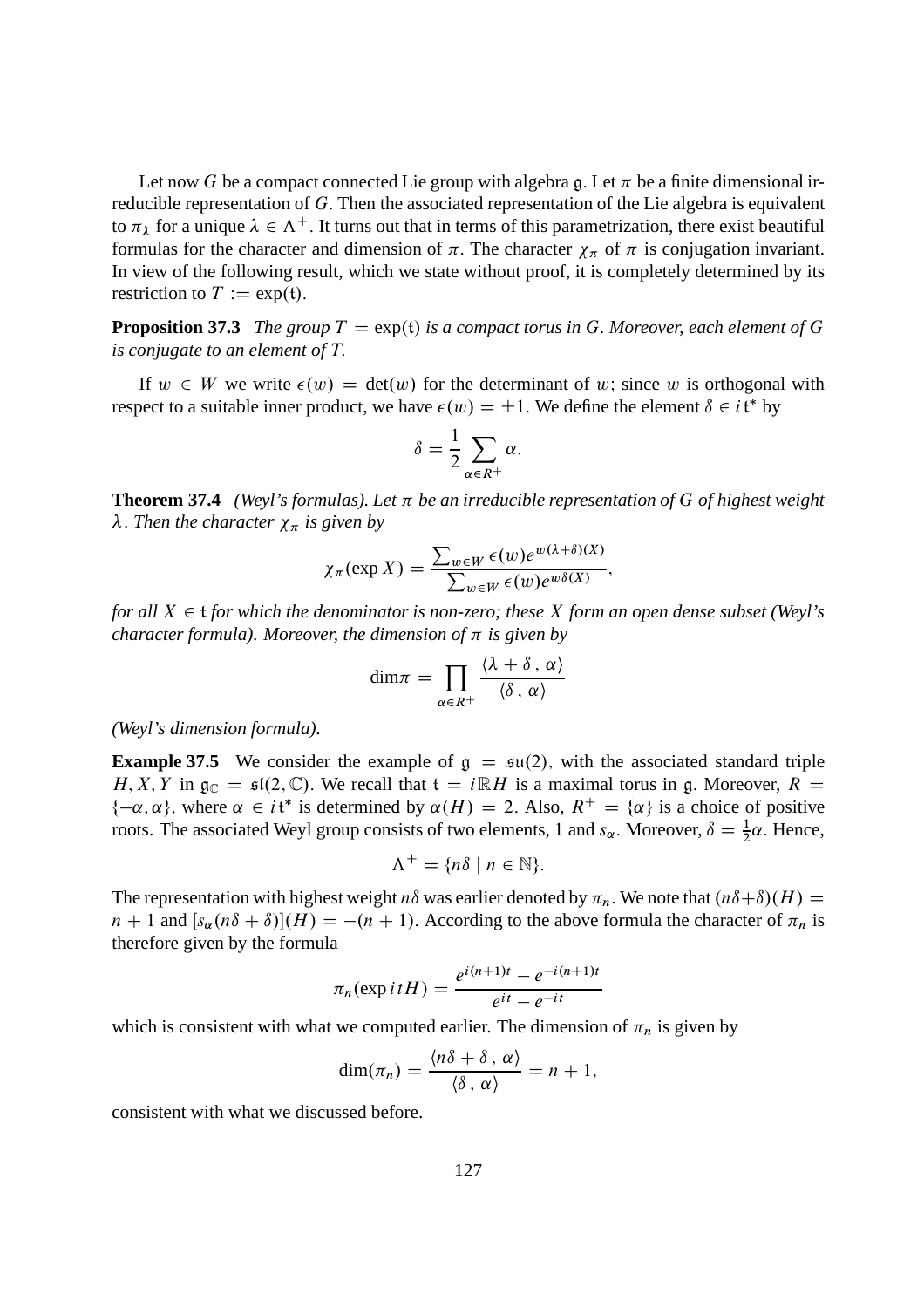Let now $G$ be a compact connected Lie group with algebra $\mathfrak{g}$. Let $\pi$ be a finite dimensional irreducible representation of $G$. Then the associated representation of the Lie algebra is equivalent to $\pi_\lambda$ for a unique $\lambda \in \Lambda^+$. It turns out that in terms of this parametrization, there exist beautiful formulas for the character and dimension of $\pi$. The character $\chi_\pi$ of $\pi$ is conjugation invariant. In view of the following result, which we state without proof, it is completely determined by its restriction to $T := \exp(\mathfrak{t})$.

**Proposition 37.3** *The group $T = \exp(\mathfrak{t})$ is a compact torus in $G$. Moreover, each element of $G$ is conjugate to an element of $T$.*

If $w \in W$ we write $\epsilon(w) = \det(w)$ for the determinant of $w$; since $w$ is orthogonal with respect to a suitable inner product, we have $\epsilon(w) = \pm 1$. We define the element $\delta \in i\mathfrak{t}^*$ by

$$\delta = \frac{1}{2} \sum_{\alpha \in R^+} \alpha.$$

**Theorem 37.4** *(Weyl's formulas). Let $\pi$ be an irreducible representation of $G$ of highest weight $\lambda$. Then the character $\chi_\pi$ is given by*

$$\chi_\pi(\exp X) = \frac{\sum_{w \in W} \epsilon(w) e^{w(\lambda+\delta)(X)}}{\sum_{w \in W} \epsilon(w) e^{w\delta(X)}},$$

*for all $X \in \mathfrak{t}$ for which the denominator is non-zero; these $X$ form an open dense subset (Weyl's character formula). Moreover, the dimension of $\pi$ is given by*

$$\dim \pi = \prod_{\alpha \in R^+} \frac{\langle \lambda + \delta\,,\, \alpha \rangle}{\langle \delta\,,\, \alpha \rangle}$$

*(Weyl's dimension formula).*

**Example 37.5** We consider the example of $\mathfrak{g} = \mathfrak{su}(2)$, with the associated standard triple $H, X, Y$ in $\mathfrak{g}_\mathbb{C} = \mathfrak{sl}(2, \mathbb{C})$. We recall that $\mathfrak{t} = i\mathbb{R}H$ is a maximal torus in $\mathfrak{g}$. Moreover, $R = \{-\alpha, \alpha\}$, where $\alpha \in i\mathfrak{t}^*$ is determined by $\alpha(H) = 2$. Also, $R^+ = \{\alpha\}$ is a choice of positive roots. The associated Weyl group consists of two elements, 1 and $s_\alpha$. Moreover, $\delta = \frac{1}{2}\alpha$. Hence,

$$\Lambda^+ = \{n\delta \mid n \in \mathbb{N}\}.$$

The representation with highest weight $n\delta$ was earlier denoted by $\pi_n$. We note that $(n\delta + \delta)(H) = n + 1$ and $[s_\alpha(n\delta + \delta)](H) = -(n+1)$. According to the above formula the character of $\pi_n$ is therefore given by the formula

$$\pi_n(\exp itH) = \frac{e^{i(n+1)t} - e^{-i(n+1)t}}{e^{it} - e^{-it}}$$

which is consistent with what we computed earlier. The dimension of $\pi_n$ is given by

$$\dim(\pi_n) = \frac{\langle n\delta + \delta\,,\, \alpha \rangle}{\langle \delta\,,\, \alpha \rangle} = n + 1,$$

consistent with what we discussed before.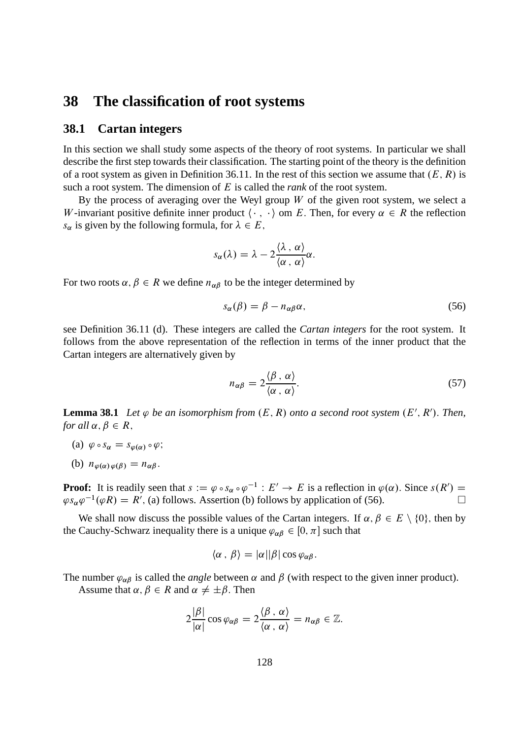# 38 The classification of root systems

## 38.1 Cartan integers

In this section we shall study some aspects of the theory of root systems. In particular we shall describe the first step towards their classification. The starting point of the theory is the definition of a root system as given in Definition 36.11. In the rest of this section we assume that $(E, R)$ is such a root system. The dimension of $E$ is called the *rank* of the root system.

By the process of averaging over the Weyl group $W$ of the given root system, we select a $W$-invariant positive definite inner product $\langle \cdot\,, \cdot \rangle$ om $E$. Then, for every $\alpha \in R$ the reflection $s_\alpha$ is given by the following formula, for $\lambda \in E$,

$$s_\alpha(\lambda) = \lambda - 2\frac{\langle \lambda\,, \alpha \rangle}{\langle \alpha\,, \alpha \rangle}\alpha.$$

For two roots $\alpha, \beta \in R$ we define $n_{\alpha\beta}$ to be the integer determined by

$$s_\alpha(\beta) = \beta - n_{\alpha\beta}\alpha, \tag{56}$$

see Definition 36.11 (d). These integers are called the *Cartan integers* for the root system. It follows from the above representation of the reflection in terms of the inner product that the Cartan integers are alternatively given by

$$n_{\alpha\beta} = 2\frac{\langle \beta\,, \alpha \rangle}{\langle \alpha\,, \alpha \rangle}. \tag{57}$$

**Lemma 38.1** *Let $\varphi$ be an isomorphism from $(E, R)$ onto a second root system $(E', R')$. Then, for all $\alpha, \beta \in R$,*

(a) $\varphi \circ s_\alpha = s_{\varphi(\alpha)} \circ \varphi$;

(b) $n_{\varphi(\alpha)\,\varphi(\beta)} = n_{\alpha\beta}$.

**Proof:** It is readily seen that $s := \varphi \circ s_\alpha \circ \varphi^{-1} : E' \to E$ is a reflection in $\varphi(\alpha)$. Since $s(R') = \varphi s_\alpha \varphi^{-1}(\varphi R) = R'$, (a) follows. Assertion (b) follows by application of (56). □

We shall now discuss the possible values of the Cartan integers. If $\alpha, \beta \in E \setminus \{0\}$, then by the Cauchy-Schwarz inequality there is a unique $\varphi_{\alpha\beta} \in [0, \pi]$ such that

$$\langle \alpha\,, \beta \rangle = |\alpha||\beta| \cos \varphi_{\alpha\beta}.$$

The number $\varphi_{\alpha\beta}$ is called the *angle* between $\alpha$ and $\beta$ (with respect to the given inner product).

Assume that $\alpha, \beta \in R$ and $\alpha \neq \pm\beta$. Then

$$2\frac{|\beta|}{|\alpha|} \cos \varphi_{\alpha\beta} = 2\frac{\langle \beta\,, \alpha \rangle}{\langle \alpha\,, \alpha \rangle} = n_{\alpha\beta} \in \mathbb{Z}.$$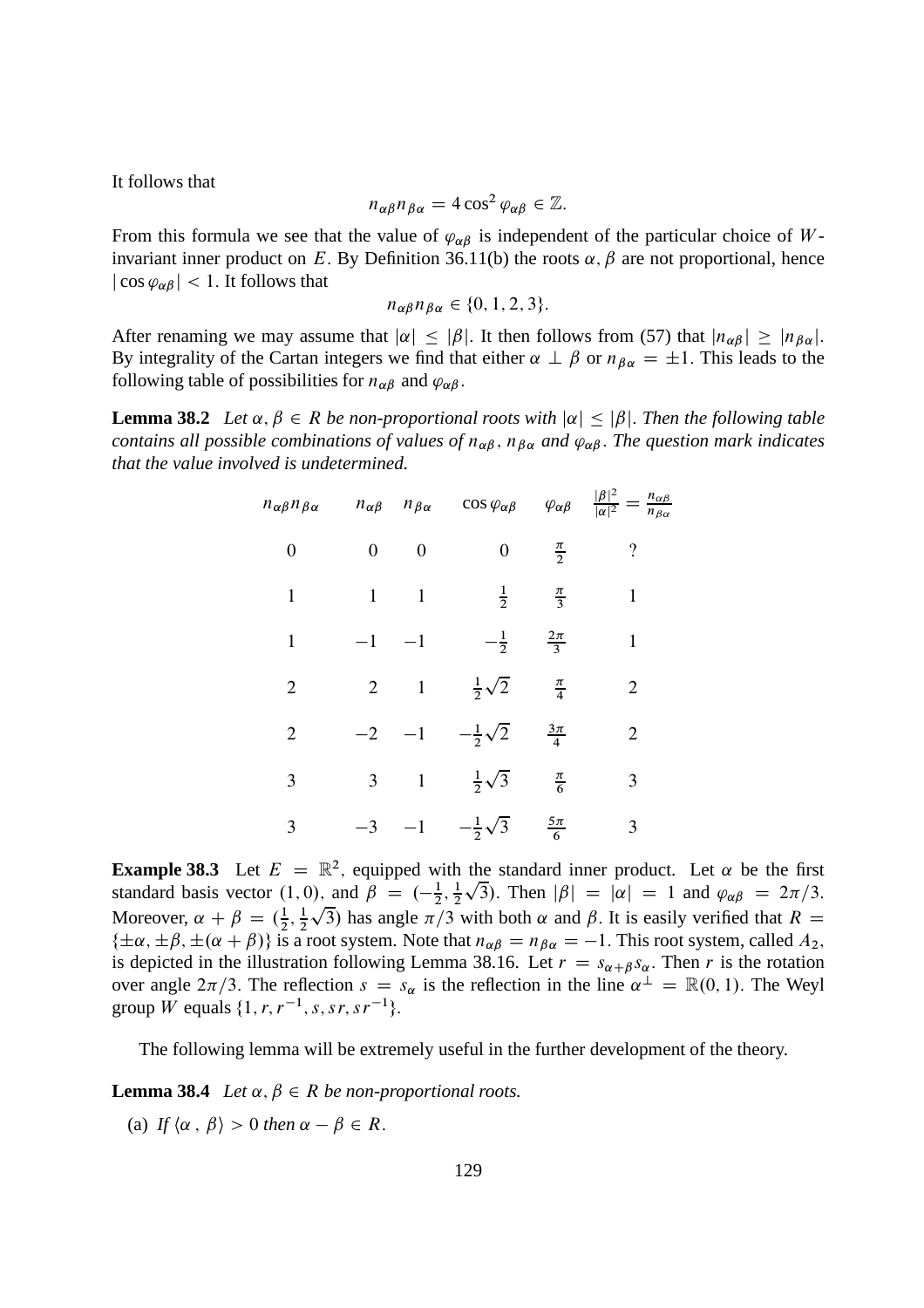It follows that

$$n_{\alpha\beta} n_{\beta\alpha} = 4 \cos^2 \varphi_{\alpha\beta} \in \mathbb{Z}.$$

From this formula we see that the value of $\varphi_{\alpha\beta}$ is independent of the particular choice of $W$-invariant inner product on $E$. By Definition 36.11(b) the roots $\alpha, \beta$ are not proportional, hence $|\cos \varphi_{\alpha\beta}| < 1$. It follows that

$$n_{\alpha\beta} n_{\beta\alpha} \in \{0, 1, 2, 3\}.$$

After renaming we may assume that $|\alpha| \leq |\beta|$. It then follows from (57) that $|n_{\alpha\beta}| \geq |n_{\beta\alpha}|$. By integrality of the Cartan integers we find that either $\alpha \perp \beta$ or $n_{\beta\alpha} = \pm 1$. This leads to the following table of possibilities for $n_{\alpha\beta}$ and $\varphi_{\alpha\beta}$.

**Lemma 38.2** *Let $\alpha, \beta \in R$ be non-proportional roots with $|\alpha| \leq |\beta|$. Then the following table contains all possible combinations of values of $n_{\alpha\beta}$, $n_{\beta\alpha}$ and $\varphi_{\alpha\beta}$. The question mark indicates that the value involved is undetermined.*

| $n_{\alpha\beta} n_{\beta\alpha}$ | $n_{\alpha\beta}$ | $n_{\beta\alpha}$ | $\cos \varphi_{\alpha\beta}$ | $\varphi_{\alpha\beta}$ | $\frac{\lvert\beta\rvert^2}{\lvert\alpha\rvert^2} = \frac{n_{\alpha\beta}}{n_{\beta\alpha}}$ |
|---|---|---|---|---|---|
| 0 | 0 | 0 | 0 | $\frac{\pi}{2}$ | ? |
| 1 | 1 | 1 | $\frac{1}{2}$ | $\frac{\pi}{3}$ | 1 |
| 1 | $-1$ | $-1$ | $-\frac{1}{2}$ | $\frac{2\pi}{3}$ | 1 |
| 2 | 2 | 1 | $\frac{1}{2}\sqrt{2}$ | $\frac{\pi}{4}$ | 2 |
| 2 | $-2$ | $-1$ | $-\frac{1}{2}\sqrt{2}$ | $\frac{3\pi}{4}$ | 2 |
| 3 | 3 | 1 | $\frac{1}{2}\sqrt{3}$ | $\frac{\pi}{6}$ | 3 |
| 3 | $-3$ | $-1$ | $-\frac{1}{2}\sqrt{3}$ | $\frac{5\pi}{6}$ | 3 |

**Example 38.3** Let $E = \mathbb{R}^2$, equipped with the standard inner product. Let $\alpha$ be the first standard basis vector $(1, 0)$, and $\beta = (-\frac{1}{2}, \frac{1}{2}\sqrt{3})$. Then $|\beta| = |\alpha| = 1$ and $\varphi_{\alpha\beta} = 2\pi/3$. Moreover, $\alpha + \beta = (\frac{1}{2}, \frac{1}{2}\sqrt{3})$ has angle $\pi/3$ with both $\alpha$ and $\beta$. It is easily verified that $R = \{\pm\alpha, \pm\beta, \pm(\alpha + \beta)\}$ is a root system. Note that $n_{\alpha\beta} = n_{\beta\alpha} = -1$. This root system, called $A_2$, is depicted in the illustration following Lemma 38.16. Let $r = s_{\alpha+\beta} s_\alpha$. Then $r$ is the rotation over angle $2\pi/3$. The reflection $s = s_\alpha$ is the reflection in the line $\alpha^\perp = \mathbb{R}(0, 1)$. The Weyl group $W$ equals $\{1, r, r^{-1}, s, sr, sr^{-1}\}$.

The following lemma will be extremely useful in the further development of the theory.

**Lemma 38.4** *Let $\alpha, \beta \in R$ be non-proportional roots.*

(a) *If $\langle \alpha\, , \, \beta \rangle > 0$ then $\alpha - \beta \in R$.*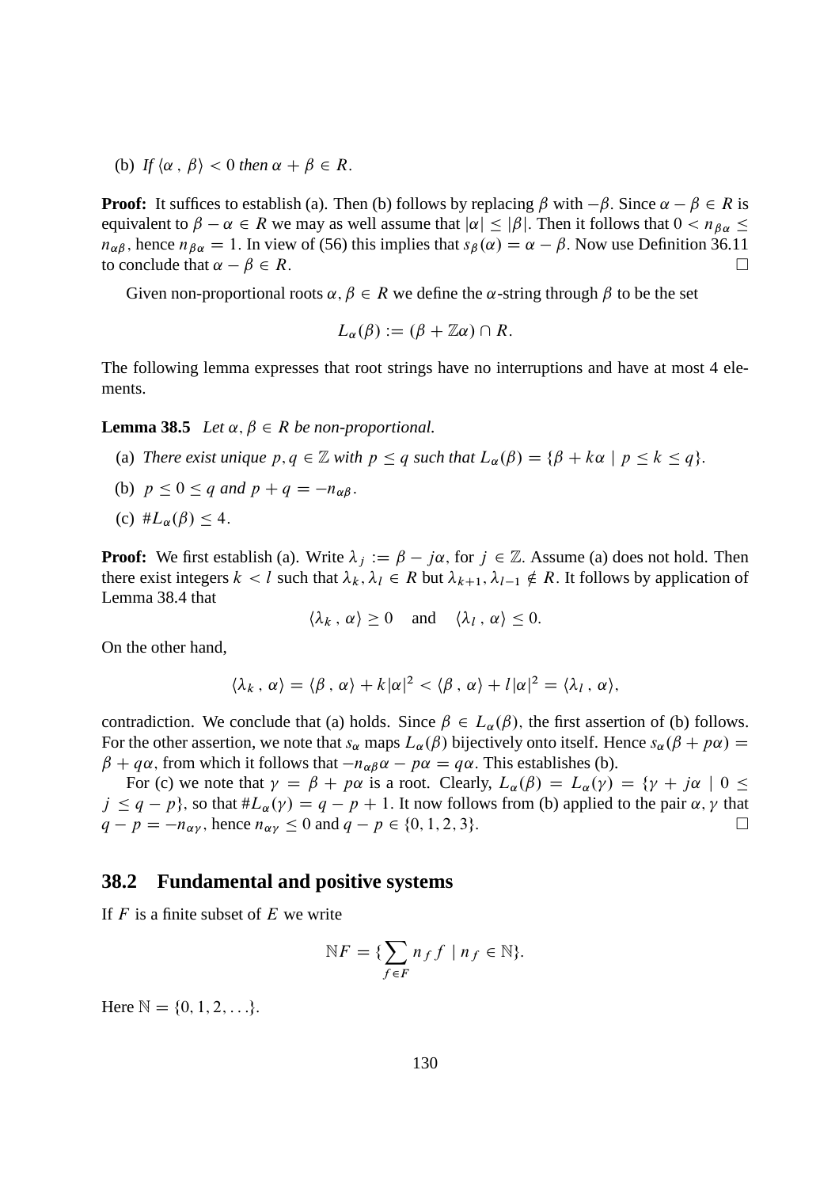(b) *If* $\langle \alpha \, , \, \beta \rangle < 0$ *then* $\alpha + \beta \in R$.

**Proof:** It suffices to establish (a). Then (b) follows by replacing $\beta$ with $-\beta$. Since $\alpha - \beta \in R$ is equivalent to $\beta - \alpha \in R$ we may as well assume that $|\alpha| \leq |\beta|$. Then it follows that $0 < n_{\beta\alpha} \leq n_{\alpha\beta}$, hence $n_{\beta\alpha} = 1$. In view of (56) this implies that $s_\beta(\alpha) = \alpha - \beta$. Now use Definition 36.11 to conclude that $\alpha - \beta \in R$. □

Given non-proportional roots $\alpha, \beta \in R$ we define the $\alpha$-string through $\beta$ to be the set

$$L_\alpha(\beta) := (\beta + \mathbb{Z}\alpha) \cap R.$$

The following lemma expresses that root strings have no interruptions and have at most 4 elements.

**Lemma 38.5** *Let* $\alpha, \beta \in R$ *be non-proportional.*

(a) *There exist unique* $p, q \in \mathbb{Z}$ *with* $p \leq q$ *such that* $L_\alpha(\beta) = \{\beta + k\alpha \mid p \leq k \leq q\}$.

(b) $p \leq 0 \leq q$ *and* $p + q = -n_{\alpha\beta}$.

(c) $\# L_\alpha(\beta) \leq 4$.

**Proof:** We first establish (a). Write $\lambda_j := \beta - j\alpha$, for $j \in \mathbb{Z}$. Assume (a) does not hold. Then there exist integers $k < l$ such that $\lambda_k, \lambda_l \in R$ but $\lambda_{k+1}, \lambda_{l-1} \notin R$. It follows by application of Lemma 38.4 that

$$\langle \lambda_k \, , \, \alpha \rangle \geq 0 \quad \text{and} \quad \langle \lambda_l \, , \, \alpha \rangle \leq 0.$$

On the other hand,

$$\langle \lambda_k \, , \, \alpha \rangle = \langle \beta \, , \, \alpha \rangle + k|\alpha|^2 < \langle \beta \, , \, \alpha \rangle + l|\alpha|^2 = \langle \lambda_l \, , \, \alpha \rangle,$$

contradiction. We conclude that (a) holds. Since $\beta \in L_\alpha(\beta)$, the first assertion of (b) follows. For the other assertion, we note that $s_\alpha$ maps $L_\alpha(\beta)$ bijectively onto itself. Hence $s_\alpha(\beta + p\alpha) = \beta + q\alpha$, from which it follows that $-n_{\alpha\beta}\alpha - p\alpha = q\alpha$. This establishes (b).

For (c) we note that $\gamma = \beta + p\alpha$ is a root. Clearly, $L_\alpha(\beta) = L_\alpha(\gamma) = \{\gamma + j\alpha \mid 0 \leq j \leq q - p\}$, so that $\# L_\alpha(\gamma) = q - p + 1$. It now follows from (b) applied to the pair $\alpha, \gamma$ that $q - p = -n_{\alpha\gamma}$, hence $n_{\alpha\gamma} \leq 0$ and $q - p \in \{0, 1, 2, 3\}$. □

## 38.2 Fundamental and positive systems

If $F$ is a finite subset of $E$ we write

$$\mathbb{N}F = \{\sum_{f \in F} n_f f \mid n_f \in \mathbb{N}\}.$$

Here $\mathbb{N} = \{0, 1, 2, \ldots\}$.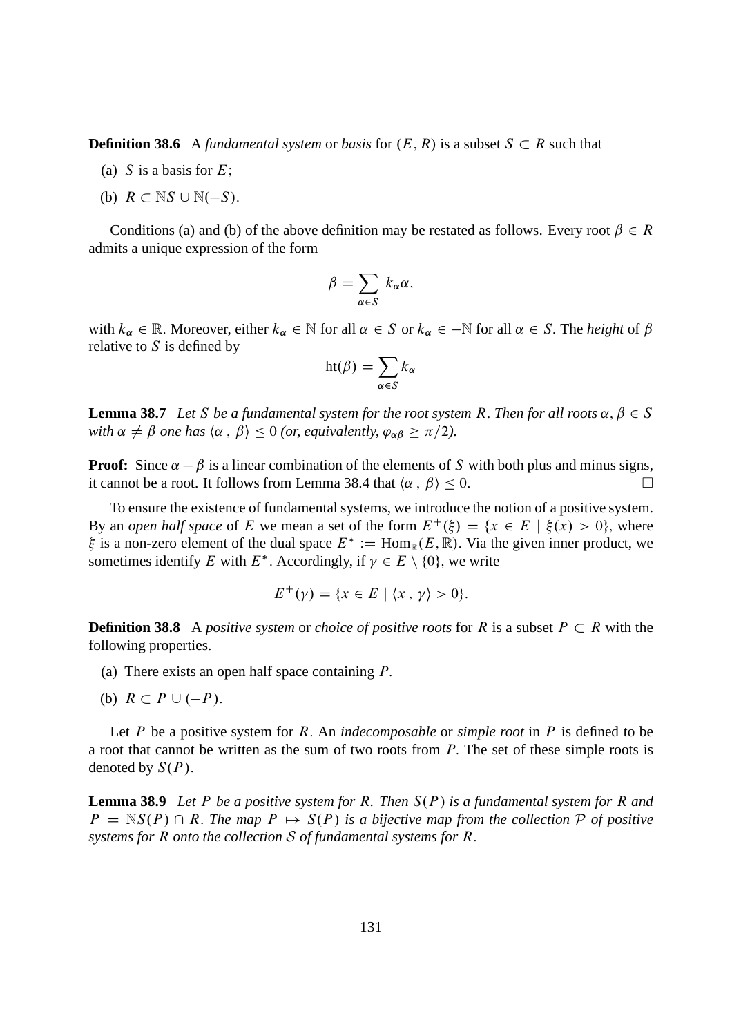**Definition 38.6** A *fundamental system* or *basis* for $(E, R)$ is a subset $S \subset R$ such that

(a) $S$ is a basis for $E$;

(b) $R \subset \mathbb{N}S \cup \mathbb{N}(-S)$.

Conditions (a) and (b) of the above definition may be restated as follows. Every root $\beta \in R$ admits a unique expression of the form

$$\beta = \sum_{\alpha \in S} k_\alpha \alpha,$$

with $k_\alpha \in \mathbb{R}$. Moreover, either $k_\alpha \in \mathbb{N}$ for all $\alpha \in S$ or $k_\alpha \in -\mathbb{N}$ for all $\alpha \in S$. The *height* of $\beta$ relative to $S$ is defined by

$$\mathrm{ht}(\beta) = \sum_{\alpha \in S} k_\alpha$$

**Lemma 38.7** *Let $S$ be a fundamental system for the root system $R$. Then for all roots $\alpha, \beta \in S$ with $\alpha \neq \beta$ one has $\langle \alpha , \beta \rangle \leq 0$ (or, equivalently, $\varphi_{\alpha\beta} \geq \pi/2$).*

**Proof:** Since $\alpha - \beta$ is a linear combination of the elements of $S$ with both plus and minus signs, it cannot be a root. It follows from Lemma 38.4 that $\langle \alpha , \beta \rangle \leq 0$. $\square$

To ensure the existence of fundamental systems, we introduce the notion of a positive system. By an *open half space* of $E$ we mean a set of the form $E^+(\xi) = \{x \in E \mid \xi(x) > 0\}$, where $\xi$ is a non-zero element of the dual space $E^* := \mathrm{Hom}_{\mathbb{R}}(E, \mathbb{R})$. Via the given inner product, we sometimes identify $E$ with $E^*$. Accordingly, if $\gamma \in E \setminus \{0\}$, we write

$$E^+(\gamma) = \{x \in E \mid \langle x , \gamma \rangle > 0\}.$$

**Definition 38.8** A *positive system* or *choice of positive roots* for $R$ is a subset $P \subset R$ with the following properties.

(a) There exists an open half space containing $P$.

(b) $R \subset P \cup (-P)$.

Let $P$ be a positive system for $R$. An *indecomposable* or *simple root* in $P$ is defined to be a root that cannot be written as the sum of two roots from $P$. The set of these simple roots is denoted by $S(P)$.

**Lemma 38.9** *Let $P$ be a positive system for $R$. Then $S(P)$ is a fundamental system for $R$ and $P = \mathbb{N}S(P) \cap R$. The map $P \mapsto S(P)$ is a bijective map from the collection $\mathcal{P}$ of positive systems for $R$ onto the collection $\mathcal{S}$ of fundamental systems for $R$.*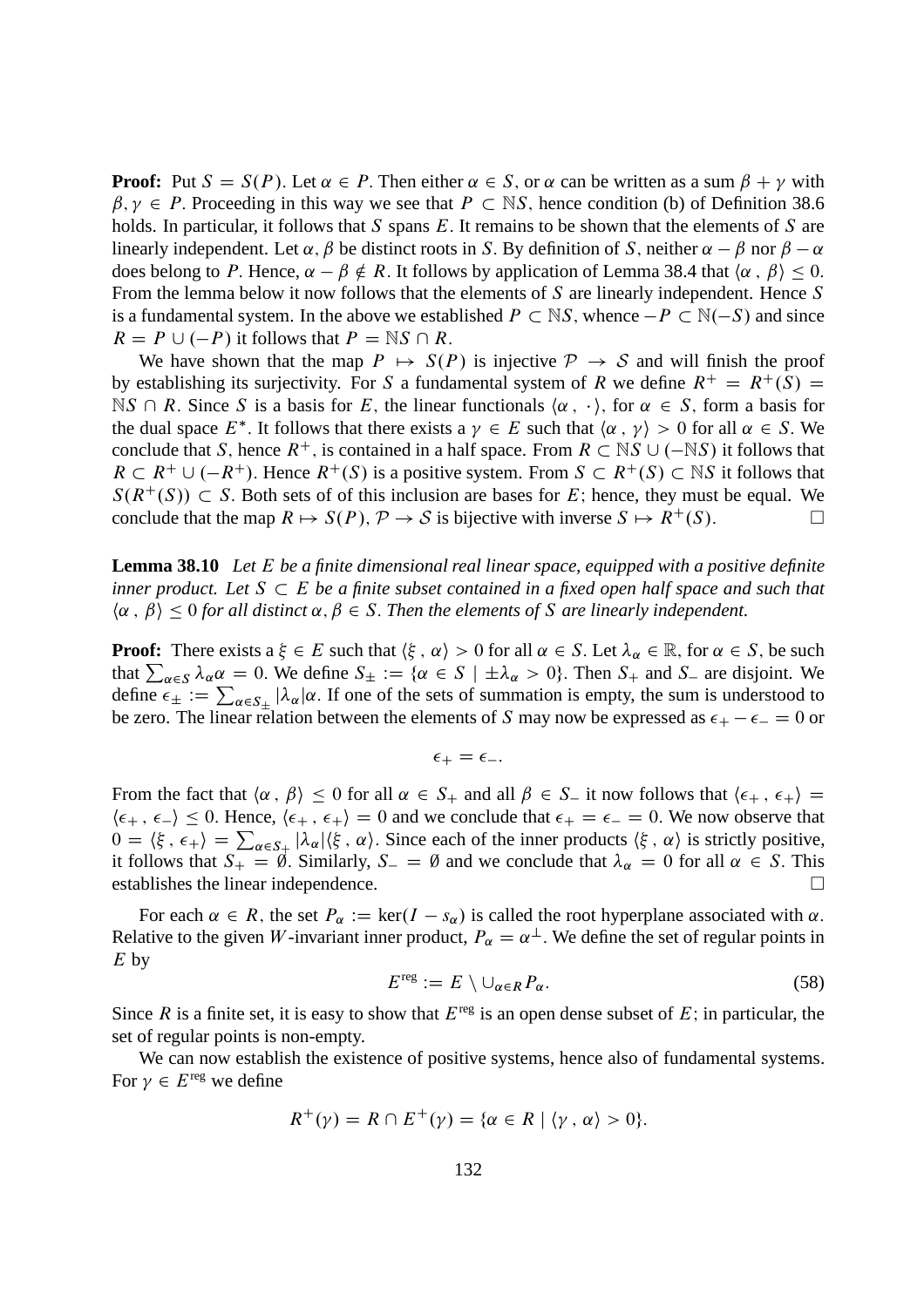**Proof:** Put $S = S(P)$. Let $\alpha \in P$. Then either $\alpha \in S$, or $\alpha$ can be written as a sum $\beta + \gamma$ with $\beta, \gamma \in P$. Proceeding in this way we see that $P \subset \mathbb{N}S$, hence condition (b) of Definition 38.6 holds. In particular, it follows that $S$ spans $E$. It remains to be shown that the elements of $S$ are linearly independent. Let $\alpha, \beta$ be distinct roots in $S$. By definition of $S$, neither $\alpha - \beta$ nor $\beta - \alpha$ does belong to $P$. Hence, $\alpha - \beta \notin R$. It follows by application of Lemma 38.4 that $\langle \alpha \,,\, \beta \rangle \leq 0$. From the lemma below it now follows that the elements of $S$ are linearly independent. Hence $S$ is a fundamental system. In the above we established $P \subset \mathbb{N}S$, whence $-P \subset \mathbb{N}(-S)$ and since $R = P \cup (-P)$ it follows that $P = \mathbb{N}S \cap R$.

We have shown that the map $P \mapsto S(P)$ is injective $\mathcal{P} \to \mathcal{S}$ and will finish the proof by establishing its surjectivity. For $S$ a fundamental system of $R$ we define $R^+ = R^+(S) = \mathbb{N}S \cap R$. Since $S$ is a basis for $E$, the linear functionals $\langle \alpha \,,\, \cdot \rangle$, for $\alpha \in S$, form a basis for the dual space $E^*$. It follows that there exists a $\gamma \in E$ such that $\langle \alpha \,,\, \gamma \rangle > 0$ for all $\alpha \in S$. We conclude that $S$, hence $R^+$, is contained in a half space. From $R \subset \mathbb{N}S \cup (-\mathbb{N}S)$ it follows that $R \subset R^+ \cup (-R^+)$. Hence $R^+(S)$ is a positive system. From $S \subset R^+(S) \subset \mathbb{N}S$ it follows that $S(R^+(S)) \subset S$. Both sets of of this inclusion are bases for $E$; hence, they must be equal. We conclude that the map $R \mapsto S(P)$, $\mathcal{P} \to \mathcal{S}$ is bijective with inverse $S \mapsto R^+(S)$. $\square$

**Lemma 38.10** *Let $E$ be a finite dimensional real linear space, equipped with a positive definite inner product. Let $S \subset E$ be a finite subset contained in a fixed open half space and such that $\langle \alpha \,,\, \beta \rangle \leq 0$ for all distinct $\alpha, \beta \in S$. Then the elements of $S$ are linearly independent.*

**Proof:** There exists a $\xi \in E$ such that $\langle \xi \,,\, \alpha \rangle > 0$ for all $\alpha \in S$. Let $\lambda_\alpha \in \mathbb{R}$, for $\alpha \in S$, be such that $\sum_{\alpha \in S} \lambda_\alpha \alpha = 0$. We define $S_\pm := \{\alpha \in S \mid \pm\lambda_\alpha > 0\}$. Then $S_+$ and $S_-$ are disjoint. We define $\epsilon_\pm := \sum_{\alpha \in S_\pm} |\lambda_\alpha| \alpha$. If one of the sets of summation is empty, the sum is understood to be zero. The linear relation between the elements of $S$ may now be expressed as $\epsilon_+ - \epsilon_- = 0$ or

$$\epsilon_+ = \epsilon_-.$$

From the fact that $\langle \alpha \,,\, \beta \rangle \leq 0$ for all $\alpha \in S_+$ and all $\beta \in S_-$ it now follows that $\langle \epsilon_+ \,,\, \epsilon_+ \rangle = \langle \epsilon_+ \,,\, \epsilon_- \rangle \leq 0$. Hence, $\langle \epsilon_+ \,,\, \epsilon_+ \rangle = 0$ and we conclude that $\epsilon_+ = \epsilon_- = 0$. We now observe that $0 = \langle \xi \,,\, \epsilon_+ \rangle = \sum_{\alpha \in S_+} |\lambda_\alpha| \langle \xi \,,\, \alpha \rangle$. Since each of the inner products $\langle \xi \,,\, \alpha \rangle$ is strictly positive, it follows that $S_+ = \emptyset$. Similarly, $S_- = \emptyset$ and we conclude that $\lambda_\alpha = 0$ for all $\alpha \in S$. This establishes the linear independence. $\square$

For each $\alpha \in R$, the set $P_\alpha := \ker(I - s_\alpha)$ is called the root hyperplane associated with $\alpha$. Relative to the given $W$-invariant inner product, $P_\alpha = \alpha^\perp$. We define the set of regular points in $E$ by

$$E^{\text{reg}} := E \setminus \cup_{\alpha \in R} P_\alpha. \tag{58}$$

Since $R$ is a finite set, it is easy to show that $E^{\text{reg}}$ is an open dense subset of $E$; in particular, the set of regular points is non-empty.

We can now establish the existence of positive systems, hence also of fundamental systems. For $\gamma \in E^{\text{reg}}$ we define

$$R^+(\gamma) = R \cap E^+(\gamma) = \{\alpha \in R \mid \langle \gamma \,,\, \alpha \rangle > 0\}.$$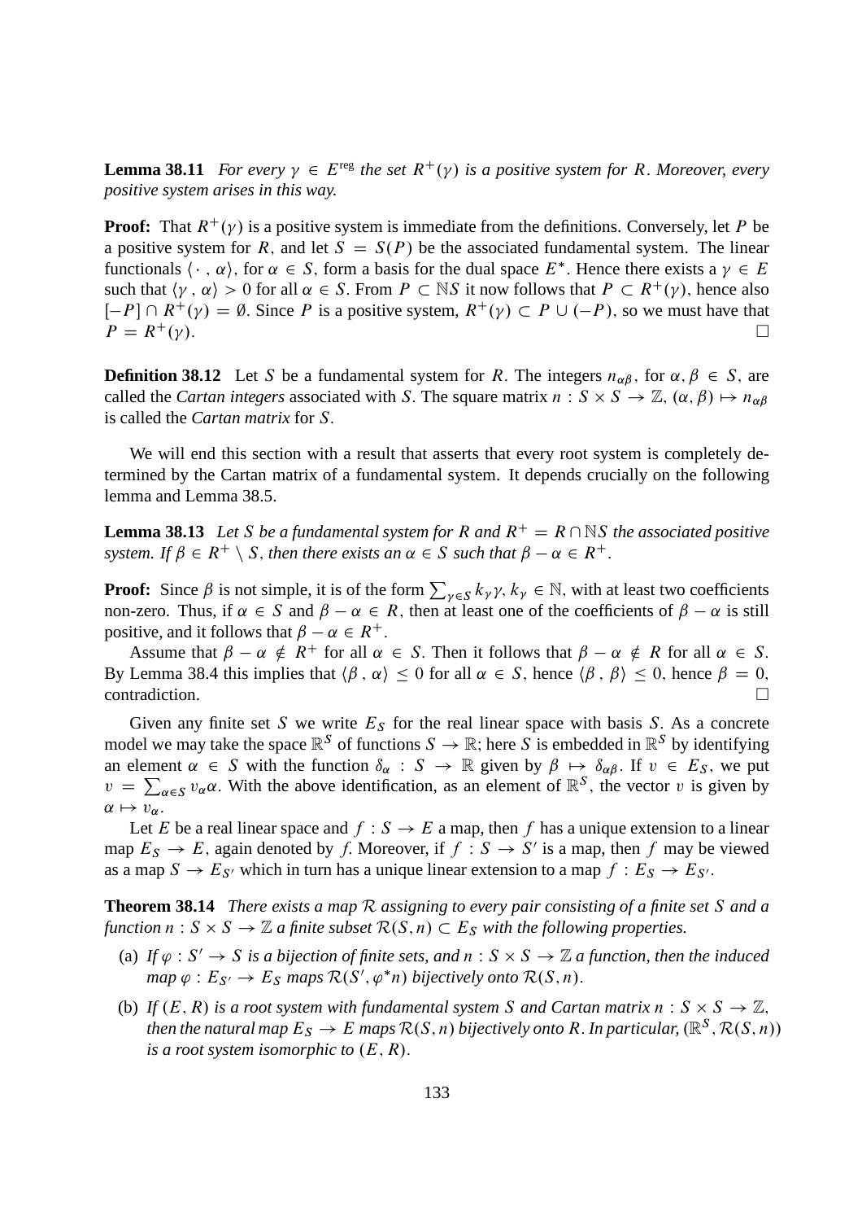**Lemma 38.11** *For every $\gamma \in E^{\mathrm{reg}}$ the set $R^+(\gamma)$ is a positive system for $R$. Moreover, every positive system arises in this way.*

**Proof:** That $R^+(\gamma)$ is a positive system is immediate from the definitions. Conversely, let $P$ be a positive system for $R$, and let $S = S(P)$ be the associated fundamental system. The linear functionals $\langle \cdot \,,\, \alpha \rangle$, for $\alpha \in S$, form a basis for the dual space $E^*$. Hence there exists a $\gamma \in E$ such that $\langle \gamma \,,\, \alpha \rangle > 0$ for all $\alpha \in S$. From $P \subset \mathbb{N}S$ it now follows that $P \subset R^+(\gamma)$, hence also $[-P] \cap R^+(\gamma) = \emptyset$. Since $P$ is a positive system, $R^+(\gamma) \subset P \cup (-P)$, so we must have that $P = R^+(\gamma)$. $\square$

**Definition 38.12** Let $S$ be a fundamental system for $R$. The integers $n_{\alpha\beta}$, for $\alpha, \beta \in S$, are called the *Cartan integers* associated with $S$. The square matrix $n : S \times S \to \mathbb{Z}$, $(\alpha, \beta) \mapsto n_{\alpha\beta}$ is called the *Cartan matrix* for $S$.

We will end this section with a result that asserts that every root system is completely determined by the Cartan matrix of a fundamental system. It depends crucially on the following lemma and Lemma 38.5.

**Lemma 38.13** *Let $S$ be a fundamental system for $R$ and $R^+ = R \cap \mathbb{N}S$ the associated positive system. If $\beta \in R^+ \setminus S$, then there exists an $\alpha \in S$ such that $\beta - \alpha \in R^+$.*

**Proof:** Since $\beta$ is not simple, it is of the form $\sum_{\gamma \in S} k_\gamma \gamma$, $k_\gamma \in \mathbb{N}$, with at least two coefficients non-zero. Thus, if $\alpha \in S$ and $\beta - \alpha \in R$, then at least one of the coefficients of $\beta - \alpha$ is still positive, and it follows that $\beta - \alpha \in R^+$.

Assume that $\beta - \alpha \notin R^+$ for all $\alpha \in S$. Then it follows that $\beta - \alpha \notin R$ for all $\alpha \in S$. By Lemma 38.4 this implies that $\langle \beta \,,\, \alpha \rangle \leq 0$ for all $\alpha \in S$, hence $\langle \beta \,,\, \beta \rangle \leq 0$, hence $\beta = 0$, contradiction. $\square$

Given any finite set $S$ we write $E_S$ for the real linear space with basis $S$. As a concrete model we may take the space $\mathbb{R}^S$ of functions $S \to \mathbb{R}$; here $S$ is embedded in $\mathbb{R}^S$ by identifying an element $\alpha \in S$ with the function $\delta_\alpha : S \to \mathbb{R}$ given by $\beta \mapsto \delta_{\alpha\beta}$. If $v \in E_S$, we put $v = \sum_{\alpha \in S} v_\alpha \alpha$. With the above identification, as an element of $\mathbb{R}^S$, the vector $v$ is given by $\alpha \mapsto v_\alpha$.

Let $E$ be a real linear space and $f : S \to E$ a map, then $f$ has a unique extension to a linear map $E_S \to E$, again denoted by $f$. Moreover, if $f : S \to S'$ is a map, then $f$ may be viewed as a map $S \to E_{S'}$ which in turn has a unique linear extension to a map $f : E_S \to E_{S'}$.

**Theorem 38.14** *There exists a map $\mathcal{R}$ assigning to every pair consisting of a finite set $S$ and a function $n : S \times S \to \mathbb{Z}$ a finite subset $\mathcal{R}(S, n) \subset E_S$ with the following properties.*

(a) *If $\varphi : S' \to S$ is a bijection of finite sets, and $n : S \times S \to \mathbb{Z}$ a function, then the induced map $\varphi : E_{S'} \to E_S$ maps $\mathcal{R}(S', \varphi^* n)$ bijectively onto $\mathcal{R}(S, n)$.*

(b) *If $(E, R)$ is a root system with fundamental system $S$ and Cartan matrix $n : S \times S \to \mathbb{Z}$, then the natural map $E_S \to E$ maps $\mathcal{R}(S, n)$ bijectively onto $R$. In particular, $(\mathbb{R}^S, \mathcal{R}(S, n))$ is a root system isomorphic to $(E, R)$.*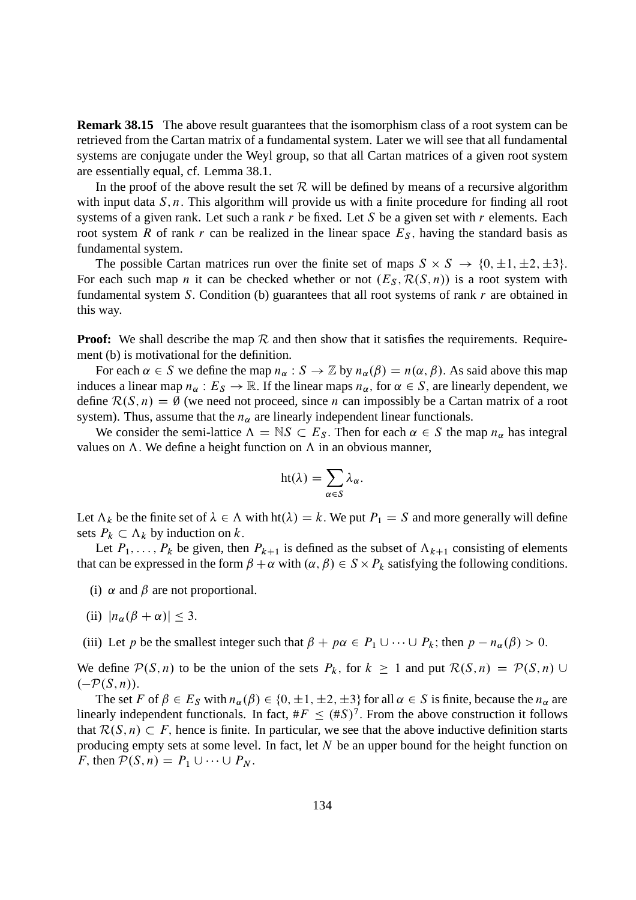**Remark 38.15** The above result guarantees that the isomorphism class of a root system can be retrieved from the Cartan matrix of a fundamental system. Later we will see that all fundamental systems are conjugate under the Weyl group, so that all Cartan matrices of a given root system are essentially equal, cf. Lemma 38.1.

In the proof of the above result the set $\mathcal{R}$ will be defined by means of a recursive algorithm with input data $S, n$. This algorithm will provide us with a finite procedure for finding all root systems of a given rank. Let such a rank $r$ be fixed. Let $S$ be a given set with $r$ elements. Each root system $R$ of rank $r$ can be realized in the linear space $E_S$, having the standard basis as fundamental system.

The possible Cartan matrices run over the finite set of maps $S \times S \to \{0, \pm 1, \pm 2, \pm 3\}$. For each such map $n$ it can be checked whether or not $(E_S, \mathcal{R}(S, n))$ is a root system with fundamental system $S$. Condition (b) guarantees that all root systems of rank $r$ are obtained in this way.

**Proof:** We shall describe the map $\mathcal{R}$ and then show that it satisfies the requirements. Requirement (b) is motivational for the definition.

For each $\alpha \in S$ we define the map $n_\alpha : S \to \mathbb{Z}$ by $n_\alpha(\beta) = n(\alpha, \beta)$. As said above this map induces a linear map $n_\alpha : E_S \to \mathbb{R}$. If the linear maps $n_\alpha$, for $\alpha \in S$, are linearly dependent, we define $\mathcal{R}(S, n) = \emptyset$ (we need not proceed, since $n$ can impossibly be a Cartan matrix of a root system). Thus, assume that the $n_\alpha$ are linearly independent linear functionals.

We consider the semi-lattice $\Lambda = \mathbb{N}S \subset E_S$. Then for each $\alpha \in S$ the map $n_\alpha$ has integral values on $\Lambda$. We define a height function on $\Lambda$ in an obvious manner,

$$\mathrm{ht}(\lambda) = \sum_{\alpha \in S} \lambda_\alpha.$$

Let $\Lambda_k$ be the finite set of $\lambda \in \Lambda$ with $\mathrm{ht}(\lambda) = k$. We put $P_1 = S$ and more generally will define sets $P_k \subset \Lambda_k$ by induction on $k$.

Let $P_1, \ldots, P_k$ be given, then $P_{k+1}$ is defined as the subset of $\Lambda_{k+1}$ consisting of elements that can be expressed in the form $\beta + \alpha$ with $(\alpha, \beta) \in S \times P_k$ satisfying the following conditions.

(i) $\alpha$ and $\beta$ are not proportional.

(ii) $|n_\alpha(\beta + \alpha)| \leq 3$.

(iii) Let $p$ be the smallest integer such that $\beta + p\alpha \in P_1 \cup \cdots \cup P_k$; then $p - n_\alpha(\beta) > 0$.

We define $\mathcal{P}(S, n)$ to be the union of the sets $P_k$, for $k \geq 1$ and put $\mathcal{R}(S, n) = \mathcal{P}(S, n) \cup (-\mathcal{P}(S, n))$.

The set $F$ of $\beta \in E_S$ with $n_\alpha(\beta) \in \{0, \pm 1, \pm 2, \pm 3\}$ for all $\alpha \in S$ is finite, because the $n_\alpha$ are linearly independent functionals. In fact, $\#F \leq (\#S)^7$. From the above construction it follows that $\mathcal{R}(S, n) \subset F$, hence is finite. In particular, we see that the above inductive definition starts producing empty sets at some level. In fact, let $N$ be an upper bound for the height function on $F$, then $\mathcal{P}(S, n) = P_1 \cup \cdots \cup P_N$.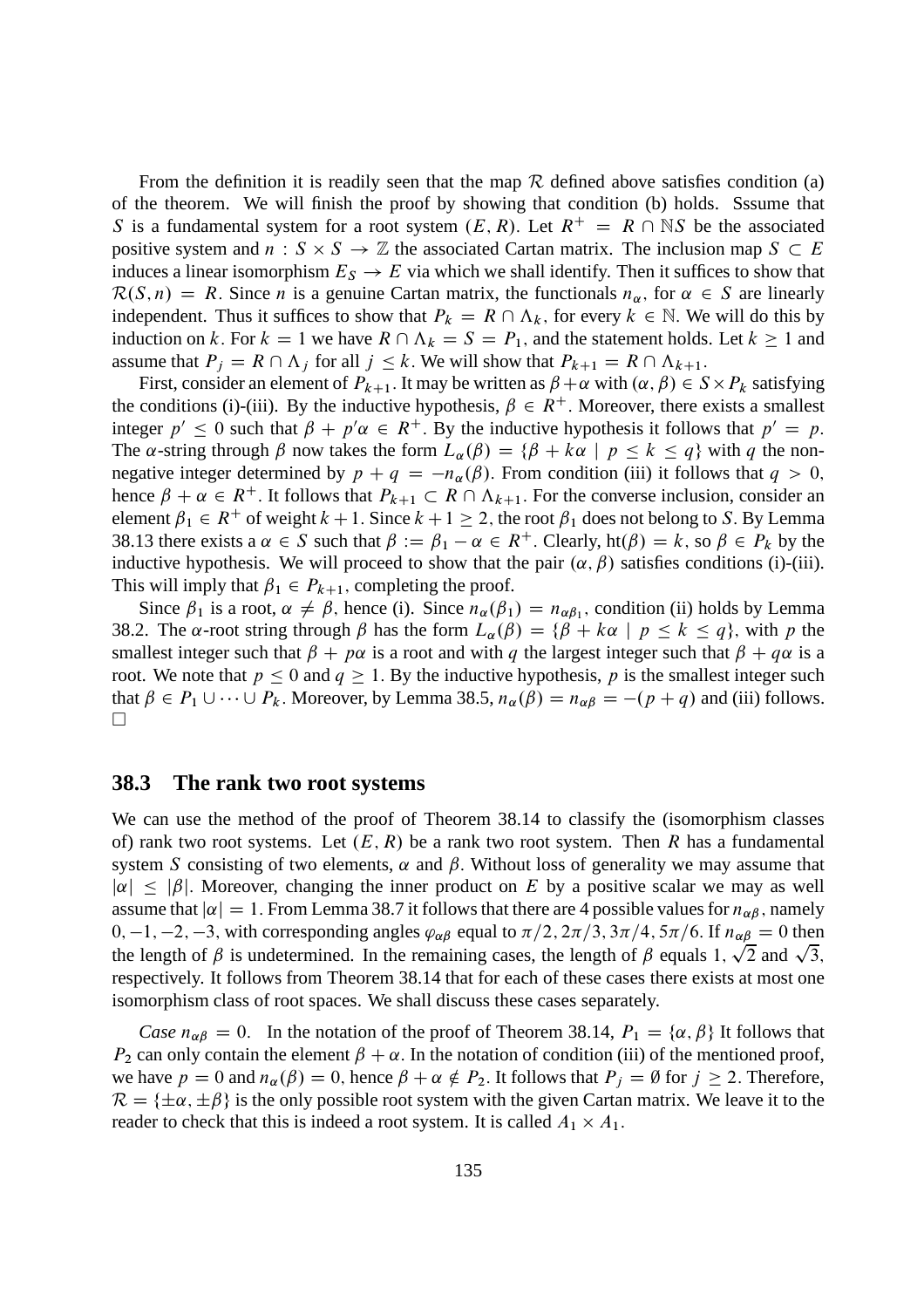From the definition it is readily seen that the map $\mathcal{R}$ defined above satisfies condition (a) of the theorem. We will finish the proof by showing that condition (b) holds. Sssume that $S$ is a fundamental system for a root system $(E, R)$. Let $R^+ = R \cap \mathbb{N}S$ be the associated positive system and $n : S \times S \to \mathbb{Z}$ the associated Cartan matrix. The inclusion map $S \subset E$ induces a linear isomorphism $E_S \to E$ via which we shall identify. Then it suffices to show that $\mathcal{R}(S, n) = R$. Since $n$ is a genuine Cartan matrix, the functionals $n_\alpha$, for $\alpha \in S$ are linearly independent. Thus it suffices to show that $P_k = R \cap \Lambda_k$, for every $k \in \mathbb{N}$. We will do this by induction on $k$. For $k = 1$ we have $R \cap \Lambda_k = S = P_1$, and the statement holds. Let $k \geq 1$ and assume that $P_j = R \cap \Lambda_j$ for all $j \leq k$. We will show that $P_{k+1} = R \cap \Lambda_{k+1}$.

First, consider an element of $P_{k+1}$. It may be written as $\beta + \alpha$ with $(\alpha, \beta) \in S \times P_k$ satisfying the conditions (i)-(iii). By the inductive hypothesis, $\beta \in R^+$. Moreover, there exists a smallest integer $p' \leq 0$ such that $\beta + p'\alpha \in R^+$. By the inductive hypothesis it follows that $p' = p$. The $\alpha$-string through $\beta$ now takes the form $L_\alpha(\beta) = \{\beta + k\alpha \mid p \leq k \leq q\}$ with $q$ the non-negative integer determined by $p + q = -n_\alpha(\beta)$. From condition (iii) it follows that $q > 0$, hence $\beta + \alpha \in R^+$. It follows that $P_{k+1} \subset R \cap \Lambda_{k+1}$. For the converse inclusion, consider an element $\beta_1 \in R^+$ of weight $k+1$. Since $k + 1 \geq 2$, the root $\beta_1$ does not belong to $S$. By Lemma 38.13 there exists a $\alpha \in S$ such that $\beta := \beta_1 - \alpha \in R^+$. Clearly, $\mathrm{ht}(\beta) = k$, so $\beta \in P_k$ by the inductive hypothesis. We will proceed to show that the pair $(\alpha, \beta)$ satisfies conditions (i)-(iii). This will imply that $\beta_1 \in P_{k+1}$, completing the proof.

Since $\beta_1$ is a root, $\alpha \neq \beta$, hence (i). Since $n_\alpha(\beta_1) = n_{\alpha\beta_1}$, condition (ii) holds by Lemma 38.2. The $\alpha$-root string through $\beta$ has the form $L_\alpha(\beta) = \{\beta + k\alpha \mid p \leq k \leq q\}$, with $p$ the smallest integer such that $\beta + p\alpha$ is a root and with $q$ the largest integer such that $\beta + q\alpha$ is a root. We note that $p \leq 0$ and $q \geq 1$. By the inductive hypothesis, $p$ is the smallest integer such that $\beta \in P_1 \cup \cdots \cup P_k$. Moreover, by Lemma 38.5, $n_\alpha(\beta) = n_{\alpha\beta} = -(p + q)$ and (iii) follows. $\square$

## 38.3 The rank two root systems

We can use the method of the proof of Theorem 38.14 to classify the (isomorphism classes of) rank two root systems. Let $(E, R)$ be a rank two root system. Then $R$ has a fundamental system $S$ consisting of two elements, $\alpha$ and $\beta$. Without loss of generality we may assume that $|\alpha| \leq |\beta|$. Moreover, changing the inner product on $E$ by a positive scalar we may as well assume that $|\alpha| = 1$. From Lemma 38.7 it follows that there are 4 possible values for $n_{\alpha\beta}$, namely $0, -1, -2, -3$, with corresponding angles $\varphi_{\alpha\beta}$ equal to $\pi/2, 2\pi/3, 3\pi/4, 5\pi/6$. If $n_{\alpha\beta} = 0$ then the length of $\beta$ is undetermined. In the remaining cases, the length of $\beta$ equals $1$, $\sqrt{2}$ and $\sqrt{3}$, respectively. It follows from Theorem 38.14 that for each of these cases there exists at most one isomorphism class of root spaces. We shall discuss these cases separately.

*Case* $n_{\alpha\beta} = 0$. In the notation of the proof of Theorem 38.14, $P_1 = \{\alpha, \beta\}$ It follows that $P_2$ can only contain the element $\beta + \alpha$. In the notation of condition (iii) of the mentioned proof, we have $p = 0$ and $n_\alpha(\beta) = 0$, hence $\beta + \alpha \notin P_2$. It follows that $P_j = \emptyset$ for $j \geq 2$. Therefore, $\mathcal{R} = \{\pm\alpha, \pm\beta\}$ is the only possible root system with the given Cartan matrix. We leave it to the reader to check that this is indeed a root system. It is called $A_1 \times A_1$.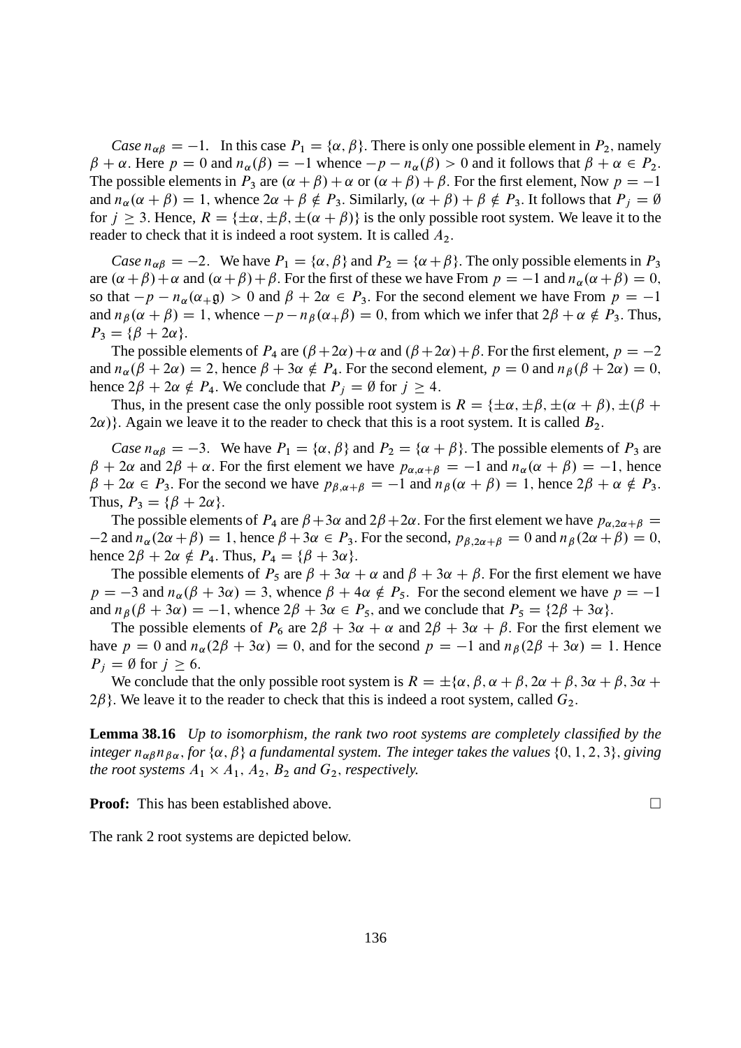*Case* $n_{\alpha\beta} = -1$. In this case $P_1 = \{\alpha, \beta\}$. There is only one possible element in $P_2$, namely $\beta + \alpha$. Here $p = 0$ and $n_\alpha(\beta) = -1$ whence $-p - n_\alpha(\beta) > 0$ and it follows that $\beta + \alpha \in P_2$. The possible elements in $P_3$ are $(\alpha + \beta) + \alpha$ or $(\alpha + \beta) + \beta$. For the first element, Now $p = -1$ and $n_\alpha(\alpha + \beta) = 1$, whence $2\alpha + \beta \notin P_3$. Similarly, $(\alpha + \beta) + \beta \notin P_3$. It follows that $P_j = \emptyset$ for $j \geq 3$. Hence, $R = \{\pm\alpha, \pm\beta, \pm(\alpha + \beta)\}$ is the only possible root system. We leave it to the reader to check that it is indeed a root system. It is called $A_2$.

*Case* $n_{\alpha\beta} = -2$. We have $P_1 = \{\alpha, \beta\}$ and $P_2 = \{\alpha + \beta\}$. The only possible elements in $P_3$ are $(\alpha + \beta) + \alpha$ and $(\alpha + \beta) + \beta$. For the first of these we have From $p = -1$ and $n_\alpha(\alpha + \beta) = 0$, so that $-p - n_\alpha(\alpha_+ \mathfrak{g}) > 0$ and $\beta + 2\alpha \in P_3$. For the second element we have From $p = -1$ and $n_\beta(\alpha + \beta) = 1$, whence $-p - n_\beta(\alpha_+ \beta) = 0$, from which we infer that $2\beta + \alpha \notin P_3$. Thus, $P_3 = \{\beta + 2\alpha\}$.

The possible elements of $P_4$ are $(\beta + 2\alpha) + \alpha$ and $(\beta + 2\alpha) + \beta$. For the first element, $p = -2$ and $n_\alpha(\beta + 2\alpha) = 2$, hence $\beta + 3\alpha \notin P_4$. For the second element, $p = 0$ and $n_\beta(\beta + 2\alpha) = 0$, hence $2\beta + 2\alpha \notin P_4$. We conclude that $P_j = \emptyset$ for $j \geq 4$.

Thus, in the present case the only possible root system is $R = \{\pm\alpha, \pm\beta, \pm(\alpha + \beta), \pm(\beta + 2\alpha)\}$. Again we leave it to the reader to check that this is a root system. It is called $B_2$.

*Case* $n_{\alpha\beta} = -3$. We have $P_1 = \{\alpha, \beta\}$ and $P_2 = \{\alpha + \beta\}$. The possible elements of $P_3$ are $\beta + 2\alpha$ and $2\beta + \alpha$. For the first element we have $p_{\alpha, \alpha+\beta} = -1$ and $n_\alpha(\alpha + \beta) = -1$, hence $\beta + 2\alpha \in P_3$. For the second we have $p_{\beta, \alpha+\beta} = -1$ and $n_\beta(\alpha + \beta) = 1$, hence $2\beta + \alpha \notin P_3$. Thus, $P_3 = \{\beta + 2\alpha\}$.

The possible elements of $P_4$ are $\beta + 3\alpha$ and $2\beta + 2\alpha$. For the first element we have $p_{\alpha, 2\alpha+\beta} = -2$ and $n_\alpha(2\alpha + \beta) = 1$, hence $\beta + 3\alpha \in P_3$. For the second, $p_{\beta, 2\alpha+\beta} = 0$ and $n_\beta(2\alpha + \beta) = 0$, hence $2\beta + 2\alpha \notin P_4$. Thus, $P_4 = \{\beta + 3\alpha\}$.

The possible elements of $P_5$ are $\beta + 3\alpha + \alpha$ and $\beta + 3\alpha + \beta$. For the first element we have $p = -3$ and $n_\alpha(\beta + 3\alpha) = 3$, whence $\beta + 4\alpha \notin P_5$. For the second element we have $p = -1$ and $n_\beta(\beta + 3\alpha) = -1$, whence $2\beta + 3\alpha \in P_5$, and we conclude that $P_5 = \{2\beta + 3\alpha\}$.

The possible elements of $P_6$ are $2\beta + 3\alpha + \alpha$ and $2\beta + 3\alpha + \beta$. For the first element we have $p = 0$ and $n_\alpha(2\beta + 3\alpha) = 0$, and for the second $p = -1$ and $n_\beta(2\beta + 3\alpha) = 1$. Hence $P_j = \emptyset$ for $j \geq 6$.

We conclude that the only possible root system is $R = \pm\{\alpha, \beta, \alpha + \beta, 2\alpha + \beta, 3\alpha + \beta, 3\alpha + 2\beta\}$. We leave it to the reader to check that this is indeed a root system, called $G_2$.

**Lemma 38.16** *Up to isomorphism, the rank two root systems are completely classified by the integer $n_{\alpha\beta} n_{\beta\alpha}$, for $\{\alpha, \beta\}$ a fundamental system. The integer takes the values $\{0, 1, 2, 3\}$, giving the root systems $A_1 \times A_1$, $A_2$, $B_2$ and $G_2$, respectively.*

**Proof:** This has been established above. $\square$

The rank 2 root systems are depicted below.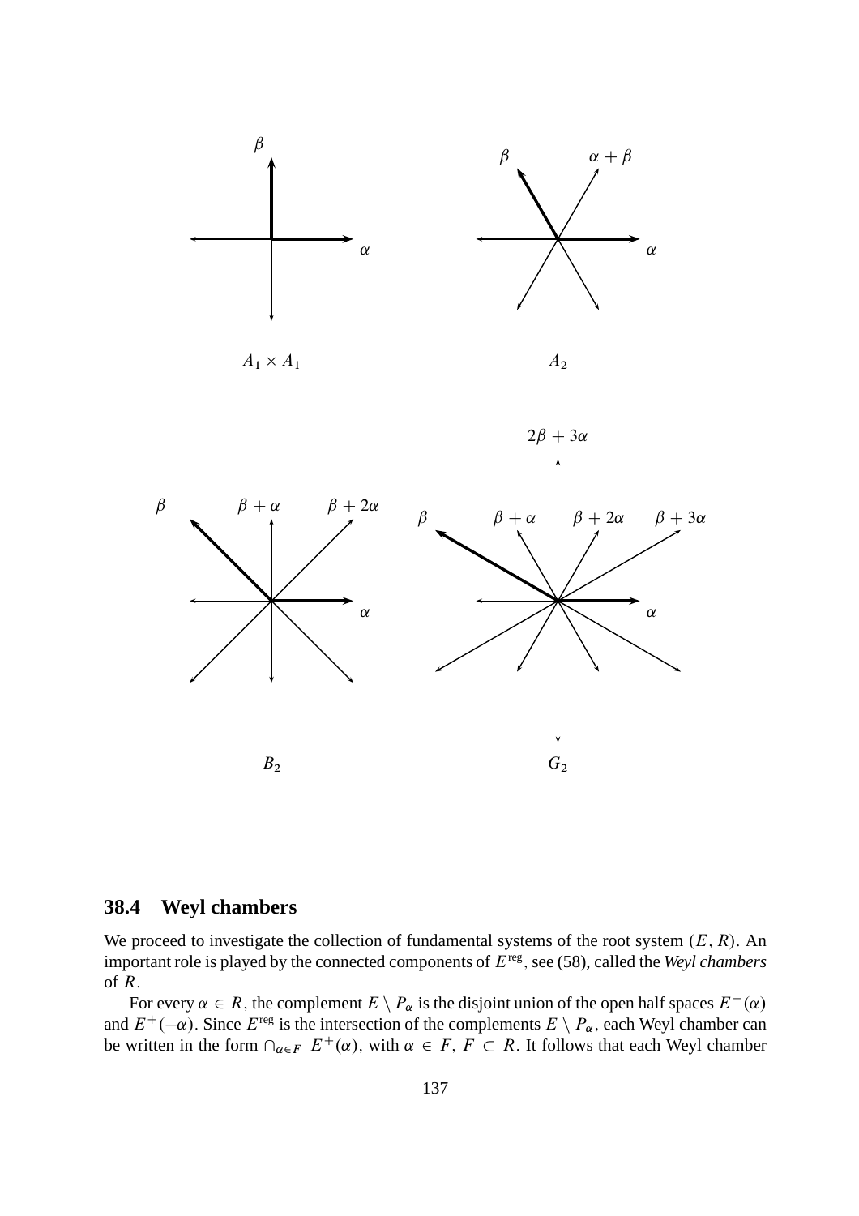$A_1 \times A_1$

$A_2$

$B_2$

$G_2$

## 38.4 Weyl chambers

We proceed to investigate the collection of fundamental systems of the root system $(E, R)$. An important role is played by the connected components of $E^{\rm reg}$, see (58), called the *Weyl chambers* of $R$.

For every $\alpha \in R$, the complement $E \setminus P_\alpha$ is the disjoint union of the open half spaces $E^+(\alpha)$ and $E^+(-\alpha)$. Since $E^{\rm reg}$ is the intersection of the complements $E \setminus P_\alpha$, each Weyl chamber can be written in the form $\cap_{\alpha \in F} \; E^+(\alpha)$, with $\alpha \in F$, $F \subset R$. It follows that each Weyl chamber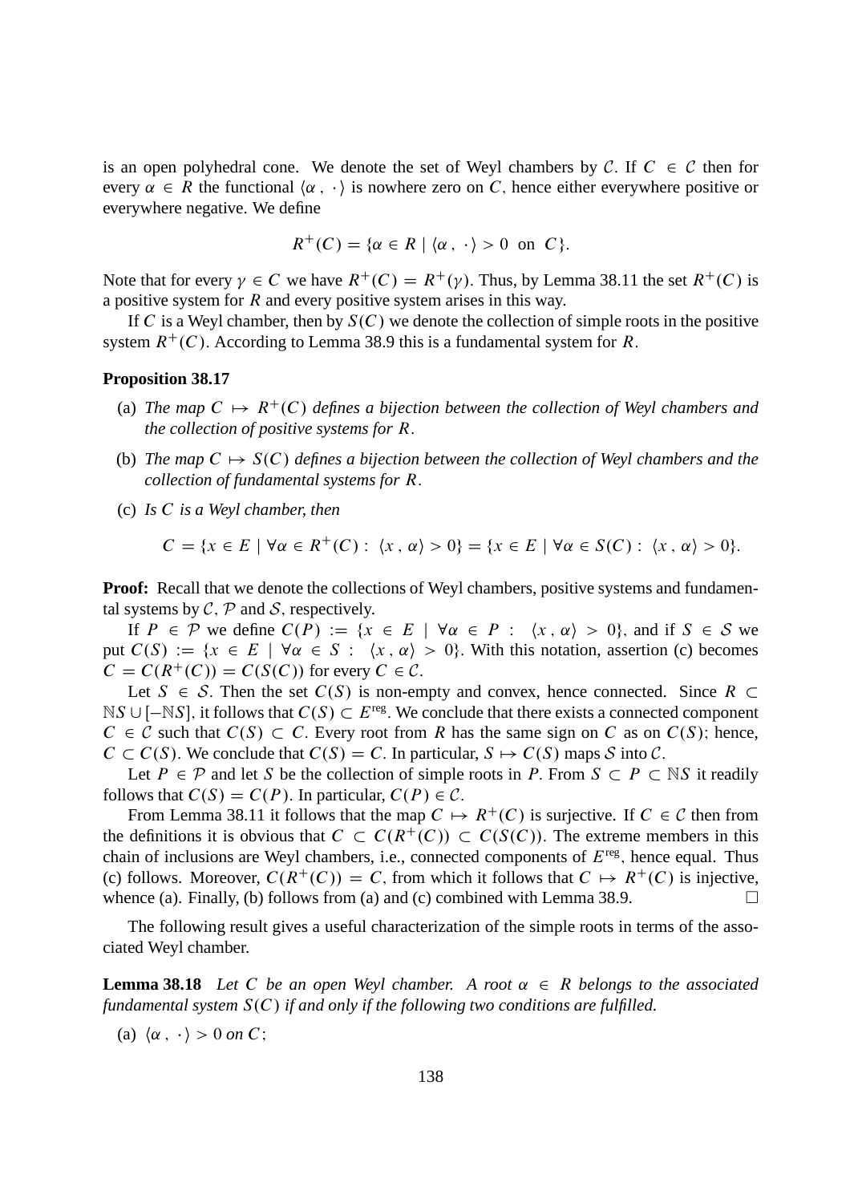is an open polyhedral cone. We denote the set of Weyl chambers by $\mathcal{C}$. If $C \in \mathcal{C}$ then for every $\alpha \in R$ the functional $\langle \alpha, \cdot \rangle$ is nowhere zero on $C$, hence either everywhere positive or everywhere negative. We define

$$R^+(C) = \{\alpha \in R \mid \langle \alpha, \cdot \rangle > 0 \text{ on } C\}.$$

Note that for every $\gamma \in C$ we have $R^+(C) = R^+(\gamma)$. Thus, by Lemma 38.11 the set $R^+(C)$ is a positive system for $R$ and every positive system arises in this way.

If $C$ is a Weyl chamber, then by $S(C)$ we denote the collection of simple roots in the positive system $R^+(C)$. According to Lemma 38.9 this is a fundamental system for $R$.

**Proposition 38.17**

(a) *The map $C \mapsto R^+(C)$ defines a bijection between the collection of Weyl chambers and the collection of positive systems for $R$.*

(b) *The map $C \mapsto S(C)$ defines a bijection between the collection of Weyl chambers and the collection of fundamental systems for $R$.*

(c) *Is $C$ is a Weyl chamber, then*

$$C = \{x \in E \mid \forall \alpha \in R^+(C) : \langle x, \alpha \rangle > 0\} = \{x \in E \mid \forall \alpha \in S(C) : \langle x, \alpha \rangle > 0\}.$$

**Proof:** Recall that we denote the collections of Weyl chambers, positive systems and fundamental systems by $\mathcal{C}$, $\mathcal{P}$ and $\mathcal{S}$, respectively.

If $P \in \mathcal{P}$ we define $C(P) := \{x \in E \mid \forall \alpha \in P : \langle x, \alpha \rangle > 0\}$, and if $S \in \mathcal{S}$ we put $C(S) := \{x \in E \mid \forall \alpha \in S : \langle x, \alpha \rangle > 0\}$. With this notation, assertion (c) becomes $C = C(R^+(C)) = C(S(C))$ for every $C \in \mathcal{C}$.

Let $S \in \mathcal{S}$. Then the set $C(S)$ is non-empty and convex, hence connected. Since $R \subset \mathbb{N}S \cup [-\mathbb{N}S]$, it follows that $C(S) \subset E^{\text{reg}}$. We conclude that there exists a connected component $C \in \mathcal{C}$ such that $C(S) \subset C$. Every root from $R$ has the same sign on $C$ as on $C(S)$; hence, $C \subset C(S)$. We conclude that $C(S) = C$. In particular, $S \mapsto C(S)$ maps $\mathcal{S}$ into $\mathcal{C}$.

Let $P \in \mathcal{P}$ and let $S$ be the collection of simple roots in $P$. From $S \subset P \subset \mathbb{N}S$ it readily follows that $C(S) = C(P)$. In particular, $C(P) \in \mathcal{C}$.

From Lemma 38.11 it follows that the map $C \mapsto R^+(C)$ is surjective. If $C \in \mathcal{C}$ then from the definitions it is obvious that $C \subset C(R^+(C)) \subset C(S(C))$. The extreme members in this chain of inclusions are Weyl chambers, i.e., connected components of $E^{\text{reg}}$, hence equal. Thus (c) follows. Moreover, $C(R^+(C)) = C$, from which it follows that $C \mapsto R^+(C)$ is injective, whence (a). Finally, (b) follows from (a) and (c) combined with Lemma 38.9. $\square$

The following result gives a useful characterization of the simple roots in terms of the associated Weyl chamber.

**Lemma 38.18** *Let $C$ be an open Weyl chamber. A root $\alpha \in R$ belongs to the associated fundamental system $S(C)$ if and only if the following two conditions are fulfilled.*

(a) $\langle \alpha, \cdot \rangle > 0$ *on* $C$;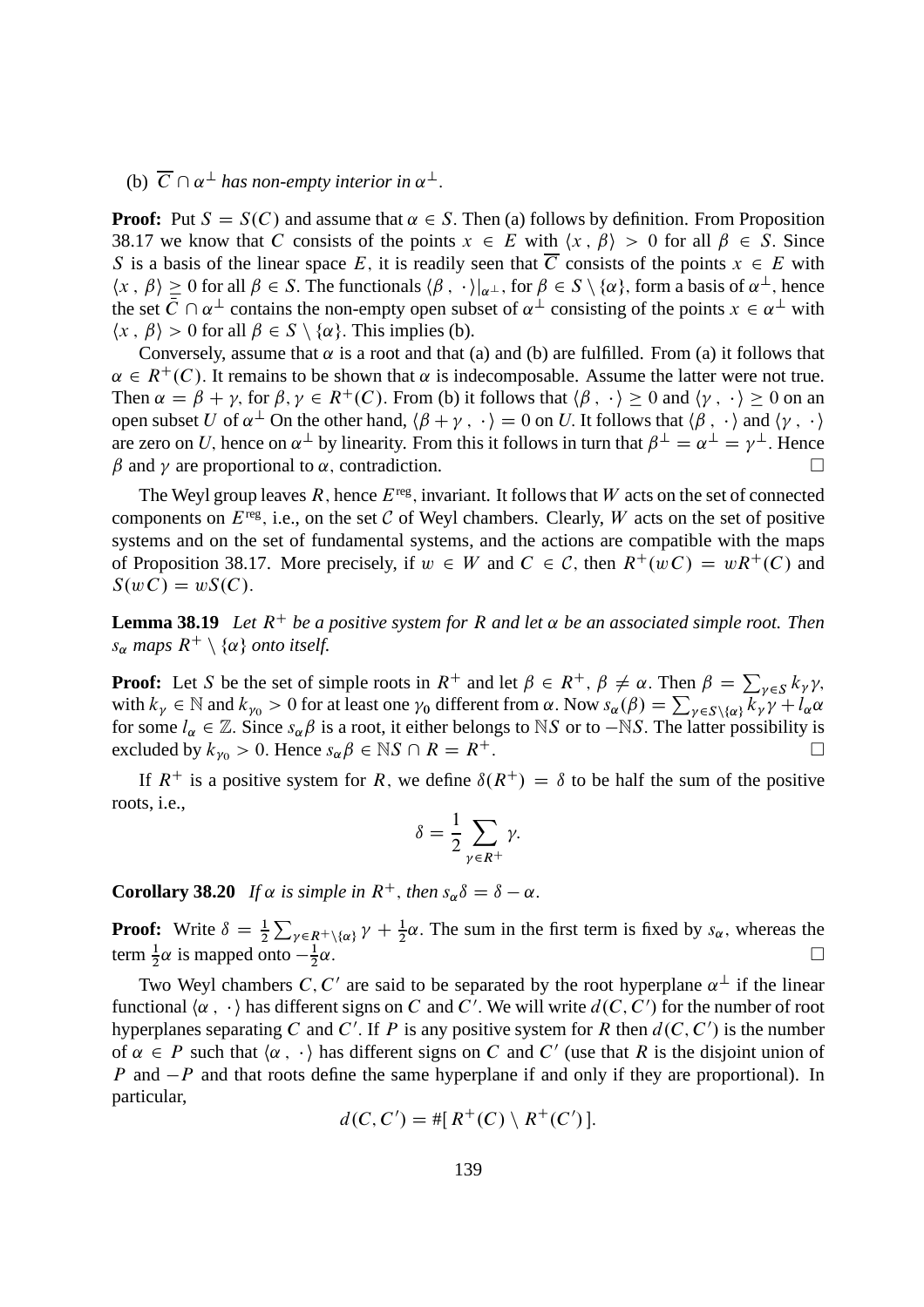(b) $\overline{C} \cap \alpha^\perp$ *has non-empty interior in* $\alpha^\perp$.

**Proof:** Put $S = S(C)$ and assume that $\alpha \in S$. Then (a) follows by definition. From Proposition 38.17 we know that $C$ consists of the points $x \in E$ with $\langle x\,,\, \beta\rangle > 0$ for all $\beta \in S$. Since $S$ is a basis of the linear space $E$, it is readily seen that $\overline{C}$ consists of the points $x \in E$ with $\langle x\,,\, \beta\rangle \geq 0$ for all $\beta \in S$. The functionals $\langle \beta\,,\, \cdot\rangle|_{\alpha^\perp}$, for $\beta \in S \setminus \{\alpha\}$, form a basis of $\alpha^\perp$, hence the set $\bar{C} \cap \alpha^\perp$ contains the non-empty open subset of $\alpha^\perp$ consisting of the points $x \in \alpha^\perp$ with $\langle x\,,\, \beta\rangle > 0$ for all $\beta \in S \setminus \{\alpha\}$. This implies (b).

Conversely, assume that $\alpha$ is a root and that (a) and (b) are fulfilled. From (a) it follows that $\alpha \in R^+(C)$. It remains to be shown that $\alpha$ is indecomposable. Assume the latter were not true. Then $\alpha = \beta + \gamma$, for $\beta, \gamma \in R^+(C)$. From (b) it follows that $\langle \beta\,,\, \cdot\rangle \geq 0$ and $\langle \gamma\,,\, \cdot\rangle \geq 0$ on an open subset $U$ of $\alpha^\perp$ On the other hand, $\langle \beta + \gamma\,,\, \cdot\rangle = 0$ on $U$. It follows that $\langle \beta\,,\, \cdot\rangle$ and $\langle \gamma\,,\, \cdot\rangle$ are zero on $U$, hence on $\alpha^\perp$ by linearity. From this it follows in turn that $\beta^\perp = \alpha^\perp = \gamma^\perp$. Hence $\beta$ and $\gamma$ are proportional to $\alpha$, contradiction. $\square$

The Weyl group leaves $R$, hence $E^{\text{reg}}$, invariant. It follows that $W$ acts on the set of connected components on $E^{\text{reg}}$, i.e., on the set $\mathcal{C}$ of Weyl chambers. Clearly, $W$ acts on the set of positive systems and on the set of fundamental systems, and the actions are compatible with the maps of Proposition 38.17. More precisely, if $w \in W$ and $C \in \mathcal{C}$, then $R^+(wC) = wR^+(C)$ and $S(wC) = wS(C)$.

**Lemma 38.19** *Let $R^+$ be a positive system for $R$ and let $\alpha$ be an associated simple root. Then $s_\alpha$ maps $R^+ \setminus \{\alpha\}$ onto itself.*

**Proof:** Let $S$ be the set of simple roots in $R^+$ and let $\beta \in R^+$, $\beta \neq \alpha$. Then $\beta = \sum_{\gamma \in S} k_\gamma \gamma$, with $k_\gamma \in \mathbb{N}$ and $k_{\gamma_0} > 0$ for at least one $\gamma_0$ different from $\alpha$. Now $s_\alpha(\beta) = \sum_{\gamma \in S\setminus\{\alpha\}} k_\gamma \gamma + l_\alpha \alpha$ for some $l_\alpha \in \mathbb{Z}$. Since $s_\alpha \beta$ is a root, it either belongs to $\mathbb{N}S$ or to $-\mathbb{N}S$. The latter possibility is excluded by $k_{\gamma_0} > 0$. Hence $s_\alpha \beta \in \mathbb{N}S \cap R = R^+$. $\square$

If $R^+$ is a positive system for $R$, we define $\delta(R^+) = \delta$ to be half the sum of the positive roots, i.e.,

$$\delta = \frac{1}{2} \sum_{\gamma \in R^+} \gamma.$$

**Corollary 38.20** *If $\alpha$ is simple in $R^+$, then $s_\alpha \delta = \delta - \alpha$.*

**Proof:** Write $\delta = \frac{1}{2}\sum_{\gamma \in R^+ \setminus\{\alpha\}} \gamma + \frac{1}{2}\alpha$. The sum in the first term is fixed by $s_\alpha$, whereas the term $\frac{1}{2}\alpha$ is mapped onto $-\frac{1}{2}\alpha$. $\square$

Two Weyl chambers $C, C'$ are said to be separated by the root hyperplane $\alpha^\perp$ if the linear functional $\langle \alpha\,,\, \cdot\rangle$ has different signs on $C$ and $C'$. We will write $d(C, C')$ for the number of root hyperplanes separating $C$ and $C'$. If $P$ is any positive system for $R$ then $d(C, C')$ is the number of $\alpha \in P$ such that $\langle \alpha\,,\, \cdot\rangle$ has different signs on $C$ and $C'$ (use that $R$ is the disjoint union of $P$ and $-P$ and that roots define the same hyperplane if and only if they are proportional). In particular,

$$d(C, C') = \#[\, R^+(C) \setminus R^+(C')\,].$$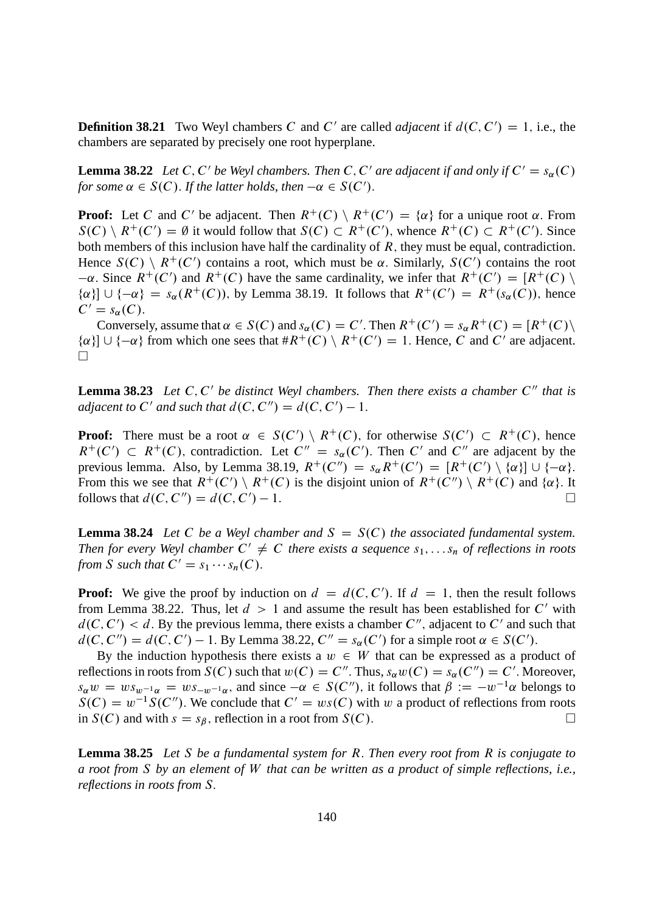**Definition 38.21** Two Weyl chambers $C$ and $C'$ are called *adjacent* if $d(C, C') = 1$, i.e., the chambers are separated by precisely one root hyperplane.

**Lemma 38.22** *Let $C, C'$ be Weyl chambers. Then $C, C'$ are adjacent if and only if $C' = s_\alpha(C)$ for some $\alpha \in S(C)$. If the latter holds, then $-\alpha \in S(C')$.*

**Proof:** Let $C$ and $C'$ be adjacent. Then $R^+(C) \setminus R^+(C') = \{\alpha\}$ for a unique root $\alpha$. From $S(C) \setminus R^+(C') = \emptyset$ it would follow that $S(C) \subset R^+(C')$, whence $R^+(C) \subset R^+(C')$. Since both members of this inclusion have half the cardinality of $R$, they must be equal, contradiction. Hence $S(C) \setminus R^+(C')$ contains a root, which must be $\alpha$. Similarly, $S(C')$ contains the root $-\alpha$. Since $R^+(C')$ and $R^+(C)$ have the same cardinality, we infer that $R^+(C') = [R^+(C) \setminus \{\alpha\}] \cup \{-\alpha\} = s_\alpha(R^+(C))$, by Lemma 38.19. It follows that $R^+(C') = R^+(s_\alpha(C))$, hence $C' = s_\alpha(C)$.

Conversely, assume that $\alpha \in S(C)$ and $s_\alpha(C) = C'$. Then $R^+(C') = s_\alpha R^+(C) = [R^+(C) \setminus \{\alpha\}] \cup \{-\alpha\}$ from which one sees that $\# R^+(C) \setminus R^+(C') = 1$. Hence, $C$ and $C'$ are adjacent. $\square$

**Lemma 38.23** *Let $C, C'$ be distinct Weyl chambers. Then there exists a chamber $C''$ that is adjacent to $C'$ and such that $d(C, C'') = d(C, C') - 1$.*

**Proof:** There must be a root $\alpha \in S(C') \setminus R^+(C)$, for otherwise $S(C') \subset R^+(C)$, hence $R^+(C') \subset R^+(C)$, contradiction. Let $C'' = s_\alpha(C')$. Then $C'$ and $C''$ are adjacent by the previous lemma. Also, by Lemma 38.19, $R^+(C'') = s_\alpha R^+(C') = [R^+(C') \setminus \{\alpha\}] \cup \{-\alpha\}$. From this we see that $R^+(C') \setminus R^+(C)$ is the disjoint union of $R^+(C'') \setminus R^+(C)$ and $\{\alpha\}$. It follows that $d(C, C'') = d(C, C') - 1$. $\square$

**Lemma 38.24** *Let $C$ be a Weyl chamber and $S = S(C)$ the associated fundamental system. Then for every Weyl chamber $C' \neq C$ there exists a sequence $s_1, \ldots s_n$ of reflections in roots from $S$ such that $C' = s_1 \cdots s_n(C)$.*

**Proof:** We give the proof by induction on $d = d(C, C')$. If $d = 1$, then the result follows from Lemma 38.22. Thus, let $d > 1$ and assume the result has been established for $C'$ with $d(C, C') < d$. By the previous lemma, there exists a chamber $C''$, adjacent to $C'$ and such that $d(C, C'') = d(C, C') - 1$. By Lemma 38.22, $C'' = s_\alpha(C')$ for a simple root $\alpha \in S(C')$.

By the induction hypothesis there exists a $w \in W$ that can be expressed as a product of reflections in roots from $S(C)$ such that $w(C) = C''$. Thus, $s_\alpha w(C) = s_\alpha(C'') = C'$. Moreover, $s_\alpha w = w s_{w^{-1}\alpha} = w s_{-w^{-1}\alpha}$, and since $-\alpha \in S(C'')$, it follows that $\beta := -w^{-1}\alpha$ belongs to $S(C) = w^{-1} S(C'')$. We conclude that $C' = w s(C)$ with $w$ a product of reflections from roots in $S(C)$ and with $s = s_\beta$, reflection in a root from $S(C)$. $\square$

**Lemma 38.25** *Let $S$ be a fundamental system for $R$. Then every root from $R$ is conjugate to a root from $S$ by an element of $W$ that can be written as a product of simple reflections, i.e., reflections in roots from $S$.*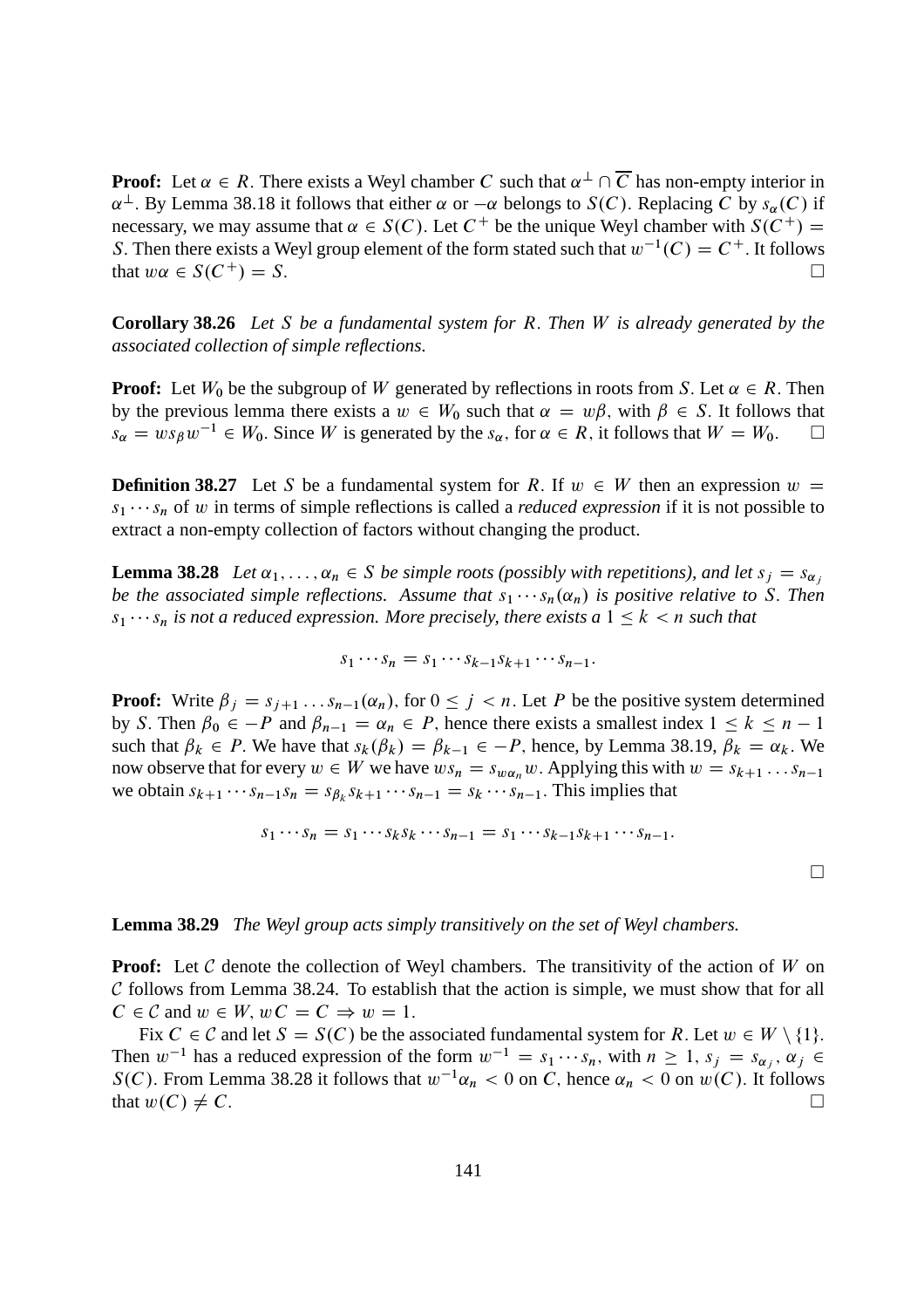**Proof:** Let $\alpha \in R$. There exists a Weyl chamber $C$ such that $\alpha^\perp \cap \overline{C}$ has non-empty interior in $\alpha^\perp$. By Lemma 38.18 it follows that either $\alpha$ or $-\alpha$ belongs to $S(C)$. Replacing $C$ by $s_\alpha(C)$ if necessary, we may assume that $\alpha \in S(C)$. Let $C^+$ be the unique Weyl chamber with $S(C^+) = S$. Then there exists a Weyl group element of the form stated such that $w^{-1}(C) = C^+$. It follows that $w\alpha \in S(C^+) = S$. □

**Corollary 38.26** *Let $S$ be a fundamental system for $R$. Then $W$ is already generated by the associated collection of simple reflections.*

**Proof:** Let $W_0$ be the subgroup of $W$ generated by reflections in roots from $S$. Let $\alpha \in R$. Then by the previous lemma there exists a $w \in W_0$ such that $\alpha = w\beta$, with $\beta \in S$. It follows that $s_\alpha = w s_\beta w^{-1} \in W_0$. Since $W$ is generated by the $s_\alpha$, for $\alpha \in R$, it follows that $W = W_0$. □

**Definition 38.27** Let $S$ be a fundamental system for $R$. If $w \in W$ then an expression $w = s_1 \cdots s_n$ of $w$ in terms of simple reflections is called a *reduced expression* if it is not possible to extract a non-empty collection of factors without changing the product.

**Lemma 38.28** *Let $\alpha_1, \ldots, \alpha_n \in S$ be simple roots (possibly with repetitions), and let $s_j = s_{\alpha_j}$ be the associated simple reflections. Assume that $s_1 \cdots s_n(\alpha_n)$ is positive relative to $S$. Then $s_1 \cdots s_n$ is not a reduced expression. More precisely, there exists a $1 \leq k < n$ such that*

$$s_1 \cdots s_n = s_1 \cdots s_{k-1} s_{k+1} \cdots s_{n-1}.$$

**Proof:** Write $\beta_j = s_{j+1} \ldots s_{n-1}(\alpha_n)$, for $0 \leq j < n$. Let $P$ be the positive system determined by $S$. Then $\beta_0 \in -P$ and $\beta_{n-1} = \alpha_n \in P$, hence there exists a smallest index $1 \leq k \leq n-1$ such that $\beta_k \in P$. We have that $s_k(\beta_k) = \beta_{k-1} \in -P$, hence, by Lemma 38.19, $\beta_k = \alpha_k$. We now observe that for every $w \in W$ we have $w s_n = s_{w\alpha_n} w$. Applying this with $w = s_{k+1} \ldots s_{n-1}$ we obtain $s_{k+1} \cdots s_{n-1} s_n = s_{\beta_k} s_{k+1} \cdots s_{n-1} = s_k \cdots s_{n-1}$. This implies that

$$s_1 \cdots s_n = s_1 \cdots s_k s_k \cdots s_{n-1} = s_1 \cdots s_{k-1} s_{k+1} \cdots s_{n-1}.$$

□

**Lemma 38.29** *The Weyl group acts simply transitively on the set of Weyl chambers.*

**Proof:** Let $\mathcal{C}$ denote the collection of Weyl chambers. The transitivity of the action of $W$ on $\mathcal{C}$ follows from Lemma 38.24. To establish that the action is simple, we must show that for all $C \in \mathcal{C}$ and $w \in W$, $wC = C \Rightarrow w = 1$.

Fix $C \in \mathcal{C}$ and let $S = S(C)$ be the associated fundamental system for $R$. Let $w \in W \setminus \{1\}$. Then $w^{-1}$ has a reduced expression of the form $w^{-1} = s_1 \cdots s_n$, with $n \geq 1$, $s_j = s_{\alpha_j}$, $\alpha_j \in S(C)$. From Lemma 38.28 it follows that $w^{-1}\alpha_n < 0$ on $C$, hence $\alpha_n < 0$ on $w(C)$. It follows that $w(C) \neq C$. □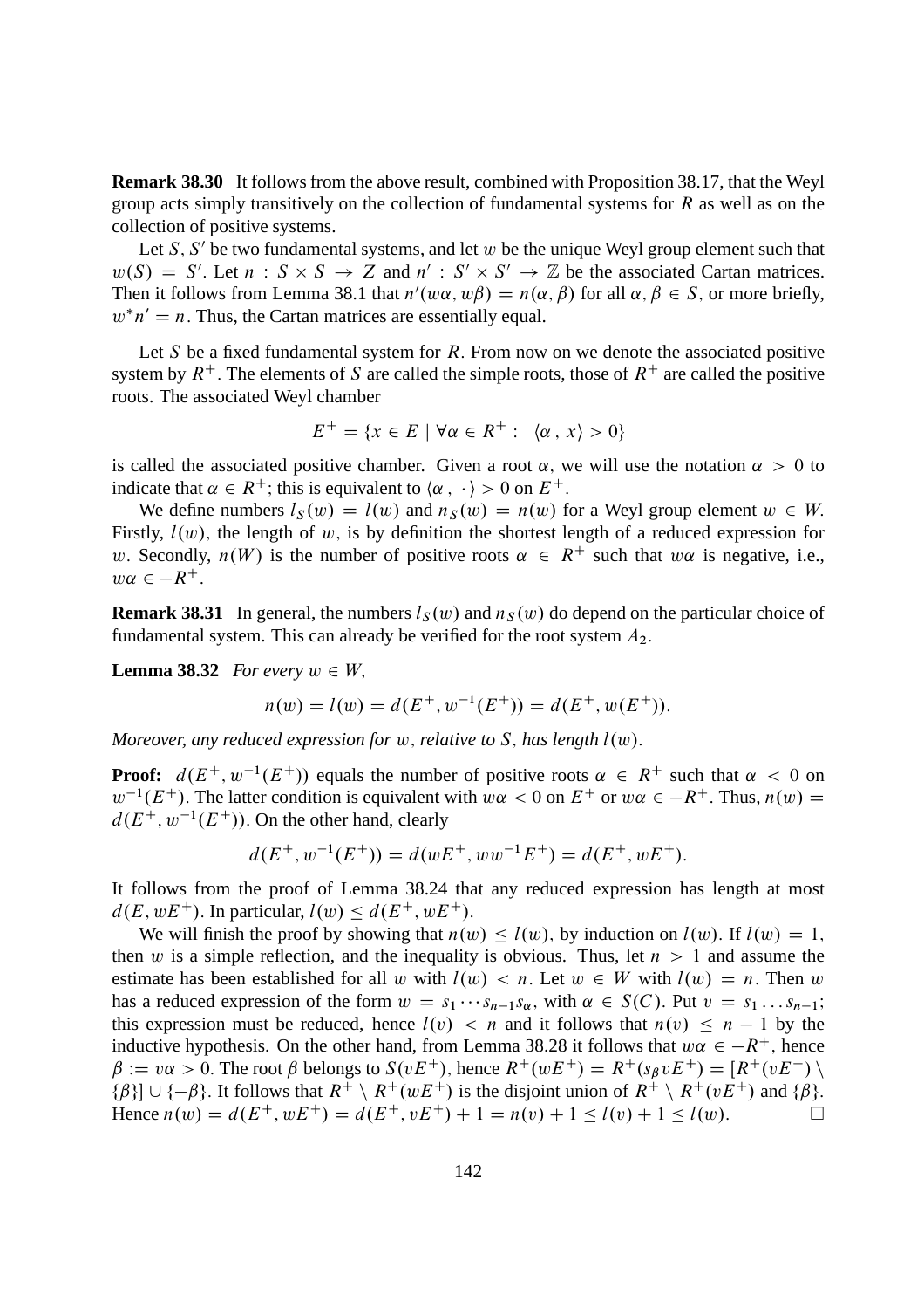**Remark 38.30** It follows from the above result, combined with Proposition 38.17, that the Weyl group acts simply transitively on the collection of fundamental systems for $R$ as well as on the collection of positive systems.

Let $S, S'$ be two fundamental systems, and let $w$ be the unique Weyl group element such that $w(S) = S'$. Let $n : S \times S \to Z$ and $n' : S' \times S' \to \mathbb{Z}$ be the associated Cartan matrices. Then it follows from Lemma 38.1 that $n'(w\alpha, w\beta) = n(\alpha, \beta)$ for all $\alpha, \beta \in S$, or more briefly, $w^* n' = n$. Thus, the Cartan matrices are essentially equal.

Let $S$ be a fixed fundamental system for $R$. From now on we denote the associated positive system by $R^+$. The elements of $S$ are called the simple roots, those of $R^+$ are called the positive roots. The associated Weyl chamber

$$E^+ = \{x \in E \mid \forall \alpha \in R^+ : \langle \alpha , x \rangle > 0\}$$

is called the associated positive chamber. Given a root $\alpha$, we will use the notation $\alpha > 0$ to indicate that $\alpha \in R^+$; this is equivalent to $\langle \alpha , \cdot \rangle > 0$ on $E^+$.

We define numbers $l_S(w) = l(w)$ and $n_S(w) = n(w)$ for a Weyl group element $w \in W$. Firstly, $l(w)$, the length of $w$, is by definition the shortest length of a reduced expression for $w$. Secondly, $n(W)$ is the number of positive roots $\alpha \in R^+$ such that $w\alpha$ is negative, i.e., $w\alpha \in -R^+$.

**Remark 38.31** In general, the numbers $l_S(w)$ and $n_S(w)$ do depend on the particular choice of fundamental system. This can already be verified for the root system $A_2$.

**Lemma 38.32** *For every $w \in W$,*

$$n(w) = l(w) = d(E^+, w^{-1}(E^+)) = d(E^+, w(E^+)).$$

*Moreover, any reduced expression for $w$, relative to $S$, has length $l(w)$.*

**Proof:** $d(E^+, w^{-1}(E^+))$ equals the number of positive roots $\alpha \in R^+$ such that $\alpha < 0$ on $w^{-1}(E^+)$. The latter condition is equivalent with $w\alpha < 0$ on $E^+$ or $w\alpha \in -R^+$. Thus, $n(w) = d(E^+, w^{-1}(E^+))$. On the other hand, clearly

$$d(E^+, w^{-1}(E^+)) = d(wE^+, ww^{-1}E^+) = d(E^+, wE^+).$$

It follows from the proof of Lemma 38.24 that any reduced expression has length at most $d(E, wE^+)$. In particular, $l(w) \leq d(E^+, wE^+)$.

We will finish the proof by showing that $n(w) \leq l(w)$, by induction on $l(w)$. If $l(w) = 1$, then $w$ is a simple reflection, and the inequality is obvious. Thus, let $n > 1$ and assume the estimate has been established for all $w$ with $l(w) < n$. Let $w \in W$ with $l(w) = n$. Then $w$ has a reduced expression of the form $w = s_1 \cdots s_{n-1} s_\alpha$, with $\alpha \in S(C)$. Put $v = s_1 \dots s_{n-1}$; this expression must be reduced, hence $l(v) < n$ and it follows that $n(v) \leq n - 1$ by the inductive hypothesis. On the other hand, from Lemma 38.28 it follows that $w\alpha \in -R^+$, hence $\beta := v\alpha > 0$. The root $\beta$ belongs to $S(vE^+)$, hence $R^+(wE^+) = R^+(s_\beta vE^+) = [R^+(vE^+) \setminus \{\beta\}] \cup \{-\beta\}$. It follows that $R^+ \setminus R^+(wE^+)$ is the disjoint union of $R^+ \setminus R^+(vE^+)$ and $\{\beta\}$. Hence $n(w) = d(E^+, wE^+) = d(E^+, vE^+) + 1 = n(v) + 1 \leq l(v) + 1 \leq l(w)$. $\square$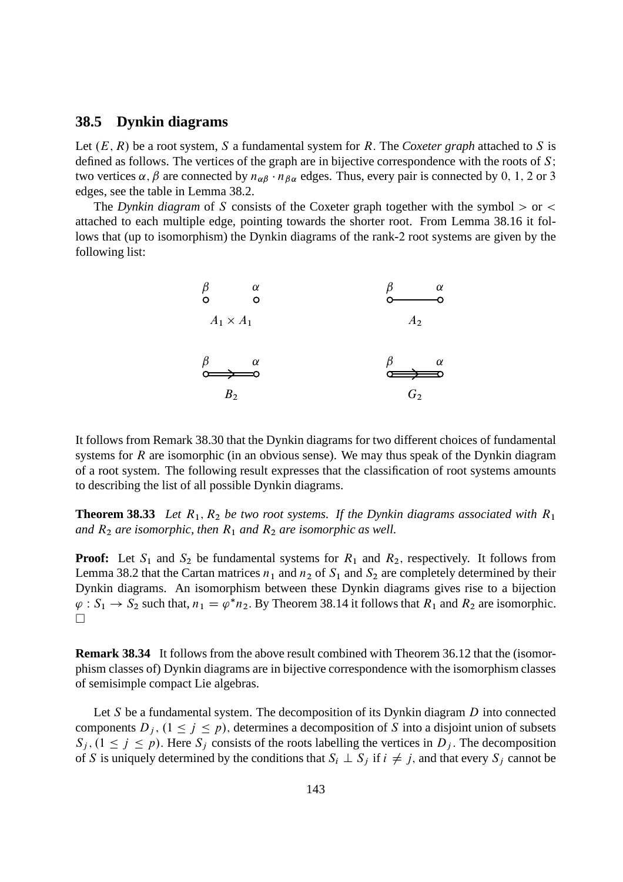## 38.5 Dynkin diagrams

Let $(E, R)$ be a root system, $S$ a fundamental system for $R$. The *Coxeter graph* attached to $S$ is defined as follows. The vertices of the graph are in bijective correspondence with the roots of $S$; two vertices $\alpha, \beta$ are connected by $n_{\alpha\beta} \cdot n_{\beta\alpha}$ edges. Thus, every pair is connected by $0$, $1$, $2$ or $3$ edges, see the table in Lemma 38.2.

The *Dynkin diagram* of $S$ consists of the Coxeter graph together with the symbol $>$ or $<$ attached to each multiple edge, pointing towards the shorter root. From Lemma 38.16 it follows that (up to isomorphism) the Dynkin diagrams of the rank-2 root systems are given by the following list:

$A_1 \times A_1$ ($\beta$, $\alpha$) $\qquad A_2$ ($\beta$ — $\alpha$)

$B_2$ ($\beta \Rightarrow \alpha$) $\qquad G_2$ ($\beta \Rrightarrow \alpha$)

It follows from Remark 38.30 that the Dynkin diagrams for two different choices of fundamental systems for $R$ are isomorphic (in an obvious sense). We may thus speak of the Dynkin diagram of a root system. The following result expresses that the classification of root systems amounts to describing the list of all possible Dynkin diagrams.

**Theorem 38.33** *Let $R_1, R_2$ be two root systems. If the Dynkin diagrams associated with $R_1$ and $R_2$ are isomorphic, then $R_1$ and $R_2$ are isomorphic as well.*

**Proof:** Let $S_1$ and $S_2$ be fundamental systems for $R_1$ and $R_2$, respectively. It follows from Lemma 38.2 that the Cartan matrices $n_1$ and $n_2$ of $S_1$ and $S_2$ are completely determined by their Dynkin diagrams. An isomorphism between these Dynkin diagrams gives rise to a bijection $\varphi : S_1 \to S_2$ such that, $n_1 = \varphi^* n_2$. By Theorem 38.14 it follows that $R_1$ and $R_2$ are isomorphic. $\square$

**Remark 38.34** It follows from the above result combined with Theorem 36.12 that the (isomorphism classes of) Dynkin diagrams are in bijective correspondence with the isomorphism classes of semisimple compact Lie algebras.

Let $S$ be a fundamental system. The decomposition of its Dynkin diagram $D$ into connected components $D_j$, $(1 \leq j \leq p)$, determines a decomposition of $S$ into a disjoint union of subsets $S_j$, $(1 \leq j \leq p)$. Here $S_j$ consists of the roots labelling the vertices in $D_j$. The decomposition of $S$ is uniquely determined by the conditions that $S_i \perp S_j$ if $i \neq j$, and that every $S_j$ cannot be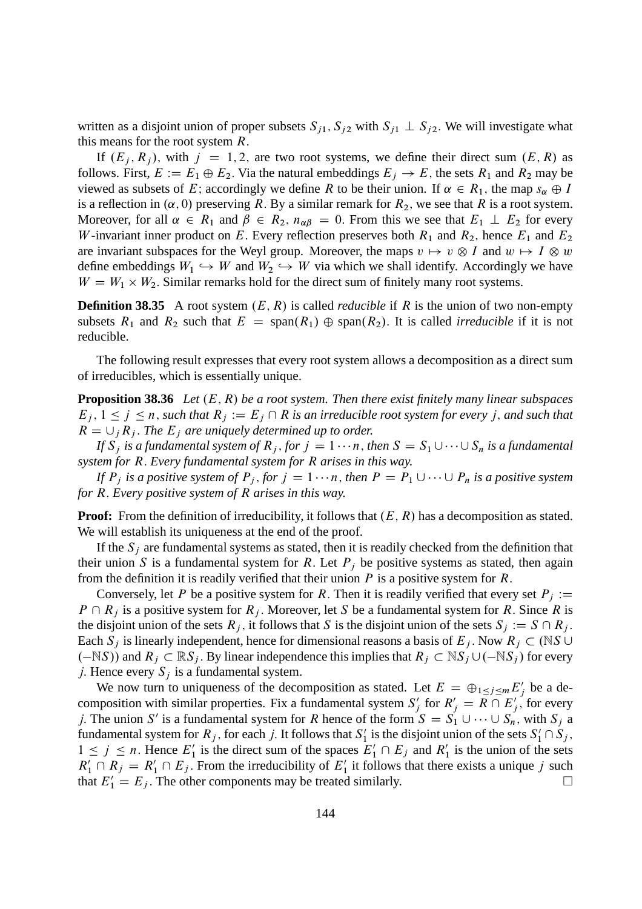written as a disjoint union of proper subsets $S_{j1}, S_{j2}$ with $S_{j1} \perp S_{j2}$. We will investigate what this means for the root system $R$.

If $(E_j, R_j)$, with $j = 1, 2$, are two root systems, we define their direct sum $(E, R)$ as follows. First, $E := E_1 \oplus E_2$. Via the natural embeddings $E_j \to E$, the sets $R_1$ and $R_2$ may be viewed as subsets of $E$; accordingly we define $R$ to be their union. If $\alpha \in R_1$, the map $s_\alpha \oplus I$ is a reflection in $(\alpha, 0)$ preserving $R$. By a similar remark for $R_2$, we see that $R$ is a root system. Moreover, for all $\alpha \in R_1$ and $\beta \in R_2$, $n_{\alpha\beta} = 0$. From this we see that $E_1 \perp E_2$ for every $W$-invariant inner product on $E$. Every reflection preserves both $R_1$ and $R_2$, hence $E_1$ and $E_2$ are invariant subspaces for the Weyl group. Moreover, the maps $v \mapsto v \otimes I$ and $w \mapsto I \otimes w$ define embeddings $W_1 \hookrightarrow W$ and $W_2 \hookrightarrow W$ via which we shall identify. Accordingly we have $W = W_1 \times W_2$. Similar remarks hold for the direct sum of finitely many root systems.

**Definition 38.35** A root system $(E, R)$ is called *reducible* if $R$ is the union of two non-empty subsets $R_1$ and $R_2$ such that $E = \mathrm{span}(R_1) \oplus \mathrm{span}(R_2)$. It is called *irreducible* if it is not reducible.

The following result expresses that every root system allows a decomposition as a direct sum of irreducibles, which is essentially unique.

**Proposition 38.36** *Let $(E, R)$ be a root system. Then there exist finitely many linear subspaces $E_j$, $1 \leq j \leq n$, such that $R_j := E_j \cap R$ is an irreducible root system for every $j$, and such that $R = \cup_j R_j$. The $E_j$ are uniquely determined up to order.*

*If $S_j$ is a fundamental system of $R_j$, for $j = 1 \cdots n$, then $S = S_1 \cup \cdots \cup S_n$ is a fundamental system for $R$. Every fundamental system for $R$ arises in this way.*

*If $P_j$ is a positive system of $P_j$, for $j = 1 \cdots n$, then $P = P_1 \cup \cdots \cup P_n$ is a positive system for $R$. Every positive system of $R$ arises in this way.*

**Proof:** From the definition of irreducibility, it follows that $(E, R)$ has a decomposition as stated. We will establish its uniqueness at the end of the proof.

If the $S_j$ are fundamental systems as stated, then it is readily checked from the definition that their union $S$ is a fundamental system for $R$. Let $P_j$ be positive systems as stated, then again from the definition it is readily verified that their union $P$ is a positive system for $R$.

Conversely, let $P$ be a positive system for $R$. Then it is readily verified that every set $P_j := P \cap R_j$ is a positive system for $R_j$. Moreover, let $S$ be a fundamental system for $R$. Since $R$ is the disjoint union of the sets $R_j$, it follows that $S$ is the disjoint union of the sets $S_j := S \cap R_j$. Each $S_j$ is linearly independent, hence for dimensional reasons a basis of $E_j$. Now $R_j \subset (\mathbb{N}S \cup (-\mathbb{N}S))$ and $R_j \subset \mathbb{R}S_j$. By linear independence this implies that $R_j \subset \mathbb{N}S_j \cup (-\mathbb{N}S_j)$ for every $j$. Hence every $S_j$ is a fundamental system.

We now turn to uniqueness of the decomposition as stated. Let $E = \oplus_{1 \leq j \leq m} E'_j$ be a decomposition with similar properties. Fix a fundamental system $S'_j$ for $R'_j = R \cap E'_j$, for every $j$. The union $S'$ is a fundamental system for $R$ hence of the form $S = S_1 \cup \cdots \cup S_n$, with $S_j$ a fundamental system for $R_j$, for each $j$. It follows that $S'_1$ is the disjoint union of the sets $S'_1 \cap S_j$, $1 \leq j \leq n$. Hence $E'_1$ is the direct sum of the spaces $E'_1 \cap E_j$ and $R'_1$ is the union of the sets $R'_1 \cap R_j = R'_1 \cap E_j$. From the irreducibility of $E'_1$ it follows that there exists a unique $j$ such that $E'_1 = E_j$. The other components may be treated similarly. $\square$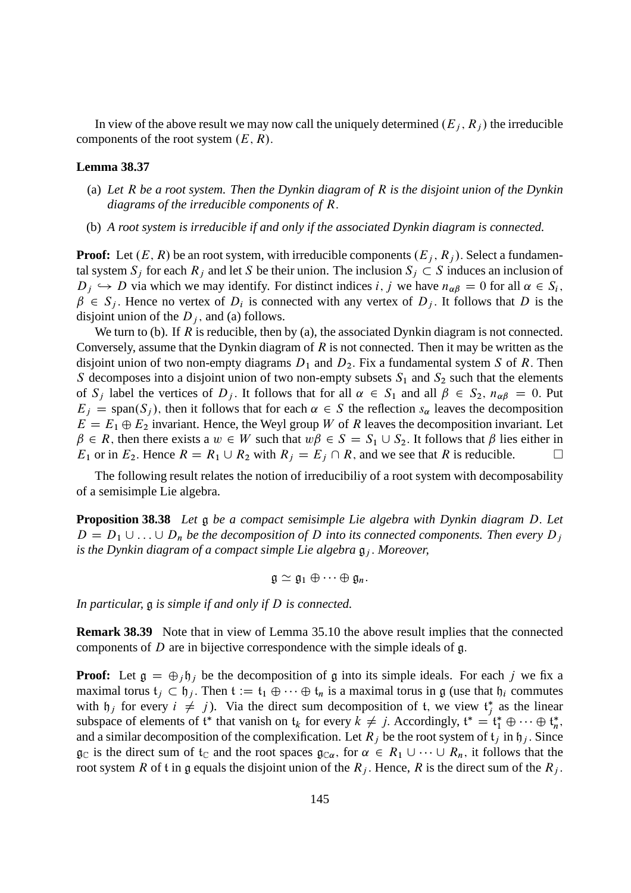In view of the above result we may now call the uniquely determined $(E_j, R_j)$ the irreducible components of the root system $(E, R)$.

**Lemma 38.37**

(a) *Let $R$ be a root system. Then the Dynkin diagram of $R$ is the disjoint union of the Dynkin diagrams of the irreducible components of $R$.*

(b) *A root system is irreducible if and only if the associated Dynkin diagram is connected.*

**Proof:** Let $(E, R)$ be an root system, with irreducible components $(E_j, R_j)$. Select a fundamental system $S_j$ for each $R_j$ and let $S$ be their union. The inclusion $S_j \subset S$ induces an inclusion of $D_j \hookrightarrow D$ via which we may identify. For distinct indices $i, j$ we have $n_{\alpha\beta} = 0$ for all $\alpha \in S_i$, $\beta \in S_j$. Hence no vertex of $D_i$ is connected with any vertex of $D_j$. It follows that $D$ is the disjoint union of the $D_j$, and (a) follows.

We turn to (b). If $R$ is reducible, then by (a), the associated Dynkin diagram is not connected. Conversely, assume that the Dynkin diagram of $R$ is not connected. Then it may be written as the disjoint union of two non-empty diagrams $D_1$ and $D_2$. Fix a fundamental system $S$ of $R$. Then $S$ decomposes into a disjoint union of two non-empty subsets $S_1$ and $S_2$ such that the elements of $S_j$ label the vertices of $D_j$. It follows that for all $\alpha \in S_1$ and all $\beta \in S_2$, $n_{\alpha\beta} = 0$. Put $E_j = \mathrm{span}(S_j)$, then it follows that for each $\alpha \in S$ the reflection $s_\alpha$ leaves the decomposition $E = E_1 \oplus E_2$ invariant. Hence, the Weyl group $W$ of $R$ leaves the decomposition invariant. Let $\beta \in R$, then there exists a $w \in W$ such that $w\beta \in S = S_1 \cup S_2$. It follows that $\beta$ lies either in $E_1$ or in $E_2$. Hence $R = R_1 \cup R_2$ with $R_j = E_j \cap R$, and we see that $R$ is reducible. $\square$

The following result relates the notion of irreducibiliy of a root system with decomposability of a semisimple Lie algebra.

**Proposition 38.38** *Let $\mathfrak{g}$ be a compact semisimple Lie algebra with Dynkin diagram $D$. Let $D = D_1 \cup \ldots \cup D_n$ be the decomposition of $D$ into its connected components. Then every $D_j$ is the Dynkin diagram of a compact simple Lie algebra $\mathfrak{g}_j$. Moreover,*

$$\mathfrak{g} \simeq \mathfrak{g}_1 \oplus \cdots \oplus \mathfrak{g}_n.$$

*In particular, $\mathfrak{g}$ is simple if and only if $D$ is connected.*

**Remark 38.39** Note that in view of Lemma 35.10 the above result implies that the connected components of $D$ are in bijective correspondence with the simple ideals of $\mathfrak{g}$.

**Proof:** Let $\mathfrak{g} = \oplus_j \mathfrak{h}_j$ be the decomposition of $\mathfrak{g}$ into its simple ideals. For each $j$ we fix a maximal torus $\mathfrak{t}_j \subset \mathfrak{h}_j$. Then $\mathfrak{t} := \mathfrak{t}_1 \oplus \cdots \oplus \mathfrak{t}_n$ is a maximal torus in $\mathfrak{g}$ (use that $\mathfrak{h}_i$ commutes with $\mathfrak{h}_j$ for every $i \neq j$). Via the direct sum decomposition of $\mathfrak{t}$, we view $\mathfrak{t}_j^*$ as the linear subspace of elements of $\mathfrak{t}^*$ that vanish on $\mathfrak{t}_k$ for every $k \neq j$. Accordingly, $\mathfrak{t}^* = \mathfrak{t}_1^* \oplus \cdots \oplus \mathfrak{t}_n^*$, and a similar decomposition of the complexification. Let $R_j$ be the root system of $\mathfrak{t}_j$ in $\mathfrak{h}_j$. Since $\mathfrak{g}_\mathbb{C}$ is the direct sum of $\mathfrak{t}_\mathbb{C}$ and the root spaces $\mathfrak{g}_{\mathbb{C}\alpha}$, for $\alpha \in R_1 \cup \cdots \cup R_n$, it follows that the root system $R$ of $\mathfrak{t}$ in $\mathfrak{g}$ equals the disjoint union of the $R_j$. Hence, $R$ is the direct sum of the $R_j$.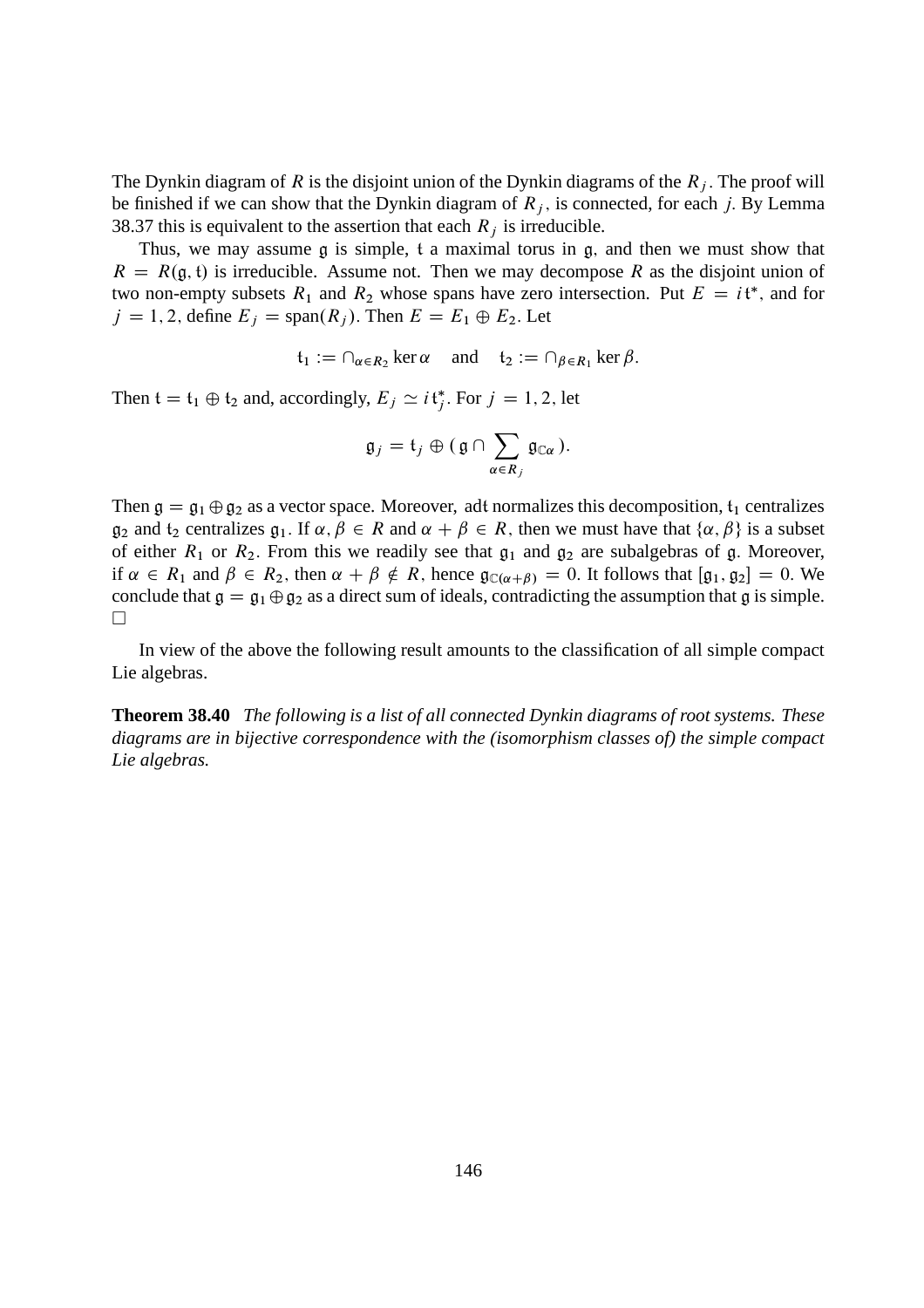The Dynkin diagram of $R$ is the disjoint union of the Dynkin diagrams of the $R_j$. The proof will be finished if we can show that the Dynkin diagram of $R_j$, is connected, for each $j$. By Lemma 38.37 this is equivalent to the assertion that each $R_j$ is irreducible.

Thus, we may assume $\mathfrak{g}$ is simple, $\mathfrak{t}$ a maximal torus in $\mathfrak{g}$, and then we must show that $R = R(\mathfrak{g}, \mathfrak{t})$ is irreducible. Assume not. Then we may decompose $R$ as the disjoint union of two non-empty subsets $R_1$ and $R_2$ whose spans have zero intersection. Put $E = i\mathfrak{t}^*$, and for $j = 1, 2$, define $E_j = \text{span}(R_j)$. Then $E = E_1 \oplus E_2$. Let

$$\mathfrak{t}_1 := \cap_{\alpha \in R_2} \ker \alpha \quad \text{and} \quad \mathfrak{t}_2 := \cap_{\beta \in R_1} \ker \beta.$$

Then $\mathfrak{t} = \mathfrak{t}_1 \oplus \mathfrak{t}_2$ and, accordingly, $E_j \simeq i\mathfrak{t}_j^*$. For $j = 1, 2$, let

$$\mathfrak{g}_j = \mathfrak{t}_j \oplus (\, \mathfrak{g} \cap \sum_{\alpha \in R_j} \mathfrak{g}_{\mathbb{C}\alpha}\,).$$

Then $\mathfrak{g} = \mathfrak{g}_1 \oplus \mathfrak{g}_2$ as a vector space. Moreover, $\text{ad}\mathfrak{t}$ normalizes this decomposition, $\mathfrak{t}_1$ centralizes $\mathfrak{g}_2$ and $\mathfrak{t}_2$ centralizes $\mathfrak{g}_1$. If $\alpha, \beta \in R$ and $\alpha + \beta \in R$, then we must have that $\{\alpha, \beta\}$ is a subset of either $R_1$ or $R_2$. From this we readily see that $\mathfrak{g}_1$ and $\mathfrak{g}_2$ are subalgebras of $\mathfrak{g}$. Moreover, if $\alpha \in R_1$ and $\beta \in R_2$, then $\alpha + \beta \notin R$, hence $\mathfrak{g}_{\mathbb{C}(\alpha+\beta)} = 0$. It follows that $[\mathfrak{g}_1, \mathfrak{g}_2] = 0$. We conclude that $\mathfrak{g} = \mathfrak{g}_1 \oplus \mathfrak{g}_2$ as a direct sum of ideals, contradicting the assumption that $\mathfrak{g}$ is simple. □

In view of the above the following result amounts to the classification of all simple compact Lie algebras.

**Theorem 38.40** *The following is a list of all connected Dynkin diagrams of root systems. These diagrams are in bijective correspondence with the (isomorphism classes of) the simple compact Lie algebras.*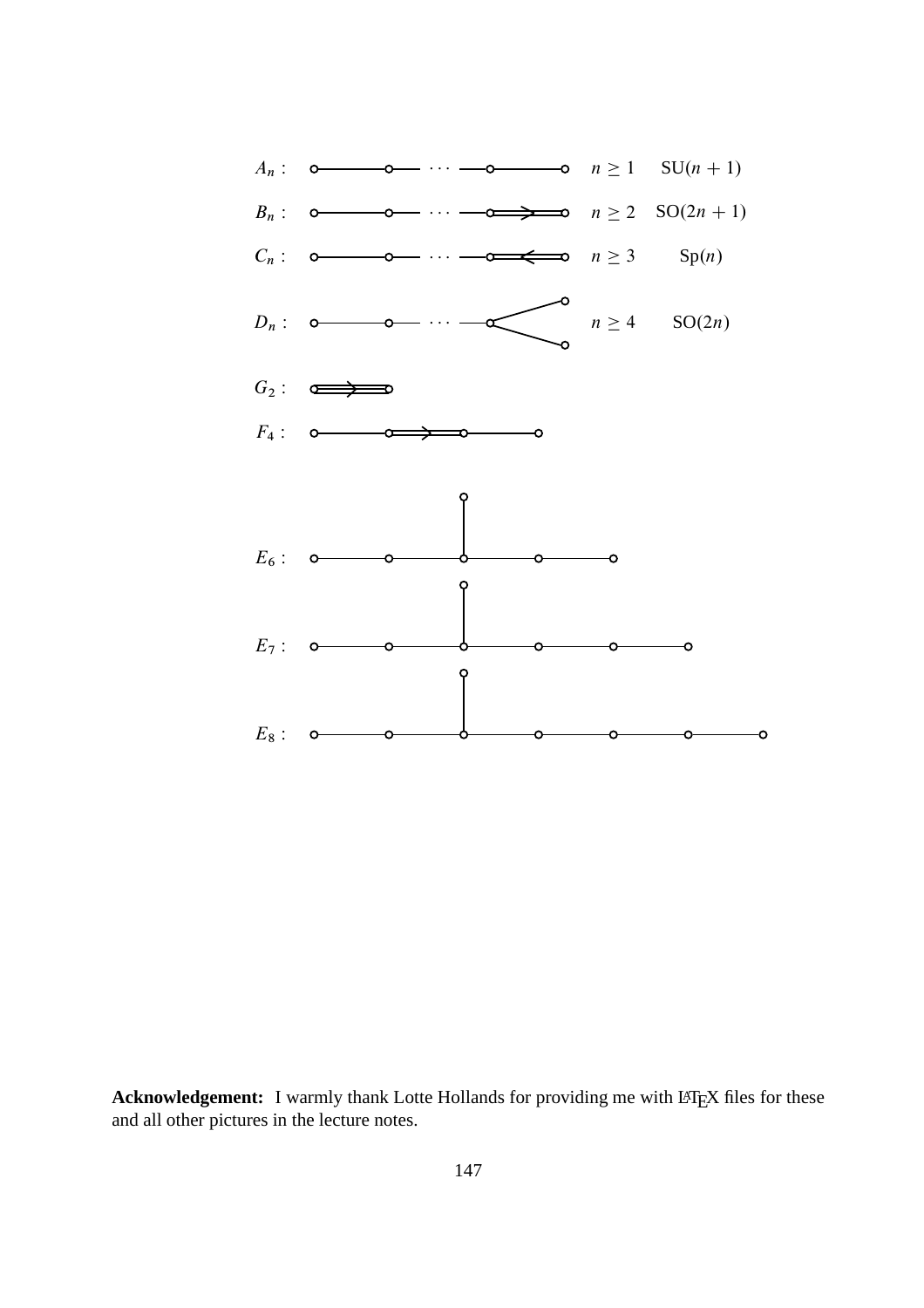$A_n$ : $n \geq 1$ SU$(n+1)$

$B_n$ : $n \geq 2$ SO$(2n+1)$

$C_n$ : $n \geq 3$ Sp$(n)$

$D_n$ : $n \geq 4$ SO$(2n)$

$G_2$ :

$F_4$ :

$E_6$ :

$E_7$ :

$E_8$ :

**Acknowledgement:** I warmly thank Lotte Hollands for providing me with LaTeX files for these and all other pictures in the lecture notes.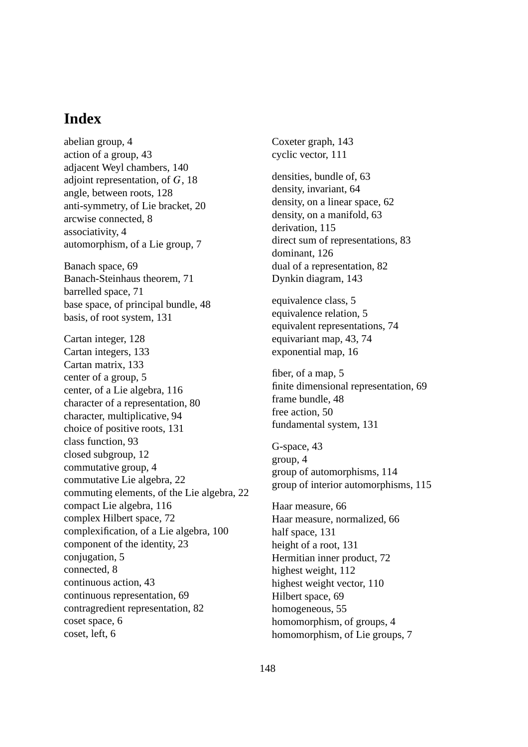# Index

abelian group, 4
action of a group, 43
adjacent Weyl chambers, 140
adjoint representation, of $G$, 18
angle, between roots, 128
anti-symmetry, of Lie bracket, 20
arcwise connected, 8
associativity, 4
automorphism, of a Lie group, 7

Banach space, 69
Banach-Steinhaus theorem, 71
barrelled space, 71
base space, of principal bundle, 48
basis, of root system, 131

Cartan integer, 128
Cartan integers, 133
Cartan matrix, 133
center of a group, 5
center, of a Lie algebra, 116
character of a representation, 80
character, multiplicative, 94
choice of positive roots, 131
class function, 93
closed subgroup, 12
commutative group, 4
commutative Lie algebra, 22
commuting elements, of the Lie algebra, 22
compact Lie algebra, 116
complex Hilbert space, 72
complexification, of a Lie algebra, 100
component of the identity, 23
conjugation, 5
connected, 8
continuous action, 43
continuous representation, 69
contragredient representation, 82
coset space, 6
coset, left, 6
Coxeter graph, 143
cyclic vector, 111

densities, bundle of, 63
density, invariant, 64
density, on a linear space, 62
density, on a manifold, 63
derivation, 115
direct sum of representations, 83
dominant, 126
dual of a representation, 82
Dynkin diagram, 143

equivalence class, 5
equivalence relation, 5
equivalent representations, 74
equivariant map, 43, 74
exponential map, 16

fiber, of a map, 5
finite dimensional representation, 69
frame bundle, 48
free action, 50
fundamental system, 131

G-space, 43
group, 4
group of automorphisms, 114
group of interior automorphisms, 115

Haar measure, 66
Haar measure, normalized, 66
half space, 131
height of a root, 131
Hermitian inner product, 72
highest weight, 112
highest weight vector, 110
Hilbert space, 69
homogeneous, 55
homomorphism, of groups, 4
homomorphism, of Lie groups, 7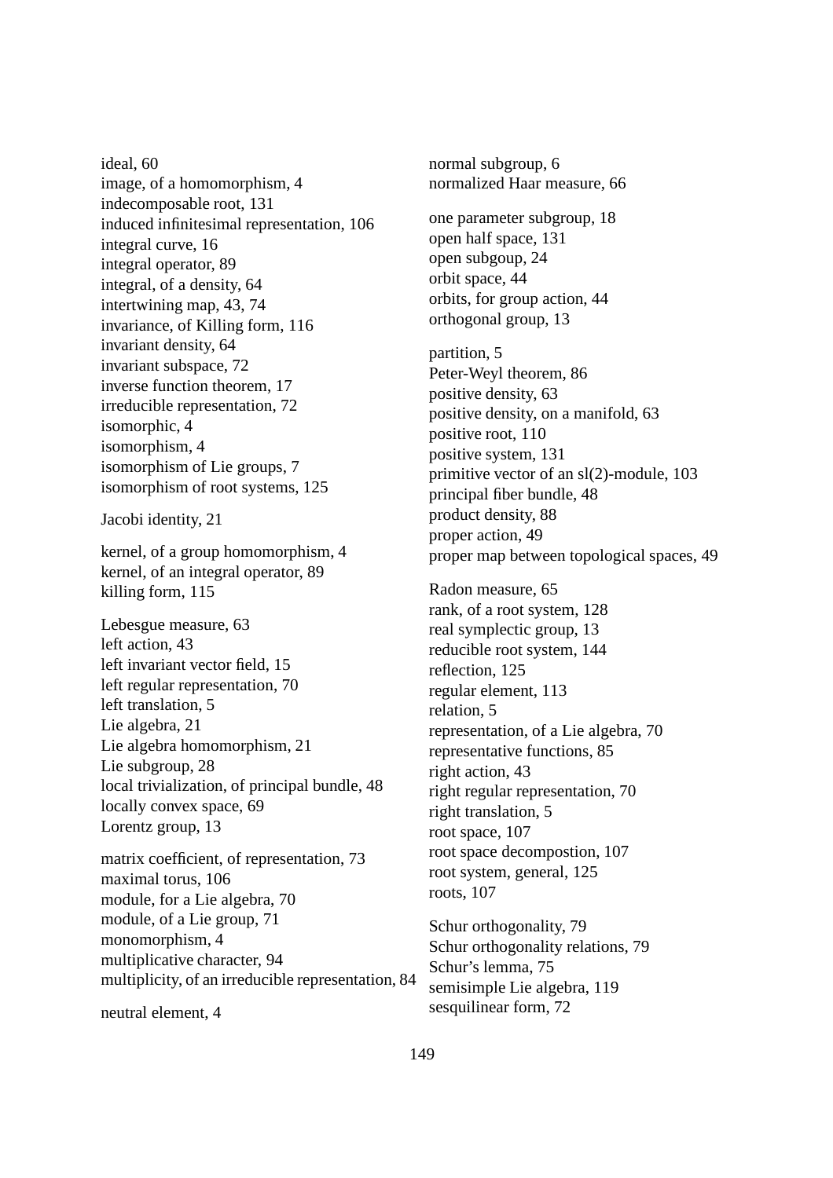ideal, 60
image, of a homomorphism, 4
indecomposable root, 131
induced infinitesimal representation, 106
integral curve, 16
integral operator, 89
integral, of a density, 64
intertwining map, 43, 74
invariance, of Killing form, 116
invariant density, 64
invariant subspace, 72
inverse function theorem, 17
irreducible representation, 72
isomorphic, 4
isomorphism, 4
isomorphism of Lie groups, 7
isomorphism of root systems, 125

Jacobi identity, 21

kernel, of a group homomorphism, 4
kernel, of an integral operator, 89
killing form, 115

Lebesgue measure, 63
left action, 43
left invariant vector field, 15
left regular representation, 70
left translation, 5
Lie algebra, 21
Lie algebra homomorphism, 21
Lie subgroup, 28
local trivialization, of principal bundle, 48
locally convex space, 69
Lorentz group, 13

matrix coefficient, of representation, 73
maximal torus, 106
module, for a Lie algebra, 70
module, of a Lie group, 71
monomorphism, 4
multiplicative character, 94
multiplicity, of an irreducible representation, 84

neutral element, 4

normal subgroup, 6
normalized Haar measure, 66

one parameter subgroup, 18
open half space, 131
open subgoup, 24
orbit space, 44
orbits, for group action, 44
orthogonal group, 13

partition, 5
Peter-Weyl theorem, 86
positive density, 63
positive density, on a manifold, 63
positive root, 110
positive system, 131
primitive vector of an sl(2)-module, 103
principal fiber bundle, 48
product density, 88
proper action, 49
proper map between topological spaces, 49

Radon measure, 65
rank, of a root system, 128
real symplectic group, 13
reducible root system, 144
reflection, 125
regular element, 113
relation, 5
representation, of a Lie algebra, 70
representative functions, 85
right action, 43
right regular representation, 70
right translation, 5
root space, 107
root space decompostion, 107
root system, general, 125
roots, 107

Schur orthogonality, 79
Schur orthogonality relations, 79
Schur's lemma, 75
semisimple Lie algebra, 119
sesquilinear form, 72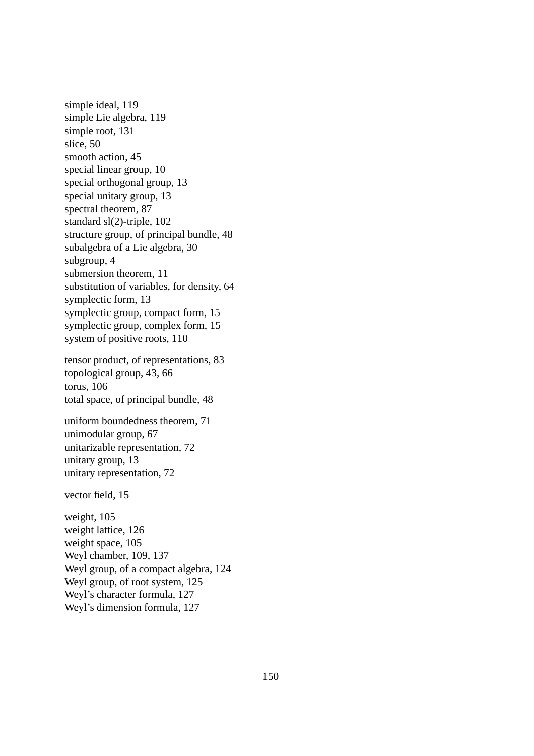simple ideal, 119
simple Lie algebra, 119
simple root, 131
slice, 50
smooth action, 45
special linear group, 10
special orthogonal group, 13
special unitary group, 13
spectral theorem, 87
standard sl(2)-triple, 102
structure group, of principal bundle, 48
subalgebra of a Lie algebra, 30
subgroup, 4
submersion theorem, 11
substitution of variables, for density, 64
symplectic form, 13
symplectic group, compact form, 15
symplectic group, complex form, 15
system of positive roots, 110

tensor product, of representations, 83
topological group, 43, 66
torus, 106
total space, of principal bundle, 48

uniform boundedness theorem, 71
unimodular group, 67
unitarizable representation, 72
unitary group, 13
unitary representation, 72

vector field, 15

weight, 105
weight lattice, 126
weight space, 105
Weyl chamber, 109, 137
Weyl group, of a compact algebra, 124
Weyl group, of root system, 125
Weyl's character formula, 127
Weyl's dimension formula, 127